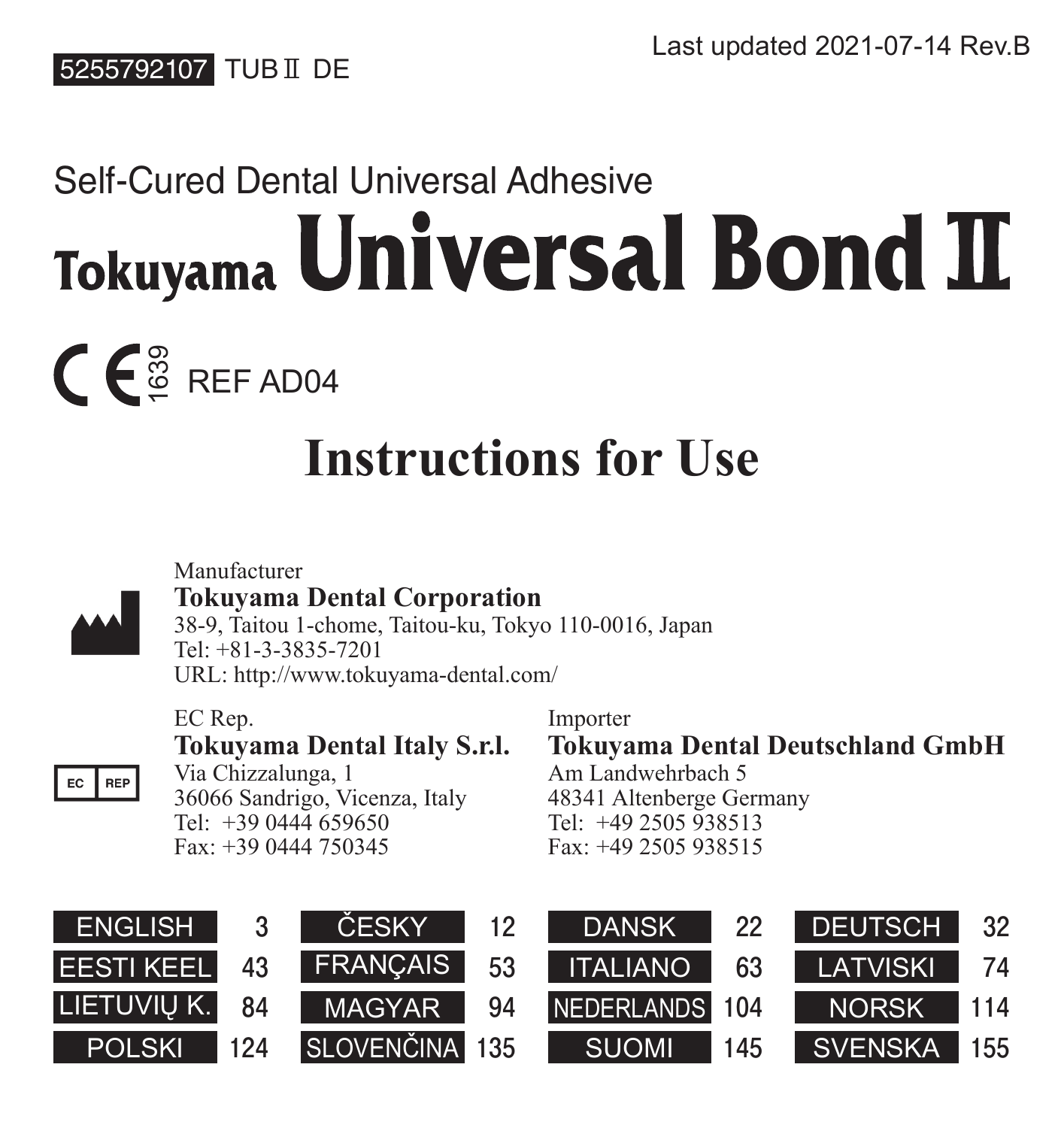5255792107 TUB II DE

Last updated 2021-07-14 Rev.B

Self-Cured Dental Universal Adhesive

# Tokuyama Universal Bond II

CE 1639 REF AD04

# Instructions for Use

Manufacturer
**Tokuyama Dental Corporation**
38-9, Taitou 1-chome, Taitou-ku, Tokyo 110-0016, Japan
Tel: +81-3-3835-7201
URL: http://www.tokuyama-dental.com/

EC Rep.
**Tokuyama Dental Italy S.r.l.**
Via Chizzalunga, 1
36066 Sandrigo, Vicenza, Italy
Tel: +39 0444 659650
Fax: +39 0444 750345

Importer
**Tokuyama Dental Deutschland GmbH**
Am Landwehrbach 5
48341 Altenberge Germany
Tel: +49 2505 938513
Fax: +49 2505 938515

| | | | | | | | |
|---|---|---|---|---|---|---|---|
| ENGLISH | 3 | ČESKY | 12 | DANSK | 22 | DEUTSCH | 32 |
| EESTI KEEL | 43 | FRANÇAIS | 53 | ITALIANO | 63 | LATVISKI | 74 |
| LIETUVIŲ K. | 84 | MAGYAR | 94 | NEDERLANDS | 104 | NORSK | 114 |
| POLSKI | 124 | SLOVENČINA | 135 | SUOMI | 145 | SVENSKA | 155 |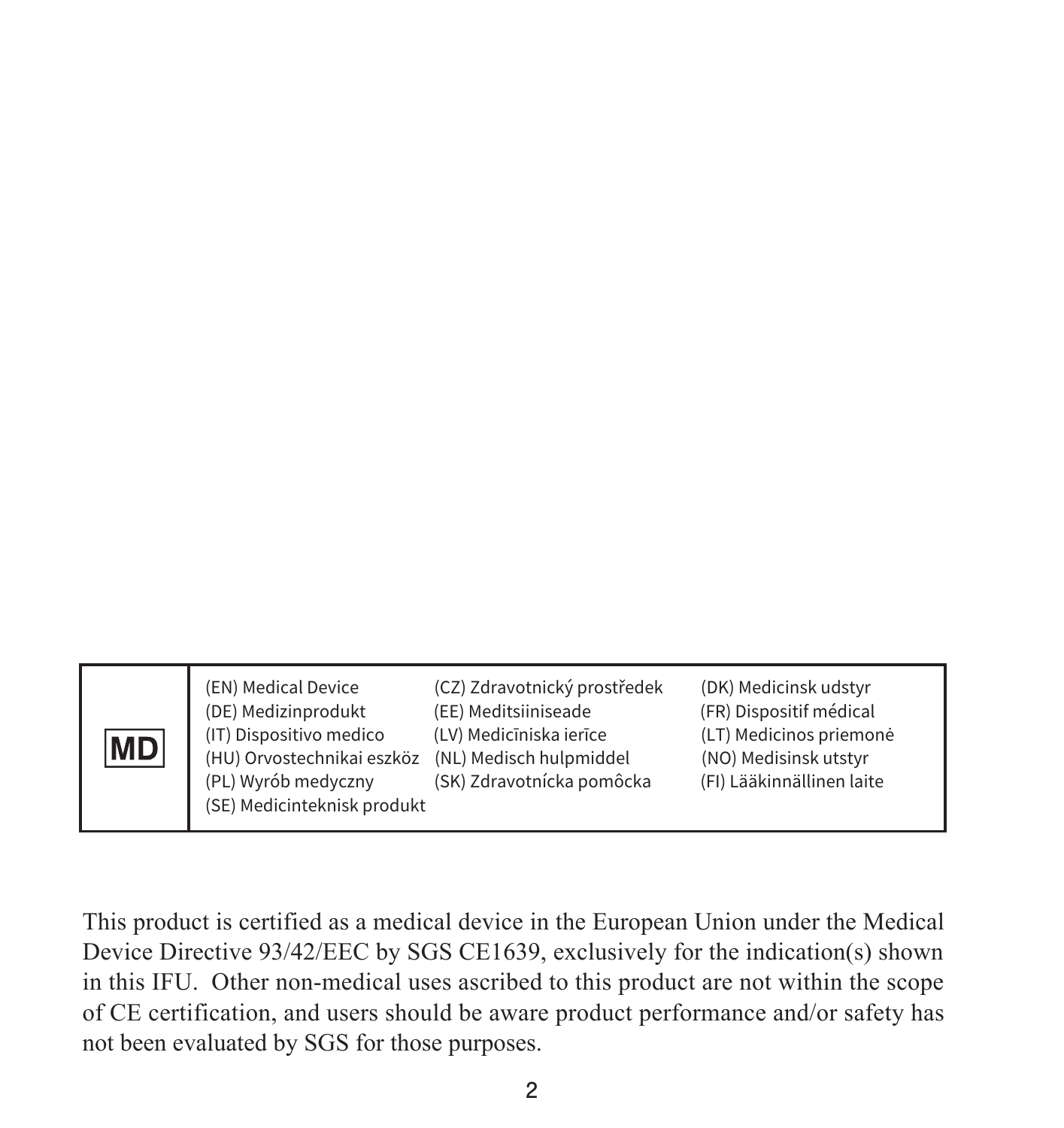| MD | (EN) Medical Device<br>(DE) Medizinprodukt<br>(IT) Dispositivo medico<br>(HU) Orvostechnikai eszköz<br>(PL) Wyrób medyczny<br>(SE) Medicinteknisk produkt | (CZ) Zdravotnický prostředek<br>(EE) Meditsiiniseade<br>(LV) Medicīniska ierīce<br>(NL) Medisch hulpmiddel<br>(SK) Zdravotnícka pomôcka | (DK) Medicinsk udstyr<br>(FR) Dispositif médical<br>(LT) Medicinos priemonė<br>(NO) Medisinsk utstyr<br>(FI) Lääkinnällinen laite |
|---|---|---|---|

This product is certified as a medical device in the European Union under the Medical Device Directive 93/42/EEC by SGS CE1639, exclusively for the indication(s) shown in this IFU. Other non-medical uses ascribed to this product are not within the scope of CE certification, and users should be aware product performance and/or safety has not been evaluated by SGS for those purposes.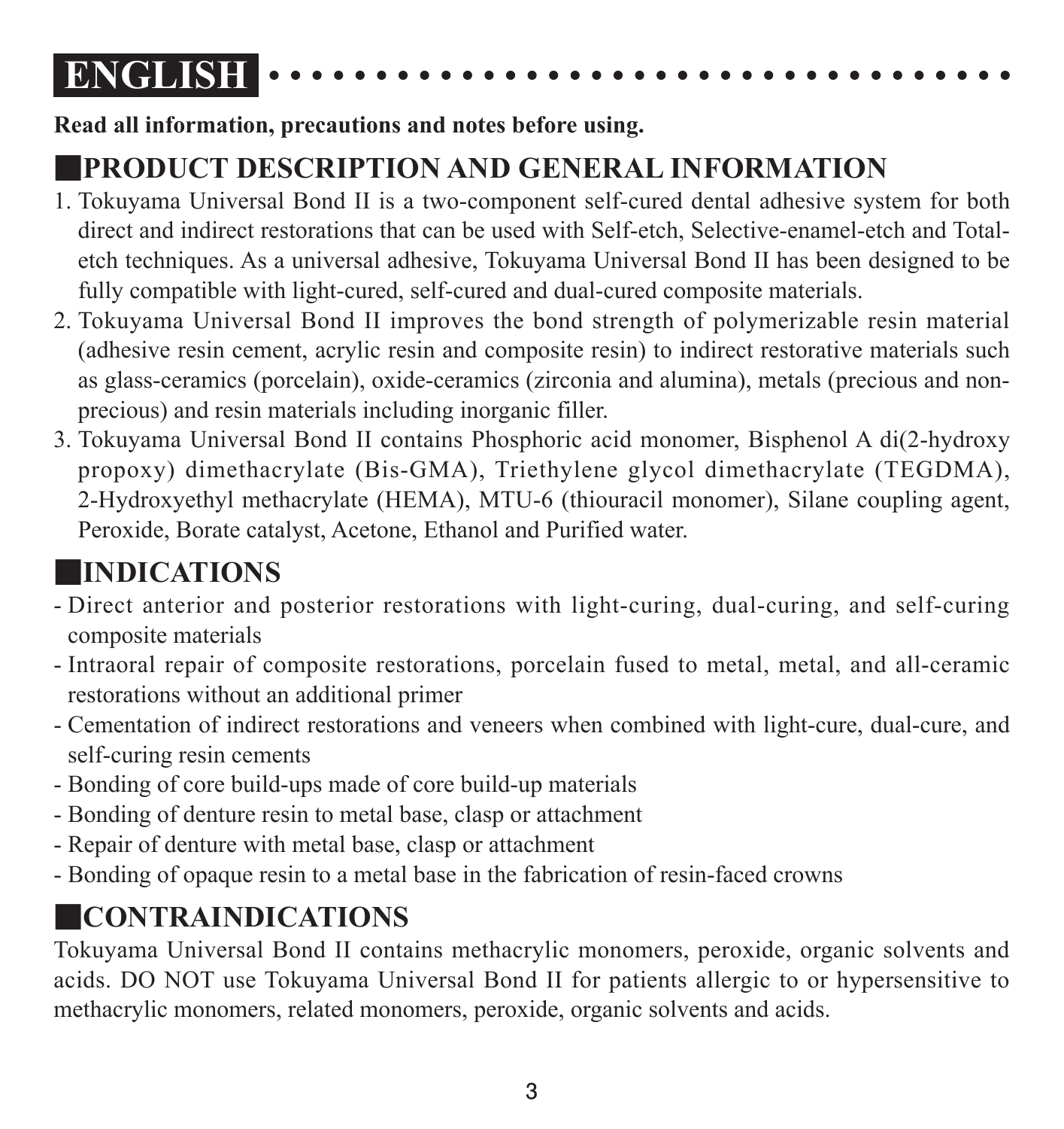# ENGLISH

**Read all information, precautions and notes before using.**

## PRODUCT DESCRIPTION AND GENERAL INFORMATION

1. Tokuyama Universal Bond II is a two-component self-cured dental adhesive system for both direct and indirect restorations that can be used with Self-etch, Selective-enamel-etch and Total-etch techniques. As a universal adhesive, Tokuyama Universal Bond II has been designed to be fully compatible with light-cured, self-cured and dual-cured composite materials.
2. Tokuyama Universal Bond II improves the bond strength of polymerizable resin material (adhesive resin cement, acrylic resin and composite resin) to indirect restorative materials such as glass-ceramics (porcelain), oxide-ceramics (zirconia and alumina), metals (precious and non-precious) and resin materials including inorganic filler.
3. Tokuyama Universal Bond II contains Phosphoric acid monomer, Bisphenol A di(2-hydroxy propoxy) dimethacrylate (Bis-GMA), Triethylene glycol dimethacrylate (TEGDMA), 2-Hydroxyethyl methacrylate (HEMA), MTU-6 (thiouracil monomer), Silane coupling agent, Peroxide, Borate catalyst, Acetone, Ethanol and Purified water.

## INDICATIONS

- Direct anterior and posterior restorations with light-curing, dual-curing, and self-curing composite materials
- Intraoral repair of composite restorations, porcelain fused to metal, metal, and all-ceramic restorations without an additional primer
- Cementation of indirect restorations and veneers when combined with light-cure, dual-cure, and self-curing resin cements
- Bonding of core build-ups made of core build-up materials
- Bonding of denture resin to metal base, clasp or attachment
- Repair of denture with metal base, clasp or attachment
- Bonding of opaque resin to a metal base in the fabrication of resin-faced crowns

## CONTRAINDICATIONS

Tokuyama Universal Bond II contains methacrylic monomers, peroxide, organic solvents and acids. DO NOT use Tokuyama Universal Bond II for patients allergic to or hypersensitive to methacrylic monomers, related monomers, peroxide, organic solvents and acids.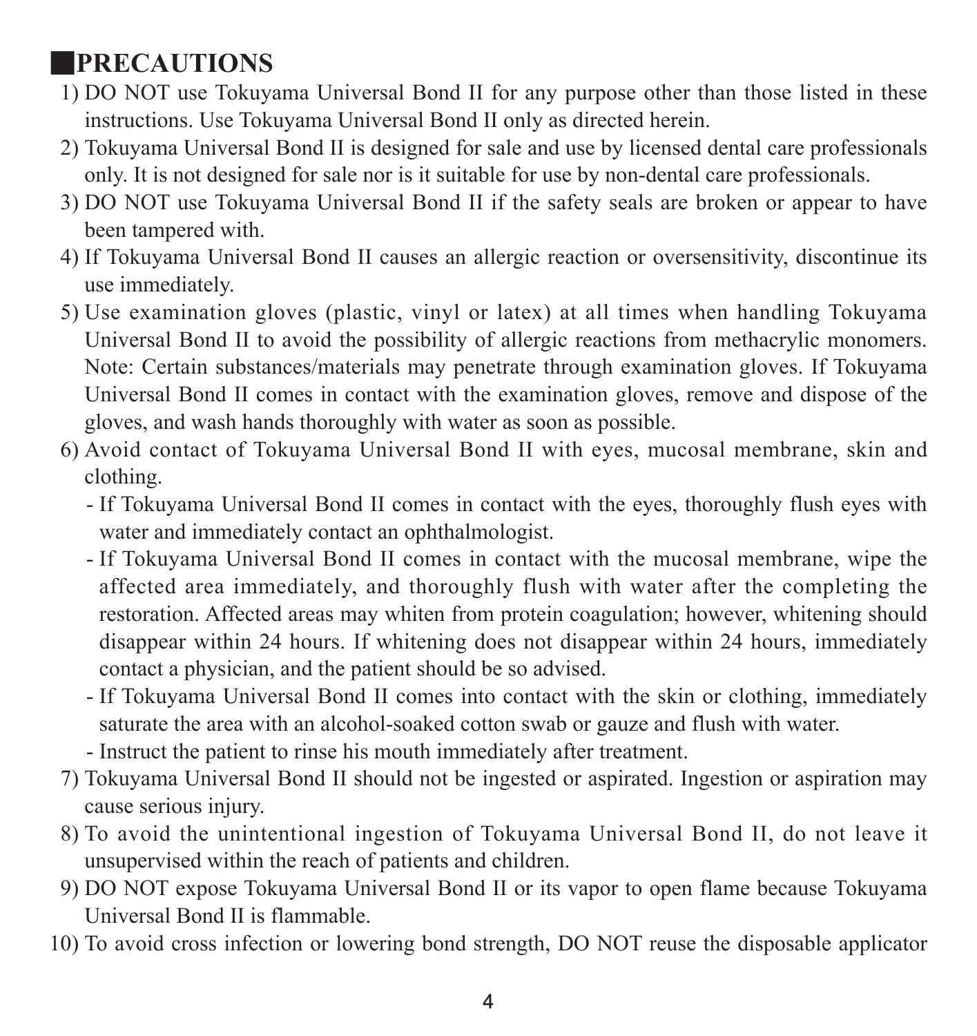## PRECAUTIONS

1) DO NOT use Tokuyama Universal Bond II for any purpose other than those listed in these instructions. Use Tokuyama Universal Bond II only as directed herein.
2) Tokuyama Universal Bond II is designed for sale and use by licensed dental care professionals only. It is not designed for sale nor is it suitable for use by non-dental care professionals.
3) DO NOT use Tokuyama Universal Bond II if the safety seals are broken or appear to have been tampered with.
4) If Tokuyama Universal Bond II causes an allergic reaction or oversensitivity, discontinue its use immediately.
5) Use examination gloves (plastic, vinyl or latex) at all times when handling Tokuyama Universal Bond II to avoid the possibility of allergic reactions from methacrylic monomers. Note: Certain substances/materials may penetrate through examination gloves. If Tokuyama Universal Bond II comes in contact with the examination gloves, remove and dispose of the gloves, and wash hands thoroughly with water as soon as possible.
6) Avoid contact of Tokuyama Universal Bond II with eyes, mucosal membrane, skin and clothing.
   - If Tokuyama Universal Bond II comes in contact with the eyes, thoroughly flush eyes with water and immediately contact an ophthalmologist.
   - If Tokuyama Universal Bond II comes in contact with the mucosal membrane, wipe the affected area immediately, and thoroughly flush with water after the completing the restoration. Affected areas may whiten from protein coagulation; however, whitening should disappear within 24 hours. If whitening does not disappear within 24 hours, immediately contact a physician, and the patient should be so advised.
   - If Tokuyama Universal Bond II comes into contact with the skin or clothing, immediately saturate the area with an alcohol-soaked cotton swab or gauze and flush with water.
   - Instruct the patient to rinse his mouth immediately after treatment.
7) Tokuyama Universal Bond II should not be ingested or aspirated. Ingestion or aspiration may cause serious injury.
8) To avoid the unintentional ingestion of Tokuyama Universal Bond II, do not leave it unsupervised within the reach of patients and children.
9) DO NOT expose Tokuyama Universal Bond II or its vapor to open flame because Tokuyama Universal Bond II is flammable.
10) To avoid cross infection or lowering bond strength, DO NOT reuse the disposable applicator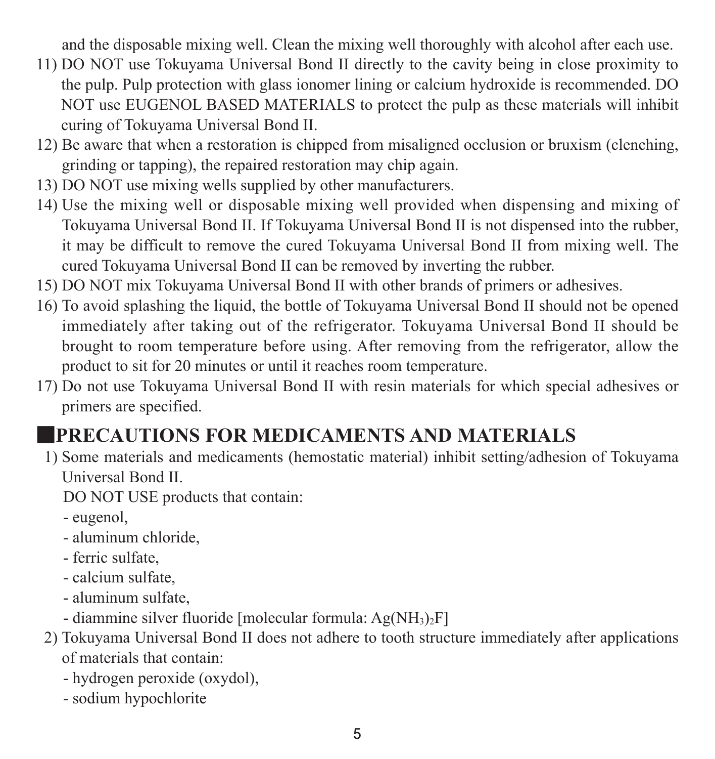and the disposable mixing well. Clean the mixing well thoroughly with alcohol after each use.

11) DO NOT use Tokuyama Universal Bond II directly to the cavity being in close proximity to the pulp. Pulp protection with glass ionomer lining or calcium hydroxide is recommended. DO NOT use EUGENOL BASED MATERIALS to protect the pulp as these materials will inhibit curing of Tokuyama Universal Bond II.
12) Be aware that when a restoration is chipped from misaligned occlusion or bruxism (clenching, grinding or tapping), the repaired restoration may chip again.
13) DO NOT use mixing wells supplied by other manufacturers.
14) Use the mixing well or disposable mixing well provided when dispensing and mixing of Tokuyama Universal Bond II. If Tokuyama Universal Bond II is not dispensed into the rubber, it may be difficult to remove the cured Tokuyama Universal Bond II from mixing well. The cured Tokuyama Universal Bond II can be removed by inverting the rubber.
15) DO NOT mix Tokuyama Universal Bond II with other brands of primers or adhesives.
16) To avoid splashing the liquid, the bottle of Tokuyama Universal Bond II should not be opened immediately after taking out of the refrigerator. Tokuyama Universal Bond II should be brought to room temperature before using. After removing from the refrigerator, allow the product to sit for 20 minutes or until it reaches room temperature.
17) Do not use Tokuyama Universal Bond II with resin materials for which special adhesives or primers are specified.

## ■PRECAUTIONS FOR MEDICAMENTS AND MATERIALS

1) Some materials and medicaments (hemostatic material) inhibit setting/adhesion of Tokuyama Universal Bond II.
   DO NOT USE products that contain:
   - eugenol,
   - aluminum chloride,
   - ferric sulfate,
   - calcium sulfate,
   - aluminum sulfate,
   - diammine silver fluoride [molecular formula: $Ag(NH_3)_2F$]
2) Tokuyama Universal Bond II does not adhere to tooth structure immediately after applications of materials that contain:
   - hydrogen peroxide (oxydol),
   - sodium hypochlorite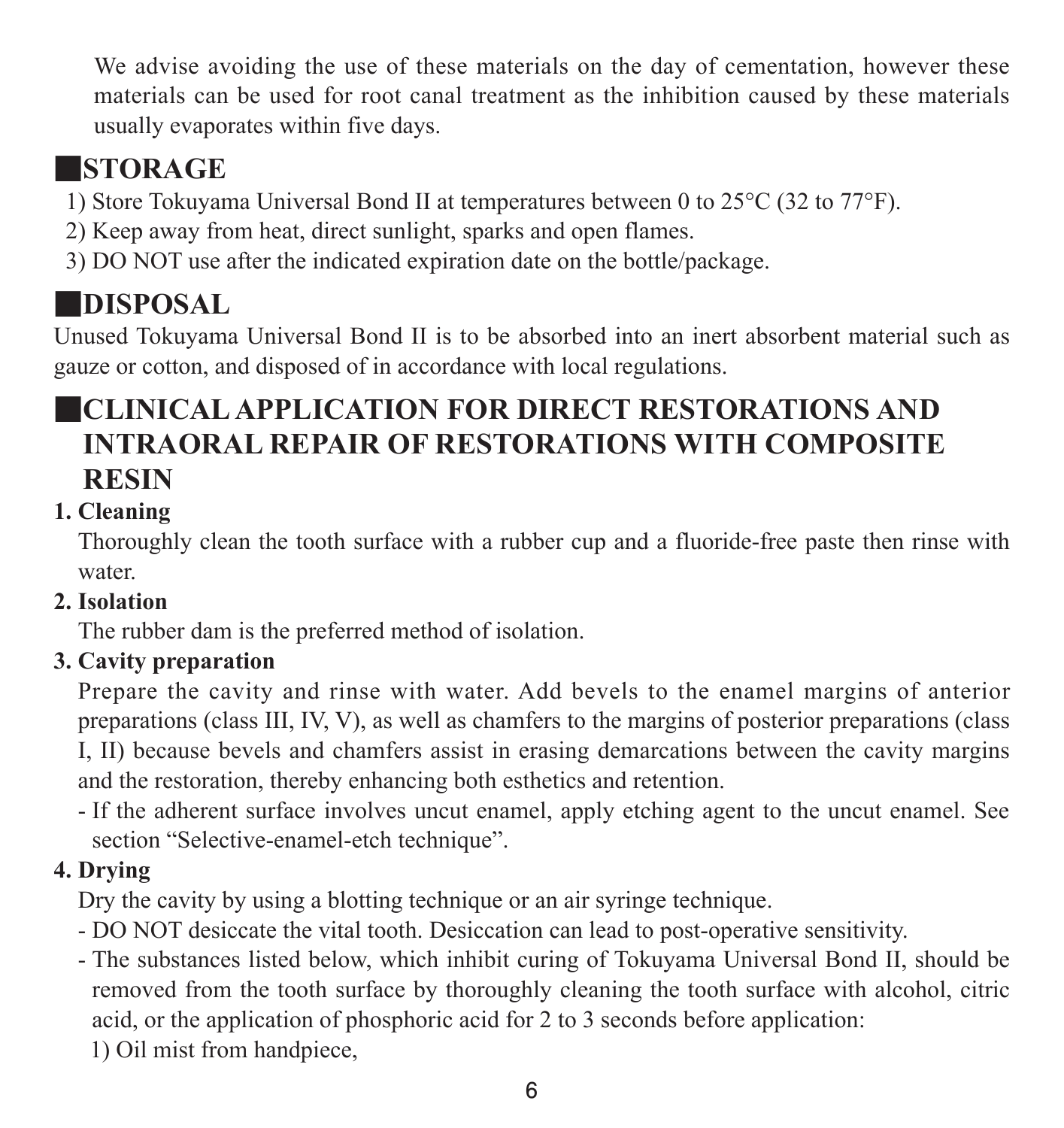We advise avoiding the use of these materials on the day of cementation, however these materials can be used for root canal treatment as the inhibition caused by these materials usually evaporates within five days.

## STORAGE

1) Store Tokuyama Universal Bond II at temperatures between 0 to 25°C (32 to 77°F).
2) Keep away from heat, direct sunlight, sparks and open flames.
3) DO NOT use after the indicated expiration date on the bottle/package.

## DISPOSAL

Unused Tokuyama Universal Bond II is to be absorbed into an inert absorbent material such as gauze or cotton, and disposed of in accordance with local regulations.

## CLINICAL APPLICATION FOR DIRECT RESTORATIONS AND INTRAORAL REPAIR OF RESTORATIONS WITH COMPOSITE RESIN

**1. Cleaning**

Thoroughly clean the tooth surface with a rubber cup and a fluoride-free paste then rinse with water.

**2. Isolation**

The rubber dam is the preferred method of isolation.

**3. Cavity preparation**

Prepare the cavity and rinse with water. Add bevels to the enamel margins of anterior preparations (class III, IV, V), as well as chamfers to the margins of posterior preparations (class I, II) because bevels and chamfers assist in erasing demarcations between the cavity margins and the restoration, thereby enhancing both esthetics and retention.

- If the adherent surface involves uncut enamel, apply etching agent to the uncut enamel. See section "Selective-enamel-etch technique".

**4. Drying**

Dry the cavity by using a blotting technique or an air syringe technique.

- DO NOT desiccate the vital tooth. Desiccation can lead to post-operative sensitivity.
- The substances listed below, which inhibit curing of Tokuyama Universal Bond II, should be removed from the tooth surface by thoroughly cleaning the tooth surface with alcohol, citric acid, or the application of phosphoric acid for 2 to 3 seconds before application:

  1) Oil mist from handpiece,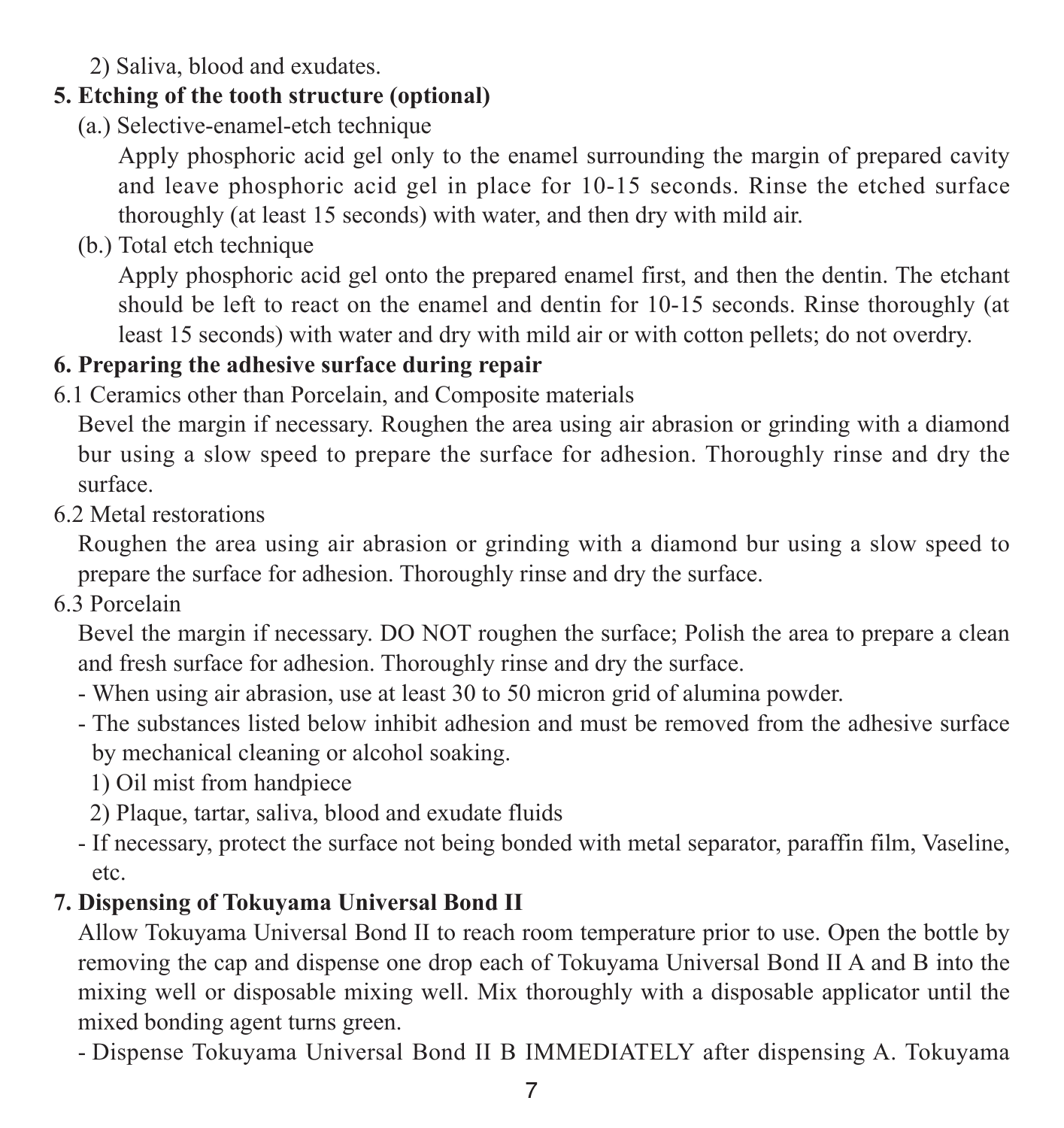2) Saliva, blood and exudates.

**5. Etching of the tooth structure (optional)**

(a.) Selective-enamel-etch technique

Apply phosphoric acid gel only to the enamel surrounding the margin of prepared cavity and leave phosphoric acid gel in place for 10-15 seconds. Rinse the etched surface thoroughly (at least 15 seconds) with water, and then dry with mild air.

(b.) Total etch technique

Apply phosphoric acid gel onto the prepared enamel first, and then the dentin. The etchant should be left to react on the enamel and dentin for 10-15 seconds. Rinse thoroughly (at least 15 seconds) with water and dry with mild air or with cotton pellets; do not overdry.

**6. Preparing the adhesive surface during repair**

6.1 Ceramics other than Porcelain, and Composite materials

Bevel the margin if necessary. Roughen the area using air abrasion or grinding with a diamond bur using a slow speed to prepare the surface for adhesion. Thoroughly rinse and dry the surface.

6.2 Metal restorations

Roughen the area using air abrasion or grinding with a diamond bur using a slow speed to prepare the surface for adhesion. Thoroughly rinse and dry the surface.

6.3 Porcelain

Bevel the margin if necessary. DO NOT roughen the surface; Polish the area to prepare a clean and fresh surface for adhesion. Thoroughly rinse and dry the surface.

- When using air abrasion, use at least 30 to 50 micron grid of alumina powder.
- The substances listed below inhibit adhesion and must be removed from the adhesive surface by mechanical cleaning or alcohol soaking.
  1) Oil mist from handpiece
  2) Plaque, tartar, saliva, blood and exudate fluids
- If necessary, protect the surface not being bonded with metal separator, paraffin film, Vaseline, etc.

**7. Dispensing of Tokuyama Universal Bond II**

Allow Tokuyama Universal Bond II to reach room temperature prior to use. Open the bottle by removing the cap and dispense one drop each of Tokuyama Universal Bond II A and B into the mixing well or disposable mixing well. Mix thoroughly with a disposable applicator until the mixed bonding agent turns green.

- Dispense Tokuyama Universal Bond II B IMMEDIATELY after dispensing A. Tokuyama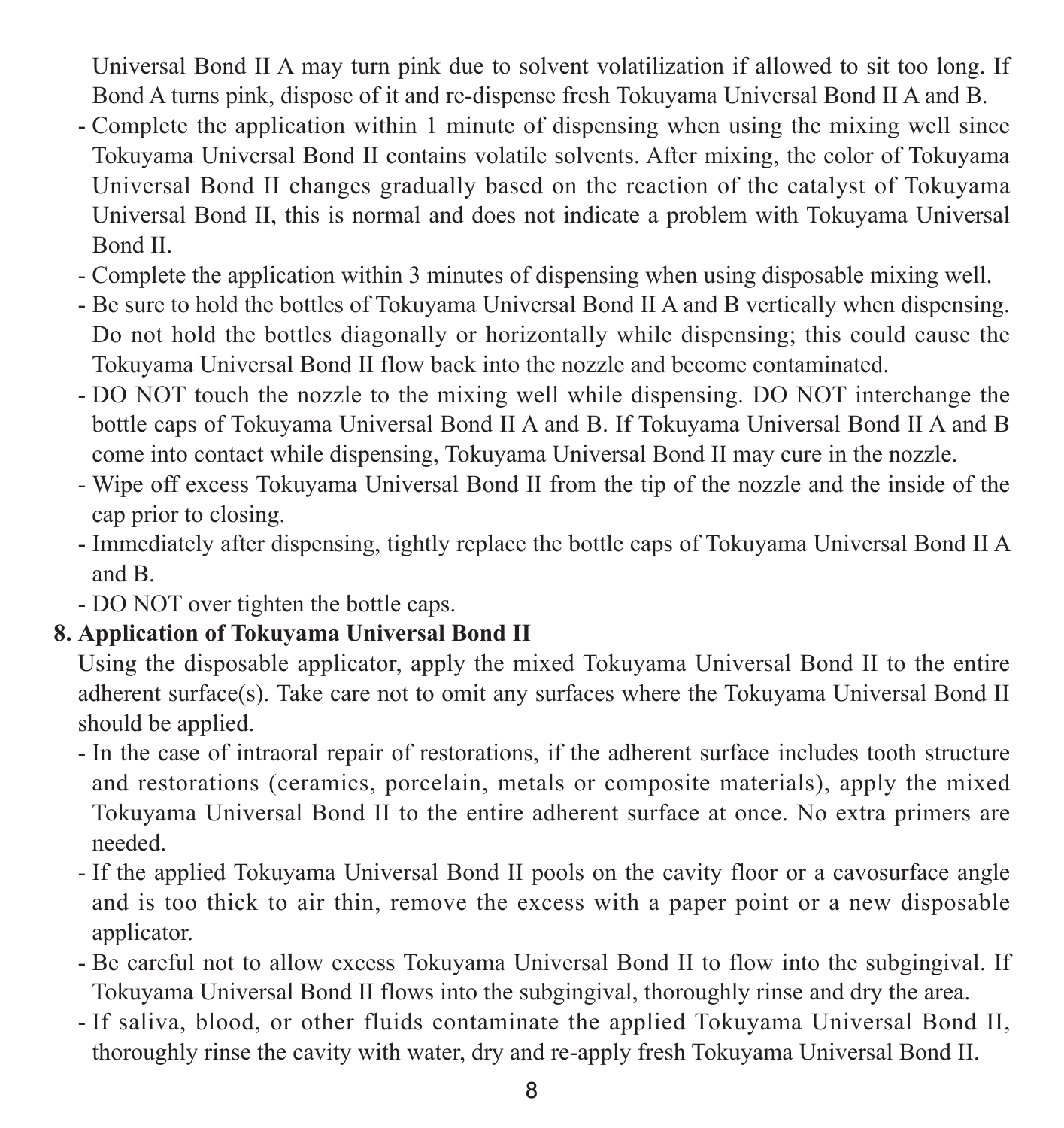Universal Bond II A may turn pink due to solvent volatilization if allowed to sit too long. If Bond A turns pink, dispose of it and re-dispense fresh Tokuyama Universal Bond II A and B.

- Complete the application within 1 minute of dispensing when using the mixing well since Tokuyama Universal Bond II contains volatile solvents. After mixing, the color of Tokuyama Universal Bond II changes gradually based on the reaction of the catalyst of Tokuyama Universal Bond II, this is normal and does not indicate a problem with Tokuyama Universal Bond II.
- Complete the application within 3 minutes of dispensing when using disposable mixing well.
- Be sure to hold the bottles of Tokuyama Universal Bond II A and B vertically when dispensing. Do not hold the bottles diagonally or horizontally while dispensing; this could cause the Tokuyama Universal Bond II flow back into the nozzle and become contaminated.
- DO NOT touch the nozzle to the mixing well while dispensing. DO NOT interchange the bottle caps of Tokuyama Universal Bond II A and B. If Tokuyama Universal Bond II A and B come into contact while dispensing, Tokuyama Universal Bond II may cure in the nozzle.
- Wipe off excess Tokuyama Universal Bond II from the tip of the nozzle and the inside of the cap prior to closing.
- Immediately after dispensing, tightly replace the bottle caps of Tokuyama Universal Bond II A and B.
- DO NOT over tighten the bottle caps.

**8. Application of Tokuyama Universal Bond II**

Using the disposable applicator, apply the mixed Tokuyama Universal Bond II to the entire adherent surface(s). Take care not to omit any surfaces where the Tokuyama Universal Bond II should be applied.

- In the case of intraoral repair of restorations, if the adherent surface includes tooth structure and restorations (ceramics, porcelain, metals or composite materials), apply the mixed Tokuyama Universal Bond II to the entire adherent surface at once. No extra primers are needed.
- If the applied Tokuyama Universal Bond II pools on the cavity floor or a cavosurface angle and is too thick to air thin, remove the excess with a paper point or a new disposable applicator.
- Be careful not to allow excess Tokuyama Universal Bond II to flow into the subgingival. If Tokuyama Universal Bond II flows into the subgingival, thoroughly rinse and dry the area.
- If saliva, blood, or other fluids contaminate the applied Tokuyama Universal Bond II, thoroughly rinse the cavity with water, dry and re-apply fresh Tokuyama Universal Bond II.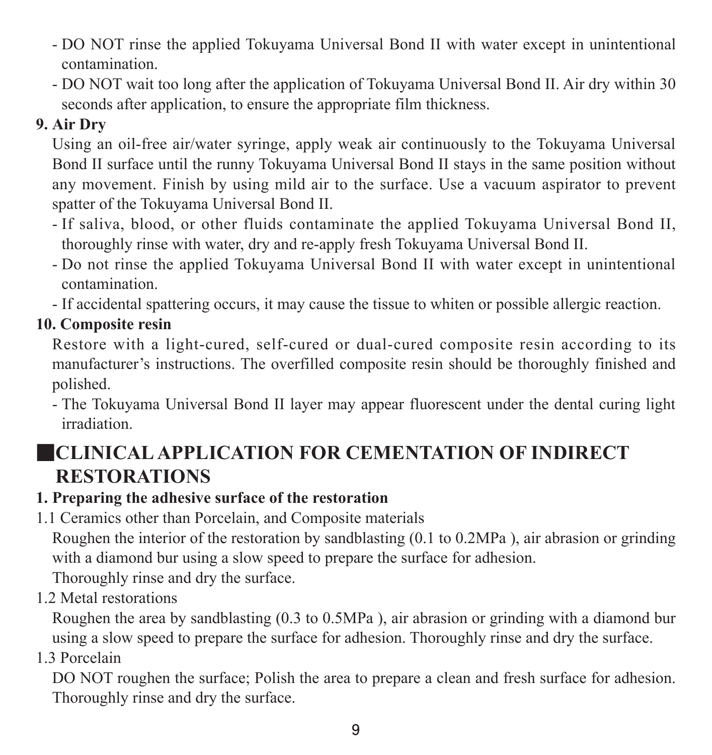- DO NOT rinse the applied Tokuyama Universal Bond II with water except in unintentional contamination.
- DO NOT wait too long after the application of Tokuyama Universal Bond II. Air dry within 30 seconds after application, to ensure the appropriate film thickness.

**9. Air Dry**

Using an oil-free air/water syringe, apply weak air continuously to the Tokuyama Universal Bond II surface until the runny Tokuyama Universal Bond II stays in the same position without any movement. Finish by using mild air to the surface. Use a vacuum aspirator to prevent spatter of the Tokuyama Universal Bond II.

- If saliva, blood, or other fluids contaminate the applied Tokuyama Universal Bond II, thoroughly rinse with water, dry and re-apply fresh Tokuyama Universal Bond II.
- Do not rinse the applied Tokuyama Universal Bond II with water except in unintentional contamination.
- If accidental spattering occurs, it may cause the tissue to whiten or possible allergic reaction.

**10. Composite resin**

Restore with a light-cured, self-cured or dual-cured composite resin according to its manufacturer's instructions. The overfilled composite resin should be thoroughly finished and polished.

- The Tokuyama Universal Bond II layer may appear fluorescent under the dental curing light irradiation.

## ■CLINICAL APPLICATION FOR CEMENTATION OF INDIRECT RESTORATIONS

**1. Preparing the adhesive surface of the restoration**

1.1 Ceramics other than Porcelain, and Composite materials

Roughen the interior of the restoration by sandblasting (0.1 to 0.2MPa ), air abrasion or grinding with a diamond bur using a slow speed to prepare the surface for adhesion.
Thoroughly rinse and dry the surface.

1.2 Metal restorations

Roughen the area by sandblasting (0.3 to 0.5MPa ), air abrasion or grinding with a diamond bur using a slow speed to prepare the surface for adhesion. Thoroughly rinse and dry the surface.

1.3 Porcelain

DO NOT roughen the surface; Polish the area to prepare a clean and fresh surface for adhesion. Thoroughly rinse and dry the surface.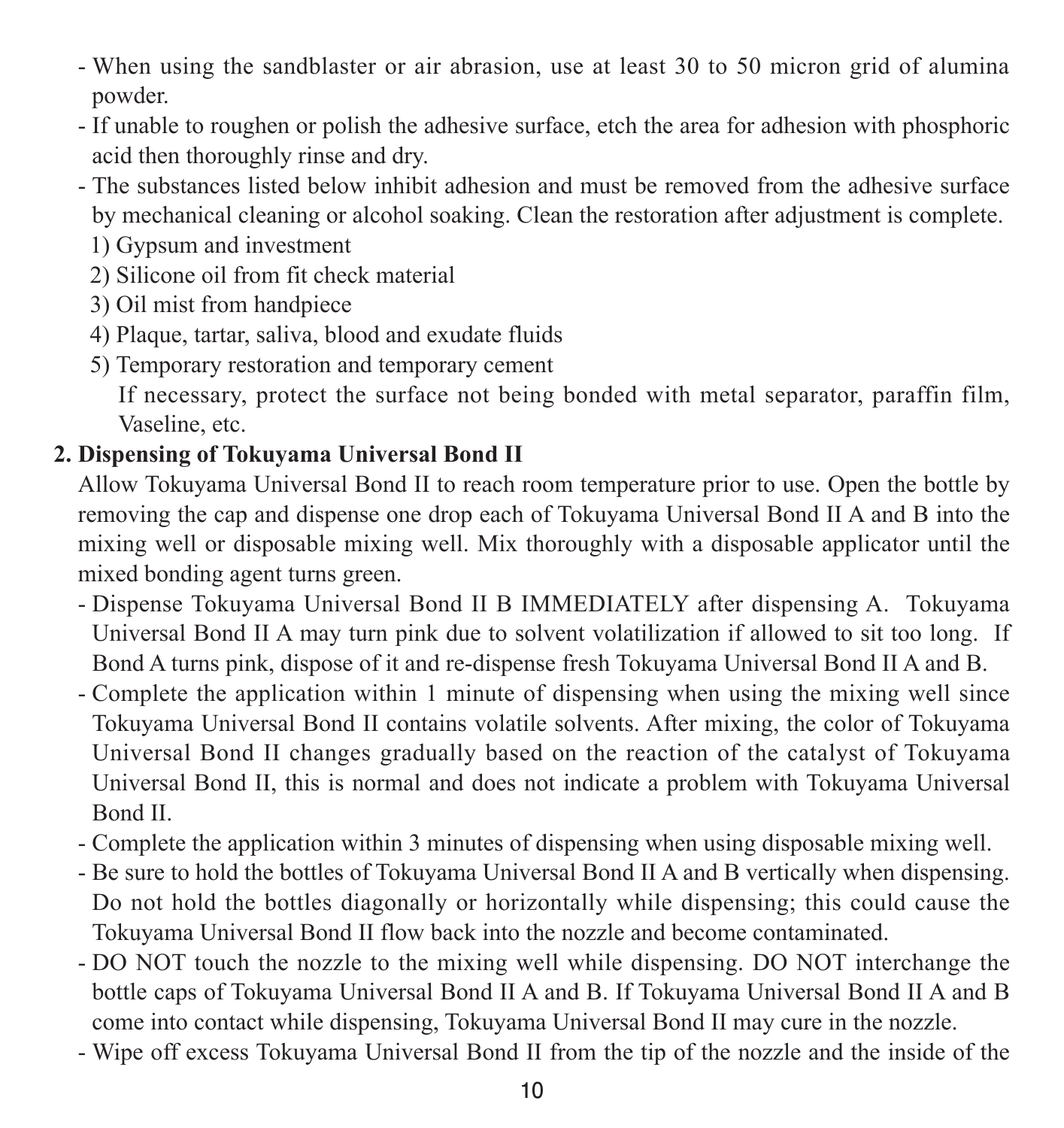- When using the sandblaster or air abrasion, use at least 30 to 50 micron grid of alumina powder.
- If unable to roughen or polish the adhesive surface, etch the area for adhesion with phosphoric acid then thoroughly rinse and dry.
- The substances listed below inhibit adhesion and must be removed from the adhesive surface by mechanical cleaning or alcohol soaking. Clean the restoration after adjustment is complete.
  1) Gypsum and investment
  2) Silicone oil from fit check material
  3) Oil mist from handpiece
  4) Plaque, tartar, saliva, blood and exudate fluids
  5) Temporary restoration and temporary cement
     If necessary, protect the surface not being bonded with metal separator, paraffin film, Vaseline, etc.

**2. Dispensing of Tokuyama Universal Bond II**

Allow Tokuyama Universal Bond II to reach room temperature prior to use. Open the bottle by removing the cap and dispense one drop each of Tokuyama Universal Bond II A and B into the mixing well or disposable mixing well. Mix thoroughly with a disposable applicator until the mixed bonding agent turns green.

- Dispense Tokuyama Universal Bond II B IMMEDIATELY after dispensing A. Tokuyama Universal Bond II A may turn pink due to solvent volatilization if allowed to sit too long. If Bond A turns pink, dispose of it and re-dispense fresh Tokuyama Universal Bond II A and B.
- Complete the application within 1 minute of dispensing when using the mixing well since Tokuyama Universal Bond II contains volatile solvents. After mixing, the color of Tokuyama Universal Bond II changes gradually based on the reaction of the catalyst of Tokuyama Universal Bond II, this is normal and does not indicate a problem with Tokuyama Universal Bond II.
- Complete the application within 3 minutes of dispensing when using disposable mixing well.
- Be sure to hold the bottles of Tokuyama Universal Bond II A and B vertically when dispensing. Do not hold the bottles diagonally or horizontally while dispensing; this could cause the Tokuyama Universal Bond II flow back into the nozzle and become contaminated.
- DO NOT touch the nozzle to the mixing well while dispensing. DO NOT interchange the bottle caps of Tokuyama Universal Bond II A and B. If Tokuyama Universal Bond II A and B come into contact while dispensing, Tokuyama Universal Bond II may cure in the nozzle.
- Wipe off excess Tokuyama Universal Bond II from the tip of the nozzle and the inside of the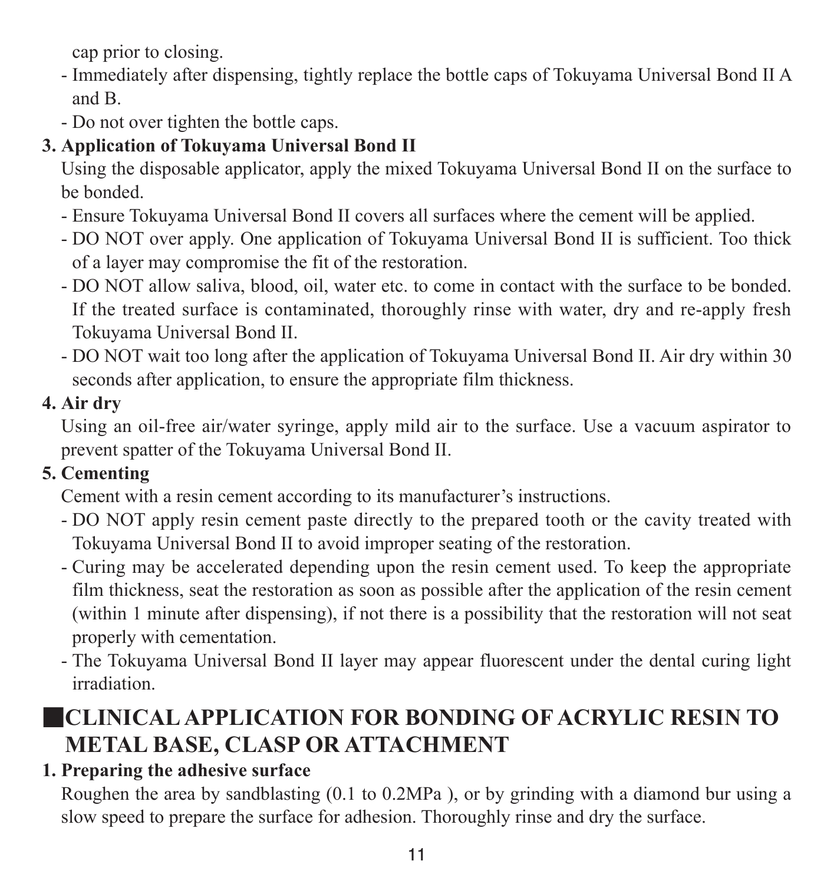cap prior to closing.

- Immediately after dispensing, tightly replace the bottle caps of Tokuyama Universal Bond II A and B.
- Do not over tighten the bottle caps.

**3. Application of Tokuyama Universal Bond II**

Using the disposable applicator, apply the mixed Tokuyama Universal Bond II on the surface to be bonded.

- Ensure Tokuyama Universal Bond II covers all surfaces where the cement will be applied.
- DO NOT over apply. One application of Tokuyama Universal Bond II is sufficient. Too thick of a layer may compromise the fit of the restoration.
- DO NOT allow saliva, blood, oil, water etc. to come in contact with the surface to be bonded. If the treated surface is contaminated, thoroughly rinse with water, dry and re-apply fresh Tokuyama Universal Bond II.
- DO NOT wait too long after the application of Tokuyama Universal Bond II. Air dry within 30 seconds after application, to ensure the appropriate film thickness.

**4. Air dry**

Using an oil-free air/water syringe, apply mild air to the surface. Use a vacuum aspirator to prevent spatter of the Tokuyama Universal Bond II.

**5. Cementing**

Cement with a resin cement according to its manufacturer's instructions.

- DO NOT apply resin cement paste directly to the prepared tooth or the cavity treated with Tokuyama Universal Bond II to avoid improper seating of the restoration.
- Curing may be accelerated depending upon the resin cement used. To keep the appropriate film thickness, seat the restoration as soon as possible after the application of the resin cement (within 1 minute after dispensing), if not there is a possibility that the restoration will not seat properly with cementation.
- The Tokuyama Universal Bond II layer may appear fluorescent under the dental curing light irradiation.

## ■CLINICAL APPLICATION FOR BONDING OF ACRYLIC RESIN TO METAL BASE, CLASP OR ATTACHMENT

**1. Preparing the adhesive surface**

Roughen the area by sandblasting (0.1 to 0.2MPa ), or by grinding with a diamond bur using a slow speed to prepare the surface for adhesion. Thoroughly rinse and dry the surface.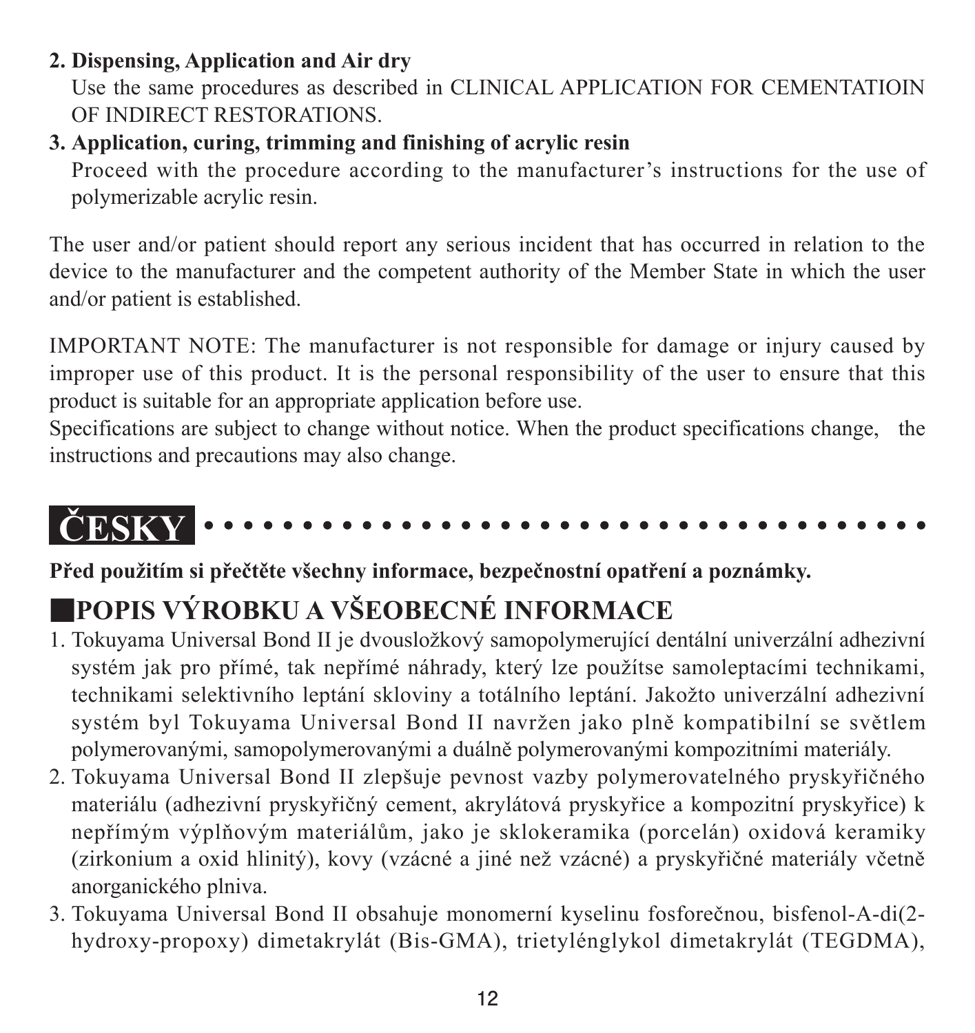**2. Dispensing, Application and Air dry**

Use the same procedures as described in CLINICAL APPLICATION FOR CEMENTATIOIN OF INDIRECT RESTORATIONS.

**3. Application, curing, trimming and finishing of acrylic resin**

Proceed with the procedure according to the manufacturer's instructions for the use of polymerizable acrylic resin.

The user and/or patient should report any serious incident that has occurred in relation to the device to the manufacturer and the competent authority of the Member State in which the user and/or patient is established.

IMPORTANT NOTE: The manufacturer is not responsible for damage or injury caused by improper use of this product. It is the personal responsibility of the user to ensure that this product is suitable for an appropriate application before use.
Specifications are subject to change without notice. When the product specifications change, the instructions and precautions may also change.

# ČESKY

**Před použitím si přečtěte všechny informace, bezpečnostní opatření a poznámky.**

## ■POPIS VÝROBKU A VŠEOBECNÉ INFORMACE

1. Tokuyama Universal Bond II je dvousložkový samopolymerující dentální univerzální adhezivní systém jak pro přímé, tak nepřímé náhrady, který lze použítse samoleptacími technikami, technikami selektivního leptání skloviny a totálního leptání. Jakožto univerzální adhezivní systém byl Tokuyama Universal Bond II navržen jako plně kompatibilní se světlem polymerovanými, samopolymerovanými a duálně polymerovanými kompozitními materiály.
2. Tokuyama Universal Bond II zlepšuje pevnost vazby polymerovatelného pryskyřičného materiálu (adhezivní pryskyřičný cement, akrylátová pryskyřice a kompozitní pryskyřice) k nepřímým výplňovým materiálům, jako je sklokeramika (porcelán) oxidová keramiky (zirkonium a oxid hlinitý), kovy (vzácné a jiné než vzácné) a pryskyřičné materiály včetně anorganického plniva.
3. Tokuyama Universal Bond II obsahuje monomerní kyselinu fosforečnou, bisfenol-A-di(2-hydroxy-propoxy) dimetakrylát (Bis-GMA), trietylénglykol dimetakrylát (TEGDMA),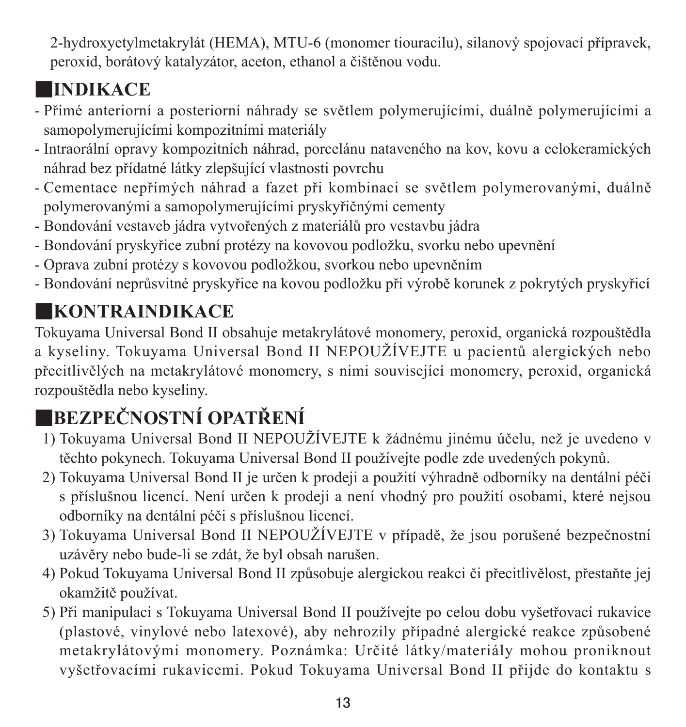2-hydroxyetylmetakrylát (HEMA), MTU-6 (monomer tiouracilu), silanový spojovací přípravek, peroxid, borátový katalyzátor, aceton, ethanol a čištěnou vodu.

## ■INDIKACE

- Přímé anteriorní a posteriorní náhrady se světlem polymerujícími, duálně polymerujícími a samopolymerujícími kompozitními materiály
- Intraorální opravy kompozitních náhrad, porcelánu nataveného na kov, kovu a celokeramických náhrad bez přídatné látky zlepšující vlastnosti povrchu
- Cementace nepřímých náhrad a fazet při kombinaci se světlem polymerovanými, duálně polymerovanými a samopolymerujícími pryskyřičnými cementy
- Bondování vestaveb jádra vytvořených z materiálů pro vestavbu jádra
- Bondování pryskyřice zubní protézy na kovovou podložku, svorku nebo upevnění
- Oprava zubní protézy s kovovou podložkou, svorkou nebo upevněním
- Bondování neprůsvitné pryskyřice na kovou podložku při výrobě korunek z pokrytých pryskyřicí

## ■KONTRAINDIKACE

Tokuyama Universal Bond II obsahuje metakrylátové monomery, peroxid, organická rozpouštědla a kyseliny. Tokuyama Universal Bond II NEPOUŽÍVEJTE u pacientů alergických nebo přecitlivělých na metakrylátové monomery, s nimi související monomery, peroxid, organická rozpouštědla nebo kyseliny.

## ■BEZPEČNOSTNÍ OPATŘENÍ

1) Tokuyama Universal Bond II NEPOUŽÍVEJTE k žádnému jinému účelu, než je uvedeno v těchto pokynech. Tokuyama Universal Bond II používejte podle zde uvedených pokynů.
2) Tokuyama Universal Bond II je určen k prodeji a použití výhradně odborníky na dentální péči s příslušnou licencí. Není určen k prodeji a není vhodný pro použití osobami, které nejsou odborníky na dentální péči s příslušnou licencí.
3) Tokuyama Universal Bond II NEPOUŽÍVEJTE v případě, že jsou porušené bezpečnostní uzávěry nebo bude-li se zdát, že byl obsah narušen.
4) Pokud Tokuyama Universal Bond II způsobuje alergickou reakci či přecitlivělost, přestaňte jej okamžitě používat.
5) Při manipulaci s Tokuyama Universal Bond II používejte po celou dobu vyšetřovací rukavice (plastové, vinylové nebo latexové), aby nehrozily případné alergické reakce způsobené metakrylátovými monomery. Poznámka: Určité látky/materiály mohou proniknout vyšetřovacími rukavicemi. Pokud Tokuyama Universal Bond II přijde do kontaktu s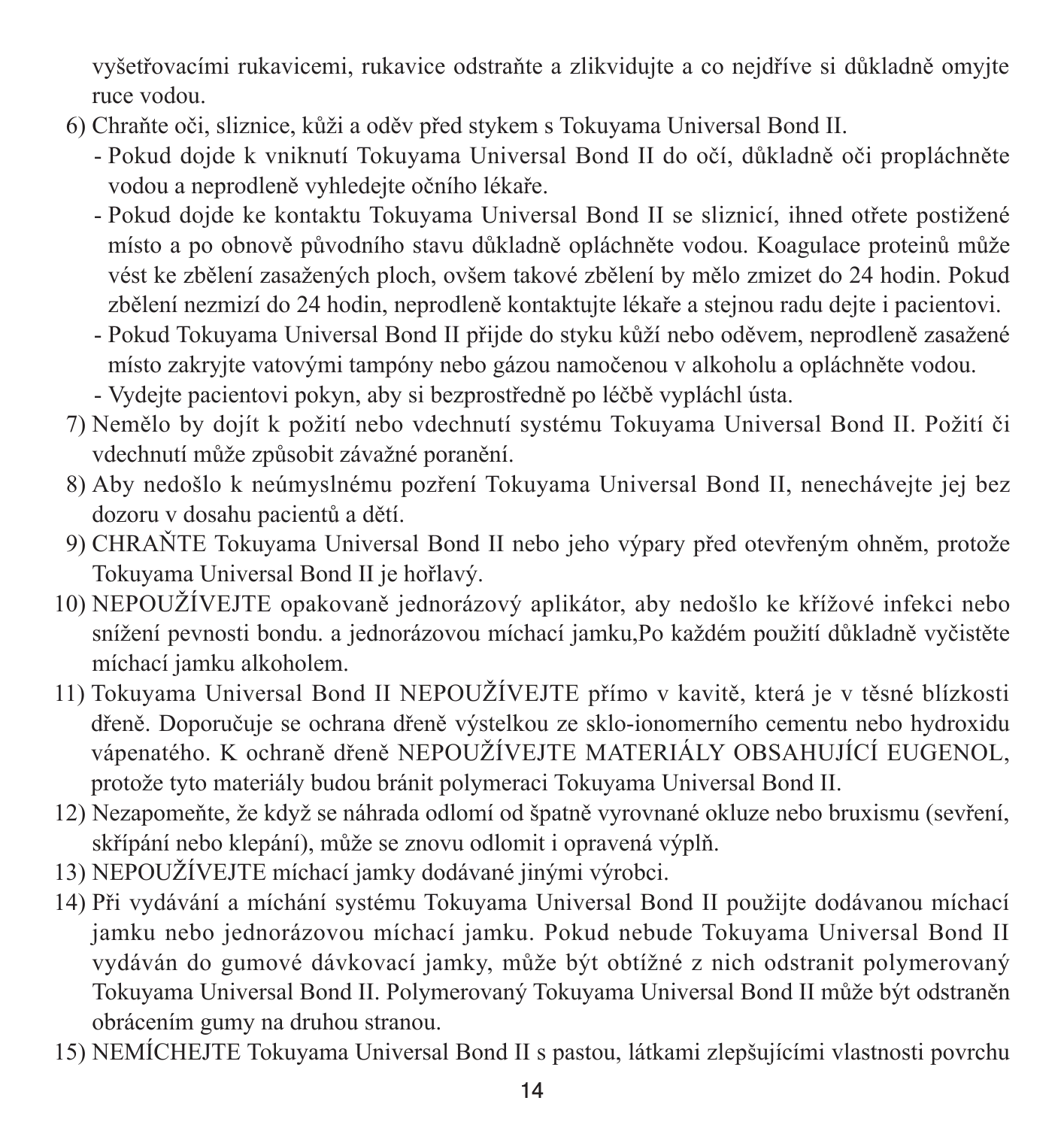vyšetřovacími rukavicemi, rukavice odstraňte a zlikvidujte a co nejdříve si důkladně omyjte ruce vodou.

6) Chraňte oči, sliznice, kůži a oděv před stykem s Tokuyama Universal Bond II.
   - Pokud dojde k vniknutí Tokuyama Universal Bond II do očí, důkladně oči propláchněte vodou a neprodleně vyhledejte očního lékaře.
   - Pokud dojde ke kontaktu Tokuyama Universal Bond II se sliznicí, ihned otřete postižené místo a po obnově původního stavu důkladně opláchněte vodou. Koagulace proteinů může vést ke zbělení zasažených ploch, ovšem takové zbělení by mělo zmizet do 24 hodin. Pokud zbělení nezmizí do 24 hodin, neprodleně kontaktujte lékaře a stejnou radu dejte i pacientovi.
   - Pokud Tokuyama Universal Bond II přijde do styku kůží nebo oděvem, neprodleně zasažené místo zakryjte vatovými tampóny nebo gázou namočenou v alkoholu a opláchněte vodou.
   - Vydejte pacientovi pokyn, aby si bezprostředně po léčbě vypláchl ústa.
7) Nemělo by dojít k požití nebo vdechnutí systému Tokuyama Universal Bond II. Požití či vdechnutí může způsobit závažné poranění.
8) Aby nedošlo k neúmyslnému pozření Tokuyama Universal Bond II, nenechávejte jej bez dozoru v dosahu pacientů a dětí.
9) CHRAŇTE Tokuyama Universal Bond II nebo jeho výpary před otevřeným ohněm, protože Tokuyama Universal Bond II je hořlavý.
10) NEPOUŽÍVEJTE opakovaně jednorázový aplikátor, aby nedošlo ke křížové infekci nebo snížení pevnosti bondu. a jednorázovou míchací jamku,Po každém použití důkladně vyčistěte míchací jamku alkoholem.
11) Tokuyama Universal Bond II NEPOUŽÍVEJTE přímo v kavitě, která je v těsné blízkosti dřeně. Doporučuje se ochrana dřeně výstelkou ze sklo-ionomerního cementu nebo hydroxidu vápenatého. K ochraně dřeně NEPOUŽÍVEJTE MATERIÁLY OBSAHUJÍCÍ EUGENOL, protože tyto materiály budou bránit polymeraci Tokuyama Universal Bond II.
12) Nezapomeňte, že když se náhrada odlomí od špatně vyrovnané okluze nebo bruxismu (sevření, skřípání nebo klepání), může se znovu odlomit i opravená výplň.
13) NEPOUŽÍVEJTE míchací jamky dodávané jinými výrobci.
14) Při vydávání a míchání systému Tokuyama Universal Bond II použijte dodávanou míchací jamku nebo jednorázovou míchací jamku. Pokud nebude Tokuyama Universal Bond II vydáván do gumové dávkovací jamky, může být obtížné z nich odstranit polymerovaný Tokuyama Universal Bond II. Polymerovaný Tokuyama Universal Bond II může být odstraněn obrácením gumy na druhou stranou.
15) NEMÍCHEJTE Tokuyama Universal Bond II s pastou, látkami zlepšujícími vlastnosti povrchu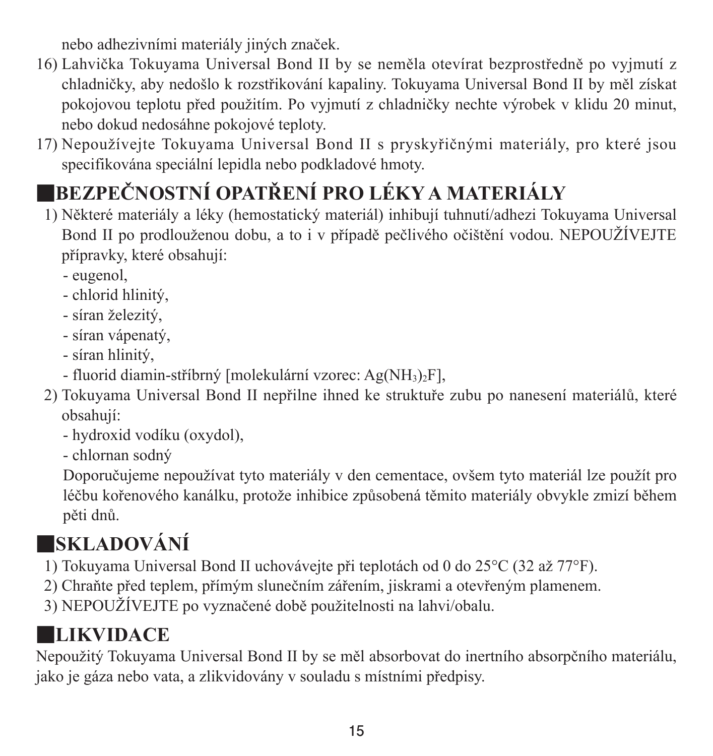nebo adhezivními materiály jiných značek.

16) Lahvička Tokuyama Universal Bond II by se neměla otevírat bezprostředně po vyjmutí z chladničky, aby nedošlo k rozstřikování kapaliny. Tokuyama Universal Bond II by měl získat pokojovou teplotu před použitím. Po vyjmutí z chladničky nechte výrobek v klidu 20 minut, nebo dokud nedosáhne pokojové teploty.
17) Nepoužívejte Tokuyama Universal Bond II s pryskyřičnými materiály, pro které jsou specifikována speciální lepidla nebo podkladové hmoty.

## ■BEZPEČNOSTNÍ OPATŘENÍ PRO LÉKY A MATERIÁLY

1) Některé materiály a léky (hemostatický materiál) inhibují tuhnutí/adhezi Tokuyama Universal Bond II po prodlouženou dobu, a to i v případě pečlivého očištění vodou. NEPOUŽÍVEJTE přípravky, které obsahují:
   - eugenol,
   - chlorid hlinitý,
   - síran železitý,
   - síran vápenatý,
   - síran hlinitý,
   - fluorid diamin-stříbrný [molekulární vzorec: $Ag(NH_3)_2F$],
2) Tokuyama Universal Bond II nepřilne ihned ke struktuře zubu po nanesení materiálů, které obsahují:
   - hydroxid vodíku (oxydol),
   - chlornan sodný

   Doporučujeme nepoužívat tyto materiály v den cementace, ovšem tyto materiál lze použít pro léčbu kořenového kanálku, protože inhibice způsobená těmito materiály obvykle zmizí během pěti dnů.

## ■SKLADOVÁNÍ

1) Tokuyama Universal Bond II uchovávejte při teplotách od 0 do 25°C (32 až 77°F).
2) Chraňte před teplem, přímým slunečním zářením, jiskrami a otevřeným plamenem.
3) NEPOUŽÍVEJTE po vyznačené době použitelnosti na lahvi/obalu.

## ■LIKVIDACE

Nepoužitý Tokuyama Universal Bond II by se měl absorbovat do inertního absorpčního materiálu, jako je gáza nebo vata, a zlikvidovány v souladu s místními předpisy.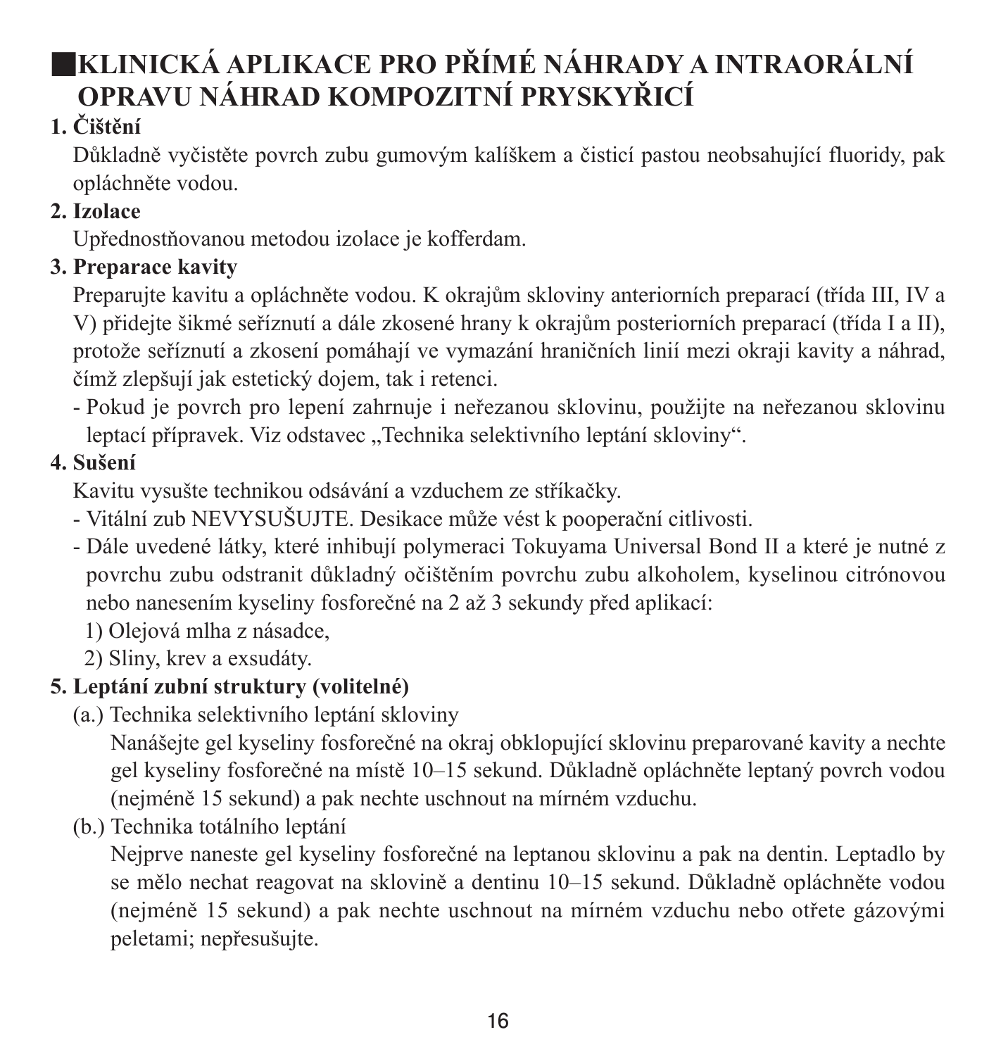## ■KLINICKÁ APLIKACE PRO PŘÍMÉ NÁHRADY A INTRAORÁLNÍ OPRAVU NÁHRAD KOMPOZITNÍ PRYSKYŘICÍ

**1. Čištění**

Důkladně vyčistěte povrch zubu gumovým kalíškem a čisticí pastou neobsahující fluoridy, pak opláchněte vodou.

**2. Izolace**

Upřednostňovanou metodou izolace je kofferdam.

**3. Preparace kavity**

Preparujte kavitu a opláchněte vodou. K okrajům skloviny anteriorních preparací (třída III, IV a V) přidejte šikmé seříznutí a dále zkosené hrany k okrajům posteriorních preparací (třída I a II), protože seříznutí a zkosení pomáhají ve vymazání hraničních linií mezi okraji kavity a náhrad, čímž zlepšují jak estetický dojem, tak i retenci.

- Pokud je povrch pro lepení zahrnuje i neřezanou sklovinu, použijte na neřezanou sklovinu leptací přípravek. Viz odstavec „Technika selektivního leptání skloviny".

**4. Sušení**

Kavitu vysušte technikou odsávání a vzduchem ze stříkačky.

- Vitální zub NEVYSUŠUJTE. Desikace může vést k pooperační citlivosti.
- Dále uvedené látky, které inhibují polymeraci Tokuyama Universal Bond II a které je nutné z povrchu zubu odstranit důkladný očištěním povrchu zubu alkoholem, kyselinou citrónovou nebo nanesením kyseliny fosforečné na 2 až 3 sekundy před aplikací:
  1) Olejová mlha z násadce,
  2) Sliny, krev a exsudáty.

**5. Leptání zubní struktury (volitelné)**

(a.) Technika selektivního leptání skloviny

Nanášejte gel kyseliny fosforečné na okraj obklopující sklovinu preparované kavity a nechte gel kyseliny fosforečné na místě 10–15 sekund. Důkladně opláchněte leptaný povrch vodou (nejméně 15 sekund) a pak nechte uschnout na mírném vzduchu.

(b.) Technika totálního leptání

Nejprve naneste gel kyseliny fosforečné na leptanou sklovinu a pak na dentin. Leptadlo by se mělo nechat reagovat na sklovině a dentinu 10–15 sekund. Důkladně opláchněte vodou (nejméně 15 sekund) a pak nechte uschnout na mírném vzduchu nebo otřete gázovými peletami; nepřesušujte.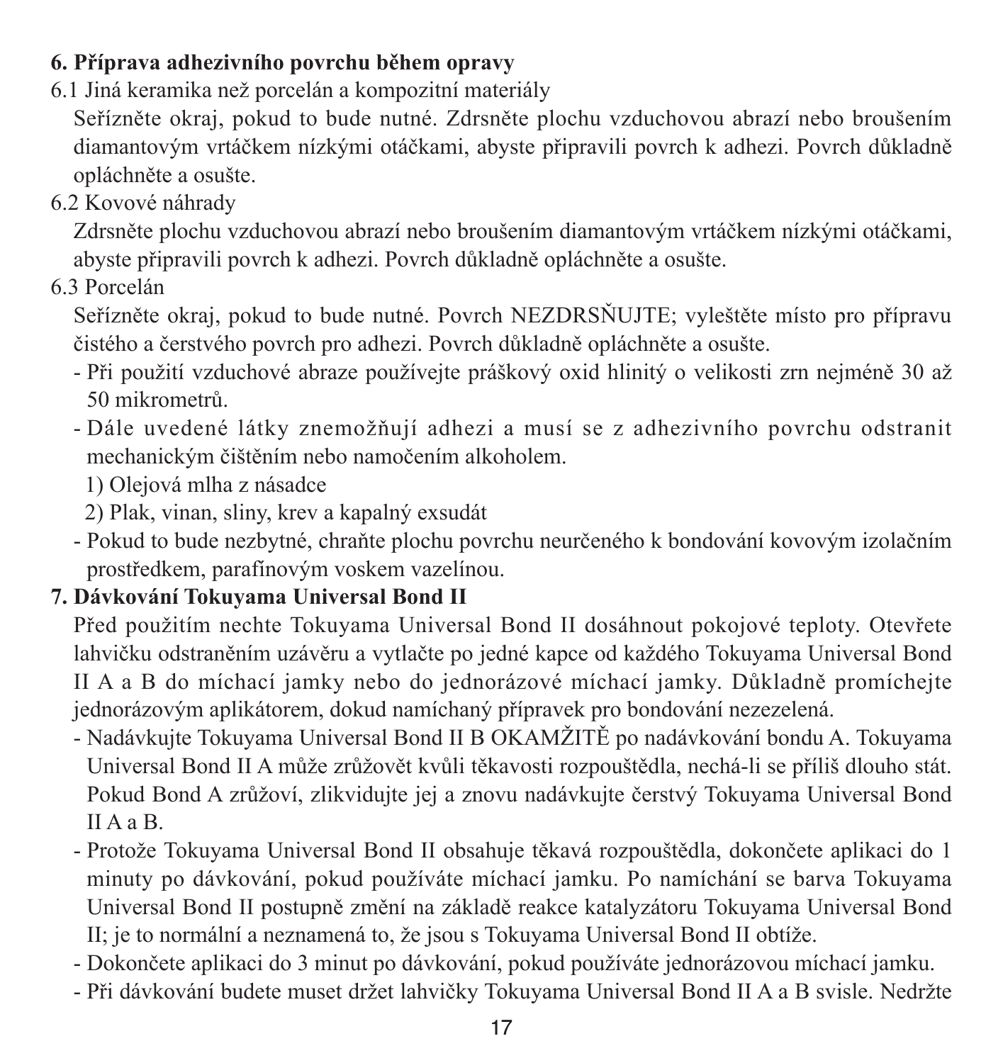**6. Příprava adhezivního povrchu během opravy**

6.1 Jiná keramika než porcelán a kompozitní materiály

Seřízněte okraj, pokud to bude nutné. Zdrsněte plochu vzduchovou abrazí nebo broušením diamantovým vrtáčkem nízkými otáčkami, abyste připravili povrch k adhezi. Povrch důkladně opláchněte a osušte.

6.2 Kovové náhrady

Zdrsněte plochu vzduchovou abrazí nebo broušením diamantovým vrtáčkem nízkými otáčkami, abyste připravili povrch k adhezi. Povrch důkladně opláchněte a osušte.

6.3 Porcelán

Seřízněte okraj, pokud to bude nutné. Povrch NEZDRSŇUJTE; vyleštěte místo pro přípravu čistého a čerstvého povrch pro adhezi. Povrch důkladně opláchněte a osušte.

- Při použití vzduchové abraze používejte práškový oxid hlinitý o velikosti zrn nejméně 30 až 50 mikrometrů.
- Dále uvedené látky znemožňují adhezi a musí se z adhezivního povrchu odstranit mechanickým čištěním nebo namočením alkoholem.
  1) Olejová mlha z násadce
  2) Plak, vinan, sliny, krev a kapalný exsudát
- Pokud to bude nezbytné, chraňte plochu povrchu neurčeného k bondování kovovým izolačním prostředkem, parafínovým voskem vazelínou.

**7. Dávkování Tokuyama Universal Bond II**

Před použitím nechte Tokuyama Universal Bond II dosáhnout pokojové teploty. Otevřete lahvičku odstraněním uzávěru a vytlačte po jedné kapce od každého Tokuyama Universal Bond II A a B do míchací jamky nebo do jednorázové míchací jamky. Důkladně promíchejte jednorázovým aplikátorem, dokud namíchaný přípravek pro bondování nezezelená.

- Nadávkujte Tokuyama Universal Bond II B OKAMŽITĚ po nadávkování bondu A. Tokuyama Universal Bond II A může zrůžovět kvůli těkavosti rozpouštědla, nechá-li se příliš dlouho stát. Pokud Bond A zrůžoví, zlikvidujte jej a znovu nadávkujte čerstvý Tokuyama Universal Bond II A a B.
- Protože Tokuyama Universal Bond II obsahuje těkavá rozpouštědla, dokončete aplikaci do 1 minuty po dávkování, pokud používáte míchací jamku. Po namíchání se barva Tokuyama Universal Bond II postupně změní na základě reakce katalyzátoru Tokuyama Universal Bond II; je to normální a neznamená to, že jsou s Tokuyama Universal Bond II obtíže.
- Dokončete aplikaci do 3 minut po dávkování, pokud používáte jednorázovou míchací jamku.
- Při dávkování budete muset držet lahvičky Tokuyama Universal Bond II A a B svisle. Nedržte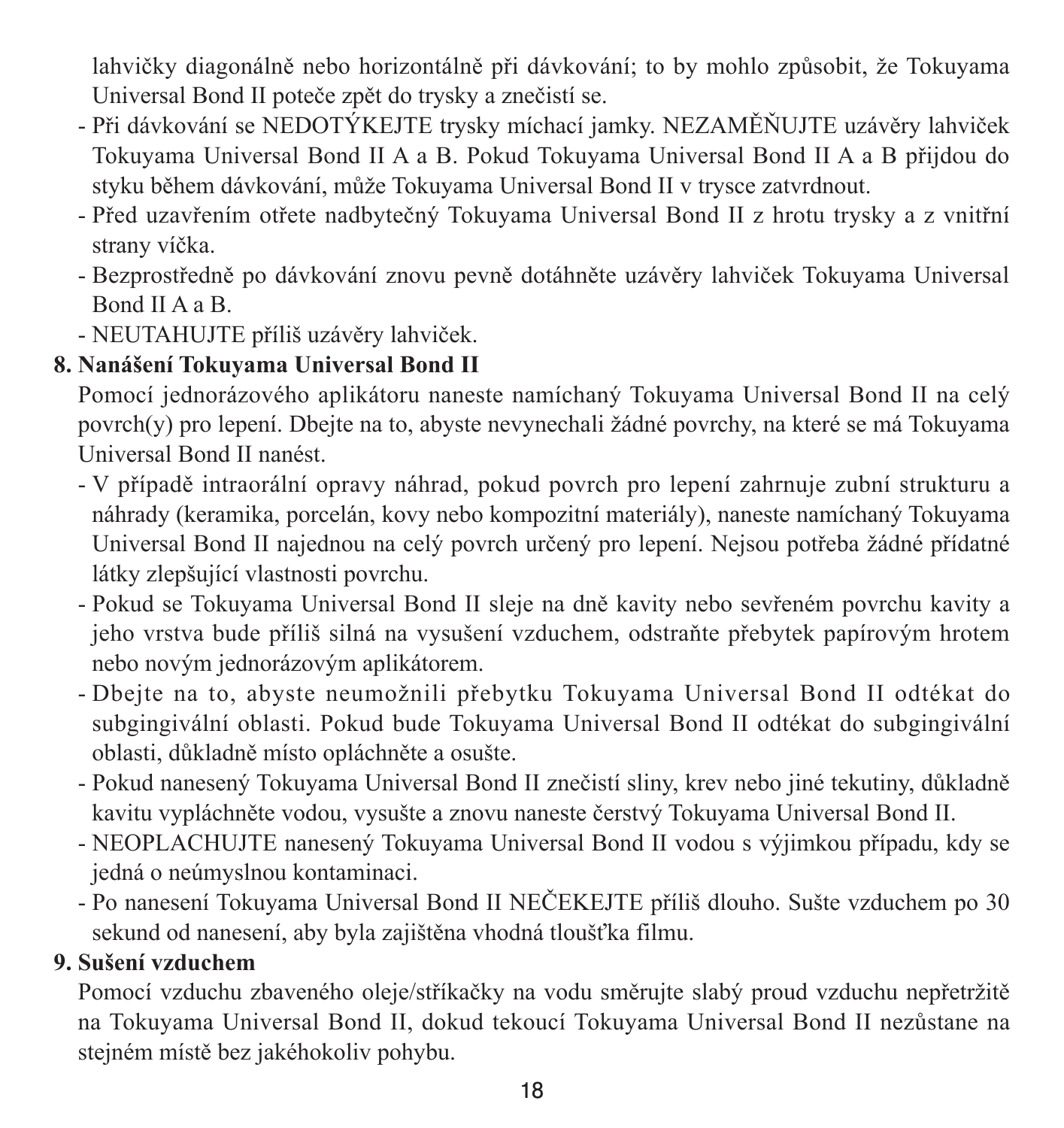lahvičky diagonálně nebo horizontálně při dávkování; to by mohlo způsobit, že Tokuyama Universal Bond II poteče zpět do trysky a znečistí se.

- Při dávkování se NEDOTÝKEJTE trysky míchací jamky. NEZAMĚŇUJTE uzávěry lahviček Tokuyama Universal Bond II A a B. Pokud Tokuyama Universal Bond II A a B přijdou do styku během dávkování, může Tokuyama Universal Bond II v trysce zatvrdnout.
- Před uzavřením otřete nadbytečný Tokuyama Universal Bond II z hrotu trysky a z vnitřní strany víčka.
- Bezprostředně po dávkování znovu pevně dotáhněte uzávěry lahviček Tokuyama Universal Bond II A a B.
- NEUTAHUJTE příliš uzávěry lahviček.

**8. Nanášení Tokuyama Universal Bond II**

Pomocí jednorázového aplikátoru naneste namíchaný Tokuyama Universal Bond II na celý povrch(y) pro lepení. Dbejte na to, abyste nevynechali žádné povrchy, na které se má Tokuyama Universal Bond II nanést.

- V případě intraorální opravy náhrad, pokud povrch pro lepení zahrnuje zubní strukturu a náhrady (keramika, porcelán, kovy nebo kompozitní materiály), naneste namíchaný Tokuyama Universal Bond II najednou na celý povrch určený pro lepení. Nejsou potřeba žádné přídatné látky zlepšující vlastnosti povrchu.
- Pokud se Tokuyama Universal Bond II sleje na dně kavity nebo sevřeném povrchu kavity a jeho vrstva bude příliš silná na vysušení vzduchem, odstraňte přebytek papírovým hrotem nebo novým jednorázovým aplikátorem.
- Dbejte na to, abyste neumožnili přebytku Tokuyama Universal Bond II odtékat do subgingivální oblasti. Pokud bude Tokuyama Universal Bond II odtékat do subgingivální oblasti, důkladně místo opláchněte a osušte.
- Pokud nanesený Tokuyama Universal Bond II znečistí sliny, krev nebo jiné tekutiny, důkladně kavitu vypláchněte vodou, vysušte a znovu naneste čerstvý Tokuyama Universal Bond II.
- NEOPLACHUJTE nanesený Tokuyama Universal Bond II vodou s výjimkou případu, kdy se jedná o neúmyslnou kontaminaci.
- Po nanesení Tokuyama Universal Bond II NEČEKEJTE příliš dlouho. Sušte vzduchem po 30 sekund od nanesení, aby byla zajištěna vhodná tloušťka filmu.

**9. Sušení vzduchem**

Pomocí vzduchu zbaveného oleje/stříkačky na vodu směrujte slabý proud vzduchu nepřetržitě na Tokuyama Universal Bond II, dokud tekoucí Tokuyama Universal Bond II nezůstane na stejném místě bez jakéhokoliv pohybu.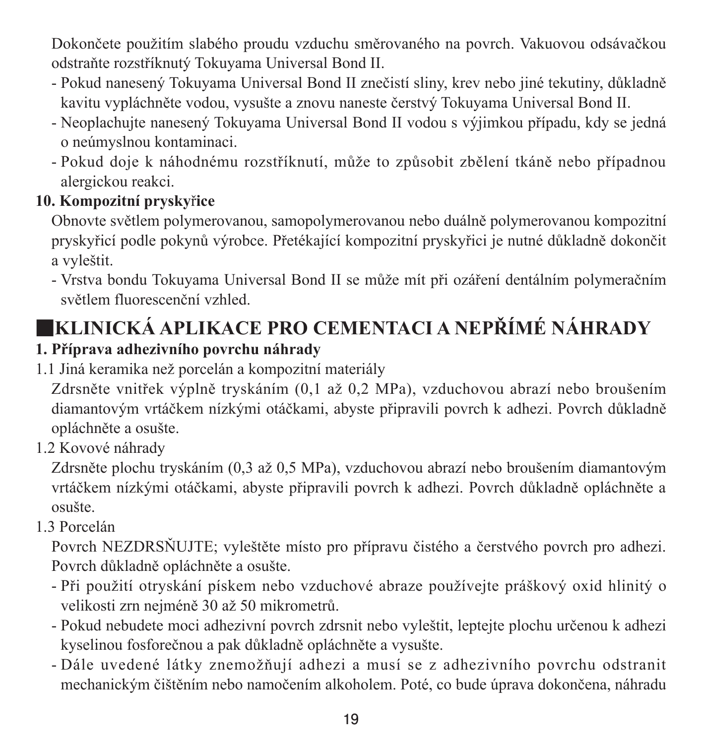Dokončete použitím slabého proudu vzduchu směrovaného na povrch. Vakuovou odsávačkou odstraňte rozstříknutý Tokuyama Universal Bond II.

- Pokud nanesený Tokuyama Universal Bond II znečistí sliny, krev nebo jiné tekutiny, důkladně kavitu vypláchněte vodou, vysušte a znovu naneste čerstvý Tokuyama Universal Bond II.
- Neoplachujte nanesený Tokuyama Universal Bond II vodou s výjimkou případu, kdy se jedná o neúmyslnou kontaminaci.
- Pokud doje k náhodnému rozstříknutí, může to způsobit zbělení tkáně nebo případnou alergickou reakci.

**10. Kompozitní pryskyřice**

Obnovte světlem polymerovanou, samopolymerovanou nebo duálně polymerovanou kompozitní pryskyřicí podle pokynů výrobce. Přetékající kompozitní pryskyřici je nutné důkladně dokončit a vyleštit.

- Vrstva bondu Tokuyama Universal Bond II se může mít při ozáření dentálním polymeračním světlem fluorescenční vzhled.

## ■KLINICKÁ APLIKACE PRO CEMENTACI A NEPŘÍMÉ NÁHRADY

**1. Příprava adhezivního povrchu náhrady**

1.1 Jiná keramika než porcelán a kompozitní materiály

Zdrsněte vnitřek výplně tryskáním (0,1 až 0,2 MPa), vzduchovou abrazí nebo broušením diamantovým vrtáčkem nízkými otáčkami, abyste připravili povrch k adhezi. Povrch důkladně opláchněte a osušte.

1.2 Kovové náhrady

Zdrsněte plochu tryskáním (0,3 až 0,5 MPa), vzduchovou abrazí nebo broušením diamantovým vrtáčkem nízkými otáčkami, abyste připravili povrch k adhezi. Povrch důkladně opláchněte a osušte.

1.3 Porcelán

Povrch NEZDRSŇUJTE; vyleštěte místo pro přípravu čistého a čerstvého povrch pro adhezi. Povrch důkladně opláchněte a osušte.

- Při použití otryskání pískem nebo vzduchové abraze používejte práškový oxid hlinitý o velikosti zrn nejméně 30 až 50 mikrometrů.
- Pokud nebudete moci adhezivní povrch zdrsnit nebo vyleštit, leptejte plochu určenou k adhezi kyselinou fosforečnou a pak důkladně opláchněte a vysušte.
- Dále uvedené látky znemožňují adhezi a musí se z adhezivního povrchu odstranit mechanickým čištěním nebo namočením alkoholem. Poté, co bude úprava dokončena, náhradu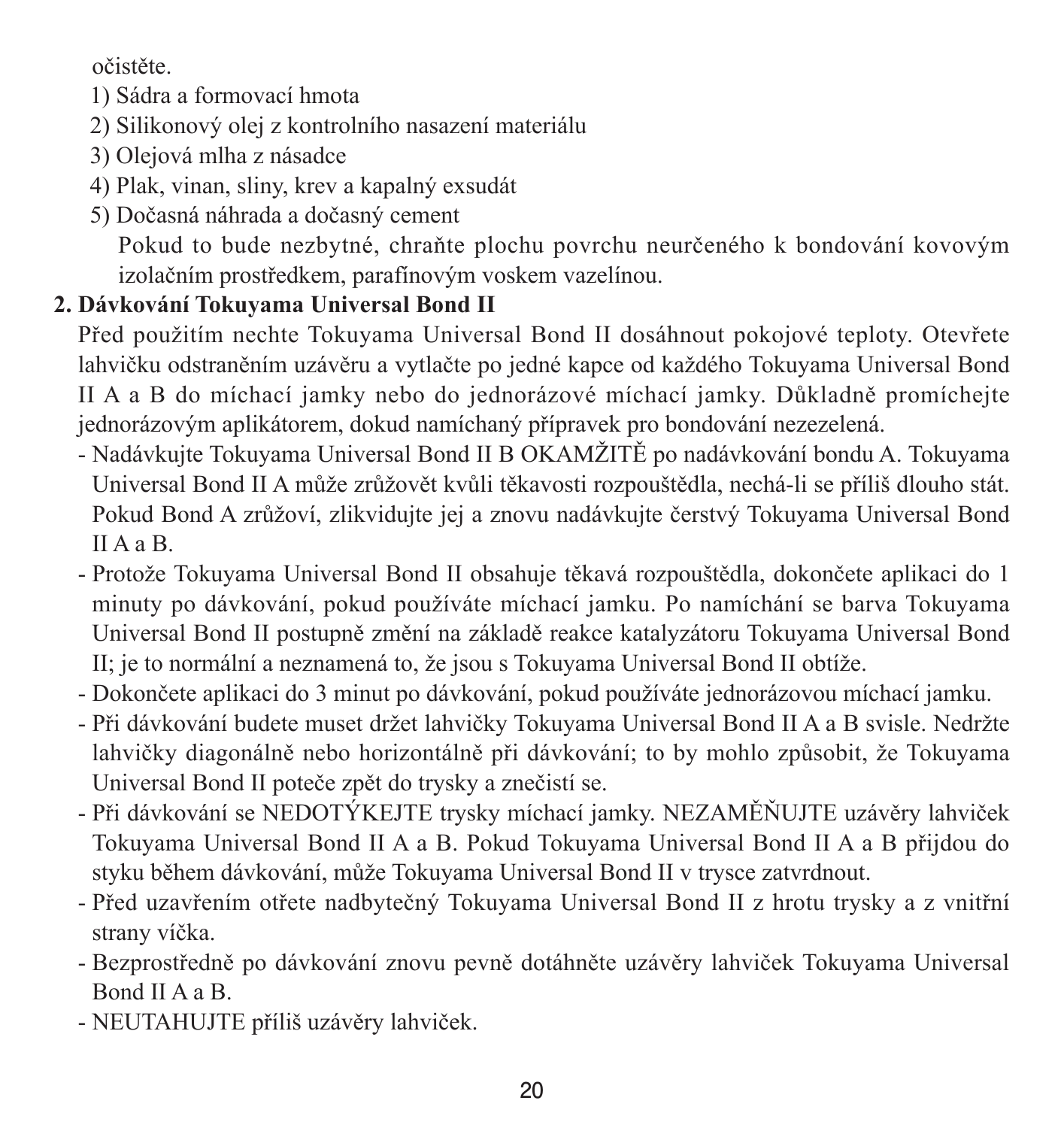očistěte.

1) Sádra a formovací hmota
2) Silikonový olej z kontrolního nasazení materiálu
3) Olejová mlha z násadce
4) Plak, vinan, sliny, krev a kapalný exsudát
5) Dočasná náhrada a dočasný cement

   Pokud to bude nezbytné, chraňte plochu povrchu neurčeného k bondování kovovým izolačním prostředkem, parafínovým voskem vazelínou.

**2. Dávkování Tokuyama Universal Bond II**

Před použitím nechte Tokuyama Universal Bond II dosáhnout pokojové teploty. Otevřete lahvičku odstraněním uzávěru a vytlačte po jedné kapce od každého Tokuyama Universal Bond II A a B do míchací jamky nebo do jednorázové míchací jamky. Důkladně promíchejte jednorázovým aplikátorem, dokud namíchaný přípravek pro bondování nezezelená.

- Nadávkujte Tokuyama Universal Bond II B OKAMŽITĚ po nadávkování bondu A. Tokuyama Universal Bond II A může zrůžovět kvůli těkavosti rozpouštědla, nechá-li se příliš dlouho stát. Pokud Bond A zrůžoví, zlikvidujte jej a znovu nadávkujte čerstvý Tokuyama Universal Bond II A a B.
- Protože Tokuyama Universal Bond II obsahuje těkavá rozpouštědla, dokončete aplikaci do 1 minuty po dávkování, pokud používáte míchací jamku. Po namíchání se barva Tokuyama Universal Bond II postupně změní na základě reakce katalyzátoru Tokuyama Universal Bond II; je to normální a neznamená to, že jsou s Tokuyama Universal Bond II obtíže.
- Dokončete aplikaci do 3 minut po dávkování, pokud používáte jednorázovou míchací jamku.
- Při dávkování budete muset držet lahvičky Tokuyama Universal Bond II A a B svisle. Nedržte lahvičky diagonálně nebo horizontálně při dávkování; to by mohlo způsobit, že Tokuyama Universal Bond II poteče zpět do trysky a znečistí se.
- Při dávkování se NEDOTÝKEJTE trysky míchací jamky. NEZAMĚŇUJTE uzávěry lahviček Tokuyama Universal Bond II A a B. Pokud Tokuyama Universal Bond II A a B přijdou do styku během dávkování, může Tokuyama Universal Bond II v trysce zatvrdnout.
- Před uzavřením otřete nadbytečný Tokuyama Universal Bond II z hrotu trysky a z vnitřní strany víčka.
- Bezprostředně po dávkování znovu pevně dotáhněte uzávěry lahviček Tokuyama Universal Bond II A a B.
- NEUTAHUJTE příliš uzávěry lahviček.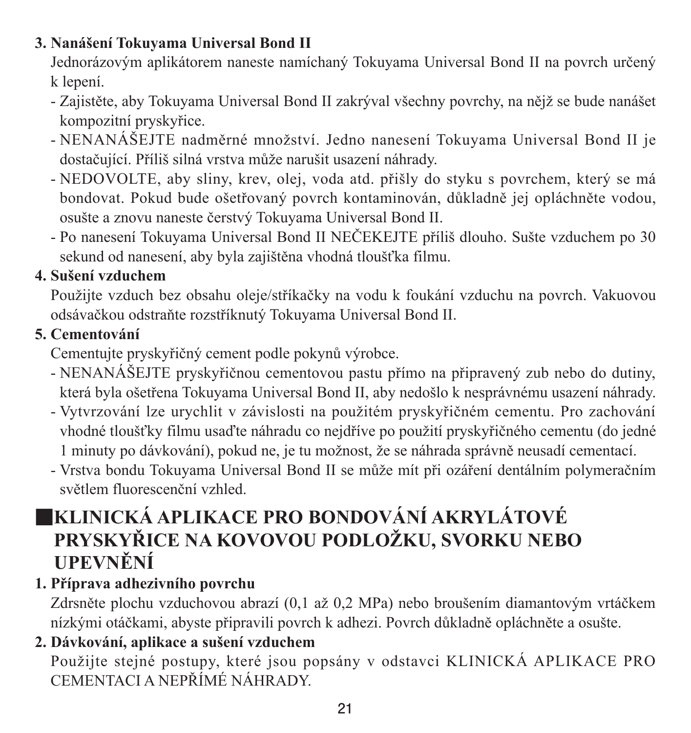**3. Nanášení Tokuyama Universal Bond II**

Jednorázovým aplikátorem naneste namíchaný Tokuyama Universal Bond II na povrch určený k lepení.

- Zajistěte, aby Tokuyama Universal Bond II zakrýval všechny povrchy, na nějž se bude nanášet kompozitní pryskyřice.
- NENANÁŠEJTE nadměrné množství. Jedno nanesení Tokuyama Universal Bond II je dostačující. Příliš silná vrstva může narušit usazení náhrady.
- NEDOVOLTE, aby sliny, krev, olej, voda atd. přišly do styku s povrchem, který se má bondovat. Pokud bude ošetřovaný povrch kontaminován, důkladně jej opláchněte vodou, osušte a znovu naneste čerstvý Tokuyama Universal Bond II.
- Po nanesení Tokuyama Universal Bond II NEČEKEJTE příliš dlouho. Sušte vzduchem po 30 sekund od nanesení, aby byla zajištěna vhodná tloušťka filmu.

**4. Sušení vzduchem**

Použijte vzduch bez obsahu oleje/stříkačky na vodu k foukání vzduchu na povrch. Vakuovou odsávačkou odstraňte rozstříknutý Tokuyama Universal Bond II.

**5. Cementování**

Cementujte pryskyřičný cement podle pokynů výrobce.

- NENANÁŠEJTE pryskyřičnou cementovou pastu přímo na připravený zub nebo do dutiny, která byla ošetřena Tokuyama Universal Bond II, aby nedošlo k nesprávnému usazení náhrady.
- Vytvrzování lze urychlit v závislosti na použitém pryskyřičném cementu. Pro zachování vhodné tloušťky filmu usaďte náhradu co nejdříve po použití pryskyřičného cementu (do jedné 1 minuty po dávkování), pokud ne, je tu možnost, že se náhrada správně neusadí cementací.
- Vrstva bondu Tokuyama Universal Bond II se může mít při ozáření dentálním polymeračním světlem fluorescenční vzhled.

## ■KLINICKÁ APLIKACE PRO BONDOVÁNÍ AKRYLÁTOVÉ PRYSKYŘICE NA KOVOVOU PODLOŽKU, SVORKU NEBO UPEVNĚNÍ

**1. Příprava adhezivního povrchu**

Zdrsněte plochu vzduchovou abrazí (0,1 až 0,2 MPa) nebo broušením diamantovým vrtáčkem nízkými otáčkami, abyste připravili povrch k adhezi. Povrch důkladně opláchněte a osušte.

**2. Dávkování, aplikace a sušení vzduchem**

Použijte stejné postupy, které jsou popsány v odstavci KLINICKÁ APLIKACE PRO CEMENTACI A NEPŘÍMÉ NÁHRADY.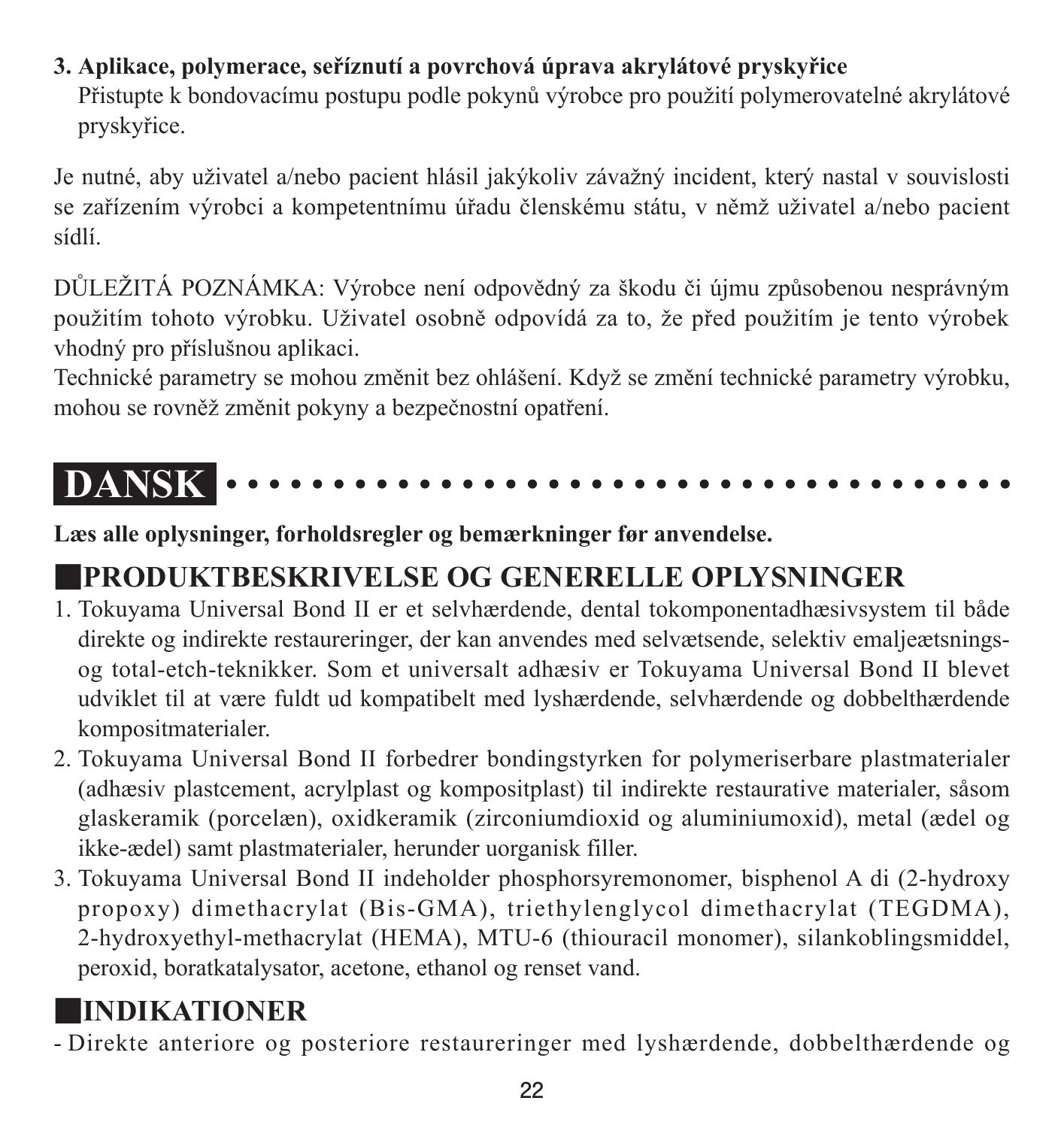**3. Aplikace, polymerace, seříznutí a povrchová úprava akrylátové pryskyřice**

Přistupte k bondovacímu postupu podle pokynů výrobce pro použití polymerovatelné akrylátové pryskyřice.

Je nutné, aby uživatel a/nebo pacient hlásil jakýkoliv závažný incident, který nastal v souvislosti se zařízením výrobci a kompetentnímu úřadu členskému státu, v němž uživatel a/nebo pacient sídlí.

DŮLEŽITÁ POZNÁMKA: Výrobce není odpovědný za škodu či újmu způsobenou nesprávným použitím tohoto výrobku. Uživatel osobně odpovídá za to, že před použitím je tento výrobek vhodný pro příslušnou aplikaci.
Technické parametry se mohou změnit bez ohlášení. Když se změní technické parametry výrobku, mohou se rovněž změnit pokyny a bezpečnostní opatření.

# DANSK

**Læs alle oplysninger, forholdsregler og bemærkninger før anvendelse.**

## PRODUKTBESKRIVELSE OG GENERELLE OPLYSNINGER

1. Tokuyama Universal Bond II er et selvhærdende, dental tokomponentadhæsivsystem til både direkte og indirekte restaureringer, der kan anvendes med selvætsende, selektiv emaljeætsnings- og total-etch-teknikker. Som et universalt adhæsiv er Tokuyama Universal Bond II blevet udviklet til at være fuldt ud kompatibelt med lyshærdende, selvhærdende og dobbelthærdende kompositmaterialer.
2. Tokuyama Universal Bond II forbedrer bondingstyrken for polymeriserbare plastmaterialer (adhæsiv plastcement, acrylplast og kompositplast) til indirekte restaurative materialer, såsom glaskeramik (porcelæn), oxidkeramik (zirconiumdioxid og aluminiumoxid), metal (ædel og ikke-ædel) samt plastmaterialer, herunder uorganisk filler.
3. Tokuyama Universal Bond II indeholder phosphorsyremonomer, bisphenol A di (2-hydroxy propoxy) dimethacrylat (Bis-GMA), triethylenglycol dimethacrylat (TEGDMA), 2-hydroxyethyl-methacrylat (HEMA), MTU-6 (thiouracil monomer), silankoblingsmiddel, peroxid, boratkatalysator, acetone, ethanol og renset vand.

## INDIKATIONER

- Direkte anteriore og posteriore restaureringer med lyshærdende, dobbelthærdende og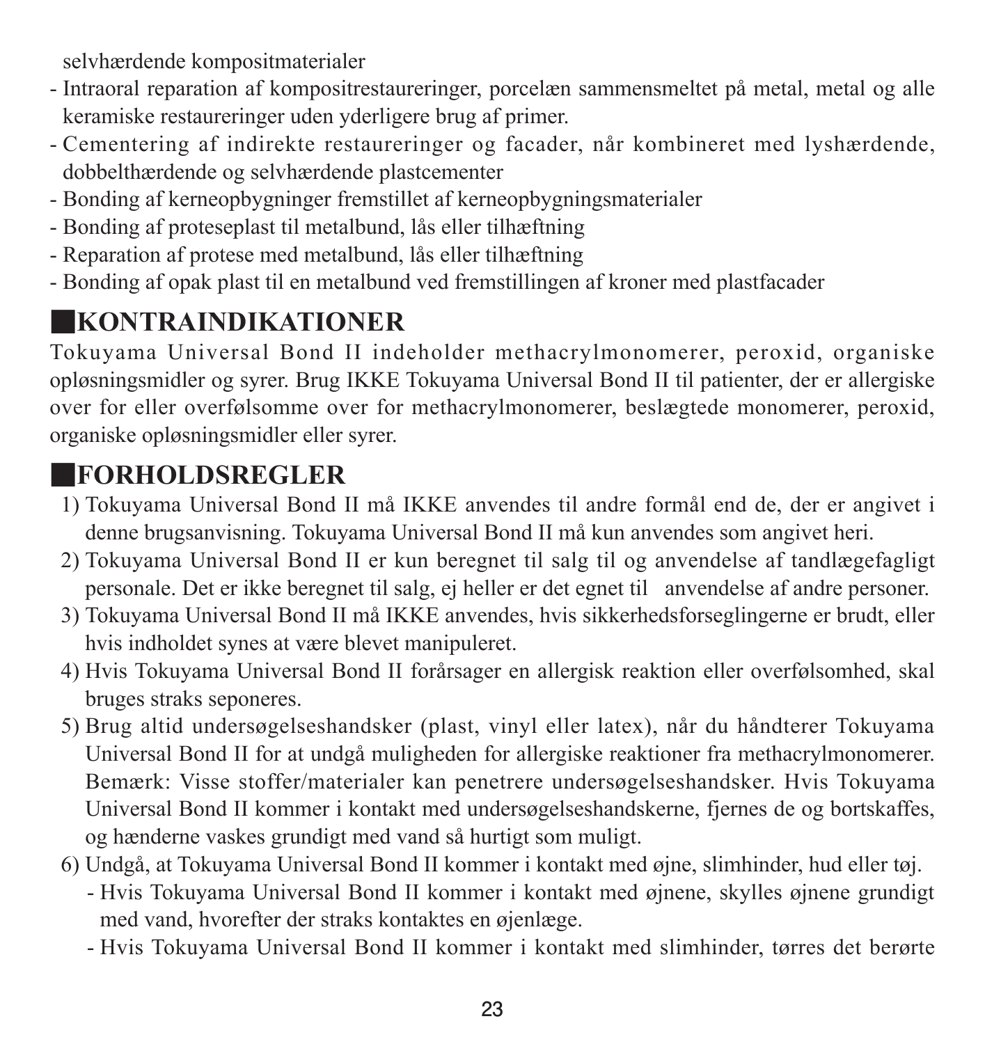selvhærdende kompositmaterialer

- Intraoral reparation af kompositrestaureringer, porcelæn sammensmeltet på metal, metal og alle keramiske restaureringer uden yderligere brug af primer.
- Cementering af indirekte restaureringer og facader, når kombineret med lyshærdende, dobbelthærdende og selvhærdende plastcementer
- Bonding af kerneopbygninger fremstillet af kerneopbygningsmaterialer
- Bonding af proteseplast til metalbund, lås eller tilhæftning
- Reparation af protese med metalbund, lås eller tilhæftning
- Bonding af opak plast til en metalbund ved fremstillingen af kroner med plastfacader

## ■KONTRAINDIKATIONER

Tokuyama Universal Bond II indeholder methacrylmonomerer, peroxid, organiske opløsningsmidler og syrer. Brug IKKE Tokuyama Universal Bond II til patienter, der er allergiske over for eller overfølsomme over for methacrylmonomerer, beslægtede monomerer, peroxid, organiske opløsningsmidler eller syrer.

## ■FORHOLDSREGLER

1) Tokuyama Universal Bond II må IKKE anvendes til andre formål end de, der er angivet i denne brugsanvisning. Tokuyama Universal Bond II må kun anvendes som angivet heri.
2) Tokuyama Universal Bond II er kun beregnet til salg til og anvendelse af tandlægefagligt personale. Det er ikke beregnet til salg, ej heller er det egnet til anvendelse af andre personer.
3) Tokuyama Universal Bond II må IKKE anvendes, hvis sikkerhedsforseglingerne er brudt, eller hvis indholdet synes at være blevet manipuleret.
4) Hvis Tokuyama Universal Bond II forårsager en allergisk reaktion eller overfølsomhed, skal bruges straks seponeres.
5) Brug altid undersøgelseshandsker (plast, vinyl eller latex), når du håndterer Tokuyama Universal Bond II for at undgå muligheden for allergiske reaktioner fra methacrylmonomerer. Bemærk: Visse stoffer/materialer kan penetrere undersøgelseshandsker. Hvis Tokuyama Universal Bond II kommer i kontakt med undersøgelseshandskerne, fjernes de og bortskaffes, og hænderne vaskes grundigt med vand så hurtigt som muligt.
6) Undgå, at Tokuyama Universal Bond II kommer i kontakt med øjne, slimhinder, hud eller tøj.
   - Hvis Tokuyama Universal Bond II kommer i kontakt med øjnene, skylles øjnene grundigt med vand, hvorefter der straks kontaktes en øjenlæge.
   - Hvis Tokuyama Universal Bond II kommer i kontakt med slimhinder, tørres det berørte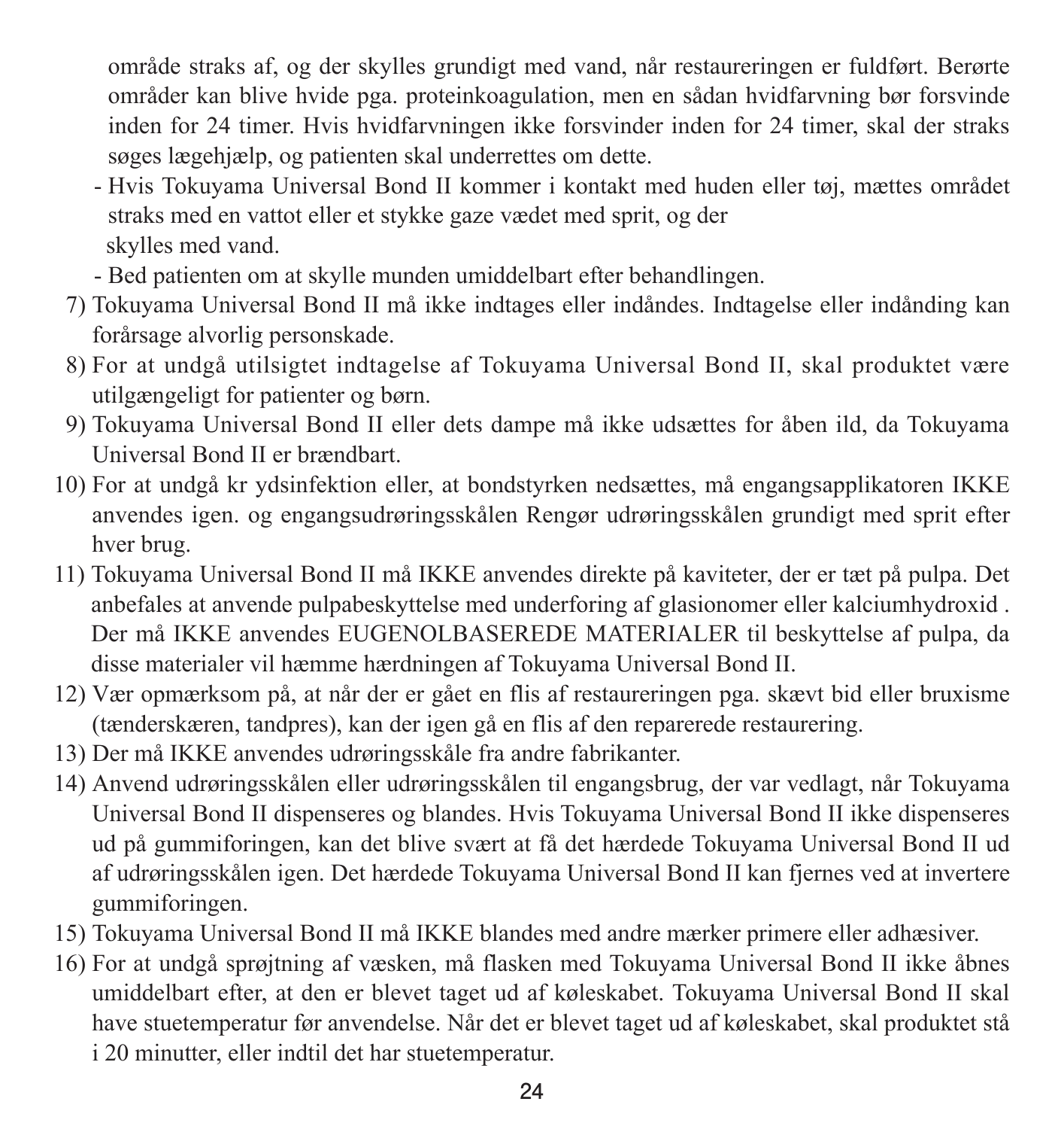område straks af, og der skylles grundigt med vand, når restaureringen er fuldført. Berørte områder kan blive hvide pga. proteinkoagulation, men en sådan hvidfarvning bør forsvinde inden for 24 timer. Hvis hvidfarvningen ikke forsvinder inden for 24 timer, skal der straks søges lægehjælp, og patienten skal underrettes om dette.

- Hvis Tokuyama Universal Bond II kommer i kontakt med huden eller tøj, mættes området straks med en vattot eller et stykke gaze vædet med sprit, og der skylles med vand.
- Bed patienten om at skylle munden umiddelbart efter behandlingen.

7) Tokuyama Universal Bond II må ikke indtages eller indåndes. Indtagelse eller indånding kan forårsage alvorlig personskade.
8) For at undgå utilsigtet indtagelse af Tokuyama Universal Bond II, skal produktet være utilgængeligt for patienter og børn.
9) Tokuyama Universal Bond II eller dets dampe må ikke udsættes for åben ild, da Tokuyama Universal Bond II er brændbart.
10) For at undgå kr ydsinfektion eller, at bondstyrken nedsættes, må engangsapplikatoren IKKE anvendes igen. og engangsudrøringsskålen Rengør udrøringsskålen grundigt med sprit efter hver brug.
11) Tokuyama Universal Bond II må IKKE anvendes direkte på kaviteter, der er tæt på pulpa. Det anbefales at anvende pulpabeskyttelse med underforing af glasionomer eller kalciumhydroxid . Der må IKKE anvendes EUGENOLBASEREDE MATERIALER til beskyttelse af pulpa, da disse materialer vil hæmme hærdningen af Tokuyama Universal Bond II.
12) Vær opmærksom på, at når der er gået en flis af restaureringen pga. skævt bid eller bruxisme (tænderskæren, tandpres), kan der igen gå en flis af den reparerede restaurering.
13) Der må IKKE anvendes udrøringsskåle fra andre fabrikanter.
14) Anvend udrøringsskålen eller udrøringsskålen til engangsbrug, der var vedlagt, når Tokuyama Universal Bond II dispenseres og blandes. Hvis Tokuyama Universal Bond II ikke dispenseres ud på gummiforingen, kan det blive svært at få det hærdede Tokuyama Universal Bond II ud af udrøringsskålen igen. Det hærdede Tokuyama Universal Bond II kan fjernes ved at invertere gummiforingen.
15) Tokuyama Universal Bond II må IKKE blandes med andre mærker primere eller adhæsiver.
16) For at undgå sprøjtning af væsken, må flasken med Tokuyama Universal Bond II ikke åbnes umiddelbart efter, at den er blevet taget ud af køleskabet. Tokuyama Universal Bond II skal have stuetemperatur før anvendelse. Når det er blevet taget ud af køleskabet, skal produktet stå i 20 minutter, eller indtil det har stuetemperatur.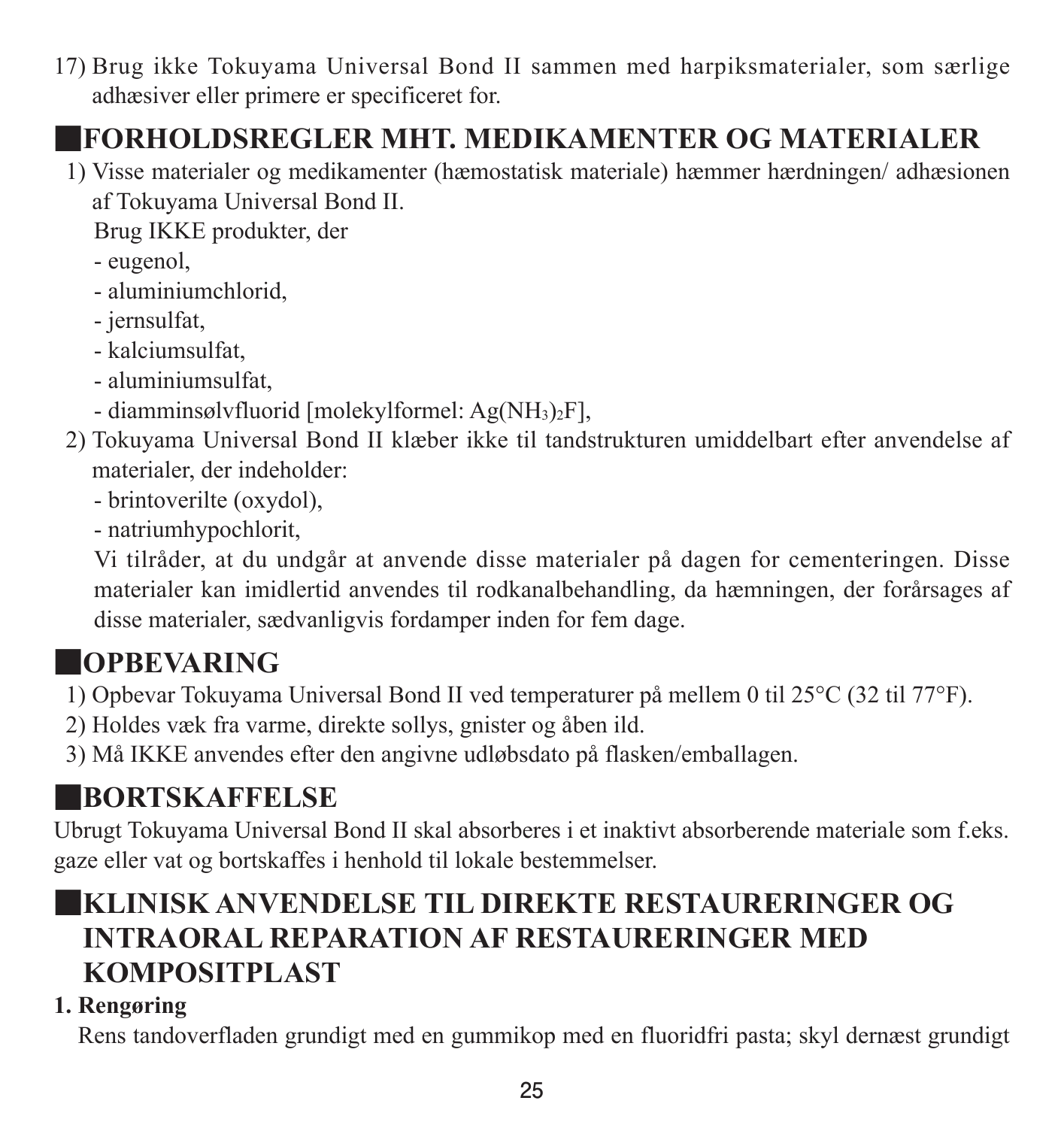17) Brug ikke Tokuyama Universal Bond II sammen med harpiksmaterialer, som særlige adhæsiver eller primere er specificeret for.

## ■FORHOLDSREGLER MHT. MEDIKAMENTER OG MATERIALER

1) Visse materialer og medikamenter (hæmostatisk materiale) hæmmer hærdningen/ adhæsionen af Tokuyama Universal Bond II.

   Brug IKKE produkter, der
   - eugenol,
   - aluminiumchlorid,
   - jernsulfat,
   - kalciumsulfat,
   - aluminiumsulfat,
   - diamminsølvfluorid [molekylformel: $Ag(NH_3)_2F$],

2) Tokuyama Universal Bond II klæber ikke til tandstrukturen umiddelbart efter anvendelse af materialer, der indeholder:
   - brintoverilte (oxydol),
   - natriumhypochlorit,

   Vi tilråder, at du undgår at anvende disse materialer på dagen for cementeringen. Disse materialer kan imidlertid anvendes til rodkanalbehandling, da hæmningen, der forårsages af disse materialer, sædvanligvis fordamper inden for fem dage.

## ■OPBEVARING

1) Opbevar Tokuyama Universal Bond II ved temperaturer på mellem 0 til 25°C (32 til 77°F).
2) Holdes væk fra varme, direkte sollys, gnister og åben ild.
3) Må IKKE anvendes efter den angivne udløbsdato på flasken/emballagen.

## ■BORTSKAFFELSE

Ubrugt Tokuyama Universal Bond II skal absorberes i et inaktivt absorberende materiale som f.eks. gaze eller vat og bortskaffes i henhold til lokale bestemmelser.

## ■KLINISK ANVENDELSE TIL DIREKTE RESTAURERINGER OG INTRAORAL REPARATION AF RESTAURERINGER MED KOMPOSITPLAST

**1. Rengøring**

Rens tandoverfladen grundigt med en gummikop med en fluoridfri pasta; skyl dernæst grundigt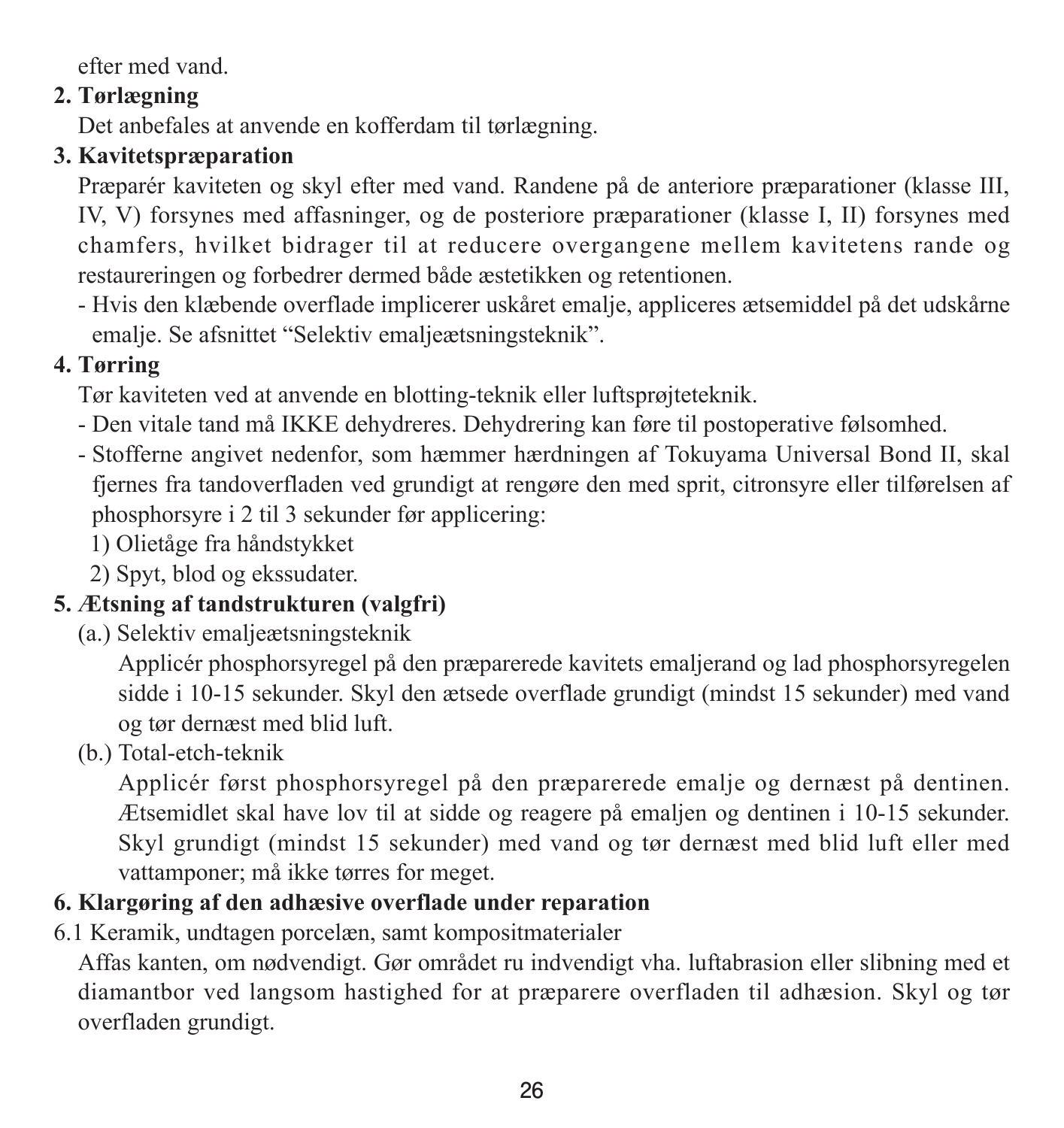efter med vand.

**2. Tørlægning**

Det anbefales at anvende en kofferdam til tørlægning.

**3. Kavitetspræparation**

Præparér kaviteten og skyl efter med vand. Randene på de anteriore præparationer (klasse III, IV, V) forsynes med affasninger, og de posteriore præparationer (klasse I, II) forsynes med chamfers, hvilket bidrager til at reducere overgangene mellem kavitetens rande og restaureringen og forbedrer dermed både æstetikken og retentionen.

- Hvis den klæbende overflade implicerer uskåret emalje, appliceres ætsemiddel på det udskårne emalje. Se afsnittet "Selektiv emaljeætsningsteknik".

**4. Tørring**

Tør kaviteten ved at anvende en blotting-teknik eller luftsprøjteteknik.

- Den vitale tand må IKKE dehydreres. Dehydrering kan føre til postoperative følsomhed.
- Stofferne angivet nedenfor, som hæmmer hærdningen af Tokuyama Universal Bond II, skal fjernes fra tandoverfladen ved grundigt at rengøre den med sprit, citronsyre eller tilførelsen af phosphorsyre i 2 til 3 sekunder før applicering:
  1) Olietåge fra håndstykket
  2) Spyt, blod og ekssudater.

**5. Ætsning af tandstrukturen (valgfri)**

(a.) Selektiv emaljeætsningsteknik

Applicér phosphorsyregel på den præparerede kavitets emaljerand og lad phosphorsyregelen sidde i 10-15 sekunder. Skyl den ætsede overflade grundigt (mindst 15 sekunder) med vand og tør dernæst med blid luft.

(b.) Total-etch-teknik

Applicér først phosphorsyregel på den præparerede emalje og dernæst på dentinen. Ætsemidlet skal have lov til at sidde og reagere på emaljen og dentinen i 10-15 sekunder. Skyl grundigt (mindst 15 sekunder) med vand og tør dernæst med blid luft eller med vattamponer; må ikke tørres for meget.

**6. Klargøring af den adhæsive overflade under reparation**

6.1 Keramik, undtagen porcelæn, samt kompositmaterialer

Affas kanten, om nødvendigt. Gør området ru indvendigt vha. luftabrasion eller slibning med et diamantbor ved langsom hastighed for at præparere overfladen til adhæsion. Skyl og tør overfladen grundigt.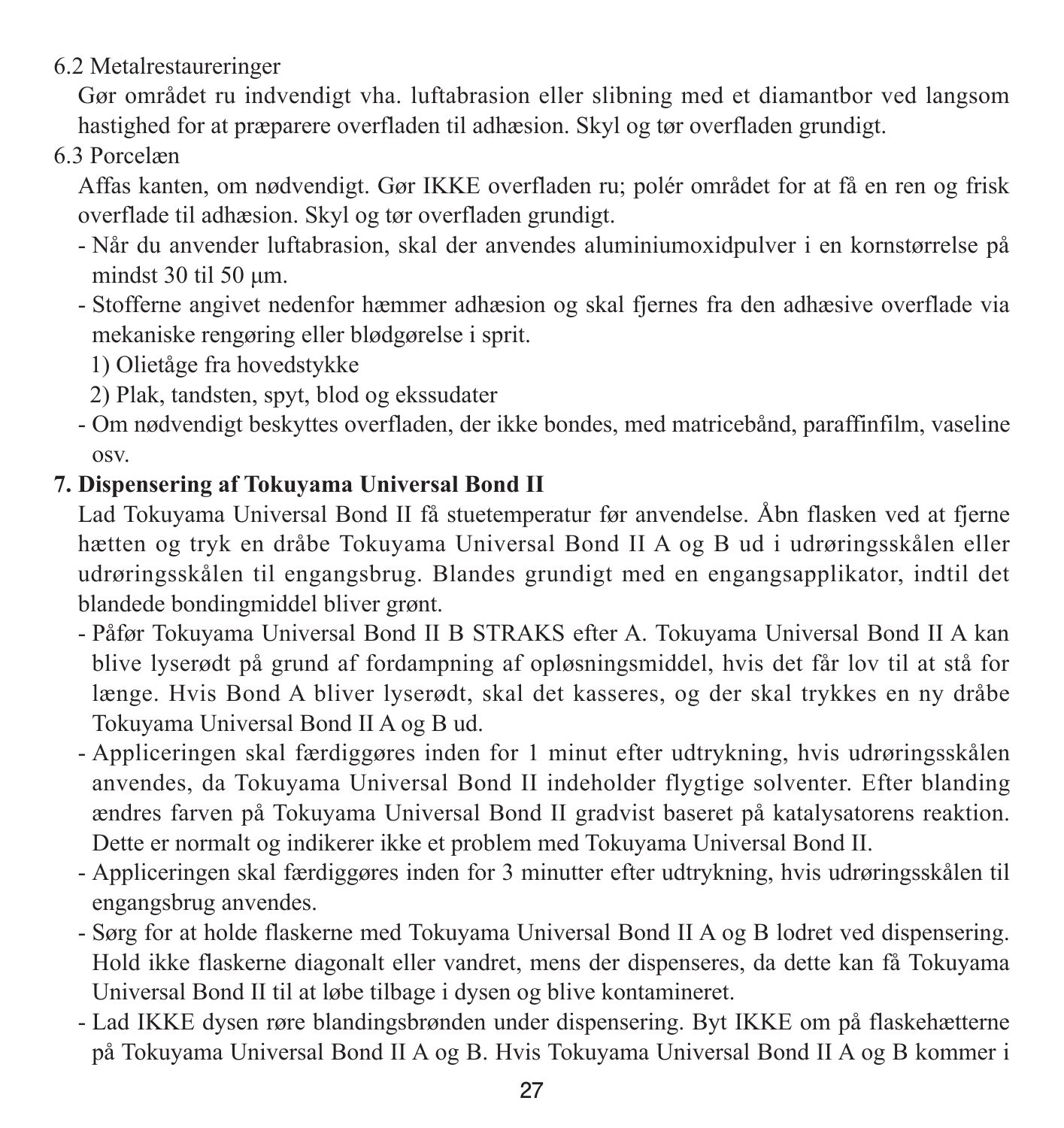6.2 Metalrestaureringer

Gør området ru indvendigt vha. luftabrasion eller slibning med et diamantbor ved langsom hastighed for at præparere overfladen til adhæsion. Skyl og tør overfladen grundigt.

6.3 Porcelæn

Affas kanten, om nødvendigt. Gør IKKE overfladen ru; polér området for at få en ren og frisk overflade til adhæsion. Skyl og tør overfladen grundigt.

- Når du anvender luftabrasion, skal der anvendes aluminiumoxidpulver i en kornstørrelse på mindst 30 til 50 µm.
- Stofferne angivet nedenfor hæmmer adhæsion og skal fjernes fra den adhæsive overflade via mekaniske rengøring eller blødgørelse i sprit.
  1) Olietåge fra hovedstykke
  2) Plak, tandsten, spyt, blod og ekssudater
- Om nødvendigt beskyttes overfladen, der ikke bondes, med matricebånd, paraffinfilm, vaseline osv.

**7. Dispensering af Tokuyama Universal Bond II**

Lad Tokuyama Universal Bond II få stuetemperatur før anvendelse. Åbn flasken ved at fjerne hætten og tryk en dråbe Tokuyama Universal Bond II A og B ud i udrøringsskålen eller udrøringsskålen til engangsbrug. Blandes grundigt med en engangsapplikator, indtil det blandede bondingmiddel bliver grønt.

- Påfør Tokuyama Universal Bond II B STRAKS efter A. Tokuyama Universal Bond II A kan blive lyserødt på grund af fordampning af opløsningsmiddel, hvis det får lov til at stå for længe. Hvis Bond A bliver lyserødt, skal det kasseres, og der skal trykkes en ny dråbe Tokuyama Universal Bond II A og B ud.
- Appliceringen skal færdiggøres inden for 1 minut efter udtrykning, hvis udrøringsskålen anvendes, da Tokuyama Universal Bond II indeholder flygtige solventer. Efter blanding ændres farven på Tokuyama Universal Bond II gradvist baseret på katalysatorens reaktion. Dette er normalt og indikerer ikke et problem med Tokuyama Universal Bond II.
- Appliceringen skal færdiggøres inden for 3 minutter efter udtrykning, hvis udrøringsskålen til engangsbrug anvendes.
- Sørg for at holde flaskerne med Tokuyama Universal Bond II A og B lodret ved dispensering. Hold ikke flaskerne diagonalt eller vandret, mens der dispenseres, da dette kan få Tokuyama Universal Bond II til at løbe tilbage i dysen og blive kontamineret.
- Lad IKKE dysen røre blandingsbrønden under dispensering. Byt IKKE om på flaskehætterne på Tokuyama Universal Bond II A og B. Hvis Tokuyama Universal Bond II A og B kommer i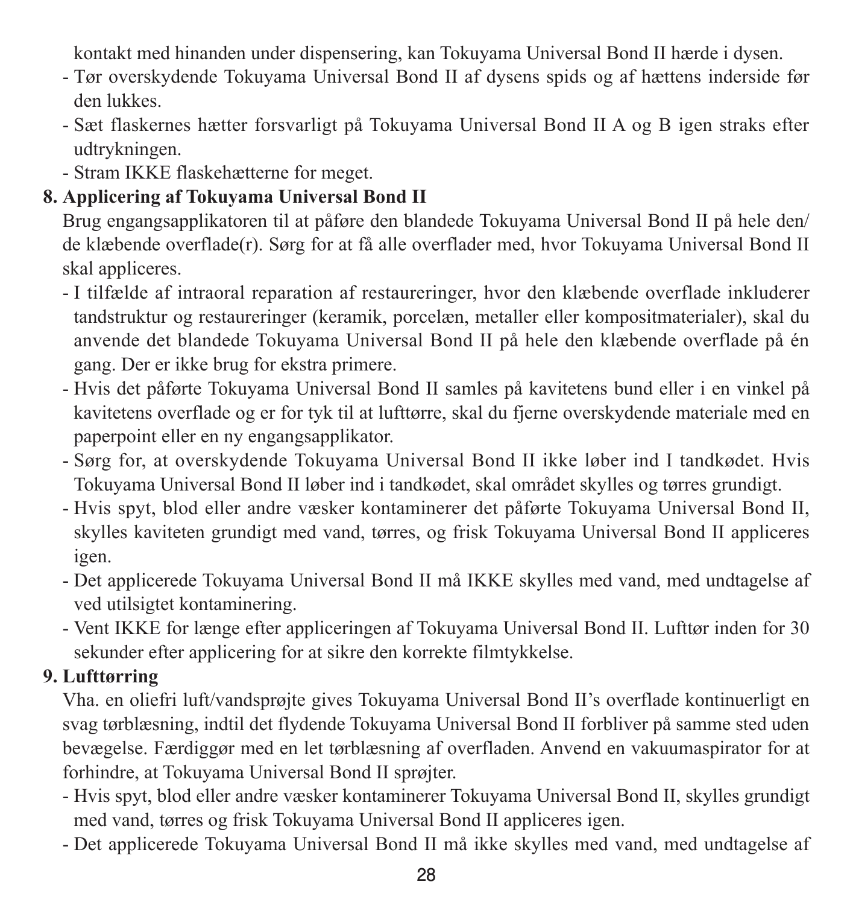kontakt med hinanden under dispensering, kan Tokuyama Universal Bond II hærde i dysen.

- Tør overskydende Tokuyama Universal Bond II af dysens spids og af hættens inderside før den lukkes.
- Sæt flaskernes hætter forsvarligt på Tokuyama Universal Bond II A og B igen straks efter udtrykningen.
- Stram IKKE flaskehætterne for meget.

**8. Applicering af Tokuyama Universal Bond II**

Brug engangsapplikatoren til at påføre den blandede Tokuyama Universal Bond II på hele den/de klæbende overflade(r). Sørg for at få alle overflader med, hvor Tokuyama Universal Bond II skal appliceres.

- I tilfælde af intraoral reparation af restaureringer, hvor den klæbende overflade inkluderer tandstruktur og restaureringer (keramik, porcelæn, metaller eller kompositmaterialer), skal du anvende det blandede Tokuyama Universal Bond II på hele den klæbende overflade på én gang. Der er ikke brug for ekstra primere.
- Hvis det påførte Tokuyama Universal Bond II samles på kavitetens bund eller i en vinkel på kavitetens overflade og er for tyk til at lufttørre, skal du fjerne overskydende materiale med en paperpoint eller en ny engangsapplikator.
- Sørg for, at overskydende Tokuyama Universal Bond II ikke løber ind I tandkødet. Hvis Tokuyama Universal Bond II løber ind i tandkødet, skal området skylles og tørres grundigt.
- Hvis spyt, blod eller andre væsker kontaminerer det påførte Tokuyama Universal Bond II, skylles kaviteten grundigt med vand, tørres, og frisk Tokuyama Universal Bond II appliceres igen.
- Det applicerede Tokuyama Universal Bond II må IKKE skylles med vand, med undtagelse af ved utilsigtet kontaminering.
- Vent IKKE for længe efter appliceringen af Tokuyama Universal Bond II. Lufttør inden for 30 sekunder efter applicering for at sikre den korrekte filmtykkelse.

**9. Lufttørring**

Vha. en oliefri luft/vandsprøjte gives Tokuyama Universal Bond II's overflade kontinuerligt en svag tørblæsning, indtil det flydende Tokuyama Universal Bond II forbliver på samme sted uden bevægelse. Færdiggør med en let tørblæsning af overfladen. Anvend en vakuumaspirator for at forhindre, at Tokuyama Universal Bond II sprøjter.

- Hvis spyt, blod eller andre væsker kontaminerer Tokuyama Universal Bond II, skylles grundigt med vand, tørres og frisk Tokuyama Universal Bond II appliceres igen.
- Det applicerede Tokuyama Universal Bond II må ikke skylles med vand, med undtagelse af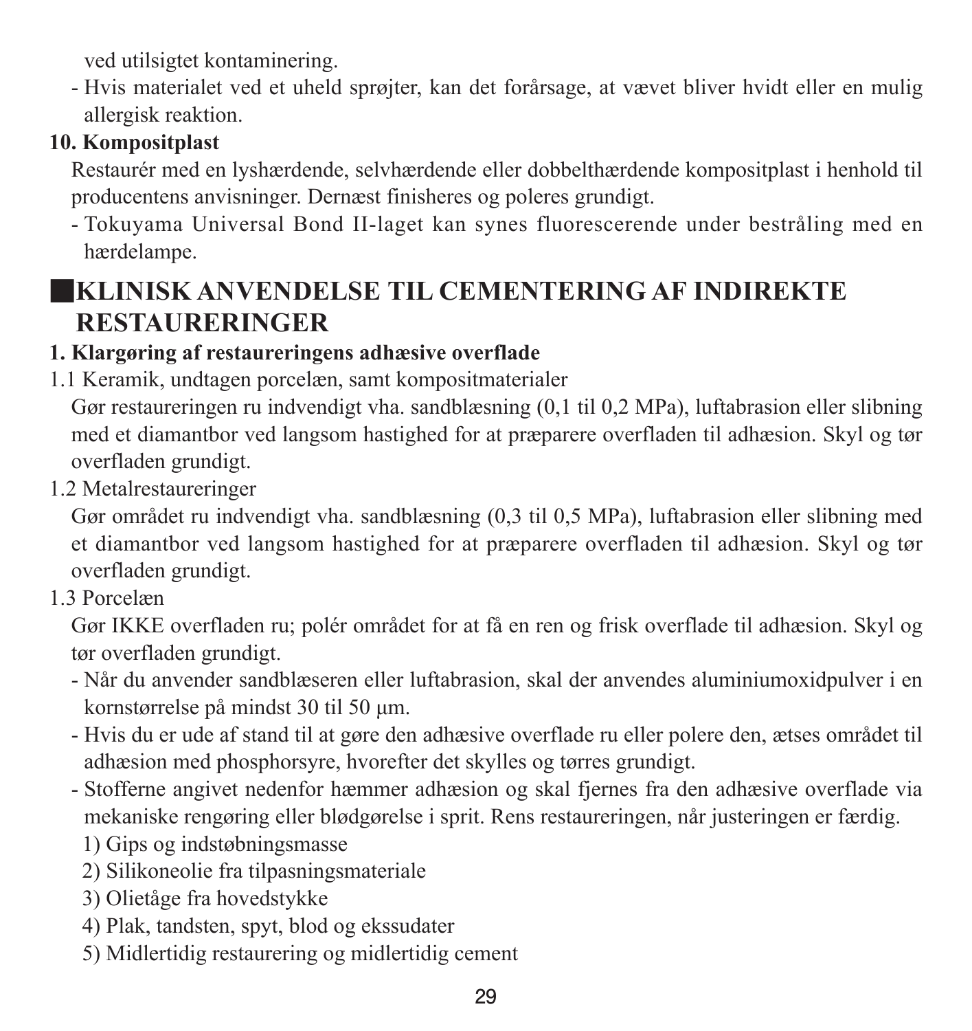ved utilsigtet kontaminering.

- Hvis materialet ved et uheld sprøjter, kan det forårsage, at vævet bliver hvidt eller en mulig allergisk reaktion.

**10. Kompositplast**

Restaurér med en lyshærdende, selvhærdende eller dobbelthærdende kompositplast i henhold til producentens anvisninger. Dernæst finisheres og poleres grundigt.

- Tokuyama Universal Bond II-laget kan synes fluorescerende under bestråling med en hærdelampe.

## ■KLINISK ANVENDELSE TIL CEMENTERING AF INDIREKTE RESTAURERINGER

**1. Klargøring af restaureringens adhæsive overflade**

1.1 Keramik, undtagen porcelæn, samt kompositmaterialer

Gør restaureringen ru indvendigt vha. sandblæsning (0,1 til 0,2 MPa), luftabrasion eller slibning med et diamantbor ved langsom hastighed for at præparere overfladen til adhæsion. Skyl og tør overfladen grundigt.

1.2 Metalrestaureringer

Gør området ru indvendigt vha. sandblæsning (0,3 til 0,5 MPa), luftabrasion eller slibning med et diamantbor ved langsom hastighed for at præparere overfladen til adhæsion. Skyl og tør overfladen grundigt.

1.3 Porcelæn

Gør IKKE overfladen ru; polér området for at få en ren og frisk overflade til adhæsion. Skyl og tør overfladen grundigt.

- Når du anvender sandblæseren eller luftabrasion, skal der anvendes aluminiumoxidpulver i en kornstørrelse på mindst 30 til 50 μm.
- Hvis du er ude af stand til at gøre den adhæsive overflade ru eller polere den, ætses området til adhæsion med phosphorsyre, hvorefter det skylles og tørres grundigt.
- Stofferne angivet nedenfor hæmmer adhæsion og skal fjernes fra den adhæsive overflade via mekaniske rengøring eller blødgørelse i sprit. Rens restaureringen, når justeringen er færdig.
  1) Gips og indstøbningsmasse
  2) Silikoneolie fra tilpasningsmateriale
  3) Olietåge fra hovedstykke
  4) Plak, tandsten, spyt, blod og ekssudater
  5) Midlertidig restaurering og midlertidig cement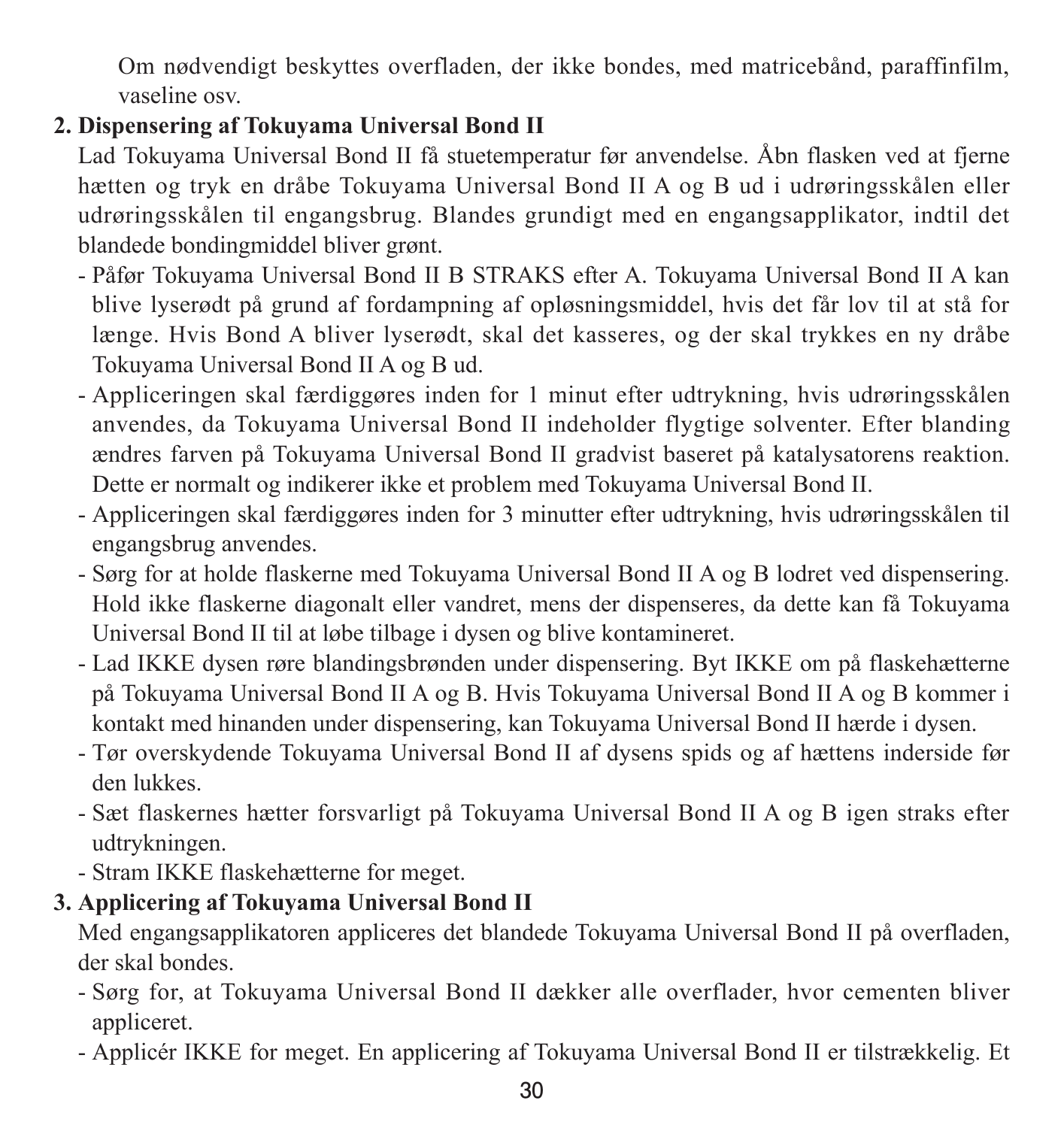Om nødvendigt beskyttes overfladen, der ikke bondes, med matricebånd, paraffinfilm, vaseline osv.

**2. Dispensering af Tokuyama Universal Bond II**

Lad Tokuyama Universal Bond II få stuetemperatur før anvendelse. Åbn flasken ved at fjerne hætten og tryk en dråbe Tokuyama Universal Bond II A og B ud i udrøringsskålen eller udrøringsskålen til engangsbrug. Blandes grundigt med en engangsapplikator, indtil det blandede bondingmiddel bliver grønt.

- Påfør Tokuyama Universal Bond II B STRAKS efter A. Tokuyama Universal Bond II A kan blive lyserødt på grund af fordampning af opløsningsmiddel, hvis det får lov til at stå for længe. Hvis Bond A bliver lyserødt, skal det kasseres, og der skal trykkes en ny dråbe Tokuyama Universal Bond II A og B ud.
- Appliceringen skal færdiggøres inden for 1 minut efter udtrykning, hvis udrøringsskålen anvendes, da Tokuyama Universal Bond II indeholder flygtige solventer. Efter blanding ændres farven på Tokuyama Universal Bond II gradvist baseret på katalysatorens reaktion. Dette er normalt og indikerer ikke et problem med Tokuyama Universal Bond II.
- Appliceringen skal færdiggøres inden for 3 minutter efter udtrykning, hvis udrøringsskålen til engangsbrug anvendes.
- Sørg for at holde flaskerne med Tokuyama Universal Bond II A og B lodret ved dispensering. Hold ikke flaskerne diagonalt eller vandret, mens der dispenseres, da dette kan få Tokuyama Universal Bond II til at løbe tilbage i dysen og blive kontamineret.
- Lad IKKE dysen røre blandingsbrønden under dispensering. Byt IKKE om på flaskehætterne på Tokuyama Universal Bond II A og B. Hvis Tokuyama Universal Bond II A og B kommer i kontakt med hinanden under dispensering, kan Tokuyama Universal Bond II hærde i dysen.
- Tør overskydende Tokuyama Universal Bond II af dysens spids og af hættens inderside før den lukkes.
- Sæt flaskernes hætter forsvarligt på Tokuyama Universal Bond II A og B igen straks efter udtrykningen.
- Stram IKKE flaskehætterne for meget.

**3. Applicering af Tokuyama Universal Bond II**

Med engangsapplikatoren appliceres det blandede Tokuyama Universal Bond II på overfladen, der skal bondes.

- Sørg for, at Tokuyama Universal Bond II dækker alle overflader, hvor cementen bliver appliceret.
- Applicér IKKE for meget. En applicering af Tokuyama Universal Bond II er tilstrækkelig. Et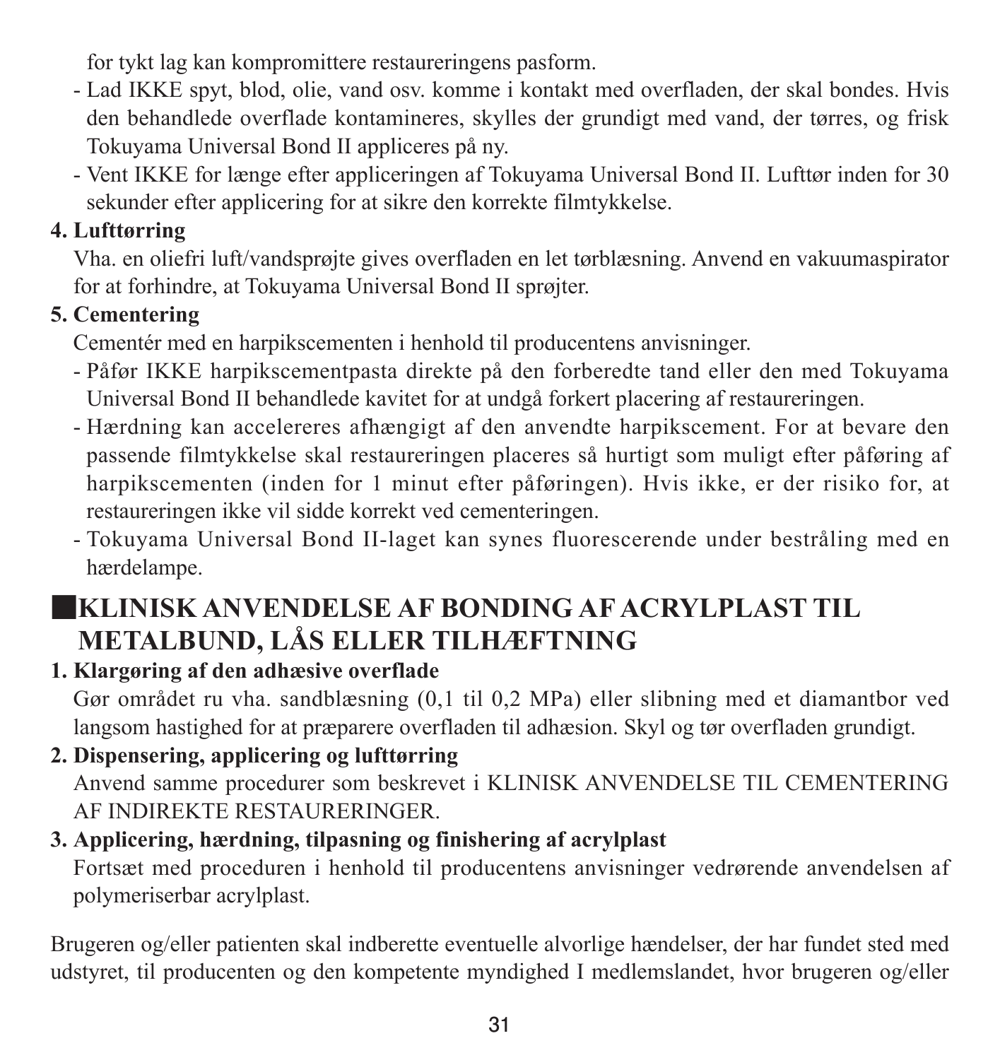for tykt lag kan kompromittere restaureringens pasform.

- Lad IKKE spyt, blod, olie, vand osv. komme i kontakt med overfladen, der skal bondes. Hvis den behandlede overflade kontamineres, skylles der grundigt med vand, der tørres, og frisk Tokuyama Universal Bond II appliceres på ny.
- Vent IKKE for længe efter appliceringen af Tokuyama Universal Bond II. Lufttør inden for 30 sekunder efter applicering for at sikre den korrekte filmtykkelse.

**4. Lufttørring**

Vha. en oliefri luft/vandsprøjte gives overfladen en let tørblæsning. Anvend en vakuumaspirator for at forhindre, at Tokuyama Universal Bond II sprøjter.

**5. Cementering**

Cementér med en harpikscementen i henhold til producentens anvisninger.

- Påfør IKKE harpikscementpasta direkte på den forberedte tand eller den med Tokuyama Universal Bond II behandlede kavitet for at undgå forkert placering af restaureringen.
- Hærdning kan accelereres afhængigt af den anvendte harpikscement. For at bevare den passende filmtykkelse skal restaureringen placeres så hurtigt som muligt efter påføring af harpikscementen (inden for 1 minut efter påføringen). Hvis ikke, er der risiko for, at restaureringen ikke vil sidde korrekt ved cementeringen.
- Tokuyama Universal Bond II-laget kan synes fluorescerende under bestråling med en hærdelampe.

## ■KLINISK ANVENDELSE AF BONDING AF ACRYLPLAST TIL METALBUND, LÅS ELLER TILHÆFTNING

**1. Klargøring af den adhæsive overflade**

Gør området ru vha. sandblæsning (0,1 til 0,2 MPa) eller slibning med et diamantbor ved langsom hastighed for at præparere overfladen til adhæsion. Skyl og tør overfladen grundigt.

**2. Dispensering, applicering og lufttørring**

Anvend samme procedurer som beskrevet i KLINISK ANVENDELSE TIL CEMENTERING AF INDIREKTE RESTAURERINGER.

**3. Applicering, hærdning, tilpasning og finishering af acrylplast**

Fortsæt med proceduren i henhold til producentens anvisninger vedrørende anvendelsen af polymeriserbar acrylplast.

Brugeren og/eller patienten skal indberette eventuelle alvorlige hændelser, der har fundet sted med udstyret, til producenten og den kompetente myndighed I medlemslandet, hvor brugeren og/eller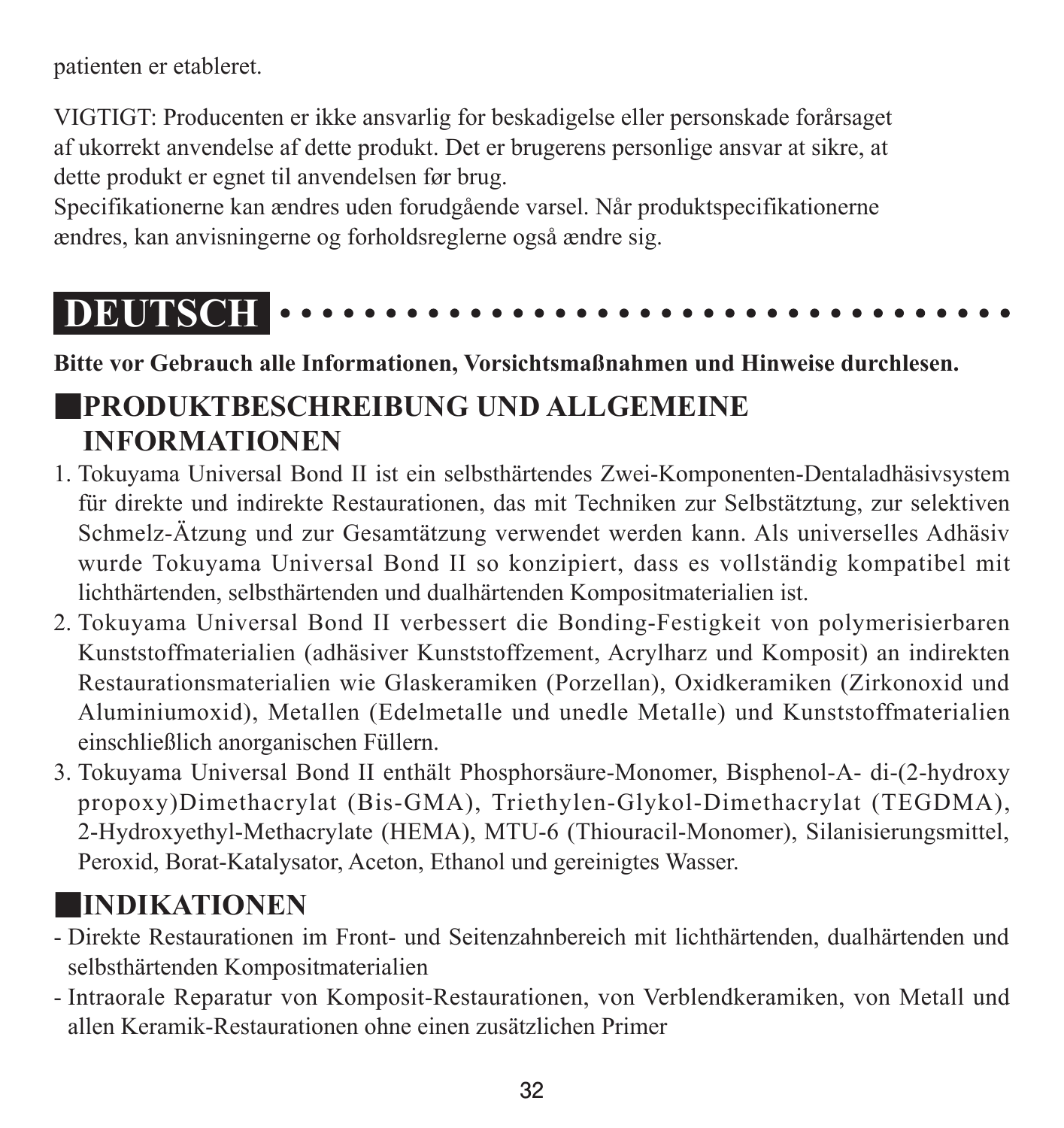patienten er etableret.

VIGTIGT: Producenten er ikke ansvarlig for beskadigelse eller personskade forårsaget af ukorrekt anvendelse af dette produkt. Det er brugerens personlige ansvar at sikre, at dette produkt er egnet til anvendelsen før brug.
Specifikationerne kan ændres uden forudgående varsel. Når produktspecifikationerne ændres, kan anvisningerne og forholdsreglerne også ændre sig.

# DEUTSCH

**Bitte vor Gebrauch alle Informationen, Vorsichtsmaßnahmen und Hinweise durchlesen.**

## PRODUKTBESCHREIBUNG UND ALLGEMEINE INFORMATIONEN

1. Tokuyama Universal Bond II ist ein selbsthärtendes Zwei-Komponenten-Dentaladhäsivsystem für direkte und indirekte Restaurationen, das mit Techniken zur Selbstätztung, zur selektiven Schmelz-Ätzung und zur Gesamtätzung verwendet werden kann. Als universelles Adhäsiv wurde Tokuyama Universal Bond II so konzipiert, dass es vollständig kompatibel mit lichthärtenden, selbsthärtenden und dualhärtenden Kompositmaterialien ist.
2. Tokuyama Universal Bond II verbessert die Bonding-Festigkeit von polymerisierbaren Kunststoffmaterialien (adhäsiver Kunststoffzement, Acrylharz und Komposit) an indirekten Restaurationsmaterialien wie Glaskeramiken (Porzellan), Oxidkeramiken (Zirkonoxid und Aluminiumoxid), Metallen (Edelmetalle und unedle Metalle) und Kunststoffmaterialien einschließlich anorganischen Füllern.
3. Tokuyama Universal Bond II enthält Phosphorsäure-Monomer, Bisphenol-A- di-(2-hydroxy propoxy)Dimethacrylat (Bis-GMA), Triethylen-Glykol-Dimethacrylat (TEGDMA), 2-Hydroxyethyl-Methacrylate (HEMA), MTU-6 (Thiouracil-Monomer), Silanisierungsmittel, Peroxid, Borat-Katalysator, Aceton, Ethanol und gereinigtes Wasser.

## INDIKATIONEN

- Direkte Restaurationen im Front- und Seitenzahnbereich mit lichthärtenden, dualhärtenden und selbsthärtenden Kompositmaterialien
- Intraorale Reparatur von Komposit-Restaurationen, von Verblendkeramiken, von Metall und allen Keramik-Restaurationen ohne einen zusätzlichen Primer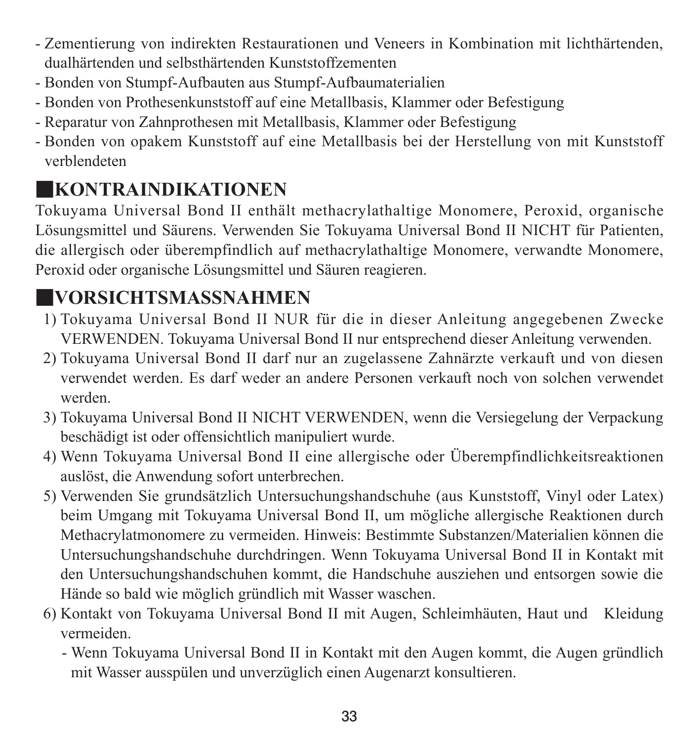- Zementierung von indirekten Restaurationen und Veneers in Kombination mit lichthärtenden, dualhärtenden und selbsthärtenden Kunststoffzementen
- Bonden von Stumpf-Aufbauten aus Stumpf-Aufbaumaterialien
- Bonden von Prothesenkunststoff auf eine Metallbasis, Klammer oder Befestigung
- Reparatur von Zahnprothesen mit Metallbasis, Klammer oder Befestigung
- Bonden von opakem Kunststoff auf eine Metallbasis bei der Herstellung von mit Kunststoff verblendeten

## ■KONTRAINDIKATIONEN

Tokuyama Universal Bond II enthält methacrylathaltige Monomere, Peroxid, organische Lösungsmittel und Säurens. Verwenden Sie Tokuyama Universal Bond II NICHT für Patienten, die allergisch oder überempfindlich auf methacrylathaltige Monomere, verwandte Monomere, Peroxid oder organische Lösungsmittel und Säuren reagieren.

## ■VORSICHTSMASSNAHMEN

1) Tokuyama Universal Bond II NUR für die in dieser Anleitung angegebenen Zwecke VERWENDEN. Tokuyama Universal Bond II nur entsprechend dieser Anleitung verwenden.
2) Tokuyama Universal Bond II darf nur an zugelassene Zahnärzte verkauft und von diesen verwendet werden. Es darf weder an andere Personen verkauft noch von solchen verwendet werden.
3) Tokuyama Universal Bond II NICHT VERWENDEN, wenn die Versiegelung der Verpackung beschädigt ist oder offensichtlich manipuliert wurde.
4) Wenn Tokuyama Universal Bond II eine allergische oder Überempfindlichkeitsreaktionen auslöst, die Anwendung sofort unterbrechen.
5) Verwenden Sie grundsätzlich Untersuchungshandschuhe (aus Kunststoff, Vinyl oder Latex) beim Umgang mit Tokuyama Universal Bond II, um mögliche allergische Reaktionen durch Methacrylatmonomere zu vermeiden. Hinweis: Bestimmte Substanzen/Materialien können die Untersuchungshandschuhe durchdringen. Wenn Tokuyama Universal Bond II in Kontakt mit den Untersuchungshandschuhen kommt, die Handschuhe ausziehen und entsorgen sowie die Hände so bald wie möglich gründlich mit Wasser waschen.
6) Kontakt von Tokuyama Universal Bond II mit Augen, Schleimhäuten, Haut und Kleidung vermeiden.
   - Wenn Tokuyama Universal Bond II in Kontakt mit den Augen kommt, die Augen gründlich mit Wasser ausspülen und unverzüglich einen Augenarzt konsultieren.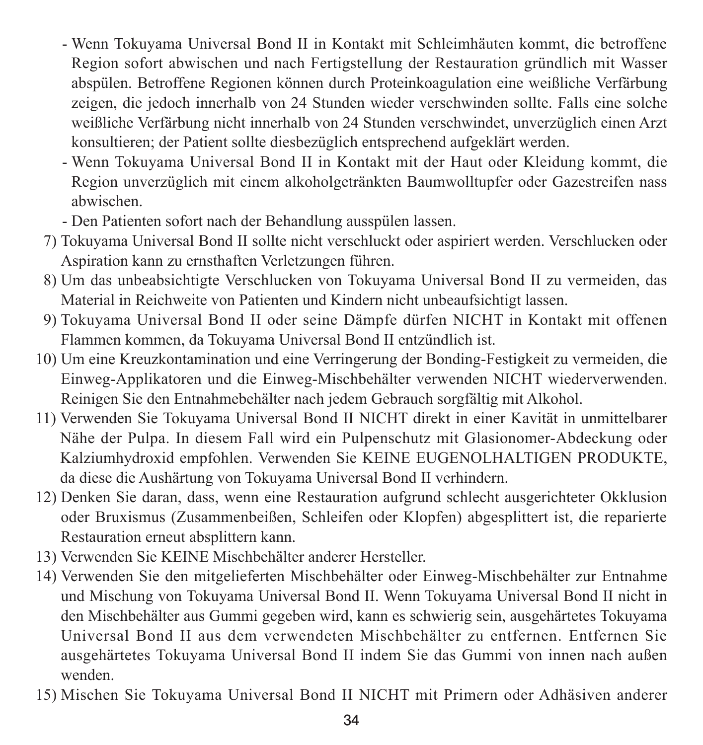- Wenn Tokuyama Universal Bond II in Kontakt mit Schleimhäuten kommt, die betroffene Region sofort abwischen und nach Fertigstellung der Restauration gründlich mit Wasser abspülen. Betroffene Regionen können durch Proteinkoagulation eine weißliche Verfärbung zeigen, die jedoch innerhalb von 24 Stunden wieder verschwinden sollte. Falls eine solche weißliche Verfärbung nicht innerhalb von 24 Stunden verschwindet, unverzüglich einen Arzt konsultieren; der Patient sollte diesbezüglich entsprechend aufgeklärt werden.
- Wenn Tokuyama Universal Bond II in Kontakt mit der Haut oder Kleidung kommt, die Region unverzüglich mit einem alkoholgetränkten Baumwolltupfer oder Gazestreifen nass abwischen.
- Den Patienten sofort nach der Behandlung ausspülen lassen.

7) Tokuyama Universal Bond II sollte nicht verschluckt oder aspiriert werden. Verschlucken oder Aspiration kann zu ernsthaften Verletzungen führen.
8) Um das unbeabsichtigte Verschlucken von Tokuyama Universal Bond II zu vermeiden, das Material in Reichweite von Patienten und Kindern nicht unbeaufsichtigt lassen.
9) Tokuyama Universal Bond II oder seine Dämpfe dürfen NICHT in Kontakt mit offenen Flammen kommen, da Tokuyama Universal Bond II entzündlich ist.
10) Um eine Kreuzkontamination und eine Verringerung der Bonding-Festigkeit zu vermeiden, die Einweg-Applikatoren und die Einweg-Mischbehälter verwenden NICHT wiederverwenden. Reinigen Sie den Entnahmebehälter nach jedem Gebrauch sorgfältig mit Alkohol.
11) Verwenden Sie Tokuyama Universal Bond II NICHT direkt in einer Kavität in unmittelbarer Nähe der Pulpa. In diesem Fall wird ein Pulpenschutz mit Glasionomer-Abdeckung oder Kalziumhydroxid empfohlen. Verwenden Sie KEINE EUGENOLHALTIGEN PRODUKTE, da diese die Aushärtung von Tokuyama Universal Bond II verhindern.
12) Denken Sie daran, dass, wenn eine Restauration aufgrund schlecht ausgerichteter Okklusion oder Bruxismus (Zusammenbeißen, Schleifen oder Klopfen) abgesplittert ist, die reparierte Restauration erneut absplittern kann.
13) Verwenden Sie KEINE Mischbehälter anderer Hersteller.
14) Verwenden Sie den mitgelieferten Mischbehälter oder Einweg-Mischbehälter zur Entnahme und Mischung von Tokuyama Universal Bond II. Wenn Tokuyama Universal Bond II nicht in den Mischbehälter aus Gummi gegeben wird, kann es schwierig sein, ausgehärtetes Tokuyama Universal Bond II aus dem verwendeten Mischbehälter zu entfernen. Entfernen Sie ausgehärtetes Tokuyama Universal Bond II indem Sie das Gummi von innen nach außen wenden.
15) Mischen Sie Tokuyama Universal Bond II NICHT mit Primern oder Adhäsiven anderer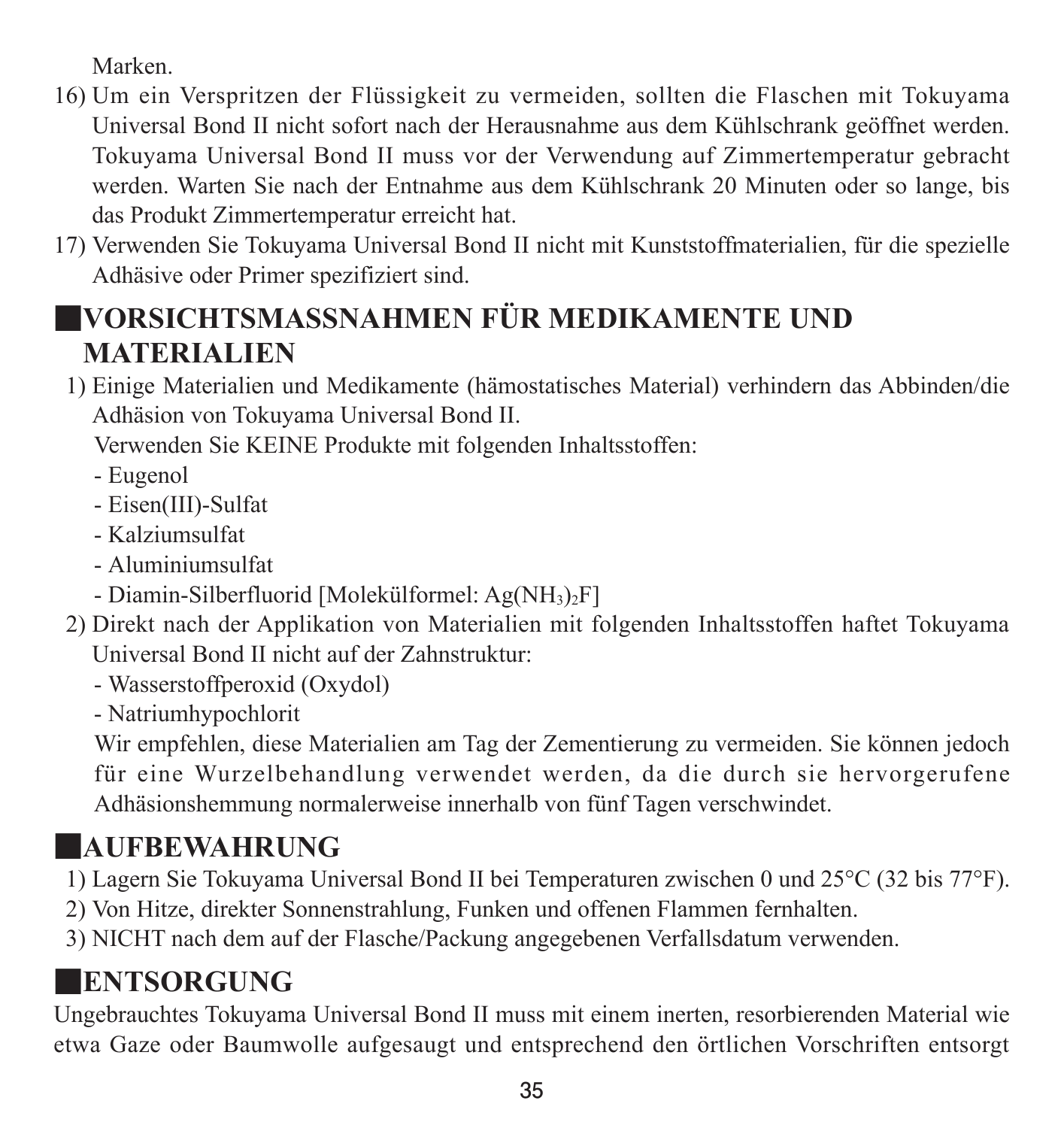Marken.

16) Um ein Verspritzen der Flüssigkeit zu vermeiden, sollten die Flaschen mit Tokuyama Universal Bond II nicht sofort nach der Herausnahme aus dem Kühlschrank geöffnet werden. Tokuyama Universal Bond II muss vor der Verwendung auf Zimmertemperatur gebracht werden. Warten Sie nach der Entnahme aus dem Kühlschrank 20 Minuten oder so lange, bis das Produkt Zimmertemperatur erreicht hat.
17) Verwenden Sie Tokuyama Universal Bond II nicht mit Kunststoffmaterialien, für die spezielle Adhäsive oder Primer spezifiziert sind.

## ■VORSICHTSMASSNAHMEN FÜR MEDIKAMENTE UND MATERIALIEN

1) Einige Materialien und Medikamente (hämostatisches Material) verhindern das Abbinden/die Adhäsion von Tokuyama Universal Bond II.
   Verwenden Sie KEINE Produkte mit folgenden Inhaltsstoffen:
   - Eugenol
   - Eisen(III)-Sulfat
   - Kalziumsulfat
   - Aluminiumsulfat
   - Diamin-Silberfluorid [Molekülformel: $Ag(NH_3)_2F$]
2) Direkt nach der Applikation von Materialien mit folgenden Inhaltsstoffen haftet Tokuyama Universal Bond II nicht auf der Zahnstruktur:
   - Wasserstoffperoxid (Oxydol)
   - Natriumhypochlorit

   Wir empfehlen, diese Materialien am Tag der Zementierung zu vermeiden. Sie können jedoch für eine Wurzelbehandlung verwendet werden, da die durch sie hervorgerufene Adhäsionshemmung normalerweise innerhalb von fünf Tagen verschwindet.

## ■AUFBEWAHRUNG

1) Lagern Sie Tokuyama Universal Bond II bei Temperaturen zwischen 0 und 25°C (32 bis 77°F).
2) Von Hitze, direkter Sonnenstrahlung, Funken und offenen Flammen fernhalten.
3) NICHT nach dem auf der Flasche/Packung angegebenen Verfallsdatum verwenden.

## ■ENTSORGUNG

Ungebrauchtes Tokuyama Universal Bond II muss mit einem inerten, resorbierenden Material wie etwa Gaze oder Baumwolle aufgesaugt und entsprechend den örtlichen Vorschriften entsorgt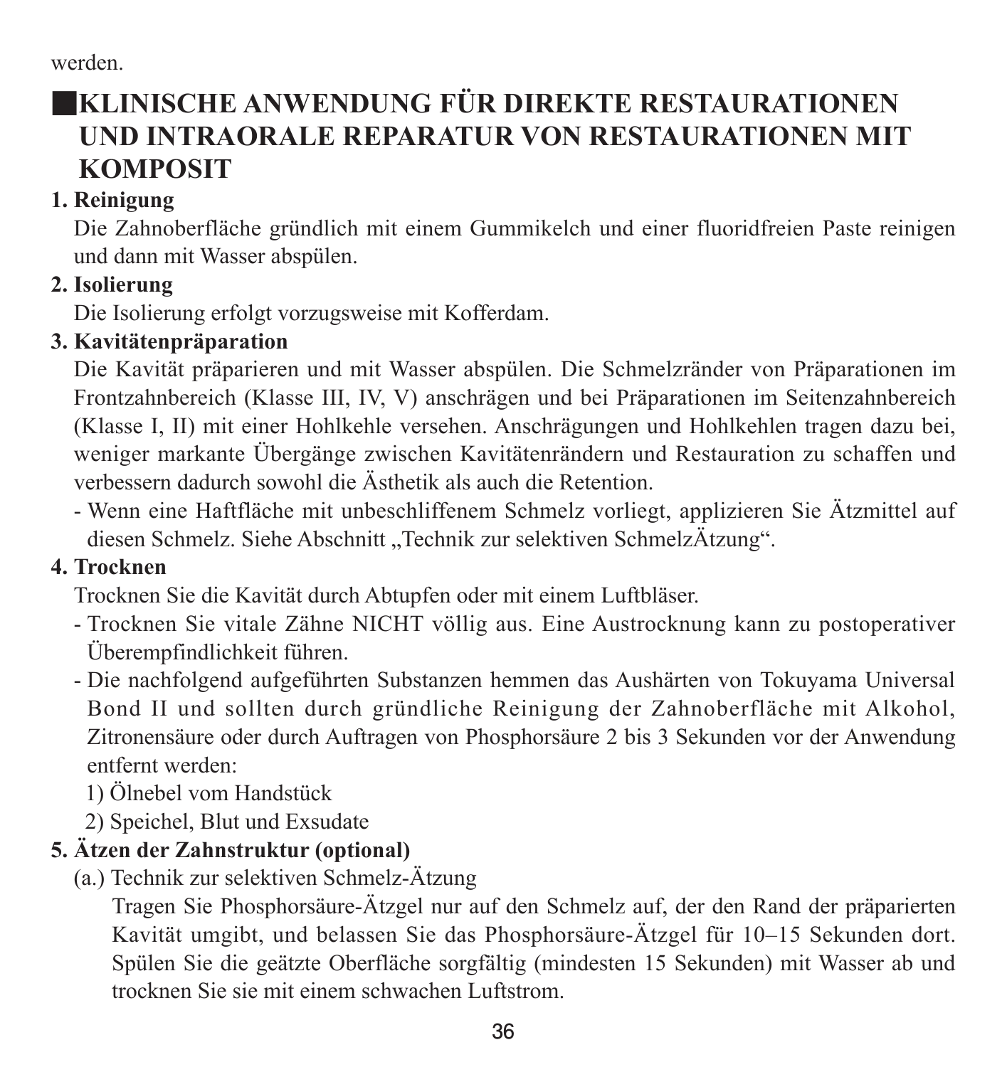werden.

## ■KLINISCHE ANWENDUNG FÜR DIREKTE RESTAURATIONEN UND INTRAORALE REPARATUR VON RESTAURATIONEN MIT KOMPOSIT

**1. Reinigung**

Die Zahnoberfläche gründlich mit einem Gummikelch und einer fluoridfreien Paste reinigen und dann mit Wasser abspülen.

**2. Isolierung**

Die Isolierung erfolgt vorzugsweise mit Kofferdam.

**3. Kavitätenpräparation**

Die Kavität präparieren und mit Wasser abspülen. Die Schmelzränder von Präparationen im Frontzahnbereich (Klasse III, IV, V) anschrägen und bei Präparationen im Seitenzahnbereich (Klasse I, II) mit einer Hohlkehle versehen. Anschrägungen und Hohlkehlen tragen dazu bei, weniger markante Übergänge zwischen Kavitätenrändern und Restauration zu schaffen und verbessern dadurch sowohl die Ästhetik als auch die Retention.

- Wenn eine Haftfläche mit unbeschliffenem Schmelz vorliegt, applizieren Sie Ätzmittel auf diesen Schmelz. Siehe Abschnitt „Technik zur selektiven SchmelzÄtzung".

**4. Trocknen**

Trocknen Sie die Kavität durch Abtupfen oder mit einem Luftbläser.

- Trocknen Sie vitale Zähne NICHT völlig aus. Eine Austrocknung kann zu postoperativer Überempfindlichkeit führen.
- Die nachfolgend aufgeführten Substanzen hemmen das Aushärten von Tokuyama Universal Bond II und sollten durch gründliche Reinigung der Zahnoberfläche mit Alkohol, Zitronensäure oder durch Auftragen von Phosphorsäure 2 bis 3 Sekunden vor der Anwendung entfernt werden:
  1) Ölnebel vom Handstück
  2) Speichel, Blut und Exsudate

**5. Ätzen der Zahnstruktur (optional)**

(a.) Technik zur selektiven Schmelz-Ätzung

Tragen Sie Phosphorsäure-Ätzgel nur auf den Schmelz auf, der den Rand der präparierten Kavität umgibt, und belassen Sie das Phosphorsäure-Ätzgel für 10–15 Sekunden dort. Spülen Sie die geätzte Oberfläche sorgfältig (mindesten 15 Sekunden) mit Wasser ab und trocknen Sie sie mit einem schwachen Luftstrom.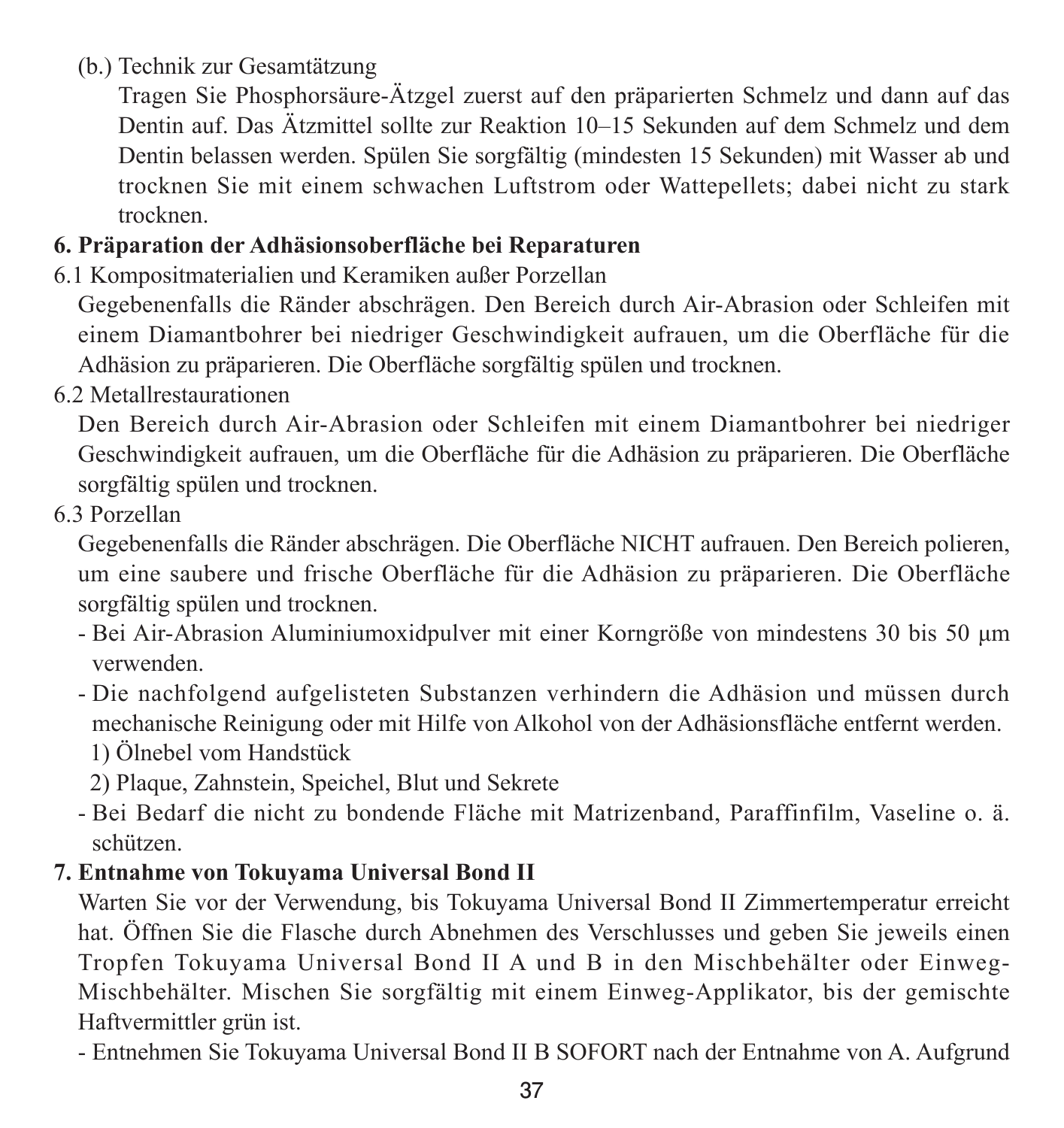(b.) Technik zur Gesamtätzung

Tragen Sie Phosphorsäure-Ätzgel zuerst auf den präparierten Schmelz und dann auf das Dentin auf. Das Ätzmittel sollte zur Reaktion 10–15 Sekunden auf dem Schmelz und dem Dentin belassen werden. Spülen Sie sorgfältig (mindesten 15 Sekunden) mit Wasser ab und trocknen Sie mit einem schwachen Luftstrom oder Wattepellets; dabei nicht zu stark trocknen.

**6. Präparation der Adhäsionsoberfläche bei Reparaturen**

6.1 Kompositmaterialien und Keramiken außer Porzellan

Gegebenenfalls die Ränder abschrägen. Den Bereich durch Air-Abrasion oder Schleifen mit einem Diamantbohrer bei niedriger Geschwindigkeit aufrauen, um die Oberfläche für die Adhäsion zu präparieren. Die Oberfläche sorgfältig spülen und trocknen.

6.2 Metallrestaurationen

Den Bereich durch Air-Abrasion oder Schleifen mit einem Diamantbohrer bei niedriger Geschwindigkeit aufrauen, um die Oberfläche für die Adhäsion zu präparieren. Die Oberfläche sorgfältig spülen und trocknen.

6.3 Porzellan

Gegebenenfalls die Ränder abschrägen. Die Oberfläche NICHT aufrauen. Den Bereich polieren, um eine saubere und frische Oberfläche für die Adhäsion zu präparieren. Die Oberfläche sorgfältig spülen und trocknen.

- Bei Air-Abrasion Aluminiumoxidpulver mit einer Korngröße von mindestens 30 bis 50 µm verwenden.
- Die nachfolgend aufgelisteten Substanzen verhindern die Adhäsion und müssen durch mechanische Reinigung oder mit Hilfe von Alkohol von der Adhäsionsfläche entfernt werden.
  1) Ölnebel vom Handstück
  2) Plaque, Zahnstein, Speichel, Blut und Sekrete
- Bei Bedarf die nicht zu bondende Fläche mit Matrizenband, Paraffinfilm, Vaseline o. ä. schützen.

**7. Entnahme von Tokuyama Universal Bond II**

Warten Sie vor der Verwendung, bis Tokuyama Universal Bond II Zimmertemperatur erreicht hat. Öffnen Sie die Flasche durch Abnehmen des Verschlusses und geben Sie jeweils einen Tropfen Tokuyama Universal Bond II A und B in den Mischbehälter oder Einweg-Mischbehälter. Mischen Sie sorgfältig mit einem Einweg-Applikator, bis der gemischte Haftvermittler grün ist.

- Entnehmen Sie Tokuyama Universal Bond II B SOFORT nach der Entnahme von A. Aufgrund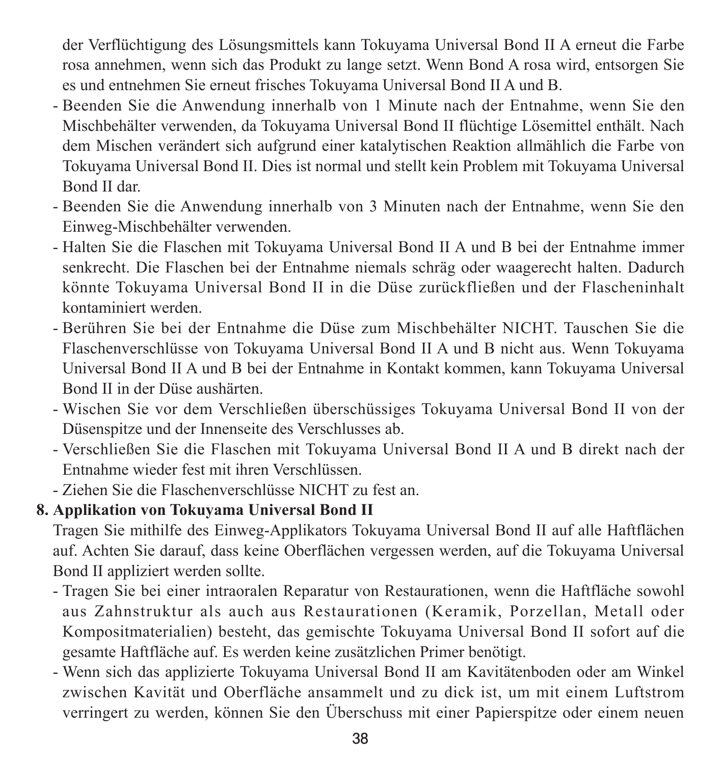der Verflüchtigung des Lösungsmittels kann Tokuyama Universal Bond II A erneut die Farbe rosa annehmen, wenn sich das Produkt zu lange setzt. Wenn Bond A rosa wird, entsorgen Sie es und entnehmen Sie erneut frisches Tokuyama Universal Bond II A und B.

- Beenden Sie die Anwendung innerhalb von 1 Minute nach der Entnahme, wenn Sie den Mischbehälter verwenden, da Tokuyama Universal Bond II flüchtige Lösemittel enthält. Nach dem Mischen verändert sich aufgrund einer katalytischen Reaktion allmählich die Farbe von Tokuyama Universal Bond II. Dies ist normal und stellt kein Problem mit Tokuyama Universal Bond II dar.
- Beenden Sie die Anwendung innerhalb von 3 Minuten nach der Entnahme, wenn Sie den Einweg-Mischbehälter verwenden.
- Halten Sie die Flaschen mit Tokuyama Universal Bond II A und B bei der Entnahme immer senkrecht. Die Flaschen bei der Entnahme niemals schräg oder waagerecht halten. Dadurch könnte Tokuyama Universal Bond II in die Düse zurückfließen und der Flascheninhalt kontaminiert werden.
- Berühren Sie bei der Entnahme die Düse zum Mischbehälter NICHT. Tauschen Sie die Flaschenverschlüsse von Tokuyama Universal Bond II A und B nicht aus. Wenn Tokuyama Universal Bond II A und B bei der Entnahme in Kontakt kommen, kann Tokuyama Universal Bond II in der Düse aushärten.
- Wischen Sie vor dem Verschließen überschüssiges Tokuyama Universal Bond II von der Düsenspitze und der Innenseite des Verschlusses ab.
- Verschließen Sie die Flaschen mit Tokuyama Universal Bond II A und B direkt nach der Entnahme wieder fest mit ihren Verschlüssen.
- Ziehen Sie die Flaschenverschlüsse NICHT zu fest an.

**8. Applikation von Tokuyama Universal Bond II**

Tragen Sie mithilfe des Einweg-Applikators Tokuyama Universal Bond II auf alle Haftflächen auf. Achten Sie darauf, dass keine Oberflächen vergessen werden, auf die Tokuyama Universal Bond II appliziert werden sollte.

- Tragen Sie bei einer intraoralen Reparatur von Restaurationen, wenn die Haftfläche sowohl aus Zahnstruktur als auch aus Restaurationen (Keramik, Porzellan, Metall oder Kompositmaterialien) besteht, das gemischte Tokuyama Universal Bond II sofort auf die gesamte Haftfläche auf. Es werden keine zusätzlichen Primer benötigt.
- Wenn sich das applizierte Tokuyama Universal Bond II am Kavitätenboden oder am Winkel zwischen Kavität und Oberfläche ansammelt und zu dick ist, um mit einem Luftstrom verringert zu werden, können Sie den Überschuss mit einer Papierspitze oder einem neuen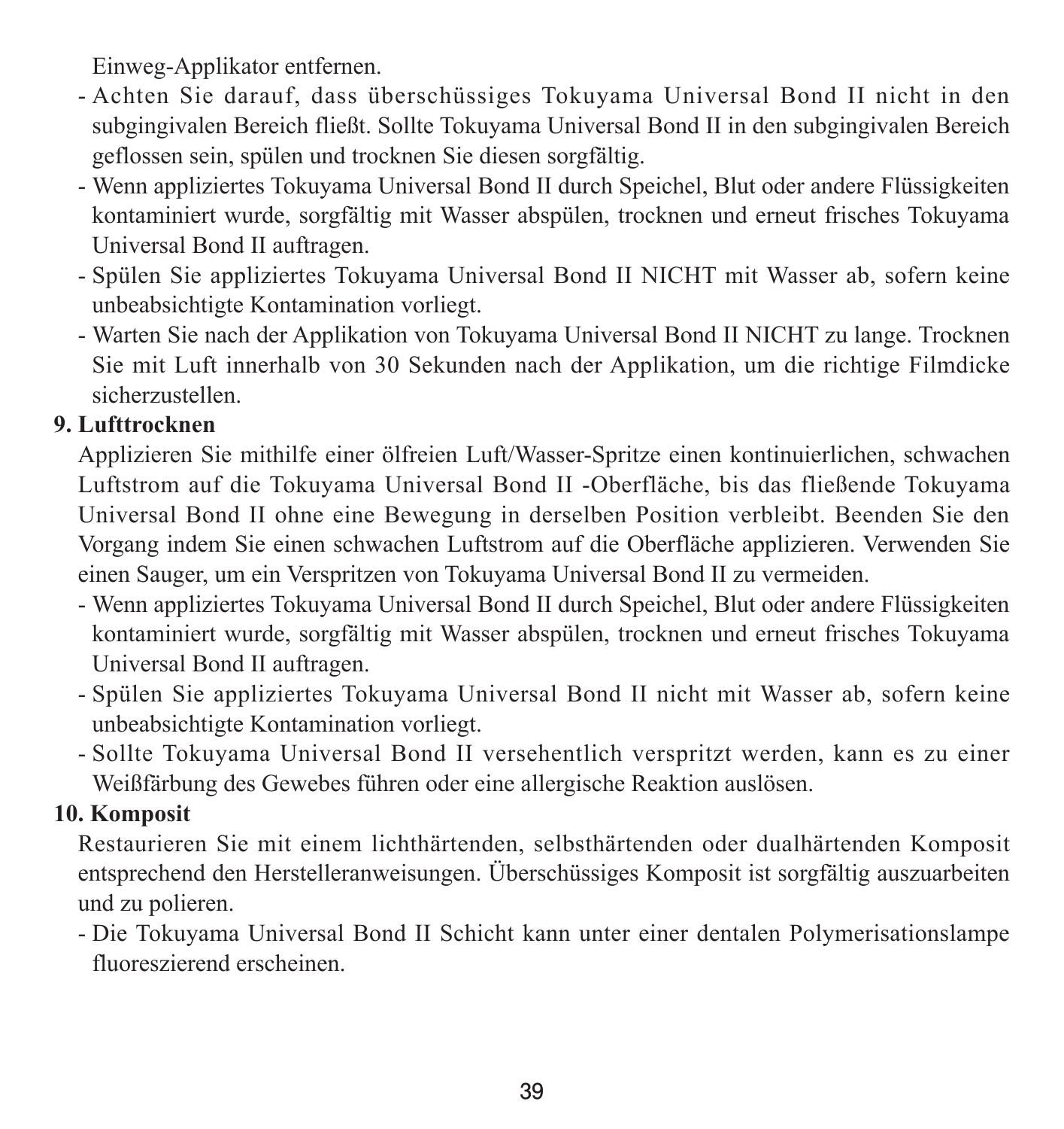Einweg-Applikator entfernen.

- Achten Sie darauf, dass überschüssiges Tokuyama Universal Bond II nicht in den subgingivalen Bereich fließt. Sollte Tokuyama Universal Bond II in den subgingivalen Bereich geflossen sein, spülen und trocknen Sie diesen sorgfältig.
- Wenn appliziertes Tokuyama Universal Bond II durch Speichel, Blut oder andere Flüssigkeiten kontaminiert wurde, sorgfältig mit Wasser abspülen, trocknen und erneut frisches Tokuyama Universal Bond II auftragen.
- Spülen Sie appliziertes Tokuyama Universal Bond II NICHT mit Wasser ab, sofern keine unbeabsichtigte Kontamination vorliegt.
- Warten Sie nach der Applikation von Tokuyama Universal Bond II NICHT zu lange. Trocknen Sie mit Luft innerhalb von 30 Sekunden nach der Applikation, um die richtige Filmdicke sicherzustellen.

**9. Lufttrocknen**

Applizieren Sie mithilfe einer ölfreien Luft/Wasser-Spritze einen kontinuierlichen, schwachen Luftstrom auf die Tokuyama Universal Bond II -Oberfläche, bis das fließende Tokuyama Universal Bond II ohne eine Bewegung in derselben Position verbleibt. Beenden Sie den Vorgang indem Sie einen schwachen Luftstrom auf die Oberfläche applizieren. Verwenden Sie einen Sauger, um ein Verspritzen von Tokuyama Universal Bond II zu vermeiden.

- Wenn appliziertes Tokuyama Universal Bond II durch Speichel, Blut oder andere Flüssigkeiten kontaminiert wurde, sorgfältig mit Wasser abspülen, trocknen und erneut frisches Tokuyama Universal Bond II auftragen.
- Spülen Sie appliziertes Tokuyama Universal Bond II nicht mit Wasser ab, sofern keine unbeabsichtigte Kontamination vorliegt.
- Sollte Tokuyama Universal Bond II versehentlich verspritzt werden, kann es zu einer Weißfärbung des Gewebes führen oder eine allergische Reaktion auslösen.

**10. Komposit**

Restaurieren Sie mit einem lichthärtenden, selbsthärtenden oder dualhärtenden Komposit entsprechend den Herstelleranweisungen. Überschüssiges Komposit ist sorgfältig auszuarbeiten und zu polieren.

- Die Tokuyama Universal Bond II Schicht kann unter einer dentalen Polymerisationslampe fluoreszierend erscheinen.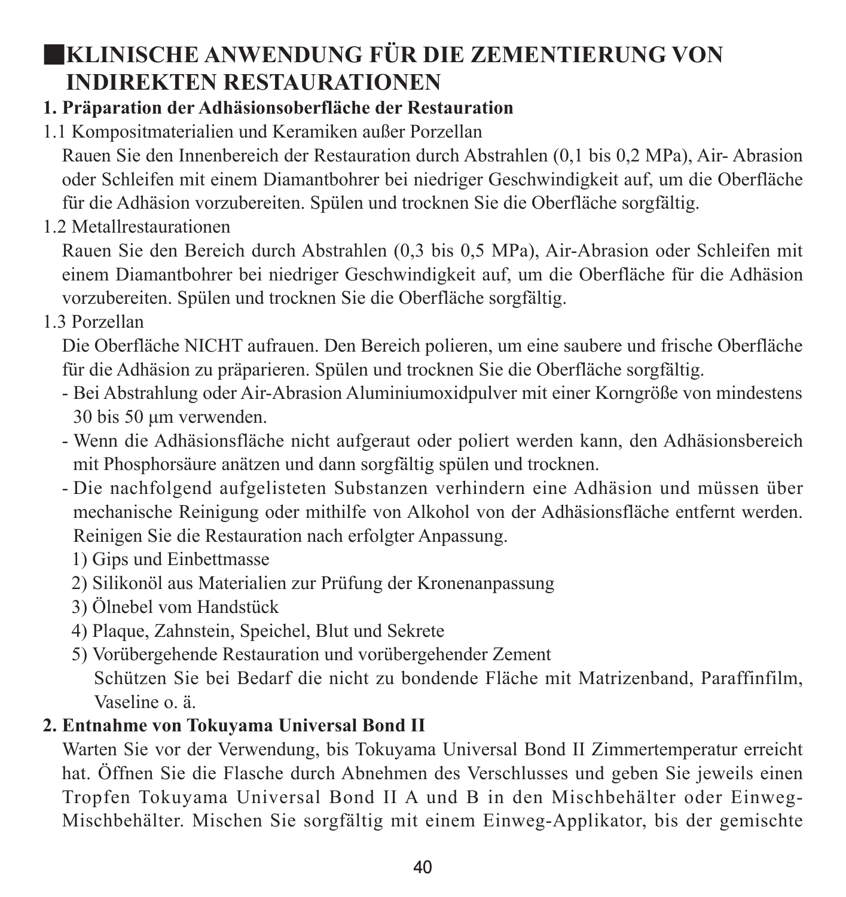# KLINISCHE ANWENDUNG FÜR DIE ZEMENTIERUNG VON INDIREKTEN RESTAURATIONEN

**1. Präparation der Adhäsionsoberfläche der Restauration**

1.1 Kompositmaterialien und Keramiken außer Porzellan

Rauen Sie den Innenbereich der Restauration durch Abstrahlen (0,1 bis 0,2 MPa), Air- Abrasion oder Schleifen mit einem Diamantbohrer bei niedriger Geschwindigkeit auf, um die Oberfläche für die Adhäsion vorzubereiten. Spülen und trocknen Sie die Oberfläche sorgfältig.

1.2 Metallrestaurationen

Rauen Sie den Bereich durch Abstrahlen (0,3 bis 0,5 MPa), Air-Abrasion oder Schleifen mit einem Diamantbohrer bei niedriger Geschwindigkeit auf, um die Oberfläche für die Adhäsion vorzubereiten. Spülen und trocknen Sie die Oberfläche sorgfältig.

1.3 Porzellan

Die Oberfläche NICHT aufrauen. Den Bereich polieren, um eine saubere und frische Oberfläche für die Adhäsion zu präparieren. Spülen und trocknen Sie die Oberfläche sorgfältig.

- Bei Abstrahlung oder Air-Abrasion Aluminiumoxidpulver mit einer Korngröße von mindestens 30 bis 50 μm verwenden.
- Wenn die Adhäsionsfläche nicht aufgeraut oder poliert werden kann, den Adhäsionsbereich mit Phosphorsäure anätzen und dann sorgfältig spülen und trocknen.
- Die nachfolgend aufgelisteten Substanzen verhindern eine Adhäsion und müssen über mechanische Reinigung oder mithilfe von Alkohol von der Adhäsionsfläche entfernt werden. Reinigen Sie die Restauration nach erfolgter Anpassung.
  1) Gips und Einbettmasse
  2) Silikonöl aus Materialien zur Prüfung der Kronenanpassung
  3) Ölnebel vom Handstück
  4) Plaque, Zahnstein, Speichel, Blut und Sekrete
  5) Vorübergehende Restauration und vorübergehender Zement

     Schützen Sie bei Bedarf die nicht zu bondende Fläche mit Matrizenband, Paraffinfilm, Vaseline o. ä.

**2. Entnahme von Tokuyama Universal Bond II**

Warten Sie vor der Verwendung, bis Tokuyama Universal Bond II Zimmertemperatur erreicht hat. Öffnen Sie die Flasche durch Abnehmen des Verschlusses und geben Sie jeweils einen Tropfen Tokuyama Universal Bond II A und B in den Mischbehälter oder Einweg-Mischbehälter. Mischen Sie sorgfältig mit einem Einweg-Applikator, bis der gemischte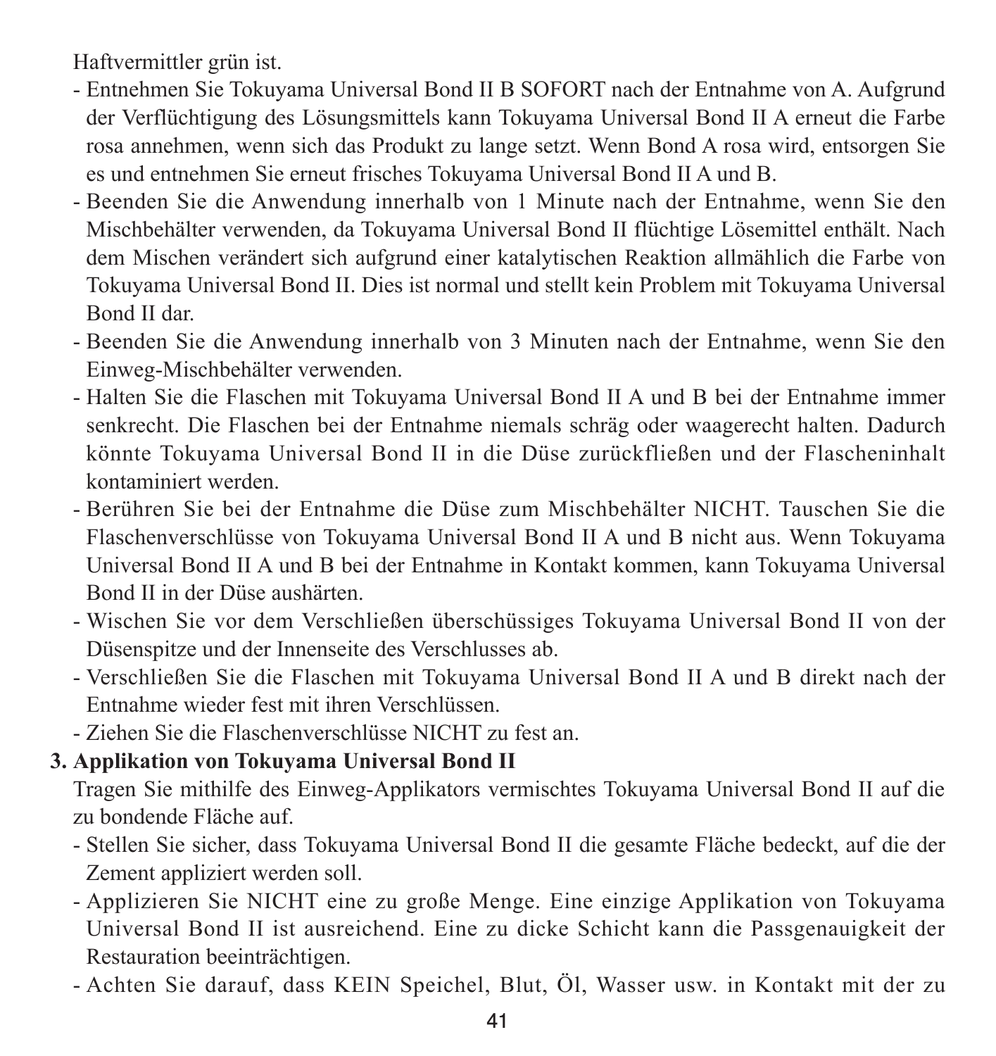Haftvermittler grün ist.

- Entnehmen Sie Tokuyama Universal Bond II B SOFORT nach der Entnahme von A. Aufgrund der Verflüchtigung des Lösungsmittels kann Tokuyama Universal Bond II A erneut die Farbe rosa annehmen, wenn sich das Produkt zu lange setzt. Wenn Bond A rosa wird, entsorgen Sie es und entnehmen Sie erneut frisches Tokuyama Universal Bond II A und B.
- Beenden Sie die Anwendung innerhalb von 1 Minute nach der Entnahme, wenn Sie den Mischbehälter verwenden, da Tokuyama Universal Bond II flüchtige Lösemittel enthält. Nach dem Mischen verändert sich aufgrund einer katalytischen Reaktion allmählich die Farbe von Tokuyama Universal Bond II. Dies ist normal und stellt kein Problem mit Tokuyama Universal Bond II dar.
- Beenden Sie die Anwendung innerhalb von 3 Minuten nach der Entnahme, wenn Sie den Einweg-Mischbehälter verwenden.
- Halten Sie die Flaschen mit Tokuyama Universal Bond II A und B bei der Entnahme immer senkrecht. Die Flaschen bei der Entnahme niemals schräg oder waagerecht halten. Dadurch könnte Tokuyama Universal Bond II in die Düse zurückfließen und der Flascheninhalt kontaminiert werden.
- Berühren Sie bei der Entnahme die Düse zum Mischbehälter NICHT. Tauschen Sie die Flaschenverschlüsse von Tokuyama Universal Bond II A und B nicht aus. Wenn Tokuyama Universal Bond II A und B bei der Entnahme in Kontakt kommen, kann Tokuyama Universal Bond II in der Düse aushärten.
- Wischen Sie vor dem Verschließen überschüssiges Tokuyama Universal Bond II von der Düsenspitze und der Innenseite des Verschlusses ab.
- Verschließen Sie die Flaschen mit Tokuyama Universal Bond II A und B direkt nach der Entnahme wieder fest mit ihren Verschlüssen.
- Ziehen Sie die Flaschenverschlüsse NICHT zu fest an.

**3. Applikation von Tokuyama Universal Bond II**

Tragen Sie mithilfe des Einweg-Applikators vermischtes Tokuyama Universal Bond II auf die zu bondende Fläche auf.

- Stellen Sie sicher, dass Tokuyama Universal Bond II die gesamte Fläche bedeckt, auf die der Zement appliziert werden soll.
- Applizieren Sie NICHT eine zu große Menge. Eine einzige Applikation von Tokuyama Universal Bond II ist ausreichend. Eine zu dicke Schicht kann die Passgenauigkeit der Restauration beeinträchtigen.
- Achten Sie darauf, dass KEIN Speichel, Blut, Öl, Wasser usw. in Kontakt mit der zu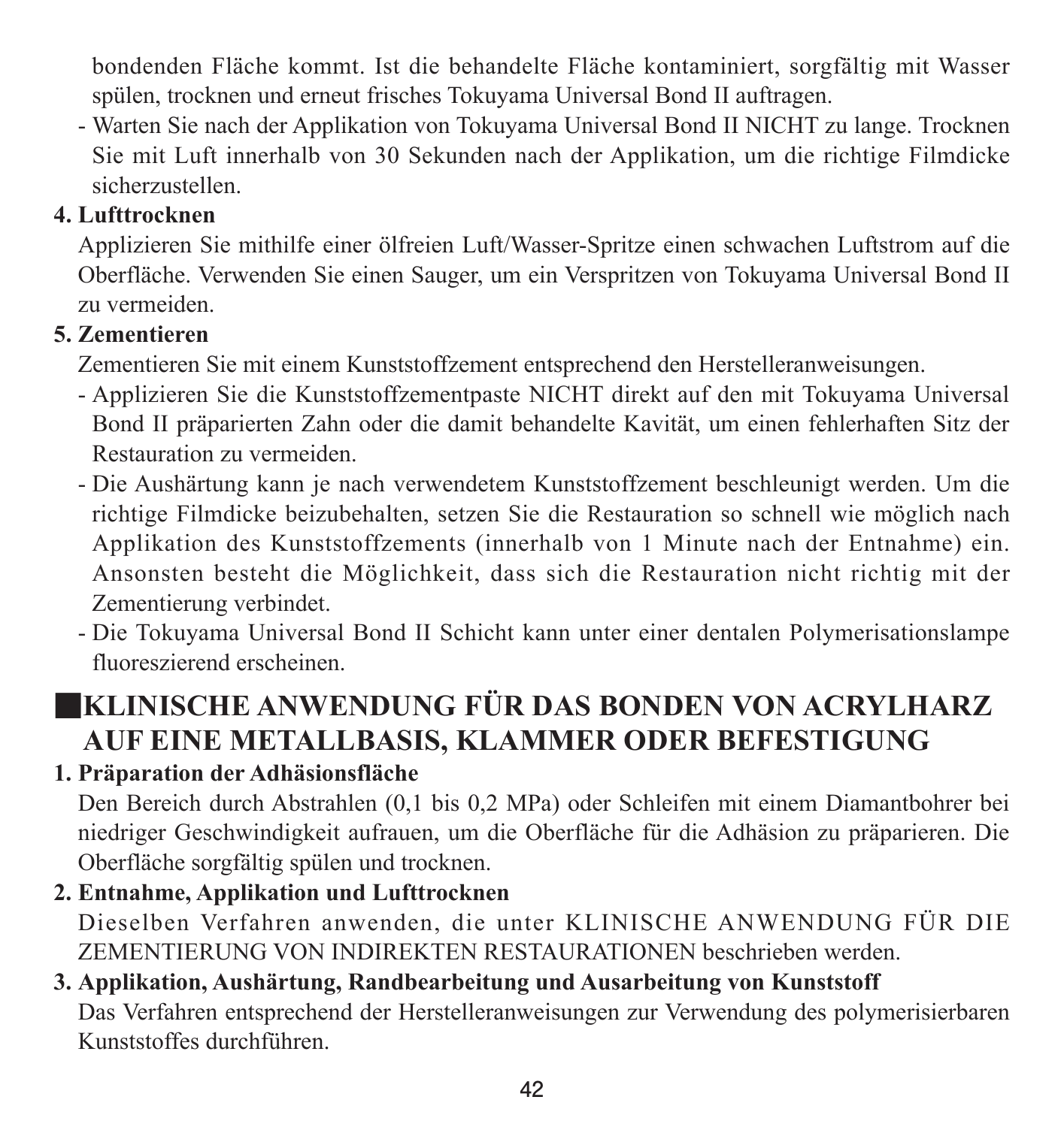bondenden Fläche kommt. Ist die behandelte Fläche kontaminiert, sorgfältig mit Wasser spülen, trocknen und erneut frisches Tokuyama Universal Bond II auftragen.

- Warten Sie nach der Applikation von Tokuyama Universal Bond II NICHT zu lange. Trocknen Sie mit Luft innerhalb von 30 Sekunden nach der Applikation, um die richtige Filmdicke sicherzustellen.

**4. Lufttrocknen**

Applizieren Sie mithilfe einer ölfreien Luft/Wasser-Spritze einen schwachen Luftstrom auf die Oberfläche. Verwenden Sie einen Sauger, um ein Verspritzen von Tokuyama Universal Bond II zu vermeiden.

**5. Zementieren**

Zementieren Sie mit einem Kunststoffzement entsprechend den Herstelleranweisungen.

- Applizieren Sie die Kunststoffzementpaste NICHT direkt auf den mit Tokuyama Universal Bond II präparierten Zahn oder die damit behandelte Kavität, um einen fehlerhaften Sitz der Restauration zu vermeiden.
- Die Aushärtung kann je nach verwendetem Kunststoffzement beschleunigt werden. Um die richtige Filmdicke beizubehalten, setzen Sie die Restauration so schnell wie möglich nach Applikation des Kunststoffzements (innerhalb von 1 Minute nach der Entnahme) ein. Ansonsten besteht die Möglichkeit, dass sich die Restauration nicht richtig mit der Zementierung verbindet.
- Die Tokuyama Universal Bond II Schicht kann unter einer dentalen Polymerisationslampe fluoreszierend erscheinen.

## ■KLINISCHE ANWENDUNG FÜR DAS BONDEN VON ACRYLHARZ AUF EINE METALLBASIS, KLAMMER ODER BEFESTIGUNG

**1. Präparation der Adhäsionsfläche**

Den Bereich durch Abstrahlen (0,1 bis 0,2 MPa) oder Schleifen mit einem Diamantbohrer bei niedriger Geschwindigkeit aufrauen, um die Oberfläche für die Adhäsion zu präparieren. Die Oberfläche sorgfältig spülen und trocknen.

**2. Entnahme, Applikation und Lufttrocknen**

Dieselben Verfahren anwenden, die unter KLINISCHE ANWENDUNG FÜR DIE ZEMENTIERUNG VON INDIREKTEN RESTAURATIONEN beschrieben werden.

**3. Applikation, Aushärtung, Randbearbeitung und Ausarbeitung von Kunststoff**

Das Verfahren entsprechend der Herstelleranweisungen zur Verwendung des polymerisierbaren Kunststoffes durchführen.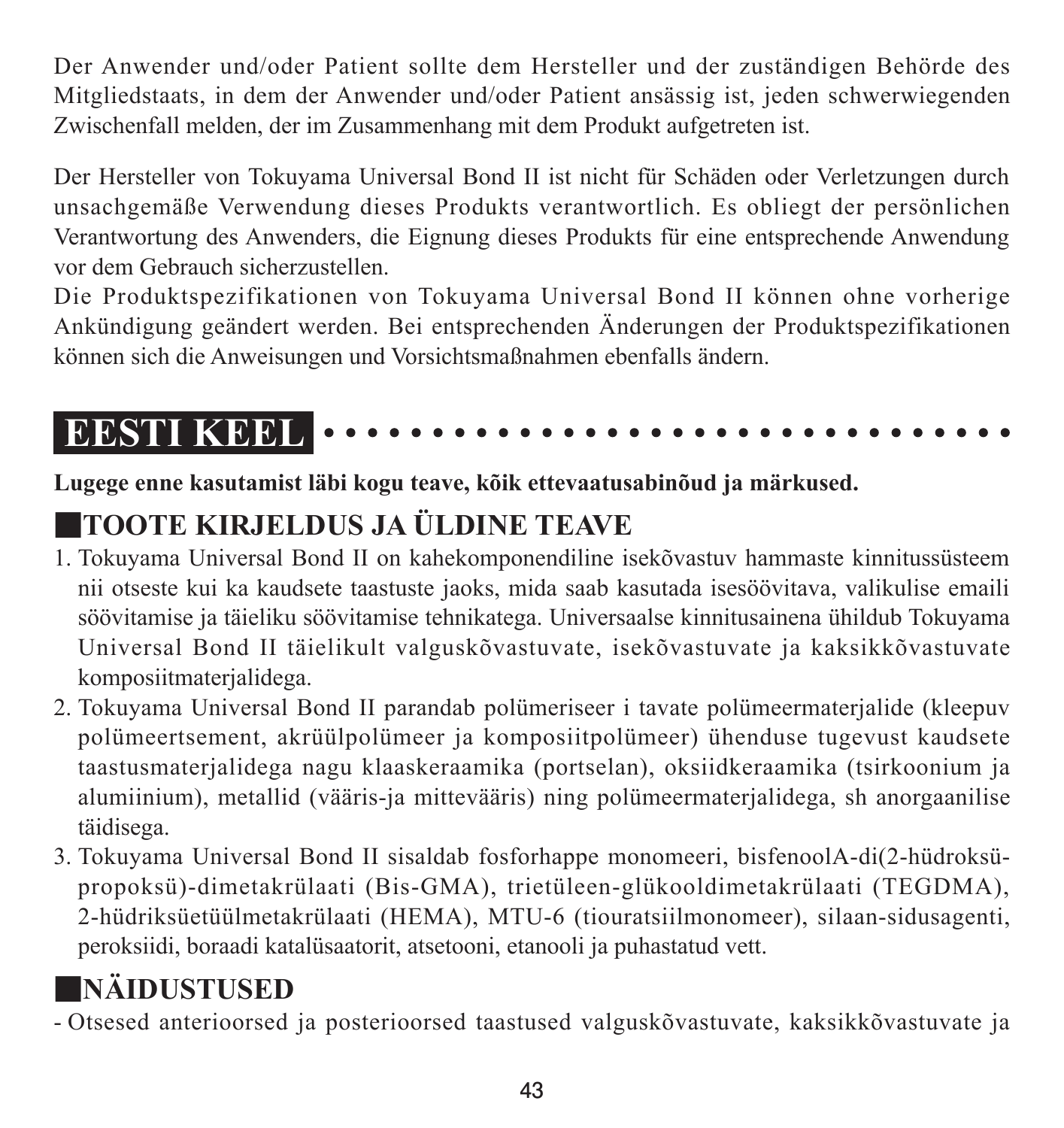Der Anwender und/oder Patient sollte dem Hersteller und der zuständigen Behörde des Mitgliedstaats, in dem der Anwender und/oder Patient ansässig ist, jeden schwerwiegenden Zwischenfall melden, der im Zusammenhang mit dem Produkt aufgetreten ist.

Der Hersteller von Tokuyama Universal Bond II ist nicht für Schäden oder Verletzungen durch unsachgemäße Verwendung dieses Produkts verantwortlich. Es obliegt der persönlichen Verantwortung des Anwenders, die Eignung dieses Produkts für eine entsprechende Anwendung vor dem Gebrauch sicherzustellen.
Die Produktspezifikationen von Tokuyama Universal Bond II können ohne vorherige Ankündigung geändert werden. Bei entsprechenden Änderungen der Produktspezifikationen können sich die Anweisungen und Vorsichtsmaßnahmen ebenfalls ändern.

# EESTI KEEL

**Lugege enne kasutamist läbi kogu teave, kõik ettevaatusabinõud ja märkused.**

## TOOTE KIRJELDUS JA ÜLDINE TEAVE

1. Tokuyama Universal Bond II on kahekomponendiline isekõvastuv hammaste kinnitussüsteem nii otseste kui ka kaudsete taastuste jaoks, mida saab kasutada isesöövitava, valikulise emaili söövitamise ja täieliku söövitamise tehnikatega. Universaalse kinnitusainena ühildub Tokuyama Universal Bond II täielikult valguskõvastuvate, isekõvastuvate ja kaksikkõvastuvate komposiitmaterjalidega.
2. Tokuyama Universal Bond II parandab polümeriseer i tavate polümeermaterjalide (kleepuv polümeertsement, akrüülpolümeer ja komposiitpolümeer) ühenduse tugevust kaudsete taastusmaterjalidega nagu klaaskeraamika (portselan), oksiidkeraamika (tsirkoonium ja alumiinium), metallid (vääris-ja mitteväärис) ning polümeermaterjalidega, sh anorgaanilise täidisega.
3. Tokuyama Universal Bond II sisaldab fosforhappe monomeeri, bisfenoolA-di(2-hüdroksü-propoksü)-dimetakrülaati (Bis-GMA), trietüleen-glükooldimetakrülaati (TEGDMA), 2-hüdriksüetüülmetakrülaati (HEMA), MTU-6 (tiouratsiilmonomeer), silaan-sidusagenti, peroksiidi, boraadi katalüsaatorit, atsetooni, etanooli ja puhastatud vett.

## NÄIDUSTUSED

- Otsesed anterioorsed ja posterioorsed taastused valguskõvastuvate, kaksikkõvastuvate ja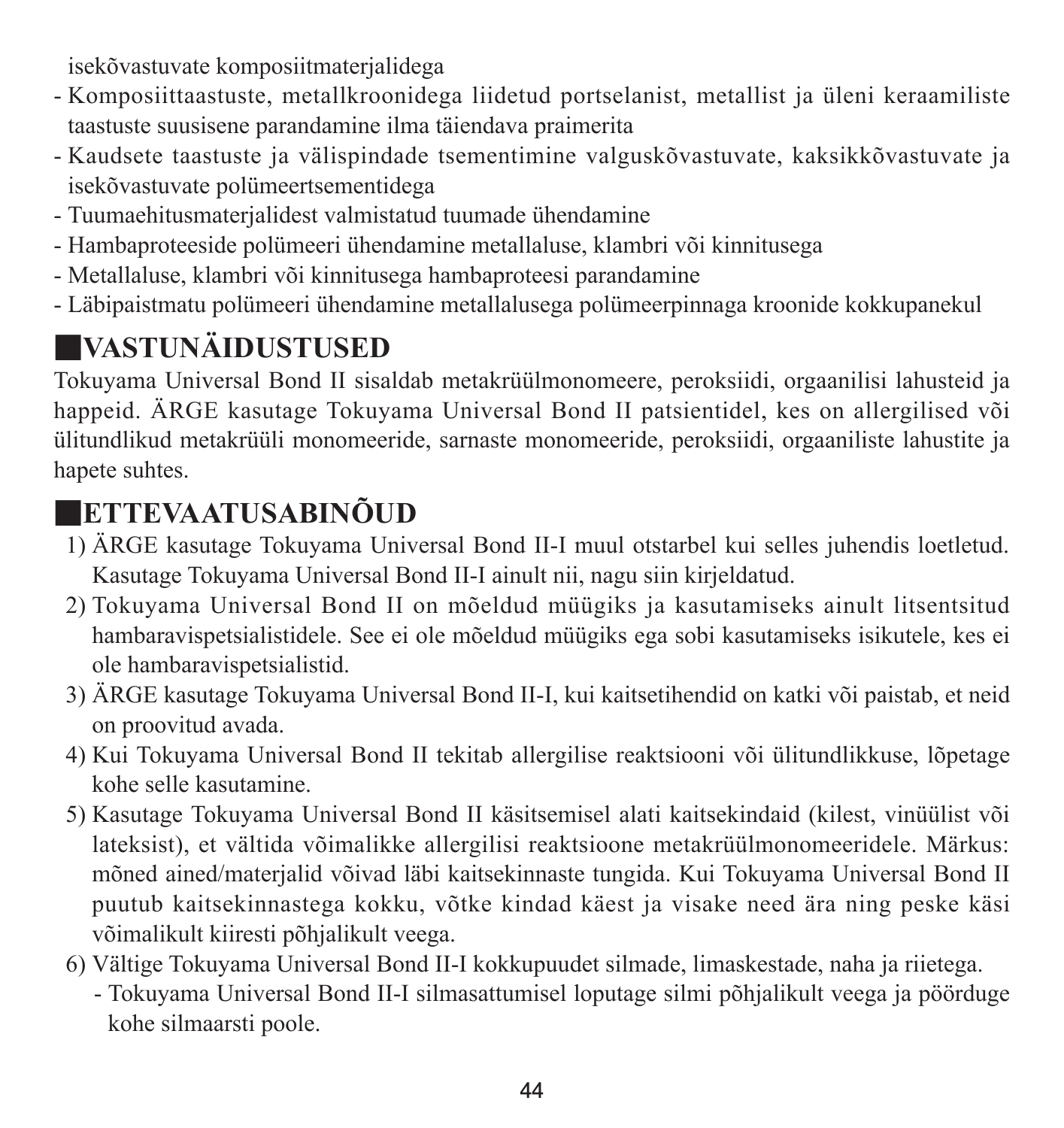isekõvastuvate komposiitmaterjalidega

- Komposiittaastuste, metallkroonidega liidetud portselanist, metallist ja üleni keraamiliste taastuste suusisene parandamine ilma täiendava praimerita
- Kaudsete taastuste ja välispindade tsementimine valguskõvastuvate, kaksikkõvastuvate ja isekõvastuvate polümeertsementidega
- Tuumaehitusmaterjalidest valmistatud tuumade ühendamine
- Hambaproteeside polümeeri ühendamine metallaluse, klambri või kinnitusega
- Metallaluse, klambri või kinnitusega hambaproteesi parandamine
- Läbipaistmatu polümeeri ühendamine metallalusega polümeerpinnaga kroonide kokkupanekul

## ■VASTUNÄIDUSTUSED

Tokuyama Universal Bond II sisaldab metakrüülmonomeere, peroksiidi, orgaanilisi lahusteid ja happeid. ÄRGE kasutage Tokuyama Universal Bond II patsientidel, kes on allergilised või ülitundlikud metakrüüli monomeeride, sarnaste monomeeride, peroksiidi, orgaaniliste lahustite ja hapete suhtes.

## ■ETTEVAATUSABINÕUD

1) ÄRGE kasutage Tokuyama Universal Bond II-I muul otstarbel kui selles juhendis loetletud. Kasutage Tokuyama Universal Bond II-I ainult nii, nagu siin kirjeldatud.
2) Tokuyama Universal Bond II on mõeldud müügiks ja kasutamiseks ainult litsentsitud hambaravispetsialistidele. See ei ole mõeldud müügiks ega sobi kasutamiseks isikutele, kes ei ole hambaravispetsialistid.
3) ÄRGE kasutage Tokuyama Universal Bond II-I, kui kaitsetihendid on katki või paistab, et neid on proovitud avada.
4) Kui Tokuyama Universal Bond II tekitab allergilise reaktsiooni või ülitundlikkuse, lõpetage kohe selle kasutamine.
5) Kasutage Tokuyama Universal Bond II käsitsemisel alati kaitsekindaid (kilest, vinüülist või lateksist), et vältida võimalikke allergilisi reaktsioone metakrüülmonomeeridele. Märkus: mõned ained/materjalid võivad läbi kaitsekinnaste tungida. Kui Tokuyama Universal Bond II puutub kaitsekinnastega kokku, võtke kindad käest ja visake need ära ning peske käsi võimalikult kiiresti põhjalikult veega.
6) Vältige Tokuyama Universal Bond II-I kokkupuudet silmade, limaskestade, naha ja riietega.
   - Tokuyama Universal Bond II-I silmasattumisel loputage silmi põhjalikult veega ja pöörduge kohe silmaarsti poole.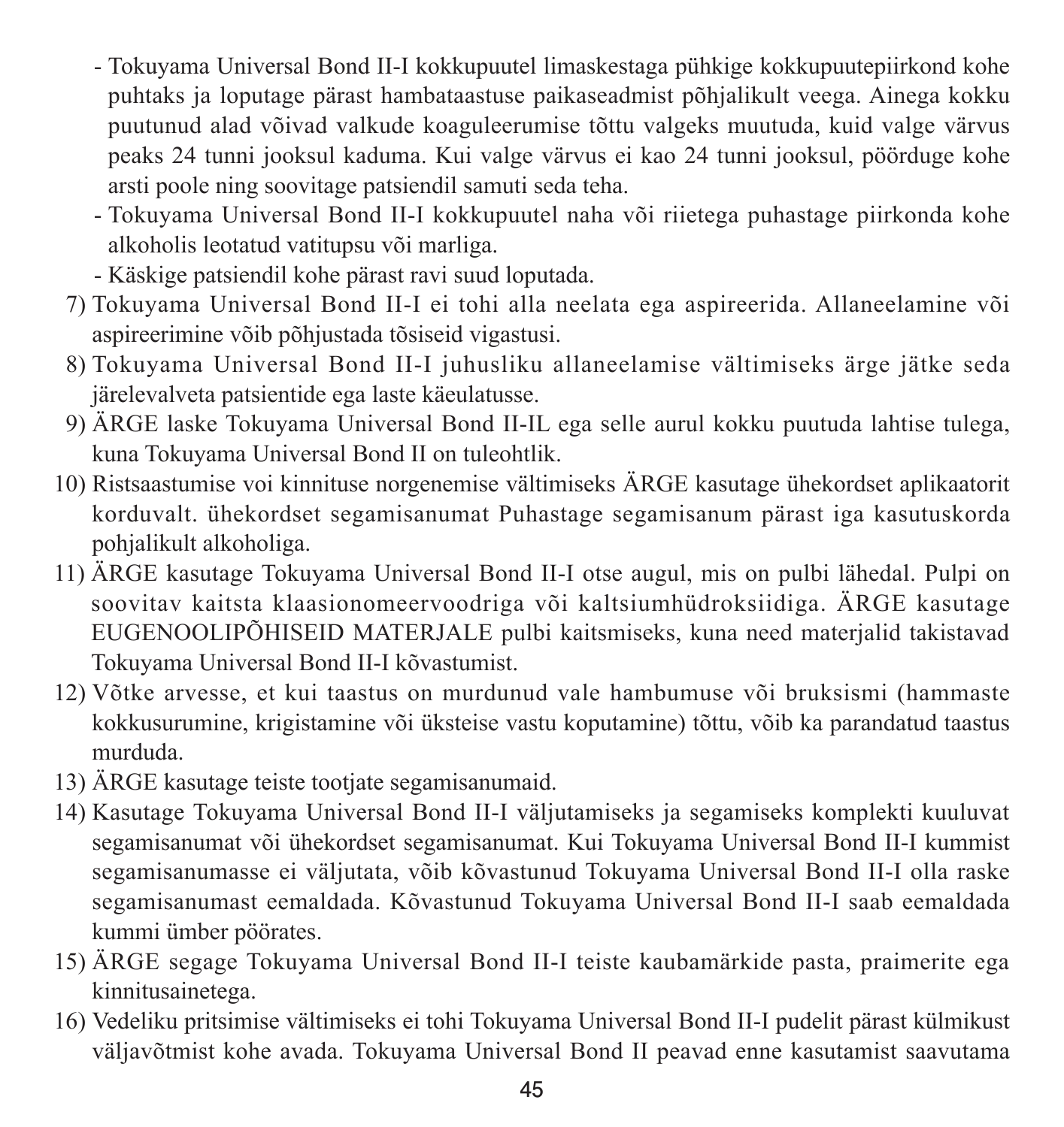- Tokuyama Universal Bond II-I kokkupuutel limaskestaga pühkige kokkupuutepiirkond kohe puhtaks ja loputage pärast hambataastuse paikaseadmist põhjalikult veega. Ainega kokku puutunud alad võivad valkude koaguleerumise tõttu valgeks muutuda, kuid valge värvus peaks 24 tunni jooksul kaduma. Kui valge värvus ei kao 24 tunni jooksul, pöörduge kohe arsti poole ning soovitage patsiendil samuti seda teha.
- Tokuyama Universal Bond II-I kokkupuutel naha või riietega puhastage piirkonda kohe alkoholis leotatud vatitupsu või marliga.
- Käskige patsiendil kohe pärast ravi suud loputada.

7) Tokuyama Universal Bond II-I ei tohi alla neelata ega aspireerida. Allaneelamine või aspireerimine võib põhjustada tõsiseid vigastusi.
8) Tokuyama Universal Bond II-I juhusliku allaneelamise vältimiseks ärge jätke seda järelevalveta patsientide ega laste käeulatusse.
9) ÄRGE laske Tokuyama Universal Bond II-IL ega selle aurul kokku puutuda lahtise tulega, kuna Tokuyama Universal Bond II on tuleohtlik.
10) Ristsaastumise voi kinnituse norgenemise vältimiseks ÄRGE kasutage ühekordset aplikaatorit korduvalt. ühekordset segamisanumat Puhastage segamisanum pärast iga kasutuskorda pohjalikult alkoholiga.
11) ÄRGE kasutage Tokuyama Universal Bond II-I otse augul, mis on pulbi lähedal. Pulpi on soovitav kaitsta klaasionomeervoodriga või kaltsiumhüdroksiidiga. ÄRGE kasutage EUGENOOLIPÕHISEID MATERJALE pulbi kaitsmiseks, kuna need materjalid takistavad Tokuyama Universal Bond II-I kõvastumist.
12) Võtke arvesse, et kui taastus on murdunud vale hambumuse või bruksismi (hammaste kokkusurumine, krigistamine või üksteise vastu koputamine) tõttu, võib ka parandatud taastus murduda.
13) ÄRGE kasutage teiste tootjate segamisanumaid.
14) Kasutage Tokuyama Universal Bond II-I väljutamiseks ja segamiseks komplekti kuuluvat segamisanumat või ühekordset segamisanumat. Kui Tokuyama Universal Bond II-I kummist segamisanumasse ei väljutata, võib kõvastunud Tokuyama Universal Bond II-I olla raske segamisanumast eemaldada. Kõvastunud Tokuyama Universal Bond II-I saab eemaldada kummi ümber pöörates.
15) ÄRGE segage Tokuyama Universal Bond II-I teiste kaubamärkide pasta, praimerite ega kinnitusainetega.
16) Vedeliku pritsimise vältimiseks ei tohi Tokuyama Universal Bond II-I pudelit pärast külmikust väljavõtmist kohe avada. Tokuyama Universal Bond II peavad enne kasutamist saavutama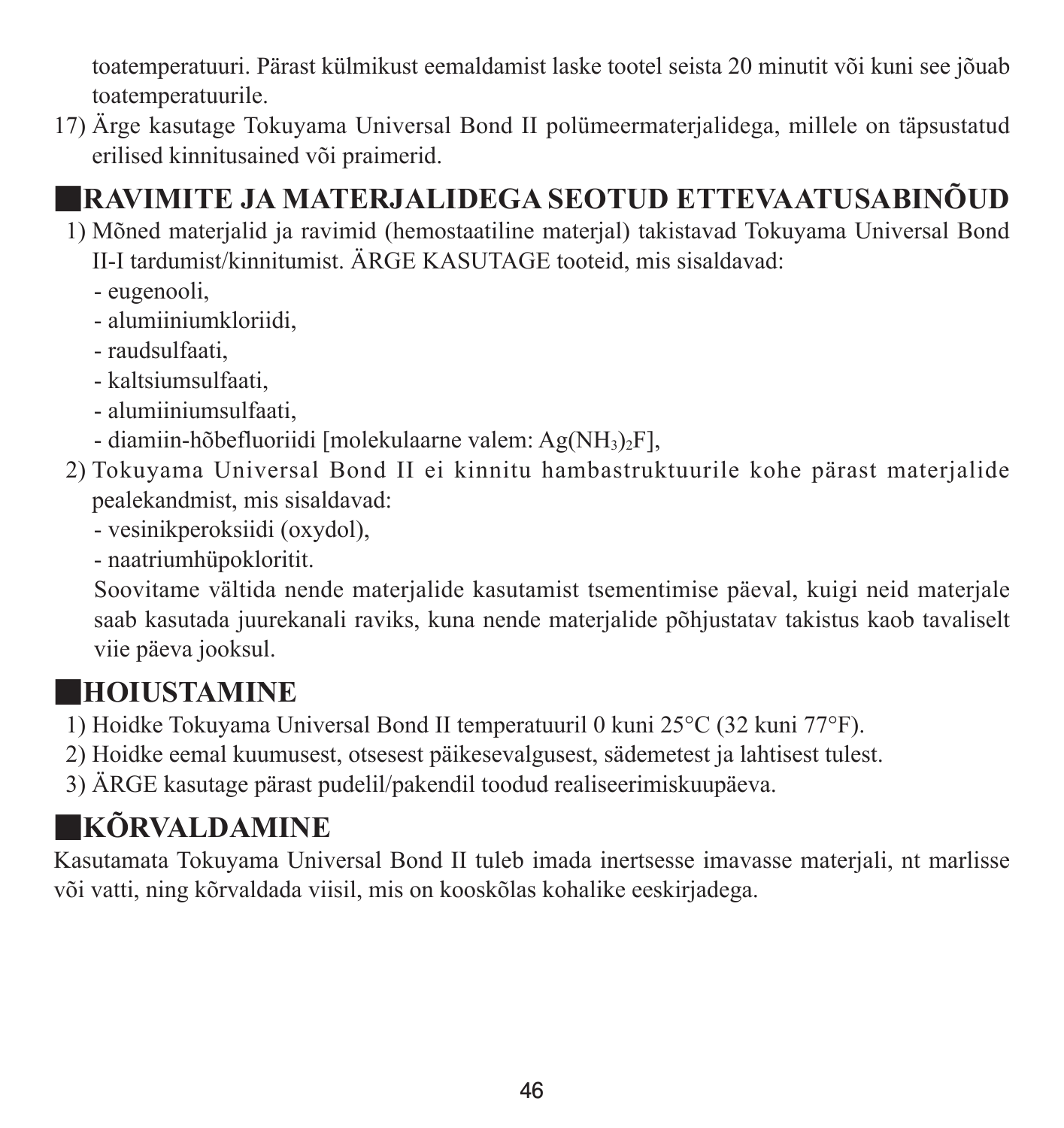toatemperatuuri. Pärast külmikust eemaldamist laske tootel seista 20 minutit või kuni see jõuab toatemperatuurile.

17) Ärge kasutage Tokuyama Universal Bond II polümeermaterjalidega, millele on täpsustatud erilised kinnitusained või praimerid.

## RAVIMITE JA MATERJALIDEGA SEOTUD ETTEVAATUSABINÕUD

1) Mõned materjalid ja ravimid (hemostaatiline materjal) takistavad Tokuyama Universal Bond II-I tardumist/kinnitumist. ÄRGE KASUTAGE tooteid, mis sisaldavad:
   - eugenooli,
   - alumiiniumkloriidi,
   - raudsulfaati,
   - kaltsiumsulfaati,
   - alumiiniumsulfaati,
   - diamiin-hõbefluoriidi [molekulaarne valem: $Ag(NH_3)_2F$],

2) Tokuyama Universal Bond II ei kinnitu hambastruktuurile kohe pärast materjalide pealekandmist, mis sisaldavad:
   - vesinikperoksiidi (oxydol),
   - naatriumhüpokloritit.

   Soovitame vältida nende materjalide kasutamist tsementimise päeval, kuigi neid materjale saab kasutada juurekanali raviks, kuna nende materjalide põhjustatav takistus kaob tavaliselt viie päeva jooksul.

## HOIUSTAMINE

1) Hoidke Tokuyama Universal Bond II temperatuuril 0 kuni 25°C (32 kuni 77°F).
2) Hoidke eemal kuumusest, otsesest päikesevalgusest, sädemetest ja lahtisest tulest.
3) ÄRGE kasutage pärast pudelil/pakendil toodud realiseerimiskuupäeva.

## KÕRVALDAMINE

Kasutamata Tokuyama Universal Bond II tuleb imada inertsesse imavasse materjali, nt marlisse või vatti, ning kõrvaldada viisil, mis on kooskõlas kohalike eeskirjadega.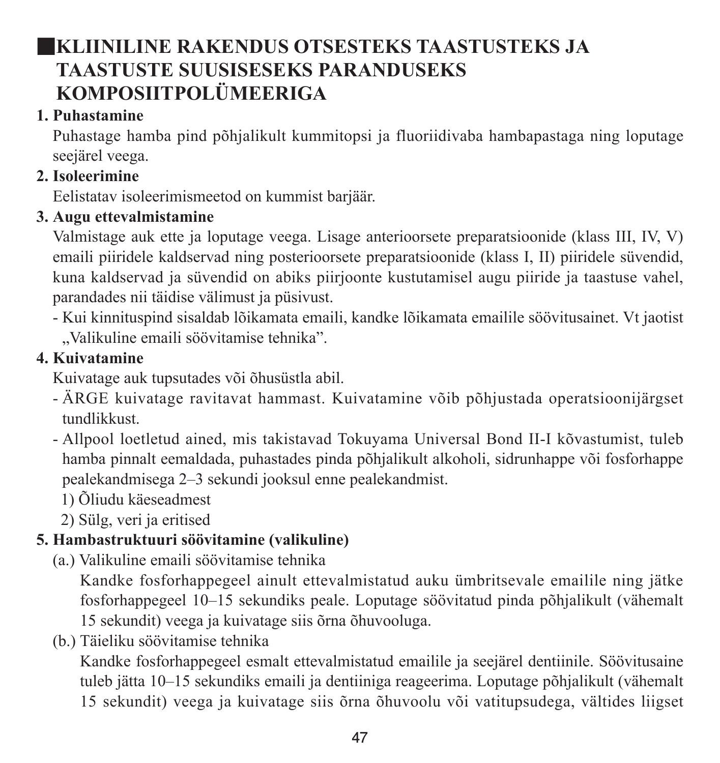## KLIINILINE RAKENDUS OTSESTEKS TAASTUSTEKS JA TAASTUSTE SUUSISESEKS PARANDUSEKS KOMPOSIITPOLÜMEERIGA

**1. Puhastamine**

Puhastage hamba pind põhjalikult kummitopsi ja fluoriidivaba hambapastaga ning loputage seejärel veega.

**2. Isoleerimine**

Eelistatav isoleerimismeetod on kummist barjäär.

**3. Augu ettevalmistamine**

Valmistage auk ette ja loputage veega. Lisage anterioorsete preparatsioonide (klass III, IV, V) emaili piiridele kaldservad ning posterioorsete preparatsioonide (klass I, II) piiridele süvendid, kuna kaldservad ja süvendid on abiks piirjoonte kustutamisel augu piiride ja taastuse vahel, parandades nii täidise välimust ja püsivust.

- Kui kinnituspind sisaldab lõikamata emaili, kandke lõikamata emailile söövitusainet. Vt jaotist „Valikuline emaili söövitamise tehnika".

**4. Kuivatamine**

Kuivatage auk tupsutades või õhusüstla abil.

- ÄRGE kuivatage ravitavat hammast. Kuivatamine võib põhjustada operatsioonijärgset tundlikkust.
- Allpool loetletud ained, mis takistavad Tokuyama Universal Bond II-I kõvastumist, tuleb hamba pinnalt eemaldada, puhastades pinda põhjalikult alkoholi, sidrunhappe või fosforhappe pealekandmisega 2–3 sekundi jooksul enne pealekandmist.
  1) Õliudu käeseadmest
  2) Sülg, veri ja eritised

**5. Hambastruktuuri söövitamine (valikuline)**

(a.) Valikuline emaili söövitamise tehnika

Kandke fosforhappegeel ainult ettevalmistatud auku ümbritsevale emailile ning jätke fosforhappegeel 10–15 sekundiks peale. Loputage söövitatud pinda põhjalikult (vähemalt 15 sekundit) veega ja kuivatage siis õrna õhuvooluga.

(b.) Täieliku söövitamise tehnika

Kandke fosforhappegeel esmalt ettevalmistatud emailile ja seejärel dentiinile. Söövitusaine tuleb jätta 10–15 sekundiks emaili ja dentiiniga reageerima. Loputage põhjalikult (vähemalt 15 sekundit) veega ja kuivatage siis õrna õhuvoolu või vatitupsudega, vältides liigset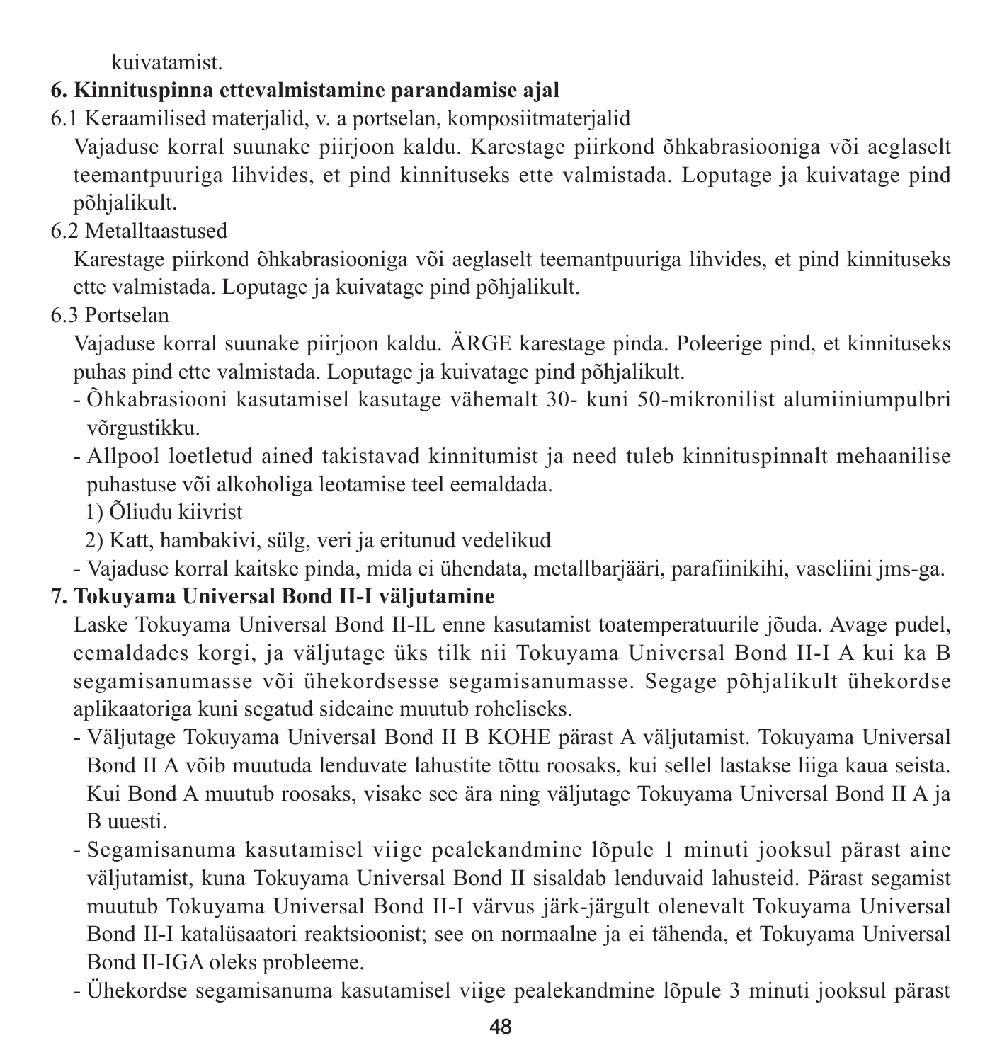kuivatamist.

**6. Kinnituspinna ettevalmistamine parandamise ajal**

6.1 Keraamilised materjalid, v. a portselan, komposiitmaterjalid

Vajaduse korral suunake piirjoon kaldu. Karestage piirkond õhkabrasiooniga või aeglaselt teemantpuuriga lihvides, et pind kinnituseks ette valmistada. Loputage ja kuivatage pind põhjalikult.

6.2 Metalltaastused

Karestage piirkond õhkabrasiooniga või aeglaselt teemantpuuriga lihvides, et pind kinnituseks ette valmistada. Loputage ja kuivatage pind põhjalikult.

6.3 Portselan

Vajaduse korral suunake piirjoon kaldu. ÄRGE karestage pinda. Poleerige pind, et kinnituseks puhas pind ette valmistada. Loputage ja kuivatage pind põhjalikult.

- Õhkabrasiooni kasutamisel kasutage vähemalt 30- kuni 50-mikronilist alumiiniumpulbri võrgustikku.
- Allpool loetletud ained takistavad kinnitumist ja need tuleb kinnituspinnalt mehaanilise puhastuse või alkoholiga leotamise teel eemaldada.
  1) Õliudu kiivrist
  2) Katt, hambakivi, sülg, veri ja eritunud vedelikud
- Vajaduse korral kaitske pinda, mida ei ühendata, metallbarjääri, parafiinikihi, vaseliini jms-ga.

**7. Tokuyama Universal Bond II-I väljutamine**

Laske Tokuyama Universal Bond II-IL enne kasutamist toatemperatuurile jõuda. Avage pudel, eemaldades korgi, ja väljutage üks tilk nii Tokuyama Universal Bond II-I A kui ka B segamisanumasse või ühekordsesse segamisanumasse. Segage põhjalikult ühekordse aplikaatoriga kuni segatud sideaine muutub roheliseks.

- Väljutage Tokuyama Universal Bond II B KOHE pärast A väljutamist. Tokuyama Universal Bond II A võib muutuda lenduvate lahustite tõttu roosakas, kui sellel lastakse liiga kaua seista. Kui Bond A muutub roosakas, visake see ära ning väljutage Tokuyama Universal Bond II A ja B uuesti.
- Segamisanuma kasutamisel viige pealekandmine lõpule 1 minuti jooksul pärast aine väljutamist, kuna Tokuyama Universal Bond II sisaldab lenduvaid lahusteid. Pärast segamist muutub Tokuyama Universal Bond II-I värvus järk-järgult olenevalt Tokuyama Universal Bond II-I katalüsaatori reaktsioonist; see on normaalne ja ei tähenda, et Tokuyama Universal Bond II-IGA oleks probleeme.
- Ühekordse segamisanuma kasutamisel viige pealekandmine lõpule 3 minuti jooksul pärast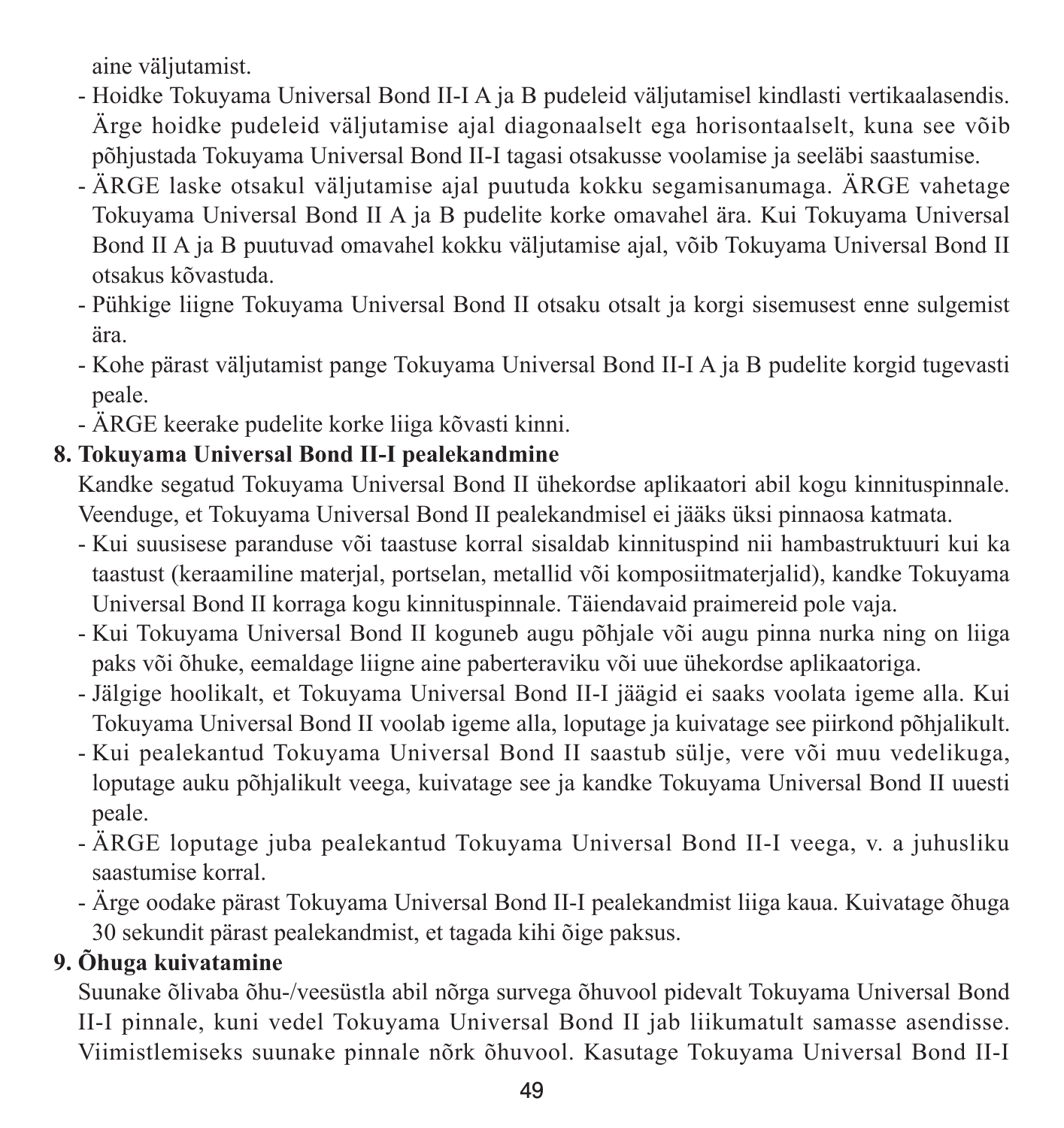aine väljutamist.

- Hoidke Tokuyama Universal Bond II-I A ja B pudeleid väljutamisel kindlasti vertikaalasendis. Ärge hoidke pudeleid väljutamise ajal diagonaalselt ega horisontaalselt, kuna see võib põhjustada Tokuyama Universal Bond II-I tagasi otsakusse voolamise ja seeläbi saastumise.
- ÄRGE laske otsakul väljutamise ajal puutuda kokku segamisanumaga. ÄRGE vahetage Tokuyama Universal Bond II A ja B pudelite korke omavahel ära. Kui Tokuyama Universal Bond II A ja B puutuvad omavahel kokku väljutamise ajal, võib Tokuyama Universal Bond II otsakus kõvastuda.
- Pühkige liigne Tokuyama Universal Bond II otsaku otsalt ja korgi sisemusest enne sulgemist ära.
- Kohe pärast väljutamist pange Tokuyama Universal Bond II-I A ja B pudelite korgid tugevasti peale.
- ÄRGE keerake pudelite korke liiga kõvasti kinni.

**8. Tokuyama Universal Bond II-I pealekandmine**

Kandke segatud Tokuyama Universal Bond II ühekordse aplikaatori abil kogu kinnituspinnale. Veenduge, et Tokuyama Universal Bond II pealekandmisel ei jääks üksi pinnaosa katmata.

- Kui suusisese paranduse või taastuse korral sisaldab kinnituspind nii hambastruktuuri kui ka taastust (keraamiline materjal, portselan, metallid või komposiitmaterjalid), kandke Tokuyama Universal Bond II korraga kogu kinnituspinnale. Täiendavaid praimereid pole vaja.
- Kui Tokuyama Universal Bond II koguneb augu põhjale või augu pinna nurka ning on liiga paks või õhuke, eemaldage liigne aine paberteraviku või uue ühekordse aplikaatoriga.
- Jälgige hoolikalt, et Tokuyama Universal Bond II-I jäägid ei saaks voolata igeme alla. Kui Tokuyama Universal Bond II voolab igeme alla, loputage ja kuivatage see piirkond põhjalikult.
- Kui pealekantud Tokuyama Universal Bond II saastub sülje, vere või muu vedelikuga, loputage auku põhjalikult veega, kuivatage see ja kandke Tokuyama Universal Bond II uuesti peale.
- ÄRGE loputage juba pealekantud Tokuyama Universal Bond II-I veega, v. a juhusliku saastumise korral.
- Ärge oodake pärast Tokuyama Universal Bond II-I pealekandmist liiga kaua. Kuivatage õhuga 30 sekundit pärast pealekandmist, et tagada kihi õige paksus.

**9. Õhuga kuivatamine**

Suunake õlivaba õhu-/veesüstla abil nõrga survega õhuvool pidevalt Tokuyama Universal Bond II-I pinnale, kuni vedel Tokuyama Universal Bond II jab liikumatult samasse asendisse. Viimistlemiseks suunake pinnale nõrk õhuvool. Kasutage Tokuyama Universal Bond II-I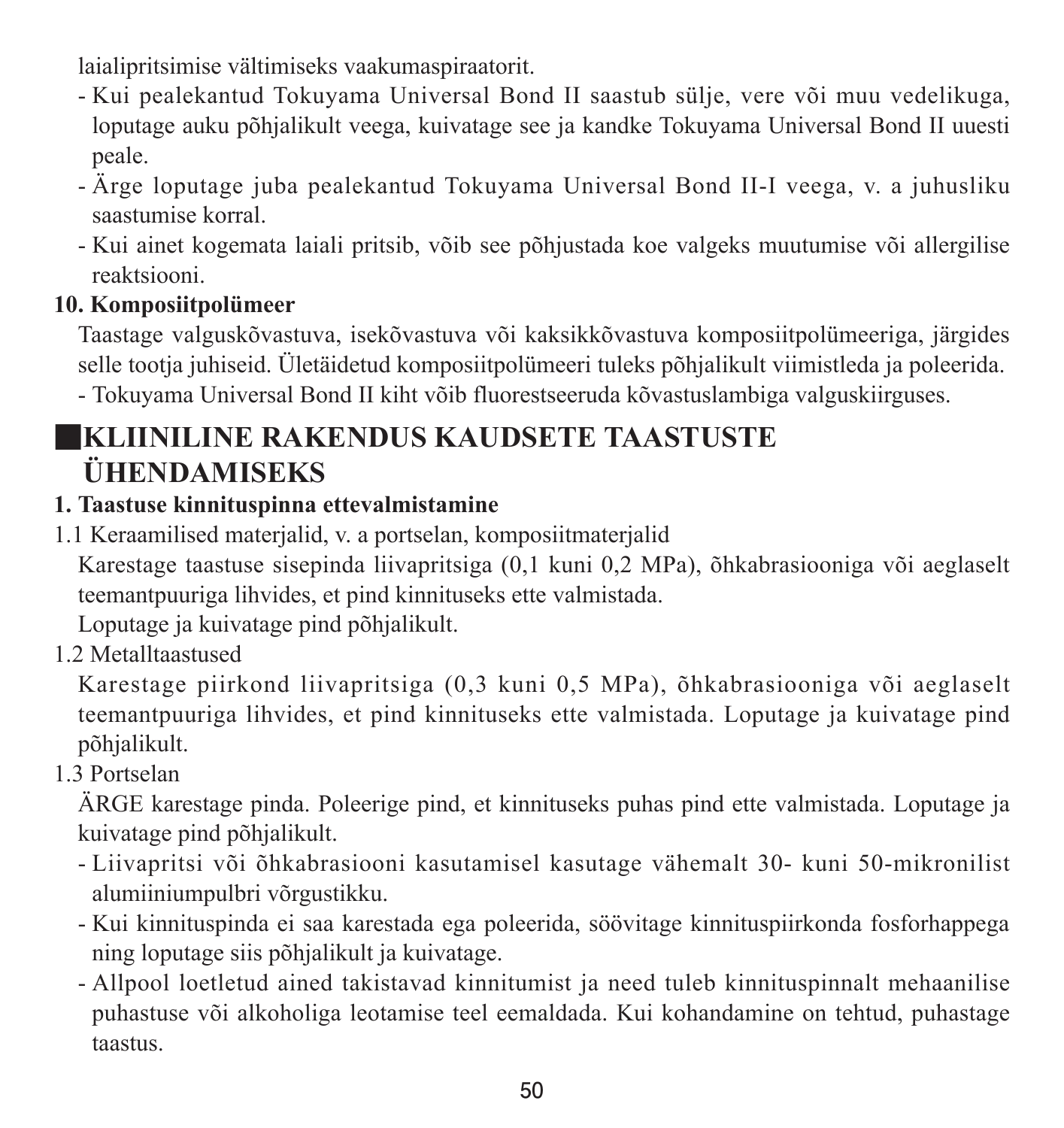laialipritsimise vältimiseks vaakumaspiraatorit.

- Kui pealekantud Tokuyama Universal Bond II saastub sülje, vere või muu vedelikuga, loputage auku põhjalikult veega, kuivatage see ja kandke Tokuyama Universal Bond II uuesti peale.
- Ärge loputage juba pealekantud Tokuyama Universal Bond II-I veega, v. a juhusliku saastumise korral.
- Kui ainet kogemata laiali pritsib, võib see põhjustada koe valgeks muutumise või allergilise reaktsiooni.

**10. Komposiitpolümeer**

Taastage valguskõvastuva, isekõvastuva või kaksikkõvastuva komposiitpolümeeriga, järgides selle tootja juhiseid. Ületäidetud komposiitpolümeeri tuleks põhjalikult viimistleda ja poleerida.

- Tokuyama Universal Bond II kiht võib fluorestseeruda kõvastuslambiga valguskiirguses.

## ■KLIINILINE RAKENDUS KAUDSETE TAASTUSTE ÜHENDAMISEKS

**1. Taastuse kinnituspinna ettevalmistamine**

1.1 Keraamilised materjalid, v. a portselan, komposiitmaterjalid

Karestage taastuse sisepinda liivapritsiga (0,1 kuni 0,2 MPa), õhkabrasiooniga või aeglaselt teemantpuuriga lihvides, et pind kinnituseks ette valmistada.

Loputage ja kuivatage pind põhjalikult.

1.2 Metalltaastused

Karestage piirkond liivapritsiga (0,3 kuni 0,5 MPa), õhkabrasiooniga või aeglaselt teemantpuuriga lihvides, et pind kinnituseks ette valmistada. Loputage ja kuivatage pind põhjalikult.

1.3 Portselan

ÄRGE karestage pinda. Poleerige pind, et kinnituseks puhas pind ette valmistada. Loputage ja kuivatage pind põhjalikult.

- Liivapritsi või õhkabrasiooni kasutamisel kasutage vähemalt 30- kuni 50-mikronilist alumiiniumpulbri võrgustikku.
- Kui kinnituspinda ei saa karestada ega poleerida, söövitage kinnituspiirkonda fosforhappega ning loputage siis põhjalikult ja kuivatage.
- Allpool loetletud ained takistavad kinnitumist ja need tuleb kinnituspinnalt mehaanilise puhastuse või alkoholiga leotamise teel eemaldada. Kui kohandamine on tehtud, puhastage taastus.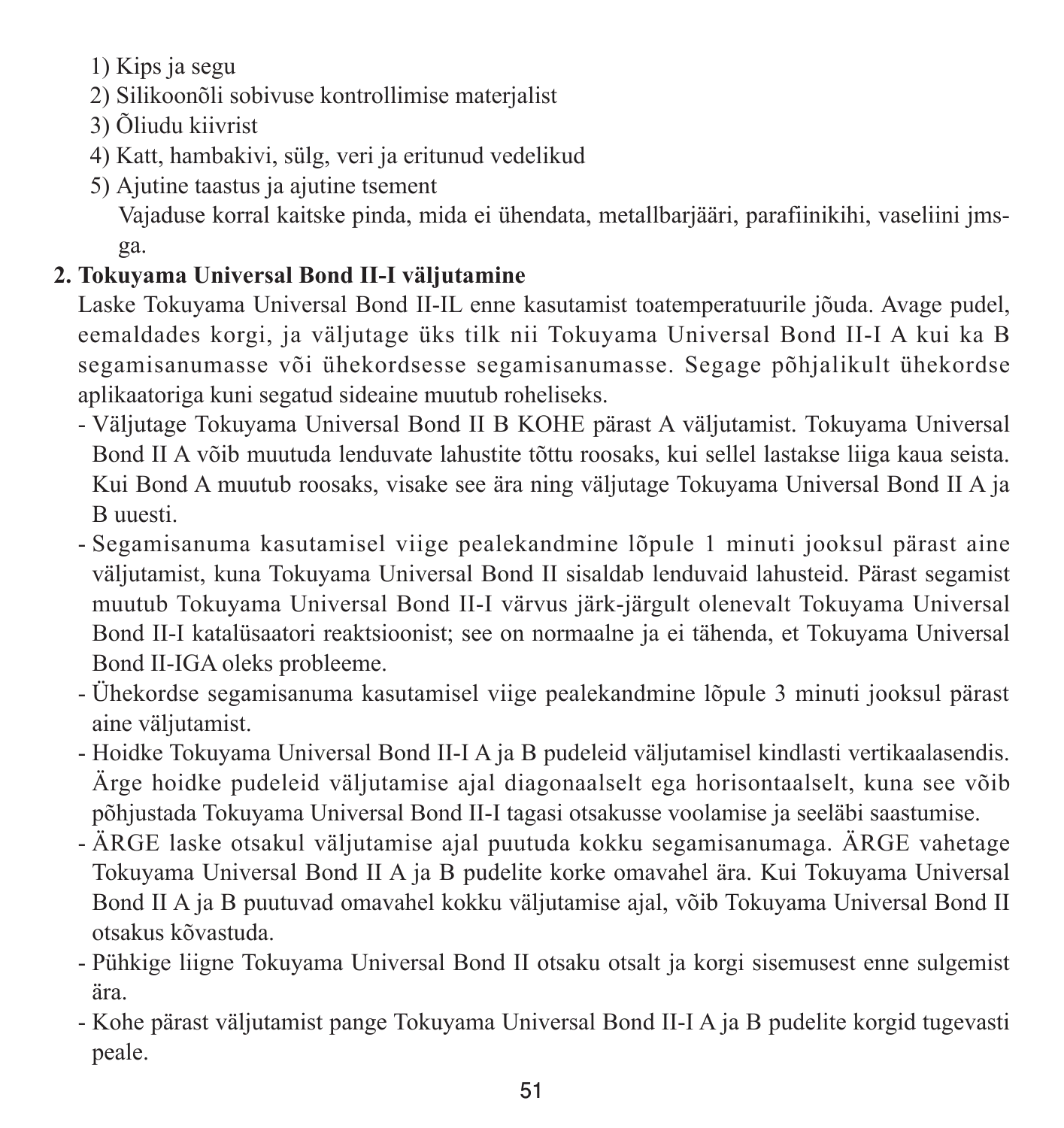1) Kips ja segu
2) Silikoonõli sobivuse kontrollimise materjalist
3) Õliudu kiivrist
4) Katt, hambakivi, sülg, veri ja eritunud vedelikud
5) Ajutine taastus ja ajutine tsement

   Vajaduse korral kaitske pinda, mida ei ühendata, metallbarjääri, parafiinikihi, vaseliini jms-ga.

**2. Tokuyama Universal Bond II-I väljutamine**

Laske Tokuyama Universal Bond II-IL enne kasutamist toatemperatuurile jõuda. Avage pudel, eemaldades korgi, ja väljutage üks tilk nii Tokuyama Universal Bond II-I A kui ka B segamisanumasse või ühekordsesse segamisanumasse. Segage põhjalikult ühekordse aplikaatoriga kuni segatud sideaine muutub roheliseks.

- Väljutage Tokuyama Universal Bond II B KOHE pärast A väljutamist. Tokuyama Universal Bond II A võib muutuda lenduvate lahustite tõttu roosaks, kui sellel lastakse liiga kaua seista. Kui Bond A muutub roosaks, visake see ära ning väljutage Tokuyama Universal Bond II A ja B uuesti.
- Segamisanuma kasutamisel viige pealekandmine lõpule 1 minuti jooksul pärast aine väljutamist, kuna Tokuyama Universal Bond II sisaldab lenduvaid lahusteid. Pärast segamist muutub Tokuyama Universal Bond II-I värvus järk-järgult olenevalt Tokuyama Universal Bond II-I katalüsaatori reaktsioonist; see on normaalne ja ei tähenda, et Tokuyama Universal Bond II-IGA oleks probleeme.
- Ühekordse segamisanuma kasutamisel viige pealekandmine lõpule 3 minuti jooksul pärast aine väljutamist.
- Hoidke Tokuyama Universal Bond II-I A ja B pudeleid väljutamisel kindlasti vertikaalasendis. Ärge hoidke pudeleid väljutamise ajal diagonaalselt ega horisontaalselt, kuna see võib põhjustada Tokuyama Universal Bond II-I tagasi otsakusse voolamise ja seeläbi saastumise.
- ÄRGE laske otsakul väljutamise ajal puutuda kokku segamisanumaga. ÄRGE vahetage Tokuyama Universal Bond II A ja B pudelite korke omavahel ära. Kui Tokuyama Universal Bond II A ja B puutuvad omavahel kokku väljutamise ajal, võib Tokuyama Universal Bond II otsakus kõvastuda.
- Pühkige liigne Tokuyama Universal Bond II otsaku otsalt ja korgi sisemusest enne sulgemist ära.
- Kohe pärast väljutamist pange Tokuyama Universal Bond II-I A ja B pudelite korgid tugevasti peale.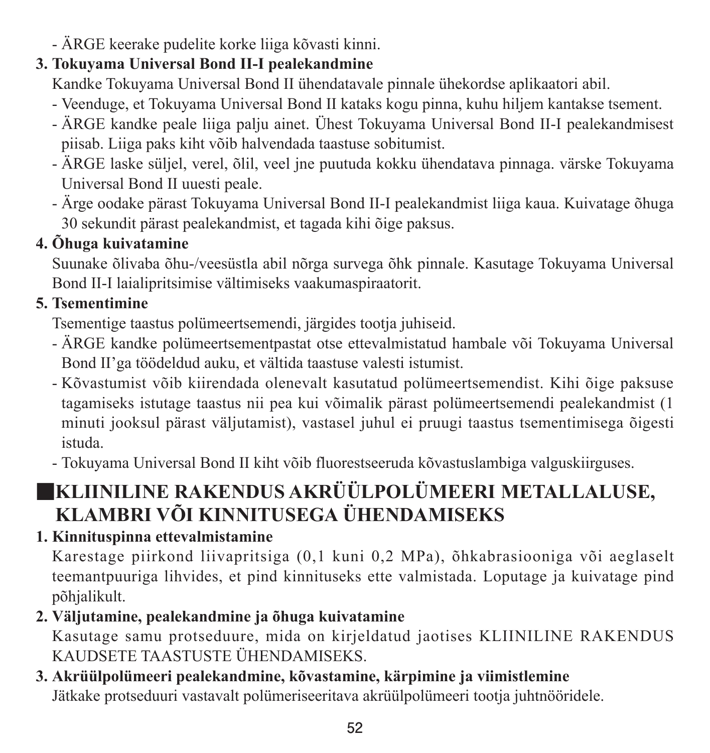- ÄRGE keerake pudelite korke liiga kõvasti kinni.

**3. Tokuyama Universal Bond II-I pealekandmine**

Kandke Tokuyama Universal Bond II ühendatavale pinnale ühekordse aplikaatori abil.

- Veenduge, et Tokuyama Universal Bond II kataks kogu pinna, kuhu hiljem kantakse tsement.
- ÄRGE kandke peale liiga palju ainet. Ühest Tokuyama Universal Bond II-I pealekandmisest piisab. Liiga paks kiht võib halvendada taastuse sobitumist.
- ÄRGE laske süljel, verel, õlil, veel jne puutuda kokku ühendatava pinnaga. värske Tokuyama Universal Bond II uuesti peale.
- Ärge oodake pärast Tokuyama Universal Bond II-I pealekandmist liiga kaua. Kuivatage õhuga 30 sekundit pärast pealekandmist, et tagada kihi õige paksus.

**4. Õhuga kuivatamine**

Suunake õlivaba õhu-/veesüstla abil nõrga survega õhk pinnale. Kasutage Tokuyama Universal Bond II-I laialipritsimise vältimiseks vaakumaspiraatorit.

**5. Tsementimine**

Tsementige taastus polümeertsemendi, järgides tootja juhiseid.

- ÄRGE kandke polümeertsementpastat otse ettevalmistatud hambale või Tokuyama Universal Bond II'ga töödeldud auku, et vältida taastuse valesti istumist.
- Kõvastumist võib kiirendada olenevalt kasutatud polümeertsemendist. Kihi õige paksuse tagamiseks istutage taastus nii pea kui võimalik pärast polümeertsemendi pealekandmist (1 minuti jooksul pärast väljutamist), vastasel juhul ei pruugi taastus tsementimisega õigesti istuda.
- Tokuyama Universal Bond II kiht võib fluorestseeruda kõvastuslambiga valguskiirguses.

## KLIINILINE RAKENDUS AKRÜÜLPOLÜMEERI METALLALUSE, KLAMBRI VÕI KINNITUSEGA ÜHENDAMISEKS

**1. Kinnituspinna ettevalmistamine**

Karestage piirkond liivapritsiga (0,1 kuni 0,2 MPa), õhkabrasiooniga või aeglaselt teemantpuuriga lihvides, et pind kinnituseks ette valmistada. Loputage ja kuivatage pind põhjalikult.

**2. Väljutamine, pealekandmine ja õhuga kuivatamine**

Kasutage samu protseduure, mida on kirjeldatud jaotises KLIINILINE RAKENDUS KAUDSETE TAASTUSTE ÜHENDAMISEKS.

**3. Akrüülpolümeeri pealekandmine, kõvastamine, kärpimine ja viimistlemine**

Jätkake protseduuri vastavalt polümeriseeritava akrüülpolümeeri tootja juhtnööridele.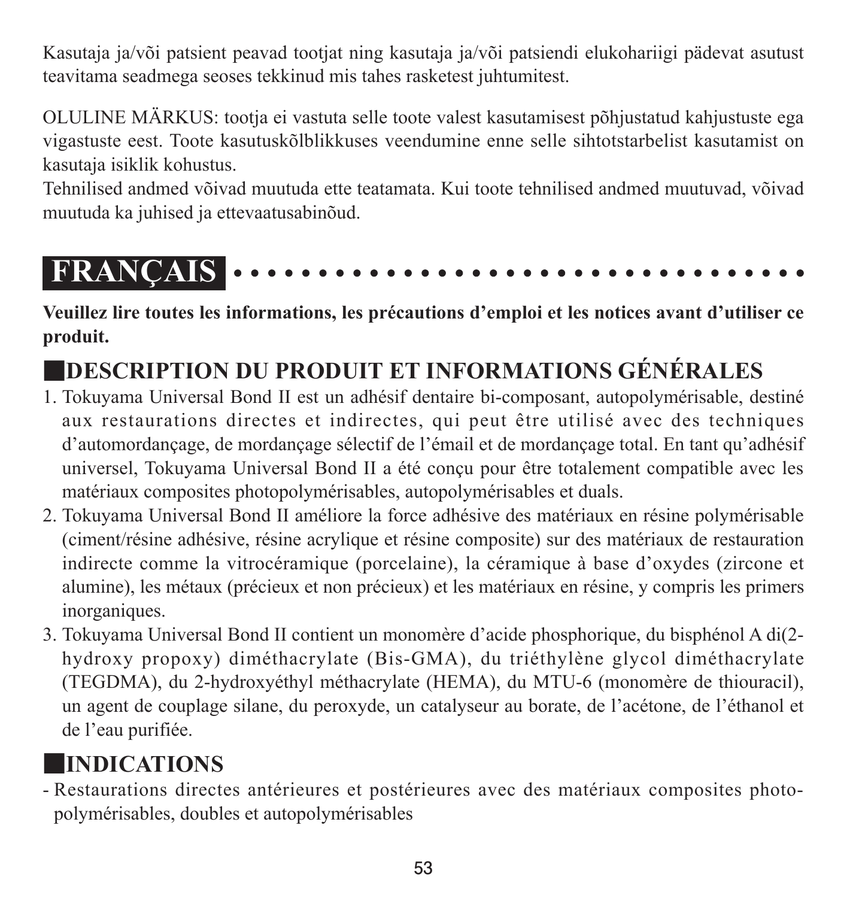Kasutaja ja/või patsient peavad tootjat ning kasutaja ja/või patsiendi elukohariigi pädevat asutust teavitama seadmega seoses tekkinud mis tahes rasketest juhtumitest.

OLULINE MÄRKUS: tootja ei vastuta selle toote valest kasutamisest põhjustatud kahjustuste ega vigastuste eest. Toote kasutuskõlblikkuses veendumine enne selle sihtotstarbelist kasutamist on kasutaja isiklik kohustus.
Tehnilised andmed võivad muutuda ette teatamata. Kui toote tehnilised andmed muutuvad, võivad muutuda ka juhised ja ettevaatusabinõud.

# FRANÇAIS

**Veuillez lire toutes les informations, les précautions d'emploi et les notices avant d'utiliser ce produit.**

## DESCRIPTION DU PRODUIT ET INFORMATIONS GÉNÉRALES

1. Tokuyama Universal Bond II est un adhésif dentaire bi-composant, autopolymérisable, destiné aux restaurations directes et indirectes, qui peut être utilisé avec des techniques d'automordançage, de mordançage sélectif de l'émail et de mordançage total. En tant qu'adhésif universel, Tokuyama Universal Bond II a été conçu pour être totalement compatible avec les matériaux composites photopolymérisables, autopolymérisables et duals.
2. Tokuyama Universal Bond II améliore la force adhésive des matériaux en résine polymérisable (ciment/résine adhésive, résine acrylique et résine composite) sur des matériaux de restauration indirecte comme la vitrocéramique (porcelaine), la céramique à base d'oxydes (zircone et alumine), les métaux (précieux et non précieux) et les matériaux en résine, y compris les primers inorganiques.
3. Tokuyama Universal Bond II contient un monomère d'acide phosphorique, du bisphénol A di(2-hydroxy propoxy) diméthacrylate (Bis-GMA), du triéthylène glycol diméthacrylate (TEGDMA), du 2-hydroxyéthyl méthacrylate (HEMA), du MTU-6 (monomère de thiouracil), un agent de couplage silane, du peroxyde, un catalyseur au borate, de l'acétone, de l'éthanol et de l'eau purifiée.

## INDICATIONS

- Restaurations directes antérieures et postérieures avec des matériaux composites photo-polymérisables, doubles et autopolymérisables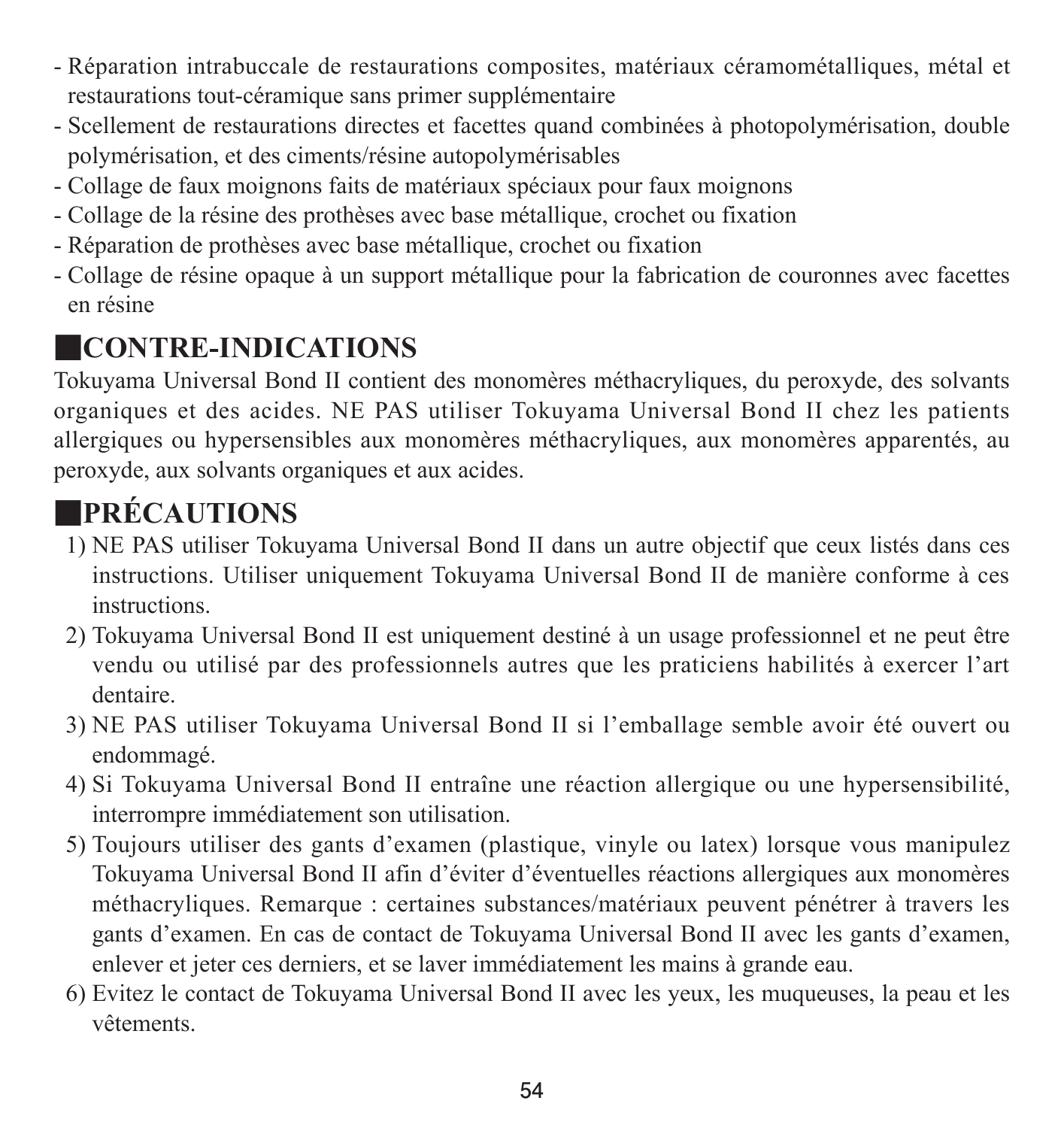- Réparation intrabuccale de restaurations composites, matériaux céramométalliques, métal et restaurations tout-céramique sans primer supplémentaire
- Scellement de restaurations directes et facettes quand combinées à photopolymérisation, double polymérisation, et des ciments/résine autopolymérisables
- Collage de faux moignons faits de matériaux spéciaux pour faux moignons
- Collage de la résine des prothèses avec base métallique, crochet ou fixation
- Réparation de prothèses avec base métallique, crochet ou fixation
- Collage de résine opaque à un support métallique pour la fabrication de couronnes avec facettes en résine

## ■CONTRE-INDICATIONS

Tokuyama Universal Bond II contient des monomères méthacryliques, du peroxyde, des solvants organiques et des acides. NE PAS utiliser Tokuyama Universal Bond II chez les patients allergiques ou hypersensibles aux monomères méthacryliques, aux monomères apparentés, au peroxyde, aux solvants organiques et aux acides.

## ■PRÉCAUTIONS

1) NE PAS utiliser Tokuyama Universal Bond II dans un autre objectif que ceux listés dans ces instructions. Utiliser uniquement Tokuyama Universal Bond II de manière conforme à ces instructions.
2) Tokuyama Universal Bond II est uniquement destiné à un usage professionnel et ne peut être vendu ou utilisé par des professionnels autres que les praticiens habilités à exercer l'art dentaire.
3) NE PAS utiliser Tokuyama Universal Bond II si l'emballage semble avoir été ouvert ou endommagé.
4) Si Tokuyama Universal Bond II entraîne une réaction allergique ou une hypersensibilité, interrompre immédiatement son utilisation.
5) Toujours utiliser des gants d'examen (plastique, vinyle ou latex) lorsque vous manipulez Tokuyama Universal Bond II afin d'éviter d'éventuelles réactions allergiques aux monomères méthacryliques. Remarque : certaines substances/matériaux peuvent pénétrer à travers les gants d'examen. En cas de contact de Tokuyama Universal Bond II avec les gants d'examen, enlever et jeter ces derniers, et se laver immédiatement les mains à grande eau.
6) Evitez le contact de Tokuyama Universal Bond II avec les yeux, les muqueuses, la peau et les vêtements.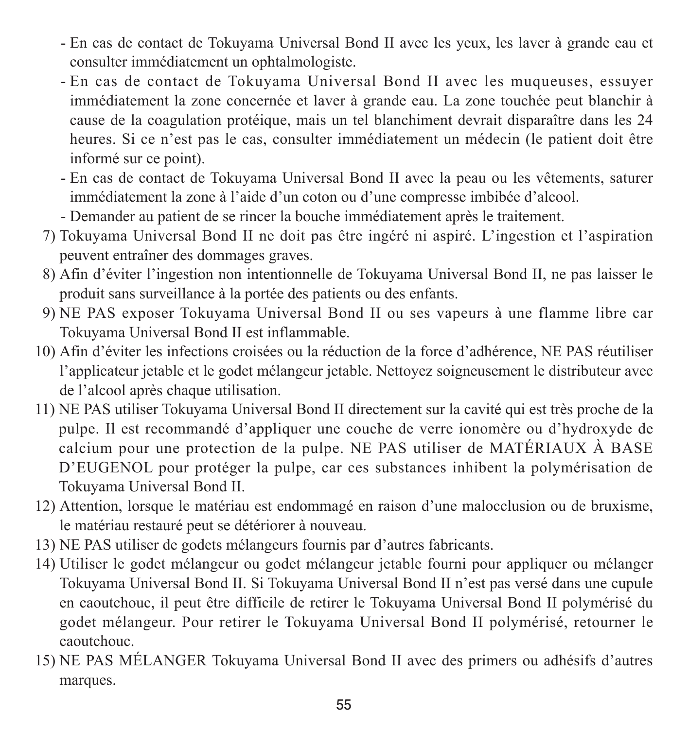- En cas de contact de Tokuyama Universal Bond II avec les yeux, les laver à grande eau et consulter immédiatement un ophtalmologiste.
- En cas de contact de Tokuyama Universal Bond II avec les muqueuses, essuyer immédiatement la zone concernée et laver à grande eau. La zone touchée peut blanchir à cause de la coagulation protéique, mais un tel blanchiment devrait disparaître dans les 24 heures. Si ce n'est pas le cas, consulter immédiatement un médecin (le patient doit être informé sur ce point).
- En cas de contact de Tokuyama Universal Bond II avec la peau ou les vêtements, saturer immédiatement la zone à l'aide d'un coton ou d'une compresse imbibée d'alcool.
- Demander au patient de se rincer la bouche immédiatement après le traitement.

7) Tokuyama Universal Bond II ne doit pas être ingéré ni aspiré. L'ingestion et l'aspiration peuvent entraîner des dommages graves.
8) Afin d'éviter l'ingestion non intentionnelle de Tokuyama Universal Bond II, ne pas laisser le produit sans surveillance à la portée des patients ou des enfants.
9) NE PAS exposer Tokuyama Universal Bond II ou ses vapeurs à une flamme libre car Tokuyama Universal Bond II est inflammable.
10) Afin d'éviter les infections croisées ou la réduction de la force d'adhérence, NE PAS réutiliser l'applicateur jetable et le godet mélangeur jetable. Nettoyez soigneusement le distributeur avec de l'alcool après chaque utilisation.
11) NE PAS utiliser Tokuyama Universal Bond II directement sur la cavité qui est très proche de la pulpe. Il est recommandé d'appliquer une couche de verre ionomère ou d'hydroxyde de calcium pour une protection de la pulpe. NE PAS utiliser de MATÉRIAUX À BASE D'EUGENOL pour protéger la pulpe, car ces substances inhibent la polymérisation de Tokuyama Universal Bond II.
12) Attention, lorsque le matériau est endommagé en raison d'une malocclusion ou de bruxisme, le matériau restauré peut se détériorer à nouveau.
13) NE PAS utiliser de godets mélangeurs fournis par d'autres fabricants.
14) Utiliser le godet mélangeur ou godet mélangeur jetable fourni pour appliquer ou mélanger Tokuyama Universal Bond II. Si Tokuyama Universal Bond II n'est pas versé dans une cupule en caoutchouc, il peut être difficile de retirer le Tokuyama Universal Bond II polymérisé du godet mélangeur. Pour retirer le Tokuyama Universal Bond II polymérisé, retourner le caoutchouc.
15) NE PAS MÉLANGER Tokuyama Universal Bond II avec des primers ou adhésifs d'autres marques.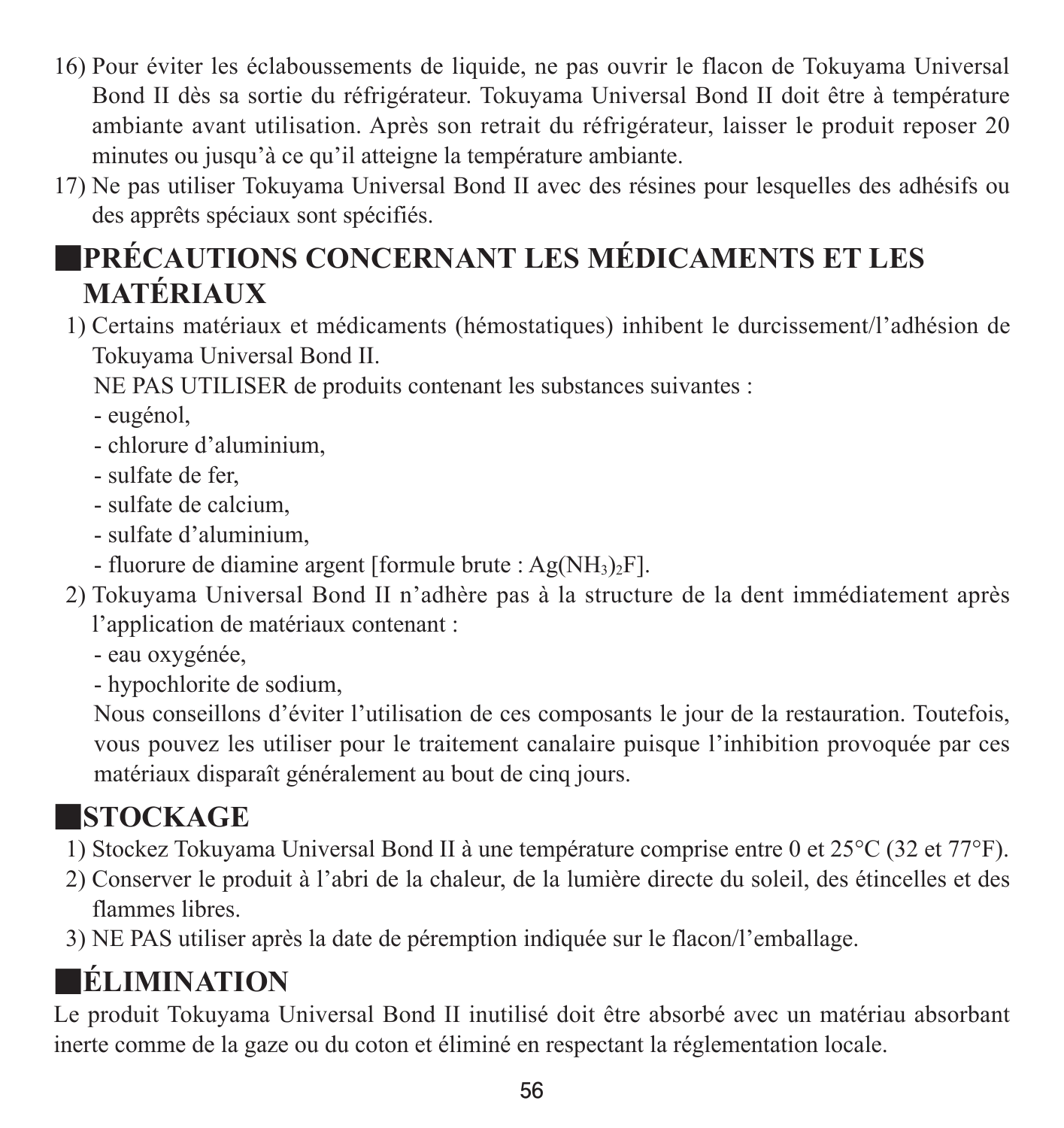16) Pour éviter les éclaboussements de liquide, ne pas ouvrir le flacon de Tokuyama Universal Bond II dès sa sortie du réfrigérateur. Tokuyama Universal Bond II doit être à température ambiante avant utilisation. Après son retrait du réfrigérateur, laisser le produit reposer 20 minutes ou jusqu'à ce qu'il atteigne la température ambiante.
17) Ne pas utiliser Tokuyama Universal Bond II avec des résines pour lesquelles des adhésifs ou des apprêts spéciaux sont spécifiés.

## ■PRÉCAUTIONS CONCERNANT LES MÉDICAMENTS ET LES MATÉRIAUX

1) Certains matériaux et médicaments (hémostatiques) inhibent le durcissement/l'adhésion de Tokuyama Universal Bond II.

   NE PAS UTILISER de produits contenant les substances suivantes :
   - eugénol,
   - chlorure d'aluminium,
   - sulfate de fer,
   - sulfate de calcium,
   - sulfate d'aluminium,
   - fluorure de diamine argent [formule brute : $Ag(NH_3)_2F$].
2) Tokuyama Universal Bond II n'adhère pas à la structure de la dent immédiatement après l'application de matériaux contenant :
   - eau oxygénée,
   - hypochlorite de sodium,

   Nous conseillons d'éviter l'utilisation de ces composants le jour de la restauration. Toutefois, vous pouvez les utiliser pour le traitement canalaire puisque l'inhibition provoquée par ces matériaux disparaît généralement au bout de cinq jours.

## ■STOCKAGE

1) Stockez Tokuyama Universal Bond II à une température comprise entre 0 et 25°C (32 et 77°F).
2) Conserver le produit à l'abri de la chaleur, de la lumière directe du soleil, des étincelles et des flammes libres.
3) NE PAS utiliser après la date de péremption indiquée sur le flacon/l'emballage.

## ■ÉLIMINATION

Le produit Tokuyama Universal Bond II inutilisé doit être absorbé avec un matériau absorbant inerte comme de la gaze ou du coton et éliminé en respectant la réglementation locale.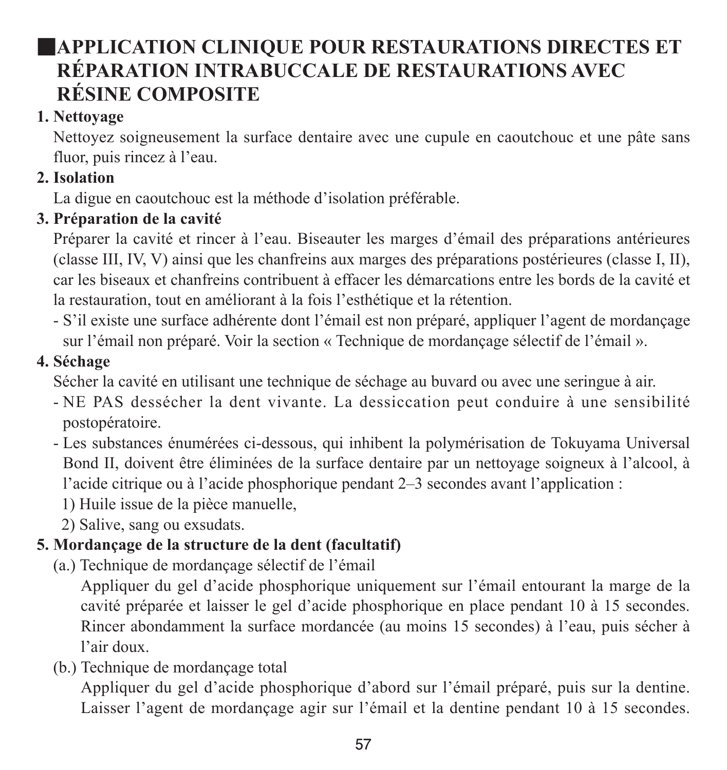## ■APPLICATION CLINIQUE POUR RESTAURATIONS DIRECTES ET RÉPARATION INTRABUCCALE DE RESTAURATIONS AVEC RÉSINE COMPOSITE

**1. Nettoyage**

Nettoyez soigneusement la surface dentaire avec une cupule en caoutchouc et une pâte sans fluor, puis rincez à l'eau.

**2. Isolation**

La digue en caoutchouc est la méthode d'isolation préférable.

**3. Préparation de la cavité**

Préparer la cavité et rincer à l'eau. Biseauter les marges d'émail des préparations antérieures (classe III, IV, V) ainsi que les chanfreins aux marges des préparations postérieures (classe I, II), car les biseaux et chanfreins contribuent à effacer les démarcations entre les bords de la cavité et la restauration, tout en améliorant à la fois l'esthétique et la rétention.

- S'il existe une surface adhérente dont l'émail est non préparé, appliquer l'agent de mordançage sur l'émail non préparé. Voir la section « Technique de mordançage sélectif de l'émail ».

**4. Séchage**

Sécher la cavité en utilisant une technique de séchage au buvard ou avec une seringue à air.

- NE PAS dessécher la dent vivante. La dessiccation peut conduire à une sensibilité postopératoire.
- Les substances énumérées ci-dessous, qui inhibent la polymérisation de Tokuyama Universal Bond II, doivent être éliminées de la surface dentaire par un nettoyage soigneux à l'alcool, à l'acide citrique ou à l'acide phosphorique pendant 2–3 secondes avant l'application :
  1) Huile issue de la pièce manuelle,
  2) Salive, sang ou exsudats.

**5. Mordançage de la structure de la dent (facultatif)**

(a.) Technique de mordançage sélectif de l'émail

Appliquer du gel d'acide phosphorique uniquement sur l'émail entourant la marge de la cavité préparée et laisser le gel d'acide phosphorique en place pendant 10 à 15 secondes. Rincer abondamment la surface mordancée (au moins 15 secondes) à l'eau, puis sécher à l'air doux.

(b.) Technique de mordançage total

Appliquer du gel d'acide phosphorique d'abord sur l'émail préparé, puis sur la dentine. Laisser l'agent de mordançage agir sur l'émail et la dentine pendant 10 à 15 secondes.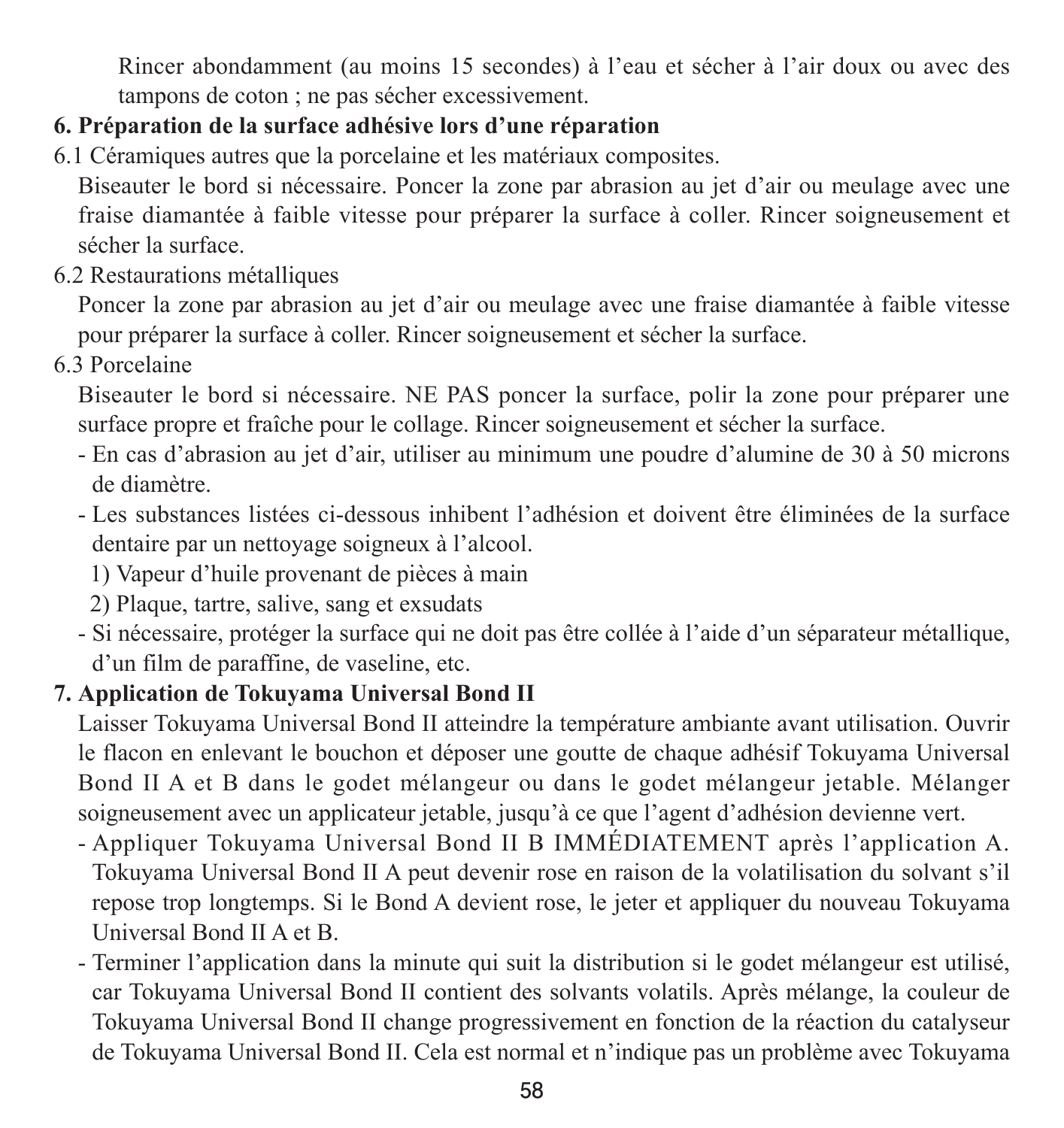Rincer abondamment (au moins 15 secondes) à l'eau et sécher à l'air doux ou avec des tampons de coton ; ne pas sécher excessivement.

**6. Préparation de la surface adhésive lors d'une réparation**

6.1 Céramiques autres que la porcelaine et les matériaux composites.

Biseauter le bord si nécessaire. Poncer la zone par abrasion au jet d'air ou meulage avec une fraise diamantée à faible vitesse pour préparer la surface à coller. Rincer soigneusement et sécher la surface.

6.2 Restaurations métalliques

Poncer la zone par abrasion au jet d'air ou meulage avec une fraise diamantée à faible vitesse pour préparer la surface à coller. Rincer soigneusement et sécher la surface.

6.3 Porcelaine

Biseauter le bord si nécessaire. NE PAS poncer la surface, polir la zone pour préparer une surface propre et fraîche pour le collage. Rincer soigneusement et sécher la surface.

- En cas d'abrasion au jet d'air, utiliser au minimum une poudre d'alumine de 30 à 50 microns de diamètre.
- Les substances listées ci-dessous inhibent l'adhésion et doivent être éliminées de la surface dentaire par un nettoyage soigneux à l'alcool.
  1) Vapeur d'huile provenant de pièces à main
  2) Plaque, tartre, salive, sang et exsudats
- Si nécessaire, protéger la surface qui ne doit pas être collée à l'aide d'un séparateur métallique, d'un film de paraffine, de vaseline, etc.

**7. Application de Tokuyama Universal Bond II**

Laisser Tokuyama Universal Bond II atteindre la température ambiante avant utilisation. Ouvrir le flacon en enlevant le bouchon et déposer une goutte de chaque adhésif Tokuyama Universal Bond II A et B dans le godet mélangeur ou dans le godet mélangeur jetable. Mélanger soigneusement avec un applicateur jetable, jusqu'à ce que l'agent d'adhésion devienne vert.

- Appliquer Tokuyama Universal Bond II B IMMÉDIATEMENT après l'application A. Tokuyama Universal Bond II A peut devenir rose en raison de la volatilisation du solvant s'il repose trop longtemps. Si le Bond A devient rose, le jeter et appliquer du nouveau Tokuyama Universal Bond II A et B.
- Terminer l'application dans la minute qui suit la distribution si le godet mélangeur est utilisé, car Tokuyama Universal Bond II contient des solvants volatils. Après mélange, la couleur de Tokuyama Universal Bond II change progressivement en fonction de la réaction du catalyseur de Tokuyama Universal Bond II. Cela est normal et n'indique pas un problème avec Tokuyama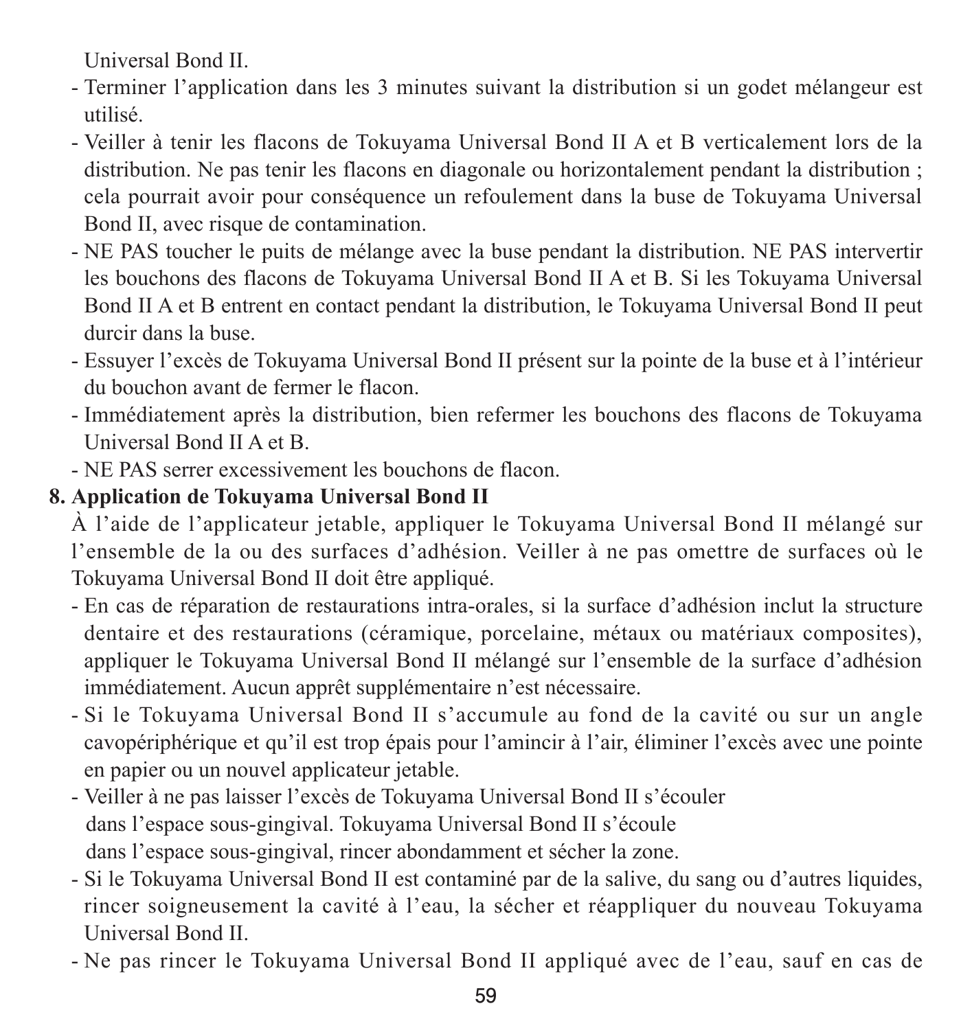Universal Bond II.

- Terminer l'application dans les 3 minutes suivant la distribution si un godet mélangeur est utilisé.
- Veiller à tenir les flacons de Tokuyama Universal Bond II A et B verticalement lors de la distribution. Ne pas tenir les flacons en diagonale ou horizontalement pendant la distribution ; cela pourrait avoir pour conséquence un refoulement dans la buse de Tokuyama Universal Bond II, avec risque de contamination.
- NE PAS toucher le puits de mélange avec la buse pendant la distribution. NE PAS intervertir les bouchons des flacons de Tokuyama Universal Bond II A et B. Si les Tokuyama Universal Bond II A et B entrent en contact pendant la distribution, le Tokuyama Universal Bond II peut durcir dans la buse.
- Essuyer l'excès de Tokuyama Universal Bond II présent sur la pointe de la buse et à l'intérieur du bouchon avant de fermer le flacon.
- Immédiatement après la distribution, bien refermer les bouchons des flacons de Tokuyama Universal Bond II A et B.
- NE PAS serrer excessivement les bouchons de flacon.

**8. Application de Tokuyama Universal Bond II**

À l'aide de l'applicateur jetable, appliquer le Tokuyama Universal Bond II mélangé sur l'ensemble de la ou des surfaces d'adhésion. Veiller à ne pas omettre de surfaces où le Tokuyama Universal Bond II doit être appliqué.

- En cas de réparation de restaurations intra-orales, si la surface d'adhésion inclut la structure dentaire et des restaurations (céramique, porcelaine, métaux ou matériaux composites), appliquer le Tokuyama Universal Bond II mélangé sur l'ensemble de la surface d'adhésion immédiatement. Aucun apprêt supplémentaire n'est nécessaire.
- Si le Tokuyama Universal Bond II s'accumule au fond de la cavité ou sur un angle cavopériphérique et qu'il est trop épais pour l'amincir à l'air, éliminer l'excès avec une pointe en papier ou un nouvel applicateur jetable.
- Veiller à ne pas laisser l'excès de Tokuyama Universal Bond II s'écouler dans l'espace sous-gingival. Tokuyama Universal Bond II s'écoule dans l'espace sous-gingival, rincer abondamment et sécher la zone.
- Si le Tokuyama Universal Bond II est contaminé par de la salive, du sang ou d'autres liquides, rincer soigneusement la cavité à l'eau, la sécher et réappliquer du nouveau Tokuyama Universal Bond II.
- Ne pas rincer le Tokuyama Universal Bond II appliqué avec de l'eau, sauf en cas de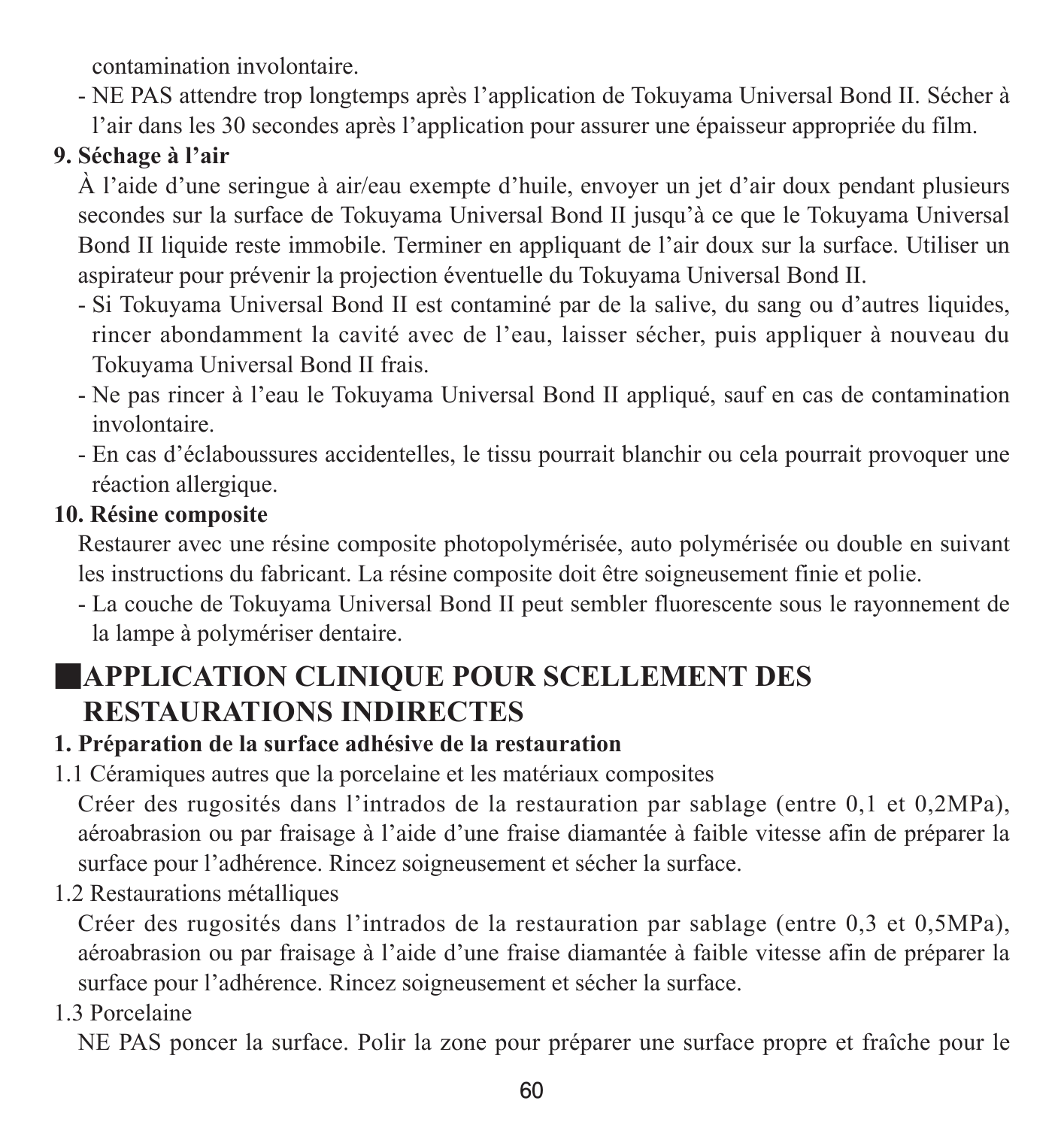contamination involontaire.

- NE PAS attendre trop longtemps après l'application de Tokuyama Universal Bond II. Sécher à l'air dans les 30 secondes après l'application pour assurer une épaisseur appropriée du film.

**9. Séchage à l'air**

À l'aide d'une seringue à air/eau exempte d'huile, envoyer un jet d'air doux pendant plusieurs secondes sur la surface de Tokuyama Universal Bond II jusqu'à ce que le Tokuyama Universal Bond II liquide reste immobile. Terminer en appliquant de l'air doux sur la surface. Utiliser un aspirateur pour prévenir la projection éventuelle du Tokuyama Universal Bond II.

- Si Tokuyama Universal Bond II est contaminé par de la salive, du sang ou d'autres liquides, rincer abondamment la cavité avec de l'eau, laisser sécher, puis appliquer à nouveau du Tokuyama Universal Bond II frais.
- Ne pas rincer à l'eau le Tokuyama Universal Bond II appliqué, sauf en cas de contamination involontaire.
- En cas d'éclaboussures accidentelles, le tissu pourrait blanchir ou cela pourrait provoquer une réaction allergique.

**10. Résine composite**

Restaurer avec une résine composite photopolymérisée, auto polymérisée ou double en suivant les instructions du fabricant. La résine composite doit être soigneusement finie et polie.

- La couche de Tokuyama Universal Bond II peut sembler fluorescente sous le rayonnement de la lampe à polymériser dentaire.

## ■APPLICATION CLINIQUE POUR SCELLEMENT DES RESTAURATIONS INDIRECTES

**1. Préparation de la surface adhésive de la restauration**

1.1 Céramiques autres que la porcelaine et les matériaux composites

Créer des rugosités dans l'intrados de la restauration par sablage (entre 0,1 et 0,2MPa), aéroabrasion ou par fraisage à l'aide d'une fraise diamantée à faible vitesse afin de préparer la surface pour l'adhérence. Rincez soigneusement et sécher la surface.

1.2 Restaurations métalliques

Créer des rugosités dans l'intrados de la restauration par sablage (entre 0,3 et 0,5MPa), aéroabrasion ou par fraisage à l'aide d'une fraise diamantée à faible vitesse afin de préparer la surface pour l'adhérence. Rincez soigneusement et sécher la surface.

1.3 Porcelaine

NE PAS poncer la surface. Polir la zone pour préparer une surface propre et fraîche pour le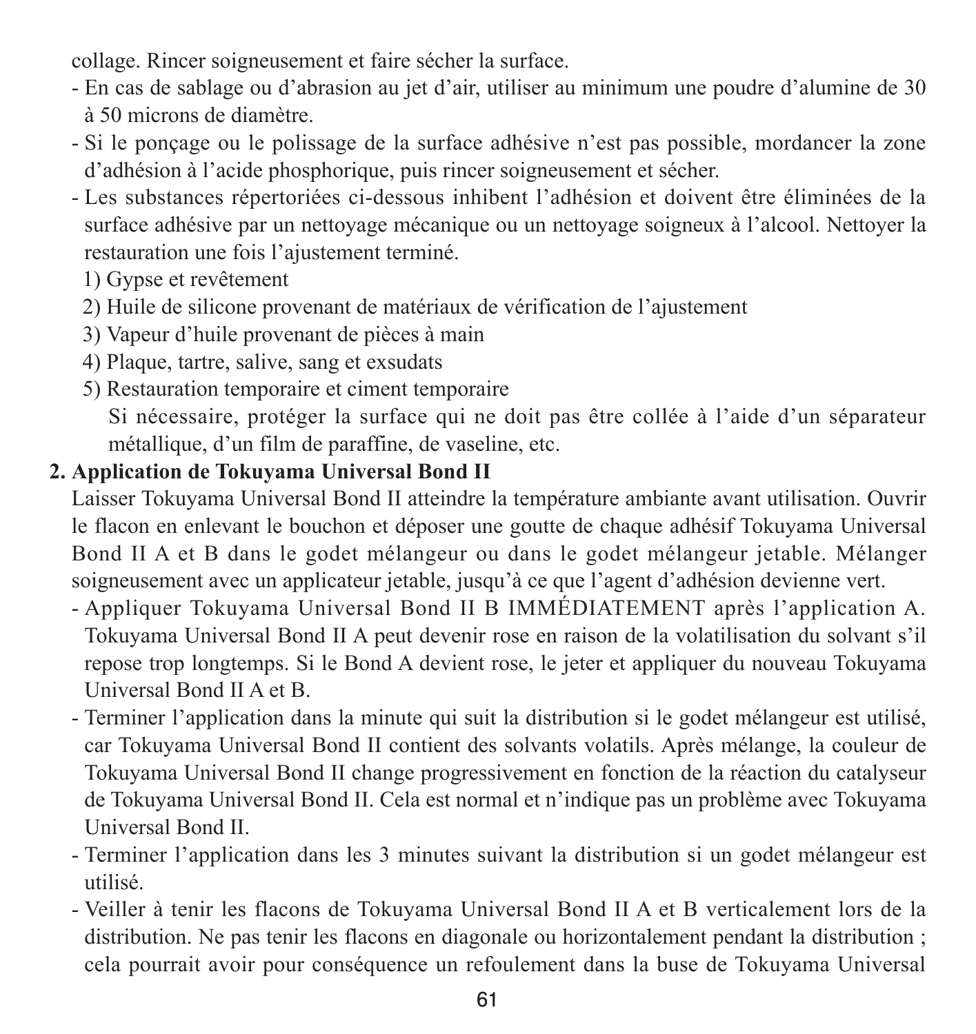collage. Rincer soigneusement et faire sécher la surface.

- En cas de sablage ou d'abrasion au jet d'air, utiliser au minimum une poudre d'alumine de 30 à 50 microns de diamètre.
- Si le ponçage ou le polissage de la surface adhésive n'est pas possible, mordancer la zone d'adhésion à l'acide phosphorique, puis rincer soigneusement et sécher.
- Les substances répertoriées ci-dessous inhibent l'adhésion et doivent être éliminées de la surface adhésive par un nettoyage mécanique ou un nettoyage soigneux à l'alcool. Nettoyer la restauration une fois l'ajustement terminé.
  1) Gypse et revêtement
  2) Huile de silicone provenant de matériaux de vérification de l'ajustement
  3) Vapeur d'huile provenant de pièces à main
  4) Plaque, tartre, salive, sang et exsudats
  5) Restauration temporaire et ciment temporaire

     Si nécessaire, protéger la surface qui ne doit pas être collée à l'aide d'un séparateur métallique, d'un film de paraffine, de vaseline, etc.

**2. Application de Tokuyama Universal Bond II**

Laisser Tokuyama Universal Bond II atteindre la température ambiante avant utilisation. Ouvrir le flacon en enlevant le bouchon et déposer une goutte de chaque adhésif Tokuyama Universal Bond II A et B dans le godet mélangeur ou dans le godet mélangeur jetable. Mélanger soigneusement avec un applicateur jetable, jusqu'à ce que l'agent d'adhésion devienne vert.

- Appliquer Tokuyama Universal Bond II B IMMÉDIATEMENT après l'application A. Tokuyama Universal Bond II A peut devenir rose en raison de la volatilisation du solvant s'il repose trop longtemps. Si le Bond A devient rose, le jeter et appliquer du nouveau Tokuyama Universal Bond II A et B.
- Terminer l'application dans la minute qui suit la distribution si le godet mélangeur est utilisé, car Tokuyama Universal Bond II contient des solvants volatils. Après mélange, la couleur de Tokuyama Universal Bond II change progressivement en fonction de la réaction du catalyseur de Tokuyama Universal Bond II. Cela est normal et n'indique pas un problème avec Tokuyama Universal Bond II.
- Terminer l'application dans les 3 minutes suivant la distribution si un godet mélangeur est utilisé.
- Veiller à tenir les flacons de Tokuyama Universal Bond II A et B verticalement lors de la distribution. Ne pas tenir les flacons en diagonale ou horizontalement pendant la distribution ; cela pourrait avoir pour conséquence un refoulement dans la buse de Tokuyama Universal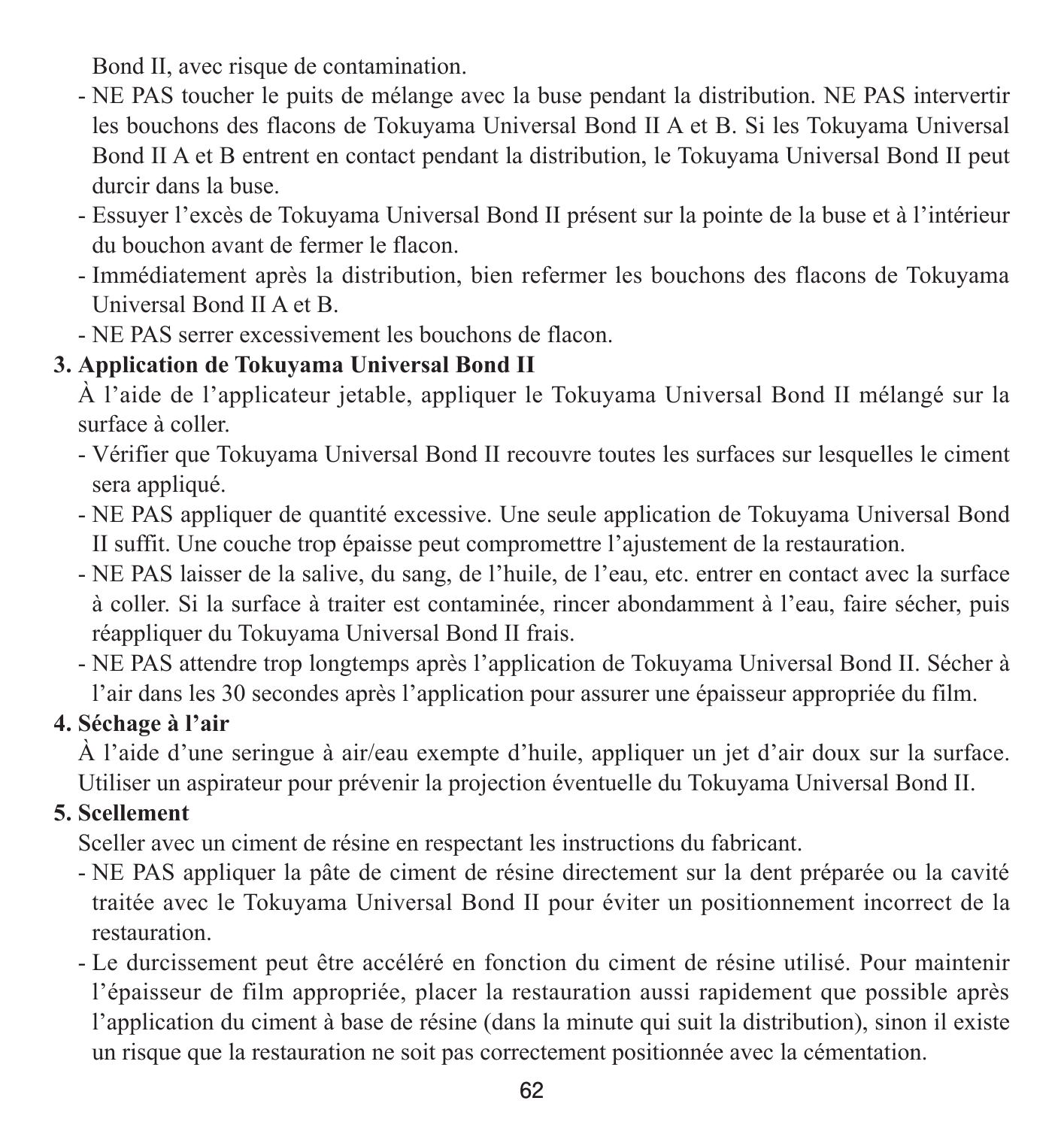Bond II, avec risque de contamination.

- NE PAS toucher le puits de mélange avec la buse pendant la distribution. NE PAS intervertir les bouchons des flacons de Tokuyama Universal Bond II A et B. Si les Tokuyama Universal Bond II A et B entrent en contact pendant la distribution, le Tokuyama Universal Bond II peut durcir dans la buse.
- Essuyer l'excès de Tokuyama Universal Bond II présent sur la pointe de la buse et à l'intérieur du bouchon avant de fermer le flacon.
- Immédiatement après la distribution, bien refermer les bouchons des flacons de Tokuyama Universal Bond II A et B.
- NE PAS serrer excessivement les bouchons de flacon.

**3. Application de Tokuyama Universal Bond II**

À l'aide de l'applicateur jetable, appliquer le Tokuyama Universal Bond II mélangé sur la surface à coller.

- Vérifier que Tokuyama Universal Bond II recouvre toutes les surfaces sur lesquelles le ciment sera appliqué.
- NE PAS appliquer de quantité excessive. Une seule application de Tokuyama Universal Bond II suffit. Une couche trop épaisse peut compromettre l'ajustement de la restauration.
- NE PAS laisser de la salive, du sang, de l'huile, de l'eau, etc. entrer en contact avec la surface à coller. Si la surface à traiter est contaminée, rincer abondamment à l'eau, faire sécher, puis réappliquer du Tokuyama Universal Bond II frais.
- NE PAS attendre trop longtemps après l'application de Tokuyama Universal Bond II. Sécher à l'air dans les 30 secondes après l'application pour assurer une épaisseur appropriée du film.

**4. Séchage à l'air**

À l'aide d'une seringue à air/eau exempte d'huile, appliquer un jet d'air doux sur la surface. Utiliser un aspirateur pour prévenir la projection éventuelle du Tokuyama Universal Bond II.

**5. Scellement**

Sceller avec un ciment de résine en respectant les instructions du fabricant.

- NE PAS appliquer la pâte de ciment de résine directement sur la dent préparée ou la cavité traitée avec le Tokuyama Universal Bond II pour éviter un positionnement incorrect de la restauration.
- Le durcissement peut être accéléré en fonction du ciment de résine utilisé. Pour maintenir l'épaisseur de film appropriée, placer la restauration aussi rapidement que possible après l'application du ciment à base de résine (dans la minute qui suit la distribution), sinon il existe un risque que la restauration ne soit pas correctement positionnée avec la cémentation.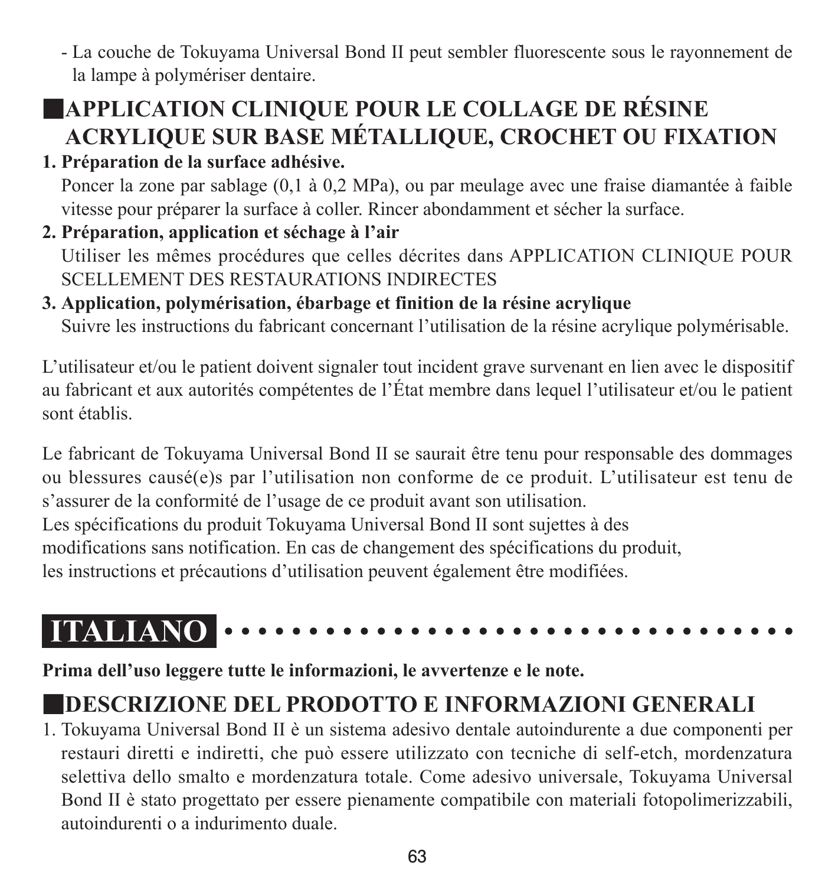- La couche de Tokuyama Universal Bond II peut sembler fluorescente sous le rayonnement de la lampe à polymériser dentaire.

## APPLICATION CLINIQUE POUR LE COLLAGE DE RÉSINE ACRYLIQUE SUR BASE MÉTALLIQUE, CROCHET OU FIXATION

**1. Préparation de la surface adhésive.**

Poncer la zone par sablage (0,1 à 0,2 MPa), ou par meulage avec une fraise diamantée à faible vitesse pour préparer la surface à coller. Rincer abondamment et sécher la surface.

**2. Préparation, application et séchage à l'air**

Utiliser les mêmes procédures que celles décrites dans APPLICATION CLINIQUE POUR SCELLEMENT DES RESTAURATIONS INDIRECTES

**3. Application, polymérisation, ébarbage et finition de la résine acrylique**

Suivre les instructions du fabricant concernant l'utilisation de la résine acrylique polymérisable.

L'utilisateur et/ou le patient doivent signaler tout incident grave survenant en lien avec le dispositif au fabricant et aux autorités compétentes de l'État membre dans lequel l'utilisateur et/ou le patient sont établis.

Le fabricant de Tokuyama Universal Bond II se saurait être tenu pour responsable des dommages ou blessures causé(e)s par l'utilisation non conforme de ce produit. L'utilisateur est tenu de s'assurer de la conformité de l'usage de ce produit avant son utilisation.
Les spécifications du produit Tokuyama Universal Bond II sont sujettes à des modifications sans notification. En cas de changement des spécifications du produit, les instructions et précautions d'utilisation peuvent également être modifiées.

# ITALIANO

**Prima dell'uso leggere tutte le informazioni, le avvertenze e le note.**

## DESCRIZIONE DEL PRODOTTO E INFORMAZIONI GENERALI

1. Tokuyama Universal Bond II è un sistema adesivo dentale autoindurente a due componenti per restauri diretti e indiretti, che può essere utilizzato con tecniche di self-etch, mordenzatura selettiva dello smalto e mordenzatura totale. Come adesivo universale, Tokuyama Universal Bond II è stato progettato per essere pienamente compatibile con materiali fotopolimerizzabili, autoindurenti o a indurimento duale.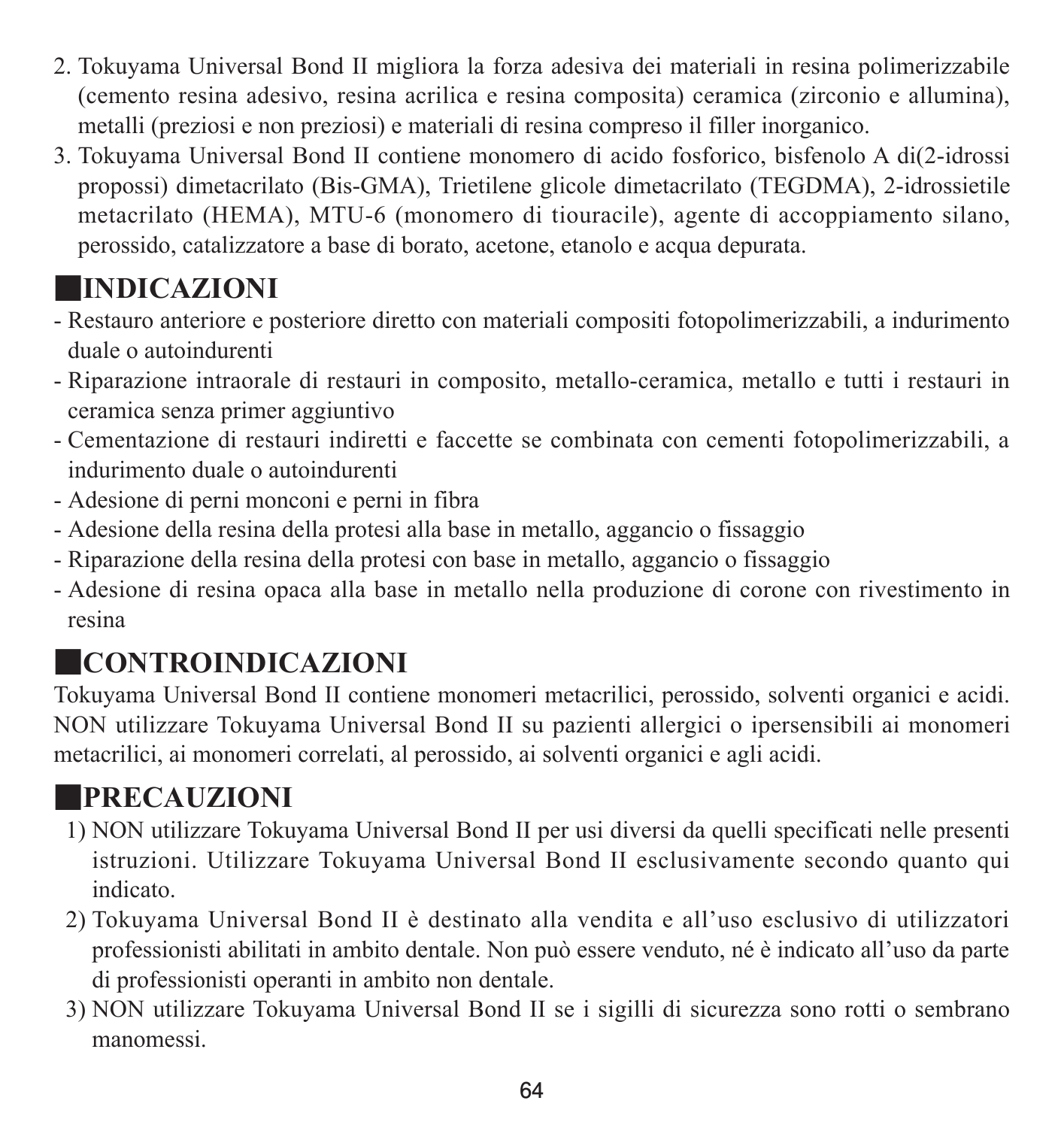2. Tokuyama Universal Bond II migliora la forza adesiva dei materiali in resina polimerizzabile (cemento resina adesivo, resina acrilica e resina composita) ceramica (zirconio e allumina), metalli (preziosi e non preziosi) e materiali di resina compreso il filler inorganico.
3. Tokuyama Universal Bond II contiene monomero di acido fosforico, bisfenolo A di(2-idrossi propossi) dimetacrilato (Bis-GMA), Trietilene glicole dimetacrilato (TEGDMA), 2-idrossietile metacrilato (HEMA), MTU-6 (monomero di tiouracile), agente di accoppiamento silano, perossido, catalizzatore a base di borato, acetone, etanolo e acqua depurata.

## ■INDICAZIONI

- Restauro anteriore e posteriore diretto con materiali compositi fotopolimerizzabili, a indurimento duale o autoindurenti
- Riparazione intraorale di restauri in composito, metallo-ceramica, metallo e tutti i restauri in ceramica senza primer aggiuntivo
- Cementazione di restauri indiretti e faccette se combinata con cementi fotopolimerizzabili, a indurimento duale o autoindurenti
- Adesione di perni monconi e perni in fibra
- Adesione della resina della protesi alla base in metallo, aggancio o fissaggio
- Riparazione della resina della protesi con base in metallo, aggancio o fissaggio
- Adesione di resina opaca alla base in metallo nella produzione di corone con rivestimento in resina

## ■CONTROINDICAZIONI

Tokuyama Universal Bond II contiene monomeri metacrilici, perossido, solventi organici e acidi. NON utilizzare Tokuyama Universal Bond II su pazienti allergici o ipersensibili ai monomeri metacrilici, ai monomeri correlati, al perossido, ai solventi organici e agli acidi.

## ■PRECAUZIONI

1) NON utilizzare Tokuyama Universal Bond II per usi diversi da quelli specificati nelle presenti istruzioni. Utilizzare Tokuyama Universal Bond II esclusivamente secondo quanto qui indicato.
2) Tokuyama Universal Bond II è destinato alla vendita e all'uso esclusivo di utilizzatori professionisti abilitati in ambito dentale. Non può essere venduto, né è indicato all'uso da parte di professionisti operanti in ambito non dentale.
3) NON utilizzare Tokuyama Universal Bond II se i sigilli di sicurezza sono rotti o sembrano manomessi.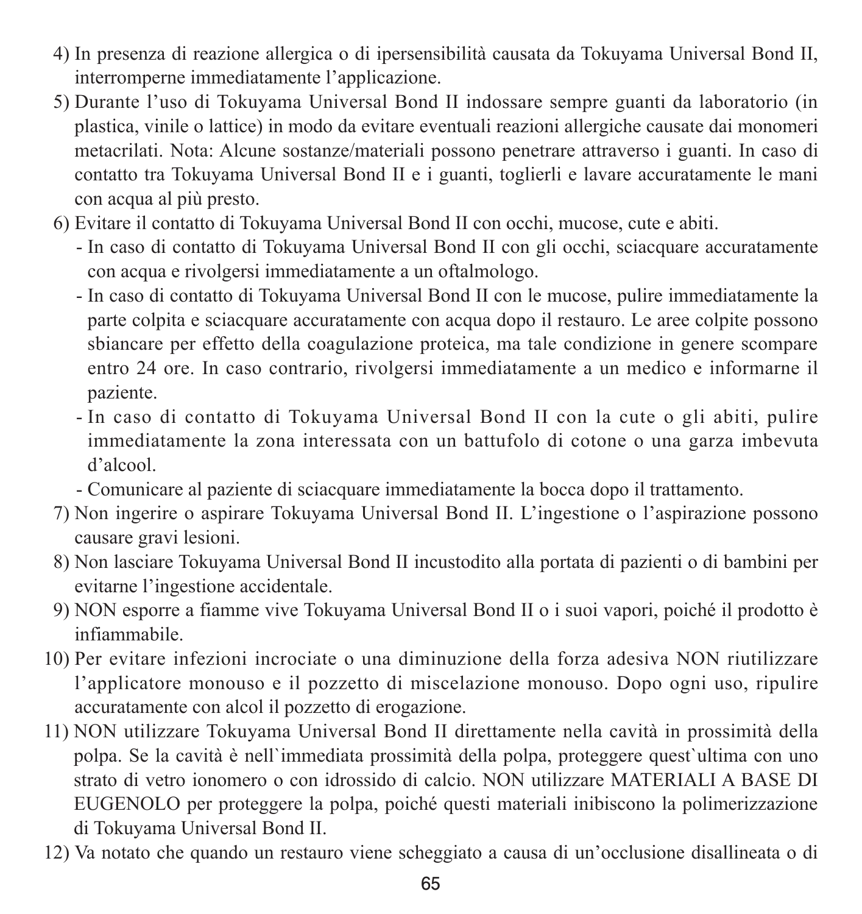4) In presenza di reazione allergica o di ipersensibilità causata da Tokuyama Universal Bond II, interromperne immediatamente l'applicazione.
5) Durante l'uso di Tokuyama Universal Bond II indossare sempre guanti da laboratorio (in plastica, vinile o lattice) in modo da evitare eventuali reazioni allergiche causate dai monomeri metacrilati. Nota: Alcune sostanze/materiali possono penetrare attraverso i guanti. In caso di contatto tra Tokuyama Universal Bond II e i guanti, toglierli e lavare accuratamente le mani con acqua al più presto.
6) Evitare il contatto di Tokuyama Universal Bond II con occhi, mucose, cute e abiti.
   - In caso di contatto di Tokuyama Universal Bond II con gli occhi, sciacquare accuratamente con acqua e rivolgersi immediatamente a un oftalmologo.
   - In caso di contatto di Tokuyama Universal Bond II con le mucose, pulire immediatamente la parte colpita e sciacquare accuratamente con acqua dopo il restauro. Le aree colpite possono sbiancare per effetto della coagulazione proteica, ma tale condizione in genere scompare entro 24 ore. In caso contrario, rivolgersi immediatamente a un medico e informarne il paziente.
   - In caso di contatto di Tokuyama Universal Bond II con la cute o gli abiti, pulire immediatamente la zona interessata con un battufolo di cotone o una garza imbevuta d'alcool.
   - Comunicare al paziente di sciacquare immediatamente la bocca dopo il trattamento.
7) Non ingerire o aspirare Tokuyama Universal Bond II. L'ingestione o l'aspirazione possono causare gravi lesioni.
8) Non lasciare Tokuyama Universal Bond II incustodito alla portata di pazienti o di bambini per evitarne l'ingestione accidentale.
9) NON esporre a fiamme vive Tokuyama Universal Bond II o i suoi vapori, poiché il prodotto è infiammabile.
10) Per evitare infezioni incrociate o una diminuzione della forza adesiva NON riutilizzare l'applicatore monouso e il pozzetto di miscelazione monouso. Dopo ogni uso, ripulire accuratamente con alcol il pozzetto di erogazione.
11) NON utilizzare Tokuyama Universal Bond II direttamente nella cavità in prossimità della polpa. Se la cavità è nell`immediata prossimità della polpa, proteggere quest`ultima con uno strato di vetro ionomero o con idrossido di calcio. NON utilizzare MATERIALI A BASE DI EUGENOLO per proteggere la polpa, poiché questi materiali inibiscono la polimerizzazione di Tokuyama Universal Bond II.
12) Va notato che quando un restauro viene scheggiato a causa di un'occlusione disallineata o di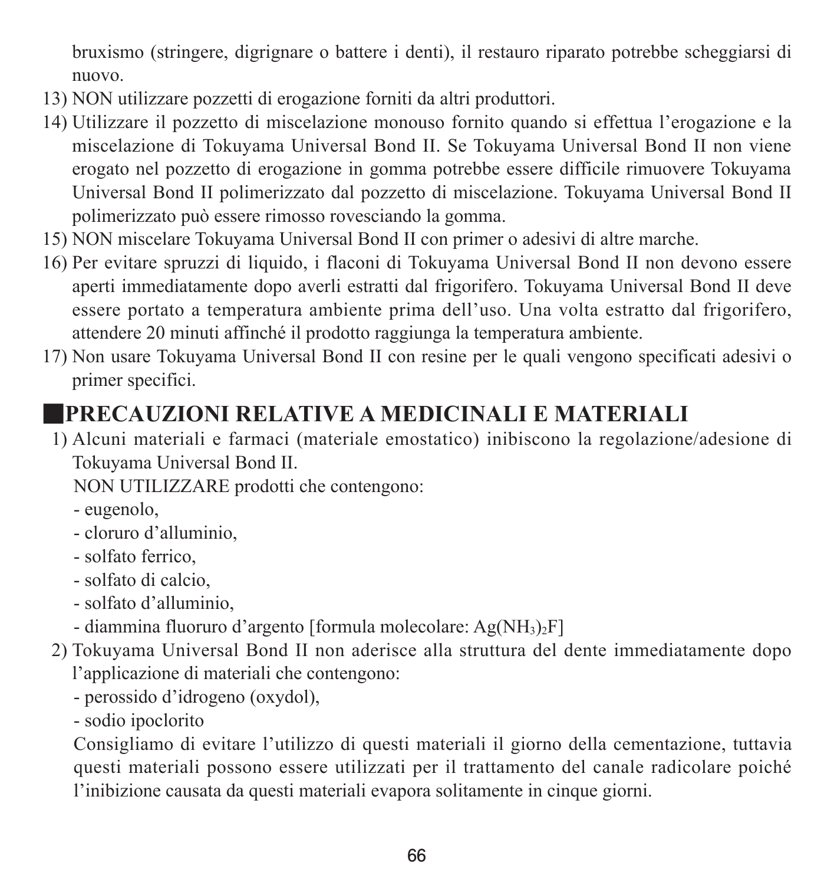bruxismo (stringere, digrignare o battere i denti), il restauro riparato potrebbe scheggiarsi di nuovo.

13) NON utilizzare pozzetti di erogazione forniti da altri produttori.
14) Utilizzare il pozzetto di miscelazione monouso fornito quando si effettua l'erogazione e la miscelazione di Tokuyama Universal Bond II. Se Tokuyama Universal Bond II non viene erogato nel pozzetto di erogazione in gomma potrebbe essere difficile rimuovere Tokuyama Universal Bond II polimerizzato dal pozzetto di miscelazione. Tokuyama Universal Bond II polimerizzato può essere rimosso rovesciando la gomma.
15) NON miscelare Tokuyama Universal Bond II con primer o adesivi di altre marche.
16) Per evitare spruzzi di liquido, i flaconi di Tokuyama Universal Bond II non devono essere aperti immediatamente dopo averli estratti dal frigorifero. Tokuyama Universal Bond II deve essere portato a temperatura ambiente prima dell'uso. Una volta estratto dal frigorifero, attendere 20 minuti affinché il prodotto raggiunga la temperatura ambiente.
17) Non usare Tokuyama Universal Bond II con resine per le quali vengono specificati adesivi o primer specifici.

## PRECAUZIONI RELATIVE A MEDICINALI E MATERIALI

1) Alcuni materiali e farmaci (materiale emostatico) inibiscono la regolazione/adesione di Tokuyama Universal Bond II.
   NON UTILIZZARE prodotti che contengono:
   - eugenolo,
   - cloruro d'alluminio,
   - solfato ferrico,
   - solfato di calcio,
   - solfato d'alluminio,
   - diammina fluoruro d'argento [formula molecolare: $Ag(NH_3)_2F$]
2) Tokuyama Universal Bond II non aderisce alla struttura del dente immediatamente dopo l'applicazione di materiali che contengono:
   - perossido d'idrogeno (oxydol),
   - sodio ipoclorito
   
   Consigliamo di evitare l'utilizzo di questi materiali il giorno della cementazione, tuttavia questi materiali possono essere utilizzati per il trattamento del canale radicolare poiché l'inibizione causata da questi materiali evapora solitamente in cinque giorni.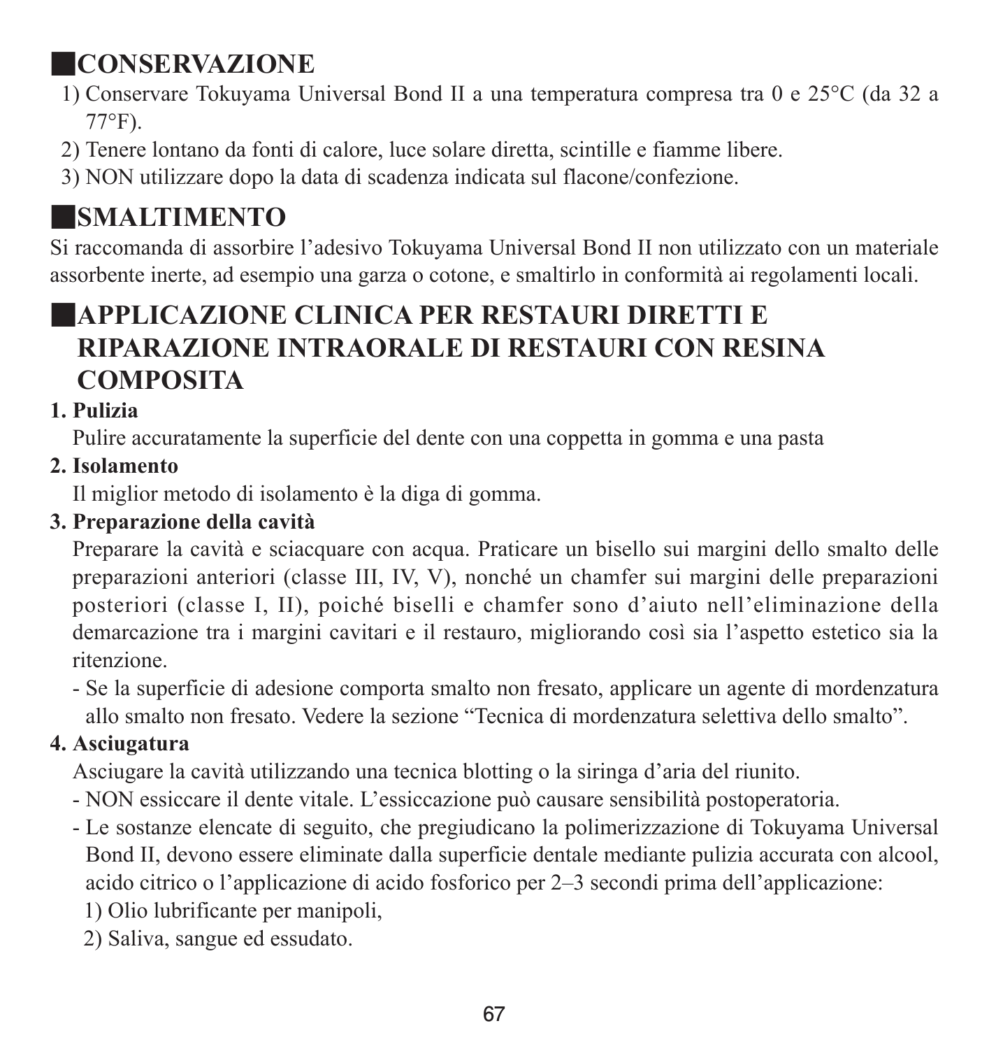## CONSERVAZIONE

1) Conservare Tokuyama Universal Bond II a una temperatura compresa tra 0 e 25°C (da 32 a 77°F).
2) Tenere lontano da fonti di calore, luce solare diretta, scintille e fiamme libere.
3) NON utilizzare dopo la data di scadenza indicata sul flacone/confezione.

## SMALTIMENTO

Si raccomanda di assorbire l'adesivo Tokuyama Universal Bond II non utilizzato con un materiale assorbente inerte, ad esempio una garza o cotone, e smaltirlo in conformità ai regolamenti locali.

## APPLICAZIONE CLINICA PER RESTAURI DIRETTI E RIPARAZIONE INTRAORALE DI RESTAURI CON RESINA COMPOSITA

**1. Pulizia**

Pulire accuratamente la superficie del dente con una coppetta in gomma e una pasta

**2. Isolamento**

Il miglior metodo di isolamento è la diga di gomma.

**3. Preparazione della cavità**

Preparare la cavità e sciacquare con acqua. Praticare un bisello sui margini dello smalto delle preparazioni anteriori (classe III, IV, V), nonché un chamfer sui margini delle preparazioni posteriori (classe I, II), poiché biselli e chamfer sono d'aiuto nell'eliminazione della demarcazione tra i margini cavitari e il restauro, migliorando così sia l'aspetto estetico sia la ritenzione.

- Se la superficie di adesione comporta smalto non fresato, applicare un agente di mordenzatura allo smalto non fresato. Vedere la sezione "Tecnica di mordenzatura selettiva dello smalto".

**4. Asciugatura**

Asciugare la cavità utilizzando una tecnica blotting o la siringa d'aria del riunito.

- NON essiccare il dente vitale. L'essiccazione può causare sensibilità postoperatoria.
- Le sostanze elencate di seguito, che pregiudicano la polimerizzazione di Tokuyama Universal Bond II, devono essere eliminate dalla superficie dentale mediante pulizia accurata con alcool, acido citrico o l'applicazione di acido fosforico per 2–3 secondi prima dell'applicazione:
  1) Olio lubrificante per manipoli,
  2) Saliva, sangue ed essudato.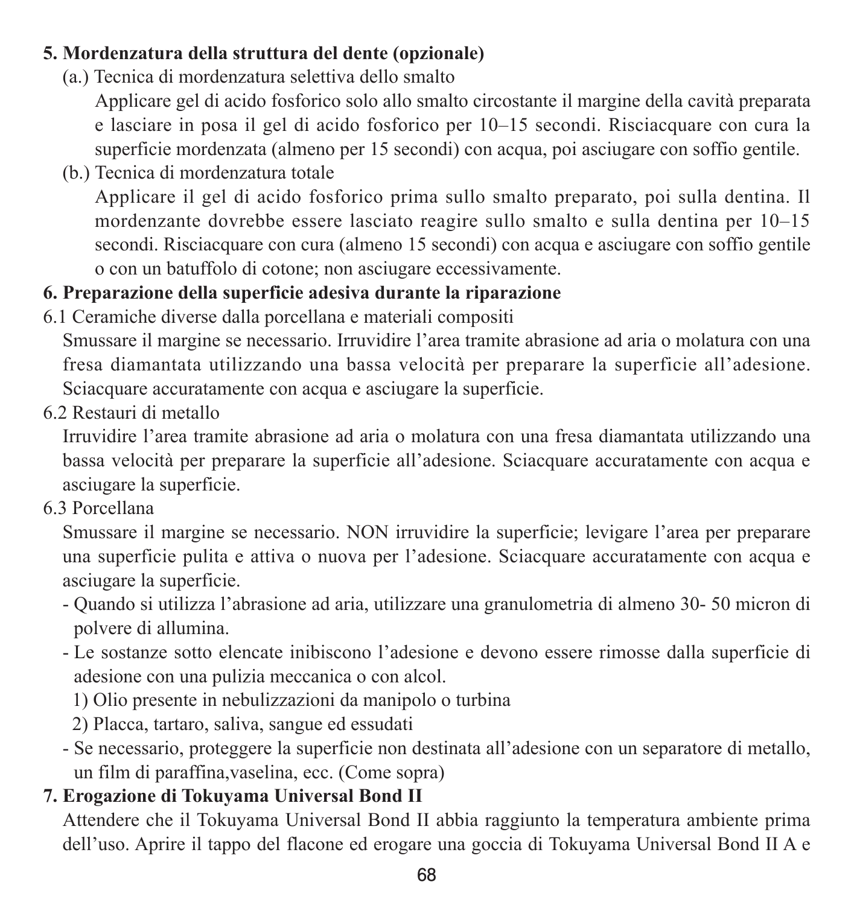**5. Mordenzatura della struttura del dente (opzionale)**

(a.) Tecnica di mordenzatura selettiva dello smalto

Applicare gel di acido fosforico solo allo smalto circostante il margine della cavità preparata e lasciare in posa il gel di acido fosforico per 10–15 secondi. Risciacquare con cura la superficie mordenzata (almeno per 15 secondi) con acqua, poi asciugare con soffio gentile.

(b.) Tecnica di mordenzatura totale

Applicare il gel di acido fosforico prima sullo smalto preparato, poi sulla dentina. Il mordenzante dovrebbe essere lasciato reagire sullo smalto e sulla dentina per 10–15 secondi. Risciacquare con cura (almeno 15 secondi) con acqua e asciugare con soffio gentile o con un batuffolo di cotone; non asciugare eccessivamente.

**6. Preparazione della superficie adesiva durante la riparazione**

6.1 Ceramiche diverse dalla porcellana e materiali compositi

Smussare il margine se necessario. Irruvidire l'area tramite abrasione ad aria o molatura con una fresa diamantata utilizzando una bassa velocità per preparare la superficie all'adesione. Sciacquare accuratamente con acqua e asciugare la superficie.

6.2 Restauri di metallo

Irruvidire l'area tramite abrasione ad aria o molatura con una fresa diamantata utilizzando una bassa velocità per preparare la superficie all'adesione. Sciacquare accuratamente con acqua e asciugare la superficie.

6.3 Porcellana

Smussare il margine se necessario. NON irruvidire la superficie; levigare l'area per preparare una superficie pulita e attiva o nuova per l'adesione. Sciacquare accuratamente con acqua e asciugare la superficie.

- Quando si utilizza l'abrasione ad aria, utilizzare una granulometria di almeno 30- 50 micron di polvere di allumina.
- Le sostanze sotto elencate inibiscono l'adesione e devono essere rimosse dalla superficie di adesione con una pulizia meccanica o con alcol.
  1) Olio presente in nebulizzazioni da manipolo o turbina
  2) Placca, tartaro, saliva, sangue ed essudati
- Se necessario, proteggere la superficie non destinata all'adesione con un separatore di metallo, un film di paraffina,vaselina, ecc. (Come sopra)

**7. Erogazione di Tokuyama Universal Bond II**

Attendere che il Tokuyama Universal Bond II abbia raggiunto la temperatura ambiente prima dell'uso. Aprire il tappo del flacone ed erogare una goccia di Tokuyama Universal Bond II A e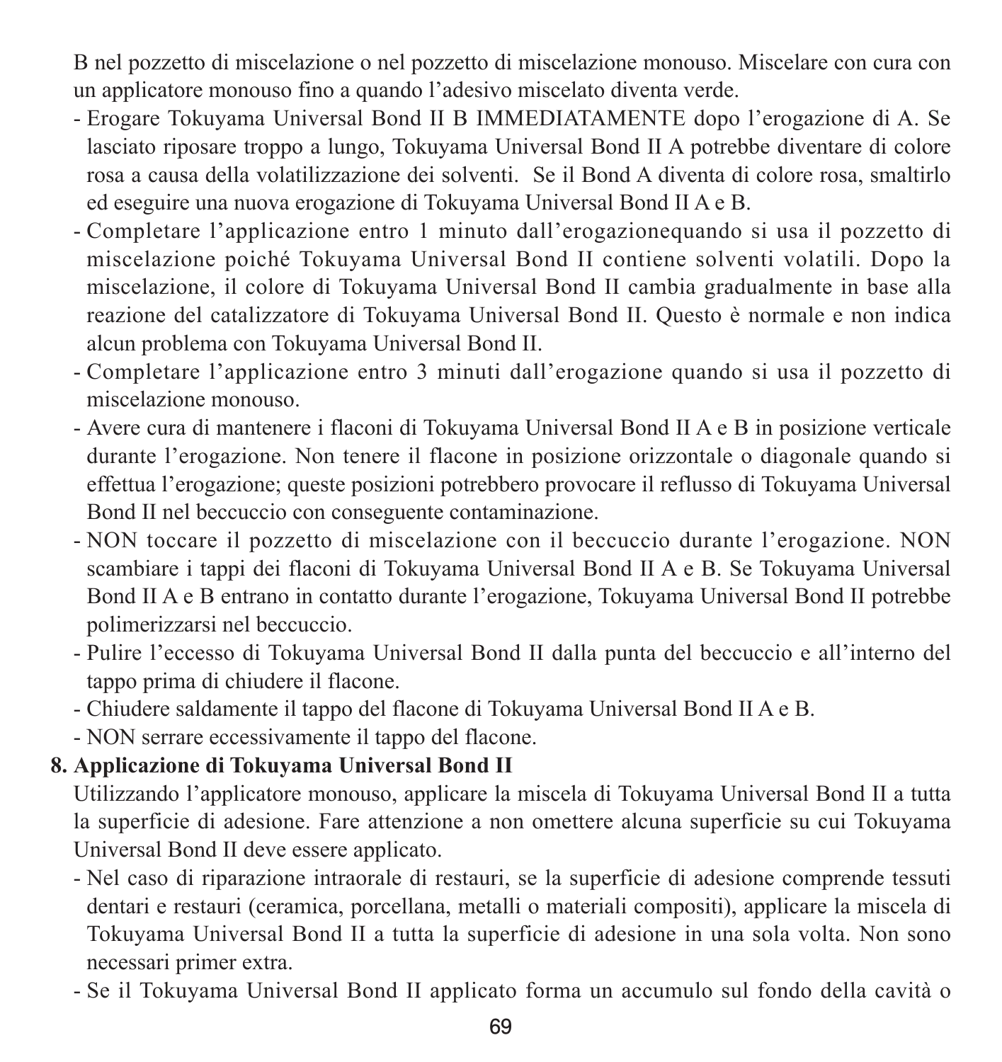B nel pozzetto di miscelazione o nel pozzetto di miscelazione monouso. Miscelare con cura con un applicatore monouso fino a quando l'adesivo miscelato diventa verde.

- Erogare Tokuyama Universal Bond II B IMMEDIATAMENTE dopo l'erogazione di A. Se lasciato riposare troppo a lungo, Tokuyama Universal Bond II A potrebbe diventare di colore rosa a causa della volatilizzazione dei solventi. Se il Bond A diventa di colore rosa, smaltirlo ed eseguire una nuova erogazione di Tokuyama Universal Bond II A e B.
- Completare l'applicazione entro 1 minuto dall'erogazionequando si usa il pozzetto di miscelazione poiché Tokuyama Universal Bond II contiene solventi volatili. Dopo la miscelazione, il colore di Tokuyama Universal Bond II cambia gradualmente in base alla reazione del catalizzatore di Tokuyama Universal Bond II. Questo è normale e non indica alcun problema con Tokuyama Universal Bond II.
- Completare l'applicazione entro 3 minuti dall'erogazione quando si usa il pozzetto di miscelazione monouso.
- Avere cura di mantenere i flaconi di Tokuyama Universal Bond II A e B in posizione verticale durante l'erogazione. Non tenere il flacone in posizione orizzontale o diagonale quando si effettua l'erogazione; queste posizioni potrebbero provocare il reflusso di Tokuyama Universal Bond II nel beccuccio con conseguente contaminazione.
- NON toccare il pozzetto di miscelazione con il beccuccio durante l'erogazione. NON scambiare i tappi dei flaconi di Tokuyama Universal Bond II A e B. Se Tokuyama Universal Bond II A e B entrano in contatto durante l'erogazione, Tokuyama Universal Bond II potrebbe polimerizzarsi nel beccuccio.
- Pulire l'eccesso di Tokuyama Universal Bond II dalla punta del beccuccio e all'interno del tappo prima di chiudere il flacone.
- Chiudere saldamente il tappo del flacone di Tokuyama Universal Bond II A e B.
- NON serrare eccessivamente il tappo del flacone.

**8. Applicazione di Tokuyama Universal Bond II**

Utilizzando l'applicatore monouso, applicare la miscela di Tokuyama Universal Bond II a tutta la superficie di adesione. Fare attenzione a non omettere alcuna superficie su cui Tokuyama Universal Bond II deve essere applicato.

- Nel caso di riparazione intraorale di restauri, se la superficie di adesione comprende tessuti dentari e restauri (ceramica, porcellana, metalli o materiali compositi), applicare la miscela di Tokuyama Universal Bond II a tutta la superficie di adesione in una sola volta. Non sono necessari primer extra.
- Se il Tokuyama Universal Bond II applicato forma un accumulo sul fondo della cavità o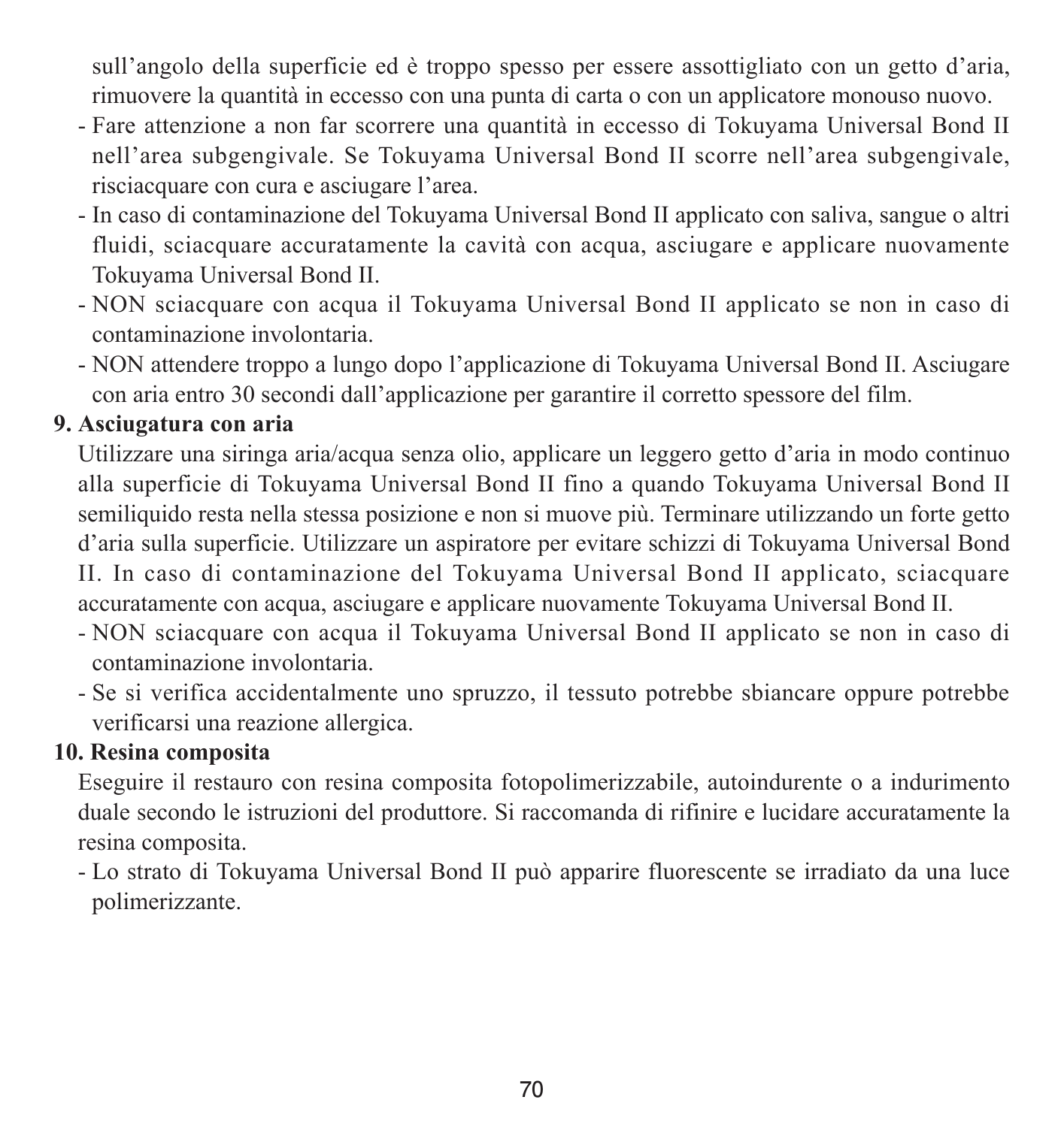sull'angolo della superficie ed è troppo spesso per essere assottigliato con un getto d'aria, rimuovere la quantità in eccesso con una punta di carta o con un applicatore monouso nuovo.

- Fare attenzione a non far scorrere una quantità in eccesso di Tokuyama Universal Bond II nell'area subgengivale. Se Tokuyama Universal Bond II scorre nell'area subgengivale, risciacquare con cura e asciugare l'area.
- In caso di contaminazione del Tokuyama Universal Bond II applicato con saliva, sangue o altri fluidi, sciacquare accuratamente la cavità con acqua, asciugare e applicare nuovamente Tokuyama Universal Bond II.
- NON sciacquare con acqua il Tokuyama Universal Bond II applicato se non in caso di contaminazione involontaria.
- NON attendere troppo a lungo dopo l'applicazione di Tokuyama Universal Bond II. Asciugare con aria entro 30 secondi dall'applicazione per garantire il corretto spessore del film.

**9. Asciugatura con aria**

Utilizzare una siringa aria/acqua senza olio, applicare un leggero getto d'aria in modo continuo alla superficie di Tokuyama Universal Bond II fino a quando Tokuyama Universal Bond II semiliquido resta nella stessa posizione e non si muove più. Terminare utilizzando un forte getto d'aria sulla superficie. Utilizzare un aspiratore per evitare schizzi di Tokuyama Universal Bond II. In caso di contaminazione del Tokuyama Universal Bond II applicato, sciacquare accuratamente con acqua, asciugare e applicare nuovamente Tokuyama Universal Bond II.

- NON sciacquare con acqua il Tokuyama Universal Bond II applicato se non in caso di contaminazione involontaria.
- Se si verifica accidentalmente uno spruzzo, il tessuto potrebbe sbiancare oppure potrebbe verificarsi una reazione allergica.

**10. Resina composita**

Eseguire il restauro con resina composita fotopolimerizzabile, autoindurente o a indurimento duale secondo le istruzioni del produttore. Si raccomanda di rifinire e lucidare accuratamente la resina composita.

- Lo strato di Tokuyama Universal Bond II può apparire fluorescente se irradiato da una luce polimerizzante.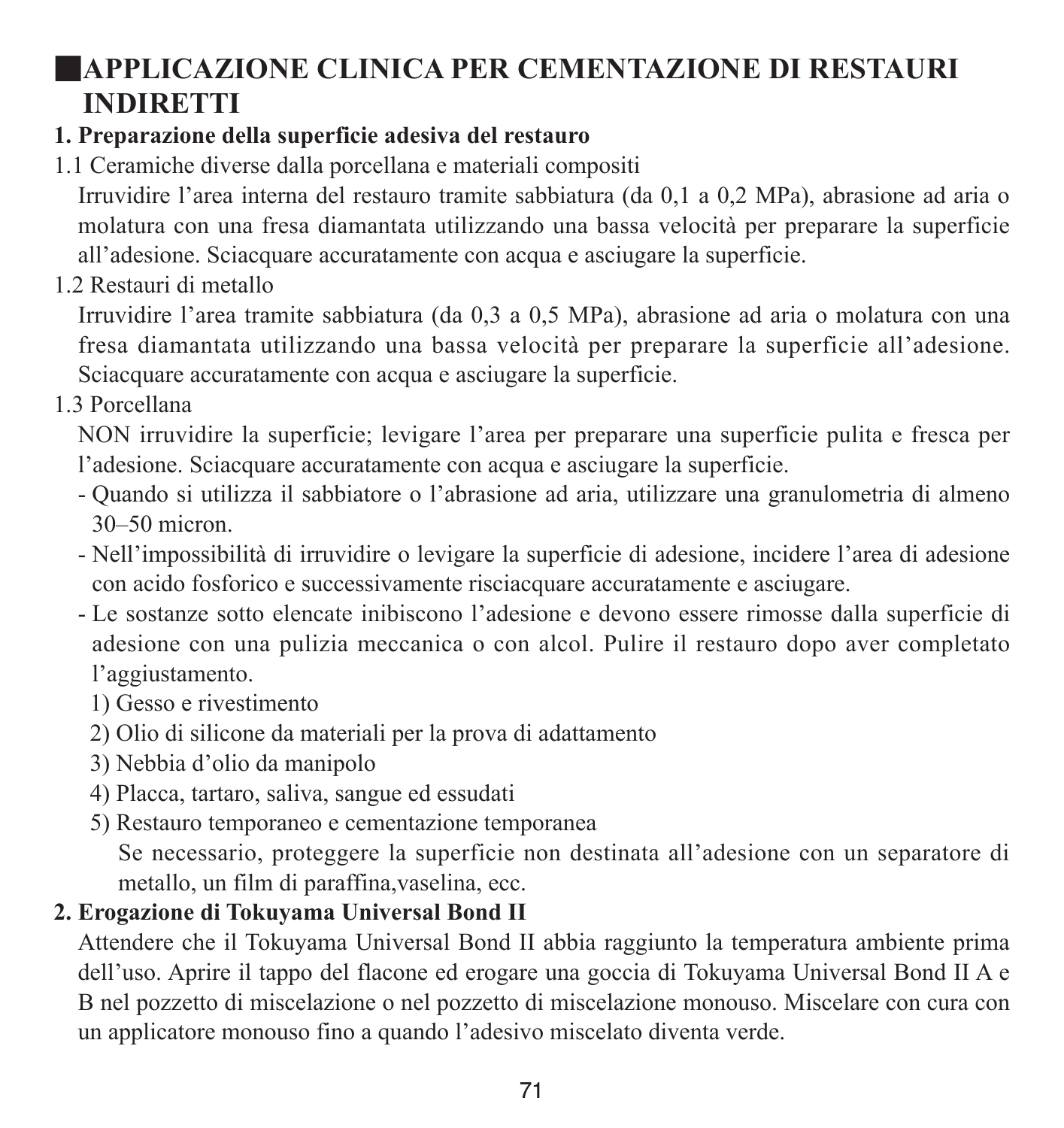## ■APPLICAZIONE CLINICA PER CEMENTAZIONE DI RESTAURI INDIRETTI

**1. Preparazione della superficie adesiva del restauro**

1.1 Ceramiche diverse dalla porcellana e materiali compositi

Irruvidire l'area interna del restauro tramite sabbiatura (da 0,1 a 0,2 MPa), abrasione ad aria o molatura con una fresa diamantata utilizzando una bassa velocità per preparare la superficie all'adesione. Sciacquare accuratamente con acqua e asciugare la superficie.

1.2 Restauri di metallo

Irruvidire l'area tramite sabbiatura (da 0,3 a 0,5 MPa), abrasione ad aria o molatura con una fresa diamantata utilizzando una bassa velocità per preparare la superficie all'adesione. Sciacquare accuratamente con acqua e asciugare la superficie.

1.3 Porcellana

NON irruvidire la superficie; levigare l'area per preparare una superficie pulita e fresca per l'adesione. Sciacquare accuratamente con acqua e asciugare la superficie.

- Quando si utilizza il sabbiatore o l'abrasione ad aria, utilizzare una granulometria di almeno 30–50 micron.
- Nell'impossibilità di irruvidire o levigare la superficie di adesione, incidere l'area di adesione con acido fosforico e successivamente risciacquare accuratamente e asciugare.
- Le sostanze sotto elencate inibiscono l'adesione e devono essere rimosse dalla superficie di adesione con una pulizia meccanica o con alcol. Pulire il restauro dopo aver completato l'aggiustamento.
  1) Gesso e rivestimento
  2) Olio di silicone da materiali per la prova di adattamento
  3) Nebbia d'olio da manipolo
  4) Placca, tartaro, saliva, sangue ed essudati
  5) Restauro temporaneo e cementazione temporanea

  Se necessario, proteggere la superficie non destinata all'adesione con un separatore di metallo, un film di paraffina,vaselina, ecc.

**2. Erogazione di Tokuyama Universal Bond II**

Attendere che il Tokuyama Universal Bond II abbia raggiunto la temperatura ambiente prima dell'uso. Aprire il tappo del flacone ed erogare una goccia di Tokuyama Universal Bond II A e B nel pozzetto di miscelazione o nel pozzetto di miscelazione monouso. Miscelare con cura con un applicatore monouso fino a quando l'adesivo miscelato diventa verde.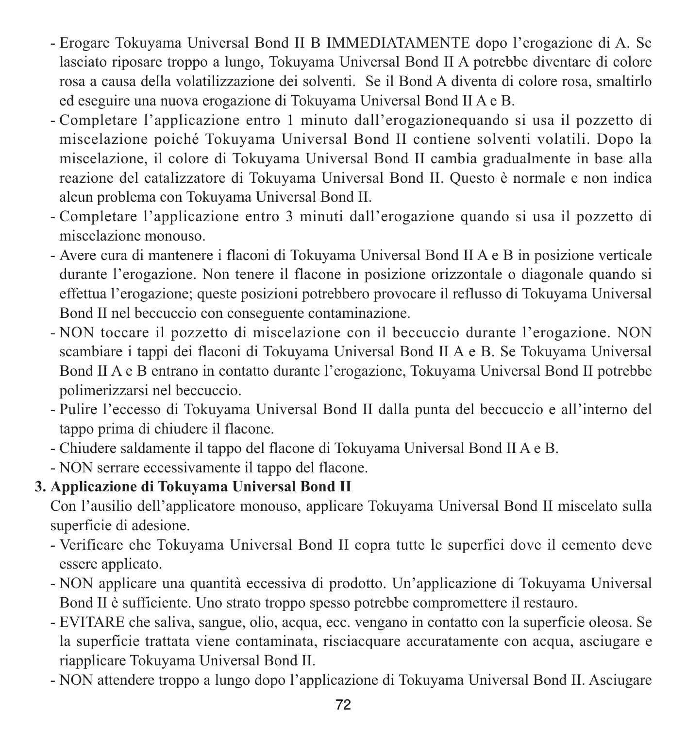- Erogare Tokuyama Universal Bond II B IMMEDIATAMENTE dopo l'erogazione di A. Se lasciato riposare troppo a lungo, Tokuyama Universal Bond II A potrebbe diventare di colore rosa a causa della volatilizzazione dei solventi.  Se il Bond A diventa di colore rosa, smaltirlo ed eseguire una nuova erogazione di Tokuyama Universal Bond II A e B.
- Completare l'applicazione entro 1 minuto dall'erogazionequando si usa il pozzetto di miscelazione poiché Tokuyama Universal Bond II contiene solventi volatili. Dopo la miscelazione, il colore di Tokuyama Universal Bond II cambia gradualmente in base alla reazione del catalizzatore di Tokuyama Universal Bond II. Questo è normale e non indica alcun problema con Tokuyama Universal Bond II.
- Completare l'applicazione entro 3 minuti dall'erogazione quando si usa il pozzetto di miscelazione monouso.
- Avere cura di mantenere i flaconi di Tokuyama Universal Bond II A e B in posizione verticale durante l'erogazione. Non tenere il flacone in posizione orizzontale o diagonale quando si effettua l'erogazione; queste posizioni potrebbero provocare il reflusso di Tokuyama Universal Bond II nel beccuccio con conseguente contaminazione.
- NON toccare il pozzetto di miscelazione con il beccuccio durante l'erogazione. NON scambiare i tappi dei flaconi di Tokuyama Universal Bond II A e B. Se Tokuyama Universal Bond II A e B entrano in contatto durante l'erogazione, Tokuyama Universal Bond II potrebbe polimerizzarsi nel beccuccio.
- Pulire l'eccesso di Tokuyama Universal Bond II dalla punta del beccuccio e all'interno del tappo prima di chiudere il flacone.
- Chiudere saldamente il tappo del flacone di Tokuyama Universal Bond II A e B.
- NON serrare eccessivamente il tappo del flacone.

**3. Applicazione di Tokuyama Universal Bond II**

Con l'ausilio dell'applicatore monouso, applicare Tokuyama Universal Bond II miscelato sulla superficie di adesione.

- Verificare che Tokuyama Universal Bond II copra tutte le superfici dove il cemento deve essere applicato.
- NON applicare una quantità eccessiva di prodotto. Un'applicazione di Tokuyama Universal Bond II è sufficiente. Uno strato troppo spesso potrebbe compromettere il restauro.
- EVITARE che saliva, sangue, olio, acqua, ecc. vengano in contatto con la superficie oleosa. Se la superficie trattata viene contaminata, risciacquare accuratamente con acqua, asciugare e riapplicare Tokuyama Universal Bond II.
- NON attendere troppo a lungo dopo l'applicazione di Tokuyama Universal Bond II. Asciugare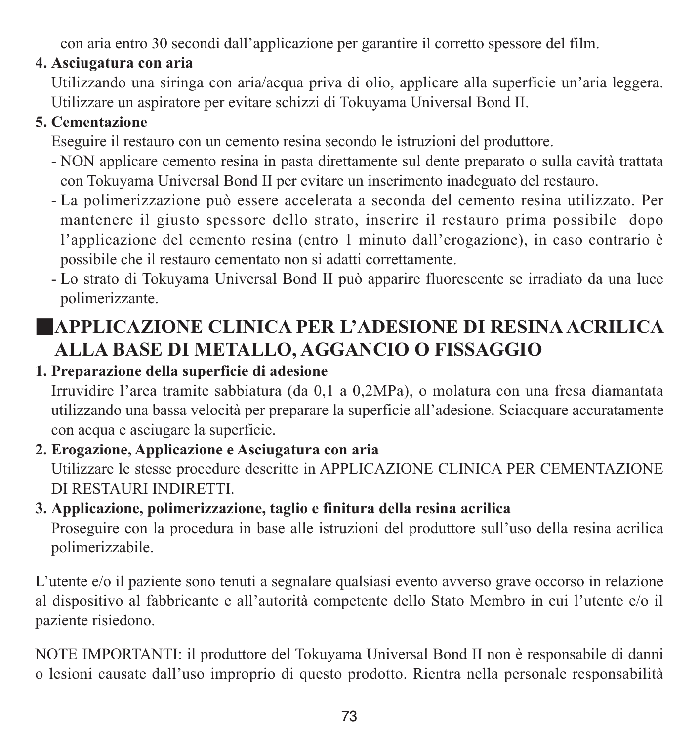con aria entro 30 secondi dall'applicazione per garantire il corretto spessore del film.

**4. Asciugatura con aria**

Utilizzando una siringa con aria/acqua priva di olio, applicare alla superficie un'aria leggera. Utilizzare un aspiratore per evitare schizzi di Tokuyama Universal Bond II.

**5. Cementazione**

Eseguire il restauro con un cemento resina secondo le istruzioni del produttore.

- NON applicare cemento resina in pasta direttamente sul dente preparato o sulla cavità trattata con Tokuyama Universal Bond II per evitare un inserimento inadeguato del restauro.
- La polimerizzazione può essere accelerata a seconda del cemento resina utilizzato. Per mantenere il giusto spessore dello strato, inserire il restauro prima possibile dopo l'applicazione del cemento resina (entro 1 minuto dall'erogazione), in caso contrario è possibile che il restauro cementato non si adatti correttamente.
- Lo strato di Tokuyama Universal Bond II può apparire fluorescente se irradiato da una luce polimerizzante.

## ■APPLICAZIONE CLINICA PER L'ADESIONE DI RESINA ACRILICA ALLA BASE DI METALLO, AGGANCIO O FISSAGGIO

**1. Preparazione della superficie di adesione**

Irruvidire l'area tramite sabbiatura (da 0,1 a 0,2MPa), o molatura con una fresa diamantata utilizzando una bassa velocità per preparare la superficie all'adesione. Sciacquare accuratamente con acqua e asciugare la superficie.

**2. Erogazione, Applicazione e Asciugatura con aria**

Utilizzare le stesse procedure descritte in APPLICAZIONE CLINICA PER CEMENTAZIONE DI RESTAURI INDIRETTI.

**3. Applicazione, polimerizzazione, taglio e finitura della resina acrilica**

Proseguire con la procedura in base alle istruzioni del produttore sull'uso della resina acrilica polimerizzabile.

L'utente e/o il paziente sono tenuti a segnalare qualsiasi evento avverso grave occorso in relazione al dispositivo al fabbricante e all'autorità competente dello Stato Membro in cui l'utente e/o il paziente risiedono.

NOTE IMPORTANTI: il produttore del Tokuyama Universal Bond II non è responsabile di danni o lesioni causate dall'uso improprio di questo prodotto. Rientra nella personale responsabilità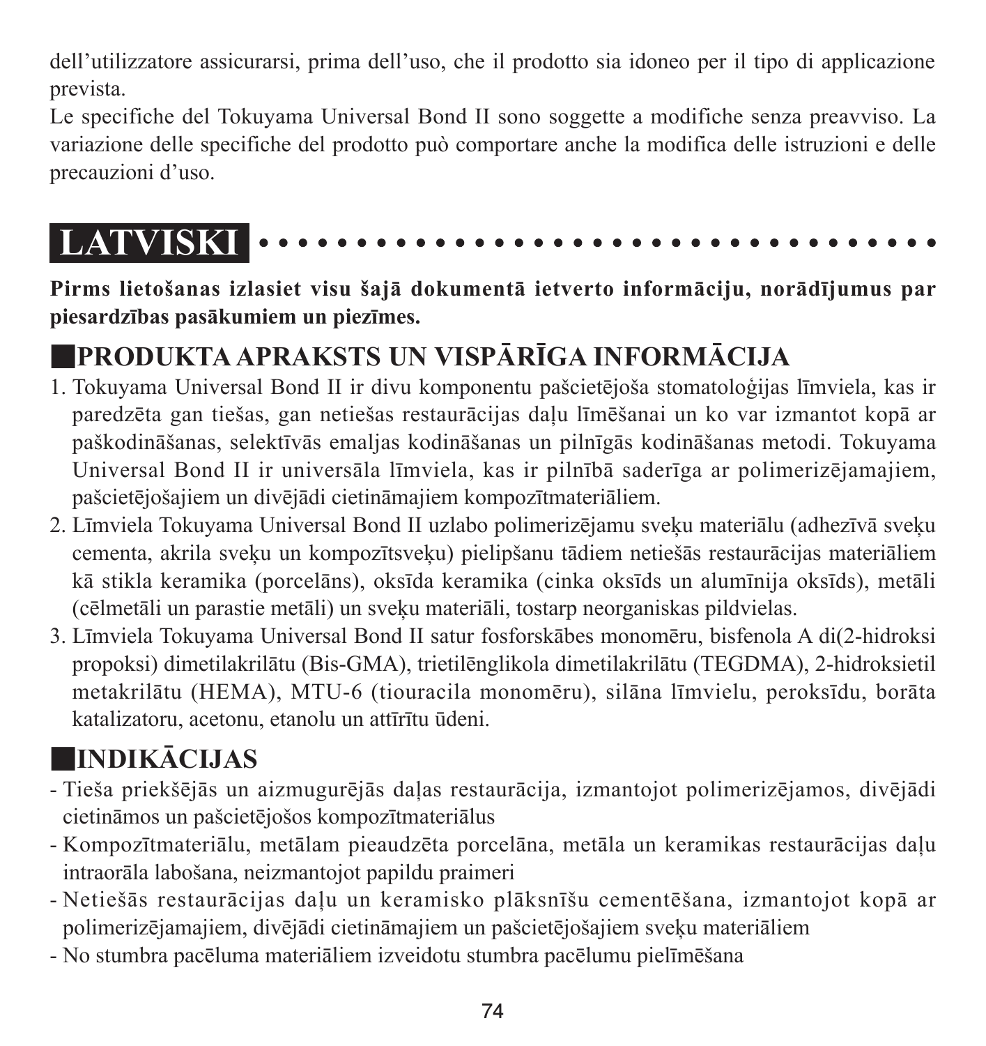dell'utilizzatore assicurarsi, prima dell'uso, che il prodotto sia idoneo per il tipo di applicazione prevista.

Le specifiche del Tokuyama Universal Bond II sono soggette a modifiche senza preavviso. La variazione delle specifiche del prodotto può comportare anche la modifica delle istruzioni e delle precauzioni d'uso.

# LATVISKI

**Pirms lietošanas izlasiet visu šajā dokumentā ietverto informāciju, norādījumus par piesardzības pasākumiem un piezīmes.**

## PRODUKTA APRAKSTS UN VISPĀRĪGA INFORMĀCIJA

1. Tokuyama Universal Bond II ir divu komponentu pašcietējoša stomatoloģijas līmviela, kas ir paredzēta gan tiešas, gan netiešas restaurācijas daļu līmēšanai un ko var izmantot kopā ar paškodināšanas, selektīvās emaljas kodināšanas un pilnīgās kodināšanas metodi. Tokuyama Universal Bond II ir universāla līmviela, kas ir pilnībā saderīga ar polimerizējamajiem, pašcietējošajiem un divējādi cietināmajiem kompozītmateriāliem.
2. Līmviela Tokuyama Universal Bond II uzlabo polimerizējamu sveķu materiālu (adhezīvā sveķu cementa, akrila sveķu un kompozītsveķu) pielipšanu tādiem netiešās restaurācijas materiāliem kā stikla keramika (porcelāns), oksīda keramika (cinka oksīds un alumīnija oksīds), metāli (cēlmetāli un parastie metāli) un sveķu materiāli, tostarp neorganiskas pildvielas.
3. Līmviela Tokuyama Universal Bond II satur fosforskābes monomēru, bisfenola A di(2-hidroksi propoksi) dimetilakrilātu (Bis-GMA), trietilēnglikola dimetilakrilātu (TEGDMA), 2-hidroksietil metakrilātu (HEMA), MTU-6 (tiouracila monomēru), silāna līmvielu, peroksīdu, borāta katalizatoru, acetonu, etanolu un attīrītu ūdeni.

## INDIKĀCIJAS

- Tieša priekšējās un aizmugurējās daļas restaurācija, izmantojot polimerizējamos, divējādi cietināmos un pašcietējošos kompozītmateriālus
- Kompozītmateriālu, metālam pieaudzēta porcelāna, metāla un keramikas restaurācijas daļu intraorāla labošana, neizmantojot papildu praimeri
- Netiešās restaurācijas daļu un keramisko plāksnīšu cementēšana, izmantojot kopā ar polimerizējamajiem, divējādi cietināmajiem un pašcietējošajiem sveķu materiāliem
- No stumbra pacēluma materiāliem izveidotu stumbra pacēlumu pielīmēšana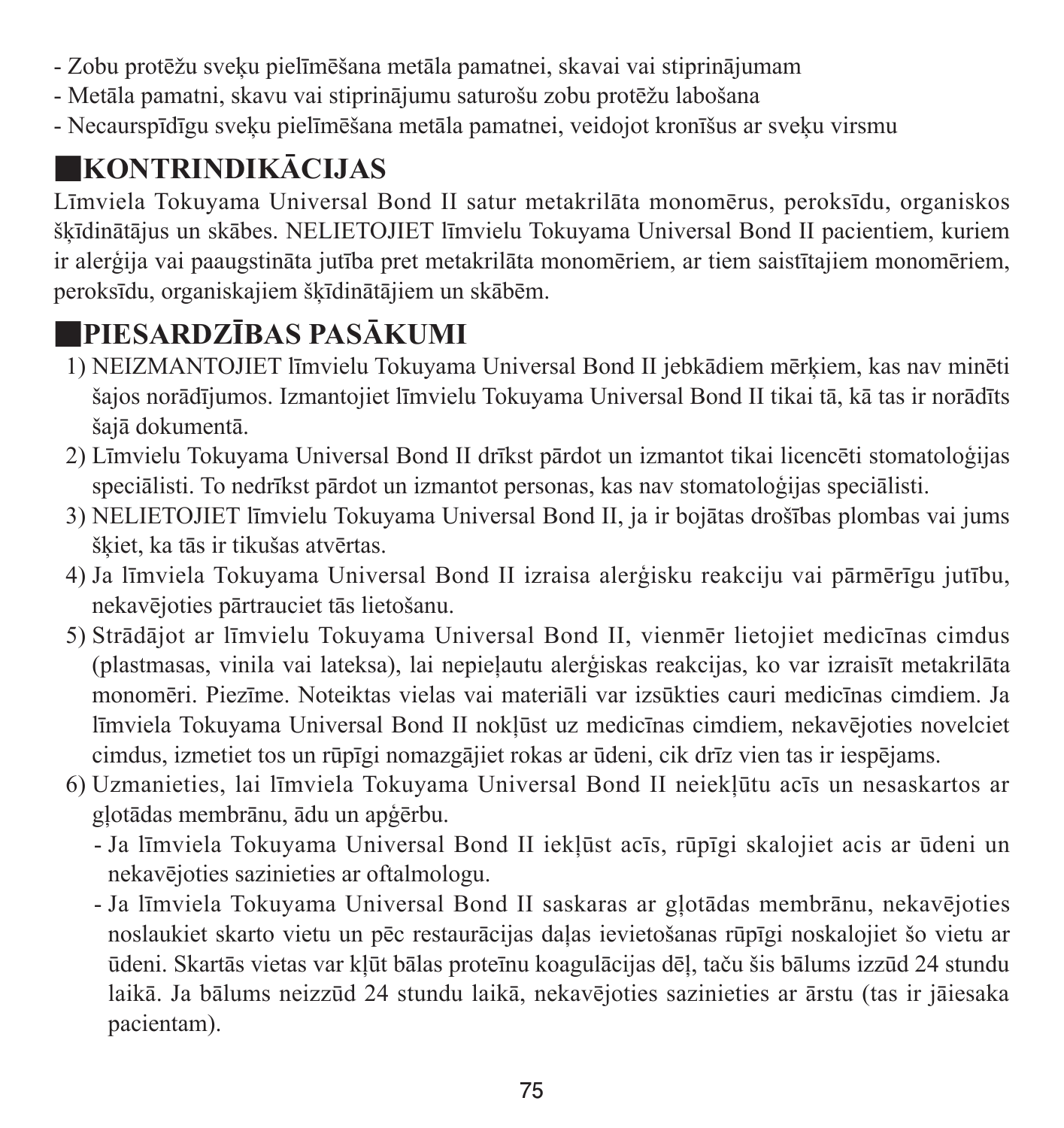- Zobu protēžu sveķu pielīmēšana metāla pamatnei, skavai vai stiprinājumam
- Metāla pamatni, skavu vai stiprinājumu saturošu zobu protēžu labošana
- Necaurspīdīgu sveķu pielīmēšana metāla pamatnei, veidojot kronīšus ar sveķu virsmu

## ■KONTRINDIKĀCIJAS

Līmviela Tokuyama Universal Bond II satur metakrilāta monomērus, peroksīdu, organiskos šķīdinātājus un skābes. NELIETOJIET līmvielu Tokuyama Universal Bond II pacientiem, kuriem ir alerģija vai paaugstināta jutība pret metakrilāta monomēriem, ar tiem saistītajiem monomēriem, peroksīdu, organiskajiem šķīdinātājiem un skābēm.

## ■PIESARDZĪBAS PASĀKUMI

1) NEIZMANTOJIET līmvielu Tokuyama Universal Bond II jebkādiem mērķiem, kas nav minēti šajos norādījumos. Izmantojiet līmvielu Tokuyama Universal Bond II tikai tā, kā tas ir norādīts šajā dokumentā.
2) Līmvielu Tokuyama Universal Bond II drīkst pārdot un izmantot tikai licencēti stomatoloģijas speciālisti. To nedrīkst pārdot un izmantot personas, kas nav stomatoloģijas speciālisti.
3) NELIETOJIET līmvielu Tokuyama Universal Bond II, ja ir bojātas drošības plombas vai jums šķiet, ka tās ir tikušas atvērtas.
4) Ja līmviela Tokuyama Universal Bond II izraisa alerģisku reakciju vai pārmērīgu jutību, nekavējoties pārtrauciet tās lietošanu.
5) Strādājot ar līmvielu Tokuyama Universal Bond II, vienmēr lietojiet medicīnas cimdus (plastmasas, vinila vai lateksa), lai nepieļautu alerģiskas reakcijas, ko var izraisīt metakrilāta monomēri. Piezīme. Noteiktas vielas vai materiāli var izsūkties cauri medicīnas cimdiem. Ja līmviela Tokuyama Universal Bond II nokļūst uz medicīnas cimdiem, nekavējoties novelciet cimdus, izmetiet tos un rūpīgi nomazgājiet rokas ar ūdeni, cik drīz vien tas ir iespējams.
6) Uzmanieties, lai līmviela Tokuyama Universal Bond II neiekļūtu acīs un nesaskartos ar gļotādas membrānu, ādu un apģērbu.
   - Ja līmviela Tokuyama Universal Bond II iekļūst acīs, rūpīgi skalojiet acis ar ūdeni un nekavējoties sazinieties ar oftalmologu.
   - Ja līmviela Tokuyama Universal Bond II saskaras ar gļotādas membrānu, nekavējoties noslaukiet skarto vietu un pēc restaurācijas daļas ievietošanas rūpīgi noskalojiet šo vietu ar ūdeni. Skartās vietas var kļūt bālas proteīnu koagulācijas dēļ, taču šis bālums izzūd 24 stundu laikā. Ja bālums neizzūd 24 stundu laikā, nekavējoties sazinieties ar ārstu (tas ir jāiesaka pacientam).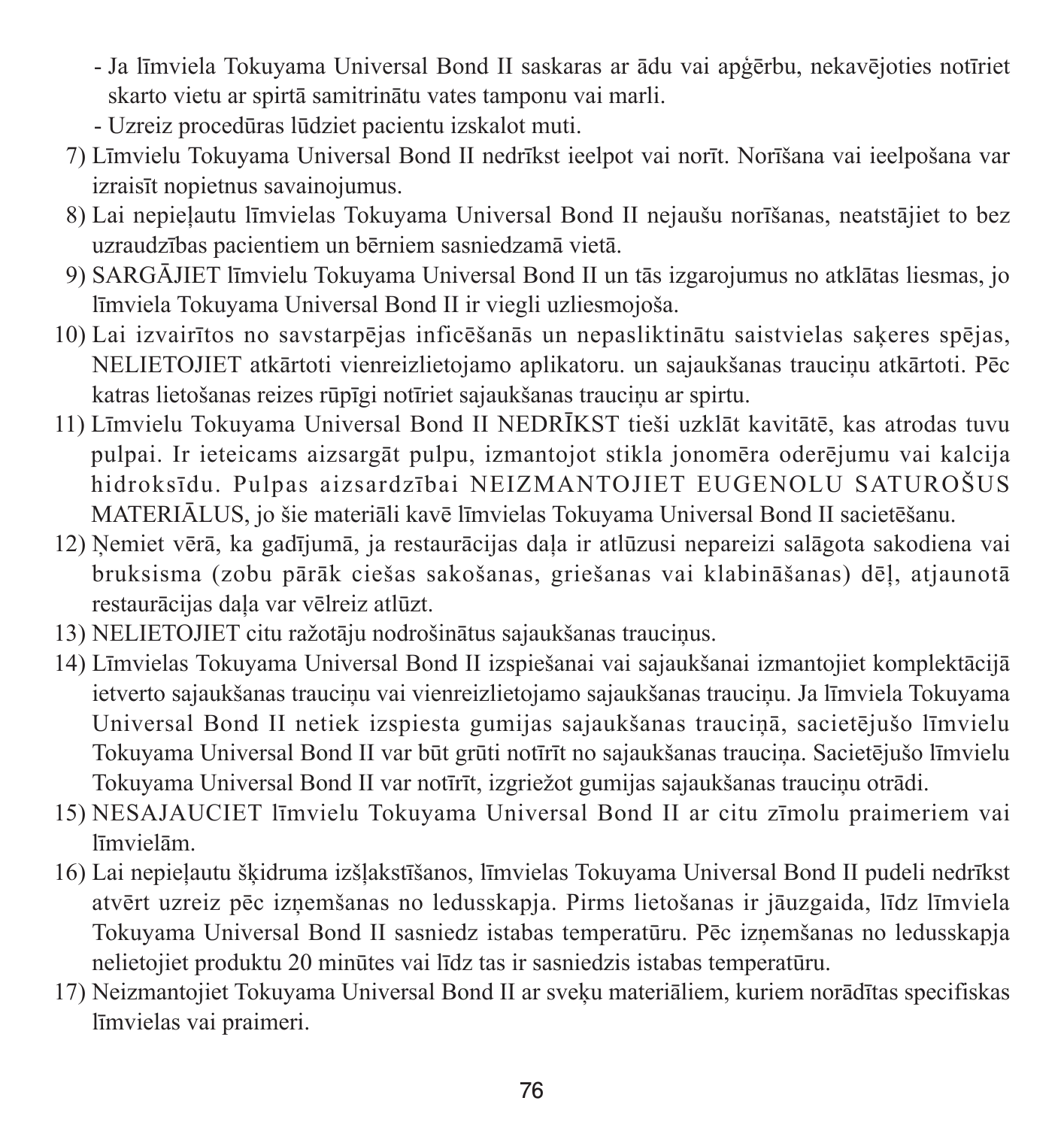- Ja līmviela Tokuyama Universal Bond II saskaras ar ādu vai apģērbu, nekavējoties notīriet skarto vietu ar spirtā samitrinātu vates tamponu vai marli.
- Uzreiz procedūras lūdziet pacientu izskalot muti.

7) Līmvielu Tokuyama Universal Bond II nedrīkst ieelpot vai norīt. Norīšana vai ieelpošana var izraisīt nopietnus savainojumus.
8) Lai nepieļautu līmvielas Tokuyama Universal Bond II nejaušu norīšanas, neatstājiet to bez uzraudzības pacientiem un bērniem sasniedzamā vietā.
9) SARGĀJIET līmvielu Tokuyama Universal Bond II un tās izgarojumus no atklātas liesmas, jo līmviela Tokuyama Universal Bond II ir viegli uzliesmojoša.
10) Lai izvairītos no savstarpējas inficēšanās un nepasliktinātu saistvielas saķeres spējas, NELIETOJIET atkārtoti vienreizlietojamo aplikatoru. un sajaukšanas trauciņu atkārtoti. Pēc katras lietošanas reizes rūpīgi notīriet sajaukšanas trauciņu ar spirtu.
11) Līmvielu Tokuyama Universal Bond II NEDRĪKST tieši uzklāt kavitātē, kas atrodas tuvu pulpai. Ir ieteicams aizsargāt pulpu, izmantojot stikla jonomēra oderējumu vai kalcija hidroksīdu. Pulpas aizsardzībai NEIZMANTOJIET EUGENOLU SATUROŠUS MATERIĀLUS, jo šie materiāli kavē līmvielas Tokuyama Universal Bond II sacietēšanu.
12) Ņemiet vērā, ka gadījumā, ja restaurācijas daļa ir atlūzusi nepareizi salāgota sakodiena vai bruksisma (zobu pārāk ciešas sakošanas, griešanas vai klabināšanas) dēļ, atjaunotā restaurācijas daļa var vēlreiz atlūzt.
13) NELIETOJIET citu ražotāju nodrošinātus sajaukšanas trauciņus.
14) Līmvielas Tokuyama Universal Bond II izspiešanai vai sajaukšanai izmantojiet komplektācijā ietverto sajaukšanas trauciņu vai vienreizlietojamo sajaukšanas trauciņu. Ja līmviela Tokuyama Universal Bond II netiek izspiesta gumijas sajaukšanas trauciņā, sacietējušo līmvielu Tokuyama Universal Bond II var būt grūti notīrīt no sajaukšanas trauciņa. Sacietējušo līmvielu Tokuyama Universal Bond II var notīrīt, izgriežot gumijas sajaukšanas trauciņu otrādi.
15) NESAJAUCIET līmvielu Tokuyama Universal Bond II ar citu zīmolu praimeriem vai līmvielām.
16) Lai nepieļautu šķidruma izšļakstīšanos, līmvielas Tokuyama Universal Bond II pudeli nedrīkst atvērt uzreiz pēc izņemšanas no ledusskapja. Pirms lietošanas ir jāuzgaida, līdz līmviela Tokuyama Universal Bond II sasniedz istabas temperatūru. Pēc izņemšanas no ledusskapja nelietojiet produktu 20 minūtes vai līdz tas ir sasniedzis istabas temperatūru.
17) Neizmantojiet Tokuyama Universal Bond II ar sveķu materiāliem, kuriem norādītas specifiskas līmvielas vai praimeri.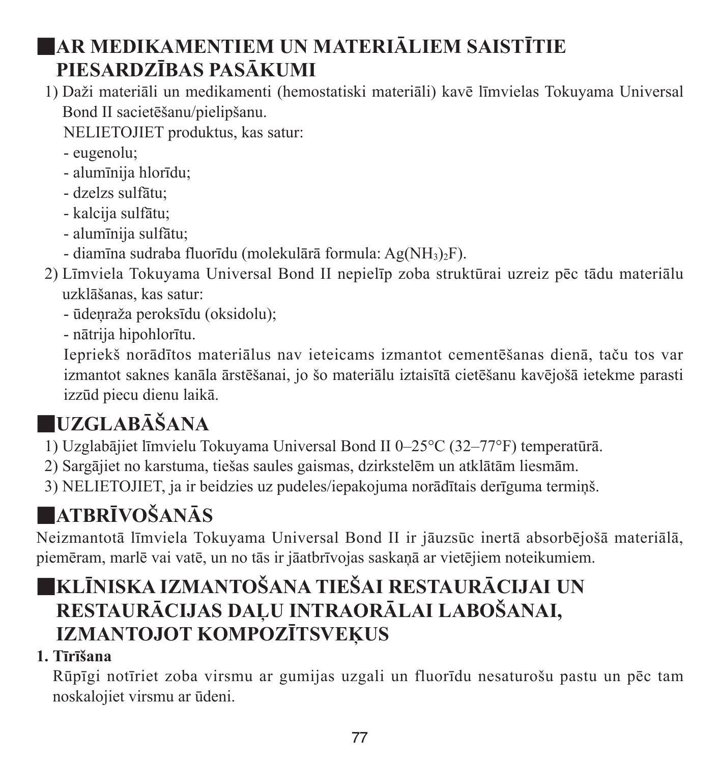## AR MEDIKAMENTIEM UN MATERIĀLIEM SAISTĪTIE PIESARDZĪBAS PASĀKUMI

1) Daži materiāli un medikamenti (hemostatiski materiāli) kavē līmvielas Tokuyama Universal Bond II sacietēšanu/pielipšanu.
   NELIETOJIET produktus, kas satur:
   - eugenolu;
   - alumīnija hlorīdu;
   - dzelzs sulfātu;
   - kalcija sulfātu;
   - alumīnija sulfātu;
   - diamīna sudraba fluorīdu (molekulārā formula: $Ag(NH_3)_2F$).
2) Līmviela Tokuyama Universal Bond II nepielīp zoba struktūrai uzreiz pēc tādu materiālu uzklāšanas, kas satur:
   - ūdeņraža peroksīdu (oksidolu);
   - nātrija hipohlorītu.

   Iepriekš norādītos materiālus nav ieteicams izmantot cementēšanas dienā, taču tos var izmantot saknes kanāla ārstēšanai, jo šo materiālu izraisītā cietēšanu kavējošā ietekme parasti izzūd piecu dienu laikā.

## UZGLABĀŠANA

1) Uzglabājiet līmvielu Tokuyama Universal Bond II 0–25°C (32–77°F) temperatūrā.
2) Sargājiet no karstuma, tiešas saules gaismas, dzirkstelēm un atklātām liesmām.
3) NELIETOJIET, ja ir beidzies uz pudeles/iepakojuma norādītais derīguma termiņš.

## ATBRĪVOŠANĀS

Neizmantotā līmviela Tokuyama Universal Bond II ir jāuzsūc inertā absorbējošā materiālā, piemēram, marlē vai vatē, un no tās ir jāatbrīvojas saskaņā ar vietējiem noteikumiem.

## KLĪNISKA IZMANTOŠANA TIEŠAI RESTAURĀCIJAI UN RESTAURĀCIJAS DAĻU INTRAORĀLAI LABOŠANAI, IZMANTOJOT KOMPOZĪTSVEĶUS

**1. Tīrīšana**

Rūpīgi notīriet zoba virsmu ar gumijas uzgali un fluorīdu nesaturošu pastu un pēc tam noskalojiet virsmu ar ūdeni.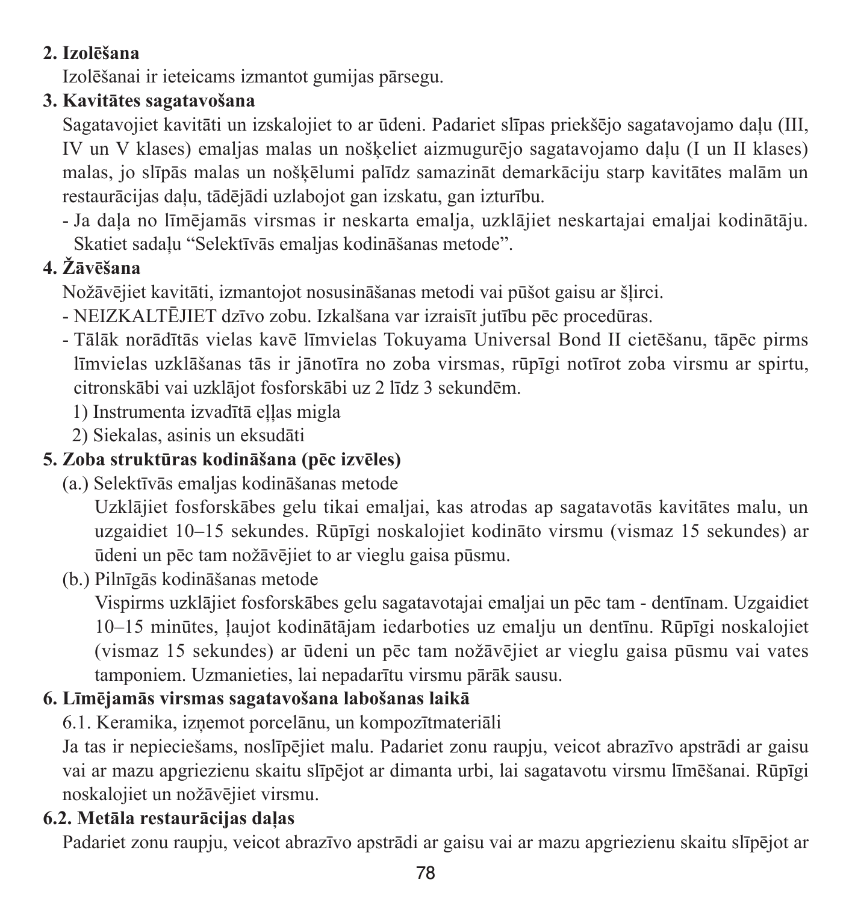**2. Izolēšana**

Izolēšanai ir ieteicams izmantot gumijas pārsegu.

**3. Kavitātes sagatavošana**

Sagatavojiet kavitāti un izskalojiet to ar ūdeni. Padariet slīpas priekšējo sagatavojamo daļu (III, IV un V klases) emaljas malas un nošķeliet aizmugurējo sagatavojamo daļu (I un II klases) malas, jo slīpās malas un nošķēlumi palīdz samazināt demarkāciju starp kavitātes malām un restaurācijas daļu, tādējādi uzlabojot gan izskatu, gan izturību.

- Ja daļa no līmējamās virsmas ir neskarta emalja, uzklājiet neskartajai emaljai kodinātāju. Skatiet sadaļu "Selektīvās emaljas kodināšanas metode".

**4. Žāvēšana**

Nožāvējiet kavitāti, izmantojot nosusināšanas metodi vai pūšot gaisu ar šļirci.

- NEIZKALTĒJIET dzīvo zobu. Izkalšana var izraisīt jutību pēc procedūras.
- Tālāk norādītās vielas kavē līmvielas Tokuyama Universal Bond II cietēšanu, tāpēc pirms līmvielas uzklāšanas tās ir jānotīra no zoba virsmas, rūpīgi notīrot zoba virsmu ar spirtu, citronskābi vai uzklājot fosforskābi uz 2 līdz 3 sekundēm.
  1) Instrumenta izvadītā eļļas migla
  2) Siekalas, asinis un eksudāti

**5. Zoba struktūras kodināšana (pēc izvēles)**

(a.) Selektīvās emaljas kodināšanas metode

Uzklājiet fosforskābes gelu tikai emaljai, kas atrodas ap sagatavotās kavitātes malu, un uzgaidiet 10–15 sekundes. Rūpīgi noskalojiet kodināto virsmu (vismaz 15 sekundes) ar ūdeni un pēc tam nožāvējiet to ar vieglu gaisa pūsmu.

(b.) Pilnīgās kodināšanas metode

Vispirms uzklājiet fosforskābes gelu sagatavotajai emaljai un pēc tam - dentīnam. Uzgaidiet 10–15 minūtes, ļaujot kodinātājam iedarboties uz emalju un dentīnu. Rūpīgi noskalojiet (vismaz 15 sekundes) ar ūdeni un pēc tam nožāvējiet ar vieglu gaisa pūsmu vai vates tamponiem. Uzmanieties, lai nepadarītu virsmu pārāk sausu.

**6. Līmējamās virsmas sagatavošana labošanas laikā**

6.1. Keramika, izņemot porcelānu, un kompozītmateriāli

Ja tas ir nepieciešams, noslīpējiet malu. Padariet zonu raupju, veicot abrazīvo apstrādi ar gaisu vai ar mazu apgriezienu skaitu slīpējot ar dimanta urbi, lai sagatavotu virsmu līmēšanai. Rūpīgi noskalojiet un nožāvējiet virsmu.

**6.2. Metāla restaurācijas daļas**

Padariet zonu raupju, veicot abrazīvo apstrādi ar gaisu vai ar mazu apgriezienu skaitu slīpējot ar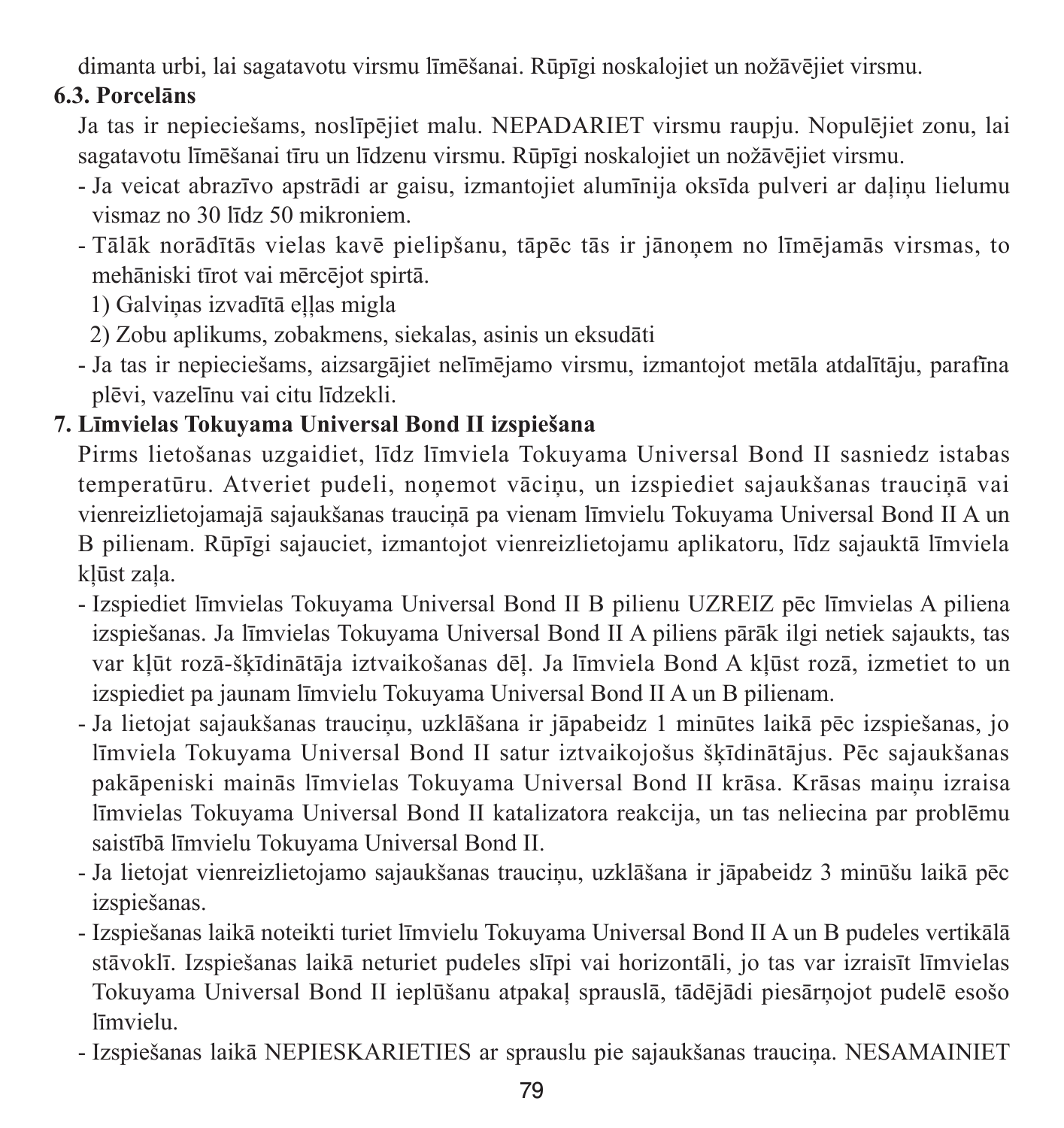dimanta urbi, lai sagatavotu virsmu līmēšanai. Rūpīgi noskalojiet un nožāvējiet virsmu.

**6.3. Porcelāns**

Ja tas ir nepieciešams, noslīpējiet malu. NEPADARIET virsmu raupju. Nopulējiet zonu, lai sagatavotu līmēšanai tīru un līdzenu virsmu. Rūpīgi noskalojiet un nožāvējiet virsmu.

- Ja veicat abrazīvo apstrādi ar gaisu, izmantojiet alumīnija oksīda pulveri ar daļiņu lielumu vismaz no 30 līdz 50 mikroniem.
- Tālāk norādītās vielas kavē pielipšanu, tāpēc tās ir jānoņem no līmējamās virsmas, to mehāniski tīrot vai mērcējot spirtā.
  1) Galviņas izvadītā eļļas migla
  2) Zobu aplikums, zobakmens, siekalas, asinis un eksudāti
- Ja tas ir nepieciešams, aizsargājiet nelīmējamo virsmu, izmantojot metāla atdalītāju, parafīna plēvi, vazelīnu vai citu līdzekli.

**7. Līmvielas Tokuyama Universal Bond II izspiešana**

Pirms lietošanas uzgaidiet, līdz līmviela Tokuyama Universal Bond II sasniedz istabas temperatūru. Atveriet pudeli, noņemot vāciņu, un izspiediet sajaukšanas trauciņā vai vienreizlietojamajā sajaukšanas trauciņā pa vienam līmvielu Tokuyama Universal Bond II A un B pilienam. Rūpīgi sajauciet, izmantojot vienreizlietojamu aplikatoru, līdz sajauktā līmviela kļūst zaļa.

- Izspiediet līmvielas Tokuyama Universal Bond II B pilienu UZREIZ pēc līmvielas A piliena izspiešanas. Ja līmvielas Tokuyama Universal Bond II A piliens pārāk ilgi netiek sajaukts, tas var kļūt rozā-šķīdinātāja iztvaikošanas dēļ. Ja līmviela Bond A kļūst rozā, izmetiet to un izspiediet pa jaunam līmvielu Tokuyama Universal Bond II A un B pilienam.
- Ja lietojat sajaukšanas trauciņu, uzklāšana ir jāpabeidz 1 minūtes laikā pēc izspiešanas, jo līmviela Tokuyama Universal Bond II satur iztvaikojošus šķīdinātājus. Pēc sajaukšanas pakāpeniski mainās līmvielas Tokuyama Universal Bond II krāsa. Krāsas maiņu izraisa līmvielas Tokuyama Universal Bond II katalizatora reakcija, un tas neliecina par problēmu saistībā līmvielu Tokuyama Universal Bond II.
- Ja lietojat vienreizlietojamo sajaukšanas trauciņu, uzklāšana ir jāpabeidz 3 minūšu laikā pēc izspiešanas.
- Izspiešanas laikā noteikti turiet līmvielu Tokuyama Universal Bond II A un B pudeles vertikālā stāvoklī. Izspiešanas laikā neturiet pudeles slīpi vai horizontāli, jo tas var izraisīt līmvielas Tokuyama Universal Bond II ieplūšanu atpakaļ sprauslā, tādējādi piesārņojot pudelē esošo līmvielu.
- Izspiešanas laikā NEPIESKARIETIES ar sprauslu pie sajaukšanas trauciņa. NESAMAINIET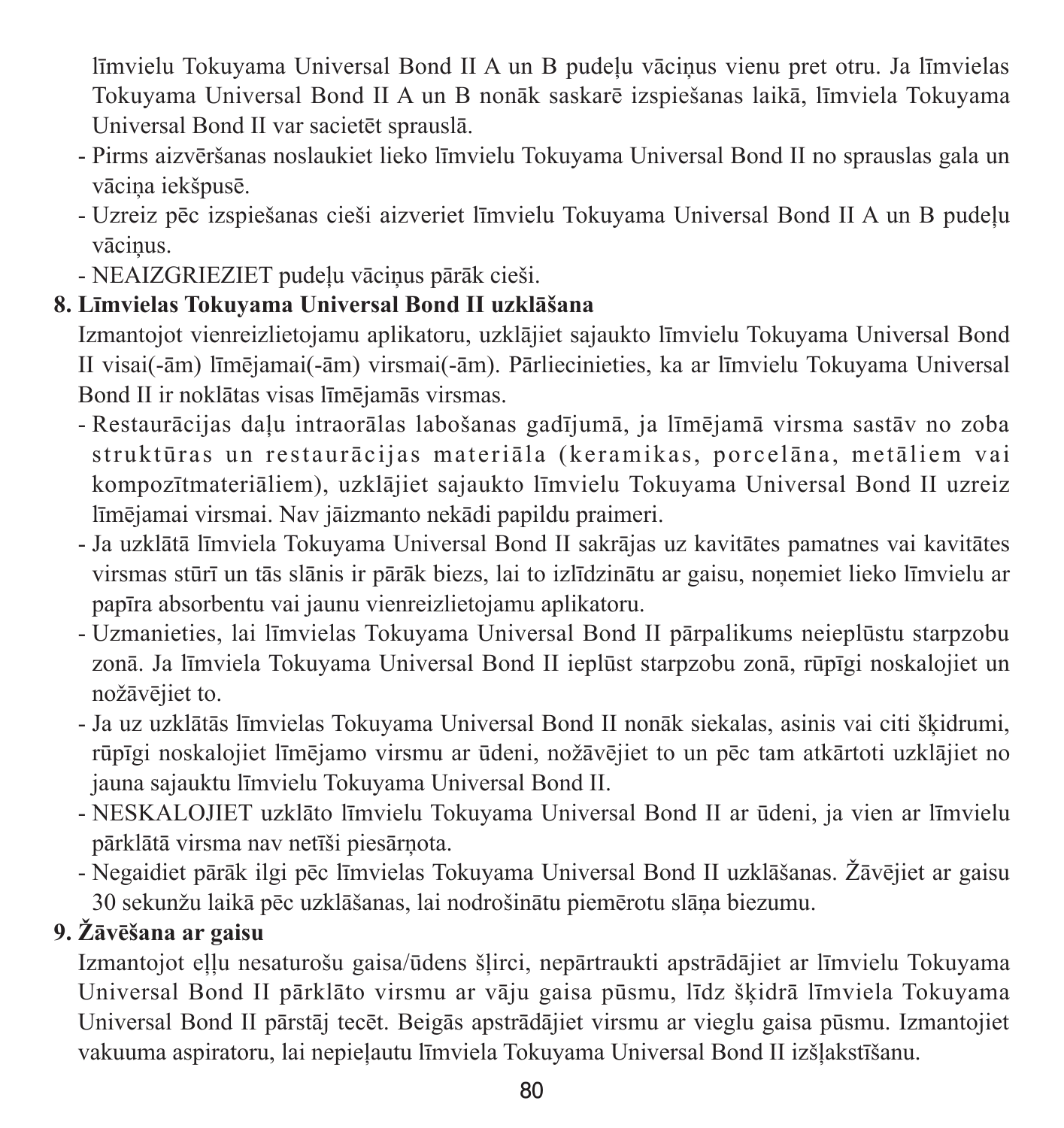līmvielu Tokuyama Universal Bond II A un B pudeļu vāciņus vienu pret otru. Ja līmvielas Tokuyama Universal Bond II A un B nonāk saskarē izspiešanas laikā, līmviela Tokuyama Universal Bond II var sacietēt sprauslā.

- Pirms aizvēršanas noslaukiet lieko līmvielu Tokuyama Universal Bond II no sprauslas gala un vāciņa iekšpusē.
- Uzreiz pēc izspiešanas cieši aizveriet līmvielu Tokuyama Universal Bond II A un B pudeļu vāciņus.
- NEAIZGRIEZIET pudeļu vāciņus pārāk cieši.

**8. Līmvielas Tokuyama Universal Bond II uzklāšana**

Izmantojot vienreizlietojamu aplikatoru, uzklājiet sajaukto līmvielu Tokuyama Universal Bond II visai(-ām) līmējamai(-ām) virsmai(-ām). Pārliecinieties, ka ar līmvielu Tokuyama Universal Bond II ir noklātas visas līmējamās virsmas.

- Restaurācijas daļu intraorālas labošanas gadījumā, ja līmējamā virsma sastāv no zoba struktūras un restaurācijas materiāla (keramikas, porcelāna, metāliem vai kompozītmateriāliem), uzklājiet sajaukto līmvielu Tokuyama Universal Bond II uzreiz līmējamai virsmai. Nav jāizmanto nekādi papildu praimeri.
- Ja uzklātā līmviela Tokuyama Universal Bond II sakrājas uz kavitātes pamatnes vai kavitātes virsmas stūrī un tās slānis ir pārāk biezs, lai to izlīdzinātu ar gaisu, noņemiet lieko līmvielu ar papīra absorbentu vai jaunu vienreizlietojamu aplikatoru.
- Uzmanieties, lai līmvielas Tokuyama Universal Bond II pārpalikums neieplūstu starpzobu zonā. Ja līmviela Tokuyama Universal Bond II ieplūst starpzobu zonā, rūpīgi noskalojiet un nožāvējiet to.
- Ja uz uzklātās līmvielas Tokuyama Universal Bond II nonāk siekalas, asinis vai citi šķidrumi, rūpīgi noskalojiet līmējamo virsmu ar ūdeni, nožāvējiet to un pēc tam atkārtoti uzklājiet no jauna sajauktu līmvielu Tokuyama Universal Bond II.
- NESKALOJIET uzklāto līmvielu Tokuyama Universal Bond II ar ūdeni, ja vien ar līmvielu pārklātā virsma nav netīši piesārņota.
- Negaidiet pārāk ilgi pēc līmvielas Tokuyama Universal Bond II uzklāšanas. Žāvējiet ar gaisu 30 sekunžu laikā pēc uzklāšanas, lai nodrošinātu piemērotu slāņa biezumu.

**9. Žāvēšana ar gaisu**

Izmantojot eļļu nesaturošu gaisa/ūdens šļirci, nepārtraukti apstrādājiet ar līmvielu Tokuyama Universal Bond II pārklāto virsmu ar vāju gaisa pūsmu, līdz šķidrā līmviela Tokuyama Universal Bond II pārstāj tecēt. Beigās apstrādājiet virsmu ar vieglu gaisa pūsmu. Izmantojiet vakuuma aspiratoru, lai nepieļautu līmviela Tokuyama Universal Bond II izšļakstīšanu.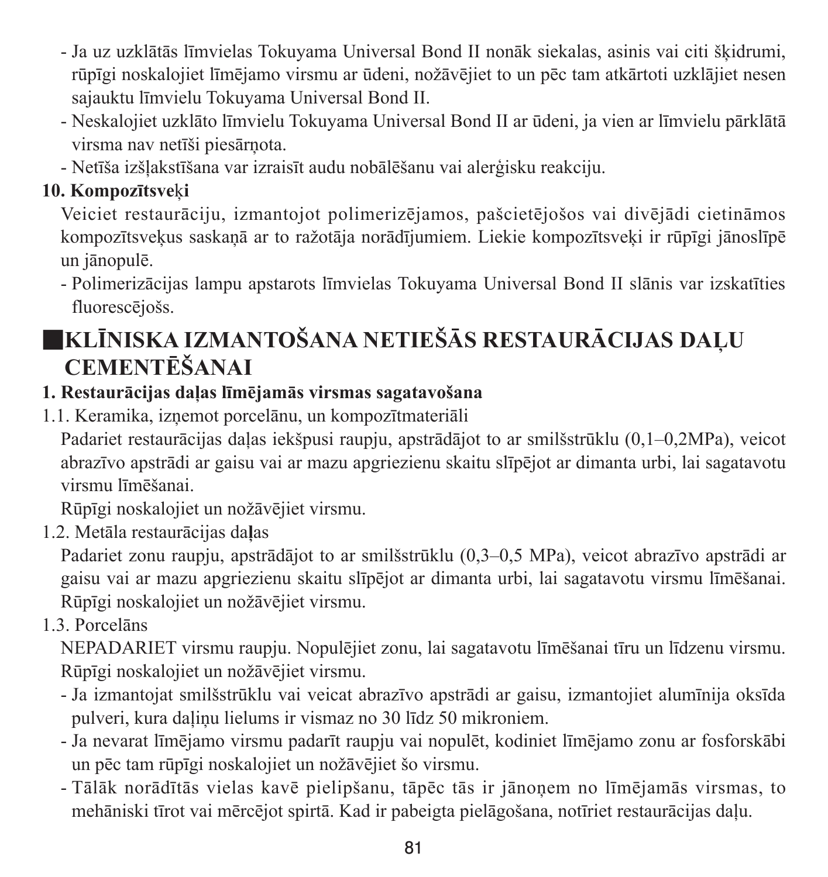- Ja uz uzklātās līmvielas Tokuyama Universal Bond II nonāk siekalas, asinis vai citi šķidrumi, rūpīgi noskalojiet līmējamo virsmu ar ūdeni, nožāvējiet to un pēc tam atkārtoti uzklājiet nesen sajauktu līmvielu Tokuyama Universal Bond II.
- Neskalojiet uzklāto līmvielu Tokuyama Universal Bond II ar ūdeni, ja vien ar līmvielu pārklātā virsma nav netīši piesārņota.
- Netīša izšļakstīšana var izraisīt audu nobālēšanu vai alerģisku reakciju.

**10. Kompozītsveķi**

Veiciet restaurāciju, izmantojot polimerizējamos, pašcietējošos vai divējādi cietināmos kompozītsveķus saskaņā ar to ražotāja norādījumiem. Liekie kompozītsveķi ir rūpīgi jānoslīpē un jānopulē.

- Polimerizācijas lampu apstarots līmvielas Tokuyama Universal Bond II slānis var izskatīties fluorescējošs.

## ■KLĪNISKA IZMANTOŠANA NETIEŠĀS RESTAURĀCIJAS DAĻU CEMENTĒŠANAI

**1. Restaurācijas daļas līmējamās virsmas sagatavošana**

1.1. Keramika, izņemot porcelānu, un kompozītmateriāli

Padariet restaurācijas daļas iekšpusi raupju, apstrādājot to ar smilšstrūklu (0,1–0,2MPa), veicot abrazīvo apstrādi ar gaisu vai ar mazu apgriezienu skaitu slīpējot ar dimanta urbi, lai sagatavotu virsmu līmēšanai.

Rūpīgi noskalojiet un nožāvējiet virsmu.

1.2. Metāla restaurācijas daļas

Padariet zonu raupju, apstrādājot to ar smilšstrūklu (0,3–0,5 MPa), veicot abrazīvo apstrādi ar gaisu vai ar mazu apgriezienu skaitu slīpējot ar dimanta urbi, lai sagatavotu virsmu līmēšanai. Rūpīgi noskalojiet un nožāvējiet virsmu.

1.3. Porcelāns

NEPADARIET virsmu raupju. Nopulējiet zonu, lai sagatavotu līmēšanai tīru un līdzenu virsmu. Rūpīgi noskalojiet un nožāvējiet virsmu.

- Ja izmantojat smilšstrūklu vai veicat abrazīvo apstrādi ar gaisu, izmantojiet alumīnija oksīda pulveri, kura daļiņu lielums ir vismaz no 30 līdz 50 mikroniem.
- Ja nevarat līmējamo virsmu padarīt raupju vai nopulēt, kodiniet līmējamo zonu ar fosforskābi un pēc tam rūpīgi noskalojiet un nožāvējiet šo virsmu.
- Tālāk norādītās vielas kavē pielipšanu, tāpēc tās ir jānoņem no līmējamās virsmas, to mehāniski tīrot vai mērcējot spirtā. Kad ir pabeigta pielāgošana, notīriet restaurācijas daļu.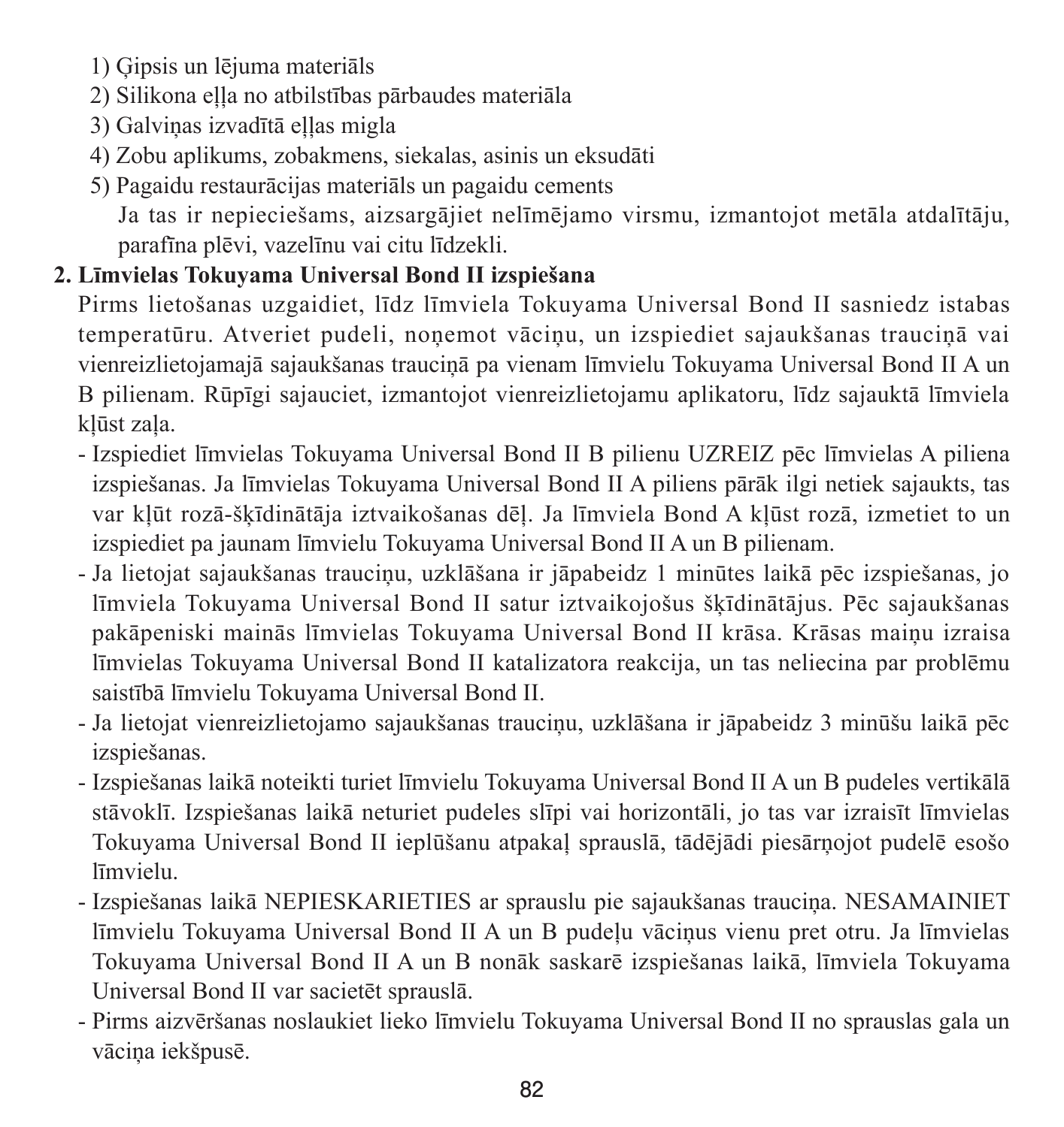1) Ģipsis un lējuma materiāls
2) Silikona eļļa no atbilstības pārbaudes materiāla
3) Galviņas izvadītā eļļas migla
4) Zobu aplikums, zobakmens, siekalas, asinis un eksudāti
5) Pagaidu restaurācijas materiāls un pagaidu cements

Ja tas ir nepieciešams, aizsargājiet nelīmējamo virsmu, izmantojot metāla atdalītāju, parafīna plēvi, vazelīnu vai citu līdzekli.

**2. Līmvielas Tokuyama Universal Bond II izspiešana**

Pirms lietošanas uzgaidiet, līdz līmviela Tokuyama Universal Bond II sasniedz istabas temperatūru. Atveriet pudeli, noņemot vāciņu, un izspiediet sajaukšanas trauciņā vai vienreizlietojamajā sajaukšanas trauciņā pa vienam līmvielu Tokuyama Universal Bond II A un B pilienam. Rūpīgi sajauciet, izmantojot vienreizlietojamu aplikatoru, līdz sajauktā līmviela kļūst zaļa.

- Izspiediet līmvielas Tokuyama Universal Bond II B pilienu UZREIZ pēc līmvielas A piliena izspiešanas. Ja līmvielas Tokuyama Universal Bond II A piliens pārāk ilgi netiek sajaukts, tas var kļūt rozā-šķīdinātāja iztvaikošanas dēļ. Ja līmviela Bond A kļūst rozā, izmetiet to un izspiediet pa jaunam līmvielu Tokuyama Universal Bond II A un B pilienam.
- Ja lietojat sajaukšanas trauciņu, uzklāšana ir jāpabeidz 1 minūtes laikā pēc izspiešanas, jo līmviela Tokuyama Universal Bond II satur iztvaikojošus šķīdinātājus. Pēc sajaukšanas pakāpeniski mainās līmvielas Tokuyama Universal Bond II krāsa. Krāsas maiņu izraisa līmvielas Tokuyama Universal Bond II katalizatora reakcija, un tas neliecina par problēmu saistībā līmvielu Tokuyama Universal Bond II.
- Ja lietojat vienreizlietojamo sajaukšanas trauciņu, uzklāšana ir jāpabeidz 3 minūšu laikā pēc izspiešanas.
- Izspiešanas laikā noteikti turiet līmvielu Tokuyama Universal Bond II A un B pudeles vertikālā stāvoklī. Izspiešanas laikā neturiet pudeles slīpi vai horizontāli, jo tas var izraisīt līmvielas Tokuyama Universal Bond II ieplūšanu atpakaļ sprauslā, tādējādi piesārņojot pudelē esošo līmvielu.
- Izspiešanas laikā NEPIESKARIETIES ar sprauslu pie sajaukšanas trauciņa. NESAMAINIET līmvielu Tokuyama Universal Bond II A un B pudeļu vāciņus vienu pret otru. Ja līmvielas Tokuyama Universal Bond II A un B nonāk saskarē izspiešanas laikā, līmviela Tokuyama Universal Bond II var sacietēt sprauslā.
- Pirms aizvēršanas noslaukiet lieko līmvielu Tokuyama Universal Bond II no sprauslas gala un vāciņa iekšpusē.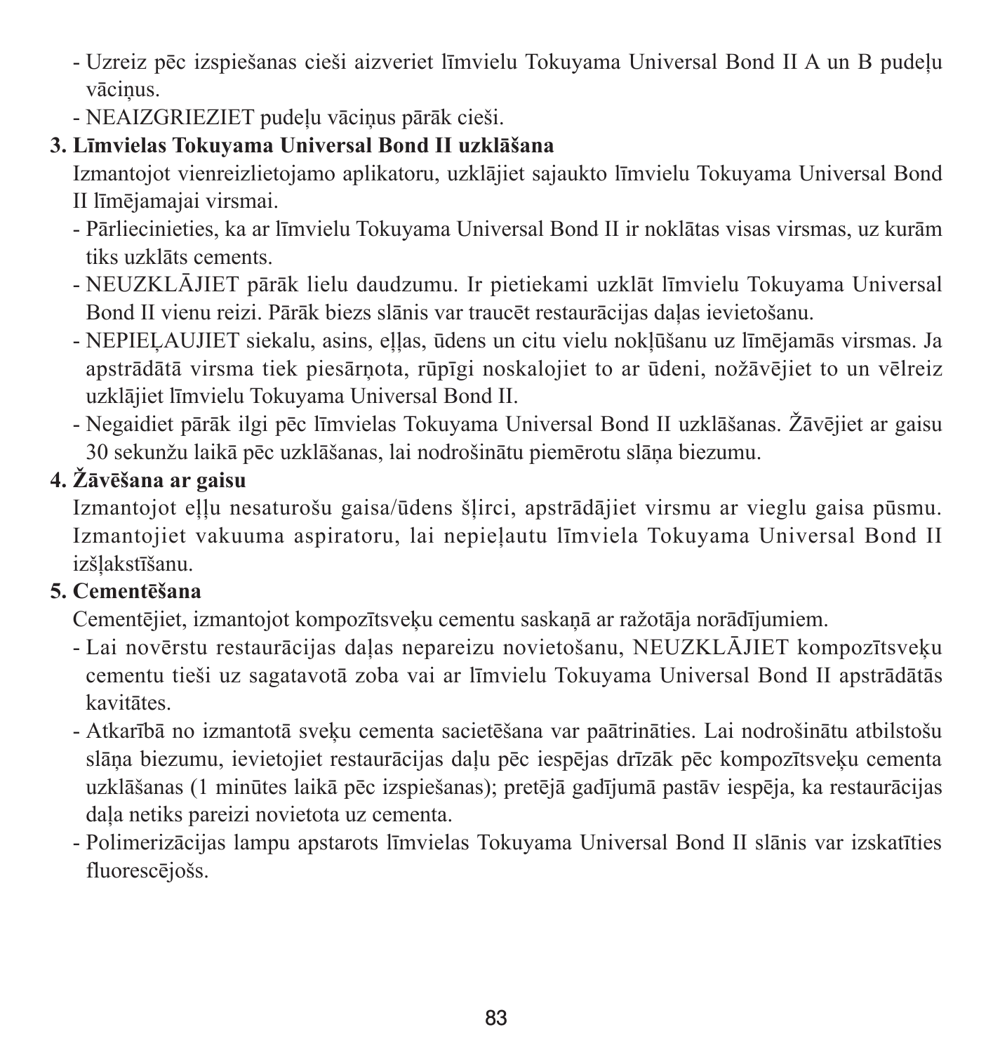- Uzreiz pēc izspiešanas cieši aizveriet līmvielu Tokuyama Universal Bond II A un B pudeļu vāciņus.
- NEAIZGRIEZIET pudeļu vāciņus pārāk cieši.

**3. Līmvielas Tokuyama Universal Bond II uzklāšana**

Izmantojot vienreizlietojamo aplikatoru, uzklājiet sajaukto līmvielu Tokuyama Universal Bond II līmējamajai virsmai.

- Pārliecinieties, ka ar līmvielu Tokuyama Universal Bond II ir noklātas visas virsmas, uz kurām tiks uzklāts cements.
- NEUZKLĀJIET pārāk lielu daudzumu. Ir pietiekami uzklāt līmvielu Tokuyama Universal Bond II vienu reizi. Pārāk biezs slānis var traucēt restaurācijas daļas ievietošanu.
- NEPIEĻAUJIET siekalu, asins, eļļas, ūdens un citu vielu nokļūšanu uz līmējamās virsmas. Ja apstrādātā virsma tiek piesārņota, rūpīgi noskalojiet to ar ūdeni, nožāvējiet to un vēlreiz uzklājiet līmvielu Tokuyama Universal Bond II.
- Negaidiet pārāk ilgi pēc līmvielas Tokuyama Universal Bond II uzklāšanas. Žāvējiet ar gaisu 30 sekunžu laikā pēc uzklāšanas, lai nodrošinātu piemērotu slāņa biezumu.

**4. Žāvēšana ar gaisu**

Izmantojot eļļu nesaturošu gaisa/ūdens šļirci, apstrādājiet virsmu ar vieglu gaisa pūsmu. Izmantojiet vakuuma aspiratoru, lai nepieļautu līmviela Tokuyama Universal Bond II izšļakstīšanu.

**5. Cementēšana**

Cementējiet, izmantojot kompozītsveķu cementu saskaņā ar ražotāja norādījumiem.

- Lai novērstu restaurācijas daļas nepareizu novietošanu, NEUZKLĀJIET kompozītsveķu cementu tieši uz sagatavotā zoba vai ar līmvielu Tokuyama Universal Bond II apstrādātās kavitātes.
- Atkarībā no izmantotā sveķu cementa sacietēšana var paātrināties. Lai nodrošinātu atbilstošu slāņa biezumu, ievietojiet restaurācijas daļu pēc iespējas drīzāk pēc kompozītsveķu cementa uzklāšanas (1 minūtes laikā pēc izspiešanas); pretējā gadījumā pastāv iespēja, ka restaurācijas daļa netiks pareizi novietota uz cementa.
- Polimerizācijas lampu apstarots līmvielas Tokuyama Universal Bond II slānis var izskatīties fluorescējošs.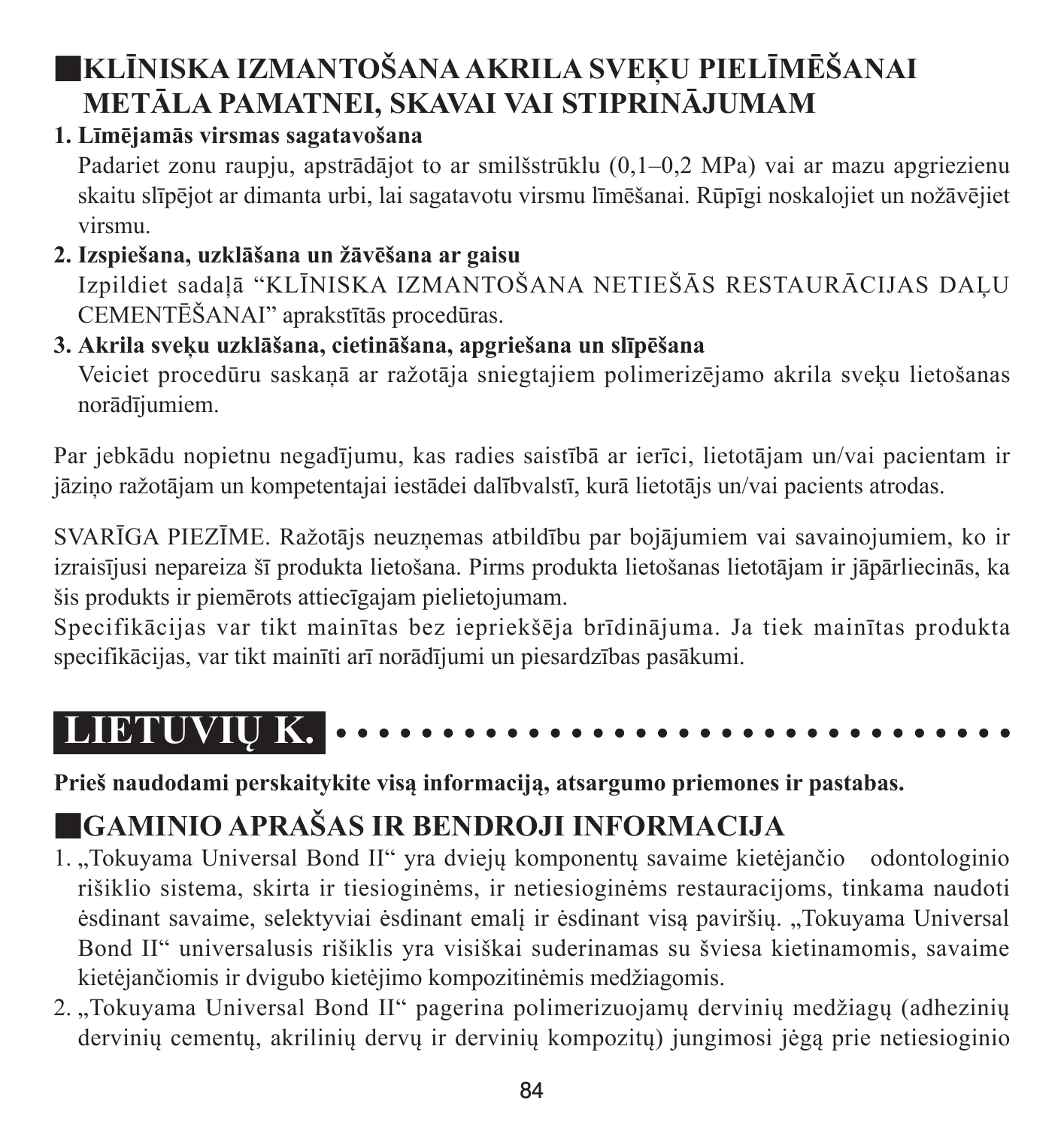## KLĪNISKA IZMANTOŠANA AKRILA SVEĶU PIELĪMĒŠANAI METĀLA PAMATNEI, SKAVAI VAI STIPRINĀJUMAM

**1. Līmējamās virsmas sagatavošana**

Padariet zonu raupju, apstrādājot to ar smilšstrūklu (0,1–0,2 MPa) vai ar mazu apgriezienu skaitu slīpējot ar dimanta urbi, lai sagatavotu virsmu līmēšanai. Rūpīgi noskalojiet un nožāvējiet virsmu.

**2. Izspiešana, uzklāšana un žāvēšana ar gaisu**

Izpildiet sadaļā "KLĪNISKA IZMANTOŠANA NETIEŠĀS RESTAURĀCIJAS DAĻU CEMENTĒŠANAI" aprakstītās procedūras.

**3. Akrila sveķu uzklāšana, cietināšana, apgriešana un slīpēšana**

Veiciet procedūru saskaņā ar ražotāja sniegtajiem polimerizējamo akrila sveķu lietošanas norādījumiem.

Par jebkādu nopietnu negadījumu, kas radies saistībā ar ierīci, lietotājam un/vai pacientam ir jāziņo ražotājam un kompetentajai iestādei dalībvalstī, kurā lietotājs un/vai pacients atrodas.

SVARĪGA PIEZĪME. Ražotājs neuzņemas atbildību par bojājumiem vai savainojumiem, ko ir izraisījusi nepareiza šī produkta lietošana. Pirms produkta lietošanas lietotājam ir jāpārliecinās, ka šis produkts ir piemērots attiecīgajam pielietojumam.

Specifikācijas var tikt mainītas bez iepriekšēja brīdinājuma. Ja tiek mainītas produkta specifikācijas, var tikt mainīti arī norādījumi un piesardzības pasākumi.

# LIETUVIŲ K.

**Prieš naudodami perskaitykite visą informaciją, atsargumo priemones ir pastabas.**

## GAMINIO APRAŠAS IR BENDROJI INFORMACIJA

1. „Tokuyama Universal Bond II" yra dviejų komponentų savaime kietėjančio odontologinio rišiklio sistema, skirta ir tiesioginėms, ir netiesioginėms restauracijoms, tinkama naudoti ėsdinant savaime, selektyviai ėsdinant emalį ir ėsdinant visą paviršių. „Tokuyama Universal Bond II" universalusis rišiklis yra visiškai suderinamas su šviesa kietinamomis, savaime kietėjančiomis ir dvigubo kietėjimo kompozitinėmis medžiagomis.
2. „Tokuyama Universal Bond II" pagerina polimerizuojamų dervinių medžiagų (adhezinių dervinių cementų, akrilinių dervų ir dervinių kompozitų) jungimosi jėgą prie netiesioginio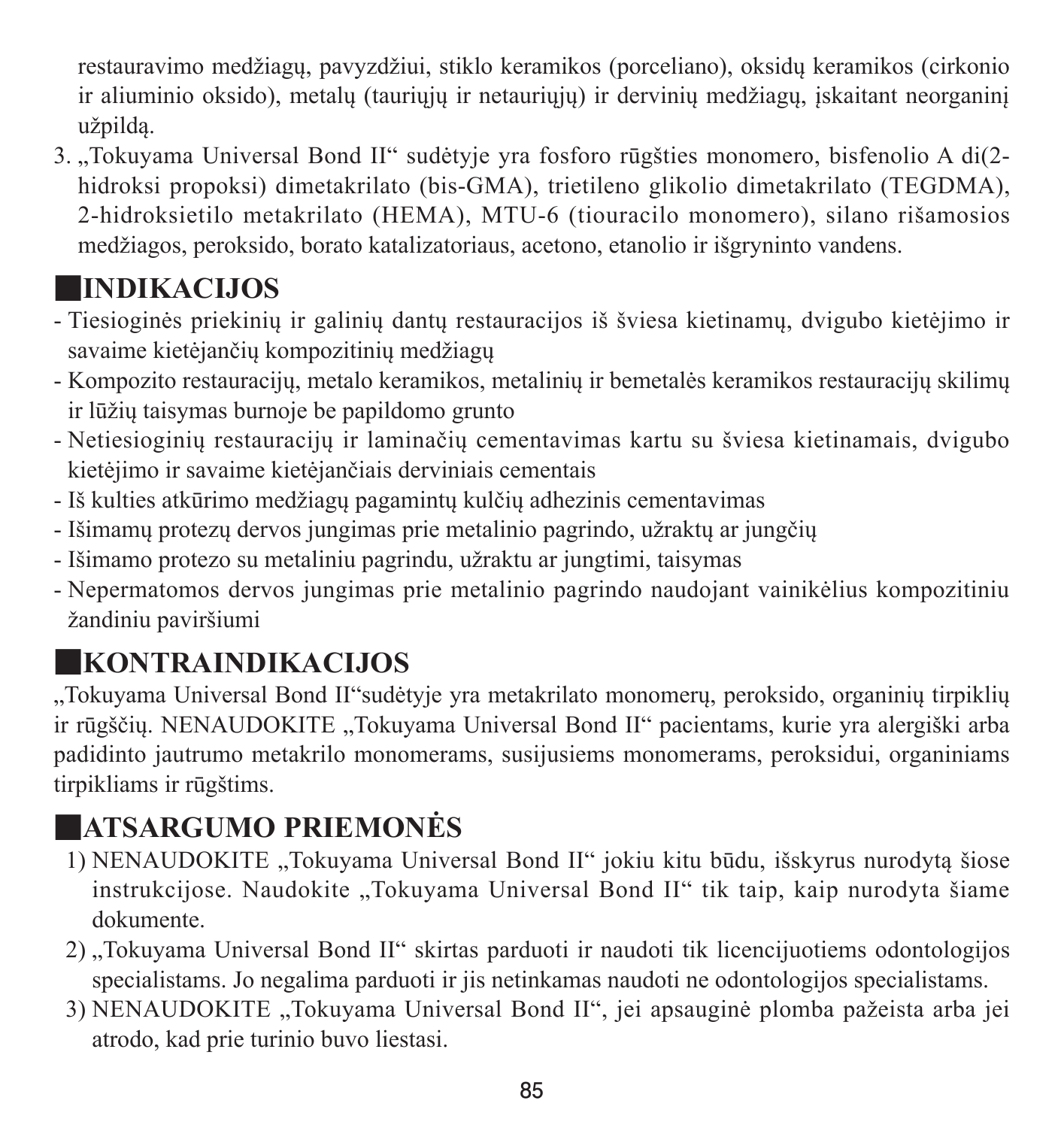restauravimo medžiagų, pavyzdžiui, stiklo keramikos (porceliano), oksidų keramikos (cirkonio ir aliuminio oksido), metalų (tauriųjų ir netauriųjų) ir dervinių medžiagų, įskaitant neorganinį užpildą.

3. „Tokuyama Universal Bond II“ sudėtyje yra fosforo rūgšties monomero, bisfenolio A di(2-hidroksi propoksi) dimetakrilato (bis-GMA), trietileno glikolio dimetakrilato (TEGDMA), 2-hidroksietilo metakrilato (HEMA), MTU-6 (tiouracilo monomero), silano rišamosios medžiagos, peroksido, borato katalizatoriaus, acetono, etanolio ir išgryninto vandens.

## ■INDIKACIJOS

- Tiesioginės priekinių ir galinių dantų restauracijos iš šviesa kietinamų, dvigubo kietėjimo ir savaime kietėjančių kompozitinių medžiagų
- Kompozito restauracijų, metalo keramikos, metalinių ir bemetalės keramikos restauracijų skilimų ir lūžių taisymas burnoje be papildomo grunto
- Netiesioginių restauracijų ir laminačių cementavimas kartu su šviesa kietinamais, dvigubo kietėjimo ir savaime kietėjančiais derviniais cementais
- Iš kulties atkūrimo medžiagų pagamintų kulčių adhezinis cementavimas
- Išimamų protezų dervos jungimas prie metalinio pagrindo, užraktų ar jungčių
- Išimamo protezo su metaliniu pagrindu, užraktu ar jungtimi, taisymas
- Nepermatomos dervos jungimas prie metalinio pagrindo naudojant vainikėlius kompozitiniu žandiniu paviršiumi

## ■KONTRAINDIKACIJOS

„Tokuyama Universal Bond II“sudėtyje yra metakrilato monomerų, peroksido, organinių tirpiklių ir rūgščių. NENAUDOKITE „Tokuyama Universal Bond II“ pacientams, kurie yra alergiški arba padidinto jautrumo metakrilo monomerams, susijusiems monomerams, peroksidui, organiniams tirpikliams ir rūgštims.

## ■ATSARGUMO PRIEMONĖS

1) NENAUDOKITE „Tokuyama Universal Bond II“ jokiu kitu būdu, išskyrus nurodytą šiose instrukcijose. Naudokite „Tokuyama Universal Bond II“ tik taip, kaip nurodyta šiame dokumente.
2) „Tokuyama Universal Bond II“ skirtas parduoti ir naudoti tik licencijuotiems odontologijos specialistams. Jo negalima parduoti ir jis netinkamas naudoti ne odontologijos specialistams.
3) NENAUDOKITE „Tokuyama Universal Bond II“, jei apsauginė plomba pažeista arba jei atrodo, kad prie turinio buvo liestasi.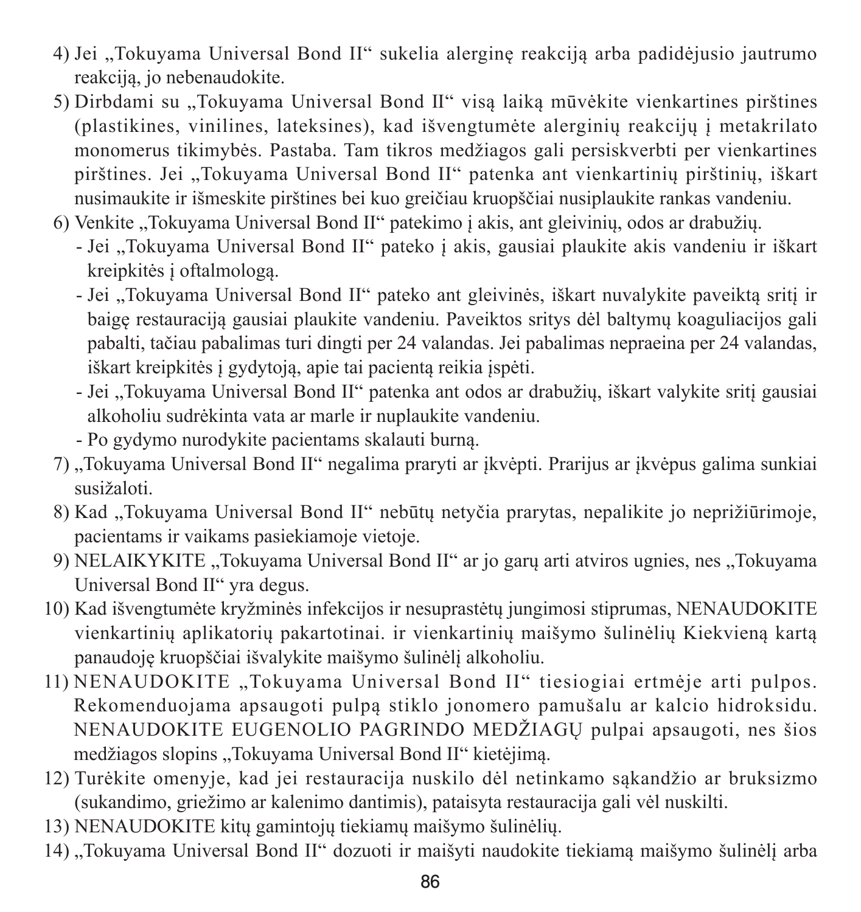4) Jei „Tokuyama Universal Bond II" sukelia alerginę reakciją arba padidėjusio jautrumo reakciją, jo nebenaudokite.
5) Dirbdami su „Tokuyama Universal Bond II" visą laiką mūvėkite vienkartines pirštines (plastikines, vinilines, lateksines), kad išvengtumėte alerginių reakcijų į metakrilato monomerus tikimybės. Pastaba. Tam tikros medžiagos gali persiskverbti per vienkartines pirštines. Jei „Tokuyama Universal Bond II" patenka ant vienkartinių pirštinių, iškart nusimaukite ir išmeskite pirštines bei kuo greičiau kruopščiai nusiplaukite rankas vandeniu.
6) Venkite „Tokuyama Universal Bond II" patekimo į akis, ant gleivinių, odos ar drabužių.
   - Jei „Tokuyama Universal Bond II" pateko į akis, gausiai plaukite akis vandeniu ir iškart kreipkitės į oftalmologą.
   - Jei „Tokuyama Universal Bond II" pateko ant gleivinės, iškart nuvalykite paveiktą sritį ir baigę restauraciją gausiai plaukite vandeniu. Paveiktos sritys dėl baltymų koaguliacijos gali pabalti, tačiau pabalimas turi dingti per 24 valandas. Jei pabalimas nepraeina per 24 valandas, iškart kreipkitės į gydytoją, apie tai pacientą reikia įspėti.
   - Jei „Tokuyama Universal Bond II" patenka ant odos ar drabužių, iškart valykite sritį gausiai alkoholiu sudrėkinta vata ar marle ir nuplaukite vandeniu.
   - Po gydymo nurodykite pacientams skalauti burną.
7) „Tokuyama Universal Bond II" negalima praryti ar įkvėpti. Prarijus ar įkvėpus galima sunkiai susižaloti.
8) Kad „Tokuyama Universal Bond II" nebūtų netyčia prarytas, nepalikite jo neprižiūrimoje, pacientams ir vaikams pasiekiamoje vietoje.
9) NELAIKYKITE „Tokuyama Universal Bond II" ar jo garų arti atviros ugnies, nes „Tokuyama Universal Bond II" yra degus.
10) Kad išvengtumėte kryžminės infekcijos ir nesuprastėtų jungimosi stiprumas, NENAUDOKITE vienkartinių aplikatorių pakartotinai. ir vienkartinių maišymo šulinėlių Kiekvieną kartą panaudoję kruopščiai išvalykite maišymo šulinėlį alkoholiu.
11) NENAUDOKITE „Tokuyama Universal Bond II" tiesiogiai ertmėje arti pulpos. Rekomenduojama apsaugoti pulpą stiklo jonomero pamušalu ar kalcio hidroksidu. NENAUDOKITE EUGENOLIO PAGRINDO MEDŽIAGŲ pulpai apsaugoti, nes šios medžiagos slopins „Tokuyama Universal Bond II" kietėjimą.
12) Turėkite omenyje, kad jei restauracija nuskilo dėl netinkamo sąkandžio ar bruksizmo (sukandimo, griežimo ar kalenimo dantimis), pataisyta restauracija gali vėl nuskilti.
13) NENAUDOKITE kitų gamintojų tiekiamų maišymo šulinėlių.
14) „Tokuyama Universal Bond II" dozuoti ir maišyti naudokite tiekiamą maišymo šulinėlį arba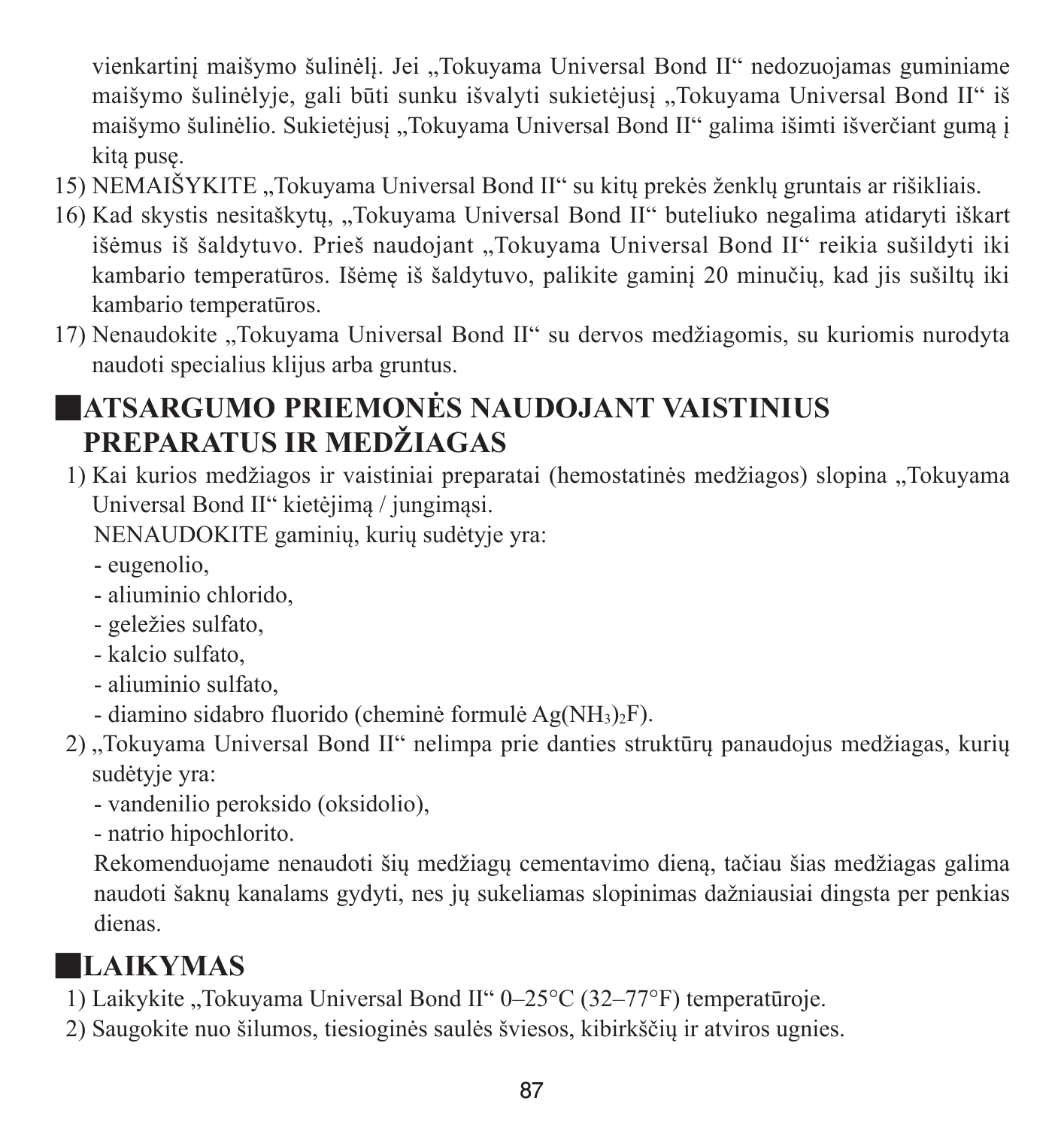vienkartinį maišymo šulinėlį. Jei „Tokuyama Universal Bond II“ nedozuojamas guminiame maišymo šulinėlyje, gali būti sunku išvalyti sukietėjusį „Tokuyama Universal Bond II“ iš maišymo šulinėlio. Sukietėjusį „Tokuyama Universal Bond II“ galima išimti išverčiant gumą į kitą pusę.

15) NEMAIŠYKITE „Tokuyama Universal Bond II“ su kitų prekės ženklų gruntais ar rišikliais.
16) Kad skystis nesitaškytų, „Tokuyama Universal Bond II“ buteliuko negalima atidaryti iškart išėmus iš šaldytuvo. Prieš naudojant „Tokuyama Universal Bond II“ reikia sušildyti iki kambario temperatūros. Išėmę iš šaldytuvo, palikite gaminį 20 minučių, kad jis sušiltų iki kambario temperatūros.
17) Nenaudokite „Tokuyama Universal Bond II“ su dervos medžiagomis, su kuriomis nurodyta naudoti specialius klijus arba gruntus.

## ATSARGUMO PRIEMONĖS NAUDOJANT VAISTINIUS PREPARATUS IR MEDŽIAGAS

1) Kai kurios medžiagos ir vaistiniai preparatai (hemostatinės medžiagos) slopina „Tokuyama Universal Bond II“ kietėjimą / jungimąsi.
   NENAUDOKITE gaminių, kurių sudėtyje yra:
   - eugenolio,
   - aliuminio chlorido,
   - geležies sulfato,
   - kalcio sulfato,
   - aliuminio sulfato,
   - diamino sidabro fluorido (cheminė formulė $Ag(NH_3)_2F$).
2) „Tokuyama Universal Bond II“ nelimpa prie danties struktūrų panaudojus medžiagas, kurių sudėtyje yra:
   - vandenilio peroksido (oksidolio),
   - natrio hipochlorito.
   Rekomenduojame nenaudoti šių medžiagų cementavimo dieną, tačiau šias medžiagas galima naudoti šaknų kanalams gydyti, nes jų sukeliamas slopinimas dažniausiai dingsta per penkias dienas.

## LAIKYMAS

1) Laikykite „Tokuyama Universal Bond II“ 0–25°C (32–77°F) temperatūroje.
2) Saugokite nuo šilumos, tiesioginės saulės šviesos, kibirkščių ir atviros ugnies.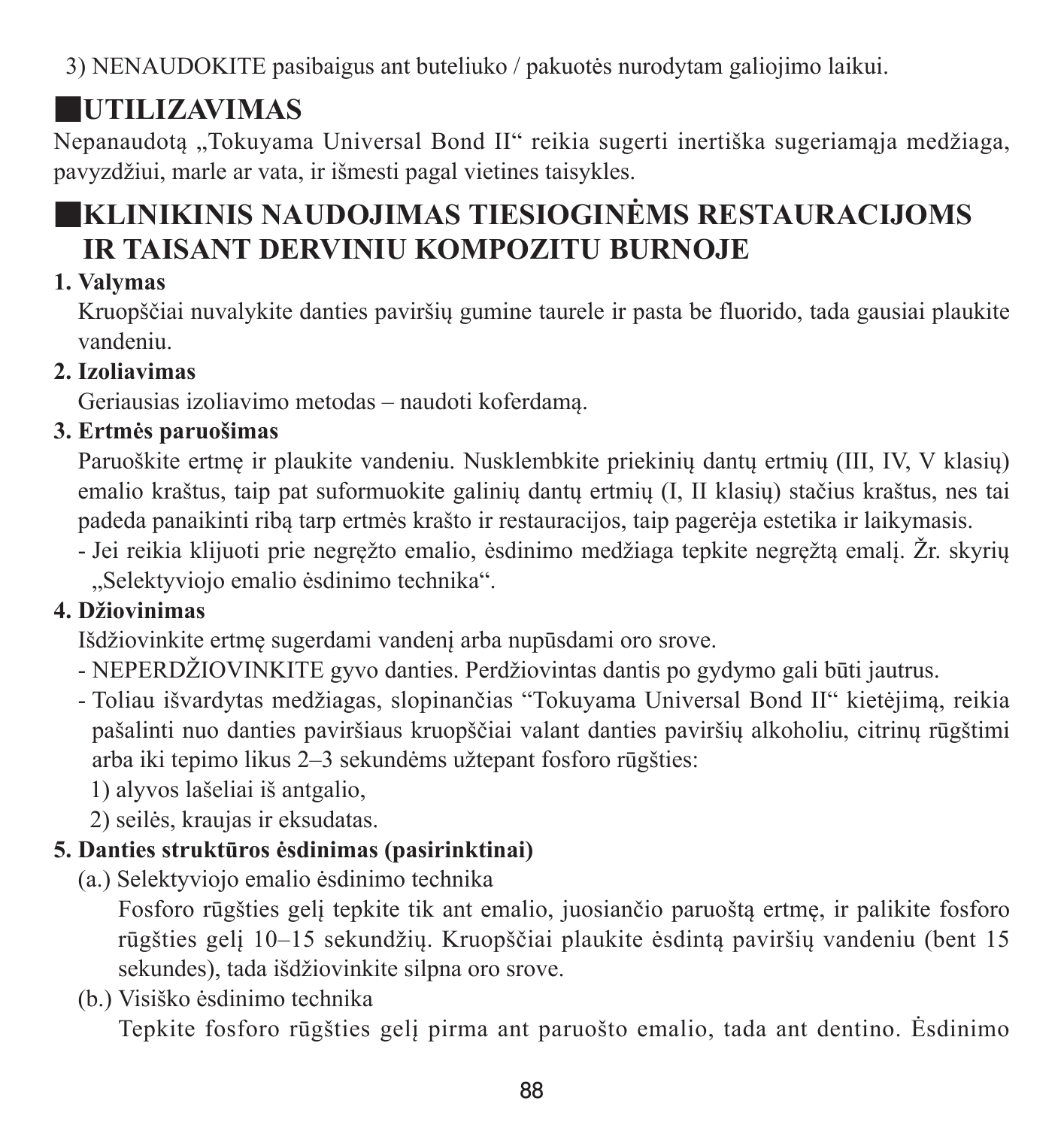3) NENAUDOKITE pasibaigus ant buteliuko / pakuotės nurodytam galiojimo laikui.

## ■UTILIZAVIMAS

Nepanaudotą „Tokuyama Universal Bond II" reikia sugerti inertiška sugeriamąja medžiaga, pavyzdžiui, marle ar vata, ir išmesti pagal vietines taisykles.

## ■KLINIKINIS NAUDOJIMAS TIESIOGINĖMS RESTAURACIJOMS IR TAISANT DERVINIU KOMPOZITU BURNOJE

**1. Valymas**

Kruopščiai nuvalykite danties paviršių gumine taurele ir pasta be fluorido, tada gausiai plaukite vandeniu.

**2. Izoliavimas**

Geriausias izoliavimo metodas – naudoti koferdamą.

**3. Ertmės paruošimas**

Paruoškite ertmę ir plaukite vandeniu. Nusklembkite priekinių dantų ertmių (III, IV, V klasių) emalio kraštus, taip pat suformuokite galinių dantų ertmių (I, II klasių) stačius kraštus, nes tai padeda panaikinti ribą tarp ertmės krašto ir restauracijos, taip pagerėja estetika ir laikymasis.

- Jei reikia klijuoti prie negręžto emalio, ėsdinimo medžiaga tepkite negręžtą emalį. Žr. skyrių „Selektyviojo emalio ėsdinimo technika".

**4. Džiovinimas**

Išdžiovinkite ertmę sugerdami vandenį arba nupūsdami oro srove.

- NEPERDŽIOVINKITE gyvo danties. Perdžiovintas dantis po gydymo gali būti jautrus.
- Toliau išvardytas medžiagas, slopinančias "Tokuyama Universal Bond II" kietėjimą, reikia pašalinti nuo danties paviršiaus kruopščiai valant danties paviršių alkoholiu, citrinų rūgštimi arba iki tepimo likus 2–3 sekundėms užtepant fosforo rūgšties:
  1) alyvos lašeliai iš antgalio,
  2) seilės, kraujas ir eksudatas.

**5. Danties struktūros ėsdinimas (pasirinktinai)**

(a.) Selektyviojo emalio ėsdinimo technika

Fosforo rūgšties gelį tepkite tik ant emalio, juosiančio paruoštą ertmę, ir palikite fosforo rūgšties gelį 10–15 sekundžių. Kruopščiai plaukite ėsdintą paviršių vandeniu (bent 15 sekundes), tada išdžiovinkite silpna oro srove.

(b.) Visiško ėsdinimo technika

Tepkite fosforo rūgšties gelį pirma ant paruošto emalio, tada ant dentino. Ėsdinimo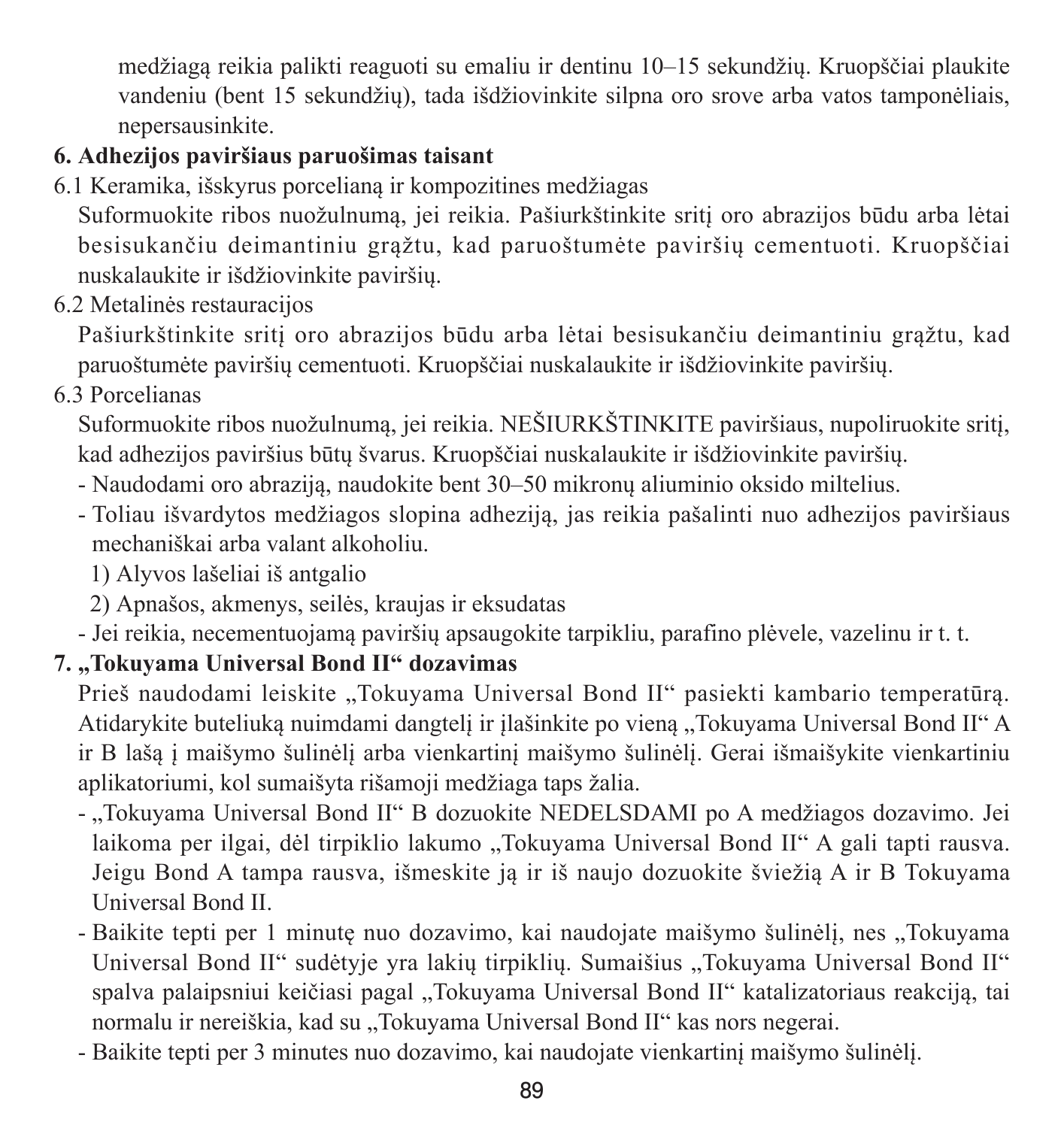medžiagą reikia palikti reaguoti su emaliu ir dentinu 10–15 sekundžių. Kruopščiai plaukite vandeniu (bent 15 sekundžių), tada išdžiovinkite silpna oro srove arba vatos tamponėliais, nepersausinkite.

**6. Adhezijos paviršiaus paruošimas taisant**

6.1 Keramika, išskyrus porcelianą ir kompozitines medžiagas

Suformuokite ribos nuožulnumą, jei reikia. Pašiurkštinkite sritį oro abrazijos būdu arba lėtai besisukančiu deimantiniu grąžtu, kad paruoštumėte paviršių cementuoti. Kruopščiai nuskalaukite ir išdžiovinkite paviršių.

6.2 Metalinės restauracijos

Pašiurkštinkite sritį oro abrazijos būdu arba lėtai besisukančiu deimantiniu grąžtu, kad paruoštumėte paviršių cementuoti. Kruopščiai nuskalaukite ir išdžiovinkite paviršių.

6.3 Porcelianas

Suformuokite ribos nuožulnumą, jei reikia. NEŠIURKŠTINKITE paviršiaus, nupoliruokite sritį, kad adhezijos paviršius būtų švarus. Kruopščiai nuskalaukite ir išdžiovinkite paviršių.

- Naudodami oro abraziją, naudokite bent 30–50 mikronų aliuminio oksido miltelius.
- Toliau išvardytos medžiagos slopina adheziją, jas reikia pašalinti nuo adhezijos paviršiaus mechaniškai arba valant alkoholiu.
  1) Alyvos lašeliai iš antgalio
  2) Apnašos, akmenys, seilės, kraujas ir eksudatas
- Jei reikia, necementuojamą paviršių apsaugokite tarpikliu, parafino plėvele, vazelinu ir t. t.

**7. „Tokuyama Universal Bond II“ dozavimas**

Prieš naudodami leiskite „Tokuyama Universal Bond II“ pasiekti kambario temperatūrą. Atidarykite buteliuką nuimdami dangtelį ir įlašinkite po vieną „Tokuyama Universal Bond II“ A ir B lašą į maišymo šulinėlį arba vienkartinį maišymo šulinėlį. Gerai išmaišykite vienkartiniu aplikatoriumi, kol sumaišyta rišamoji medžiaga taps žalia.

- „Tokuyama Universal Bond II“ B dozuokite NEDELSDAMI po A medžiagos dozavimo. Jei laikoma per ilgai, dėl tirpiklio lakumo „Tokuyama Universal Bond II“ A gali tapti rausva. Jeigu Bond A tampa rausva, išmeskite ją ir iš naujo dozuokite šviežią A ir B Tokuyama Universal Bond II.
- Baikite tepti per 1 minutę nuo dozavimo, kai naudojate maišymo šulinėlį, nes „Tokuyama Universal Bond II“ sudėtyje yra lakių tirpiklių. Sumaišius „Tokuyama Universal Bond II“ spalva palaipsniui keičiasi pagal „Tokuyama Universal Bond II“ katalizatoriaus reakciją, tai normalu ir nereiškia, kad su „Tokuyama Universal Bond II“ kas nors negerai.
- Baikite tepti per 3 minutes nuo dozavimo, kai naudojate vienkartinį maišymo šulinėlį.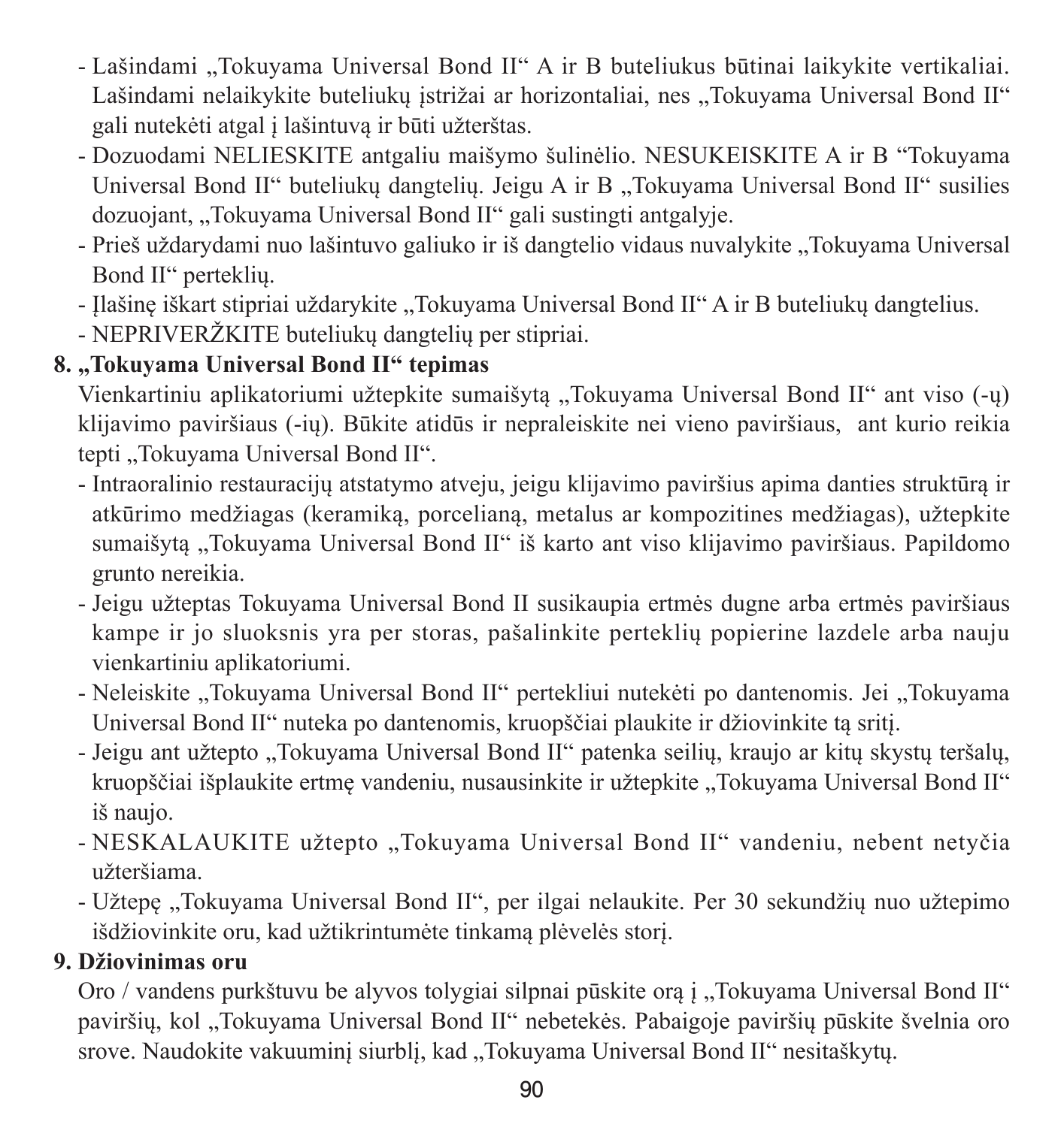- Lašindami „Tokuyama Universal Bond II“ A ir B buteliukus būtinai laikykite vertikaliai. Lašindami nelaikykite buteliukų įstrižai ar horizontaliai, nes „Tokuyama Universal Bond II“ gali nutekėti atgal į lašintuvą ir būti užterštas.
- Dozuodami NELIESKITE antgaliu maišymo šulinėlio. NESUKEISKITE A ir B “Tokuyama Universal Bond II“ buteliukų dangtelių. Jeigu A ir B „Tokuyama Universal Bond II“ susilies dozuojant, „Tokuyama Universal Bond II“ gali sustingti antgalyje.
- Prieš uždarydami nuo lašintuvo galiuko ir iš dangtelio vidaus nuvalykite „Tokuyama Universal Bond II“ perteklių.
- Įlašinę iškart stipriai uždarykite „Tokuyama Universal Bond II“ A ir B buteliukų dangtelius.
- NEPRIVERŽKITE buteliukų dangtelių per stipriai.

**8. „Tokuyama Universal Bond II“ tepimas**

Vienkartiniu aplikatoriumi užtepkite sumaišytą „Tokuyama Universal Bond II“ ant viso (-ų) klijavimo paviršiaus (-ių). Būkite atidūs ir nepraleiskite nei vieno paviršiaus, ant kurio reikia tepti „Tokuyama Universal Bond II“.

- Intraoralinio restauracijų atstatymo atveju, jeigu klijavimo paviršius apima danties struktūrą ir atkūrimo medžiagas (keramiką, porcelianą, metalus ar kompozitines medžiagas), užtepkite sumaišytą „Tokuyama Universal Bond II“ iš karto ant viso klijavimo paviršiaus. Papildomo grunto nereikia.
- Jeigu užteptas Tokuyama Universal Bond II susikaupia ertmės dugne arba ertmės paviršiaus kampe ir jo sluoksnis yra per storas, pašalinkite perteklių popierine lazdele arba nauju vienkartiniu aplikatoriumi.
- Neleiskite „Tokuyama Universal Bond II“ pertekliui nutekėti po dantenomis. Jei „Tokuyama Universal Bond II“ nuteka po dantenomis, kruopščiai plaukite ir džiovinkite tą sritį.
- Jeigu ant užtepto „Tokuyama Universal Bond II“ patenka seilių, kraujo ar kitų skystų teršalų, kruopščiai išplaukite ertmę vandeniu, nusausinkite ir užtepkite „Tokuyama Universal Bond II“ iš naujo.
- NESKALAUKITE užtepto „Tokuyama Universal Bond II“ vandeniu, nebent netyčia užteršiama.
- Užtepę „Tokuyama Universal Bond II“, per ilgai nelaukite. Per 30 sekundžių nuo užtepimo išdžiovinkite oru, kad užtikrintumėte tinkamą plėvelės storį.

**9. Džiovinimas oru**

Oro / vandens purkštuvu be alyvos tolygiai silpnai pūskite orą į „Tokuyama Universal Bond II“ paviršių, kol „Tokuyama Universal Bond II“ nebetekės. Pabaigoje paviršių pūskite švelnia oro srove. Naudokite vakuuminį siurblį, kad „Tokuyama Universal Bond II“ nesitaškytų.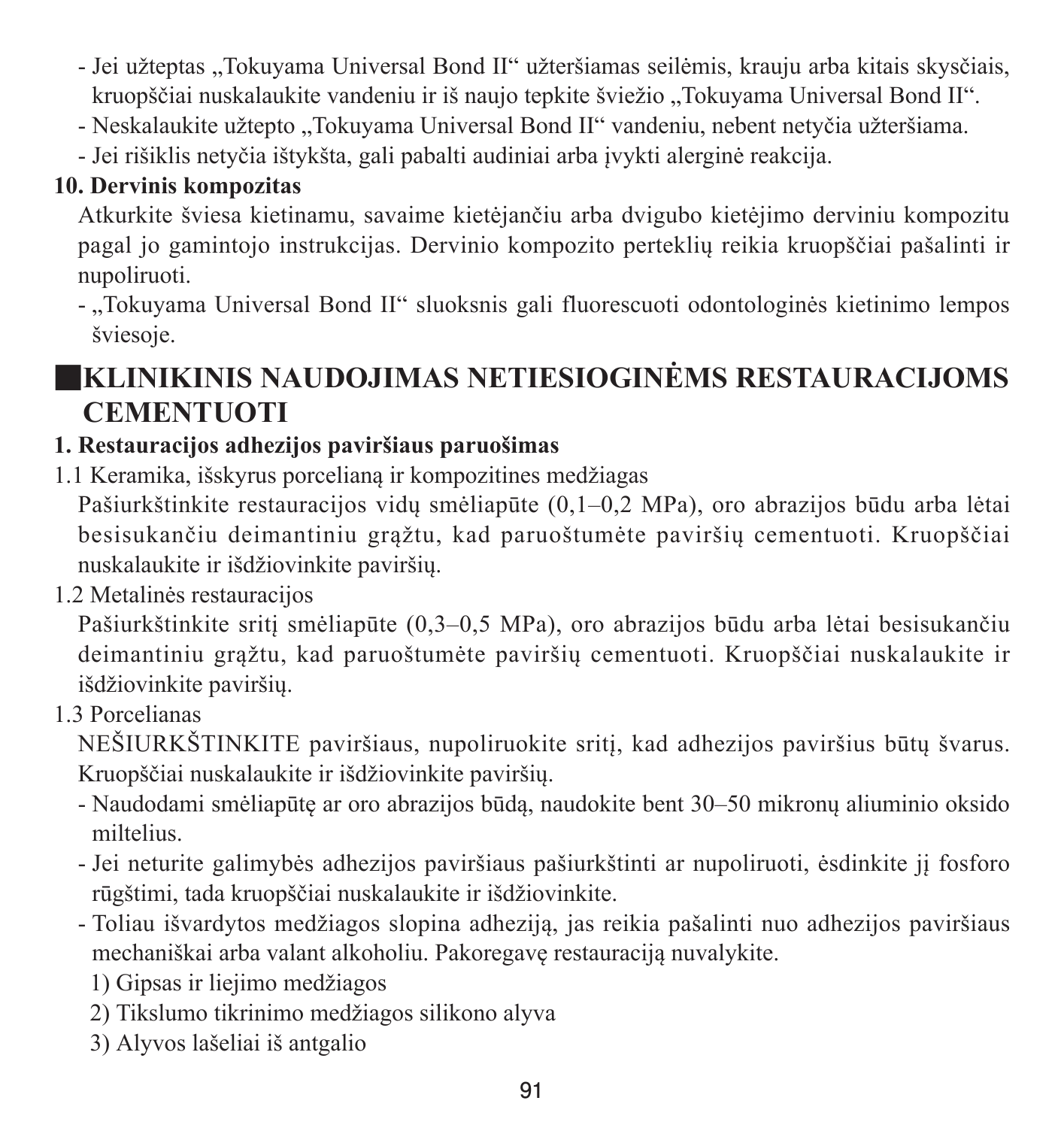- Jei užteptas „Tokuyama Universal Bond II“ užteršiamas seilėmis, krauju arba kitais skysčiais, kruopščiai nuskalaukite vandeniu ir iš naujo tepkite šviežio „Tokuyama Universal Bond II“.
- Neskalaukite užtepto „Tokuyama Universal Bond II“ vandeniu, nebent netyčia užteršiama.
- Jei rišiklis netyčia ištykšta, gali pabalti audiniai arba įvykti alerginė reakcija.

**10. Dervinis kompozitas**

Atkurkite šviesa kietinamu, savaime kietėjančiu arba dvigubo kietėjimo derviniu kompozitu pagal jo gamintojo instrukcijas. Dervinio kompozito perteklių reikia kruopščiai pašalinti ir nupoliruoti.

- „Tokuyama Universal Bond II“ sluoksnis gali fluorescuoti odontologinės kietinimo lempos šviesoje.

## ■KLINIKINIS NAUDOJIMAS NETIESIOGINĖMS RESTAURACIJOMS CEMENTUOTI

**1. Restauracijos adhezijos paviršiaus paruošimas**

1.1 Keramika, išskyrus porcelianą ir kompozitines medžiagas

Pašiurkštinkite restauracijos vidų smėliapūte (0,1–0,2 MPa), oro abrazijos būdu arba lėtai besisukančiu deimantiniu grąžtu, kad paruoštumėte paviršių cementuoti. Kruopščiai nuskalaukite ir išdžiovinkite paviršių.

1.2 Metalinės restauracijos

Pašiurkštinkite sritį smėliapūte (0,3–0,5 MPa), oro abrazijos būdu arba lėtai besisukančiu deimantiniu grąžtu, kad paruoštumėte paviršių cementuoti. Kruopščiai nuskalaukite ir išdžiovinkite paviršių.

1.3 Porcelianas

NEŠIURKŠTINKITE paviršiaus, nupoliruokite sritį, kad adhezijos paviršius būtų švarus. Kruopščiai nuskalaukite ir išdžiovinkite paviršių.

- Naudodami smėliapūtę ar oro abrazijos būdą, naudokite bent 30–50 mikronų aliuminio oksido miltelius.
- Jei neturite galimybės adhezijos paviršiaus pašiurkštinti ar nupoliruoti, ėsdinkite jį fosforo rūgštimi, tada kruopščiai nuskalaukite ir išdžiovinkite.
- Toliau išvardytos medžiagos slopina adheziją, jas reikia pašalinti nuo adhezijos paviršiaus mechaniškai arba valant alkoholiu. Pakoregavę restauraciją nuvalykite.

  1) Gipsas ir liejimo medžiagos
  2) Tikslumo tikrinimo medžiagos silikono alyva
  3) Alyvos lašeliai iš antgalio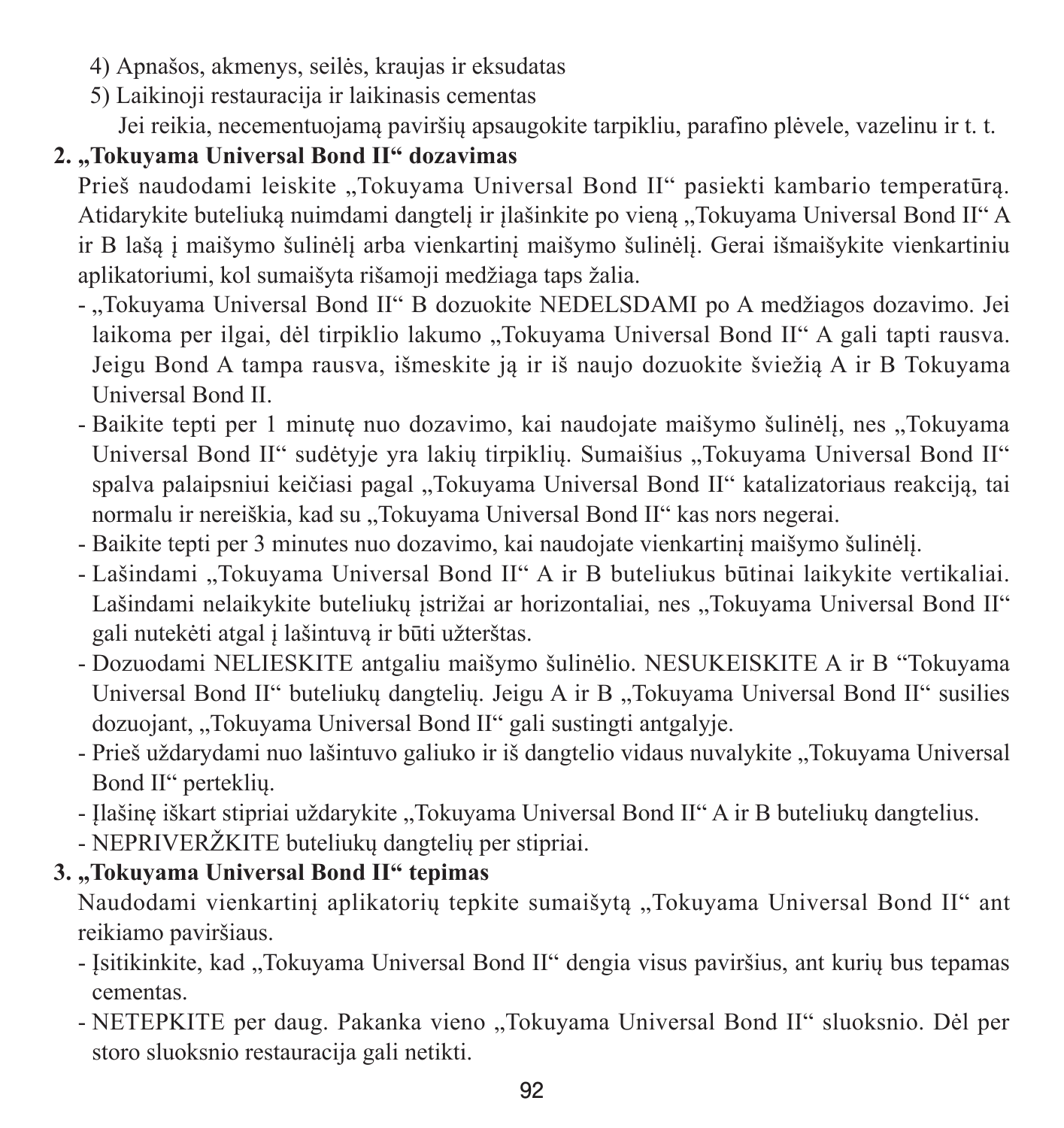4) Apnašos, akmenys, seilės, kraujas ir eksudatas
5) Laikinoji restauracija ir laikinasis cementas

Jei reikia, necementuojamą paviršių apsaugokite tarpikliu, parafino plėvele, vazelinu ir t. t.

**2. „Tokuyama Universal Bond II“ dozavimas**

Prieš naudodami leiskite „Tokuyama Universal Bond II“ pasiekti kambario temperatūrą. Atidarykite buteliuką nuimdami dangtelį ir įlašinkite po vieną „Tokuyama Universal Bond II“ A ir B lašą į maišymo šulinėlį arba vienkartinį maišymo šulinėlį. Gerai išmaišykite vienkartiniu aplikatoriumi, kol sumaišyta rišamoji medžiaga taps žalia.

- „Tokuyama Universal Bond II“ B dozuokite NEDELSDAMI po A medžiagos dozavimo. Jei laikoma per ilgai, dėl tirpiklio lakumo „Tokuyama Universal Bond II“ A gali tapti rausva. Jeigu Bond A tampa rausva, išmeskite ją ir iš naujo dozuokite šviežią A ir B Tokuyama Universal Bond II.
- Baikite tepti per 1 minutę nuo dozavimo, kai naudojate maišymo šulinėlį, nes „Tokuyama Universal Bond II“ sudėtyje yra lakių tirpiklių. Sumaišius „Tokuyama Universal Bond II“ spalva palaipsniui keičiasi pagal „Tokuyama Universal Bond II“ katalizatoriaus reakciją, tai normalu ir nereiškia, kad su „Tokuyama Universal Bond II“ kas nors negerai.
- Baikite tepti per 3 minutes nuo dozavimo, kai naudojate vienkartinį maišymo šulinėlį.
- Lašindami „Tokuyama Universal Bond II“ A ir B buteliukus būtinai laikykite vertikaliai. Lašindami nelaikykite buteliukų įstrižai ar horizontaliai, nes „Tokuyama Universal Bond II“ gali nutekėti atgal į lašintuvą ir būti užterštas.
- Dozuodami NELIESKITE antgaliu maišymo šulinėlio. NESUKEISKITE A ir B “Tokuyama Universal Bond II“ buteliukų dangtelių. Jeigu A ir B „Tokuyama Universal Bond II“ susilies dozuojant, „Tokuyama Universal Bond II“ gali sustingti antgalyje.
- Prieš uždarydami nuo lašintuvo galiuko ir iš dangtelio vidaus nuvalykite „Tokuyama Universal Bond II“ perteklių.
- Įlašinę iškart stipriai uždarykite „Tokuyama Universal Bond II“ A ir B buteliukų dangtelius.
- NEPRIVERŽKITE buteliukų dangtelių per stipriai.

**3. „Tokuyama Universal Bond II“ tepimas**

Naudodami vienkartinį aplikatorių tepkite sumaišytą „Tokuyama Universal Bond II“ ant reikiamo paviršiaus.

- Įsitikinkite, kad „Tokuyama Universal Bond II“ dengia visus paviršius, ant kurių bus tepamas cementas.
- NETEPKITE per daug. Pakanka vieno „Tokuyama Universal Bond II“ sluoksnio. Dėl per storo sluoksnio restauracija gali netikti.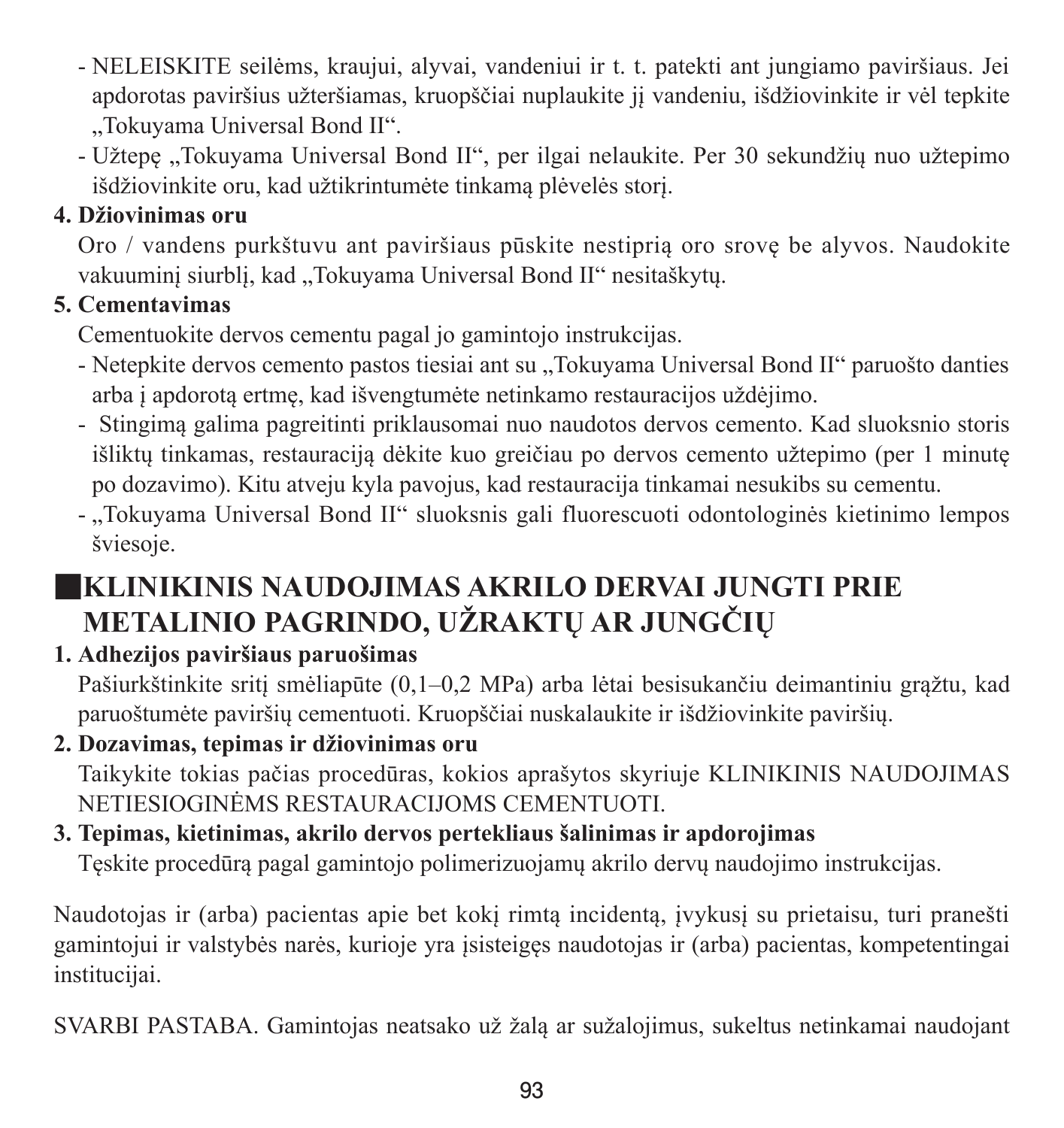- NELEISKITE seilėms, kraujui, alyvai, vandeniui ir t. t. patekti ant jungiamo paviršiaus. Jei apdorotas paviršius užteršiamas, kruopščiai nuplaukite jį vandeniu, išdžiovinkite ir vėl tepkite „Tokuyama Universal Bond II“.
- Užtepę „Tokuyama Universal Bond II“, per ilgai nelaukite. Per 30 sekundžių nuo užtepimo išdžiovinkite oru, kad užtikrintumėte tinkamą plėvelės storį.

**4. Džiovinimas oru**

Oro / vandens purkštuvu ant paviršiaus pūskite nestiprią oro srovę be alyvos. Naudokite vakuuminį siurblį, kad „Tokuyama Universal Bond II“ nesitaškytų.

**5. Cementavimas**

Cementuokite dervos cementu pagal jo gamintojo instrukcijas.

- Netepkite dervos cemento pastos tiesiai ant su „Tokuyama Universal Bond II“ paruošto danties arba į apdorotą ertmę, kad išvengtumėte netinkamo restauracijos uždėjimo.
- Stingimą galima pagreitinti priklausomai nuo naudotos dervos cemento. Kad sluoksnio storis išliktų tinkamas, restauraciją dėkite kuo greičiau po dervos cemento užtepimo (per 1 minutę po dozavimo). Kitu atveju kyla pavojus, kad restauracija tinkamai nesukibs su cementu.
- „Tokuyama Universal Bond II“ sluoksnis gali fluorescuoti odontologinės kietinimo lempos šviesoje.

## ■KLINIKINIS NAUDOJIMAS AKRILO DERVAI JUNGTI PRIE METALINIO PAGRINDO, UŽRAKTŲ AR JUNGČIŲ

**1. Adhezijos paviršiaus paruošimas**

Pašiurkštinkite sritį smėliapūte (0,1–0,2 MPa) arba lėtai besisukančiu deimantiniu grąžtu, kad paruoštumėte paviršių cementuoti. Kruopščiai nuskalaukite ir išdžiovinkite paviršių.

**2. Dozavimas, tepimas ir džiovinimas oru**

Taikykite tokias pačias procedūras, kokios aprašytos skyriuje KLINIKINIS NAUDOJIMAS NETIESIOGINĖMS RESTAURACIJOMS CEMENTUOTI.

**3. Tepimas, kietinimas, akrilo dervos pertekliaus šalinimas ir apdorojimas**

Tęskite procedūrą pagal gamintojo polimerizuojamų akrilo dervų naudojimo instrukcijas.

Naudotojas ir (arba) pacientas apie bet kokį rimtą incidentą, įvykusį su prietaisu, turi pranešti gamintojui ir valstybės narės, kurioje yra įsisteigęs naudotojas ir (arba) pacientas, kompetentingai institucijai.

SVARBI PASTABA. Gamintojas neatsako už žalą ar sužalojimus, sukeltus netinkamai naudojant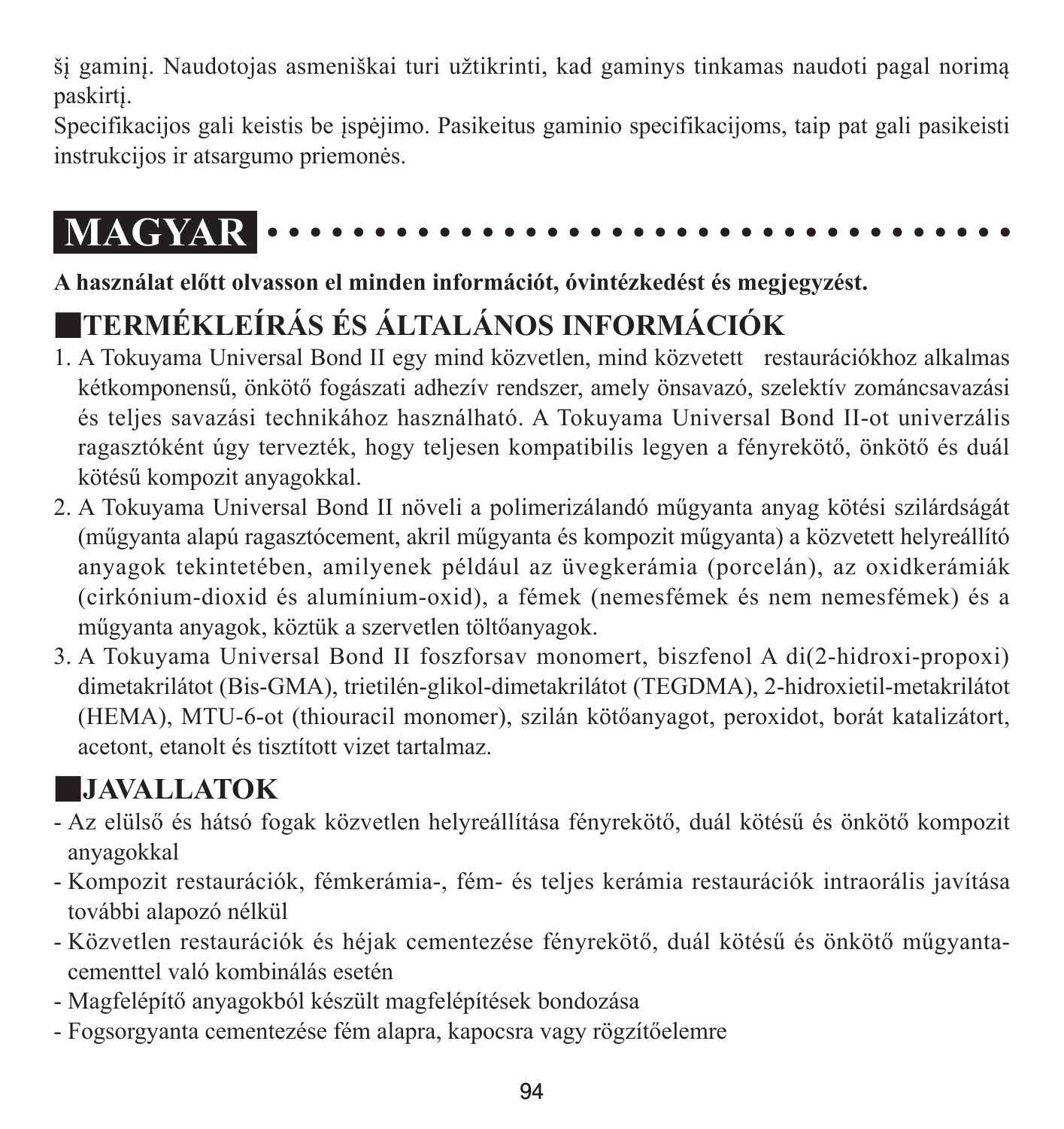šį gaminį. Naudotojas asmeniškai turi užtikrinti, kad gaminys tinkamas naudoti pagal norimą paskirtį.

Specifikacijos gali keistis be įspėjimo. Pasikeitus gaminio specifikacijoms, taip pat gali pasikeisti instrukcijos ir atsargumo priemonės.

# MAGYAR

**A használat előtt olvasson el minden információt, óvintézkedést és megjegyzést.**

## TERMÉKLEÍRÁS ÉS ÁLTALÁNOS INFORMÁCIÓK

1. A Tokuyama Universal Bond II egy mind közvetlen, mind közvetett restaurációkhoz alkalmas kétkomponensű, önkötő fogászati adhezív rendszer, amely önsavazó, szelektív zománcsavazási és teljes savazási technikához használható. A Tokuyama Universal Bond II-ot univerzális ragasztóként úgy tervezték, hogy teljesen kompatibilis legyen a fényrekötő, önkötő és duál kötésű kompozit anyagokkal.
2. A Tokuyama Universal Bond II növeli a polimerizálandó műgyanta anyag kötési szilárdságát (műgyanta alapú ragasztócement, akril műgyanta és kompozit műgyanta) a közvetett helyreállító anyagok tekintetében, amilyenek például az üvegkerámia (porcelán), az oxidkerámiák (cirkónium-dioxid és alumínium-oxid), a fémek (nemesfémek és nem nemesfémek) és a műgyanta anyagok, köztük a szervetlen töltőanyagok.
3. A Tokuyama Universal Bond II foszforsav monomert, biszfenol A di(2-hidroxi-propoxi) dimetakrilátot (Bis-GMA), trietilén-glikol-dimetakrilátot (TEGDMA), 2-hidroxietil-metakrilátot (HEMA), MTU-6-ot (thiouracil monomer), szilán kötőanyagot, peroxidot, borát katalizátort, acetont, etanolt és tisztított vizet tartalmaz.

## JAVALLATOK

- Az elülső és hátsó fogak közvetlen helyreállítása fényrekötő, duál kötésű és önkötő kompozit anyagokkal
- Kompozit restaurációk, fémkerámia-, fém- és teljes kerámia restaurációk intraorális javítása további alapozó nélkül
- Közvetlen restaurációk és héjak cementezése fényrekötő, duál kötésű és önkötő műgyanta-cementtel való kombinálás esetén
- Magfelépítő anyagokból készült magfelépítések bondozása
- Fogsorgyanta cementezése fém alapra, kapocsra vagy rögzítőelemre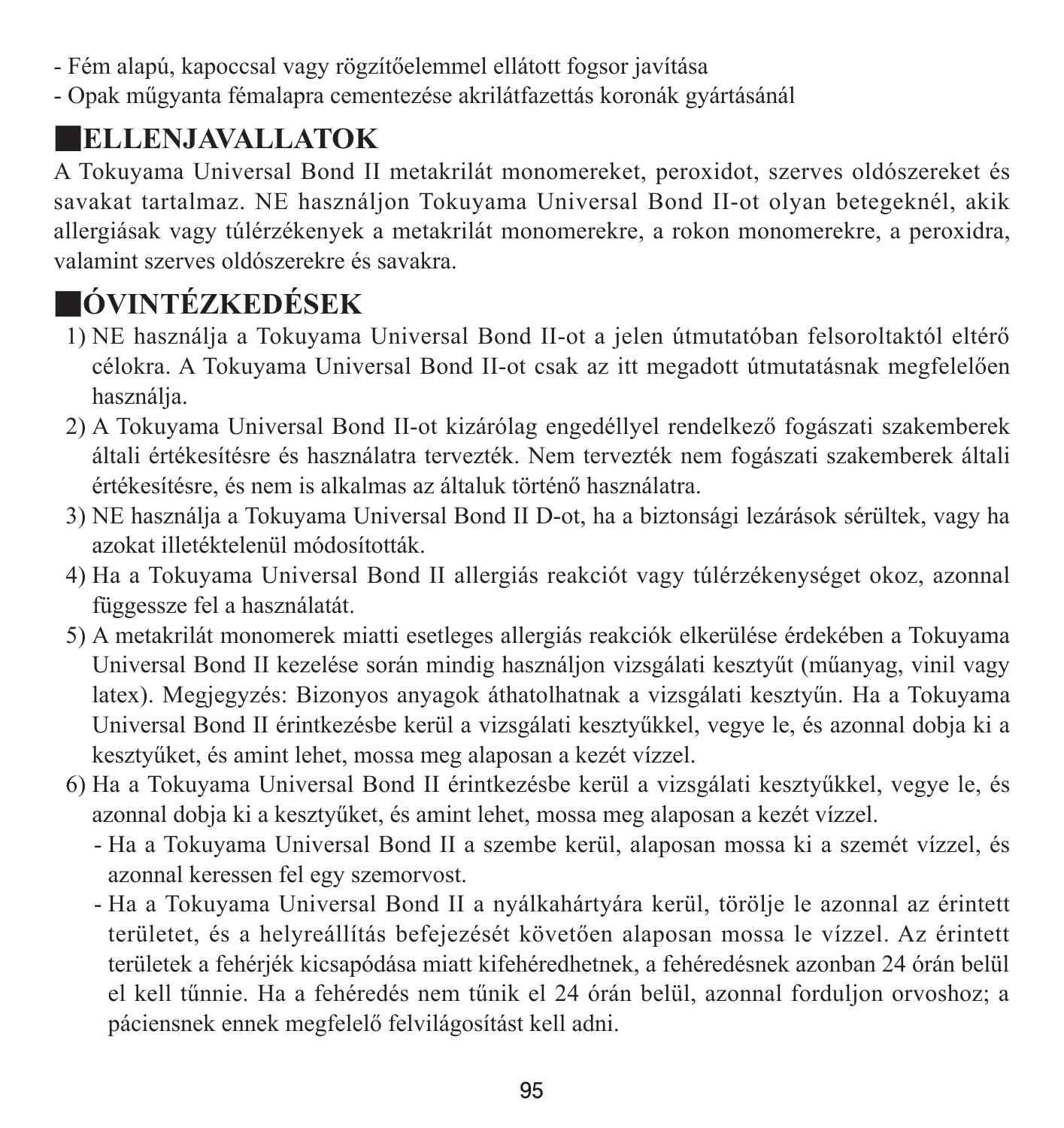- Fém alapú, kapoccsal vagy rögzítőelemmel ellátott fogsor javítása
- Opak műgyanta fémalapra cementezése akrilátfazettás koronák gyártásánál

## ■ELLENJAVALLATOK

A Tokuyama Universal Bond II metakrilát monomereket, peroxidot, szerves oldószereket és savakat tartalmaz. NE használjon Tokuyama Universal Bond II-ot olyan betegeknél, akik allergiásak vagy túlérzékenyek a metakrilát monomerekre, a rokon monomerekre, a peroxidra, valamint szerves oldószerekre és savakra.

## ■ÓVINTÉZKEDÉSEK

1) NE használja a Tokuyama Universal Bond II-ot a jelen útmutatóban felsoroltaktól eltérő célokra. A Tokuyama Universal Bond II-ot csak az itt megadott útmutatásnak megfelelően használja.
2) A Tokuyama Universal Bond II-ot kizárólag engedéllyel rendelkező fogászati szakemberek általi értékesítésre és használatra tervezték. Nem tervezték nem fogászati szakemberek általi értékesítésre, és nem is alkalmas az általuk történő használatra.
3) NE használja a Tokuyama Universal Bond II D-ot, ha a biztonsági lezárások sérültek, vagy ha azokat illetéktelenül módosították.
4) Ha a Tokuyama Universal Bond II allergiás reakciót vagy túlérzékenységet okoz, azonnal függessze fel a használatát.
5) A metakrilát monomerek miatti esetleges allergiás reakciók elkerülése érdekében a Tokuyama Universal Bond II kezelése során mindig használjon vizsgálati kesztyűt (műanyag, vinil vagy latex). Megjegyzés: Bizonyos anyagok áthatolhatnak a vizsgálati kesztyűn. Ha a Tokuyama Universal Bond II érintkezésbe kerül a vizsgálati kesztyűkkel, vegye le, és azonnal dobja ki a kesztyűket, és amint lehet, mossa meg alaposan a kezét vízzel.
6) Ha a Tokuyama Universal Bond II érintkezésbe kerül a vizsgálati kesztyűkkel, vegye le, és azonnal dobja ki a kesztyűket, és amint lehet, mossa meg alaposan a kezét vízzel.
   - Ha a Tokuyama Universal Bond II a szembe kerül, alaposan mossa ki a szemét vízzel, és azonnal keressen fel egy szemorvost.
   - Ha a Tokuyama Universal Bond II a nyálkahártyára kerül, törölje le azonnal az érintett területet, és a helyreállítás befejezését követően alaposan mossa le vízzel. Az érintett területek a fehérjék kicsapódása miatt kifehéredhetnek, a fehéredésnek azonban 24 órán belül el kell tűnnie. Ha a fehéredés nem tűnik el 24 órán belül, azonnal forduljon orvoshoz; a páciensnek ennek megfelelő felvilágosítást kell adni.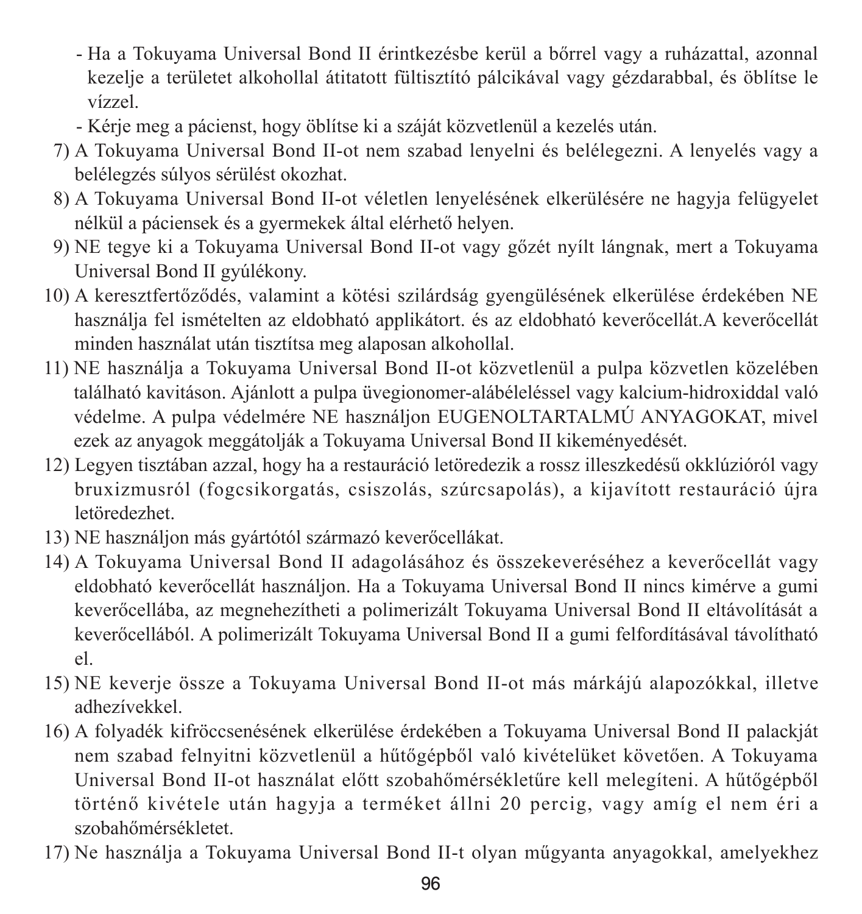- Ha a Tokuyama Universal Bond II érintkezésbe kerül a bőrrel vagy a ruházattal, azonnal kezelje a területet alkohollal átitatott fültisztító pálcikával vagy gézdarabbal, és öblítse le vízzel.
- Kérje meg a pácienst, hogy öblítse ki a száját közvetlenül a kezelés után.

7) A Tokuyama Universal Bond II-ot nem szabad lenyelni és belélegezni. A lenyelés vagy a belélegzés súlyos sérülést okozhat.
8) A Tokuyama Universal Bond II-ot véletlen lenyelésének elkerülésére ne hagyja felügyelet nélkül a páciensek és a gyermekek által elérhető helyen.
9) NE tegye ki a Tokuyama Universal Bond II-ot vagy gőzét nyílt lángnak, mert a Tokuyama Universal Bond II gyúlékony.
10) A keresztfertőződés, valamint a kötési szilárdság gyengülésének elkerülése érdekében NE használja fel ismételten az eldobható applikátort. és az eldobható keverőcellát.A keverőcellát minden használat után tisztítsa meg alaposan alkohollal.
11) NE használja a Tokuyama Universal Bond II-ot közvetlenül a pulpa közvetlen közelében található kavitáson. Ajánlott a pulpa üvegionomer-alábéleléssel vagy kalcium-hidroxiddal való védelme. A pulpa védelmére NE használjon EUGENOLTARTALMÚ ANYAGOKAT, mivel ezek az anyagok meggátolják a Tokuyama Universal Bond II kikeményedését.
12) Legyen tisztában azzal, hogy ha a restauráció letöredezik a rossz illeszkedésű okklúzióról vagy bruxizmusról (fogcsikorgatás, csiszolás, szúrcsapolás), a kijavított restauráció újra letöredezhet.
13) NE használjon más gyártótól származó keverőcellákat.
14) A Tokuyama Universal Bond II adagolásához és összekeveréséhez a keverőcellát vagy eldobható keverőcellát használjon. Ha a Tokuyama Universal Bond II nincs kimérve a gumi keverőcellába, az megnehezítheti a polimerizált Tokuyama Universal Bond II eltávolítását a keverőcellából. A polimerizált Tokuyama Universal Bond II a gumi felfordításával távolítható el.
15) NE keverje össze a Tokuyama Universal Bond II-ot más márkájú alapozókkal, illetve adhezívekkel.
16) A folyadék kifröccsenésének elkerülése érdekében a Tokuyama Universal Bond II palackját nem szabad felnyitni közvetlenül a hűtőgépből való kivételüket követően. A Tokuyama Universal Bond II-ot használat előtt szobahőmérsékletűre kell melegíteni. A hűtőgépből történő kivétele után hagyja a terméket állni 20 percig, vagy amíg el nem éri a szobahőmérsékletet.
17) Ne használja a Tokuyama Universal Bond II-t olyan műgyanta anyagokkal, amelyekhez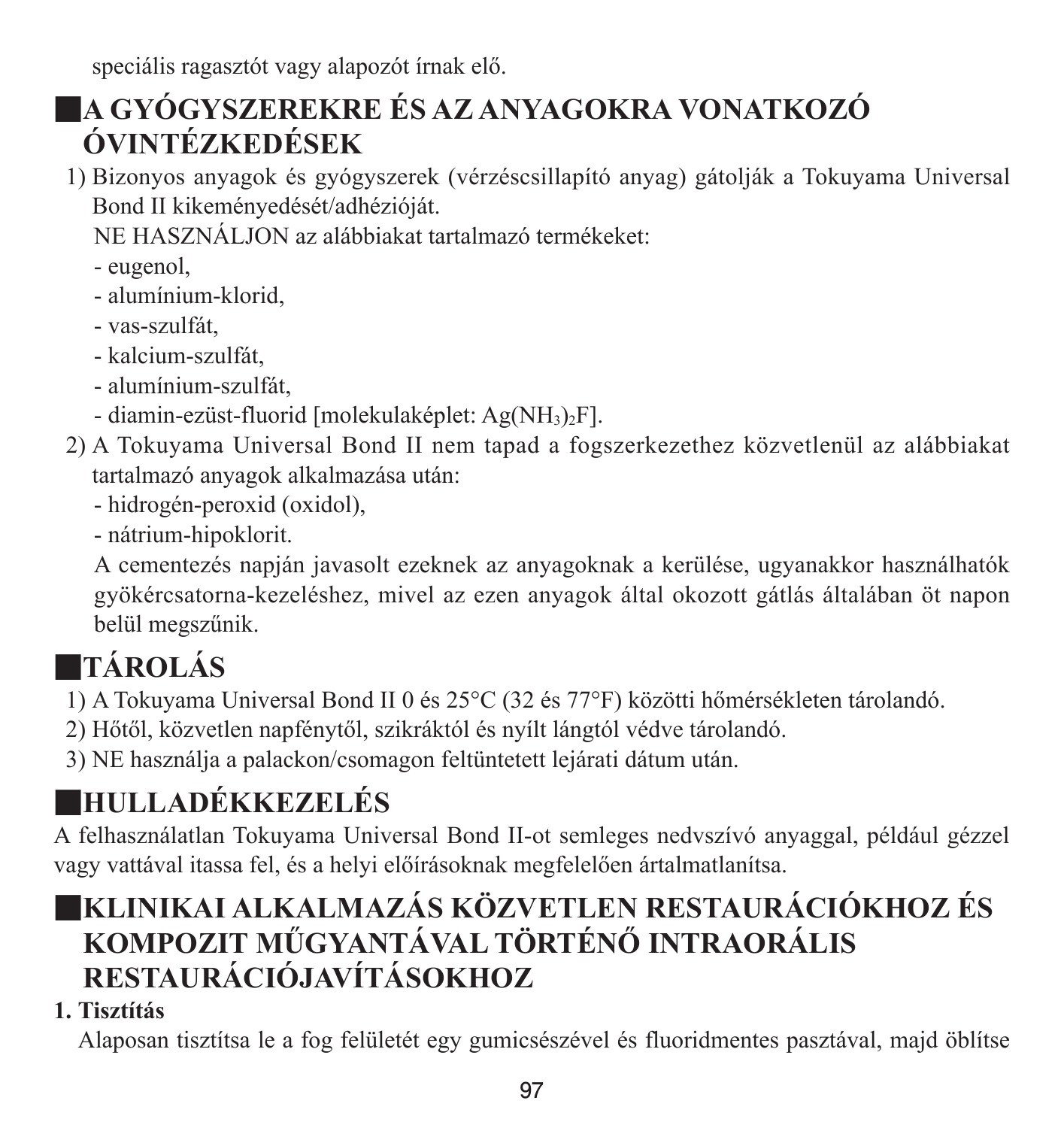speciális ragasztót vagy alapozót írnak elő.

## ■A GYÓGYSZEREKRE ÉS AZ ANYAGOKRA VONATKOZÓ ÓVINTÉZKEDÉSEK

1) Bizonyos anyagok és gyógyszerek (vérzéscsillapító anyag) gátolják a Tokuyama Universal Bond II kikeményedését/adhézióját.

   NE HASZNÁLJON az alábbiakat tartalmazó termékeket:
   - eugenol,
   - alumínium-klorid,
   - vas-szulfát,
   - kalcium-szulfát,
   - alumínium-szulfát,
   - diamin-ezüst-fluorid [molekulaképlet: $Ag(NH_3)_2F$].

2) A Tokuyama Universal Bond II nem tapad a fogszerkezethez közvetlenül az alábbiakat tartalmazó anyagok alkalmazása után:
   - hidrogén-peroxid (oxidol),
   - nátrium-hipoklorit.

   A cementezés napján javasolt ezeknek az anyagoknak a kerülése, ugyanakkor használhatók gyökércsatorna-kezeléshez, mivel az ezen anyagok által okozott gátlás általában öt napon belül megszűnik.

## ■TÁROLÁS

1) A Tokuyama Universal Bond II 0 és 25°C (32 és 77°F) közötti hőmérsékleten tárolandó.
2) Hőtől, közvetlen napfénytől, szikráktól és nyílt lángtól védve tárolandó.
3) NE használja a palackon/csomagon feltüntetett lejárati dátum után.

## ■HULLADÉKKEZELÉS

A felhasználatlan Tokuyama Universal Bond II-ot semleges nedvszívó anyaggal, például gézzel vagy vattával itassa fel, és a helyi előírásoknak megfelelően ártalmatlanítsa.

## ■KLINIKAI ALKALMAZÁS KÖZVETLEN RESTAURÁCIÓKHOZ ÉS KOMPOZIT MŰGYANTÁVAL TÖRTÉNŐ INTRAORÁLIS RESTAURÁCIÓJAVÍTÁSOKHOZ

**1. Tisztítás**

Alaposan tisztítsa le a fog felületét egy gumicsészével és fluoridmentes pasztával, majd öblítse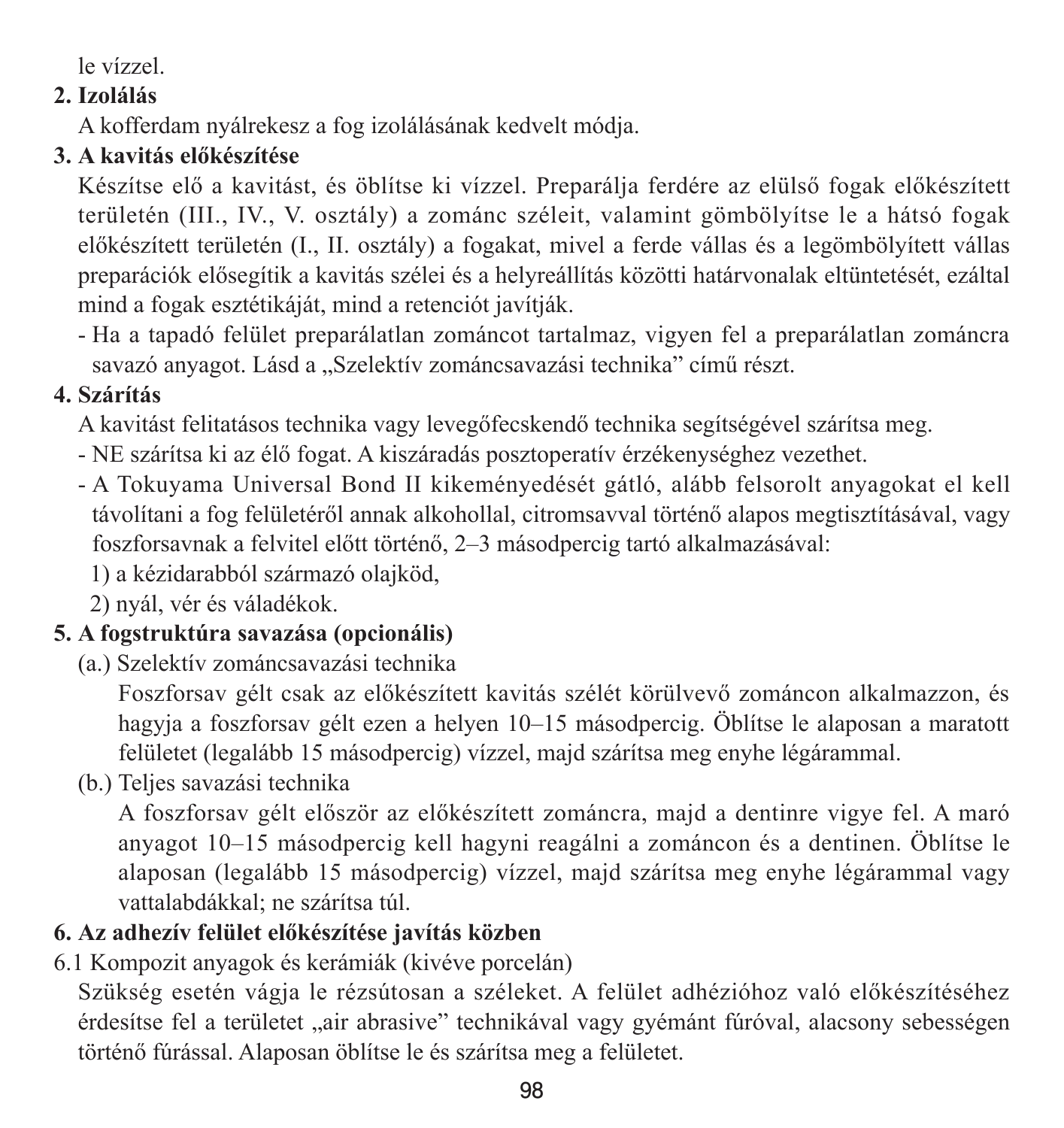le vízzel.

**2. Izolálás**

A kofferdam nyálrekesz a fog izolálásának kedvelt módja.

**3. A kavitás előkészítése**

Készítse elő a kavitást, és öblítse ki vízzel. Preparálja ferdére az elülső fogak előkészített területén (III., IV., V. osztály) a zománc széleit, valamint gömbölyítse le a hátsó fogak előkészített területén (I., II. osztály) a fogakat, mivel a ferde vállas és a legömbölyített vállas preparációk elősegítik a kavitás szélei és a helyreállítás közötti határvonalak eltüntetését, ezáltal mind a fogak esztétikáját, mind a retenciót javítják.

- Ha a tapadó felület preparálatlan zománcot tartalmaz, vigyen fel a preparálatlan zománcra savazó anyagot. Lásd a „Szelektív zománcsavazási technika" című részt.

**4. Szárítás**

A kavitást felitatásos technika vagy levegőfecskendő technika segítségével szárítsa meg.

- NE szárítsa ki az élő fogat. A kiszáradás posztoperatív érzékenységhez vezethet.
- A Tokuyama Universal Bond II kikeményedését gátló, alább felsorolt anyagokat el kell távolítani a fog felületéről annak alkohollal, citromsavval történő alapos megtisztításával, vagy foszforsavnak a felvitel előtt történő, 2–3 másodpercig tartó alkalmazásával:
  1) a kézidarabból származó olajköd,
  2) nyál, vér és váladékok.

**5. A fogstruktúra savazása (opcionális)**

(a.) Szelektív zománcsavazási technika

Foszforsav gélt csak az előkészített kavitás szélét körülvevő zománcon alkalmazzon, és hagyja a foszforsav gélt ezen a helyen 10–15 másodpercig. Öblítse le alaposan a maratott felületet (legalább 15 másodpercig) vízzel, majd szárítsa meg enyhe légárammal.

(b.) Teljes savazási technika

A foszforsav gélt először az előkészített zománcra, majd a dentinre vigye fel. A maró anyagot 10–15 másodpercig kell hagyni reagálni a zománcon és a dentinen. Öblítse le alaposan (legalább 15 másodpercig) vízzel, majd szárítsa meg enyhe légárammal vagy vattalabdákkal; ne szárítsa túl.

**6. Az adhezív felület előkészítése javítás közben**

6.1 Kompozit anyagok és kerámiák (kivéve porcelán)

Szükség esetén vágja le rézsútosan a széleket. A felület adhézióhoz való előkészítéséhez érdesítse fel a területet „air abrasive" technikával vagy gyémánt fúróval, alacsony sebességen történő fúrással. Alaposan öblítse le és szárítsa meg a felületet.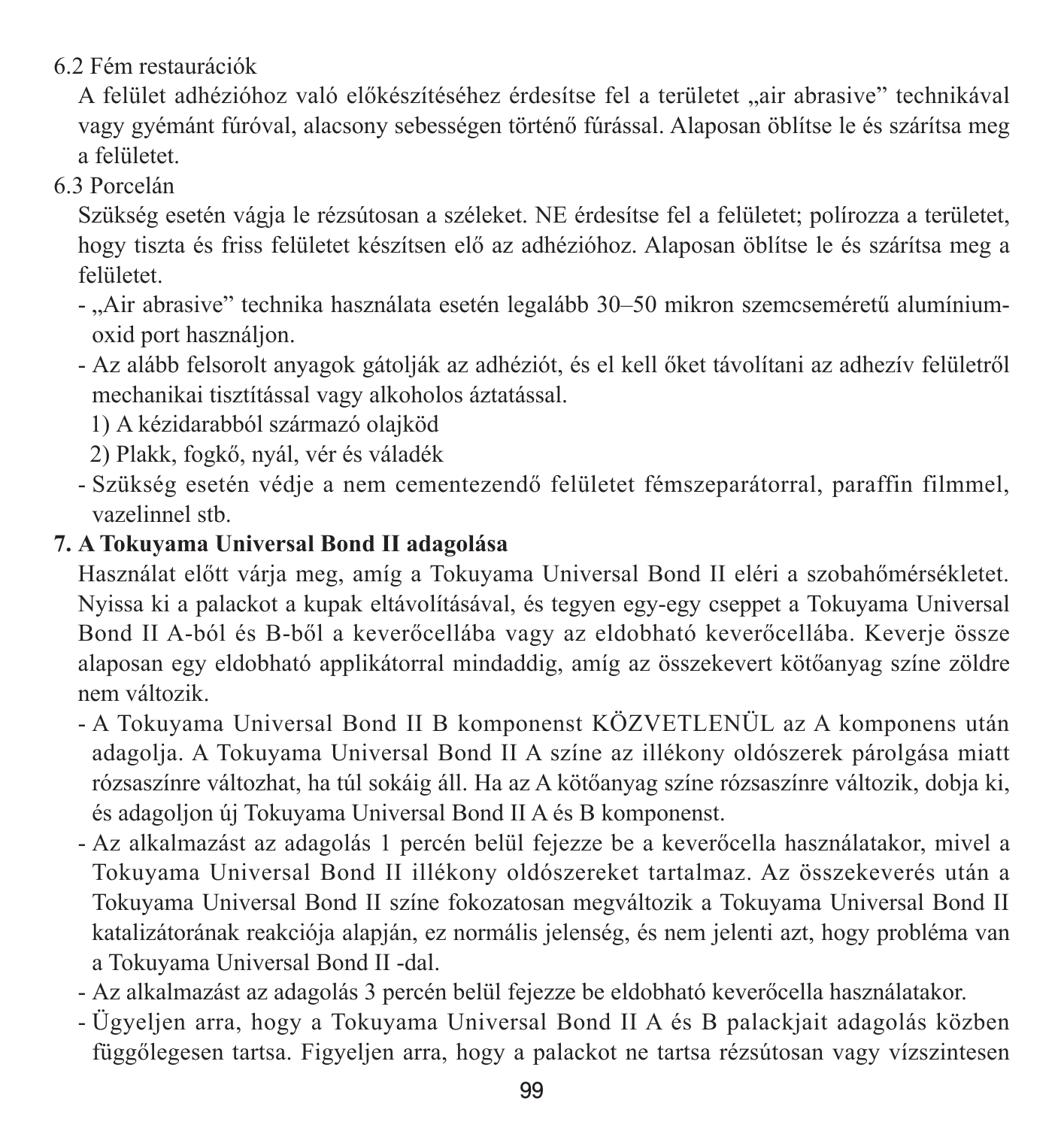6.2 Fém restaurációk

A felület adhézióhoz való előkészítéséhez érdesítse fel a területet „air abrasive" technikával vagy gyémánt fúróval, alacsony sebességen történő fúrással. Alaposan öblítse le és szárítsa meg a felületet.

6.3 Porcelán

Szükség esetén vágja le rézsútosan a széleket. NE érdesítse fel a felületet; polírozza a területet, hogy tiszta és friss felületet készítsen elő az adhézióhoz. Alaposan öblítse le és szárítsa meg a felületet.

- „Air abrasive" technika használata esetén legalább 30–50 mikron szemcseméretű alumínium-oxid port használjon.
- Az alább felsorolt anyagok gátolják az adhéziót, és el kell őket távolítani az adhezív felületről mechanikai tisztítással vagy alkoholos áztatással.
  1) A kézidarabból származó olajköd
  2) Plakk, fogkő, nyál, vér és váladék
- Szükség esetén védje a nem cementezendő felületet fémszeparátorral, paraffin filmmel, vazelinnel stb.

**7. A Tokuyama Universal Bond II adagolása**

Használat előtt várja meg, amíg a Tokuyama Universal Bond II eléri a szobahőmérsékletet. Nyissa ki a palackot a kupak eltávolításával, és tegyen egy-egy cseppet a Tokuyama Universal Bond II A-ból és B-ből a keverőcellába vagy az eldobható keverőcellába. Keverje össze alaposan egy eldobható applikátorral mindaddig, amíg az összekevert kötőanyag színe zöldre nem változik.

- A Tokuyama Universal Bond II B komponenst KÖZVETLENÜL az A komponens után adagolja. A Tokuyama Universal Bond II A színe az illékony oldószerek párolgása miatt rózsaszínre változhat, ha túl sokáig áll. Ha az A kötőanyag színe rózsaszínre változik, dobja ki, és adagoljon új Tokuyama Universal Bond II A és B komponenst.
- Az alkalmazást az adagolás 1 percén belül fejezze be a keverőcella használatakor, mivel a Tokuyama Universal Bond II illékony oldószereket tartalmaz. Az összekeverés után a Tokuyama Universal Bond II színe fokozatosan megváltozik a Tokuyama Universal Bond II katalizátorának reakciója alapján, ez normális jelenség, és nem jelenti azt, hogy probléma van a Tokuyama Universal Bond II -dal.
- Az alkalmazást az adagolás 3 percén belül fejezze be eldobható keverőcella használatakor.
- Ügyeljen arra, hogy a Tokuyama Universal Bond II A és B palackjait adagolás közben függőlegesen tartsa. Figyeljen arra, hogy a palackot ne tartsa rézsútosan vagy vízszintesen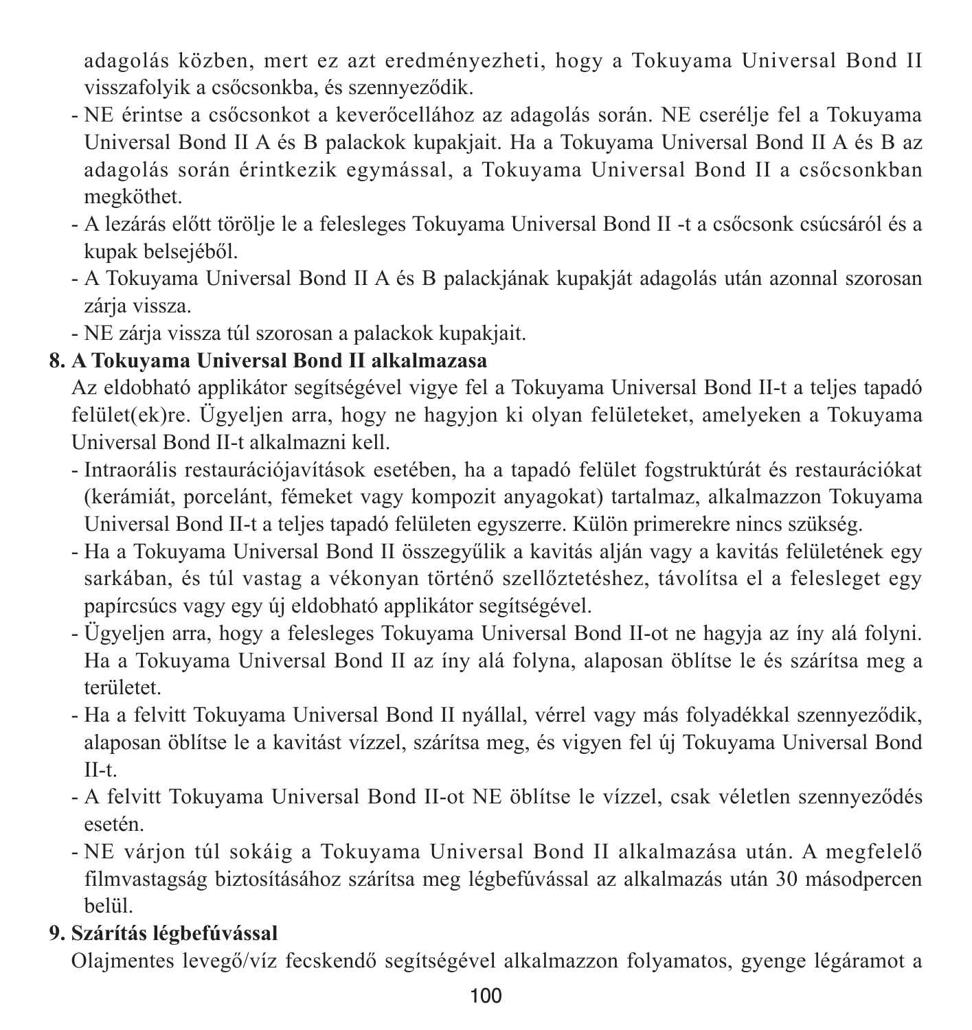adagolás közben, mert ez azt eredményezheti, hogy a Tokuyama Universal Bond II visszafolyik a csőcsonkba, és szennyeződik.

- NE érintse a csőcsonkot a keverőcellához az adagolás során. NE cserélje fel a Tokuyama Universal Bond II A és B palackok kupakjait. Ha a Tokuyama Universal Bond II A és B az adagolás során érintkezik egymással, a Tokuyama Universal Bond II a csőcsonkban megköthet.
- A lezárás előtt törölje le a felesleges Tokuyama Universal Bond II -t a csőcsonk csúcsáról és a kupak belsejéből.
- A Tokuyama Universal Bond II A és B palackjának kupakját adagolás után azonnal szorosan zárja vissza.
- NE zárja vissza túl szorosan a palackok kupakjait.

**8. A Tokuyama Universal Bond II alkalmazasa**

Az eldobható applikátor segítségével vigye fel a Tokuyama Universal Bond II-t a teljes tapadó felület(ek)re. Ügyeljen arra, hogy ne hagyjon ki olyan felületeket, amelyeken a Tokuyama Universal Bond II-t alkalmazni kell.

- Intraorális restaurációjavítások esetében, ha a tapadó felület fogstruktúrát és restaurációkat (kerámiát, porcelánt, fémeket vagy kompozit anyagokat) tartalmaz, alkalmazzon Tokuyama Universal Bond II-t a teljes tapadó felületen egyszerre. Külön primerekre nincs szükség.
- Ha a Tokuyama Universal Bond II összegyűlik a kavitás alján vagy a kavitás felületének egy sarkában, és túl vastag a vékonyan történő szellőztetéshez, távolítsa el a felesleget egy papírcsúcs vagy egy új eldobható applikátor segítségével.
- Ügyeljen arra, hogy a felesleges Tokuyama Universal Bond II-ot ne hagyja az íny alá folyni. Ha a Tokuyama Universal Bond II az íny alá folyna, alaposan öblítse le és szárítsa meg a területet.
- Ha a felvitt Tokuyama Universal Bond II nyállal, vérrel vagy más folyadékkal szennyeződik, alaposan öblítse le a kavitást vízzel, szárítsa meg, és vigyen fel új Tokuyama Universal Bond II-t.
- A felvitt Tokuyama Universal Bond II-ot NE öblítse le vízzel, csak véletlen szennyeződés esetén.
- NE várjon túl sokáig a Tokuyama Universal Bond II alkalmazása után. A megfelelő filmvastagság biztosításához szárítsa meg légbefúvással az alkalmazás után 30 másodpercen belül.

**9. Szárítás légbefúvással**

Olajmentes levegő/víz fecskendő segítségével alkalmazzon folyamatos, gyenge légáramot a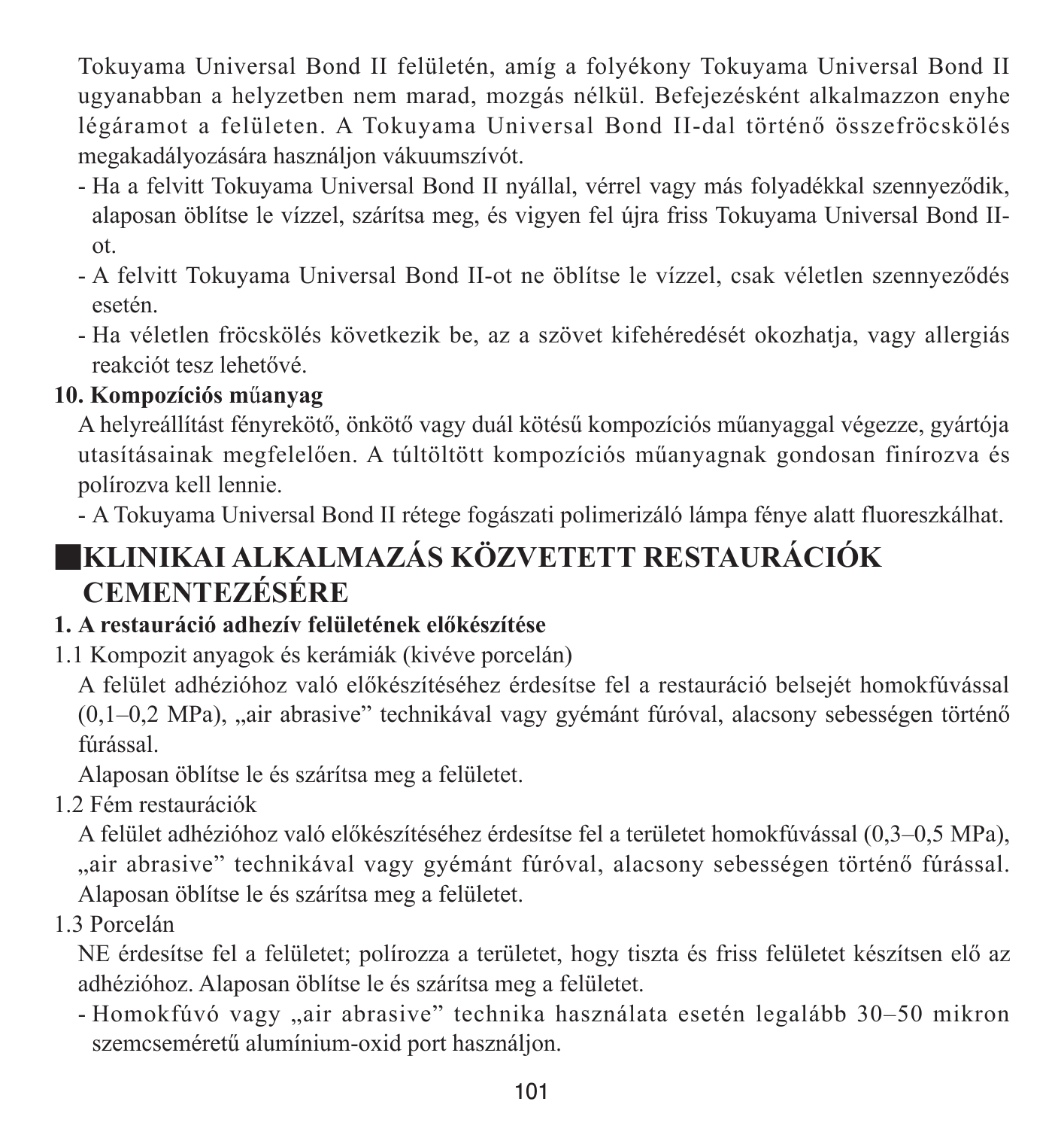Tokuyama Universal Bond II felületén, amíg a folyékony Tokuyama Universal Bond II ugyanabban a helyzetben nem marad, mozgás nélkül. Befejezésként alkalmazzon enyhe légáramot a felületen. A Tokuyama Universal Bond II-dal történő összefröcskölés megakadályozására használjon vákuumszívót.

- Ha a felvitt Tokuyama Universal Bond II nyállal, vérrel vagy más folyadékkal szennyeződik, alaposan öblítse le vízzel, szárítsa meg, és vigyen fel újra friss Tokuyama Universal Bond II-ot.
- A felvitt Tokuyama Universal Bond II-ot ne öblítse le vízzel, csak véletlen szennyeződés esetén.
- Ha véletlen fröcskölés következik be, az a szövet kifehéredését okozhatja, vagy allergiás reakciót tesz lehetővé.

**10. Kompozíciós műanyag**

A helyreállítást fényrekötő, önkötő vagy duál kötésű kompozíciós műanyaggal végezze, gyártója utasításainak megfelelően. A túltöltött kompozíciós műanyagnak gondosan finírozva és polírozva kell lennie.

- A Tokuyama Universal Bond II rétege fogászati polimerizáló lámpa fénye alatt fluoreszkálhat.

## KLINIKAI ALKALMAZÁS KÖZVETETT RESTAURÁCIÓK CEMENTEZÉSÉRE

**1. A restauráció adhezív felületének előkészítése**

1.1 Kompozit anyagok és kerámiák (kivéve porcelán)

A felület adhézióhoz való előkészítéséhez érdesítse fel a restauráció belsejét homokfúvással (0,1–0,2 MPa), „air abrasive" technikával vagy gyémánt fúróval, alacsony sebességen történő fúrással.

Alaposan öblítse le és szárítsa meg a felületet.

1.2 Fém restaurációk

A felület adhézióhoz való előkészítéséhez érdesítse fel a területet homokfúvással (0,3–0,5 MPa), „air abrasive" technikával vagy gyémánt fúróval, alacsony sebességen történő fúrással. Alaposan öblítse le és szárítsa meg a felületet.

1.3 Porcelán

NE érdesítse fel a felületet; polírozza a területet, hogy tiszta és friss felületet készítsen elő az adhézióhoz. Alaposan öblítse le és szárítsa meg a felületet.

- Homokfúvó vagy „air abrasive" technika használata esetén legalább 30–50 mikron szemcseméretű alumínium-oxid port használjon.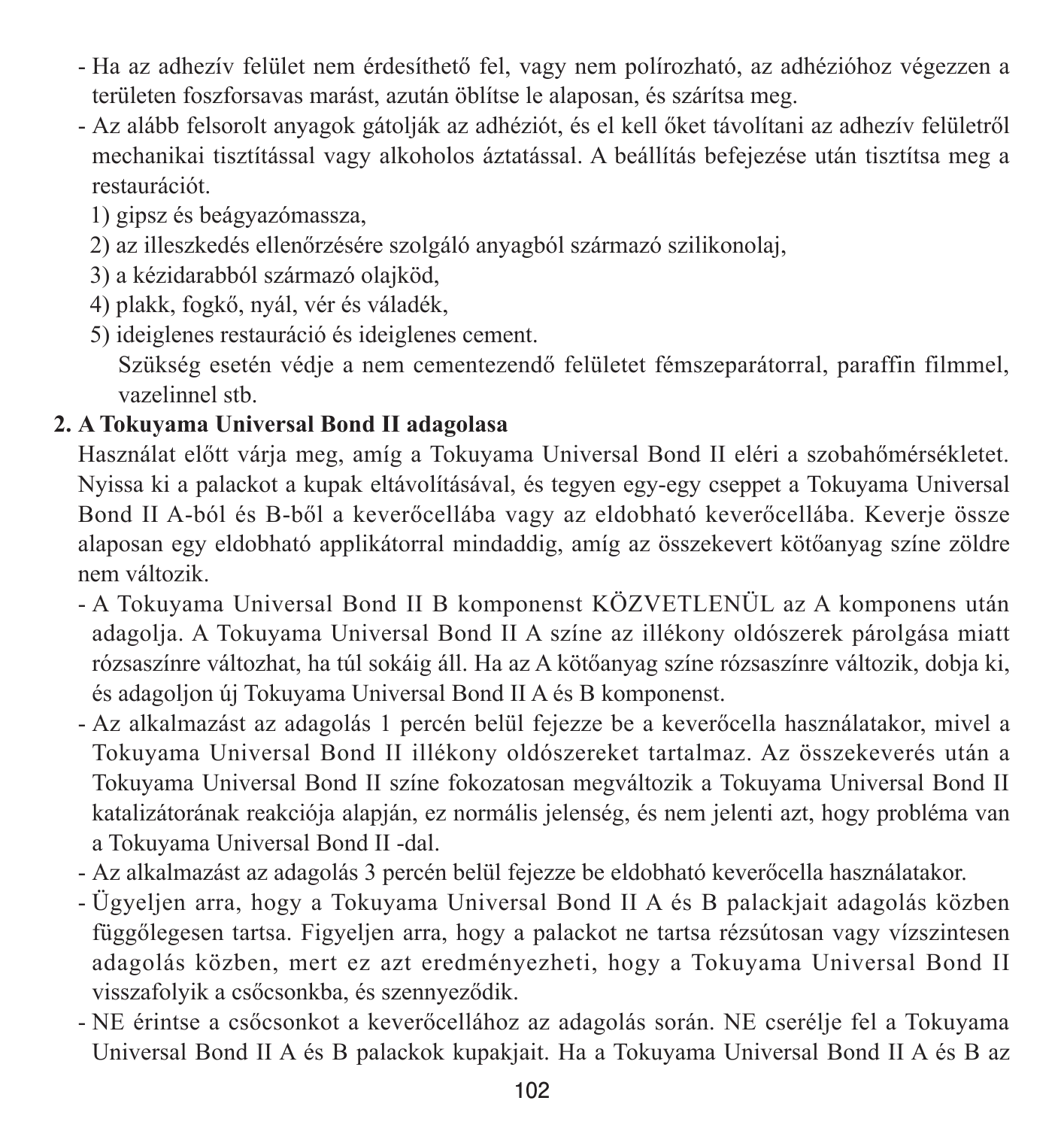- Ha az adhezív felület nem érdesíthető fel, vagy nem polírozható, az adhézióhoz végezzen a területen foszforsavas marást, azután öblítse le alaposan, és szárítsa meg.
- Az alább felsorolt anyagok gátolják az adhéziót, és el kell őket távolítani az adhezív felületről mechanikai tisztítással vagy alkoholos áztatással. A beállítás befejezése után tisztítsa meg a restaurációt.
  1) gipsz és beágyazómassza,
  2) az illeszkedés ellenőrzésére szolgáló anyagból származó szilikonolaj,
  3) a kézidarabból származó olajköd,
  4) plakk, fogkő, nyál, vér és váladék,
  5) ideiglenes restauráció és ideiglenes cement.
     Szükség esetén védje a nem cementezendő felületet fémszeparátorral, paraffin filmmel, vazelinnel stb.

**2. A Tokuyama Universal Bond II adagolasa**

Használat előtt várja meg, amíg a Tokuyama Universal Bond II eléri a szobahőmérsékletet. Nyissa ki a palackot a kupak eltávolításával, és tegyen egy-egy cseppet a Tokuyama Universal Bond II A-ból és B-ből a keverőcellába vagy az eldobható keverőcellába. Keverje össze alaposan egy eldobható applikátorral mindaddig, amíg az összekevert kötőanyag színe zöldre nem változik.

- A Tokuyama Universal Bond II B komponenst KÖZVETLENÜL az A komponens után adagolja. A Tokuyama Universal Bond II A színe az illékony oldószerek párolgása miatt rózsaszínre változhat, ha túl sokáig áll. Ha az A kötőanyag színe rózsaszínre változik, dobja ki, és adagoljon új Tokuyama Universal Bond II A és B komponenst.
- Az alkalmazást az adagolás 1 percén belül fejezze be a keverőcella használatakor, mivel a Tokuyama Universal Bond II illékony oldószereket tartalmaz. Az összekeverés után a Tokuyama Universal Bond II színe fokozatosan megváltozik a Tokuyama Universal Bond II katalizátorának reakciója alapján, ez normális jelenség, és nem jelenti azt, hogy probléma van a Tokuyama Universal Bond II -dal.
- Az alkalmazást az adagolás 3 percén belül fejezze be eldobható keverőcella használatakor.
- Ügyeljen arra, hogy a Tokuyama Universal Bond II A és B palackjait adagolás közben függőlegesen tartsa. Figyeljen arra, hogy a palackot ne tartsa rézsútosan vagy vízszintesen adagolás közben, mert ez azt eredményezheti, hogy a Tokuyama Universal Bond II visszafolyik a csőcsonkba, és szennyeződik.
- NE érintse a csőcsonkot a keverőcellához az adagolás során. NE cserélje fel a Tokuyama Universal Bond II A és B palackok kupakjait. Ha a Tokuyama Universal Bond II A és B az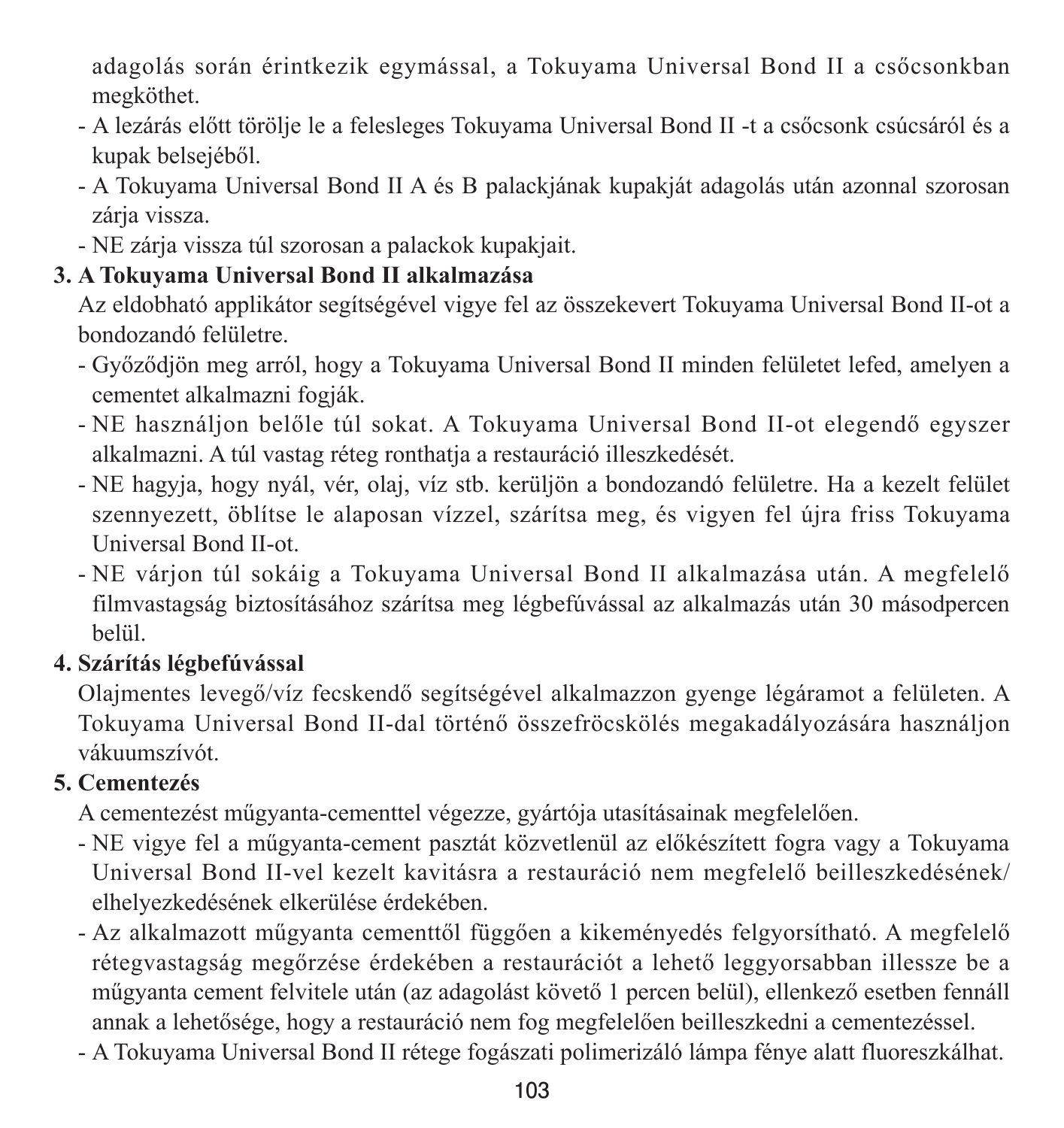adagolás során érintkezik egymással, a Tokuyama Universal Bond II a csőcsonkban megköthet.

- A lezárás előtt törölje le a felesleges Tokuyama Universal Bond II -t a csőcsonk csúcsáról és a kupak belsejéből.
- A Tokuyama Universal Bond II A és B palackjának kupakját adagolás után azonnal szorosan zárja vissza.
- NE zárja vissza túl szorosan a palackok kupakjait.

**3. A Tokuyama Universal Bond II alkalmazása**

Az eldobható applikátor segítségével vigye fel az összekevert Tokuyama Universal Bond II-ot a bondozandó felületre.

- Győződjön meg arról, hogy a Tokuyama Universal Bond II minden felületet lefed, amelyen a cementet alkalmazni fogják.
- NE használjon belőle túl sokat. A Tokuyama Universal Bond II-ot elegendő egyszer alkalmazni. A túl vastag réteg ronthatja a restauráció illeszkedését.
- NE hagyja, hogy nyál, vér, olaj, víz stb. kerüljön a bondozandó felületre. Ha a kezelt felület szennyezett, öblítse le alaposan vízzel, szárítsa meg, és vigyen fel újra friss Tokuyama Universal Bond II-ot.
- NE várjon túl sokáig a Tokuyama Universal Bond II alkalmazása után. A megfelelő filmvastagság biztosításához szárítsa meg légbefúvással az alkalmazás után 30 másodpercen belül.

**4. Szárítás légbefúvással**

Olajmentes levegő/víz fecskendő segítségével alkalmazzon gyenge légáramot a felületen. A Tokuyama Universal Bond II-dal történő összefröcskölés megakadályozására használjon vákuumszívót.

**5. Cementezés**

A cementezést műgyanta-cementtel végezze, gyártója utasításainak megfelelően.

- NE vigye fel a műgyanta-cement pasztát közvetlenül az előkészített fogra vagy a Tokuyama Universal Bond II-vel kezelt kavitásra a restauráció nem megfelelő beilleszkedésének/elhelyezkedésének elkerülése érdekében.
- Az alkalmazott műgyanta cementtől függően a kikeményedés felgyorsítható. A megfelelő rétegvastagság megőrzése érdekében a restaurációt a lehető leggyorsabban illessze be a műgyanta cement felvitele után (az adagolást követő 1 percen belül), ellenkező esetben fennáll annak a lehetősége, hogy a restauráció nem fog megfelelően beilleszkedni a cementezéssel.
- A Tokuyama Universal Bond II rétege fogászati polimerizáló lámpa fénye alatt fluoreszkálhat.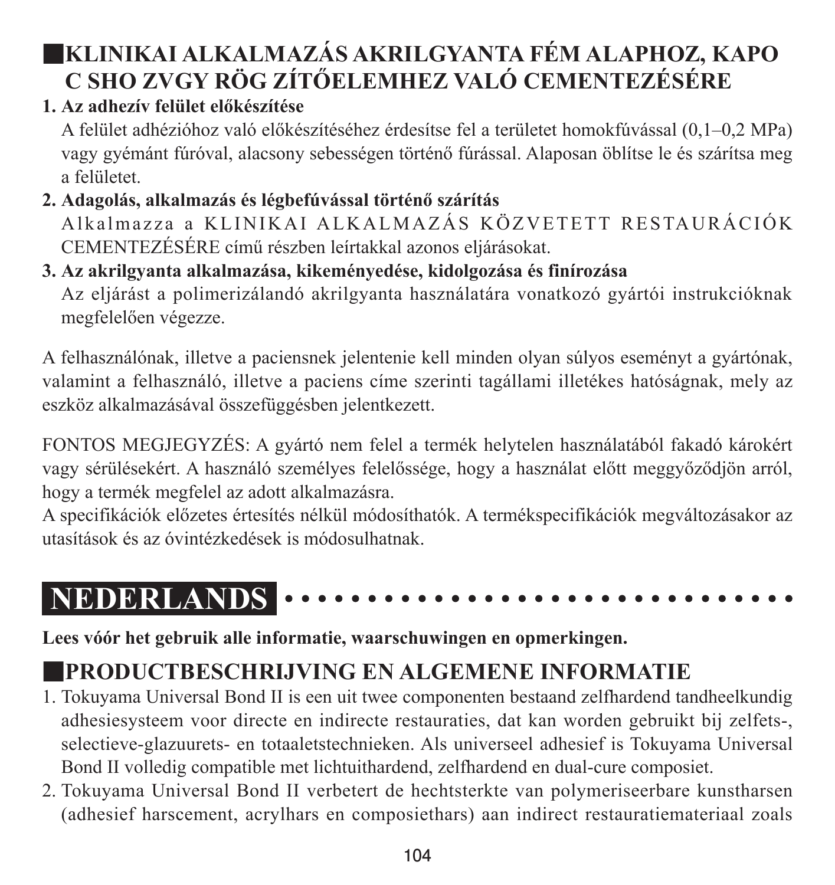## ■KLINIKAI ALKALMAZÁS AKRILGYANTA FÉM ALAPHOZ, KAPOC SHO ZVGY RÖG ZÍTŐELEMHEZ VALÓ CEMENTEZÉSÉRE

**1. Az adhezív felület előkészítése**

A felület adhézióhoz való előkészítéséhez érdesítse fel a területet homokfúvással (0,1–0,2 MPa) vagy gyémánt fúróval, alacsony sebességen történő fúrással. Alaposan öblítse le és szárítsa meg a felületet.

**2. Adagolás, alkalmazás és légbefúvással történő szárítás**

Alkalmazza a KLINIKAI ALKALMAZÁS KÖZVETETT RESTAURÁCIÓK CEMENTEZÉSÉRE című részben leírtakkal azonos eljárásokat.

**3. Az akrilgyanta alkalmazása, kikeményedése, kidolgozása és finírozása**

Az eljárást a polimerizálandó akrilgyanta használatára vonatkozó gyártói instrukcióknak megfelelően végezze.

A felhasználónak, illetve a paciensnek jelentenie kell minden olyan súlyos eseményt a gyártónak, valamint a felhasználó, illetve a paciens címe szerinti tagállami illetékes hatóságnak, mely az eszköz alkalmazásával összefüggésben jelentkezett.

FONTOS MEGJEGYZÉS: A gyártó nem felel a termék helytelen használatából fakadó károkért vagy sérülésekért. A használó személyes felelőssége, hogy a használat előtt meggyőződjön arról, hogy a termék megfelel az adott alkalmazásra.

A specifikációk előzetes értesítés nélkül módosíthatók. A termékspecifikációk megváltozásakor az utasítások és az óvintézkedések is módosulhatnak.

# NEDERLANDS

**Lees vóór het gebruik alle informatie, waarschuwingen en opmerkingen.**

## ■PRODUCTBESCHRIJVING EN ALGEMENE INFORMATIE

1. Tokuyama Universal Bond II is een uit twee componenten bestaand zelfhardend tandheelkundig adhesiesysteem voor directe en indirecte restauraties, dat kan worden gebruikt bij zelfets-, selectieve-glazuurets- en totaaletstechnieken. Als universeel adhesief is Tokuyama Universal Bond II volledig compatible met lichtuithardend, zelfhardend en dual-cure composiet.
2. Tokuyama Universal Bond II verbetert de hechtsterkte van polymeriseerbare kunstharsen (adhesief harscement, acrylhars en composiethars) aan indirect restauratiemateriaal zoals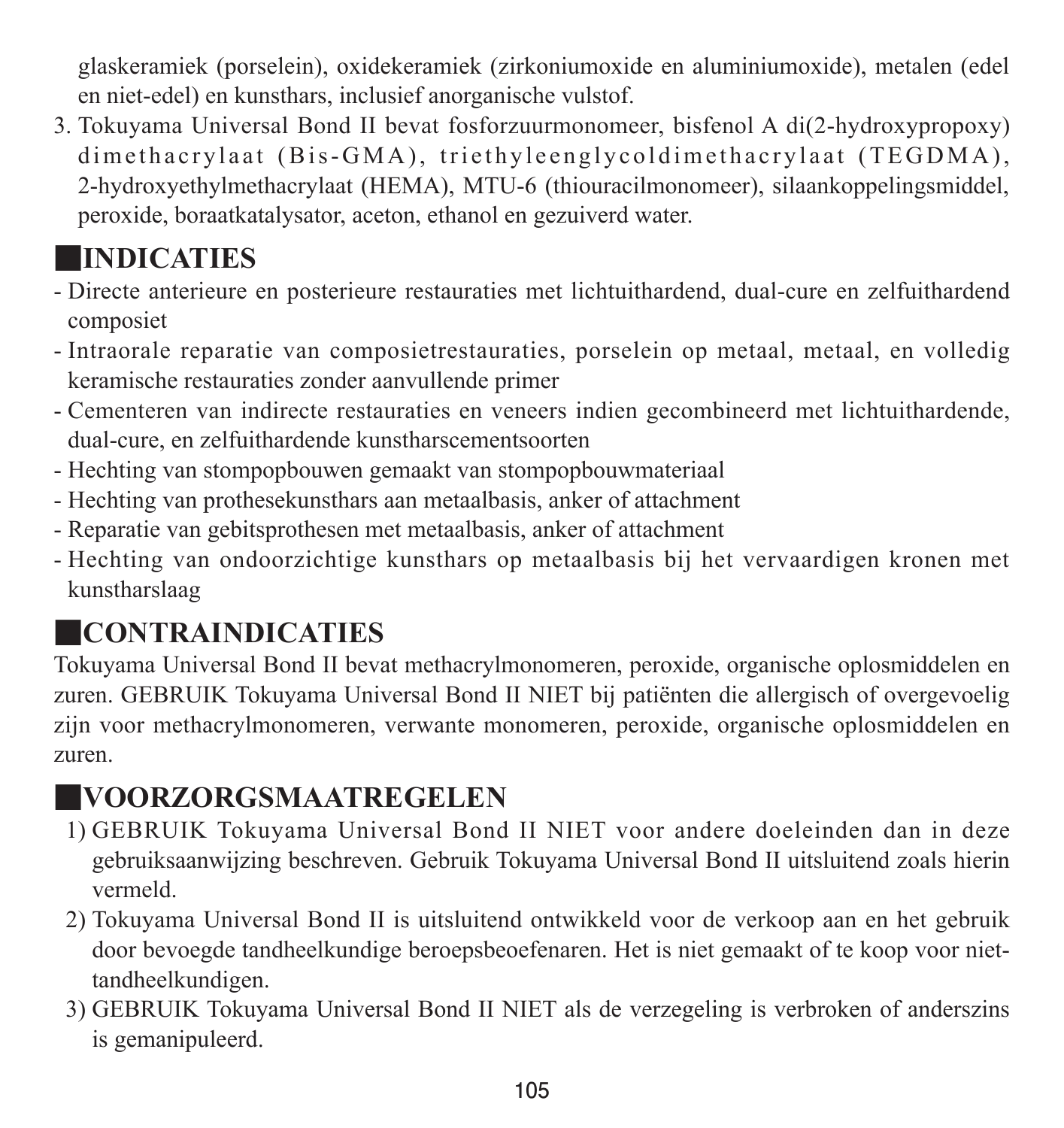glaskeramiek (porselein), oxidekeramiek (zirkoniumoxide en aluminiumoxide), metalen (edel en niet-edel) en kunsthars, inclusief anorganische vulstof.

3. Tokuyama Universal Bond II bevat fosforzuurmonomeer, bisfenol A di(2-hydroxypropoxy) dimethacrylaat (Bis-GMA), triethyleenglycoldimethacrylaat (TEGDMA), 2-hydroxyethylmethacrylaat (HEMA), MTU-6 (thiouracilmonomeer), silaankoppelingsmiddel, peroxide, boraatkatalysator, aceton, ethanol en gezuiverd water.

## ■INDICATIES

- Directe anterieure en posterieure restauraties met lichtuithardend, dual-cure en zelfuithardend composiet
- Intraorale reparatie van composietrestauraties, porselein op metaal, metaal, en volledig keramische restauraties zonder aanvullende primer
- Cementeren van indirecte restauraties en veneers indien gecombineerd met lichtuithardende, dual-cure, en zelfuithardende kunstharscementsoorten
- Hechting van stompopbouwen gemaakt van stompopbouwmateriaal
- Hechting van prothesekunsthars aan metaalbasis, anker of attachment
- Reparatie van gebitsprothesen met metaalbasis, anker of attachment
- Hechting van ondoorzichtige kunsthars op metaalbasis bij het vervaardigen kronen met kunstharslaag

## ■CONTRAINDICATIES

Tokuyama Universal Bond II bevat methacrylmonomeren, peroxide, organische oplosmiddelen en zuren. GEBRUIK Tokuyama Universal Bond II NIET bij patiënten die allergisch of overgevoelig zijn voor methacrylmonomeren, verwante monomeren, peroxide, organische oplosmiddelen en zuren.

## ■VOORZORGSMAATREGELEN

1) GEBRUIK Tokuyama Universal Bond II NIET voor andere doeleinden dan in deze gebruiksaanwijzing beschreven. Gebruik Tokuyama Universal Bond II uitsluitend zoals hierin vermeld.
2) Tokuyama Universal Bond II is uitsluitend ontwikkeld voor de verkoop aan en het gebruik door bevoegde tandheelkundige beroepsbeoefenaren. Het is niet gemaakt of te koop voor niet-tandheelkundigen.
3) GEBRUIK Tokuyama Universal Bond II NIET als de verzegeling is verbroken of anderszins is gemanipuleerd.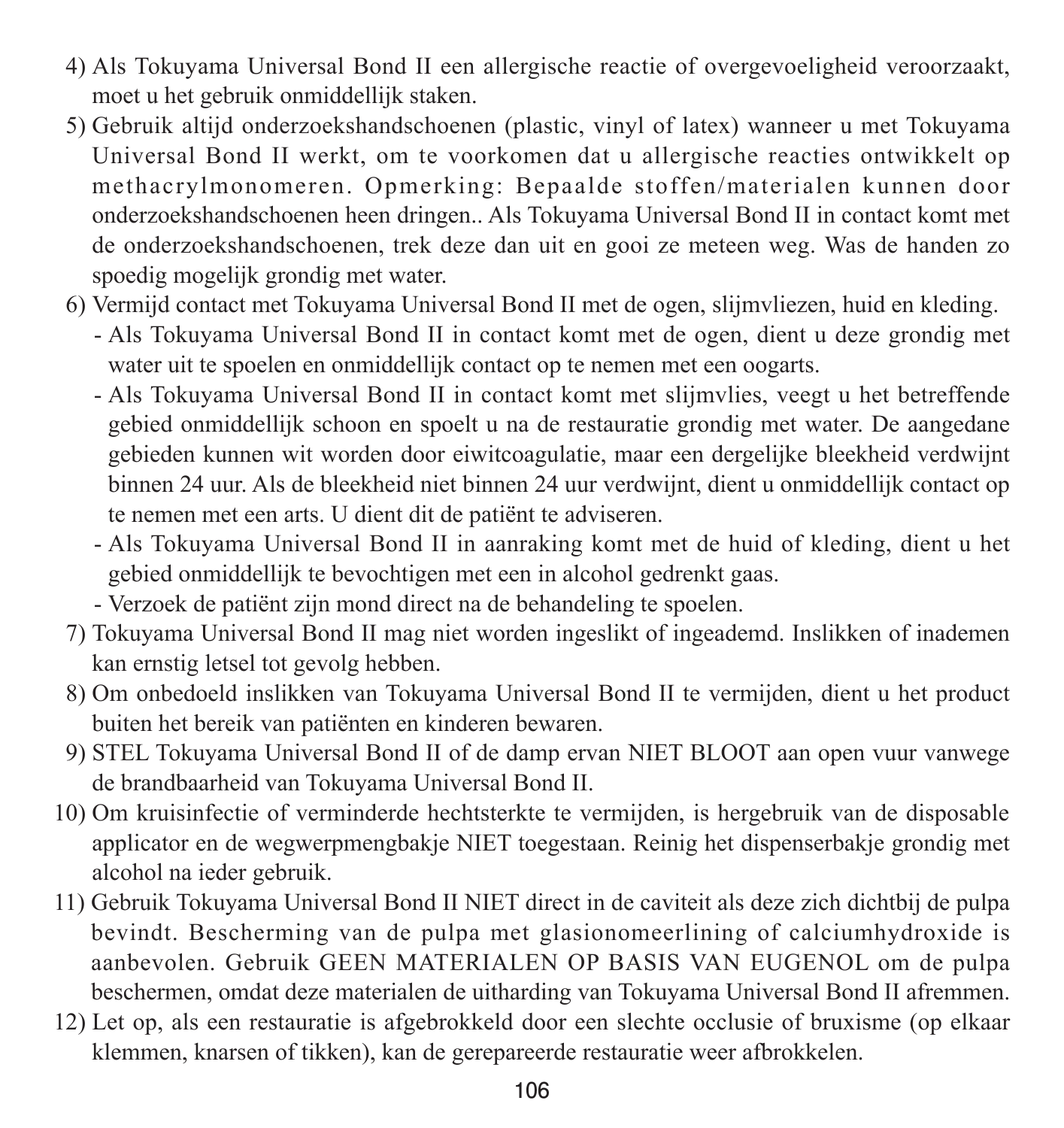4) Als Tokuyama Universal Bond II een allergische reactie of overgevoeligheid veroorzaakt, moet u het gebruik onmiddellijk staken.
5) Gebruik altijd onderzoekshandschoenen (plastic, vinyl of latex) wanneer u met Tokuyama Universal Bond II werkt, om te voorkomen dat u allergische reacties ontwikkelt op methacrylmonomeren. Opmerking: Bepaalde stoffen/materialen kunnen door onderzoekshandschoenen heen dringen.. Als Tokuyama Universal Bond II in contact komt met de onderzoekshandschoenen, trek deze dan uit en gooi ze meteen weg. Was de handen zo spoedig mogelijk grondig met water.
6) Vermijd contact met Tokuyama Universal Bond II met de ogen, slijmvliezen, huid en kleding.
   - Als Tokuyama Universal Bond II in contact komt met de ogen, dient u deze grondig met water uit te spoelen en onmiddellijk contact op te nemen met een oogarts.
   - Als Tokuyama Universal Bond II in contact komt met slijmvlies, veegt u het betreffende gebied onmiddellijk schoon en spoelt u na de restauratie grondig met water. De aangedane gebieden kunnen wit worden door eiwitcoagulatie, maar een dergelijke bleekheid verdwijnt binnen 24 uur. Als de bleekheid niet binnen 24 uur verdwijnt, dient u onmiddellijk contact op te nemen met een arts. U dient dit de patiënt te adviseren.
   - Als Tokuyama Universal Bond II in aanraking komt met de huid of kleding, dient u het gebied onmiddellijk te bevochtigen met een in alcohol gedrenkt gaas.
   - Verzoek de patiënt zijn mond direct na de behandeling te spoelen.
7) Tokuyama Universal Bond II mag niet worden ingeslikt of ingeademd. Inslikken of inademen kan ernstig letsel tot gevolg hebben.
8) Om onbedoeld inslikken van Tokuyama Universal Bond II te vermijden, dient u het product buiten het bereik van patiënten en kinderen bewaren.
9) STEL Tokuyama Universal Bond II of de damp ervan NIET BLOOT aan open vuur vanwege de brandbaarheid van Tokuyama Universal Bond II.
10) Om kruisinfectie of verminderde hechtsterkte te vermijden, is hergebruik van de disposable applicator en de wegwerpmengbakje NIET toegestaan. Reinig het dispenserbakje grondig met alcohol na ieder gebruik.
11) Gebruik Tokuyama Universal Bond II NIET direct in de caviteit als deze zich dichtbij de pulpa bevindt. Bescherming van de pulpa met glasionomeerlining of calciumhydroxide is aanbevolen. Gebruik GEEN MATERIALEN OP BASIS VAN EUGENOL om de pulpa beschermen, omdat deze materialen de uitharding van Tokuyama Universal Bond II afremmen.
12) Let op, als een restauratie is afgebrokkeld door een slechte occlusie of bruxisme (op elkaar klemmen, knarsen of tikken), kan de gerepareerde restauratie weer afbrokkelen.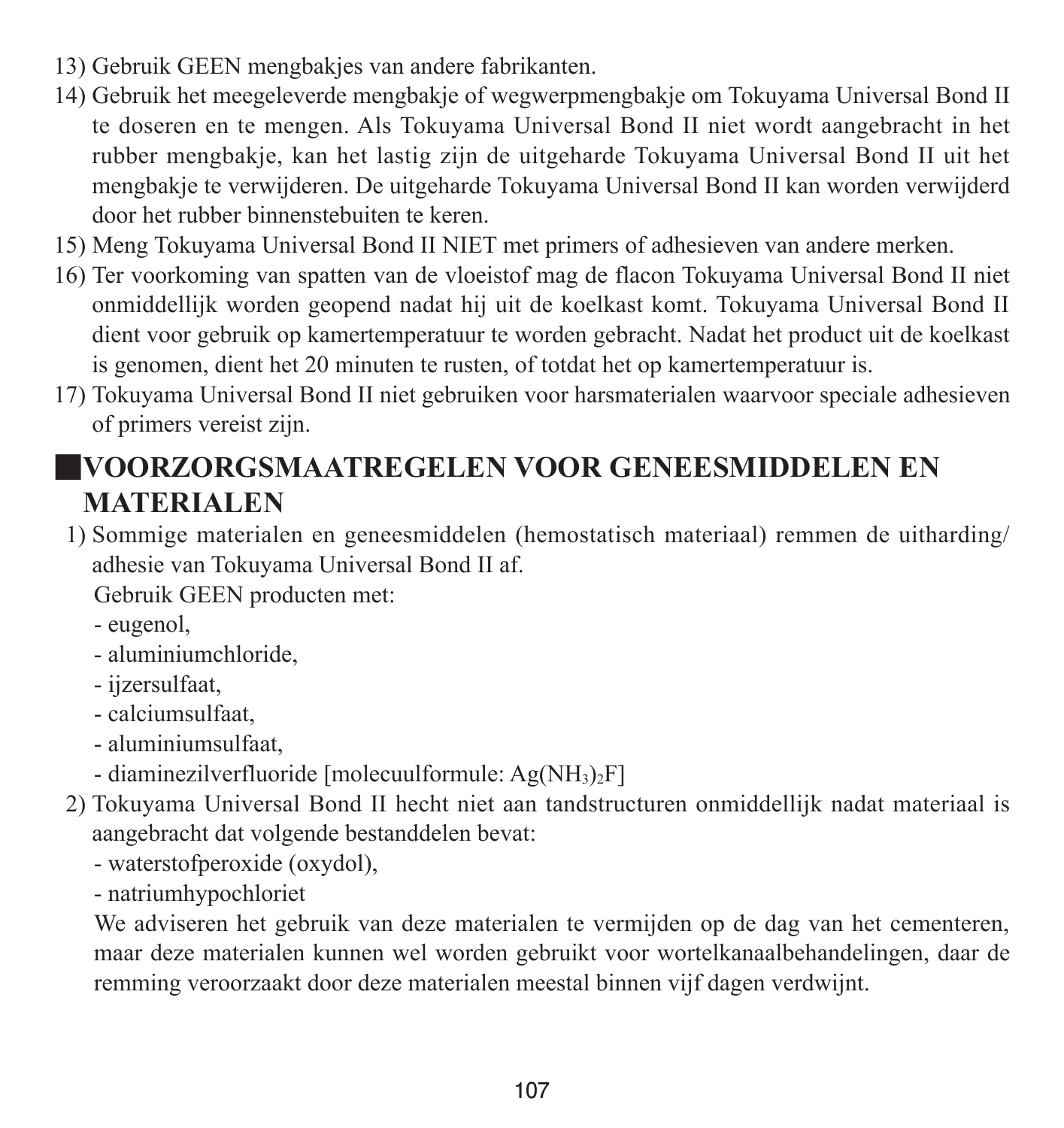13) Gebruik GEEN mengbakjes van andere fabrikanten.
14) Gebruik het meegeleverde mengbakje of wegwerpmengbakje om Tokuyama Universal Bond II te doseren en te mengen. Als Tokuyama Universal Bond II niet wordt aangebracht in het rubber mengbakje, kan het lastig zijn de uitgeharde Tokuyama Universal Bond II uit het mengbakje te verwijderen. De uitgeharde Tokuyama Universal Bond II kan worden verwijderd door het rubber binnenstebuiten te keren.
15) Meng Tokuyama Universal Bond II NIET met primers of adhesieven van andere merken.
16) Ter voorkoming van spatten van de vloeistof mag de flacon Tokuyama Universal Bond II niet onmiddellijk worden geopend nadat hij uit de koelkast komt. Tokuyama Universal Bond II dient voor gebruik op kamertemperatuur te worden gebracht. Nadat het product uit de koelkast is genomen, dient het 20 minuten te rusten, of totdat het op kamertemperatuur is.
17) Tokuyama Universal Bond II niet gebruiken voor harsmaterialen waarvoor speciale adhesieven of primers vereist zijn.

## ■VOORZORGSMAATREGELEN VOOR GENEESMIDDELEN EN MATERIALEN

1) Sommige materialen en geneesmiddelen (hemostatisch materiaal) remmen de uitharding/adhesie van Tokuyama Universal Bond II af.
   Gebruik GEEN producten met:
   - eugenol,
   - aluminiumchloride,
   - ijzersulfaat,
   - calciumsulfaat,
   - aluminiumsulfaat,
   - diaminezilverfluoride [molecuulformule: $Ag(NH_3)_2F$]
2) Tokuyama Universal Bond II hecht niet aan tandstructuren onmiddellijk nadat materiaal is aangebracht dat volgende bestanddelen bevat:
   - waterstofperoxide (oxydol),
   - natriumhypochloriet
   
   We adviseren het gebruik van deze materialen te vermijden op de dag van het cementeren, maar deze materialen kunnen wel worden gebruikt voor wortelkanaalbehandelingen, daar de remming veroorzaakt door deze materialen meestal binnen vijf dagen verdwijnt.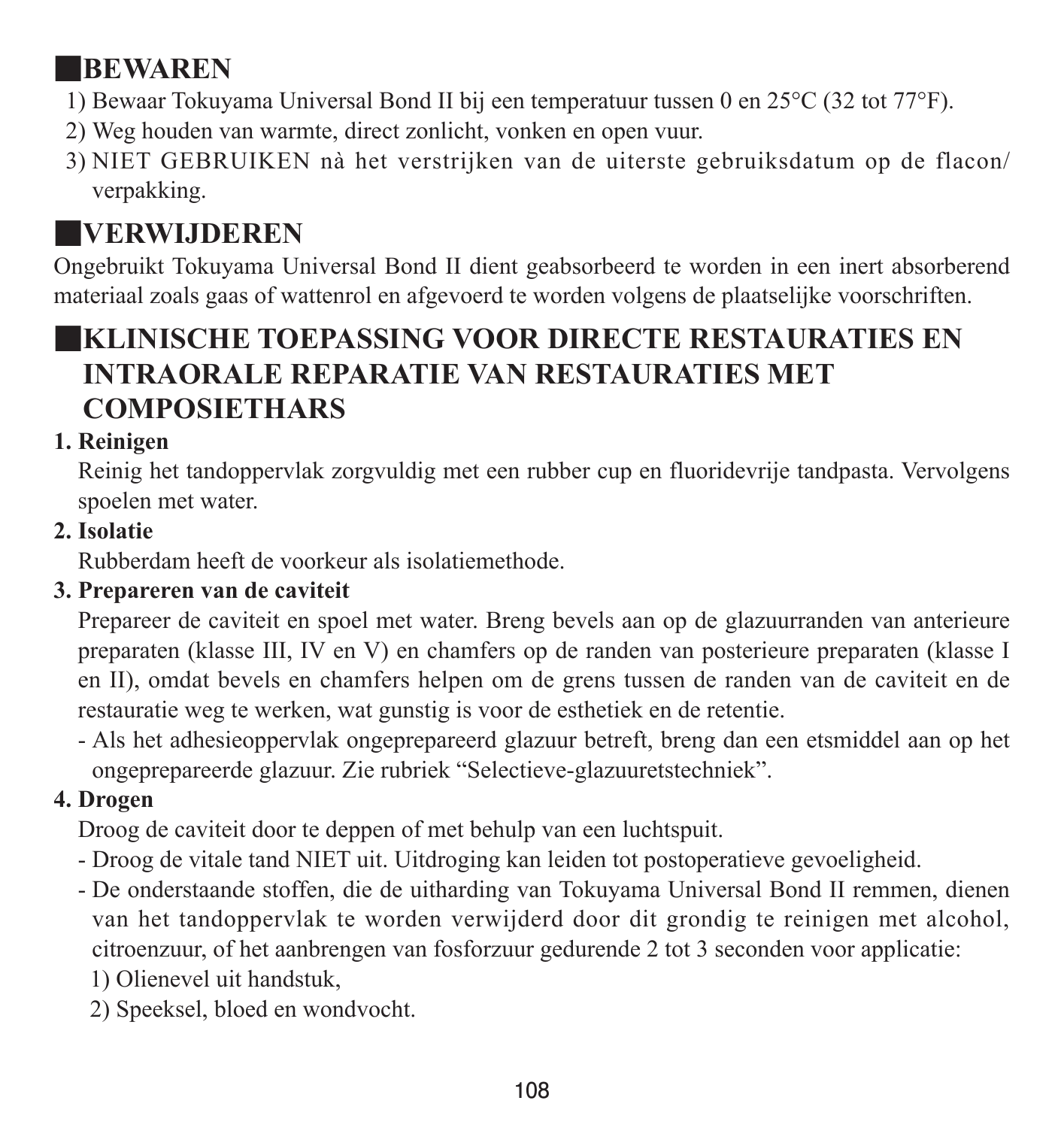## BEWAREN

1) Bewaar Tokuyama Universal Bond II bij een temperatuur tussen 0 en 25°C (32 tot 77°F).
2) Weg houden van warmte, direct zonlicht, vonken en open vuur.
3) NIET GEBRUIKEN nà het verstrijken van de uiterste gebruiksdatum op de flacon/ verpakking.

## VERWIJDEREN

Ongebruikt Tokuyama Universal Bond II dient geabsorbeerd te worden in een inert absorberend materiaal zoals gaas of wattenrol en afgevoerd te worden volgens de plaatselijke voorschriften.

## KLINISCHE TOEPASSING VOOR DIRECTE RESTAURATIES EN INTRAORALE REPARATIE VAN RESTAURATIES MET COMPOSIETHARS

**1. Reinigen**

Reinig het tandoppervlak zorgvuldig met een rubber cup en fluoridevrije tandpasta. Vervolgens spoelen met water.

**2. Isolatie**

Rubberdam heeft de voorkeur als isolatiemethode.

**3. Prepareren van de caviteit**

Prepareer de caviteit en spoel met water. Breng bevels aan op de glazuurranden van anterieure preparaten (klasse III, IV en V) en chamfers op de randen van posterieure preparaten (klasse I en II), omdat bevels en chamfers helpen om de grens tussen de randen van de caviteit en de restauratie weg te werken, wat gunstig is voor de esthetiek en de retentie.

- Als het adhesieoppervlak ongeprepareerd glazuur betreft, breng dan een etsmiddel aan op het ongeprepareerde glazuur. Zie rubriek "Selectieve-glazuuretstechniek".

**4. Drogen**

Droog de caviteit door te deppen of met behulp van een luchtspuit.

- Droog de vitale tand NIET uit. Uitdroging kan leiden tot postoperatieve gevoeligheid.
- De onderstaande stoffen, die de uitharding van Tokuyama Universal Bond II remmen, dienen van het tandoppervlak te worden verwijderd door dit grondig te reinigen met alcohol, citroenzuur, of het aanbrengen van fosforzuur gedurende 2 tot 3 seconden voor applicatie:
  1) Olienevel uit handstuk,
  2) Speeksel, bloed en wondvocht.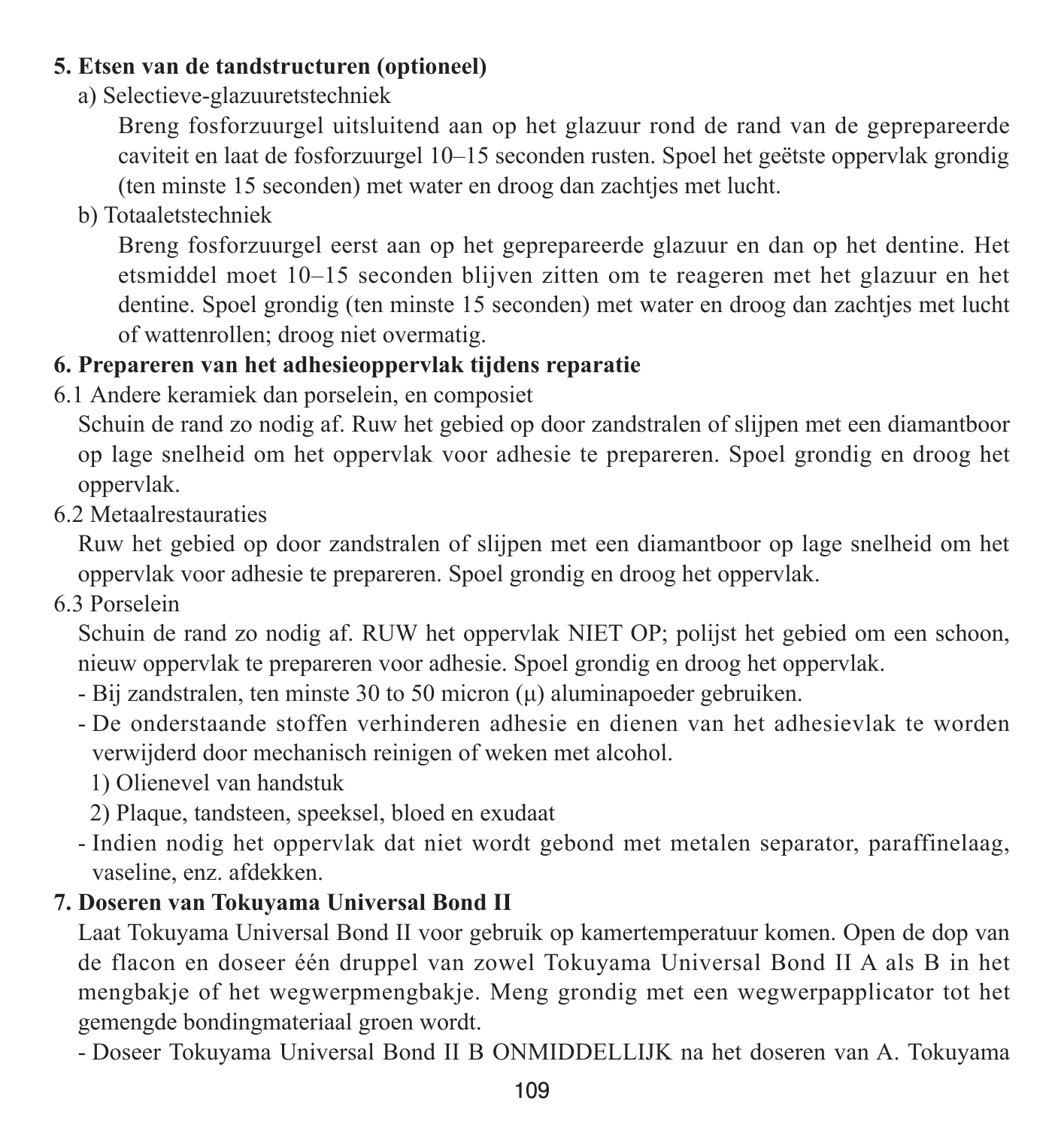**5. Etsen van de tandstructuren (optioneel)**

a) Selectieve-glazuuretstechniek

Breng fosforzuurgel uitsluitend aan op het glazuur rond de rand van de geprepareerde caviteit en laat de fosforzuurgel 10–15 seconden rusten. Spoel het geëtste oppervlak grondig (ten minste 15 seconden) met water en droog dan zachtjes met lucht.

b) Totaaletstechniek

Breng fosforzuurgel eerst aan op het geprepareerde glazuur en dan op het dentine. Het etsmiddel moet 10–15 seconden blijven zitten om te reageren met het glazuur en het dentine. Spoel grondig (ten minste 15 seconden) met water en droog dan zachtjes met lucht of wattenrollen; droog niet overmatig.

**6. Prepareren van het adhesieoppervlak tijdens reparatie**

6.1 Andere keramiek dan porselein, en composiet

Schuin de rand zo nodig af. Ruw het gebied op door zandstralen of slijpen met een diamantboor op lage snelheid om het oppervlak voor adhesie te prepareren. Spoel grondig en droog het oppervlak.

6.2 Metaalrestauraties

Ruw het gebied op door zandstralen of slijpen met een diamantboor op lage snelheid om het oppervlak voor adhesie te prepareren. Spoel grondig en droog het oppervlak.

6.3 Porselein

Schuin de rand zo nodig af. RUW het oppervlak NIET OP; polijst het gebied om een schoon, nieuw oppervlak te prepareren voor adhesie. Spoel grondig en droog het oppervlak.

- Bij zandstralen, ten minste 30 to 50 micron (μ) aluminapoeder gebruiken.
- De onderstaande stoffen verhinderen adhesie en dienen van het adhesievlak te worden verwijderd door mechanisch reinigen of weken met alcohol.
  1) Olienevel van handstuk
  2) Plaque, tandsteen, speeksel, bloed en exudaat
- Indien nodig het oppervlak dat niet wordt gebond met metalen separator, paraffinelaag, vaseline, enz. afdekken.

**7. Doseren van Tokuyama Universal Bond II**

Laat Tokuyama Universal Bond II voor gebruik op kamertemperatuur komen. Open de dop van de flacon en doseer één druppel van zowel Tokuyama Universal Bond II A als B in het mengbakje of het wegwerpmengbakje. Meng grondig met een wegwerpapplicator tot het gemengde bondingmateriaal groen wordt.

- Doseer Tokuyama Universal Bond II B ONMIDDELLIJK na het doseren van A. Tokuyama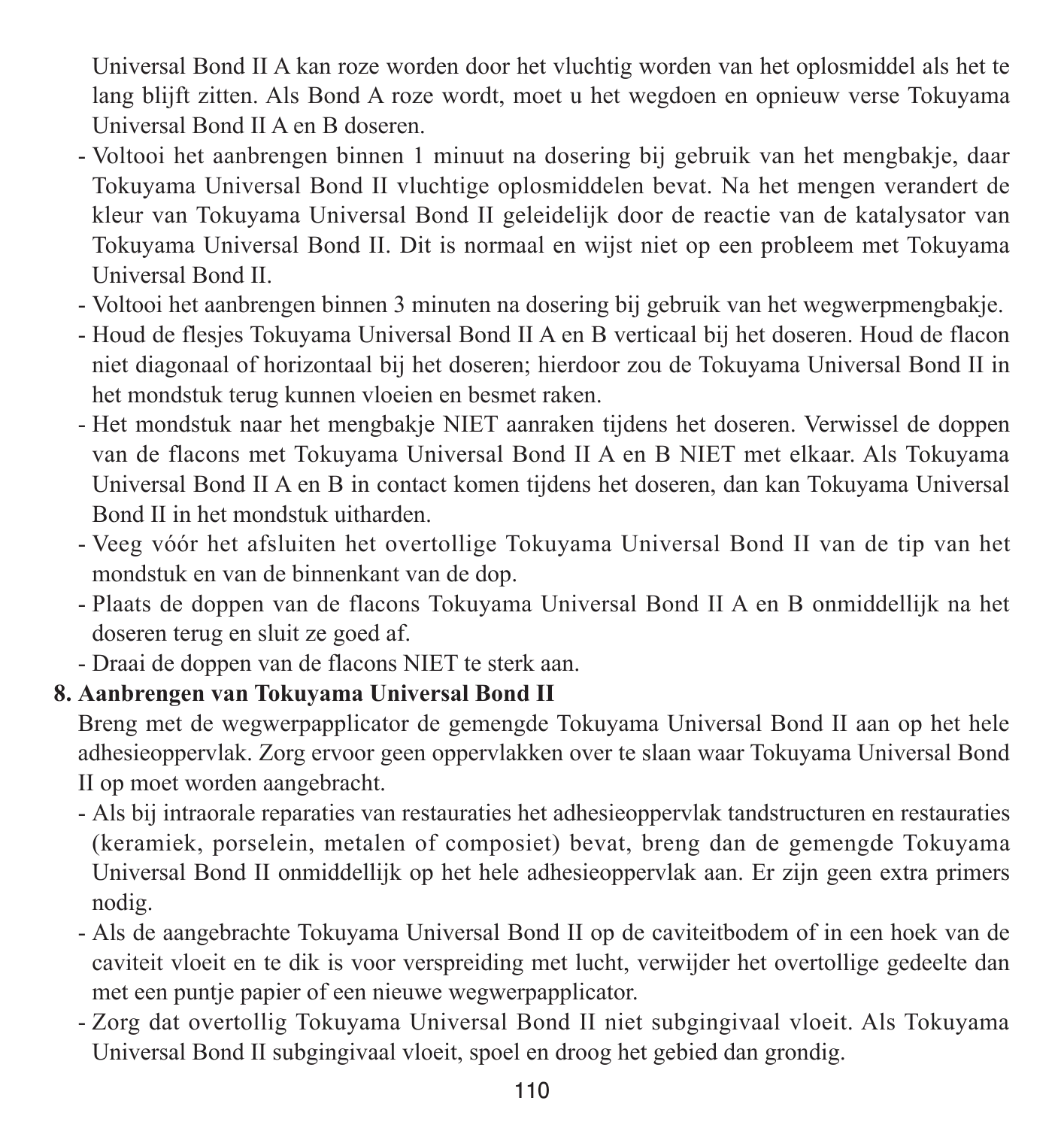Universal Bond II A kan roze worden door het vluchtig worden van het oplosmiddel als het te lang blijft zitten. Als Bond A roze wordt, moet u het wegdoen en opnieuw verse Tokuyama Universal Bond II A en B doseren.

- Voltooi het aanbrengen binnen 1 minuut na dosering bij gebruik van het mengbakje, daar Tokuyama Universal Bond II vluchtige oplosmiddelen bevat. Na het mengen verandert de kleur van Tokuyama Universal Bond II geleidelijk door de reactie van de katalysator van Tokuyama Universal Bond II. Dit is normaal en wijst niet op een probleem met Tokuyama Universal Bond II.
- Voltooi het aanbrengen binnen 3 minuten na dosering bij gebruik van het wegwerpmengbakje.
- Houd de flesjes Tokuyama Universal Bond II A en B verticaal bij het doseren. Houd de flacon niet diagonaal of horizontaal bij het doseren; hierdoor zou de Tokuyama Universal Bond II in het mondstuk terug kunnen vloeien en besmet raken.
- Het mondstuk naar het mengbakje NIET aanraken tijdens het doseren. Verwissel de doppen van de flacons met Tokuyama Universal Bond II A en B NIET met elkaar. Als Tokuyama Universal Bond II A en B in contact komen tijdens het doseren, dan kan Tokuyama Universal Bond II in het mondstuk uitharden.
- Veeg vóór het afsluiten het overtollige Tokuyama Universal Bond II van de tip van het mondstuk en van de binnenkant van de dop.
- Plaats de doppen van de flacons Tokuyama Universal Bond II A en B onmiddellijk na het doseren terug en sluit ze goed af.
- Draai de doppen van de flacons NIET te sterk aan.

**8. Aanbrengen van Tokuyama Universal Bond II**

Breng met de wegwerpapplicator de gemengde Tokuyama Universal Bond II aan op het hele adhesieoppervlak. Zorg ervoor geen oppervlakken over te slaan waar Tokuyama Universal Bond II op moet worden aangebracht.

- Als bij intraorale reparaties van restauraties het adhesieoppervlak tandstructuren en restauraties (keramiek, porselein, metalen of composiet) bevat, breng dan de gemengde Tokuyama Universal Bond II onmiddellijk op het hele adhesieoppervlak aan. Er zijn geen extra primers nodig.
- Als de aangebrachte Tokuyama Universal Bond II op de caviteitbodem of in een hoek van de caviteit vloeit en te dik is voor verspreiding met lucht, verwijder het overtollige gedeelte dan met een puntje papier of een nieuwe wegwerpapplicator.
- Zorg dat overtollig Tokuyama Universal Bond II niet subgingivaal vloeit. Als Tokuyama Universal Bond II subgingivaal vloeit, spoel en droog het gebied dan grondig.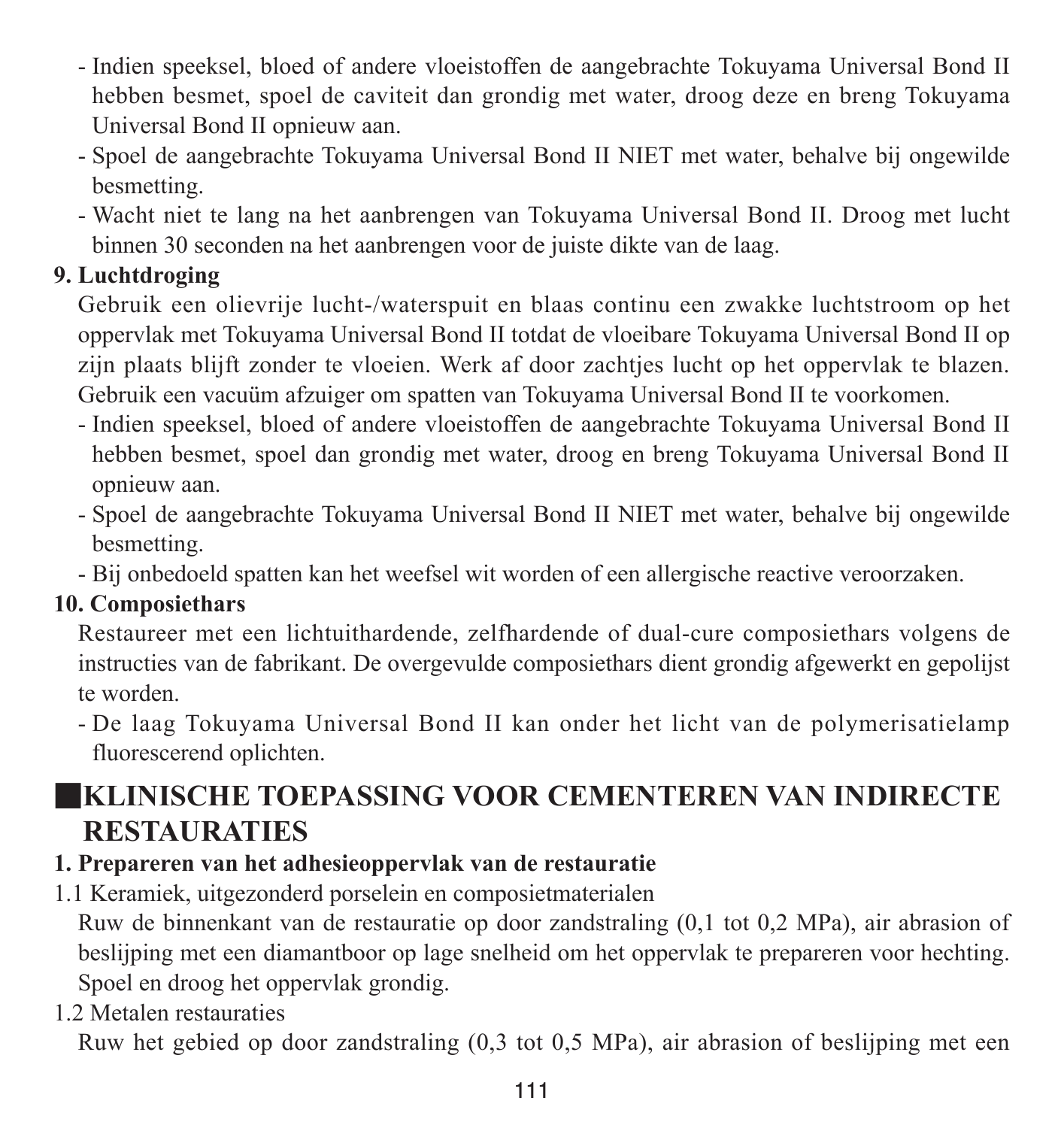- Indien speeksel, bloed of andere vloeistoffen de aangebrachte Tokuyama Universal Bond II hebben besmet, spoel de caviteit dan grondig met water, droog deze en breng Tokuyama Universal Bond II opnieuw aan.
- Spoel de aangebrachte Tokuyama Universal Bond II NIET met water, behalve bij ongewilde besmetting.
- Wacht niet te lang na het aanbrengen van Tokuyama Universal Bond II. Droog met lucht binnen 30 seconden na het aanbrengen voor de juiste dikte van de laag.

**9. Luchtdroging**

Gebruik een olievrije lucht-/waterspuit en blaas continu een zwakke luchtstroom op het oppervlak met Tokuyama Universal Bond II totdat de vloeibare Tokuyama Universal Bond II op zijn plaats blijft zonder te vloeien. Werk af door zachtjes lucht op het oppervlak te blazen. Gebruik een vacuüm afzuiger om spatten van Tokuyama Universal Bond II te voorkomen.

- Indien speeksel, bloed of andere vloeistoffen de aangebrachte Tokuyama Universal Bond II hebben besmet, spoel dan grondig met water, droog en breng Tokuyama Universal Bond II opnieuw aan.
- Spoel de aangebrachte Tokuyama Universal Bond II NIET met water, behalve bij ongewilde besmetting.
- Bij onbedoeld spatten kan het weefsel wit worden of een allergische reactive veroorzaken.

**10. Composiethars**

Restaureer met een lichtuithardende, zelfhardende of dual-cure composiethars volgens de instructies van de fabrikant. De overgevulde composiethars dient grondig afgewerkt en gepolijst te worden.

- De laag Tokuyama Universal Bond II kan onder het licht van de polymerisatielamp fluorescerend oplichten.

## ■KLINISCHE TOEPASSING VOOR CEMENTEREN VAN INDIRECTE RESTAURATIES

**1. Prepareren van het adhesieoppervlak van de restauratie**

1.1 Keramiek, uitgezonderd porselein en composietmaterialen

Ruw de binnenkant van de restauratie op door zandstraling (0,1 tot 0,2 MPa), air abrasion of beslijping met een diamantboor op lage snelheid om het oppervlak te prepareren voor hechting. Spoel en droog het oppervlak grondig.

1.2 Metalen restauraties

Ruw het gebied op door zandstraling (0,3 tot 0,5 MPa), air abrasion of beslijping met een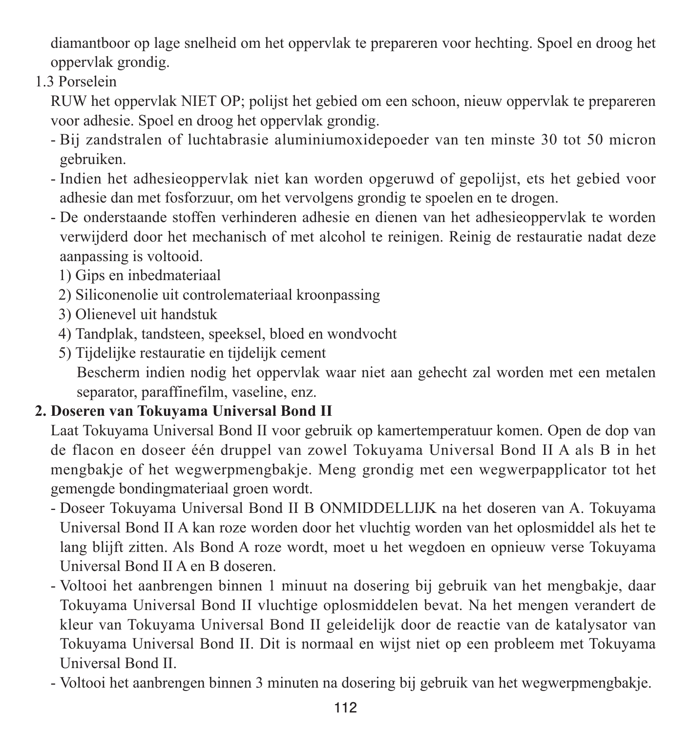diamantboor op lage snelheid om het oppervlak te prepareren voor hechting. Spoel en droog het oppervlak grondig.

1.3 Porselein

RUW het oppervlak NIET OP; polijst het gebied om een schoon, nieuw oppervlak te prepareren voor adhesie. Spoel en droog het oppervlak grondig.

- Bij zandstralen of luchtabrasie aluminiumoxidepoeder van ten minste 30 tot 50 micron gebruiken.
- Indien het adhesieoppervlak niet kan worden opgeruwd of gepolijst, ets het gebied voor adhesie dan met fosforzuur, om het vervolgens grondig te spoelen en te drogen.
- De onderstaande stoffen verhinderen adhesie en dienen van het adhesieoppervlak te worden verwijderd door het mechanisch of met alcohol te reinigen. Reinig de restauratie nadat deze aanpassing is voltooid.
  1) Gips en inbedmateriaal
  2) Siliconenolie uit controlemateriaal kroonpassing
  3) Olienevel uit handstuk
  4) Tandplak, tandsteen, speeksel, bloed en wondvocht
  5) Tijdelijke restauratie en tijdelijk cement

     Bescherm indien nodig het oppervlak waar niet aan gehecht zal worden met een metalen separator, paraffinefilm, vaseline, enz.

**2. Doseren van Tokuyama Universal Bond II**

Laat Tokuyama Universal Bond II voor gebruik op kamertemperatuur komen. Open de dop van de flacon en doseer één druppel van zowel Tokuyama Universal Bond II A als B in het mengbakje of het wegwerpmengbakje. Meng grondig met een wegwerpapplicator tot het gemengde bondingmateriaal groen wordt.

- Doseer Tokuyama Universal Bond II B ONMIDDELLIJK na het doseren van A. Tokuyama Universal Bond II A kan roze worden door het vluchtig worden van het oplosmiddel als het te lang blijft zitten. Als Bond A roze wordt, moet u het wegdoen en opnieuw verse Tokuyama Universal Bond II A en B doseren.
- Voltooi het aanbrengen binnen 1 minuut na dosering bij gebruik van het mengbakje, daar Tokuyama Universal Bond II vluchtige oplosmiddelen bevat. Na het mengen verandert de kleur van Tokuyama Universal Bond II geleidelijk door de reactie van de katalysator van Tokuyama Universal Bond II. Dit is normaal en wijst niet op een probleem met Tokuyama Universal Bond II.
- Voltooi het aanbrengen binnen 3 minuten na dosering bij gebruik van het wegwerpmengbakje.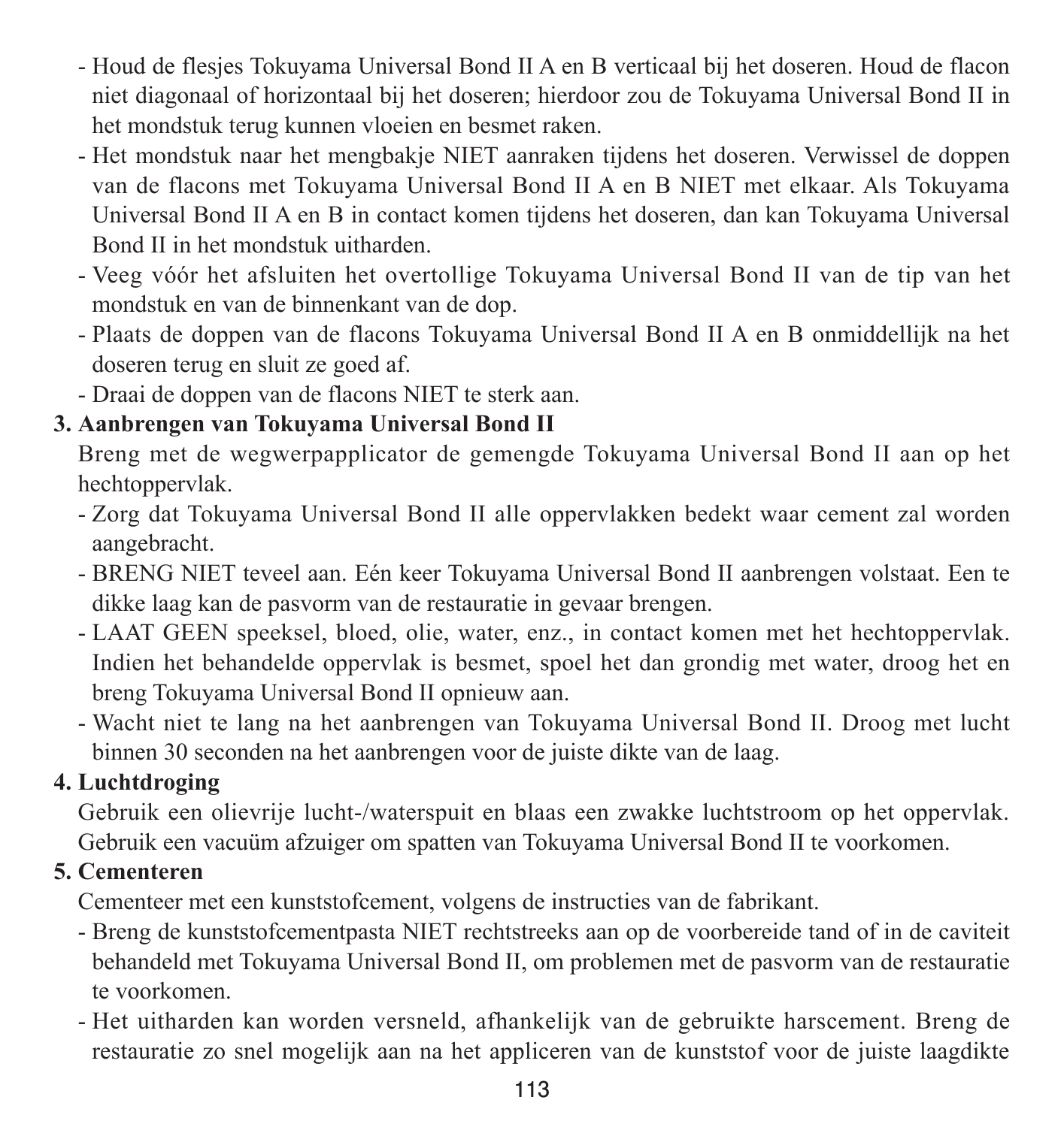- Houd de flesjes Tokuyama Universal Bond II A en B verticaal bij het doseren. Houd de flacon niet diagonaal of horizontaal bij het doseren; hierdoor zou de Tokuyama Universal Bond II in het mondstuk terug kunnen vloeien en besmet raken.
- Het mondstuk naar het mengbakje NIET aanraken tijdens het doseren. Verwissel de doppen van de flacons met Tokuyama Universal Bond II A en B NIET met elkaar. Als Tokuyama Universal Bond II A en B in contact komen tijdens het doseren, dan kan Tokuyama Universal Bond II in het mondstuk uitharden.
- Veeg vóór het afsluiten het overtollige Tokuyama Universal Bond II van de tip van het mondstuk en van de binnenkant van de dop.
- Plaats de doppen van de flacons Tokuyama Universal Bond II A en B onmiddellijk na het doseren terug en sluit ze goed af.
- Draai de doppen van de flacons NIET te sterk aan.

**3. Aanbrengen van Tokuyama Universal Bond II**

Breng met de wegwerpapplicator de gemengde Tokuyama Universal Bond II aan op het hechtoppervlak.

- Zorg dat Tokuyama Universal Bond II alle oppervlakken bedekt waar cement zal worden aangebracht.
- BRENG NIET teveel aan. Eén keer Tokuyama Universal Bond II aanbrengen volstaat. Een te dikke laag kan de pasvorm van de restauratie in gevaar brengen.
- LAAT GEEN speeksel, bloed, olie, water, enz., in contact komen met het hechtoppervlak. Indien het behandelde oppervlak is besmet, spoel het dan grondig met water, droog het en breng Tokuyama Universal Bond II opnieuw aan.
- Wacht niet te lang na het aanbrengen van Tokuyama Universal Bond II. Droog met lucht binnen 30 seconden na het aanbrengen voor de juiste dikte van de laag.

**4. Luchtdroging**

Gebruik een olievrije lucht-/waterspuit en blaas een zwakke luchtstroom op het oppervlak. Gebruik een vacuüm afzuiger om spatten van Tokuyama Universal Bond II te voorkomen.

**5. Cementeren**

Cementeer met een kunststofcement, volgens de instructies van de fabrikant.

- Breng de kunststofcementpasta NIET rechtstreeks aan op de voorbereide tand of in de caviteit behandeld met Tokuyama Universal Bond II, om problemen met de pasvorm van de restauratie te voorkomen.
- Het uitharden kan worden versneld, afhankelijk van de gebruikte harscement. Breng de restauratie zo snel mogelijk aan na het appliceren van de kunststof voor de juiste laagdikte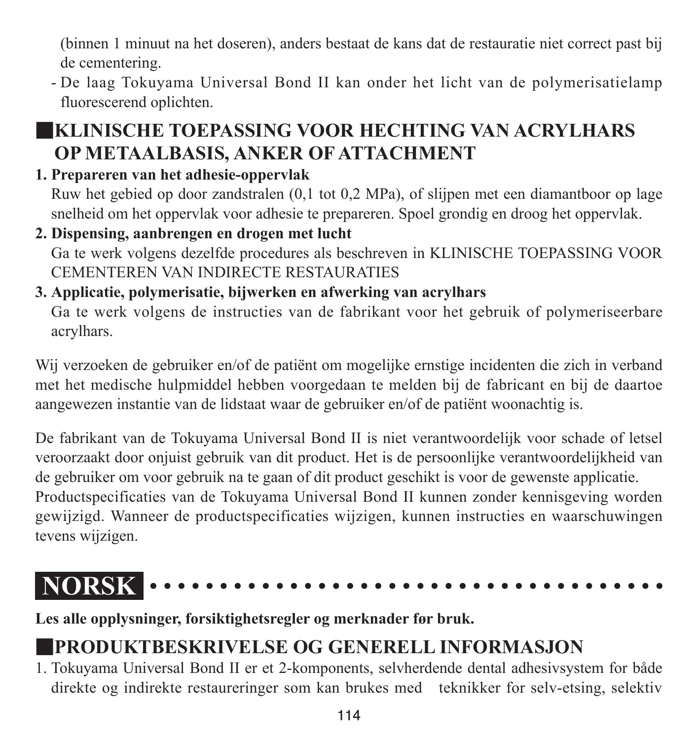(binnen 1 minuut na het doseren), anders bestaat de kans dat de restauratie niet correct past bij de cementering.

- De laag Tokuyama Universal Bond II kan onder het licht van de polymerisatielamp fluorescerend oplichten.

## ■KLINISCHE TOEPASSING VOOR HECHTING VAN ACRYLHARS OP METAALBASIS, ANKER OF ATTACHMENT

**1. Prepareren van het adhesie-oppervlak**

Ruw het gebied op door zandstralen (0,1 tot 0,2 MPa), of slijpen met een diamantboor op lage snelheid om het oppervlak voor adhesie te prepareren. Spoel grondig en droog het oppervlak.

**2. Dispensing, aanbrengen en drogen met lucht**

Ga te werk volgens dezelfde procedures als beschreven in KLINISCHE TOEPASSING VOOR CEMENTEREN VAN INDIRECTE RESTAURATIES

**3. Applicatie, polymerisatie, bijwerken en afwerking van acrylhars**

Ga te werk volgens de instructies van de fabrikant voor het gebruik of polymeriseerbare acrylhars.

Wij verzoeken de gebruiker en/of de patiënt om mogelijke ernstige incidenten die zich in verband met het medische hulpmiddel hebben voorgedaan te melden bij de fabricant en bij de daartoe aangewezen instantie van de lidstaat waar de gebruiker en/of de patiënt woonachtig is.

De fabrikant van de Tokuyama Universal Bond II is niet verantwoordelijk voor schade of letsel veroorzaakt door onjuist gebruik van dit product. Het is de persoonlijke verantwoordelijkheid van de gebruiker om voor gebruik na te gaan of dit product geschikt is voor de gewenste applicatie.
Productspecificaties van de Tokuyama Universal Bond II kunnen zonder kennisgeving worden gewijzigd. Wanneer de productspecificaties wijzigen, kunnen instructies en waarschuwingen tevens wijzigen.

# NORSK

**Les alle opplysninger, forsiktighetsregler og merknader før bruk.**

## ■PRODUKTBESKRIVELSE OG GENERELL INFORMASJON

1. Tokuyama Universal Bond II er et 2-komponents, selvherdende dental adhesivsystem for både direkte og indirekte restaureringer som kan brukes med teknikker for selv-etsing, selektiv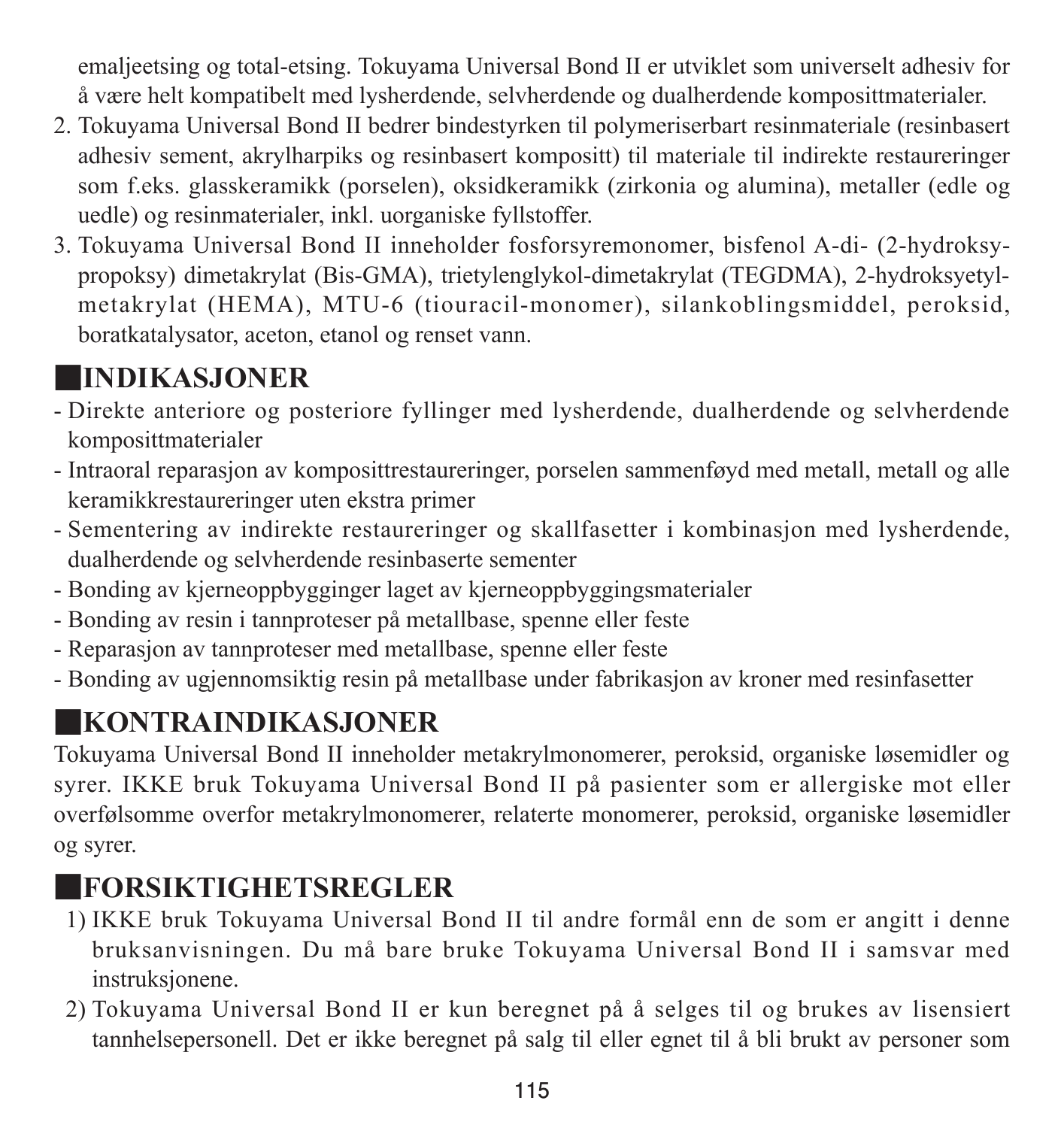emaljeetsing og total-etsing. Tokuyama Universal Bond II er utviklet som universelt adhesiv for å være helt kompatibelt med lysherdende, selvherdende og dualherdende komposittmaterialer.

2. Tokuyama Universal Bond II bedrer bindestyrken til polymeriserbart resinmateriale (resinbasert adhesiv sement, akrylharpiks og resinbasert kompositt) til materiale til indirekte restaureringer som f.eks. glasskeramikk (porselen), oksidkeramikk (zirkonia og alumina), metaller (edle og uedle) og resinmaterialer, inkl. uorganiske fyllstoffer.
3. Tokuyama Universal Bond II inneholder fosforsyremonomer, bisfenol A-di- (2-hydroksy-propoksy) dimetakrylat (Bis-GMA), trietylenglykol-dimetakrylat (TEGDMA), 2-hydroksyetyl-metakrylat (HEMA), MTU-6 (tiouracil-monomer), silankoblingsmiddel, peroksid, boratkatalysator, aceton, etanol og renset vann.

## ■INDIKASJONER

- Direkte anteriore og posteriore fyllinger med lysherdende, dualherdende og selvherdende komposittmaterialer
- Intraoral reparasjon av komposittrestaureringer, porselen sammenføyd med metall, metall og alle keramikkrestaureringer uten ekstra primer
- Sementering av indirekte restaureringer og skallfasetter i kombinasjon med lysherdende, dualherdende og selvherdende resinbaserte sementer
- Bonding av kjerneoppbygginger laget av kjerneoppbyggingsmaterialer
- Bonding av resin i tannproteser på metallbase, spenne eller feste
- Reparasjon av tannproteser med metallbase, spenne eller feste
- Bonding av ugjennomsiktig resin på metallbase under fabrikasjon av kroner med resinfasetter

## ■KONTRAINDIKASJONER

Tokuyama Universal Bond II inneholder metakrylmonomerer, peroksid, organiske løsemidler og syrer. IKKE bruk Tokuyama Universal Bond II på pasienter som er allergiske mot eller overfølsomme overfor metakrylmonomerer, relaterte monomerer, peroksid, organiske løsemidler og syrer.

## ■FORSIKTIGHETSREGLER

1) IKKE bruk Tokuyama Universal Bond II til andre formål enn de som er angitt i denne bruksanvisningen. Du må bare bruke Tokuyama Universal Bond II i samsvar med instruksjonene.
2) Tokuyama Universal Bond II er kun beregnet på å selges til og brukes av lisensiert tannhelsepersonell. Det er ikke beregnet på salg til eller egnet til å bli brukt av personer som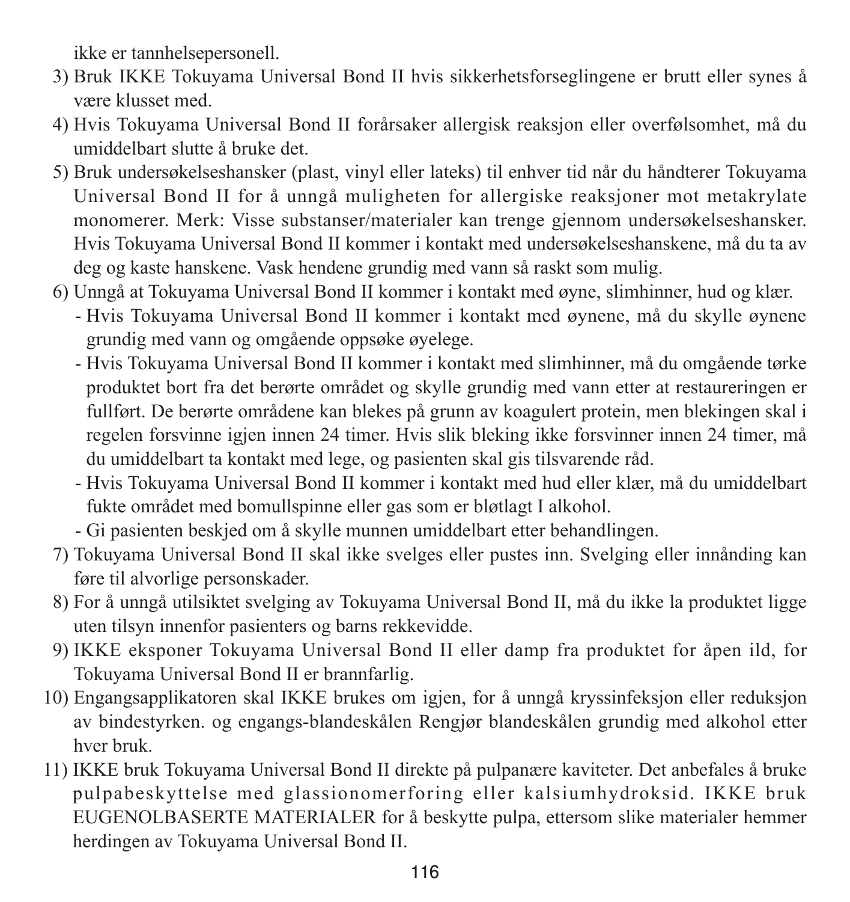ikke er tannhelsepersonell.

3) Bruk IKKE Tokuyama Universal Bond II hvis sikkerhetsforseglingene er brutt eller synes å være klusset med.
4) Hvis Tokuyama Universal Bond II forårsaker allergisk reaksjon eller overfølsomhet, må du umiddelbart slutte å bruke det.
5) Bruk undersøkelseshansker (plast, vinyl eller lateks) til enhver tid når du håndterer Tokuyama Universal Bond II for å unngå muligheten for allergiske reaksjoner mot metakrylate monomerer. Merk: Visse substanser/materialer kan trenge gjennom undersøkelseshansker. Hvis Tokuyama Universal Bond II kommer i kontakt med undersøkelseshanskene, må du ta av deg og kaste hanskene. Vask hendene grundig med vann så raskt som mulig.
6) Unngå at Tokuyama Universal Bond II kommer i kontakt med øyne, slimhinner, hud og klær.
   - Hvis Tokuyama Universal Bond II kommer i kontakt med øynene, må du skylle øynene grundig med vann og omgående oppsøke øyelege.
   - Hvis Tokuyama Universal Bond II kommer i kontakt med slimhinner, må du omgående tørke produktet bort fra det berørte området og skylle grundig med vann etter at restaureringen er fullført. De berørte områdene kan blekes på grunn av koagulert protein, men blekingen skal i regelen forsvinne igjen innen 24 timer. Hvis slik bleking ikke forsvinner innen 24 timer, må du umiddelbart ta kontakt med lege, og pasienten skal gis tilsvarende råd.
   - Hvis Tokuyama Universal Bond II kommer i kontakt med hud eller klær, må du umiddelbart fukte området med bomullspinne eller gas som er bløtlagt I alkohol.
   - Gi pasienten beskjed om å skylle munnen umiddelbart etter behandlingen.
7) Tokuyama Universal Bond II skal ikke svelges eller pustes inn. Svelging eller innånding kan føre til alvorlige personskader.
8) For å unngå utilsiktet svelging av Tokuyama Universal Bond II, må du ikke la produktet ligge uten tilsyn innenfor pasienters og barns rekkevidde.
9) IKKE eksponer Tokuyama Universal Bond II eller damp fra produktet for åpen ild, for Tokuyama Universal Bond II er brannfarlig.
10) Engangsapplikatoren skal IKKE brukes om igjen, for å unngå kryssinfeksjon eller reduksjon av bindestyrken. og engangs-blandeskålen Rengjør blandeskålen grundig med alkohol etter hver bruk.
11) IKKE bruk Tokuyama Universal Bond II direkte på pulpanære kaviteter. Det anbefales å bruke pulpabeskyttelse med glassionomerforing eller kalsiumhydroksid. IKKE bruk EUGENOLBASERTE MATERIALER for å beskytte pulpa, ettersom slike materialer hemmer herdingen av Tokuyama Universal Bond II.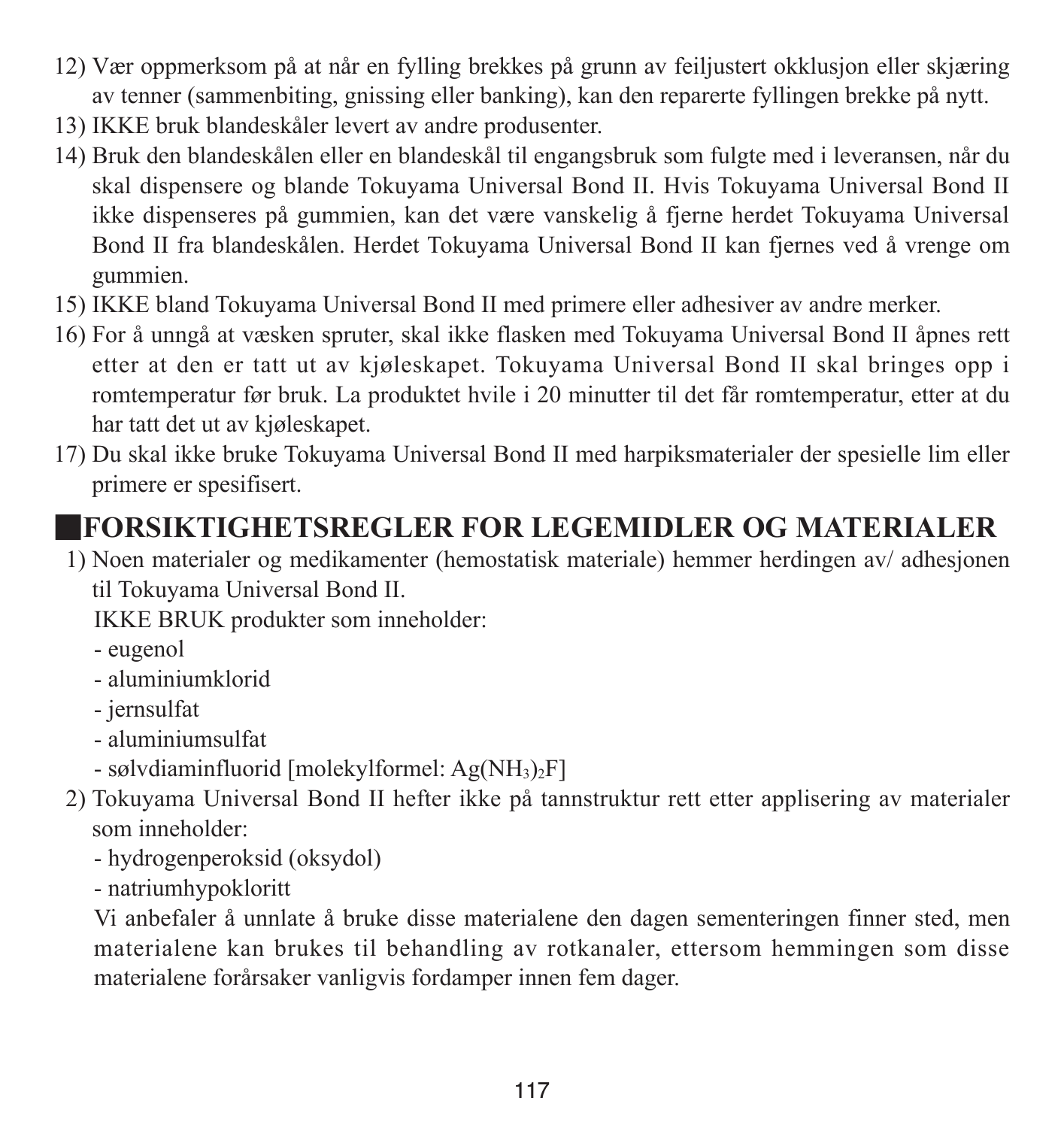12) Vær oppmerksom på at når en fylling brekkes på grunn av feiljustert okklusjon eller skjæring av tenner (sammenbiting, gnissing eller banking), kan den reparerte fyllingen brekke på nytt.
13) IKKE bruk blandeskåler levert av andre produsenter.
14) Bruk den blandeskålen eller en blandeskål til engangsbruk som fulgte med i leveransen, når du skal dispensere og blande Tokuyama Universal Bond II. Hvis Tokuyama Universal Bond II ikke dispenseres på gummien, kan det være vanskelig å fjerne herdet Tokuyama Universal Bond II fra blandeskålen. Herdet Tokuyama Universal Bond II kan fjernes ved å vrenge om gummien.
15) IKKE bland Tokuyama Universal Bond II med primere eller adhesiver av andre merker.
16) For å unngå at væsken spruter, skal ikke flasken med Tokuyama Universal Bond II åpnes rett etter at den er tatt ut av kjøleskapet. Tokuyama Universal Bond II skal bringes opp i romtemperatur før bruk. La produktet hvile i 20 minutter til det får romtemperatur, etter at du har tatt det ut av kjøleskapet.
17) Du skal ikke bruke Tokuyama Universal Bond II med harpiksmaterialer der spesielle lim eller primere er spesifisert.

## ■FORSIKTIGHETSREGLER FOR LEGEMIDLER OG MATERIALER

1) Noen materialer og medikamenter (hemostatisk materiale) hemmer herdingen av/ adhesjonen til Tokuyama Universal Bond II.

   IKKE BRUK produkter som inneholder:
   - eugenol
   - aluminiumklorid
   - jernsulfat
   - aluminiumsulfat
   - sølvdiaminfluorid [molekylformel: $Ag(NH_3)_2F$]
2) Tokuyama Universal Bond II hefter ikke på tannstruktur rett etter applisering av materialer som inneholder:
   - hydrogenperoksid (oksydol)
   - natriumhypokloritt

   Vi anbefaler å unnlate å bruke disse materialene den dagen sementeringen finner sted, men materialene kan brukes til behandling av rotkanaler, ettersom hemmingen som disse materialene forårsaker vanligvis fordamper innen fem dager.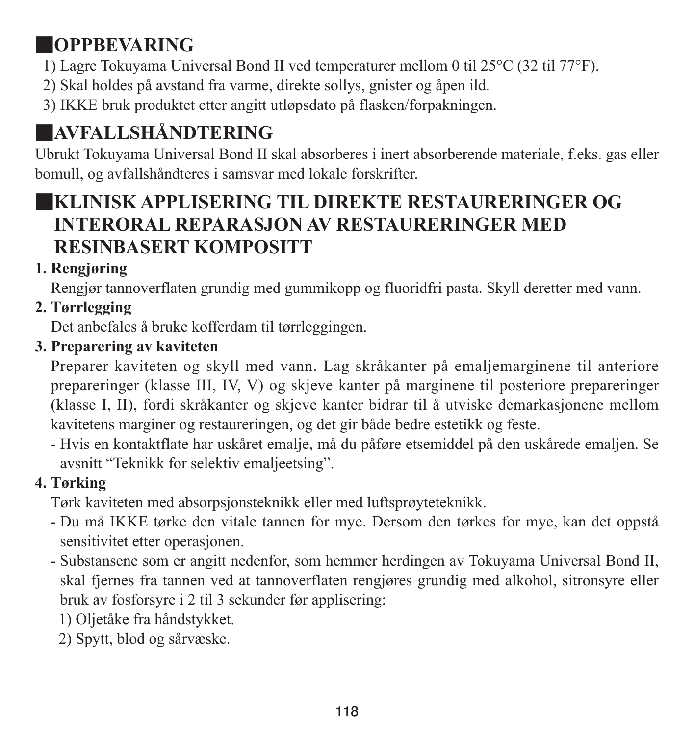## OPPBEVARING

1) Lagre Tokuyama Universal Bond II ved temperaturer mellom 0 til 25°C (32 til 77°F).
2) Skal holdes på avstand fra varme, direkte sollys, gnister og åpen ild.
3) IKKE bruk produktet etter angitt utløpsdato på flasken/forpakningen.

## AVFALLSHÅNDTERING

Ubrukt Tokuyama Universal Bond II skal absorberes i inert absorberende materiale, f.eks. gas eller bomull, og avfallshåndteres i samsvar med lokale forskrifter.

## KLINISK APPLISERING TIL DIREKTE RESTAURERINGER OG INTERORAL REPARASJON AV RESTAURERINGER MED RESINBASERT KOMPOSITT

**1. Rengjøring**

Rengjør tannoverflaten grundig med gummikopp og fluoridfri pasta. Skyll deretter med vann.

**2. Tørrlegging**

Det anbefales å bruke kofferdam til tørrleggingen.

**3. Preparering av kaviteten**

Preparer kaviteten og skyll med vann. Lag skråkanter på emaljemarginene til anteriore prepareringer (klasse III, IV, V) og skjeve kanter på marginene til posteriore prepareringer (klasse I, II), fordi skråkanter og skjeve kanter bidrar til å utviske demarkasjonene mellom kavitetens marginer og restaureringen, og det gir både bedre estetikk og feste.

- Hvis en kontaktflate har uskåret emalje, må du påføre etsemiddel på den uskårede emaljen. Se avsnitt "Teknikk for selektiv emaljeetsing".

**4. Tørking**

Tørk kaviteten med absorpsjonsteknikk eller med luftsprøyteteknikk.

- Du må IKKE tørke den vitale tannen for mye. Dersom den tørkes for mye, kan det oppstå sensitivitet etter operasjonen.
- Substansene som er angitt nedenfor, som hemmer herdingen av Tokuyama Universal Bond II, skal fjernes fra tannen ved at tannoverflaten rengjøres grundig med alkohol, sitronsyre eller bruk av fosforsyre i 2 til 3 sekunder før applisering:

  1) Oljetåke fra håndstykket.
  2) Spytt, blod og sårvæske.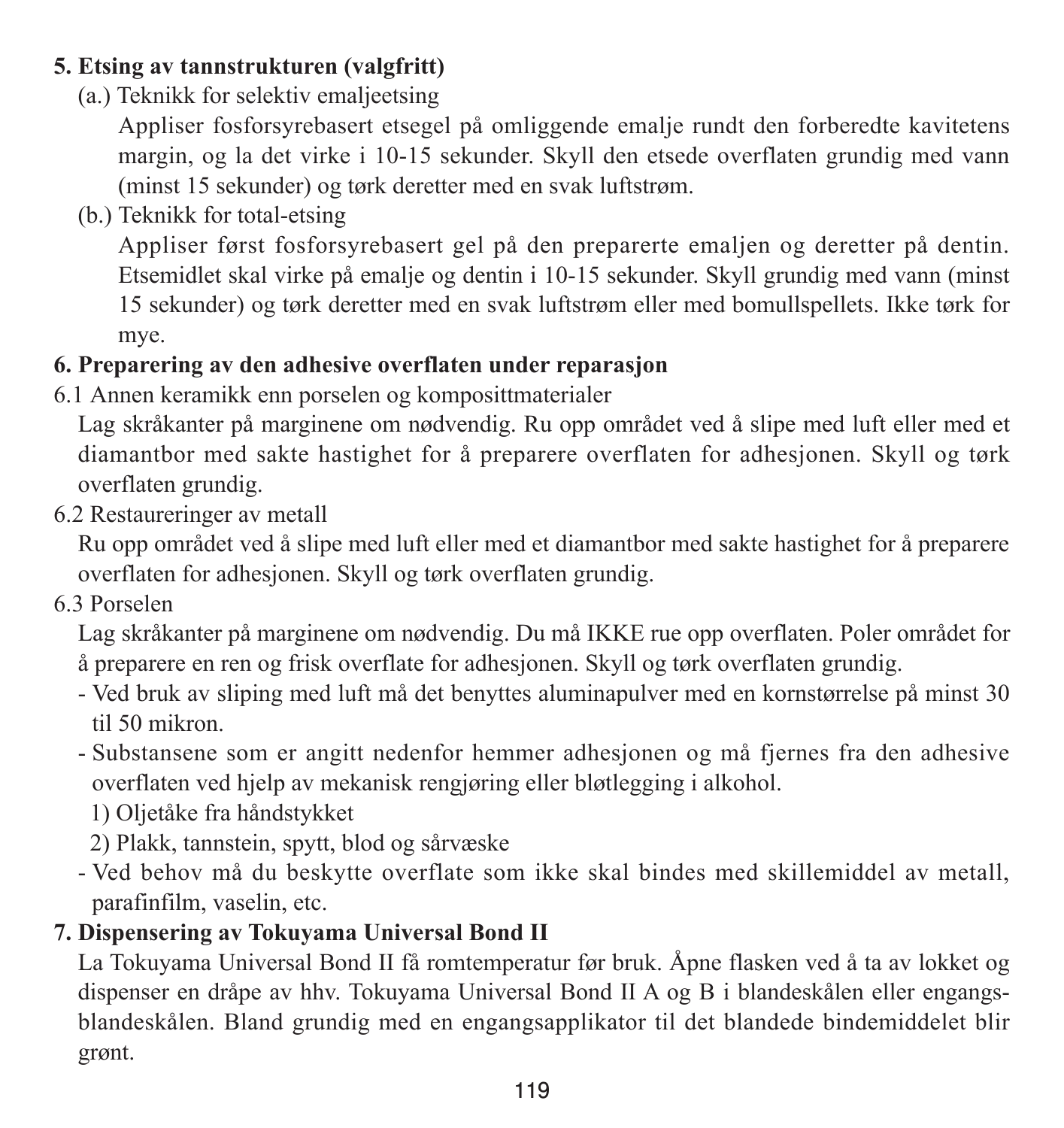**5. Etsing av tannstrukturen (valgfritt)**

(a.) Teknikk for selektiv emaljeetsing

Appliser fosforsyrebasert etsegel på omliggende emalje rundt den forberedte kavitetens margin, og la det virke i 10-15 sekunder. Skyll den etsede overflaten grundig med vann (minst 15 sekunder) og tørk deretter med en svak luftstrøm.

(b.) Teknikk for total-etsing

Appliser først fosforsyrebasert gel på den preparerte emaljen og deretter på dentin. Etsemidlet skal virke på emalje og dentin i 10-15 sekunder. Skyll grundig med vann (minst 15 sekunder) og tørk deretter med en svak luftstrøm eller med bomullspellets. Ikke tørk for mye.

**6. Preparering av den adhesive overflaten under reparasjon**

6.1 Annen keramikk enn porselen og komposittmaterialer

Lag skråkanter på marginene om nødvendig. Ru opp området ved å slipe med luft eller med et diamantbor med sakte hastighet for å preparere overflaten for adhesjonen. Skyll og tørk overflaten grundig.

6.2 Restaureringer av metall

Ru opp området ved å slipe med luft eller med et diamantbor med sakte hastighet for å preparere overflaten for adhesjonen. Skyll og tørk overflaten grundig.

6.3 Porselen

Lag skråkanter på marginene om nødvendig. Du må IKKE rue opp overflaten. Poler området for å preparere en ren og frisk overflate for adhesjonen. Skyll og tørk overflaten grundig.

- Ved bruk av sliping med luft må det benyttes aluminapulver med en kornstørrelse på minst 30 til 50 mikron.
- Substansene som er angitt nedenfor hemmer adhesjonen og må fjernes fra den adhesive overflaten ved hjelp av mekanisk rengjøring eller bløtlegging i alkohol.
  1) Oljetåke fra håndstykket
  2) Plakk, tannstein, spytt, blod og sårvæske
- Ved behov må du beskytte overflate som ikke skal bindes med skillemiddel av metall, parafinfilm, vaselin, etc.

**7. Dispensering av Tokuyama Universal Bond II**

La Tokuyama Universal Bond II få romtemperatur før bruk. Åpne flasken ved å ta av lokket og dispenser en dråpe av hhv. Tokuyama Universal Bond II A og B i blandeskålen eller engangs-blandeskålen. Bland grundig med en engangsapplikator til det blandede bindemiddelet blir grønt.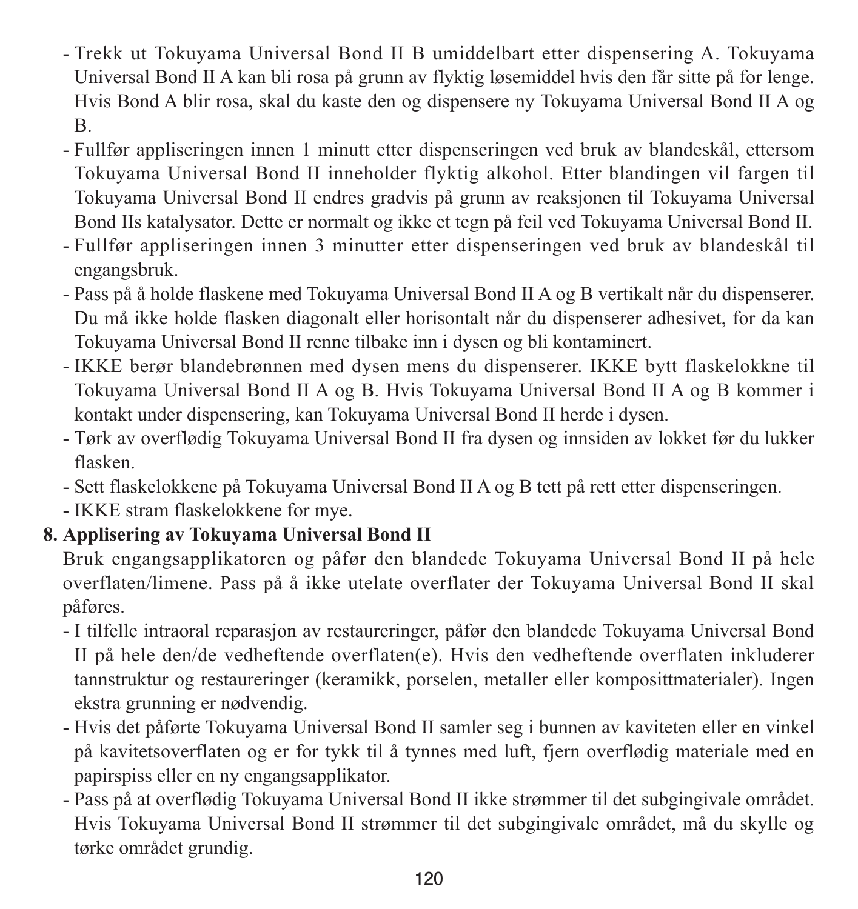- Trekk ut Tokuyama Universal Bond II B umiddelbart etter dispensering A. Tokuyama Universal Bond II A kan bli rosa på grunn av flyktig løsemiddel hvis den får sitte på for lenge. Hvis Bond A blir rosa, skal du kaste den og dispensere ny Tokuyama Universal Bond II A og B.
- Fullfør appliseringen innen 1 minutt etter dispenseringen ved bruk av blandeskål, ettersom Tokuyama Universal Bond II inneholder flyktig alkohol. Etter blandingen vil fargen til Tokuyama Universal Bond II endres gradvis på grunn av reaksjonen til Tokuyama Universal Bond IIs katalysator. Dette er normalt og ikke et tegn på feil ved Tokuyama Universal Bond II.
- Fullfør appliseringen innen 3 minutter etter dispenseringen ved bruk av blandeskål til engangsbruk.
- Pass på å holde flaskene med Tokuyama Universal Bond II A og B vertikalt når du dispenserer. Du må ikke holde flasken diagonalt eller horisontalt når du dispenserer adhesivet, for da kan Tokuyama Universal Bond II renne tilbake inn i dysen og bli kontaminert.
- IKKE berør blandebrønnen med dysen mens du dispenserer. IKKE bytt flaskelokkne til Tokuyama Universal Bond II A og B. Hvis Tokuyama Universal Bond II A og B kommer i kontakt under dispensering, kan Tokuyama Universal Bond II herde i dysen.
- Tørk av overflødig Tokuyama Universal Bond II fra dysen og innsiden av lokket før du lukker flasken.
- Sett flaskelokkene på Tokuyama Universal Bond II A og B tett på rett etter dispenseringen.
- IKKE stram flaskelokkene for mye.

**8. Applisering av Tokuyama Universal Bond II**

Bruk engangsapplikatoren og påfør den blandede Tokuyama Universal Bond II på hele overflaten/limene. Pass på å ikke utelate overflater der Tokuyama Universal Bond II skal påføres.

- I tilfelle intraoral reparasjon av restaureringer, påfør den blandede Tokuyama Universal Bond II på hele den/de vedheftende overflaten(e). Hvis den vedheftende overflaten inkluderer tannstruktur og restaureringer (keramikk, porselen, metaller eller komposittmaterialer). Ingen ekstra grunning er nødvendig.
- Hvis det påførte Tokuyama Universal Bond II samler seg i bunnen av kaviteten eller en vinkel på kavitetsoverflaten og er for tykk til å tynnes med luft, fjern overflødig materiale med en papirspiss eller en ny engangsapplikator.
- Pass på at overflødig Tokuyama Universal Bond II ikke strømmer til det subgingivale området. Hvis Tokuyama Universal Bond II strømmer til det subgingivale området, må du skylle og tørke området grundig.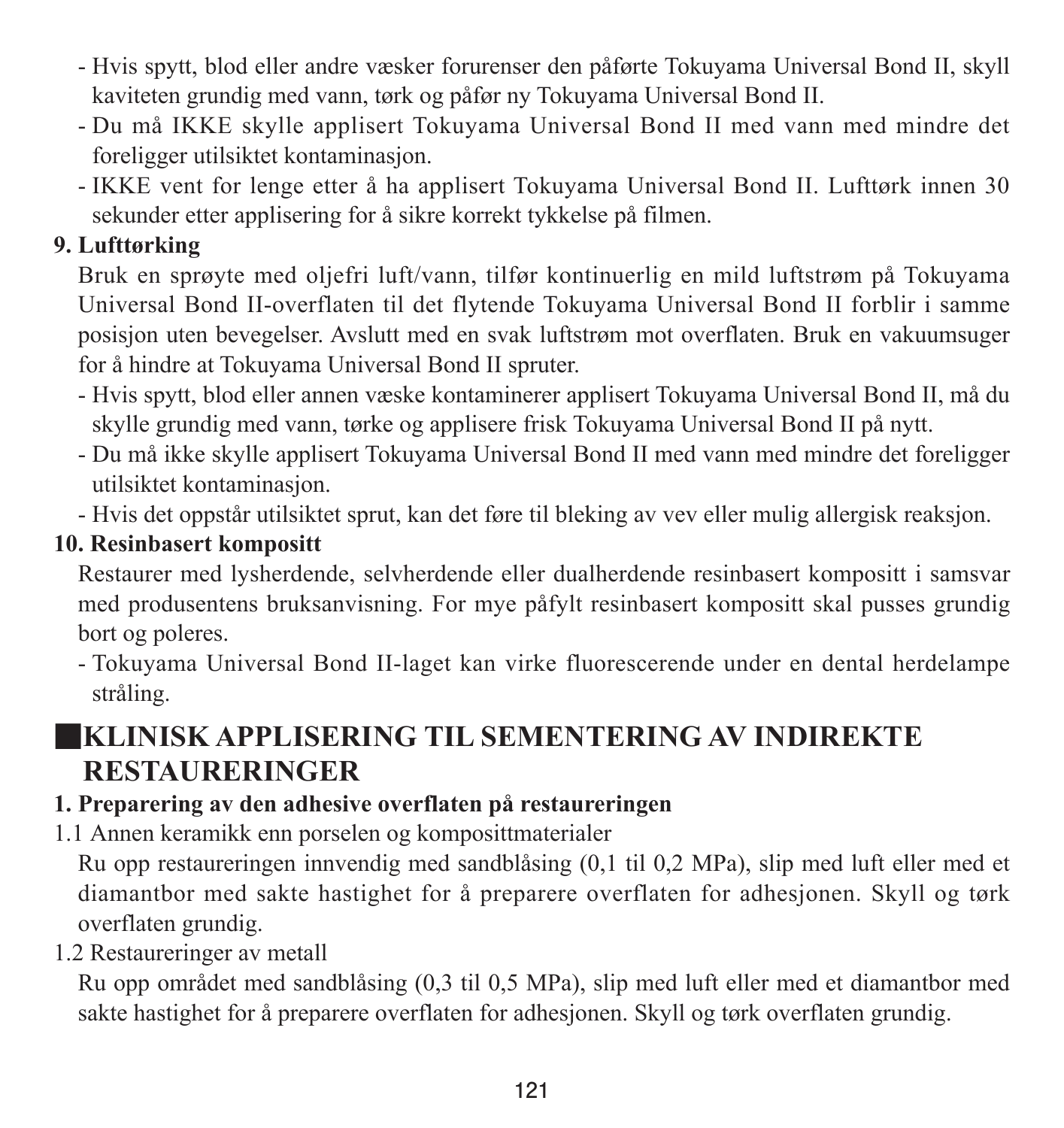- Hvis spytt, blod eller andre væsker forurenser den påførte Tokuyama Universal Bond II, skyll kaviteten grundig med vann, tørk og påfør ny Tokuyama Universal Bond II.
- Du må IKKE skylle applisert Tokuyama Universal Bond II med vann med mindre det foreligger utilsiktet kontaminasjon.
- IKKE vent for lenge etter å ha applisert Tokuyama Universal Bond II. Lufttørk innen 30 sekunder etter applisering for å sikre korrekt tykkelse på filmen.

**9. Lufttørking**

Bruk en sprøyte med oljefri luft/vann, tilfør kontinuerlig en mild luftstrøm på Tokuyama Universal Bond II-overflaten til det flytende Tokuyama Universal Bond II forblir i samme posisjon uten bevegelser. Avslutt med en svak luftstrøm mot overflaten. Bruk en vakuumsuger for å hindre at Tokuyama Universal Bond II spruter.

- Hvis spytt, blod eller annen væske kontaminerer applisert Tokuyama Universal Bond II, må du skylle grundig med vann, tørke og applisere frisk Tokuyama Universal Bond II på nytt.
- Du må ikke skylle applisert Tokuyama Universal Bond II med vann med mindre det foreligger utilsiktet kontaminasjon.
- Hvis det oppstår utilsiktet sprut, kan det føre til bleking av vev eller mulig allergisk reaksjon.

**10. Resinbasert kompositt**

Restaurer med lysherdende, selvherdende eller dualherdende resinbasert kompositt i samsvar med produsentens bruksanvisning. For mye påfylt resinbasert kompositt skal pusses grundig bort og poleres.

- Tokuyama Universal Bond II-laget kan virke fluorescerende under en dental herdelampe stråling.

## ■KLINISK APPLISERING TIL SEMENTERING AV INDIREKTE RESTAURERINGER

**1. Preparering av den adhesive overflaten på restaureringen**

1.1 Annen keramikk enn porselen og komposittmaterialer

Ru opp restaureringen innvendig med sandblåsing (0,1 til 0,2 MPa), slip med luft eller med et diamantbor med sakte hastighet for å preparere overflaten for adhesjonen. Skyll og tørk overflaten grundig.

1.2 Restaureringer av metall

Ru opp området med sandblåsing (0,3 til 0,5 MPa), slip med luft eller med et diamantbor med sakte hastighet for å preparere overflaten for adhesjonen. Skyll og tørk overflaten grundig.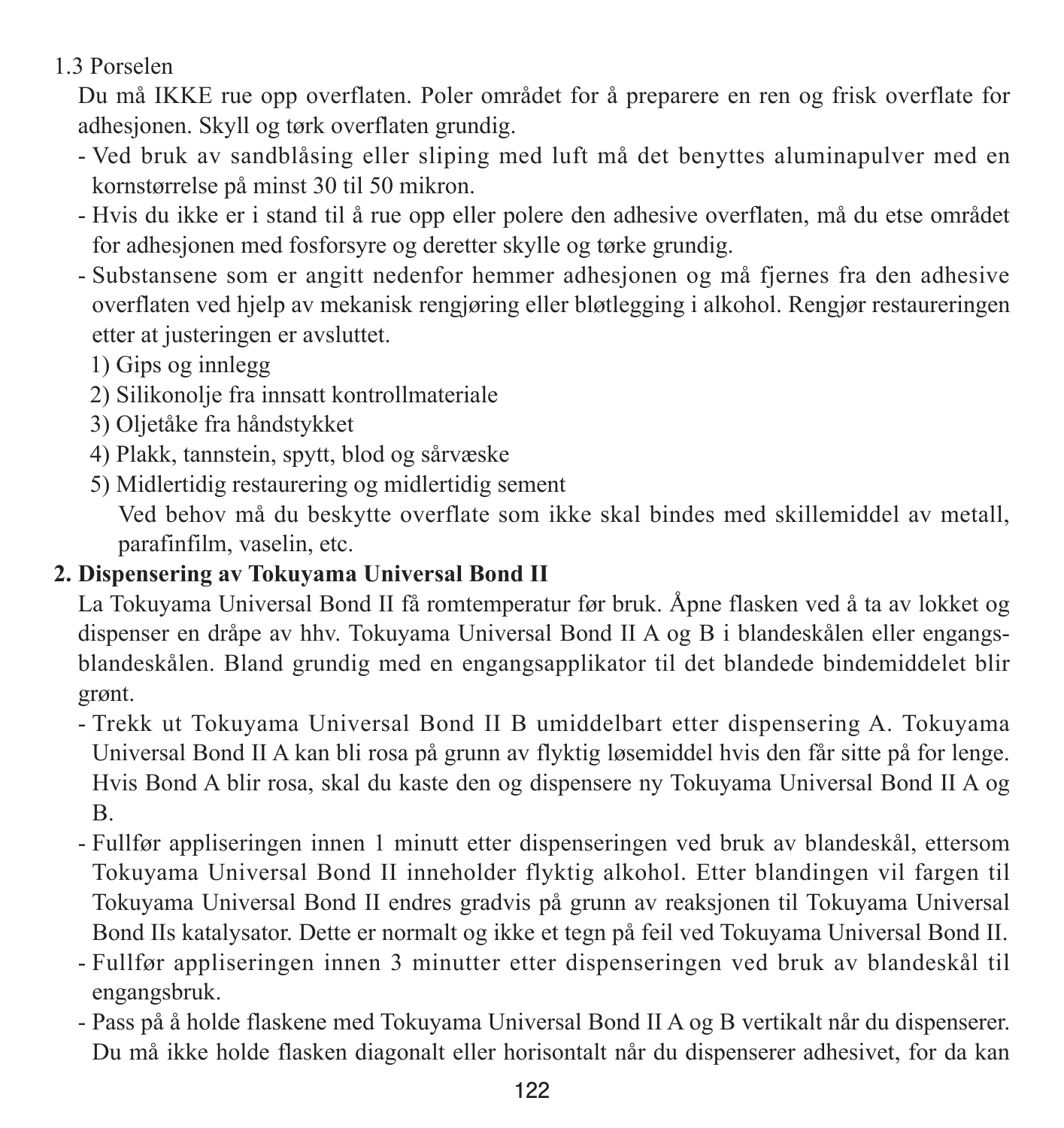1.3 Porselen

Du må IKKE rue opp overflaten. Poler området for å preparere en ren og frisk overflate for adhesjonen. Skyll og tørk overflaten grundig.

- Ved bruk av sandblåsing eller sliping med luft må det benyttes aluminapulver med en kornstørrelse på minst 30 til 50 mikron.
- Hvis du ikke er i stand til å rue opp eller polere den adhesive overflaten, må du etse området for adhesjonen med fosforsyre og deretter skylle og tørke grundig.
- Substansene som er angitt nedenfor hemmer adhesjonen og må fjernes fra den adhesive overflaten ved hjelp av mekanisk rengjøring eller bløtlegging i alkohol. Rengjør restaureringen etter at justeringen er avsluttet.
  1) Gips og innlegg
  2) Silikonolje fra innsatt kontrollmateriale
  3) Oljetåke fra håndstykket
  4) Plakk, tannstein, spytt, blod og sårvæske
  5) Midlertidig restaurering og midlertidig sement

     Ved behov må du beskytte overflate som ikke skal bindes med skillemiddel av metall, parafinfilm, vaselin, etc.

**2. Dispensering av Tokuyama Universal Bond II**

La Tokuyama Universal Bond II få romtemperatur før bruk. Åpne flasken ved å ta av lokket og dispenser en dråpe av hhv. Tokuyama Universal Bond II A og B i blandeskålen eller engangsblandeskålen. Bland grundig med en engangsapplikator til det blandede bindemiddelet blir grønt.

- Trekk ut Tokuyama Universal Bond II B umiddelbart etter dispensering A. Tokuyama Universal Bond II A kan bli rosa på grunn av flyktig løsemiddel hvis den får sitte på for lenge. Hvis Bond A blir rosa, skal du kaste den og dispensere ny Tokuyama Universal Bond II A og B.
- Fullfør appliseringen innen 1 minutt etter dispenseringen ved bruk av blandeskål, ettersom Tokuyama Universal Bond II inneholder flyktig alkohol. Etter blandingen vil fargen til Tokuyama Universal Bond II endres gradvis på grunn av reaksjonen til Tokuyama Universal Bond IIs katalysator. Dette er normalt og ikke et tegn på feil ved Tokuyama Universal Bond II.
- Fullfør appliseringen innen 3 minutter etter dispenseringen ved bruk av blandeskål til engangsbruk.
- Pass på å holde flaskene med Tokuyama Universal Bond II A og B vertikalt når du dispenserer. Du må ikke holde flasken diagonalt eller horisontalt når du dispenserer adhesivet, for da kan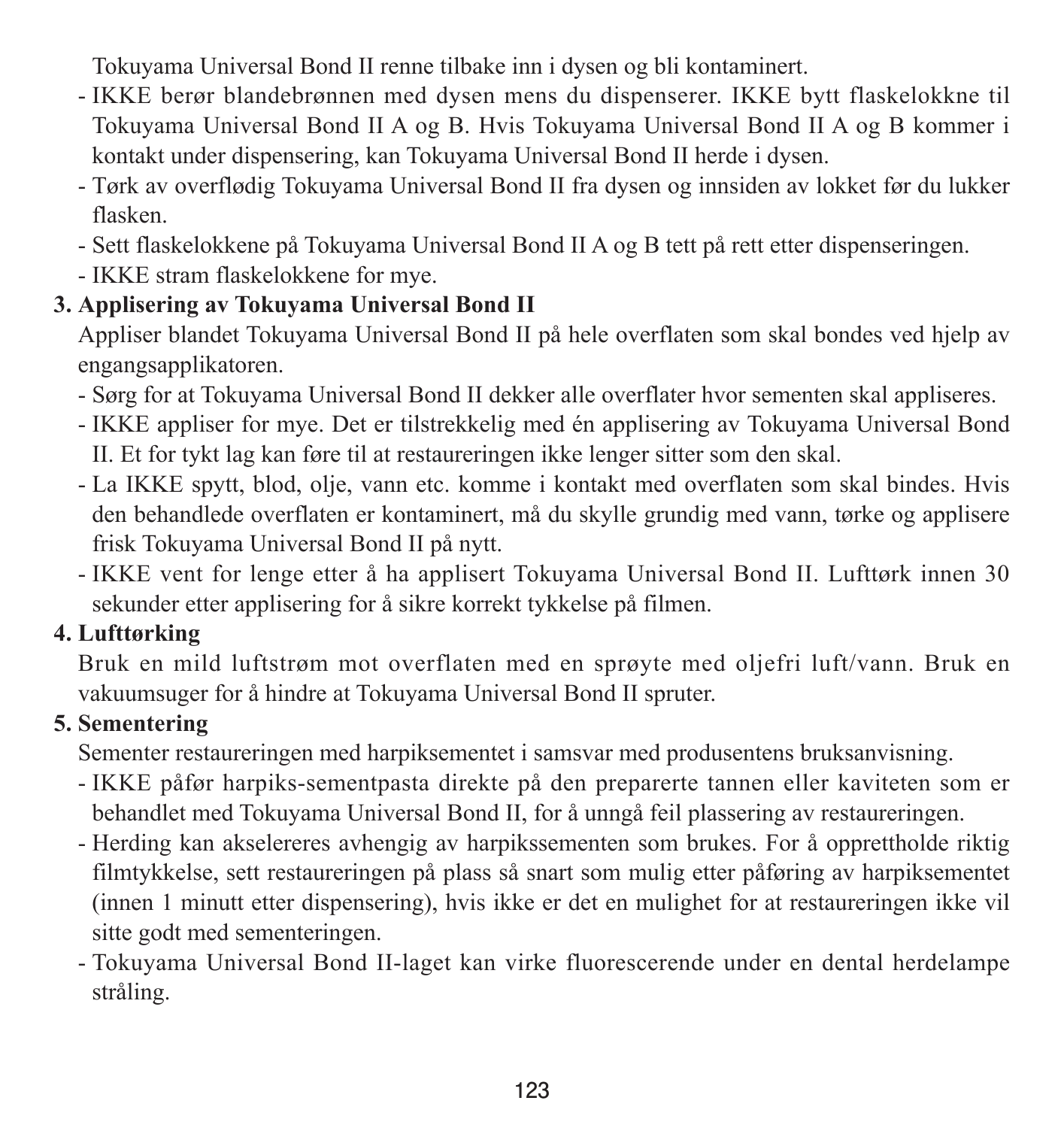Tokuyama Universal Bond II renne tilbake inn i dysen og bli kontaminert.

- IKKE berør blandebrønnen med dysen mens du dispenserer. IKKE bytt flaskelokkne til Tokuyama Universal Bond II A og B. Hvis Tokuyama Universal Bond II A og B kommer i kontakt under dispensering, kan Tokuyama Universal Bond II herde i dysen.
- Tørk av overflødig Tokuyama Universal Bond II fra dysen og innsiden av lokket før du lukker flasken.
- Sett flaskelokkene på Tokuyama Universal Bond II A og B tett på rett etter dispenseringen.
- IKKE stram flaskelokkene for mye.

**3. Applisering av Tokuyama Universal Bond II**

Appliser blandet Tokuyama Universal Bond II på hele overflaten som skal bondes ved hjelp av engangsapplikatoren.

- Sørg for at Tokuyama Universal Bond II dekker alle overflater hvor sementen skal appliseres.
- IKKE appliser for mye. Det er tilstrekkelig med én applisering av Tokuyama Universal Bond II. Et for tykt lag kan føre til at restaureringen ikke lenger sitter som den skal.
- La IKKE spytt, blod, olje, vann etc. komme i kontakt med overflaten som skal bindes. Hvis den behandlede overflaten er kontaminert, må du skylle grundig med vann, tørke og applisere frisk Tokuyama Universal Bond II på nytt.
- IKKE vent for lenge etter å ha applisert Tokuyama Universal Bond II. Lufttørk innen 30 sekunder etter applisering for å sikre korrekt tykkelse på filmen.

**4. Lufttørking**

Bruk en mild luftstrøm mot overflaten med en sprøyte med oljefri luft/vann. Bruk en vakuumsuger for å hindre at Tokuyama Universal Bond II spruter.

**5. Sementering**

Sementer restaureringen med harpiksementet i samsvar med produsentens bruksanvisning.

- IKKE påfør harpiks-sementpasta direkte på den preparerte tannen eller kaviteten som er behandlet med Tokuyama Universal Bond II, for å unngå feil plassering av restaureringen.
- Herding kan akselereres avhengig av harpikssementen som brukes. For å opprettholde riktig filmtykkelse, sett restaureringen på plass så snart som mulig etter påføring av harpiksementet (innen 1 minutt etter dispensering), hvis ikke er det en mulighet for at restaureringen ikke vil sitte godt med sementeringen.
- Tokuyama Universal Bond II-laget kan virke fluorescerende under en dental herdelampe stråling.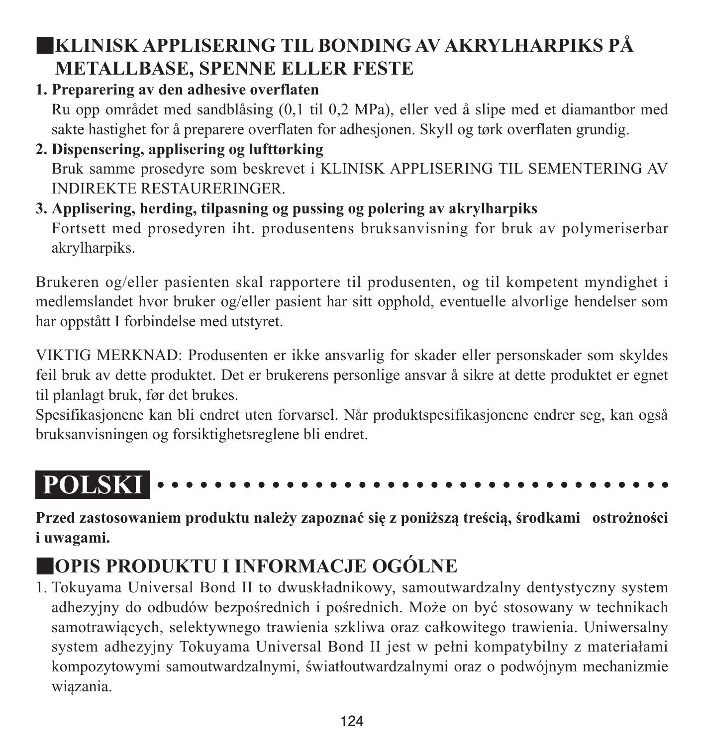## KLINISK APPLISERING TIL BONDING AV AKRYLHARPIKS PÅ METALLBASE, SPENNE ELLER FESTE

**1. Preparering av den adhesive overflaten**

Ru opp området med sandblåsing (0,1 til 0,2 MPa), eller ved å slipe med et diamantbor med sakte hastighet for å preparere overflaten for adhesjonen. Skyll og tørk overflaten grundig.

**2. Dispensering, applisering og lufttørking**

Bruk samme prosedyre som beskrevet i KLINISK APPLISERING TIL SEMENTERING AV INDIREKTE RESTAURERINGER.

**3. Applisering, herding, tilpasning og pussing og polering av akrylharpiks**

Fortsett med prosedyren iht. produsentens bruksanvisning for bruk av polymeriserbar akrylharpiks.

Brukeren og/eller pasienten skal rapportere til produsenten, og til kompetent myndighet i medlemslandet hvor bruker og/eller pasient har sitt opphold, eventuelle alvorlige hendelser som har oppstått I forbindelse med utstyret.

VIKTIG MERKNAD: Produsenten er ikke ansvarlig for skader eller personskader som skyldes feil bruk av dette produktet. Det er brukerens personlige ansvar å sikre at dette produktet er egnet til planlagt bruk, før det brukes.
Spesifikasjonene kan bli endret uten forvarsel. Når produktspesifikasjonene endrer seg, kan også bruksanvisningen og forsiktighetsreglene bli endret.

# POLSKI

**Przed zastosowaniem produktu należy zapoznać się z poniższą treścią, środkami ostrożności i uwagami.**

## OPIS PRODUKTU I INFORMACJE OGÓLNE

1. Tokuyama Universal Bond II to dwuskładnikowy, samoutwardzalny dentystyczny system adhezyjny do odbudów bezpośrednich i pośrednich. Może on być stosowany w technikach samotrawiących, selektywnego trawienia szkliwa oraz całkowitego trawienia. Uniwersalny system adhezyjny Tokuyama Universal Bond II jest w pełni kompatybilny z materiałami kompozytowymi samoutwardzalnymi, światłoutwardzalnymi oraz o podwójnym mechanizmie wiązania.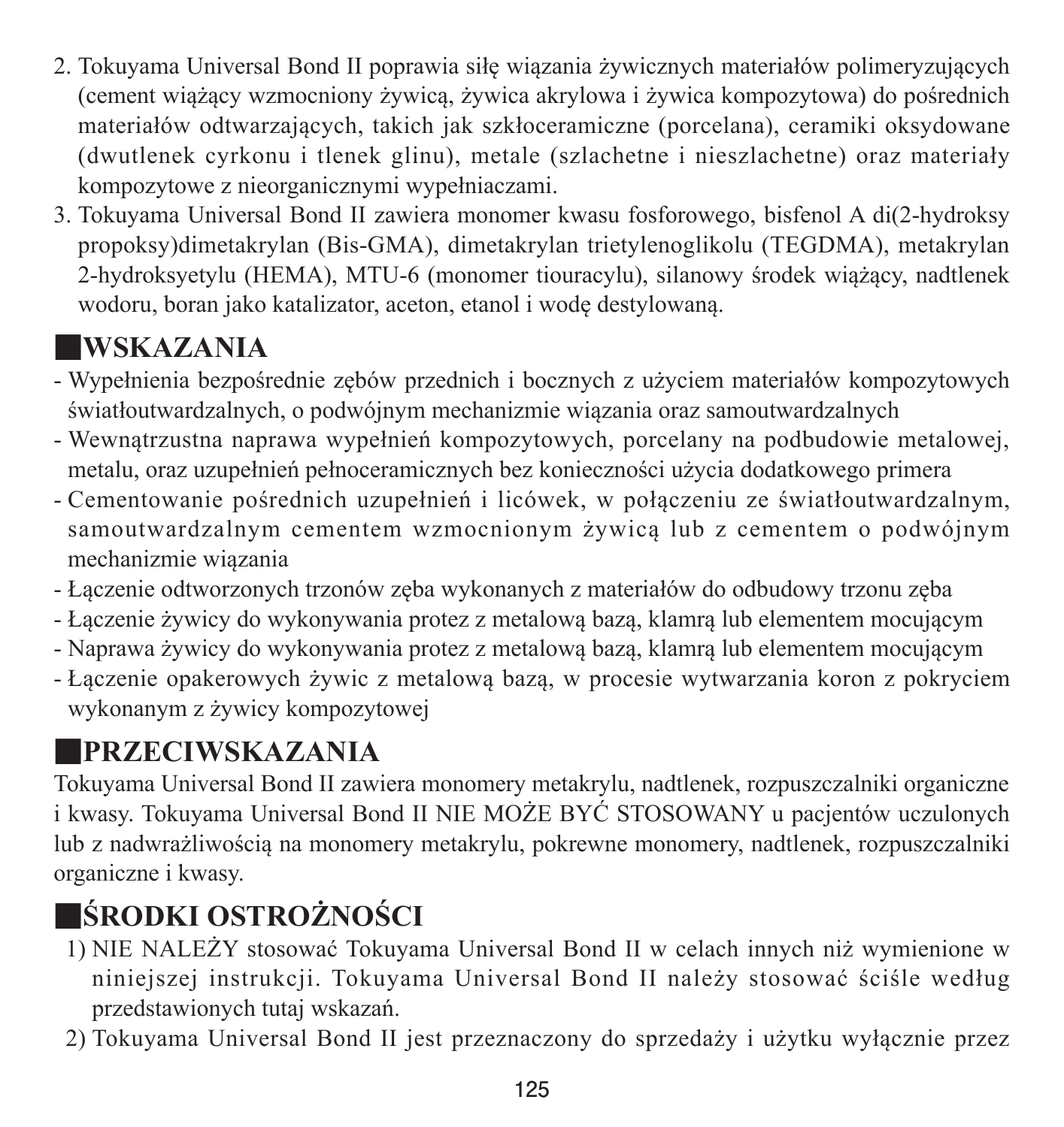2. Tokuyama Universal Bond II poprawia siłę wiązania żywicznych materiałów polimeryzujących (cement wiążący wzmocniony żywicą, żywica akrylowa i żywica kompozytowa) do pośrednich materiałów odtwarzających, takich jak szkłoceramiczne (porcelana), ceramiki oksydowane (dwutlenek cyrkonu i tlenek glinu), metale (szlachetne i nieszlachetne) oraz materiały kompozytowe z nieorganicznymi wypełniaczami.
3. Tokuyama Universal Bond II zawiera monomer kwasu fosforowego, bisfenol A di(2-hydroksy propoksy)dimetakrylan (Bis-GMA), dimetakrylan trietylenoglikolu (TEGDMA), metakrylan 2-hydroksyetylu (HEMA), MTU-6 (monomer tiouracylu), silanowy środek wiążący, nadtlenek wodoru, boran jako katalizator, aceton, etanol i wodę destylowaną.

## WSKAZANIA

- Wypełnienia bezpośrednie zębów przednich i bocznych z użyciem materiałów kompozytowych światłoutwardzalnych, o podwójnym mechanizmie wiązania oraz samoutwardzalnych
- Wewnątrzustna naprawa wypełnień kompozytowych, porcelany na podbudowie metalowej, metalu, oraz uzupełnień pełnoceramicznych bez konieczności użycia dodatkowego primera
- Cementowanie pośrednich uzupełnień i licówek, w połączeniu ze światłoutwardzalnym, samoutwardzalnym cementem wzmocnionym żywicą lub z cementem o podwójnym mechanizmie wiązania
- Łączenie odtworzonych trzonów zęba wykonanych z materiałów do odbudowy trzonu zęba
- Łączenie żywicy do wykonywania protez z metalową bazą, klamrą lub elementem mocującym
- Naprawa żywicy do wykonywania protez z metalową bazą, klamrą lub elementem mocującym
- Łączenie opakerowych żywic z metalową bazą, w procesie wytwarzania koron z pokryciem wykonanym z żywicy kompozytowej

## PRZECIWSKAZANIA

Tokuyama Universal Bond II zawiera monomery metakrylu, nadtlenek, rozpuszczalniki organiczne i kwasy. Tokuyama Universal Bond II NIE MOŻE BYĆ STOSOWANY u pacjentów uczulonych lub z nadwrażliwością na monomery metakrylu, pokrewne monomery, nadtlenek, rozpuszczalniki organiczne i kwasy.

## ŚRODKI OSTROŻNOŚCI

1) NIE NALEŻY stosować Tokuyama Universal Bond II w celach innych niż wymienione w niniejszej instrukcji. Tokuyama Universal Bond II należy stosować ściśle według przedstawionych tutaj wskazań.
2) Tokuyama Universal Bond II jest przeznaczony do sprzedaży i użytku wyłącznie przez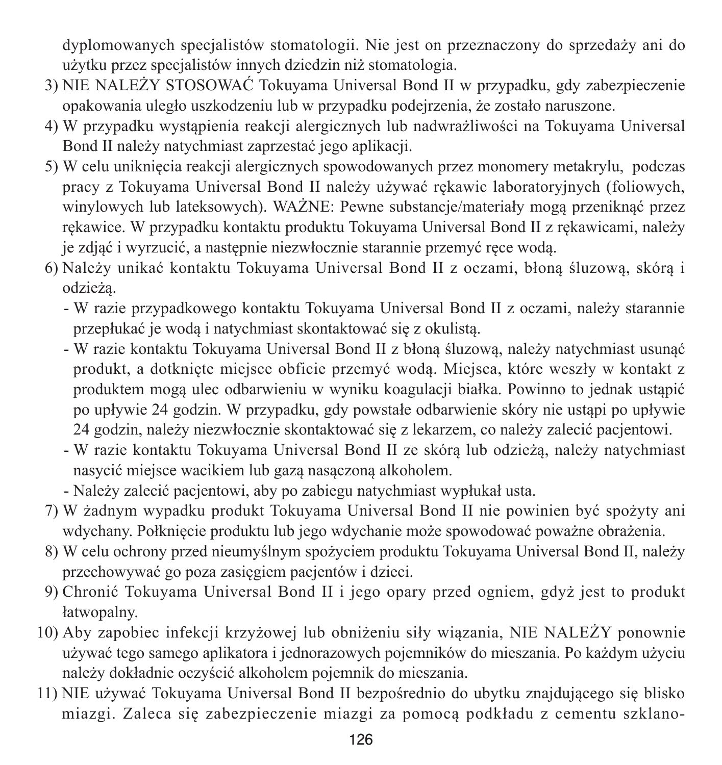dyplomowanych specjalistów stomatologii. Nie jest on przeznaczony do sprzedaży ani do użytku przez specjalistów innych dziedzin niż stomatologia.

3) NIE NALEŻY STOSOWAĆ Tokuyama Universal Bond II w przypadku, gdy zabezpieczenie opakowania uległo uszkodzeniu lub w przypadku podejrzenia, że zostało naruszone.
4) W przypadku wystąpienia reakcji alergicznych lub nadwrażliwości na Tokuyama Universal Bond II należy natychmiast zaprzestać jego aplikacji.
5) W celu uniknięcia reakcji alergicznych spowodowanych przez monomery metakrylu, podczas pracy z Tokuyama Universal Bond II należy używać rękawic laboratoryjnych (foliowych, winylowych lub lateksowych). WAŻNE: Pewne substancje/materiały mogą przeniknąć przez rękawice. W przypadku kontaktu produktu Tokuyama Universal Bond II z rękawicami, należy je zdjąć i wyrzucić, a następnie niezwłocznie starannie przemyć ręce wodą.
6) Należy unikać kontaktu Tokuyama Universal Bond II z oczami, błoną śluzową, skórą i odzieżą.
   - W razie przypadkowego kontaktu Tokuyama Universal Bond II z oczami, należy starannie przepłukać je wodą i natychmiast skontaktować się z okulistą.
   - W razie kontaktu Tokuyama Universal Bond II z błoną śluzową, należy natychmiast usunąć produkt, a dotknięte miejsce obficie przemyć wodą. Miejsca, które weszły w kontakt z produktem mogą ulec odbarwieniu w wyniku koagulacji białka. Powinno to jednak ustąpić po upływie 24 godzin. W przypadku, gdy powstałe odbarwienie skóry nie ustąpi po upływie 24 godzin, należy niezwłocznie skontaktować się z lekarzem, co należy zalecić pacjentowi.
   - W razie kontaktu Tokuyama Universal Bond II ze skórą lub odzieżą, należy natychmiast nasycić miejsce wacikiem lub gazą nasączoną alkoholem.
   - Należy zalecić pacjentowi, aby po zabiegu natychmiast wypłukał usta.
7) W żadnym wypadku produkt Tokuyama Universal Bond II nie powinien być spożyty ani wdychany. Połknięcie produktu lub jego wdychanie może spowodować poważne obrażenia.
8) W celu ochrony przed nieumyślnym spożyciem produktu Tokuyama Universal Bond II, należy przechowywać go poza zasięgiem pacjentów i dzieci.
9) Chronić Tokuyama Universal Bond II i jego opary przed ogniem, gdyż jest to produkt łatwopalny.
10) Aby zapobiec infekcji krzyżowej lub obniżeniu siły wiązania, NIE NALEŻY ponownie używać tego samego aplikatora i jednorazowych pojemników do mieszania. Po każdym użyciu należy dokładnie oczyścić alkoholem pojemnik do mieszania.
11) NIE używać Tokuyama Universal Bond II bezpośrednio do ubytku znajdującego się blisko miazgi. Zaleca się zabezpieczenie miazgi za pomocą podkładu z cementu szklano-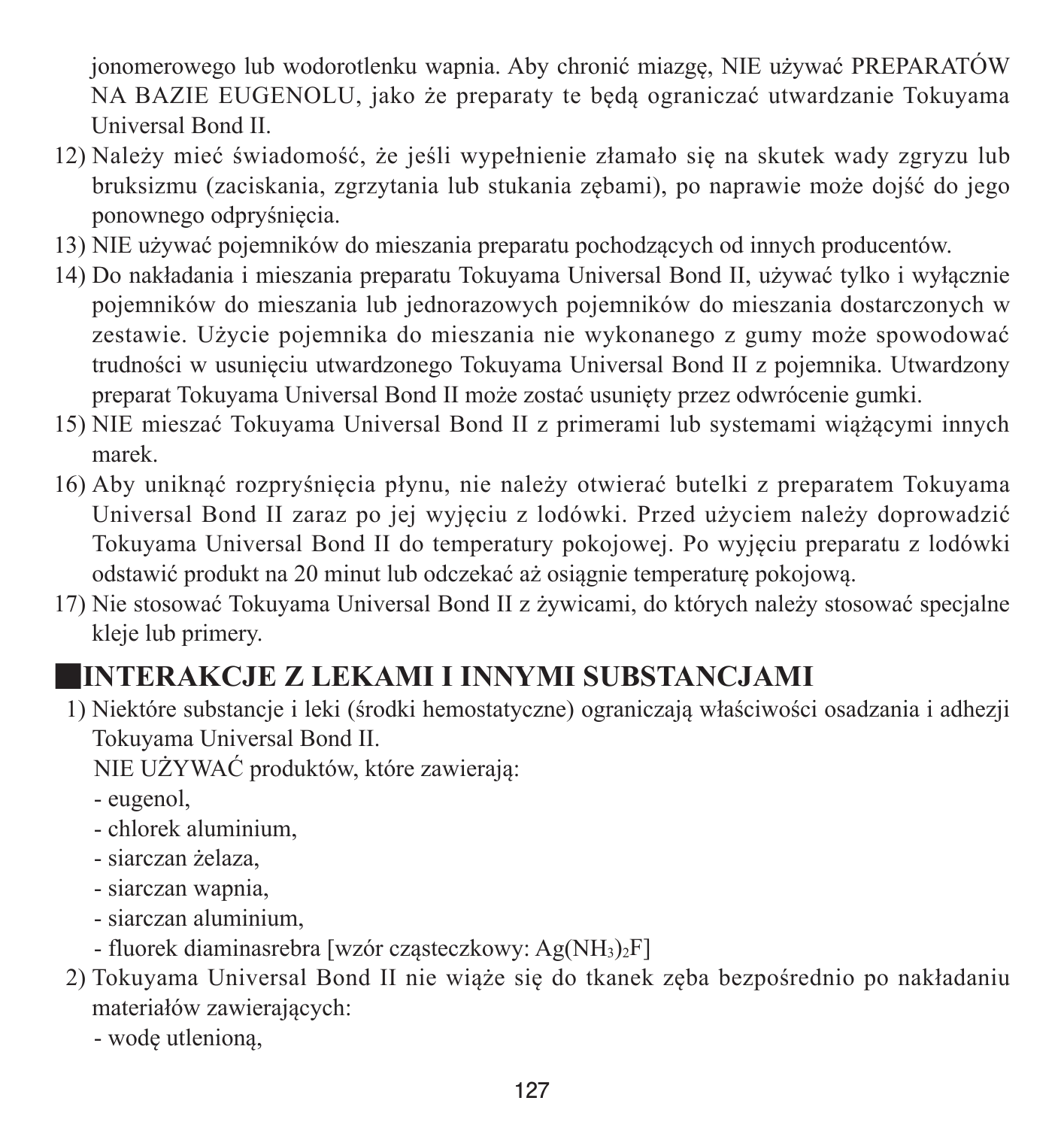jonomerowego lub wodorotlenku wapnia. Aby chronić miazgę, NIE używać PREPARATÓW NA BAZIE EUGENOLU, jako że preparaty te będą ograniczać utwardzanie Tokuyama Universal Bond II.

12) Należy mieć świadomość, że jeśli wypełnienie złamało się na skutek wady zgryzu lub bruksizmu (zaciskania, zgrzytania lub stukania zębami), po naprawie może dojść do jego ponownego odpryśnięcia.
13) NIE używać pojemników do mieszania preparatu pochodzących od innych producentów.
14) Do nakładania i mieszania preparatu Tokuyama Universal Bond II, używać tylko i wyłącznie pojemników do mieszania lub jednorazowych pojemników do mieszania dostarczonych w zestawie. Użycie pojemnika do mieszania nie wykonanego z gumy może spowodować trudności w usunięciu utwardzonego Tokuyama Universal Bond II z pojemnika. Utwardzony preparat Tokuyama Universal Bond II może zostać usunięty przez odwrócenie gumki.
15) NIE mieszać Tokuyama Universal Bond II z primerami lub systemami wiążącymi innych marek.
16) Aby uniknąć rozpryśnięcia płynu, nie należy otwierać butelki z preparatem Tokuyama Universal Bond II zaraz po jej wyjęciu z lodówki. Przed użyciem należy doprowadzić Tokuyama Universal Bond II do temperatury pokojowej. Po wyjęciu preparatu z lodówki odstawić produkt na 20 minut lub odczekać aż osiągnie temperaturę pokojową.
17) Nie stosować Tokuyama Universal Bond II z żywicami, do których należy stosować specjalne kleje lub primery.

## INTERAKCJE Z LEKAMI I INNYMI SUBSTANCJAMI

1) Niektóre substancje i leki (środki hemostatyczne) ograniczają właściwości osadzania i adhezji Tokuyama Universal Bond II.

   NIE UŻYWAĆ produktów, które zawierają:
   - eugenol,
   - chlorek aluminium,
   - siarczan żelaza,
   - siarczan wapnia,
   - siarczan aluminium,
   - fluorek diaminasrebra [wzór cząsteczkowy: $Ag(NH_3)_2F$]
2) Tokuyama Universal Bond II nie wiąże się do tkanek zęba bezpośrednio po nakładaniu materiałów zawierających:
   - wodę utlenioną,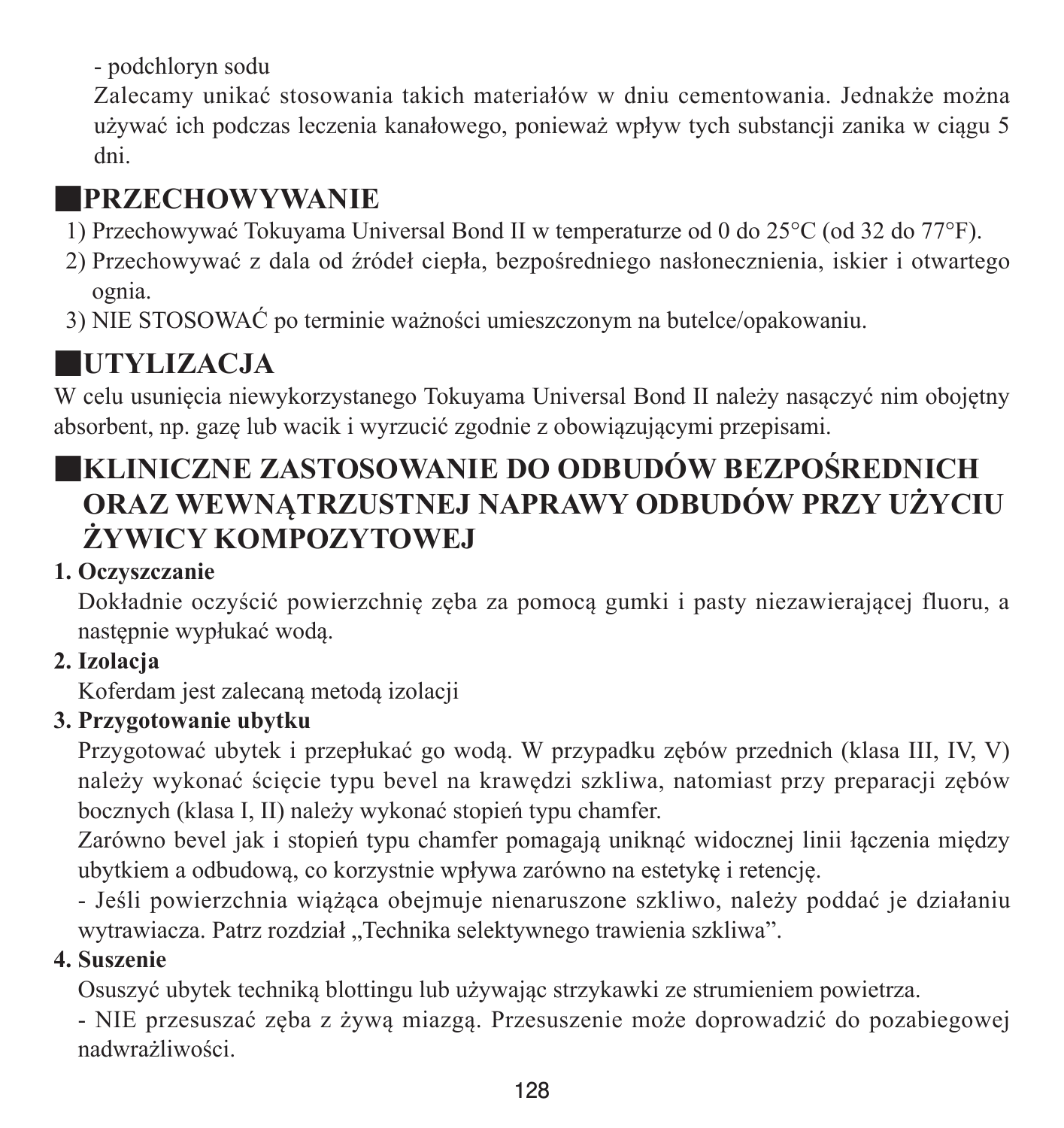- podchloryn sodu

Zalecamy unikać stosowania takich materiałów w dniu cementowania. Jednakże można używać ich podczas leczenia kanałowego, ponieważ wpływ tych substancji zanika w ciągu 5 dni.

## ■PRZECHOWYWANIE

1) Przechowywać Tokuyama Universal Bond II w temperaturze od 0 do 25°C (od 32 do 77°F).
2) Przechowywać z dala od źródeł ciepła, bezpośredniego nasłonecznienia, iskier i otwartego ognia.
3) NIE STOSOWAĆ po terminie ważności umieszczonym na butelce/opakowaniu.

## ■UTYLIZACJA

W celu usunięcia niewykorzystanego Tokuyama Universal Bond II należy nasączyć nim obojętny absorbent, np. gazę lub wacik i wyrzucić zgodnie z obowiązującymi przepisami.

## ■KLINICZNE ZASTOSOWANIE DO ODBUDÓW BEZPOŚREDNICH ORAZ WEWNĄTRZUSTNEJ NAPRAWY ODBUDÓW PRZY UŻYCIU ŻYWICY KOMPOZYTOWEJ

**1. Oczyszczanie**

Dokładnie oczyścić powierzchnię zęba za pomocą gumki i pasty niezawierającej fluoru, a następnie wypłukać wodą.

**2. Izolacja**

Koferdam jest zalecaną metodą izolacji

**3. Przygotowanie ubytku**

Przygotować ubytek i przepłukać go wodą. W przypadku zębów przednich (klasa III, IV, V) należy wykonać ścięcie typu bevel na krawędzi szkliwa, natomiast przy preparacji zębów bocznych (klasa I, II) należy wykonać stopień typu chamfer.

Zarówno bevel jak i stopień typu chamfer pomagają uniknąć widocznej linii łączenia między ubytkiem a odbudową, co korzystnie wpływa zarówno na estetykę i retencję.

- Jeśli powierzchnia wiążąca obejmuje nienaruszone szkliwo, należy poddać je działaniu wytrawiacza. Patrz rozdział „Technika selektywnego trawienia szkliwa”.

**4. Suszenie**

Osuszyć ubytek techniką blottingu lub używając strzykawki ze strumieniem powietrza.

- NIE przesuszać zęba z żywą miazgą. Przesuszenie może doprowadzić do pozabiegowej nadwrażliwości.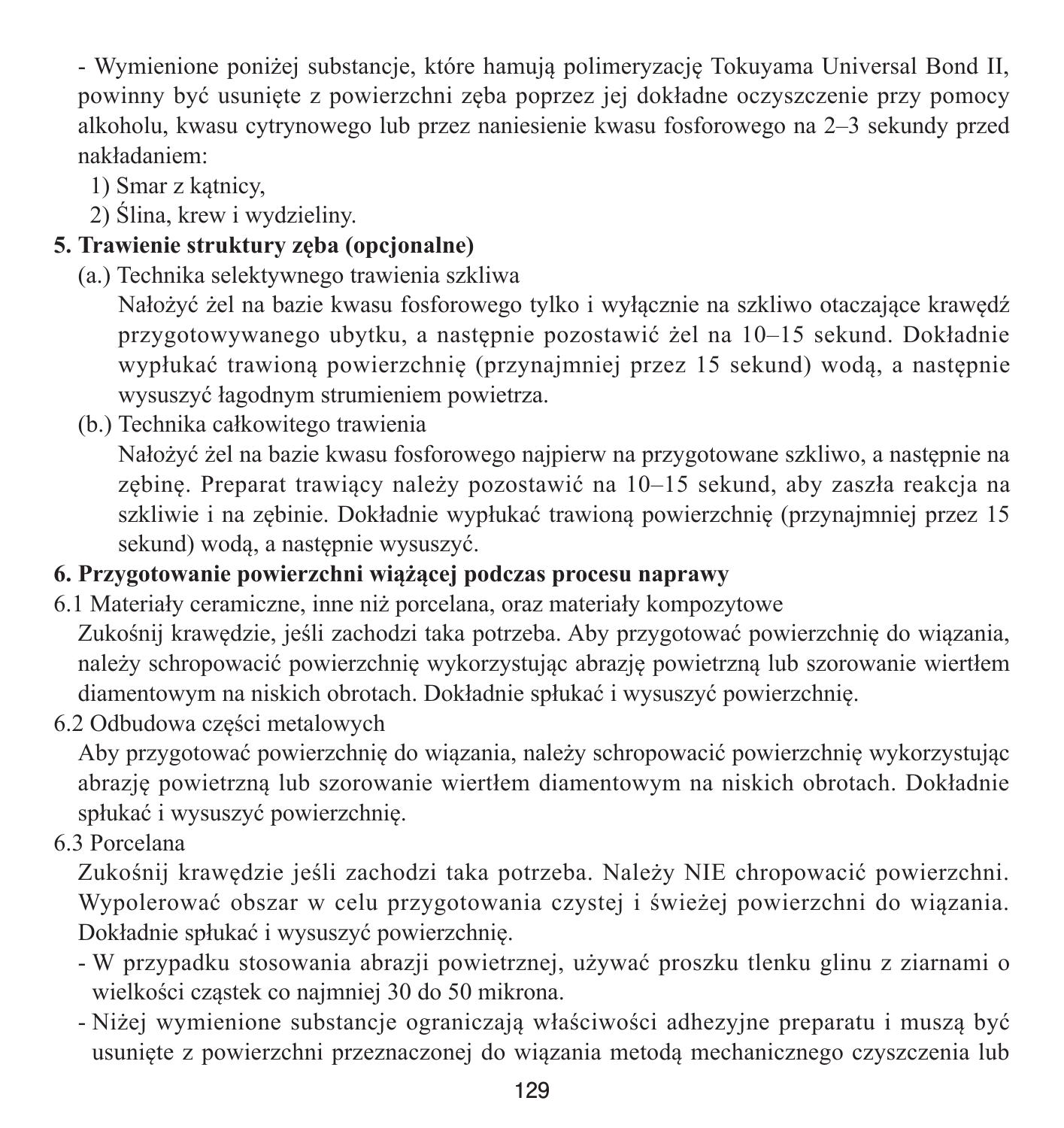- Wymienione poniżej substancje, które hamują polimeryzację Tokuyama Universal Bond II, powinny być usunięte z powierzchni zęba poprzez jej dokładne oczyszczenie przy pomocy alkoholu, kwasu cytrynowego lub przez naniesienie kwasu fosforowego na 2–3 sekundy przed nakładaniem:
  1) Smar z kątnicy,
  2) Ślina, krew i wydzieliny.

**5. Trawienie struktury zęba (opcjonalne)**

(a.) Technika selektywnego trawienia szkliwa

Nałożyć żel na bazie kwasu fosforowego tylko i wyłącznie na szkliwo otaczające krawędź przygotowywanego ubytku, a następnie pozostawić żel na 10–15 sekund. Dokładnie wypłukać trawioną powierzchnię (przynajmniej przez 15 sekund) wodą, a następnie wysuszyć łagodnym strumieniem powietrza.

(b.) Technika całkowitego trawienia

Nałożyć żel na bazie kwasu fosforowego najpierw na przygotowane szkliwo, a następnie na zębinę. Preparat trawiący należy pozostawić na 10–15 sekund, aby zaszła reakcja na szkliwie i na zębinie. Dokładnie wypłukać trawioną powierzchnię (przynajmniej przez 15 sekund) wodą, a następnie wysuszyć.

**6. Przygotowanie powierzchni wiążącej podczas procesu naprawy**

6.1 Materiały ceramiczne, inne niż porcelana, oraz materiały kompozytowe

Zukośnij krawędzie, jeśli zachodzi taka potrzeba. Aby przygotować powierzchnię do wiązania, należy schropowacić powierzchnię wykorzystując abrazję powietrzną lub szorowanie wiertłem diamentowym na niskich obrotach. Dokładnie spłukać i wysuszyć powierzchnię.

6.2 Odbudowa części metalowych

Aby przygotować powierzchnię do wiązania, należy schropowacić powierzchnię wykorzystując abrazję powietrzną lub szorowanie wiertłem diamentowym na niskich obrotach. Dokładnie spłukać i wysuszyć powierzchnię.

6.3 Porcelana

Zukośnij krawędzie jeśli zachodzi taka potrzeba. Należy NIE chropowacić powierzchni. Wypolerować obszar w celu przygotowania czystej i świeżej powierzchni do wiązania. Dokładnie spłukać i wysuszyć powierzchnię.

- W przypadku stosowania abrazji powietrznej, używać proszku tlenku glinu z ziarnami o wielkości cząstek co najmniej 30 do 50 mikrona.
- Niżej wymienione substancje ograniczają właściwości adhezyjne preparatu i muszą być usunięte z powierzchni przeznaczonej do wiązania metodą mechanicznego czyszczenia lub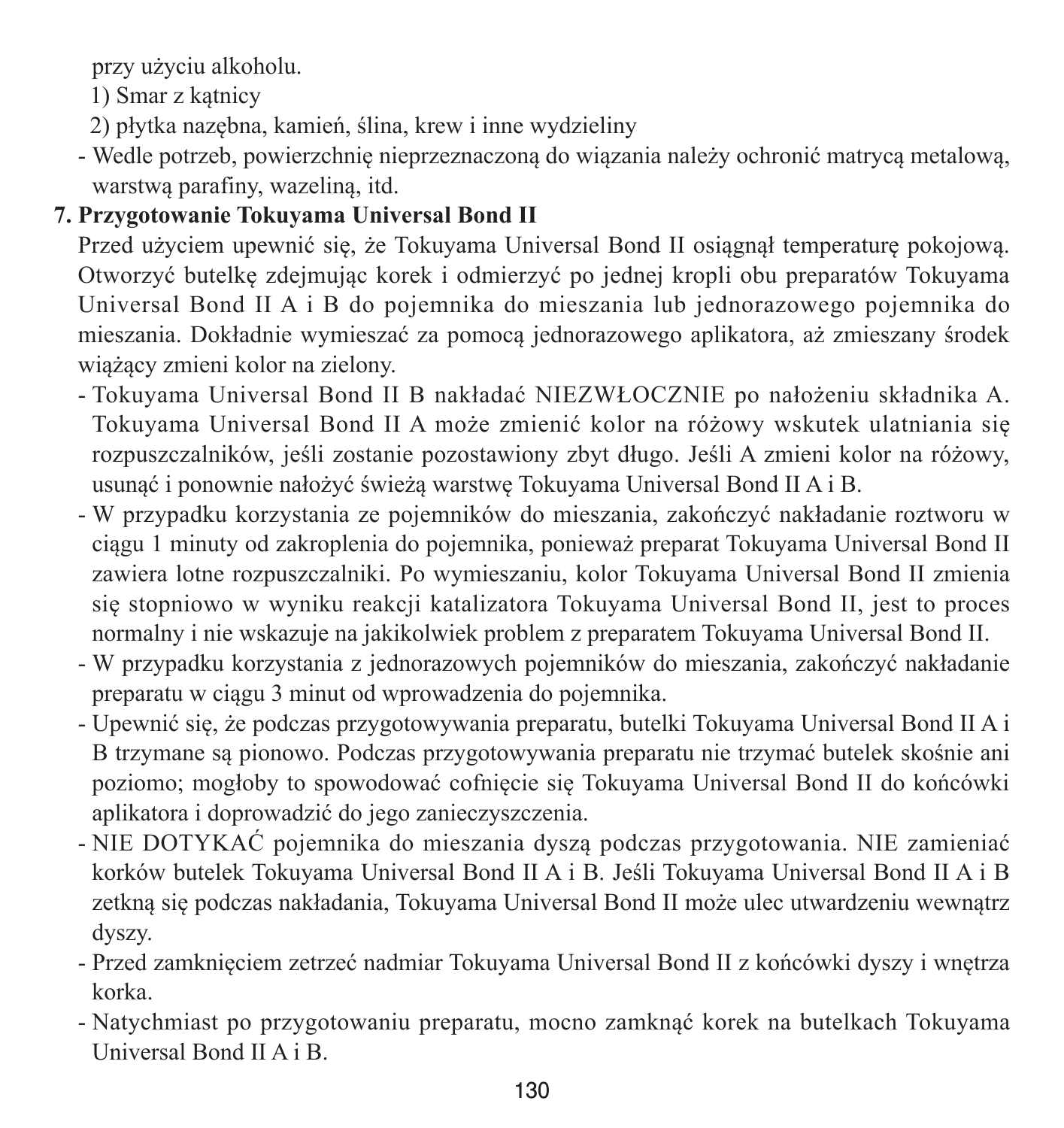przy użyciu alkoholu.

1) Smar z kątnicy

2) płytka nazębna, kamień, ślina, krew i inne wydzieliny

- Wedle potrzeb, powierzchnię nieprzeznaczoną do wiązania należy ochronić matrycą metalową, warstwą parafiny, wazeliną, itd.

**7. Przygotowanie Tokuyama Universal Bond II**

Przed użyciem upewnić się, że Tokuyama Universal Bond II osiągnął temperaturę pokojową. Otworzyć butelkę zdejmując korek i odmierzyć po jednej kropli obu preparatów Tokuyama Universal Bond II A i B do pojemnika do mieszania lub jednorazowego pojemnika do mieszania. Dokładnie wymieszać za pomocą jednorazowego aplikatora, aż zmieszany środek wiążący zmieni kolor na zielony.

- Tokuyama Universal Bond II B nakładać NIEZWŁOCZNIE po nałożeniu składnika A. Tokuyama Universal Bond II A może zmienić kolor na różowy wskutek ulatniania się rozpuszczalników, jeśli zostanie pozostawiony zbyt długo. Jeśli A zmieni kolor na różowy, usunąć i ponownie nałożyć świeżą warstwę Tokuyama Universal Bond II A i B.
- W przypadku korzystania ze pojemników do mieszania, zakończyć nakładanie roztworu w ciągu 1 minuty od zakroplenia do pojemnika, ponieważ preparat Tokuyama Universal Bond II zawiera lotne rozpuszczalniki. Po wymieszaniu, kolor Tokuyama Universal Bond II zmienia się stopniowo w wyniku reakcji katalizatora Tokuyama Universal Bond II, jest to proces normalny i nie wskazuje na jakikolwiek problem z preparatem Tokuyama Universal Bond II.
- W przypadku korzystania z jednorazowych pojemników do mieszania, zakończyć nakładanie preparatu w ciągu 3 minut od wprowadzenia do pojemnika.
- Upewnić się, że podczas przygotowywania preparatu, butelki Tokuyama Universal Bond II A i B trzymane są pionowo. Podczas przygotowywania preparatu nie trzymać butelek skośnie ani poziomo; mogłoby to spowodować cofnięcie się Tokuyama Universal Bond II do końcówki aplikatora i doprowadzić do jego zanieczyszczenia.
- NIE DOTYKAĆ pojemnika do mieszania dyszą podczas przygotowania. NIE zamieniać korków butelek Tokuyama Universal Bond II A i B. Jeśli Tokuyama Universal Bond II A i B zetkną się podczas nakładania, Tokuyama Universal Bond II może ulec utwardzeniu wewnątrz dyszy.
- Przed zamknięciem zetrzeć nadmiar Tokuyama Universal Bond II z końcówki dyszy i wnętrza korka.
- Natychmiast po przygotowaniu preparatu, mocno zamknąć korek na butelkach Tokuyama Universal Bond II A i B.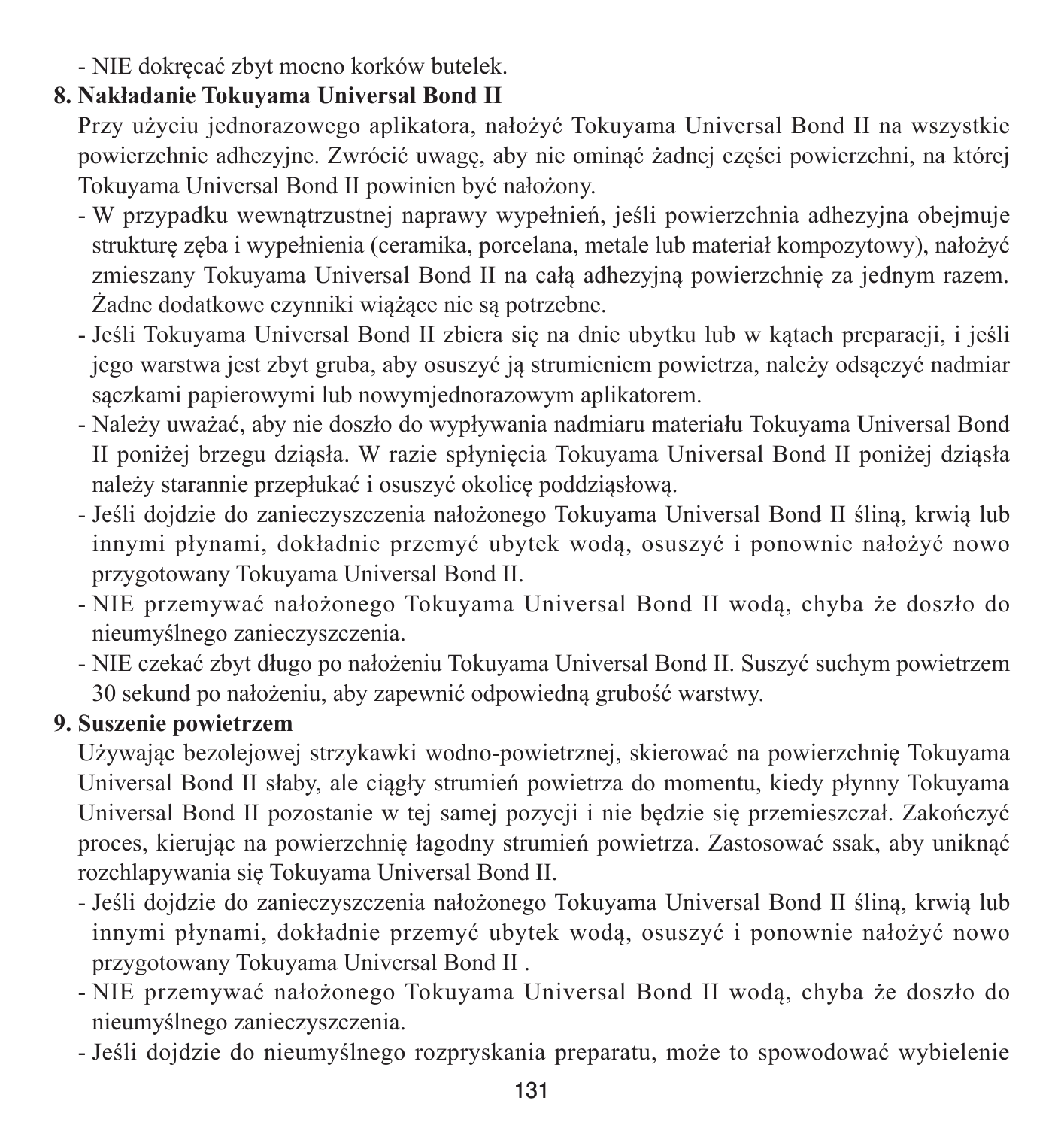- NIE dokręcać zbyt mocno korków butelek.

**8. Nakładanie Tokuyama Universal Bond II**

Przy użyciu jednorazowego aplikatora, nałożyć Tokuyama Universal Bond II na wszystkie powierzchnie adhezyjne. Zwrócić uwagę, aby nie ominąć żadnej części powierzchni, na której Tokuyama Universal Bond II powinien być nałożony.

- W przypadku wewnątrzustnej naprawy wypełnień, jeśli powierzchnia adhezyjna obejmuje strukturę zęba i wypełnienia (ceramika, porcelana, metale lub materiał kompozytowy), nałożyć zmieszany Tokuyama Universal Bond II na całą adhezyjną powierzchnię za jednym razem. Żadne dodatkowe czynniki wiążące nie są potrzebne.
- Jeśli Tokuyama Universal Bond II zbiera się na dnie ubytku lub w kątach preparacji, i jeśli jego warstwa jest zbyt gruba, aby osuszyć ją strumieniem powietrza, należy odsączyć nadmiar sączkami papierowymi lub nowymjednorazowym aplikatorem.
- Należy uważać, aby nie doszło do wypływania nadmiaru materiału Tokuyama Universal Bond II poniżej brzegu dziąsła. W razie spłynięcia Tokuyama Universal Bond II poniżej dziąsła należy starannie przepłukać i osuszyć okolicę poddziąsłową.
- Jeśli dojdzie do zanieczyszczenia nałożonego Tokuyama Universal Bond II śliną, krwią lub innymi płynami, dokładnie przemyć ubytek wodą, osuszyć i ponownie nałożyć nowo przygotowany Tokuyama Universal Bond II.
- NIE przemywać nałożonego Tokuyama Universal Bond II wodą, chyba że doszło do nieumyślnego zanieczyszczenia.
- NIE czekać zbyt długo po nałożeniu Tokuyama Universal Bond II. Suszyć suchym powietrzem 30 sekund po nałożeniu, aby zapewnić odpowiedną grubość warstwy.

**9. Suszenie powietrzem**

Używając bezolejowej strzykawki wodno-powietrznej, skierować na powierzchnię Tokuyama Universal Bond II słaby, ale ciągły strumień powietrza do momentu, kiedy płynny Tokuyama Universal Bond II pozostanie w tej samej pozycji i nie będzie się przemieszczał. Zakończyć proces, kierując na powierzchnię łagodny strumień powietrza. Zastosować ssak, aby uniknąć rozchlapywania się Tokuyama Universal Bond II.

- Jeśli dojdzie do zanieczyszczenia nałożonego Tokuyama Universal Bond II śliną, krwią lub innymi płynami, dokładnie przemyć ubytek wodą, osuszyć i ponownie nałożyć nowo przygotowany Tokuyama Universal Bond II .
- NIE przemywać nałożonego Tokuyama Universal Bond II wodą, chyba że doszło do nieumyślnego zanieczyszczenia.
- Jeśli dojdzie do nieumyślnego rozpryskania preparatu, może to spowodować wybielenie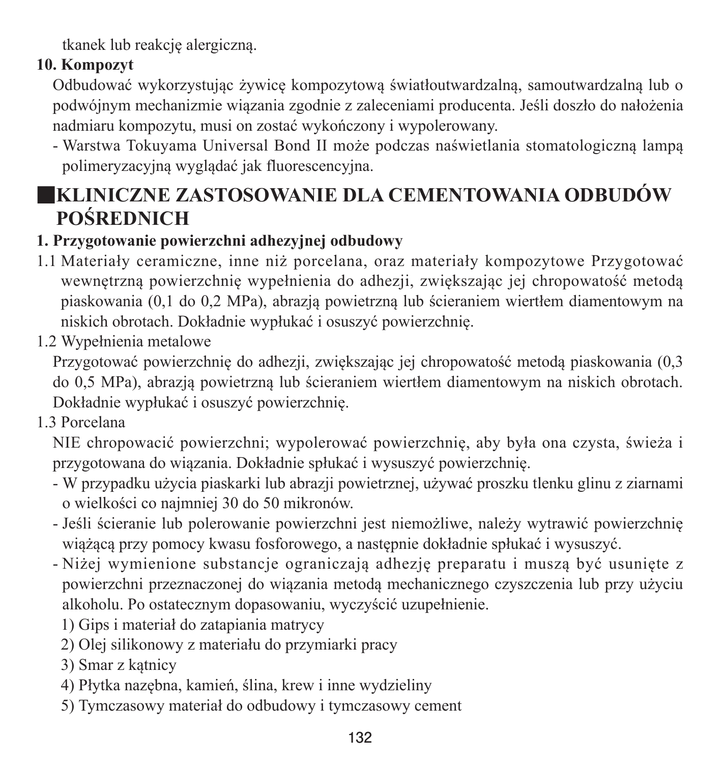tkanek lub reakcję alergiczną.

**10. Kompozyt**

Odbudować wykorzystując żywicę kompozytową światłoutwardzalną, samoutwardzalną lub o podwójnym mechanizmie wiązania zgodnie z zaleceniami producenta. Jeśli doszło do nałożenia nadmiaru kompozytu, musi on zostać wykończony i wypolerowany.

- Warstwa Tokuyama Universal Bond II może podczas naświetlania stomatologiczną lampą polimeryzacyjną wyglądać jak fluorescencyjna.

## ■KLINICZNE ZASTOSOWANIE DLA CEMENTOWANIA ODBUDÓW POŚREDNICH

**1. Przygotowanie powierzchni adhezyjnej odbudowy**

1.1 Materiały ceramiczne, inne niż porcelana, oraz materiały kompozytowe Przygotować wewnętrzną powierzchnię wypełnienia do adhezji, zwiększając jej chropowatość metodą piaskowania (0,1 do 0,2 MPa), abrazją powietrzną lub ścieraniem wiertłem diamentowym na niskich obrotach. Dokładnie wypłukać i osuszyć powierzchnię.

1.2 Wypełnienia metalowe

Przygotować powierzchnię do adhezji, zwiększając jej chropowatość metodą piaskowania (0,3 do 0,5 MPa), abrazją powietrzną lub ścieraniem wiertłem diamentowym na niskich obrotach. Dokładnie wypłukać i osuszyć powierzchnię.

1.3 Porcelana

NIE chropowacić powierzchni; wypolerować powierzchnię, aby była ona czysta, świeża i przygotowana do wiązania. Dokładnie spłukać i wysuszyć powierzchnię.

- W przypadku użycia piaskarki lub abrazji powietrznej, używać proszku tlenku glinu z ziarnami o wielkości co najmniej 30 do 50 mikronów.
- Jeśli ścieranie lub polerowanie powierzchni jest niemożliwe, należy wytrawić powierzchnię wiążącą przy pomocy kwasu fosforowego, a następnie dokładnie spłukać i wysuszyć.
- Niżej wymienione substancje ograniczają adhezję preparatu i muszą być usunięte z powierzchni przeznaczonej do wiązania metodą mechanicznego czyszczenia lub przy użyciu alkoholu. Po ostatecznym dopasowaniu, wyczyścić uzupełnienie.
  1) Gips i materiał do zatapiania matrycy
  2) Olej silikonowy z materiału do przymiarki pracy
  3) Smar z kątnicy
  4) Płytka nazębna, kamień, ślina, krew i inne wydzieliny
  5) Tymczasowy materiał do odbudowy i tymczasowy cement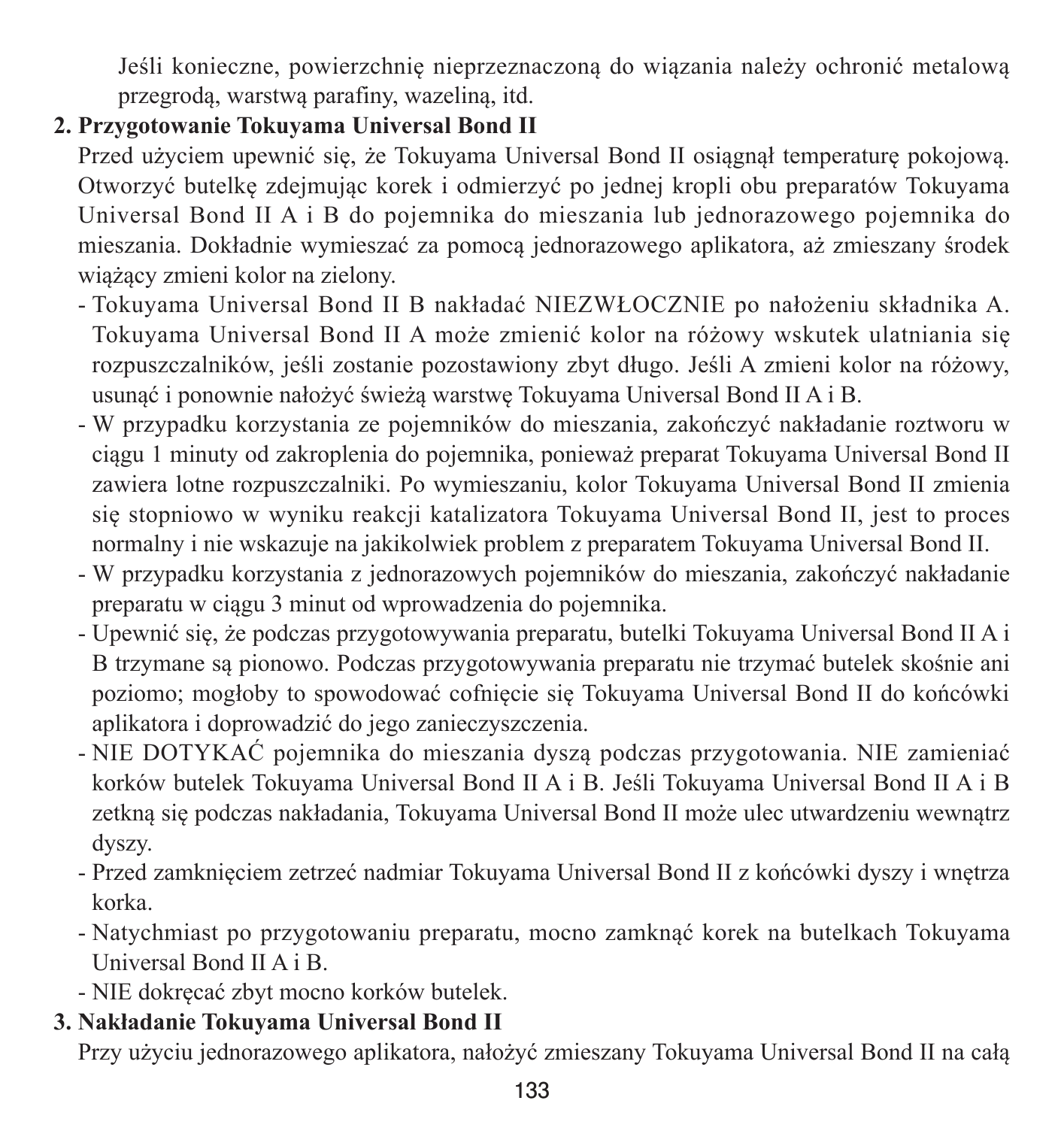Jeśli konieczne, powierzchnię nieprzeznaczoną do wiązania należy ochronić metalową przegrodą, warstwą parafiny, wazeliną, itd.

**2. Przygotowanie Tokuyama Universal Bond II**

Przed użyciem upewnić się, że Tokuyama Universal Bond II osiągnął temperaturę pokojową. Otworzyć butelkę zdejmując korek i odmierzyć po jednej kropli obu preparatów Tokuyama Universal Bond II A i B do pojemnika do mieszania lub jednorazowego pojemnika do mieszania. Dokładnie wymieszać za pomocą jednorazowego aplikatora, aż zmieszany środek wiążący zmieni kolor na zielony.

- Tokuyama Universal Bond II B nakładać NIEZWŁOCZNIE po nałożeniu składnika A. Tokuyama Universal Bond II A może zmienić kolor na różowy wskutek ulatniania się rozpuszczalników, jeśli zostanie pozostawiony zbyt długo. Jeśli A zmieni kolor na różowy, usunąć i ponownie nałożyć świeżą warstwę Tokuyama Universal Bond II A i B.
- W przypadku korzystania ze pojemników do mieszania, zakończyć nakładanie roztworu w ciągu 1 minuty od zakroplenia do pojemnika, ponieważ preparat Tokuyama Universal Bond II zawiera lotne rozpuszczalniki. Po wymieszaniu, kolor Tokuyama Universal Bond II zmienia się stopniowo w wyniku reakcji katalizatora Tokuyama Universal Bond II, jest to proces normalny i nie wskazuje na jakikolwiek problem z preparatem Tokuyama Universal Bond II.
- W przypadku korzystania z jednorazowych pojemników do mieszania, zakończyć nakładanie preparatu w ciągu 3 minut od wprowadzenia do pojemnika.
- Upewnić się, że podczas przygotowywania preparatu, butelki Tokuyama Universal Bond II A i B trzymane są pionowo. Podczas przygotowywania preparatu nie trzymać butelek skośnie ani poziomo; mogłoby to spowodować cofnięcie się Tokuyama Universal Bond II do końcówki aplikatora i doprowadzić do jego zanieczyszczenia.
- NIE DOTYKAĆ pojemnika do mieszania dyszą podczas przygotowania. NIE zamieniać korków butelek Tokuyama Universal Bond II A i B. Jeśli Tokuyama Universal Bond II A i B zetkną się podczas nakładania, Tokuyama Universal Bond II może ulec utwardzeniu wewnątrz dyszy.
- Przed zamknięciem zetrzeć nadmiar Tokuyama Universal Bond II z końcówki dyszy i wnętrza korka.
- Natychmiast po przygotowaniu preparatu, mocno zamknąć korek na butelkach Tokuyama Universal Bond II A i B.
- NIE dokręcać zbyt mocno korków butelek.

**3. Nakładanie Tokuyama Universal Bond II**

Przy użyciu jednorazowego aplikatora, nałożyć zmieszany Tokuyama Universal Bond II na całą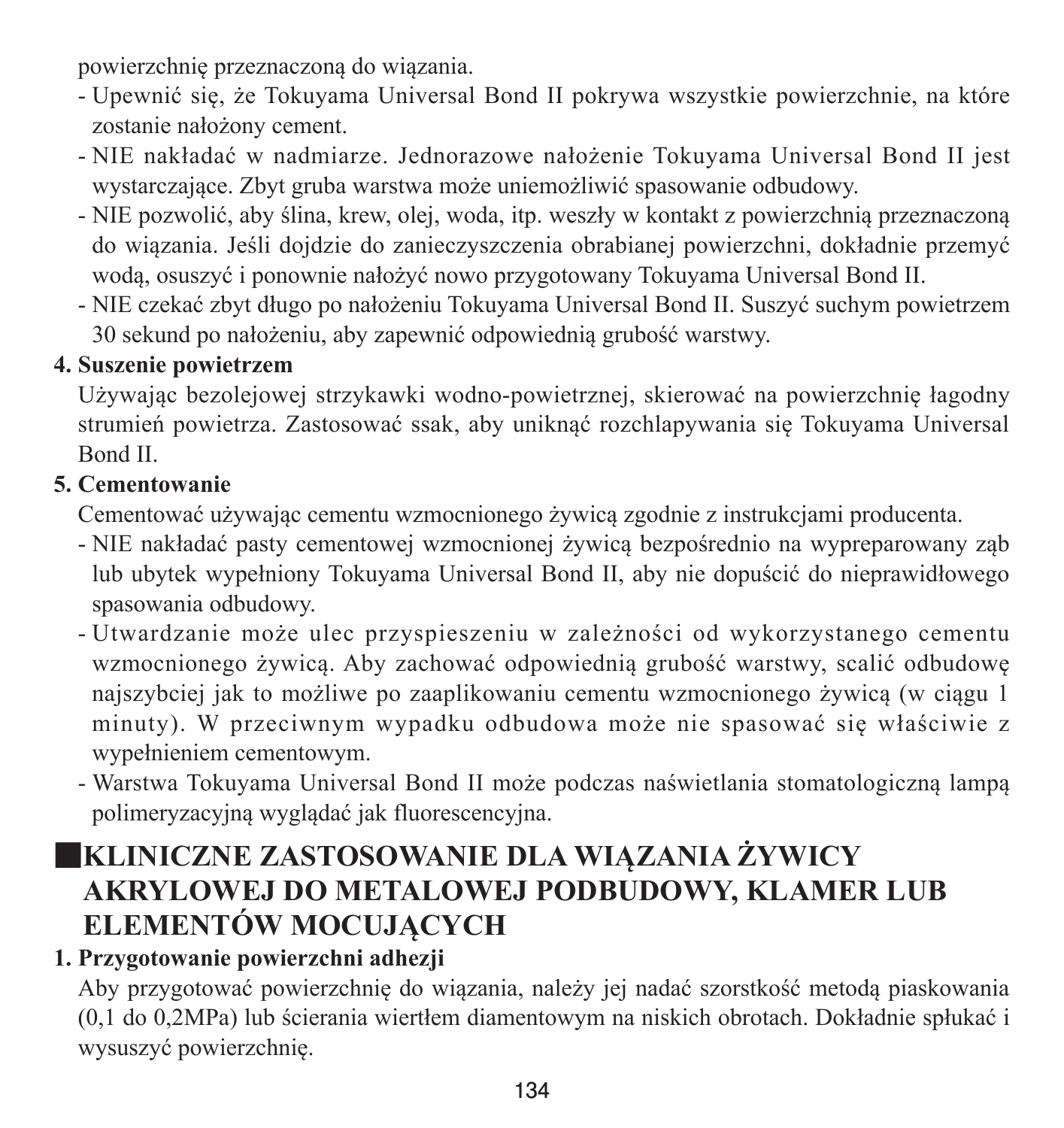powierzchnię przeznaczoną do wiązania.

- Upewnić się, że Tokuyama Universal Bond II pokrywa wszystkie powierzchnie, na które zostanie nałożony cement.
- NIE nakładać w nadmiarze. Jednorazowe nałożenie Tokuyama Universal Bond II jest wystarczające. Zbyt gruba warstwa może uniemożliwić spasowanie odbudowy.
- NIE pozwolić, aby ślina, krew, olej, woda, itp. weszły w kontakt z powierzchnią przeznaczoną do wiązania. Jeśli dojdzie do zanieczyszczenia obrabianej powierzchni, dokładnie przemyć wodą, osuszyć i ponownie nałożyć nowo przygotowany Tokuyama Universal Bond II.
- NIE czekać zbyt długo po nałożeniu Tokuyama Universal Bond II. Suszyć suchym powietrzem 30 sekund po nałożeniu, aby zapewnić odpowiednią grubość warstwy.

**4. Suszenie powietrzem**

Używając bezolejowej strzykawki wodno-powietrznej, skierować na powierzchnię łagodny strumień powietrza. Zastosować ssak, aby uniknąć rozchlapywania się Tokuyama Universal Bond II.

**5. Cementowanie**

Cementować używając cementu wzmocnionego żywicą zgodnie z instrukcjami producenta.

- NIE nakładać pasty cementowej wzmocnionej żywicą bezpośrednio na wypreparowany ząb lub ubytek wypełniony Tokuyama Universal Bond II, aby nie dopuścić do nieprawidłowego spasowania odbudowy.
- Utwardzanie może ulec przyspieszeniu w zależności od wykorzystanego cementu wzmocnionego żywicą. Aby zachować odpowiednią grubość warstwy, scalić odbudowę najszybciej jak to możliwe po zaaplikowaniu cementu wzmocnionego żywicą (w ciągu 1 minuty). W przeciwnym wypadku odbudowa może nie spasować się właściwie z wypełnieniem cementowym.
- Warstwa Tokuyama Universal Bond II może podczas naświetlania stomatologiczną lampą polimeryzacyjną wyglądać jak fluorescencyjna.

## ■KLINICZNE ZASTOSOWANIE DLA WIĄZANIA ŻYWICY AKRYLOWEJ DO METALOWEJ PODBUDOWY, KLAMER LUB ELEMENTÓW MOCUJĄCYCH

**1. Przygotowanie powierzchni adhezji**

Aby przygotować powierzchnię do wiązania, należy jej nadać szorstkość metodą piaskowania (0,1 do 0,2MPa) lub ścierania wiertłem diamentowym na niskich obrotach. Dokładnie spłukać i wysuszyć powierzchnię.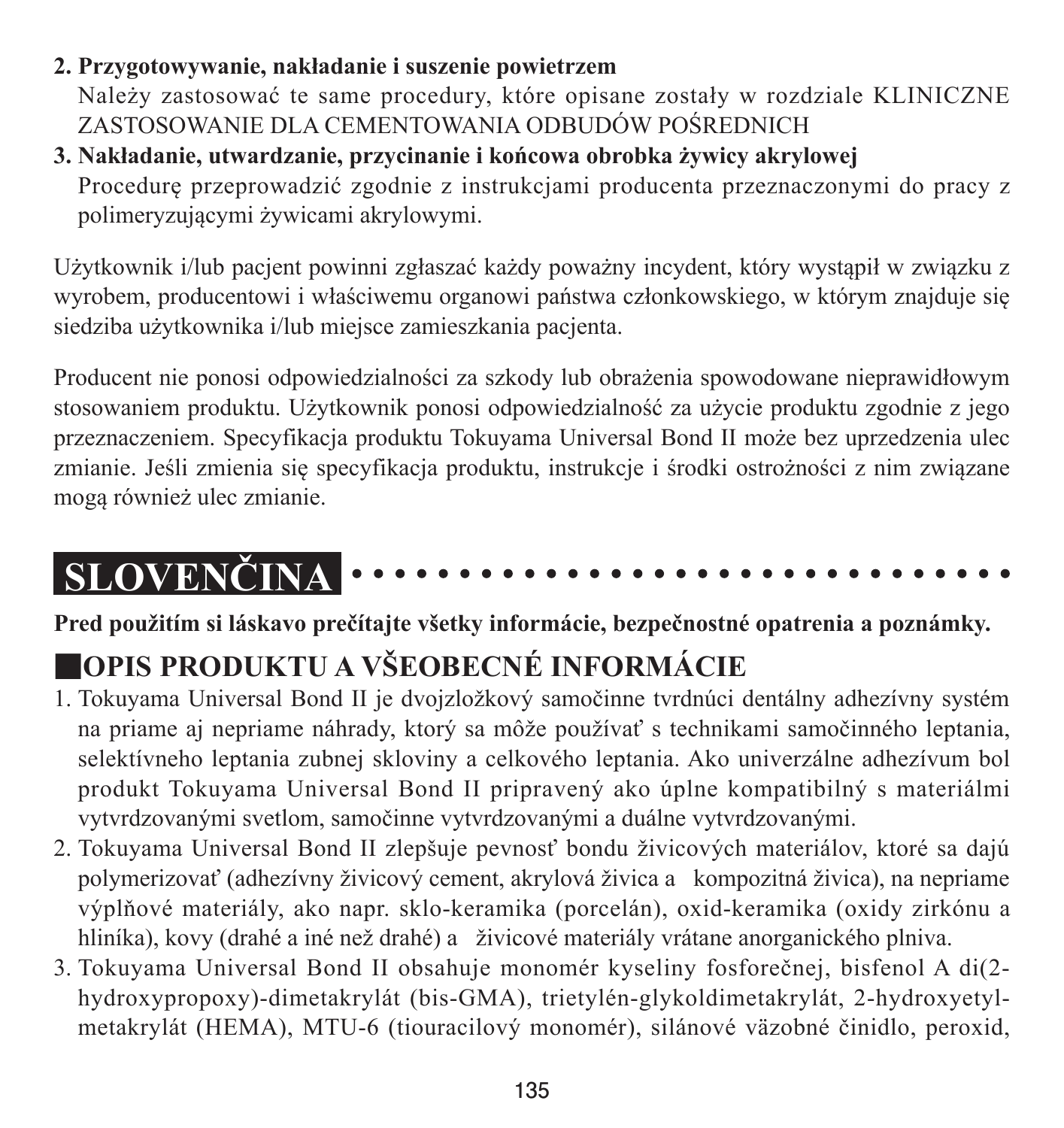**2. Przygotowywanie, nakładanie i suszenie powietrzem**

Należy zastosować te same procedury, które opisane zostały w rozdziale KLINICZNE ZASTOSOWANIE DLA CEMENTOWANIA ODBUDÓW POŚREDNICH

**3. Nakładanie, utwardzanie, przycinanie i końcowa obrobka żywicy akrylowej**

Procedurę przeprowadzić zgodnie z instrukcjami producenta przeznaczonymi do pracy z polimeryzującymi żywicami akrylowymi.

Użytkownik i/lub pacjent powinni zgłaszać każdy poważny incydent, który wystąpił w związku z wyrobem, producentowi i właściwemu organowi państwa członkowskiego, w którym znajduje się siedziba użytkownika i/lub miejsce zamieszkania pacjenta.

Producent nie ponosi odpowiedzialności za szkody lub obrażenia spowodowane nieprawidłowym stosowaniem produktu. Użytkownik ponosi odpowiedzialność za użycie produktu zgodnie z jego przeznaczeniem. Specyfikacja produktu Tokuyama Universal Bond II może bez uprzedzenia ulec zmianie. Jeśli zmienia się specyfikacja produktu, instrukcje i środki ostrożności z nim związane mogą również ulec zmianie.

# SLOVENČINA

**Pred použitím si láskavo prečítajte všetky informácie, bezpečnostné opatrenia a poznámky.**

## OPIS PRODUKTU A VŠEOBECNÉ INFORMÁCIE

1. Tokuyama Universal Bond II je dvojzložkový samočinne tvrdnúci dentálny adhezívny systém na priame aj nepriame náhrady, ktorý sa môže používať s technikami samočinného leptania, selektívneho leptania zubnej skloviny a celkového leptania. Ako univerzálne adhezívum bol produkt Tokuyama Universal Bond II pripravený ako úplne kompatibilný s materiálmi vytvrdzovanými svetlom, samočinne vytvrdzovanými a duálne vytvrdzovanými.
2. Tokuyama Universal Bond II zlepšuje pevnosť bondu živicových materiálov, ktoré sa dajú polymerizovať (adhezívny živicový cement, akrylová živica a kompozitná živica), na nepriame výplňové materiály, ako napr. sklo-keramika (porcelán), oxid-keramika (oxidy zirkónu a hliníka), kovy (drahé a iné než drahé) a živicové materiály vrátane anorganického plniva.
3. Tokuyama Universal Bond II obsahuje monomér kyseliny fosforečnej, bisfenol A di(2-hydroxypropoxy)-dimetakrylát (bis-GMA), trietylén-glykoldimetakrylát, 2-hydroxyetyl-metakrylát (HEMA), MTU-6 (tiouracilový monomér), silánové väzobné činidlo, peroxid,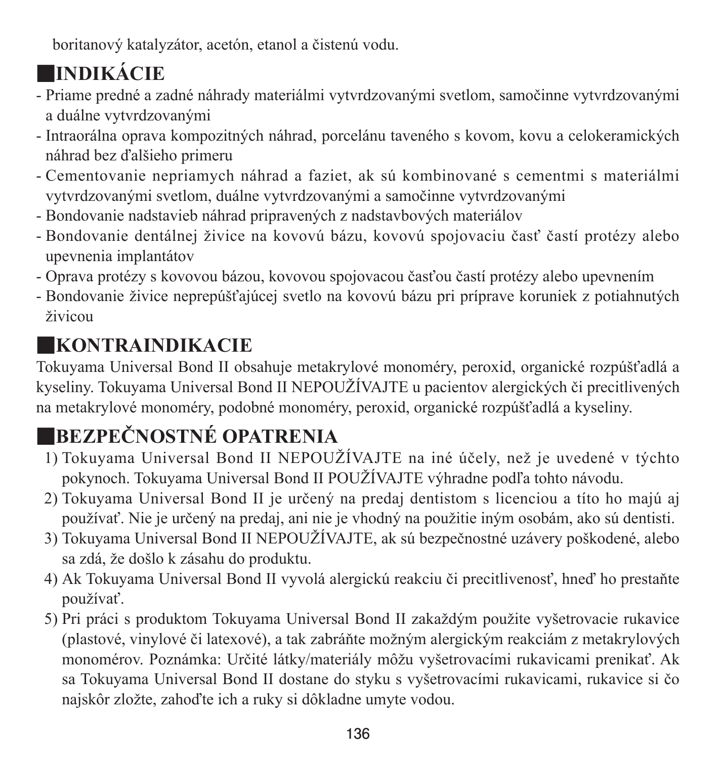boritanový katalyzátor, acetón, etanol a čistenú vodu.

## INDIKÁCIE

- Priame predné a zadné náhrady materiálmi vytvrdzovanými svetlom, samočinne vytvrdzovanými a duálne vytvrdzovanými
- Intraorálna oprava kompozitných náhrad, porcelánu taveného s kovom, kovu a celokeramických náhrad bez ďalšieho primeru
- Cementovanie nepriamych náhrad a faziet, ak sú kombinované s cementmi s materiálmi vytvrdzovanými svetlom, duálne vytvrdzovanými a samočinne vytvrdzovanými
- Bondovanie nadstavieb náhrad pripravených z nadstavbových materiálov
- Bondovanie dentálnej živice na kovovú bázu, kovovú spojovaciu časť častí protézy alebo upevnenia implantátov
- Oprava protézy s kovovou bázou, kovovou spojovacou časťou častí protézy alebo upevnením
- Bondovanie živice neprepúšťajúcej svetlo na kovovú bázu pri príprave koruniek z potiahnutých živicou

## KONTRAINDIKACIE

Tokuyama Universal Bond II obsahuje metakrylové monoméry, peroxid, organické rozpúšťadlá a kyseliny. Tokuyama Universal Bond II NEPOUŽÍVAJTE u pacientov alergických či precitlivených na metakrylové monoméry, podobné monoméry, peroxid, organické rozpúšťadlá a kyseliny.

## BEZPEČNOSTNÉ OPATRENIA

1) Tokuyama Universal Bond II NEPOUŽÍVAJTE na iné účely, než je uvedené v týchto pokynoch. Tokuyama Universal Bond II POUŽÍVAJTE výhradne podľa tohto návodu.
2) Tokuyama Universal Bond II je určený na predaj dentistom s licenciou a títo ho majú aj používať. Nie je určený na predaj, ani nie je vhodný na použitie iným osobám, ako sú dentisti.
3) Tokuyama Universal Bond II NEPOUŽÍVAJTE, ak sú bezpečnostné uzávery poškodené, alebo sa zdá, že došlo k zásahu do produktu.
4) Ak Tokuyama Universal Bond II vyvolá alergickú reakciu či precitlivenosť, hneď ho prestaňte používať.
5) Pri práci s produktom Tokuyama Universal Bond II zakaždým použite vyšetrovacie rukavice (plastové, vinylové či latexové), a tak zabráňte možným alergickým reakciám z metakrylových monomérov. Poznámka: Určité látky/materiály môžu vyšetrovacími rukavicami prenikať. Ak sa Tokuyama Universal Bond II dostane do styku s vyšetrovacími rukavicami, rukavice si čo najskôr zložte, zahoďte ich a ruky si dôkladne umyte vodou.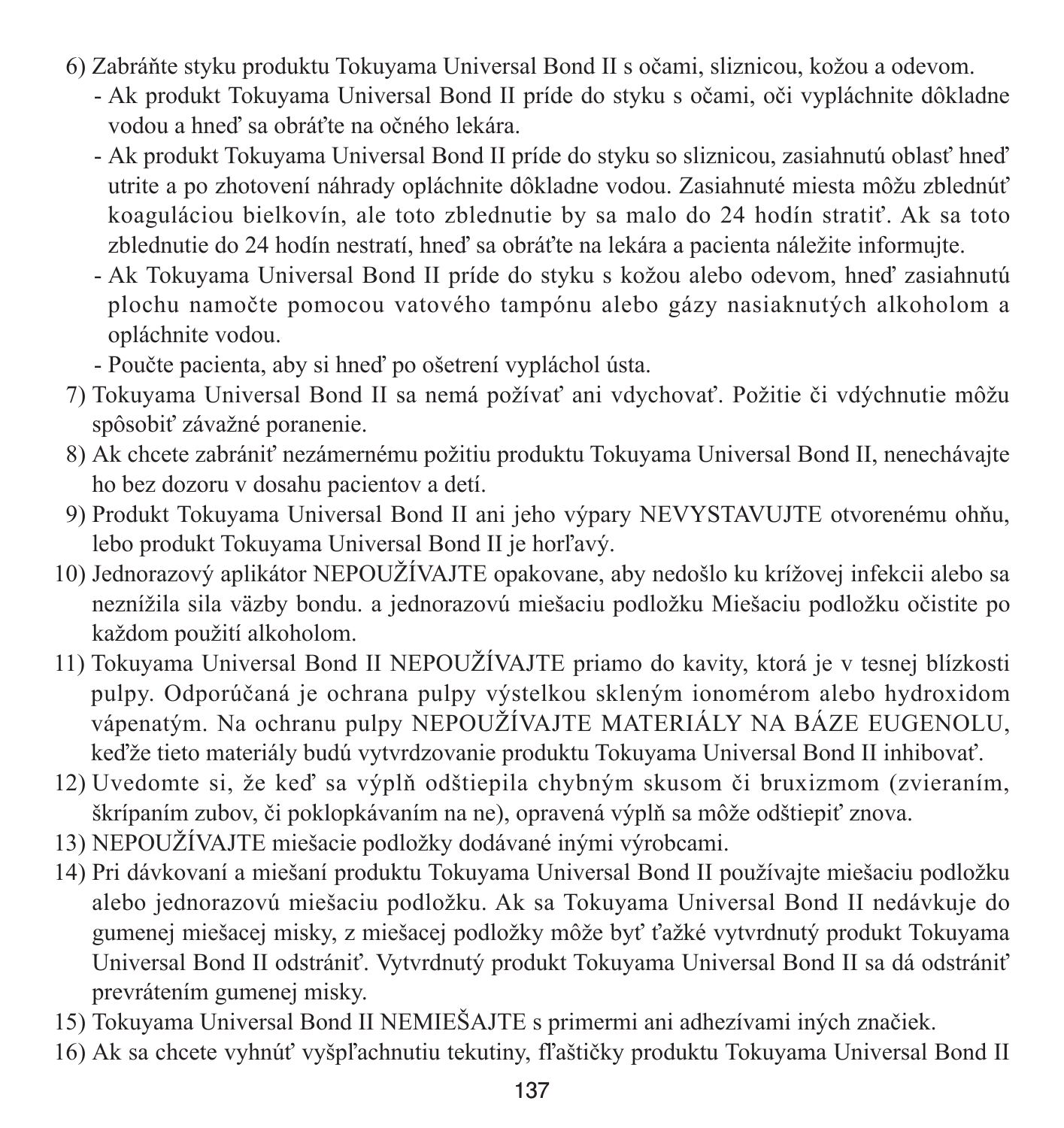6) Zabráňte styku produktu Tokuyama Universal Bond II s očami, sliznicou, kožou a odevom.
   - Ak produkt Tokuyama Universal Bond II príde do styku s očami, oči vypláchnite dôkladne vodou a hneď sa obráťte na očného lekára.
   - Ak produkt Tokuyama Universal Bond II príde do styku so sliznicou, zasiahnutú oblasť hneď utrite a po zhotovení náhrady opláchnite dôkladne vodou. Zasiahnuté miesta môžu zblednúť koaguláciou bielkovín, ale toto zblednutie by sa malo do 24 hodín stratiť. Ak sa toto zblednutie do 24 hodín nestratí, hneď sa obráťte na lekára a pacienta náležite informujte.
   - Ak Tokuyama Universal Bond II príde do styku s kožou alebo odevom, hneď zasiahnutú plochu namočte pomocou vatového tampónu alebo gázy nasiaknutých alkoholom a opláchnite vodou.
   - Poučte pacienta, aby si hneď po ošetrení vypláchol ústa.
7) Tokuyama Universal Bond II sa nemá požívať ani vdychovať. Požitie či vdýchnutie môžu spôsobiť závažné poranenie.
8) Ak chcete zabrániť nezámernému požitiu produktu Tokuyama Universal Bond II, nenechávajte ho bez dozoru v dosahu pacientov a detí.
9) Produkt Tokuyama Universal Bond II ani jeho výpary NEVYSTAVUJTE otvorenému ohňu, lebo produkt Tokuyama Universal Bond II je horľavý.
10) Jednorazový aplikátor NEPOUŽÍVAJTE opakovane, aby nedošlo ku krížovej infekcii alebo sa neznížila sila väzby bondu. a jednorazovú miešaciu podložku Miešaciu podložku očistite po každom použití alkoholom.
11) Tokuyama Universal Bond II NEPOUŽÍVAJTE priamo do kavity, ktorá je v tesnej blízkosti pulpy. Odporúčaná je ochrana pulpy výstelkou skleným ionomérom alebo hydroxidom vápenatým. Na ochranu pulpy NEPOUŽÍVAJTE MATERIÁLY NA BÁZE EUGENOLU, keďže tieto materiály budú vytvrdzovanie produktu Tokuyama Universal Bond II inhibovať.
12) Uvedomte si, že keď sa výplň odštiepila chybným skusom či bruxizmom (zvieraním, škrípaním zubov, či poklopkávaním na ne), opravená výplň sa môže odštiepiť znova.
13) NEPOUŽÍVAJTE miešacie podložky dodávané inými výrobcami.
14) Pri dávkovaní a miešaní produktu Tokuyama Universal Bond II používajte miešaciu podložku alebo jednorazovú miešaciu podložku. Ak sa Tokuyama Universal Bond II nedávkuje do gumenej miešacej misky, z miešacej podložky môže byť ťažké vytvrdnutý produkt Tokuyama Universal Bond II odstrániť. Vytvrdnutý produkt Tokuyama Universal Bond II sa dá odstrániť prevrátením gumenej misky.
15) Tokuyama Universal Bond II NEMIEŠAJTE s primermi ani adhezívami iných značiek.
16) Ak sa chcete vyhnúť vyšpľachnutiu tekutiny, fľaštičky produktu Tokuyama Universal Bond II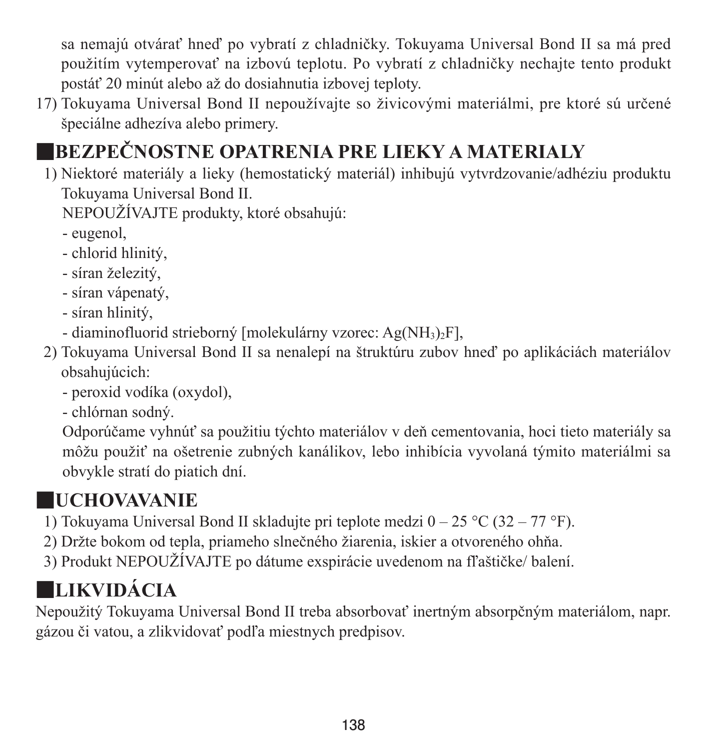sa nemajú otvárať hneď po vybratí z chladničky. Tokuyama Universal Bond II sa má pred použitím vytemperovať na izbovú teplotu. Po vybratí z chladničky nechajte tento produkt postáť 20 minút alebo až do dosiahnutia izbovej teploty.

17) Tokuyama Universal Bond II nepoužívajte so živicovými materiálmi, pre ktoré sú určené špeciálne adhezíva alebo primery.

## ■BEZPEČNOSTNE OPATRENIA PRE LIEKY A MATERIALY

1) Niektoré materiály a lieky (hemostatický materiál) inhibujú vytvrdzovanie/adhéziu produktu Tokuyama Universal Bond II.
   NEPOUŽÍVAJTE produkty, ktoré obsahujú:
   - eugenol,
   - chlorid hlinitý,
   - síran železitý,
   - síran vápenatý,
   - síran hlinitý,
   - diaminofluorid strieborný [molekulárny vzorec: $Ag(NH_3)_2F$],
2) Tokuyama Universal Bond II sa nenalepí na štruktúru zubov hneď po aplikáciách materiálov obsahujúcich:
   - peroxid vodíka (oxydol),
   - chlórnan sodný.

   Odporúčame vyhnúť sa použitiu týchto materiálov v deň cementovania, hoci tieto materiály sa môžu použiť na ošetrenie zubných kanálikov, lebo inhibícia vyvolaná týmito materiálmi sa obvykle stratí do piatich dní.

## ■UCHOVAVANIE

1) Tokuyama Universal Bond II skladujte pri teplote medzi 0 – 25 °C (32 – 77 °F).
2) Držte bokom od tepla, priameho slnečného žiarenia, iskier a otvoreného ohňa.
3) Produkt NEPOUŽÍVAJTE po dátume exspirácie uvedenom na fľaštičke/ balení.

## ■LIKVIDÁCIA

Nepoužitý Tokuyama Universal Bond II treba absorbovať inertným absorpčným materiálom, napr. gázou či vatou, a zlikvidovať podľa miestnych predpisov.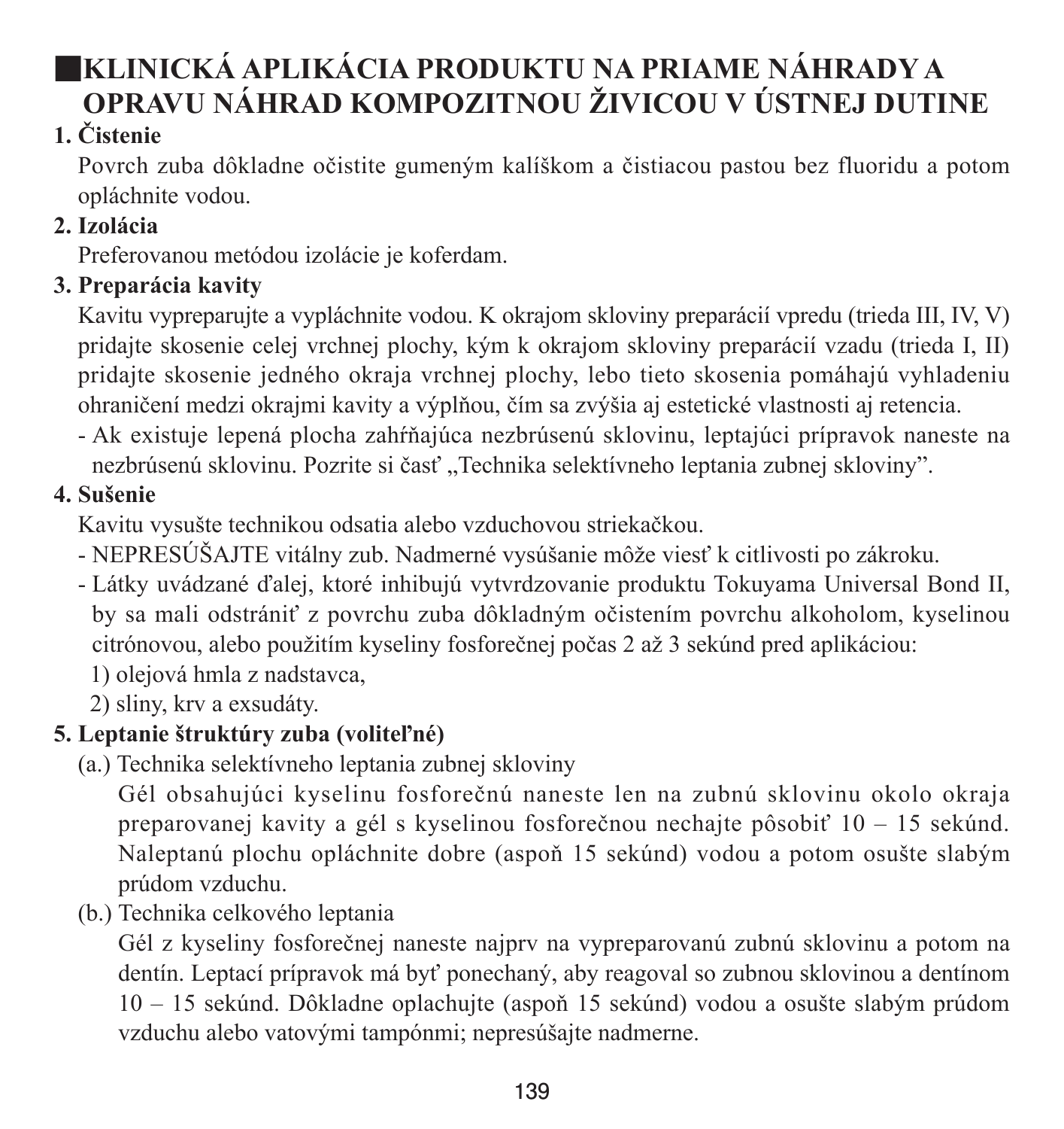## ■KLINICKÁ APLIKÁCIA PRODUKTU NA PRIAME NÁHRADY A OPRAVU NÁHRAD KOMPOZITNOU ŽIVICOU V ÚSTNEJ DUTINE

**1. Čistenie**

Povrch zuba dôkladne očistite gumeným kalíškom a čistiacou pastou bez fluoridu a potom opláchnite vodou.

**2. Izolácia**

Preferovanou metódou izolácie je koferdam.

**3. Preparácia kavity**

Kavitu vypreparujte a vypláchnite vodou. K okrajom skloviny preparácií vpredu (trieda III, IV, V) pridajte skosenie celej vrchnej plochy, kým k okrajom skloviny preparácií vzadu (trieda I, II) pridajte skosenie jedného okraja vrchnej plochy, lebo tieto skosenia pomáhajú vyhladeniu ohraničení medzi okrajmi kavity a výplňou, čím sa zvýšia aj estetické vlastnosti aj retencia.

- Ak existuje lepená plocha zahŕňajúca nezbrúsenú sklovinu, leptajúci prípravok naneste na nezbrúsenú sklovinu. Pozrite si časť „Technika selektívneho leptania zubnej skloviny".

**4. Sušenie**

Kavitu vysušte technikou odsatia alebo vzduchovou striekačkou.

- NEPRESÚŠAJTE vitálny zub. Nadmerné vysúšanie môže viesť k citlivosti po zákroku.
- Látky uvádzané ďalej, ktoré inhibujú vytvrdzovanie produktu Tokuyama Universal Bond II, by sa mali odstrániť z povrchu zuba dôkladným očistením povrchu alkoholom, kyselinou citrónovou, alebo použitím kyseliny fosforečnej počas 2 až 3 sekúnd pred aplikáciou:
  1) olejová hmla z nadstavca,
  2) sliny, krv a exsudáty.

**5. Leptanie štruktúry zuba (voliteľné)**

(a.) Technika selektívneho leptania zubnej skloviny

Gél obsahujúci kyselinu fosforečnú naneste len na zubnú sklovinu okolo okraja preparovanej kavity a gél s kyselinou fosforečnou nechajte pôsobiť 10 – 15 sekúnd. Naleptanú plochu opláchnite dobre (aspoň 15 sekúnd) vodou a potom osušte slabým prúdom vzduchu.

(b.) Technika celkového leptania

Gél z kyseliny fosforečnej naneste najprv na vypreparovanú zubnú sklovinu a potom na dentín. Leptací prípravok má byť ponechaný, aby reagoval so zubnou sklovinou a dentínom 10 – 15 sekúnd. Dôkladne oplachujte (aspoň 15 sekúnd) vodou a osušte slabým prúdom vzduchu alebo vatovými tampónmi; nepresúšajte nadmerne.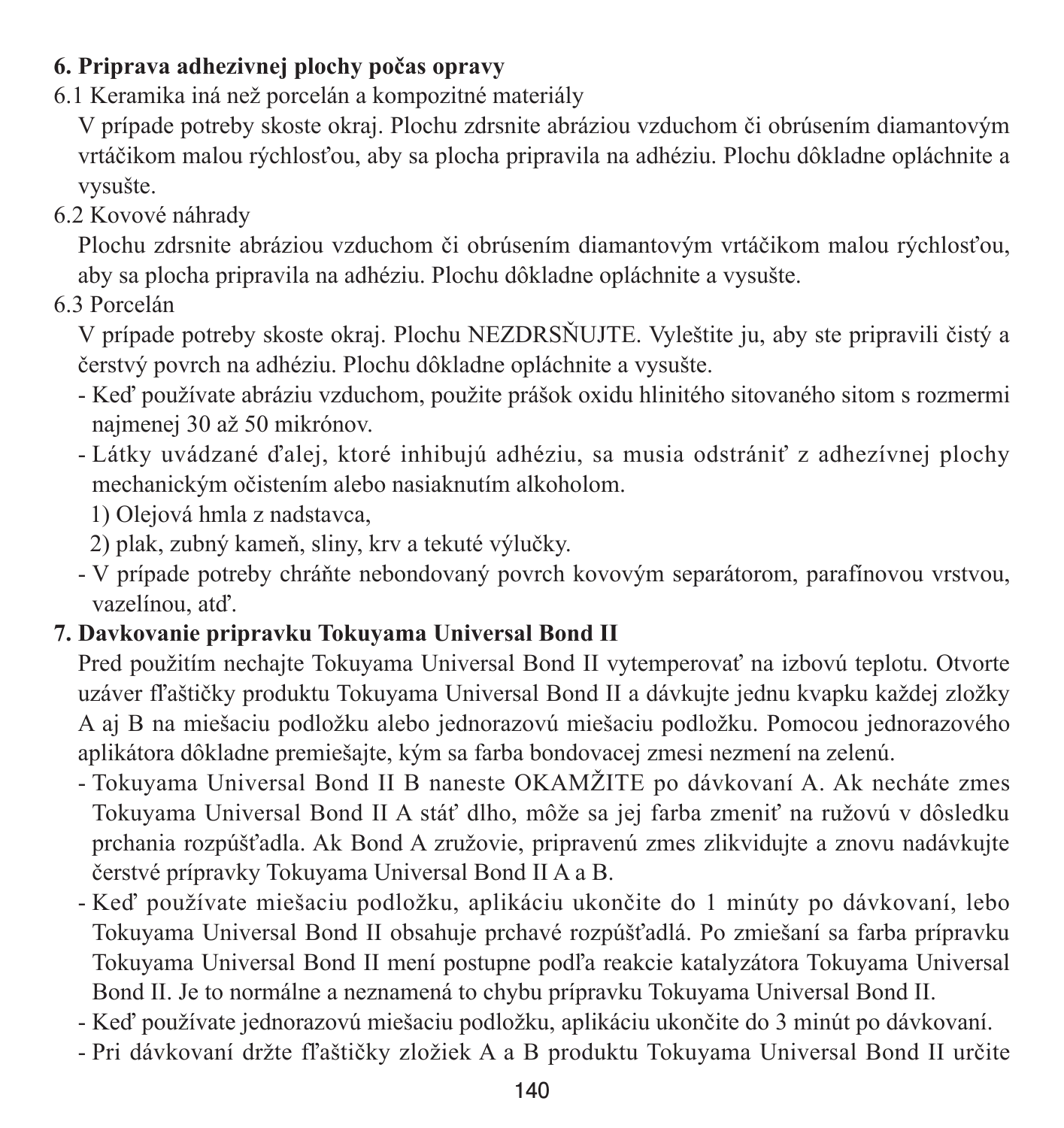## 6. Priprava adhezivnej plochy počas opravy

6.1 Keramika iná než porcelán a kompozitné materiály

V prípade potreby skoste okraj. Plochu zdrsnite abráziou vzduchom či obrúsením diamantovým vrtáčikom malou rýchlosťou, aby sa plocha pripravila na adhéziu. Plochu dôkladne opláchnite a vysušte.

6.2 Kovové náhrady

Plochu zdrsnite abráziou vzduchom či obrúsením diamantovým vrtáčikom malou rýchlosťou, aby sa plocha pripravila na adhéziu. Plochu dôkladne opláchnite a vysušte.

6.3 Porcelán

V prípade potreby skoste okraj. Plochu NEZDRSŇUJTE. Vyleštite ju, aby ste pripravili čistý a čerstvý povrch na adhéziu. Plochu dôkladne opláchnite a vysušte.

- Keď používate abráziu vzduchom, použite prášok oxidu hlinitého sitovaného sitom s rozmermi najmenej 30 až 50 mikrónov.
- Látky uvádzané ďalej, ktoré inhibujú adhéziu, sa musia odstrániť z adhezívnej plochy mechanickým očistením alebo nasiaknutím alkoholom.
  1) Olejová hmla z nadstavca,
  2) plak, zubný kameň, sliny, krv a tekuté výlučky.
- V prípade potreby chráňte nebondovaný povrch kovovým separátorom, parafínovou vrstvou, vazelínou, atď.

## 7. Davkovanie pripravku Tokuyama Universal Bond II

Pred použitím nechajte Tokuyama Universal Bond II vytemperovať na izbovú teplotu. Otvorte uzáver fľaštičky produktu Tokuyama Universal Bond II a dávkujte jednu kvapku každej zložky A aj B na miešaciu podložku alebo jednorazovú miešaciu podložku. Pomocou jednorazového aplikátora dôkladne premiešajte, kým sa farba bondovacej zmesi nezmení na zelenú.

- Tokuyama Universal Bond II B naneste OKAMŽITE po dávkovaní A. Ak necháte zmes Tokuyama Universal Bond II A stáť dlho, môže sa jej farba zmeniť na ružovú v dôsledku prchania rozpúšťadla. Ak Bond A zružovie, pripravenú zmes zlikvidujte a znovu nadávkujte čerstvé prípravky Tokuyama Universal Bond II A a B.
- Keď používate miešaciu podložku, aplikáciu ukončite do 1 minúty po dávkovaní, lebo Tokuyama Universal Bond II obsahuje prchavé rozpúšťadlá. Po zmiešaní sa farba prípravku Tokuyama Universal Bond II mení postupne podľa reakcie katalyzátora Tokuyama Universal Bond II. Je to normálne a neznamená to chybu prípravku Tokuyama Universal Bond II.
- Keď používate jednorazovú miešaciu podložku, aplikáciu ukončite do 3 minút po dávkovaní.
- Pri dávkovaní držte fľaštičky zložiek A a B produktu Tokuyama Universal Bond II určite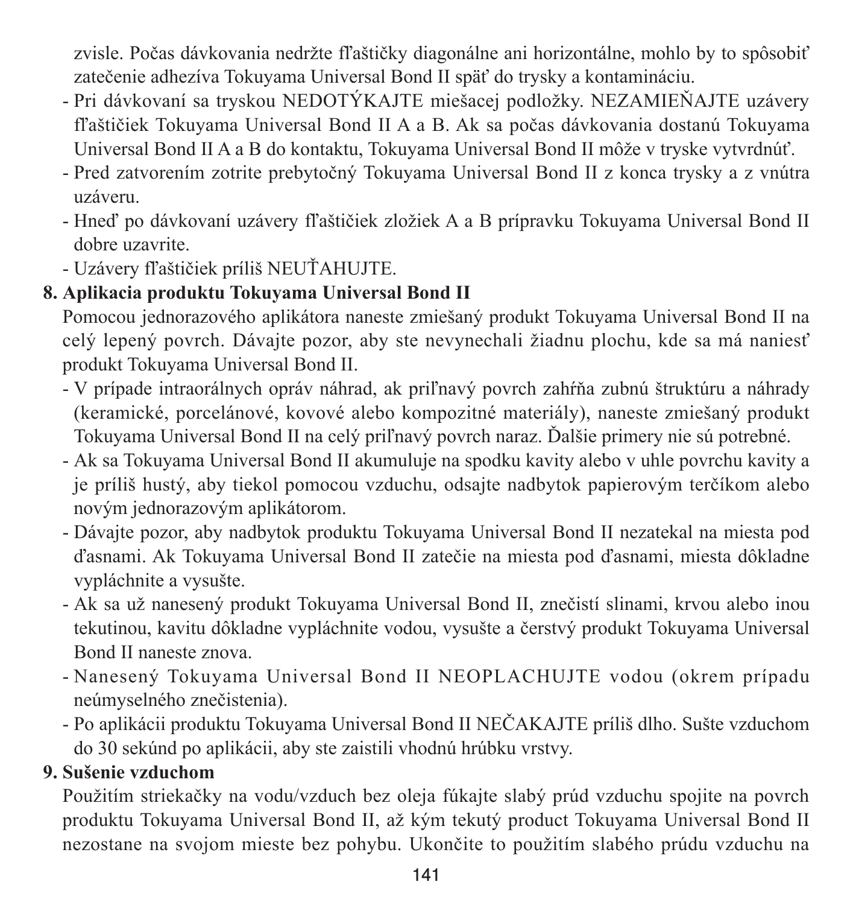zvisle. Počas dávkovania nedržte fľaštičky diagonálne ani horizontálne, mohlo by to spôsobiť zatečenie adhezíva Tokuyama Universal Bond II späť do trysky a kontamináciu.

- Pri dávkovaní sa tryskou NEDOTÝKAJTE miešacej podložky. NEZAMIEŇAJTE uzávery fľaštičiek Tokuyama Universal Bond II A a B. Ak sa počas dávkovania dostanú Tokuyama Universal Bond II A a B do kontaktu, Tokuyama Universal Bond II môže v tryske vytvrdnúť.
- Pred zatvorením zotrite prebytočný Tokuyama Universal Bond II z konca trysky a z vnútra uzáveru.
- Hneď po dávkovaní uzávery fľaštičiek zložiek A a B prípravku Tokuyama Universal Bond II dobre uzavrite.
- Uzávery fľaštičiek príliš NEUŤAHUJTE.

**8. Aplikacia produktu Tokuyama Universal Bond II**

Pomocou jednorazového aplikátora naneste zmiešaný produkt Tokuyama Universal Bond II na celý lepený povrch. Dávajte pozor, aby ste nevynechali žiadnu plochu, kde sa má naniesť produkt Tokuyama Universal Bond II.

- V prípade intraorálnych opráv náhrad, ak priľnavý povrch zahŕňa zubnú štruktúru a náhrady (keramické, porcelánové, kovové alebo kompozitné materiály), naneste zmiešaný produkt Tokuyama Universal Bond II na celý priľnavý povrch naraz. Ďalšie primery nie sú potrebné.
- Ak sa Tokuyama Universal Bond II akumuluje na spodku kavity alebo v uhle povrchu kavity a je príliš hustý, aby tiekol pomocou vzduchu, odsajte nadbytok papierovým terčíkom alebo novým jednorazovým aplikátorom.
- Dávajte pozor, aby nadbytok produktu Tokuyama Universal Bond II nezatekal na miesta pod ďasnami. Ak Tokuyama Universal Bond II zatečie na miesta pod ďasnami, miesta dôkladne vypláchnite a vysušte.
- Ak sa už nanesený produkt Tokuyama Universal Bond II, znečistí slinami, krvou alebo inou tekutinou, kavitu dôkladne vypláchnite vodou, vysušte a čerstvý produkt Tokuyama Universal Bond II naneste znova.
- Nanesený Tokuyama Universal Bond II NEOPLACHUJTE vodou (okrem prípadu neúmyselného znečistenia).
- Po aplikácii produktu Tokuyama Universal Bond II NEČAKAJTE príliš dlho. Sušte vzduchom do 30 sekúnd po aplikácii, aby ste zaistili vhodnú hrúbku vrstvy.

**9. Sušenie vzduchom**

Použitím striekačky na vodu/vzduch bez oleja fúkajte slabý prúd vzduchu spojite na povrch produktu Tokuyama Universal Bond II, až kým tekutý product Tokuyama Universal Bond II nezostane na svojom mieste bez pohybu. Ukončite to použitím slabého prúdu vzduchu na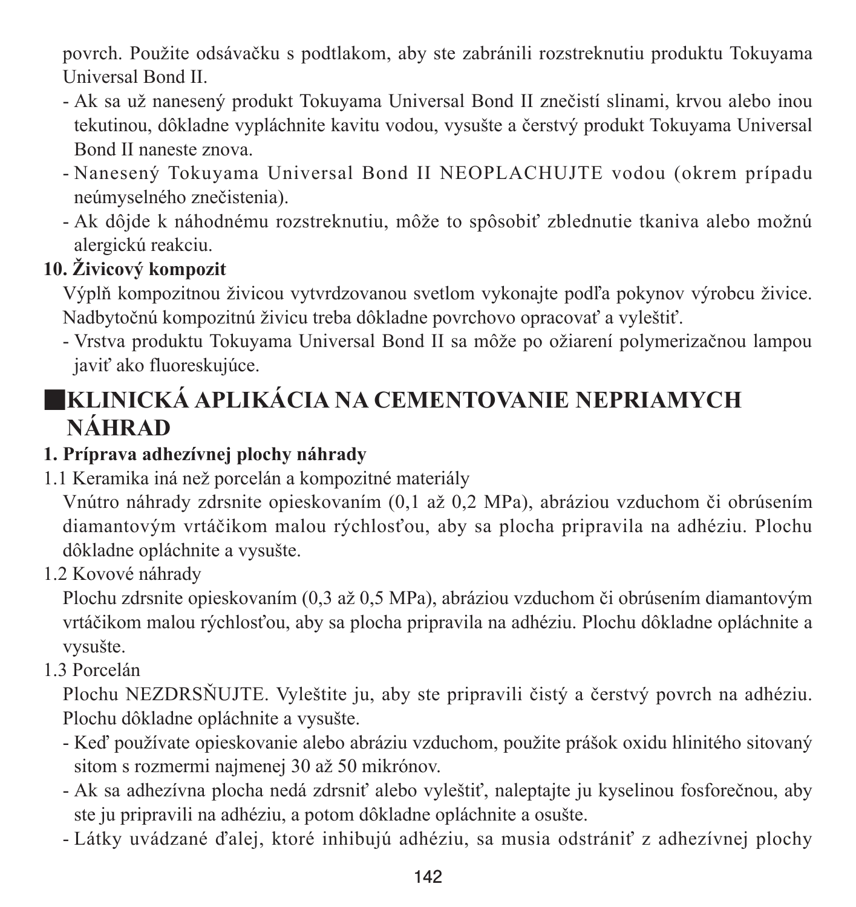povrch. Použite odsávačku s podtlakom, aby ste zabránili rozstreknutiu produktu Tokuyama Universal Bond II.

- Ak sa už nanesený produkt Tokuyama Universal Bond II znečistí slinami, krvou alebo inou tekutinou, dôkladne vypláchnite kavitu vodou, vysušte a čerstvý produkt Tokuyama Universal Bond II naneste znova.
- Nanesený Tokuyama Universal Bond II NEOPLACHUJTE vodou (okrem prípadu neúmyselného znečistenia).
- Ak dôjde k náhodnému rozstreknutiu, môže to spôsobiť zblednutie tkaniva alebo možnú alergickú reakciu.

**10. Živicový kompozit**

Výplň kompozitnou živicou vytvrdzovanou svetlom vykonajte podľa pokynov výrobcu živice. Nadbytočnú kompozitnú živicu treba dôkladne povrchovo opracovať a vyleštiť.

- Vrstva produktu Tokuyama Universal Bond II sa môže po ožiarení polymerizačnou lampou javiť ako fluoreskujúce.

## ■KLINICKÁ APLIKÁCIA NA CEMENTOVANIE NEPRIAMYCH NÁHRAD

**1. Príprava adhezívnej plochy náhrady**

1.1 Keramika iná než porcelán a kompozitné materiály

Vnútro náhrady zdrsnite opieskovaním (0,1 až 0,2 MPa), abráziou vzduchom či obrúsením diamantovým vrtáčikom malou rýchlosťou, aby sa plocha pripravila na adhéziu. Plochu dôkladne opláchnite a vysušte.

1.2 Kovové náhrady

Plochu zdrsnite opieskovaním (0,3 až 0,5 MPa), abráziou vzduchom či obrúsením diamantovým vrtáčikom malou rýchlosťou, aby sa plocha pripravila na adhéziu. Plochu dôkladne opláchnite a vysušte.

1.3 Porcelán

Plochu NEZDRSŇUJTE. Vyleštite ju, aby ste pripravili čistý a čerstvý povrch na adhéziu. Plochu dôkladne opláchnite a vysušte.

- Keď používate opieskovanie alebo abráziu vzduchom, použite prášok oxidu hlinitého sitovaný sitom s rozmermi najmenej 30 až 50 mikrónov.
- Ak sa adhezívna plocha nedá zdrsniť alebo vyleštiť, naleptajte ju kyselinou fosforečnou, aby ste ju pripravili na adhéziu, a potom dôkladne opláchnite a osušte.
- Látky uvádzané ďalej, ktoré inhibujú adhéziu, sa musia odstrániť z adhezívnej plochy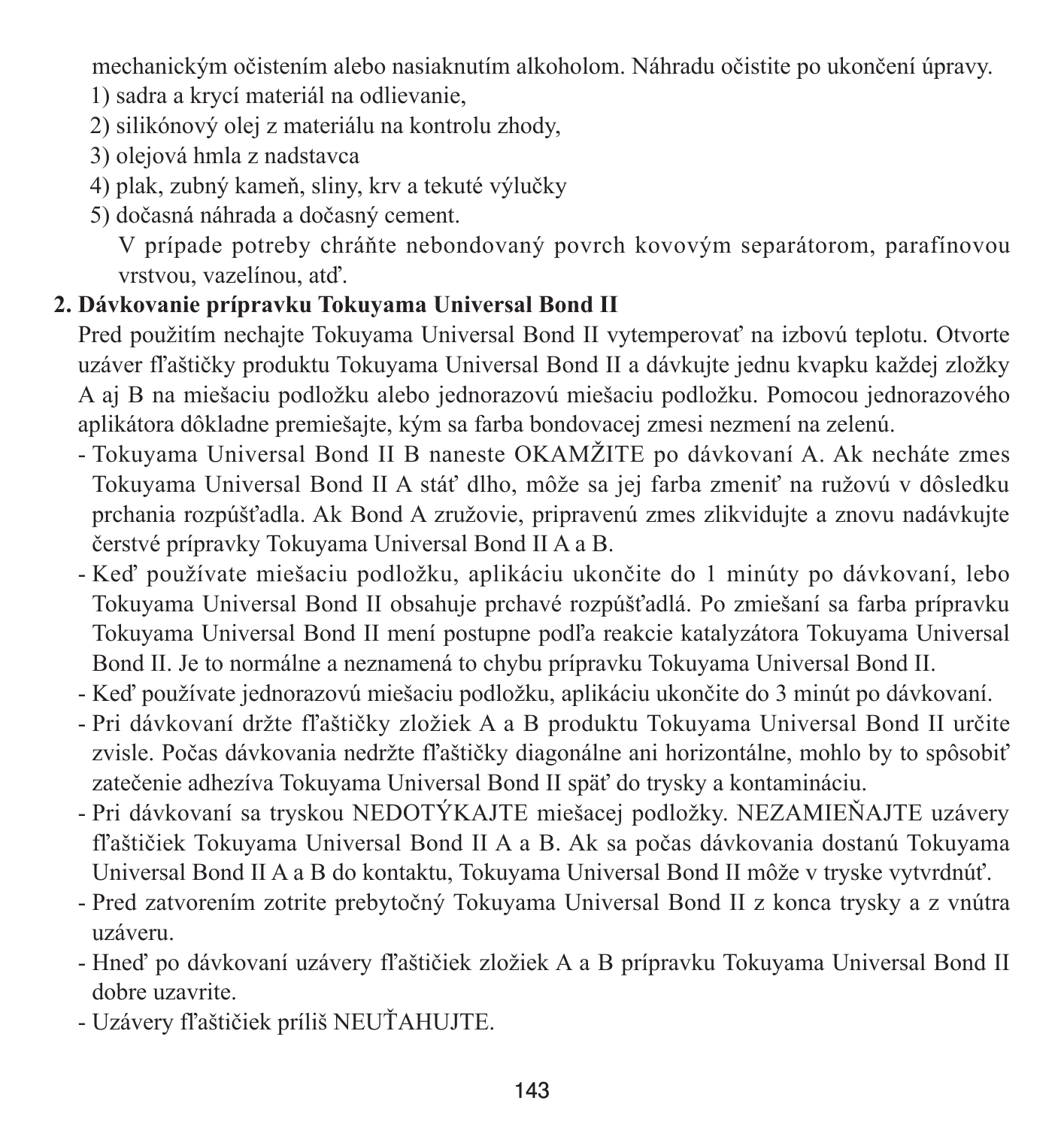mechanickým očistením alebo nasiaknutím alkoholom. Náhradu očistite po ukončení úpravy.

1) sadra a krycí materiál na odlievanie,
2) silikónový olej z materiálu na kontrolu zhody,
3) olejová hmla z nadstavca
4) plak, zubný kameň, sliny, krv a tekuté výlučky
5) dočasná náhrada a dočasný cement.

V prípade potreby chráňte nebondovaný povrch kovovým separátorom, parafínovou vrstvou, vazelínou, atď.

**2. Dávkovanie prípravku Tokuyama Universal Bond II**

Pred použitím nechajte Tokuyama Universal Bond II vytemperovať na izbovú teplotu. Otvorte uzáver fľaštičky produktu Tokuyama Universal Bond II a dávkujte jednu kvapku každej zložky A aj B na miešaciu podložku alebo jednorazovú miešaciu podložku. Pomocou jednorazového aplikátora dôkladne premiešajte, kým sa farba bondovacej zmesi nezmení na zelenú.

- Tokuyama Universal Bond II B naneste OKAMŽITE po dávkovaní A. Ak necháte zmes Tokuyama Universal Bond II A stáť dlho, môže sa jej farba zmeniť na ružovú v dôsledku prchania rozpúšťadla. Ak Bond A zružovie, pripravenú zmes zlikvidujte a znovu nadávkujte čerstvé prípravky Tokuyama Universal Bond II A a B.
- Keď používate miešaciu podložku, aplikáciu ukončite do 1 minúty po dávkovaní, lebo Tokuyama Universal Bond II obsahuje prchavé rozpúšťadlá. Po zmiešaní sa farba prípravku Tokuyama Universal Bond II mení postupne podľa reakcie katalyzátora Tokuyama Universal Bond II. Je to normálne a neznamená to chybu prípravku Tokuyama Universal Bond II.
- Keď používate jednorazovú miešaciu podložku, aplikáciu ukončite do 3 minút po dávkovaní.
- Pri dávkovaní držte fľaštičky zložiek A a B produktu Tokuyama Universal Bond II určite zvisle. Počas dávkovania nedržte fľaštičky diagonálne ani horizontálne, mohlo by to spôsobiť zatečenie adhezíva Tokuyama Universal Bond II späť do trysky a kontamináciu.
- Pri dávkovaní sa tryskou NEDOTÝKAJTE miešacej podložky. NEZAMIEŇAJTE uzávery fľaštičiek Tokuyama Universal Bond II A a B. Ak sa počas dávkovania dostanú Tokuyama Universal Bond II A a B do kontaktu, Tokuyama Universal Bond II môže v tryske vytvrdnúť.
- Pred zatvorením zotrite prebytočný Tokuyama Universal Bond II z konca trysky a z vnútra uzáveru.
- Hneď po dávkovaní uzávery fľaštičiek zložiek A a B prípravku Tokuyama Universal Bond II dobre uzavrite.
- Uzávery fľaštičiek príliš NEUŤAHUJTE.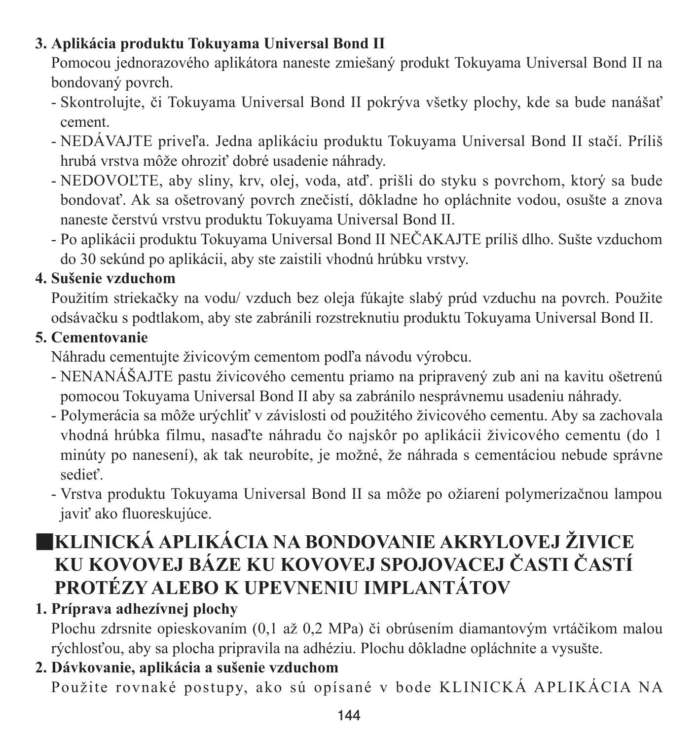**3. Aplikácia produktu Tokuyama Universal Bond II**

Pomocou jednorazového aplikátora naneste zmiešaný produkt Tokuyama Universal Bond II na bondovaný povrch.

- Skontrolujte, či Tokuyama Universal Bond II pokrýva všetky plochy, kde sa bude nanášať cement.
- NEDÁVAJTE priveľa. Jedna aplikáciu produktu Tokuyama Universal Bond II stačí. Príliš hrubá vrstva môže ohroziť dobré usadenie náhrady.
- NEDOVOĽTE, aby sliny, krv, olej, voda, atď. prišli do styku s povrchom, ktorý sa bude bondovať. Ak sa ošetrovaný povrch znečistí, dôkladne ho opláchnite vodou, osušte a znova naneste čerstvú vrstvu produktu Tokuyama Universal Bond II.
- Po aplikácii produktu Tokuyama Universal Bond II NEČAKAJTE príliš dlho. Sušte vzduchom do 30 sekúnd po aplikácii, aby ste zaistili vhodnú hrúbku vrstvy.

**4. Sušenie vzduchom**

Použitím striekačky na vodu/ vzduch bez oleja fúkajte slabý prúd vzduchu na povrch. Použite odsávačku s podtlakom, aby ste zabránili rozstreknutiu produktu Tokuyama Universal Bond II.

**5. Cementovanie**

Náhradu cementujte živicovým cementom podľa návodu výrobcu.

- NENANÁŠAJTE pastu živicového cementu priamo na pripravený zub ani na kavitu ošetrenú pomocou Tokuyama Universal Bond II aby sa zabránilo nesprávnemu usadeniu náhrady.
- Polymerácia sa môže urýchliť v závislosti od použitého živicového cementu. Aby sa zachovala vhodná hrúbka filmu, nasaďte náhradu čo najskôr po aplikácii živicového cementu (do 1 minúty po nanesení), ak tak neurobíte, je možné, že náhrada s cementáciou nebude správne sedieť.
- Vrstva produktu Tokuyama Universal Bond II sa môže po ožiarení polymerizačnou lampou javiť ako fluoreskujúce.

## ■KLINICKÁ APLIKÁCIA NA BONDOVANIE AKRYLOVEJ ŽIVICE KU KOVOVEJ BÁZE KU KOVOVEJ SPOJOVACEJ ČASTI ČASTÍ PROTÉZY ALEBO K UPEVNENIU IMPLANTÁTOV

**1. Príprava adhezívnej plochy**

Plochu zdrsnite opieskovaním (0,1 až 0,2 MPa) či obrúsením diamantovým vrtáčikom malou rýchlosťou, aby sa plocha pripravila na adhéziu. Plochu dôkladne opláchnite a vysušte.

**2. Dávkovanie, aplikácia a sušenie vzduchom**

Použite rovnaké postupy, ako sú opísané v bode KLINICKÁ APLIKÁCIA NA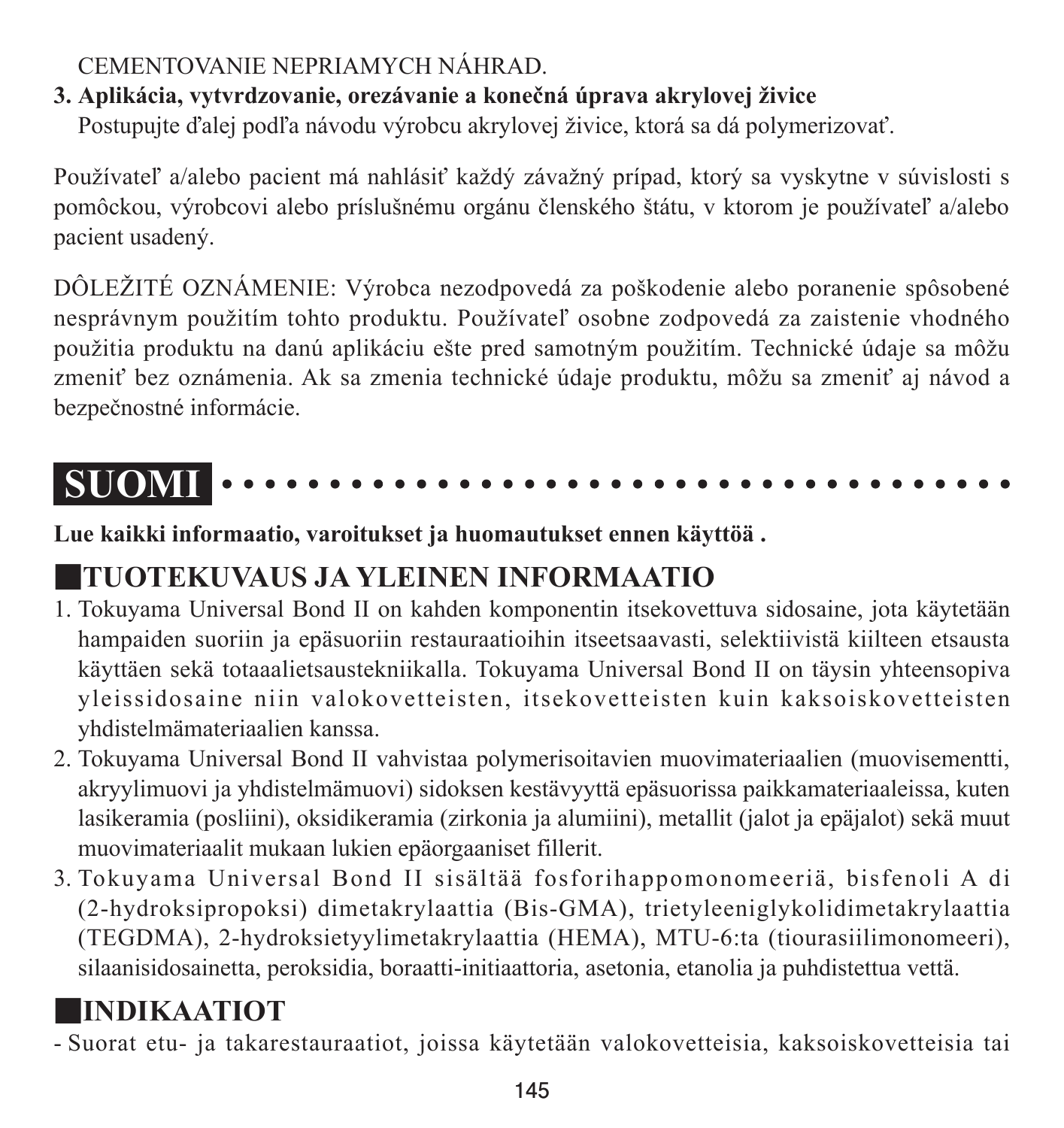CEMENTOVANIE NEPRIAMYCH NÁHRAD.

**3. Aplikácia, vytvrdzovanie, orezávanie a konečná úprava akrylovej živice**

Postupujte ďalej podľa návodu výrobcu akrylovej živice, ktorá sa dá polymerizovať.

Používateľ a/alebo pacient má nahlásiť každý závažný prípad, ktorý sa vyskytne v súvislosti s pomôckou, výrobcovi alebo príslušnému orgánu členského štátu, v ktorom je používateľ a/alebo pacient usadený.

DÔLEŽITÉ OZNÁMENIE: Výrobca nezodpovedá za poškodenie alebo poranenie spôsobené nesprávnym použitím tohto produktu. Používateľ osobne zodpovedá za zaistenie vhodného použitia produktu na danú aplikáciu ešte pred samotným použitím. Technické údaje sa môžu zmeniť bez oznámenia. Ak sa zmenia technické údaje produktu, môžu sa zmeniť aj návod a bezpečnostné informácie.

# SUOMI

**Lue kaikki informaatio, varoitukset ja huomautukset ennen käyttöä .**

## TUOTEKUVAUS JA YLEINEN INFORMAATIO

1. Tokuyama Universal Bond II on kahden komponentin itsekovettuva sidosaine, jota käytetään hampaiden suoriin ja epäsuoriin restauraatioihin itseetsaavasti, selektiivistä kiilteen etsausta käyttäen sekä totaaalietsaustekniikalla. Tokuyama Universal Bond II on täysin yhteensopiva yleissidosaine niin valokovetteisten, itsekovetteisten kuin kaksoiskovetteisten yhdistelmämateriaalien kanssa.
2. Tokuyama Universal Bond II vahvistaa polymerisoitavien muovimateriaalien (muovisementti, akryylimuovi ja yhdistelmämuovi) sidoksen kestävyyttä epäsuorissa paikkamateriaaleissa, kuten lasikeramia (posliini), oksidikeramia (zirkonia ja alumiini), metallit (jalot ja epäjalot) sekä muut muovimateriaalit mukaan lukien epäorgaaniset fillerit.
3. Tokuyama Universal Bond II sisältää fosforihappomonomeeriä, bisfenoli A di (2-hydroksipropoksi) dimetakrylaattia (Bis-GMA), trietyleeniglykolidimetakrylaattia (TEGDMA), 2-hydroksietyylimetakrylaattia (HEMA), MTU-6:ta (tiourasiilimonomeeri), silaanisidosainetta, peroksidia, boraatti-initiaattoria, asetonia, etanolia ja puhdistettua vettä.

## INDIKAATIOT

- Suorat etu- ja takarestauraatiot, joissa käytetään valokovetteisia, kaksoiskovetteisia tai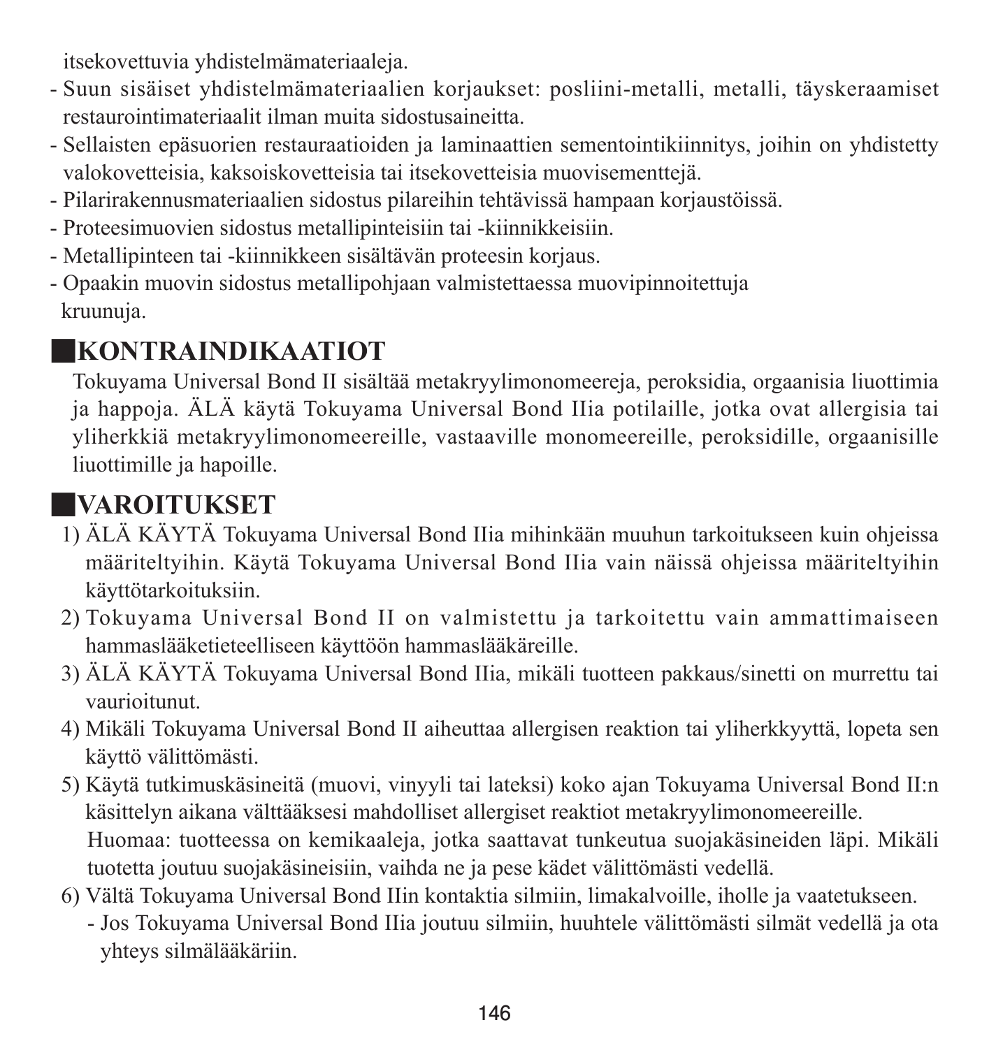itsekovettuvia yhdistelmämateriaaleja.

- Suun sisäiset yhdistelmämateriaalien korjaukset: posliini-metalli, metalli, täyskeraamiset restaurointimateriaalit ilman muita sidostusaineitta.
- Sellaisten epäsuorien restauraatioiden ja laminaattien sementointikiinnitys, joihin on yhdistetty valokovetteisia, kaksoiskovetteisia tai itsekovetteisia muovisementtejä.
- Pilarirakennusmateriaalien sidostus pilareihin tehtävissä hampaan korjaustöissä.
- Proteesimuovien sidostus metallipinteisiin tai -kiinnikkeisiin.
- Metallipinteen tai -kiinnikkeen sisältävän proteesin korjaus.
- Opaakin muovin sidostus metallipohjaan valmistettaessa muovipinnoitettuja kruunuja.

## KONTRAINDIKAATIOT

Tokuyama Universal Bond II sisältää metakryylimonomeereja, peroksidia, orgaanisia liuottimia ja happoja. ÄLÄ käytä Tokuyama Universal Bond IIia potilaille, jotka ovat allergisia tai yliherkkiä metakryylimonomeereille, vastaaville monomeereille, peroksidille, orgaanisille liuottimille ja hapoille.

## VAROITUKSET

1) ÄLÄ KÄYTÄ Tokuyama Universal Bond IIia mihinkään muuhun tarkoitukseen kuin ohjeissa määriteltyihin. Käytä Tokuyama Universal Bond IIia vain näissä ohjeissa määriteltyihin käyttötarkoituksiin.
2) Tokuyama Universal Bond II on valmistettu ja tarkoitettu vain ammattimaiseen hammaslääketieteelliseen käyttöön hammaslääkäreille.
3) ÄLÄ KÄYTÄ Tokuyama Universal Bond IIia, mikäli tuotteen pakkaus/sinetti on murrettu tai vaurioitunut.
4) Mikäli Tokuyama Universal Bond II aiheuttaa allergisen reaktion tai yliherkkyyttä, lopeta sen käyttö välittömästi.
5) Käytä tutkimuskäsineitä (muovi, vinyyli tai lateksi) koko ajan Tokuyama Universal Bond II:n käsittelyn aikana välttääksesi mahdolliset allergiset reaktiot metakryylimonomeereille.
   Huomaa: tuotteessa on kemikaaleja, jotka saattavat tunkeutua suojakäsineiden läpi. Mikäli tuotetta joutuu suojakäsineisiin, vaihda ne ja pese kädet välittömästi vedellä.
6) Vältä Tokuyama Universal Bond IIin kontaktia silmiin, limakalvoille, iholle ja vaatetukseen.
   - Jos Tokuyama Universal Bond IIia joutuu silmiin, huuhtele välittömästi silmät vedellä ja ota yhteys silmälääkäriin.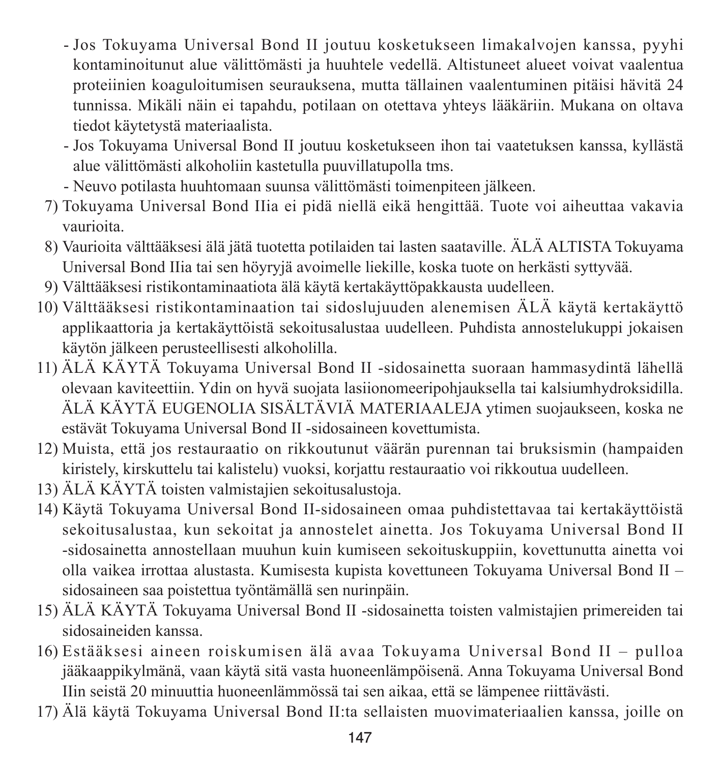- Jos Tokuyama Universal Bond II joutuu kosketukseen limakalvojen kanssa, pyyhi kontaminoitunut alue välittömästi ja huuhtele vedellä. Altistuneet alueet voivat vaalentua proteiinien koaguloitumisen seurauksena, mutta tällainen vaalentuminen pitäisi hävitä 24 tunnissa. Mikäli näin ei tapahdu, potilaan on otettava yhteys lääkäriin. Mukana on oltava tiedot käytetystä materiaalista.
- Jos Tokuyama Universal Bond II joutuu kosketukseen ihon tai vaatetuksen kanssa, kyllästä alue välittömästi alkoholiin kastetulla puuvillatupolla tms.
- Neuvo potilasta huuhtomaan suunsa välittömästi toimenpiteen jälkeen.

7) Tokuyama Universal Bond IIia ei pidä niellä eikä hengittää. Tuote voi aiheuttaa vakavia vaurioita.
8) Vaurioita välttääksesi älä jätä tuotetta potilaiden tai lasten saataville. ÄLÄ ALTISTA Tokuyama Universal Bond IIia tai sen höyryjä avoimelle liekille, koska tuote on herkästi syttyvää.
9) Välttääksesi ristikontaminaatiota älä käytä kertakäyttöpakkausta uudelleen.
10) Välttääksesi ristikontaminaation tai sidoslujuuden alenemisen ÄLÄ käytä kertakäyttö applikaattoria ja kertakäyttöistä sekoitusalustaa uudelleen. Puhdista annostelukuppi jokaisen käytön jälkeen perusteellisesti alkoholilla.
11) ÄLÄ KÄYTÄ Tokuyama Universal Bond II -sidosainetta suoraan hammasydintä lähellä olevaan kaviteettiin. Ydin on hyvä suojata lasiionomeeripohjauksella tai kalsiumhydroksidilla. ÄLÄ KÄYTÄ EUGENOLIA SISÄLTÄVIÄ MATERIAALEJA ytimen suojaukseen, koska ne estävät Tokuyama Universal Bond II -sidosaineen kovettumista.
12) Muista, että jos restauraatio on rikkoutunut väärän purennan tai bruksismin (hampaiden kiristely, kirskuttelu tai kalistelu) vuoksi, korjattu restauraatio voi rikkoutua uudelleen.
13) ÄLÄ KÄYTÄ toisten valmistajien sekoitusalustoja.
14) Käytä Tokuyama Universal Bond II-sidosaineen omaa puhdistettavaa tai kertakäyttöistä sekoitusalustaa, kun sekoitat ja annostelet ainetta. Jos Tokuyama Universal Bond II -sidosainetta annostellaan muuhun kuin kumiseen sekoituskuppiin, kovettunutta ainetta voi olla vaikea irrottaa alustasta. Kumisesta kupista kovettuneen Tokuyama Universal Bond II –sidosaineen saa poistettua työntämällä sen nurinpäin.
15) ÄLÄ KÄYTÄ Tokuyama Universal Bond II -sidosainetta toisten valmistajien primereiden tai sidosaineiden kanssa.
16) Estääksesi aineen roiskumisen älä avaa Tokuyama Universal Bond II – pulloa jääkaappikylmänä, vaan käytä sitä vasta huoneenlämpöisenä. Anna Tokuyama Universal Bond IIin seistä 20 minuuttia huoneenlämmössä tai sen aikaa, että se lämpenee riittävästi.
17) Älä käytä Tokuyama Universal Bond II:ta sellaisten muovimateriaalien kanssa, joille on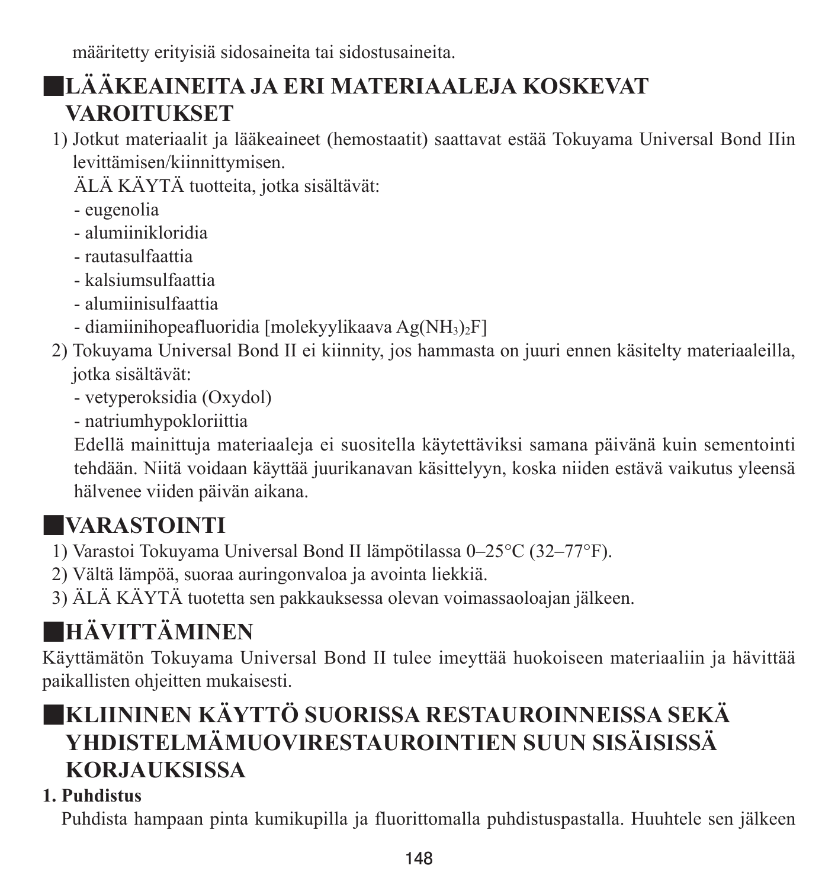määritetty erityisiä sidosaineita tai sidostusaineita.

## ■LÄÄKEAINEITA JA ERI MATERIAALEJA KOSKEVAT VAROITUKSET

1) Jotkut materiaalit ja lääkeaineet (hemostaatit) saattavat estää Tokuyama Universal Bond IIin levittämisen/kiinnittymisen.

   ÄLÄ KÄYTÄ tuotteita, jotka sisältävät:
   - eugenolia
   - alumiinikloridia
   - rautasulfaattia
   - kalsiumsulfaattia
   - alumiinisulfaattia
   - diamiinihopeafluoridia [molekyylikaava $Ag(NH_3)_2F$]

2) Tokuyama Universal Bond II ei kiinnity, jos hammasta on juuri ennen käsitelty materiaaleilla, jotka sisältävät:
   - vetyperoksidia (Oxydol)
   - natriumhypokloriittia

   Edellä mainittuja materiaaleja ei suositella käytettäviksi samana päivänä kuin sementointi tehdään. Niitä voidaan käyttää juurikanavan käsittelyyn, koska niiden estävä vaikutus yleensä hälvenee viiden päivän aikana.

## ■VARASTOINTI

1) Varastoi Tokuyama Universal Bond II lämpötilassa 0–25°C (32–77°F).
2) Vältä lämpöä, suoraa auringonvaloa ja avointa liekkiä.
3) ÄLÄ KÄYTÄ tuotetta sen pakkauksessa olevan voimassaoloajan jälkeen.

## ■HÄVITTÄMINEN

Käyttämätön Tokuyama Universal Bond II tulee imeyttää huokoiseen materiaaliin ja hävittää paikallisten ohjeitten mukaisesti.

## ■KLIININEN KÄYTTÖ SUORISSA RESTAUROINNEISSA SEKÄ YHDISTELMÄMUOVIRESTAUROINTIEN SUUN SISÄISISSÄ KORJAUKSISSA

**1. Puhdistus**

Puhdista hampaan pinta kumikupilla ja fluorittomalla puhdistuspastalla. Huuhtele sen jälkeen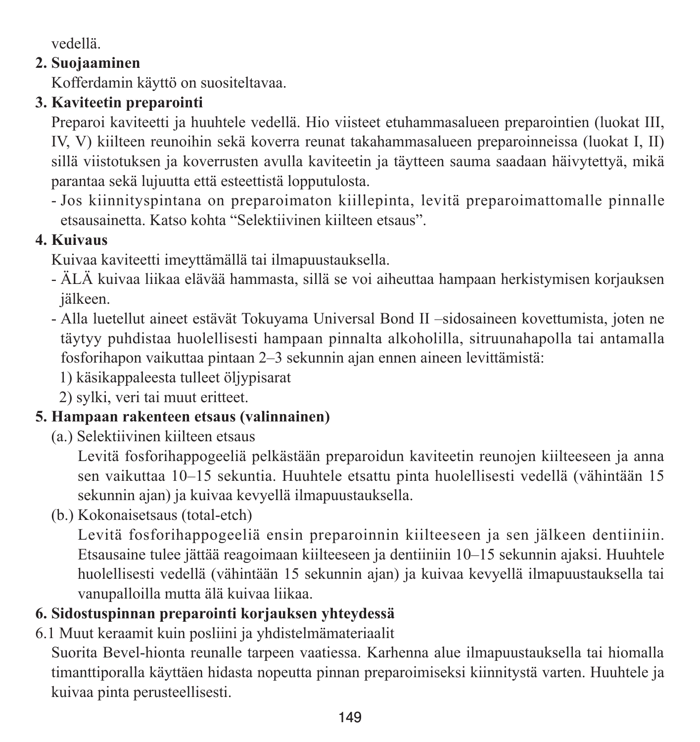vedellä.

**2. Suojaaminen**

Kofferdamin käyttö on suositeltavaa.

**3. Kaviteetin preparointi**

Preparoi kaviteetti ja huuhtele vedellä. Hio viisteet etuhammasalueen preparointien (luokat III, IV, V) kiilteen reunoihin sekä koverra reunat takahammasalueen preparoinneissa (luokat I, II) sillä viistotuksen ja koverrusten avulla kaviteetin ja täytteen sauma saadaan häivytettyä, mikä parantaa sekä lujuutta että esteettistä lopputulosta.

- Jos kiinnityspintana on preparoimaton kiillepinta, levitä preparoimattomalle pinnalle etsausainetta. Katso kohta “Selektiivinen kiilteen etsaus”.

**4. Kuivaus**

Kuivaa kaviteetti imeyttämällä tai ilmapuustauksella.

- ÄLÄ kuivaa liikaa elävää hammasta, sillä se voi aiheuttaa hampaan herkistymisen korjauksen jälkeen.
- Alla luetellut aineet estävät Tokuyama Universal Bond II –sidosaineen kovettumista, joten ne täytyy puhdistaa huolellisesti hampaan pinnalta alkoholilla, sitruunahapolla tai antamalla fosforihapon vaikuttaa pintaan 2–3 sekunnin ajan ennen aineen levittämistä:
  1) käsikappaleesta tulleet öljypisarat
  2) sylki, veri tai muut eritteet.

**5. Hampaan rakenteen etsaus (valinnainen)**

(a.) Selektiivinen kiilteen etsaus

Levitä fosforihappogeeliä pelkästään preparoidun kaviteetin reunojen kiilteeseen ja anna sen vaikuttaa 10–15 sekuntia. Huuhtele etsattu pinta huolellisesti vedellä (vähintään 15 sekunnin ajan) ja kuivaa kevyellä ilmapuustauksella.

(b.) Kokonaisetsaus (total-etch)

Levitä fosforihappogeeliä ensin preparoinnin kiilteeseen ja sen jälkeen dentiiniin. Etsausaine tulee jättää reagoimaan kiilteeseen ja dentiiniin 10–15 sekunnin ajaksi. Huuhtele huolellisesti vedellä (vähintään 15 sekunnin ajan) ja kuivaa kevyellä ilmapuustauksella tai vanupalloilla mutta älä kuivaa liikaa.

**6. Sidostuspinnan preparointi korjauksen yhteydessä**

6.1 Muut keraamit kuin posliini ja yhdistelmämateriaalit

Suorita Bevel-hionta reunalle tarpeen vaatiessa. Karhenna alue ilmapuustauksella tai hiomalla timanttiporalla käyttäen hidasta nopeutta pinnan preparoimiseksi kiinnitystä varten. Huuhtele ja kuivaa pinta perusteellisesti.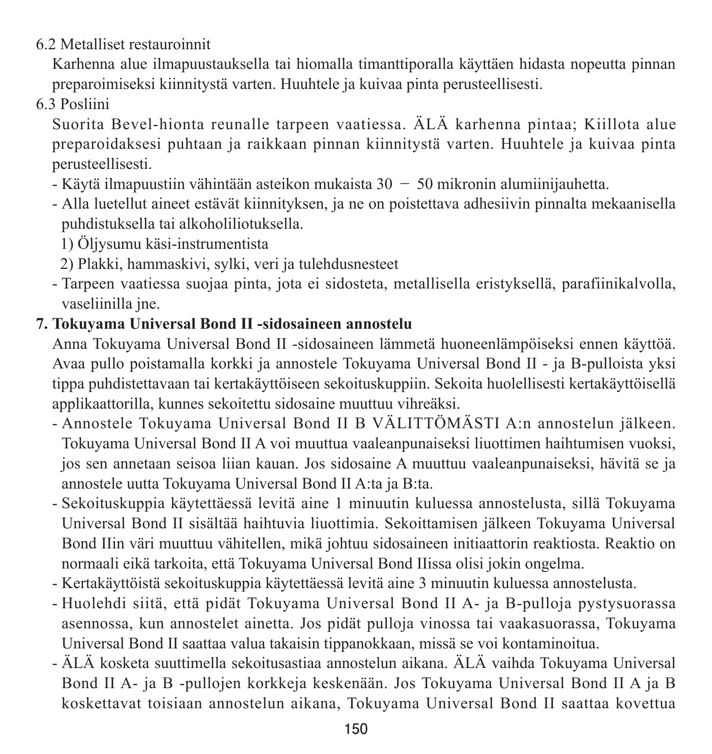6.2 Metalliset restauroinnit

Karhenna alue ilmapuustauksella tai hiomalla timanttiporalla käyttäen hidasta nopeutta pinnan preparoimiseksi kiinnitystä varten. Huuhtele ja kuivaa pinta perusteellisesti.

6.3 Posliini

Suorita Bevel-hionta reunalle tarpeen vaatiessa. ÄLÄ karhenna pintaa; Kiillota alue preparoidaksesi puhtaan ja raikkaan pinnan kiinnitystä varten. Huuhtele ja kuivaa pinta perusteellisesti.

- Käytä ilmapuustiin vähintään asteikon mukaista 30 − 50 mikronin alumiinijauhetta.
- Alla luetellut aineet estävät kiinnityksen, ja ne on poistettava adhesiivin pinnalta mekaanisella puhdistuksella tai alkoholiliotuksella.
  1) Öljysumu käsi-instrumentista
  2) Plakki, hammaskivi, sylki, veri ja tulehdusnesteet
- Tarpeen vaatiessa suojaa pinta, jota ei sidosteta, metallisella eristyksellä, parafiinikalvolla, vaseliinilla jne.

**7. Tokuyama Universal Bond II -sidosaineen annostelu**

Anna Tokuyama Universal Bond II -sidosaineen lämmetä huoneenlämpöiseksi ennen käyttöä. Avaa pullo poistamalla korkki ja annostele Tokuyama Universal Bond II - ja B-pulloista yksi tippa puhdistettavaan tai kertakäyttöiseen sekoituskuppiin. Sekoita huolellisesti kertakäyttöisellä applikaattorilla, kunnes sekoitettu sidosaine muuttuu vihreäksi.

- Annostele Tokuyama Universal Bond II B VÄLITTÖMÄSTI A:n annostelun jälkeen. Tokuyama Universal Bond II A voi muuttua vaaleanpunaiseksi liuottimen haihtumisen vuoksi, jos sen annetaan seisoa liian kauan. Jos sidosaine A muuttuu vaaleanpunaiseksi, hävitä se ja annostele uutta Tokuyama Universal Bond II A:ta ja B:ta.
- Sekoituskuppia käytettäessä levitä aine 1 minuutin kuluessa annostelusta, sillä Tokuyama Universal Bond II sisältää haihtuvia liuottimia. Sekoittamisen jälkeen Tokuyama Universal Bond IIin väri muuttuu vähitellen, mikä johtuu sidosaineen initiaattorin reaktiosta. Reaktio on normaali eikä tarkoita, että Tokuyama Universal Bond IIissa olisi jokin ongelma.
- Kertakäyttöistä sekoituskuppia käytettäessä levitä aine 3 minuutin kuluessa annostelusta.
- Huolehdi siitä, että pidät Tokuyama Universal Bond II A- ja B-pulloja pystysuorassa asennossa, kun annostelet ainetta. Jos pidät pulloja vinossa tai vaakasuorassa, Tokuyama Universal Bond II saattaa valua takaisin tippanokkaan, missä se voi kontaminoitua.
- ÄLÄ kosketa suuttimella sekoitusastiaa annostelun aikana. ÄLÄ vaihda Tokuyama Universal Bond II A- ja B -pullojen korkkeja keskenään. Jos Tokuyama Universal Bond II A ja B koskettavat toisiaan annostelun aikana, Tokuyama Universal Bond II saattaa kovettua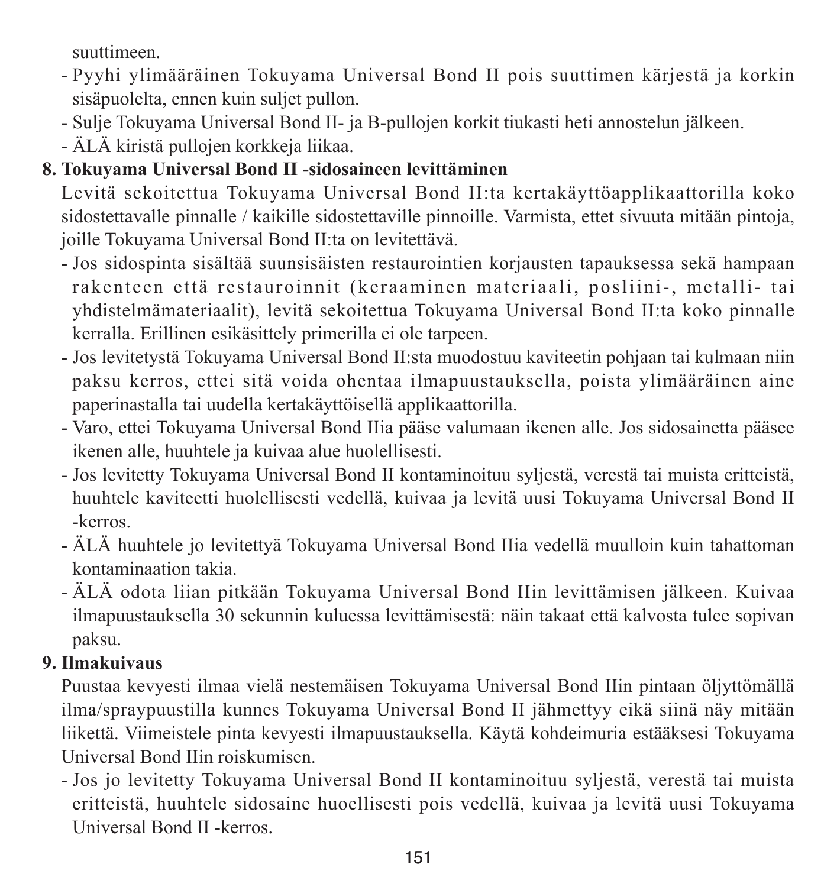suuttimeen.

- Pyyhi ylimääräinen Tokuyama Universal Bond II pois suuttimen kärjestä ja korkin sisäpuolelta, ennen kuin suljet pullon.
- Sulje Tokuyama Universal Bond II- ja B-pullojen korkit tiukasti heti annostelun jälkeen.
- ÄLÄ kiristä pullojen korkkeja liikaa.

**8. Tokuyama Universal Bond II -sidosaineen levittäminen**

Levitä sekoitettua Tokuyama Universal Bond II:ta kertakäyttöapplikaattorilla koko sidostettavalle pinnalle / kaikille sidostettaville pinnoille. Varmista, ettet sivuuta mitään pintoja, joille Tokuyama Universal Bond II:ta on levitettävä.

- Jos sidospinta sisältää suunsisäisten restaurointien korjausten tapauksessa sekä hampaan rakenteen että restauroinnit (keraaminen materiaali, posliini-, metalli- tai yhdistelmämateriaalit), levitä sekoitettua Tokuyama Universal Bond II:ta koko pinnalle kerralla. Erillinen esikäsittely primerilla ei ole tarpeen.
- Jos levitetystä Tokuyama Universal Bond II:sta muodostuu kaviteetin pohjaan tai kulmaan niin paksu kerros, ettei sitä voida ohentaa ilmapuustauksella, poista ylimääräinen aine paperinastalla tai uudella kertakäyttöisellä applikaattorilla.
- Varo, ettei Tokuyama Universal Bond IIia pääse valumaan ikenen alle. Jos sidosainetta pääsee ikenen alle, huuhtele ja kuivaa alue huolellisesti.
- Jos levitetty Tokuyama Universal Bond II kontaminoituu syljestä, verestä tai muista eritteistä, huuhtele kaviteetti huolellisesti vedellä, kuivaa ja levitä uusi Tokuyama Universal Bond II -kerros.
- ÄLÄ huuhtele jo levitettyä Tokuyama Universal Bond IIia vedellä muulloin kuin tahattoman kontaminaation takia.
- ÄLÄ odota liian pitkään Tokuyama Universal Bond IIin levittämisen jälkeen. Kuivaa ilmapuustauksella 30 sekunnin kuluessa levittämisestä: näin takaat että kalvosta tulee sopivan paksu.

**9. Ilmakuivaus**

Puustaa kevyesti ilmaa vielä nestemäisen Tokuyama Universal Bond IIin pintaan öljyttömällä ilma/spraypuustilla kunnes Tokuyama Universal Bond II jähmettyy eikä siinä näy mitään liikettä. Viimeistele pinta kevyesti ilmapuustauksella. Käytä kohdeimuria estääksesi Tokuyama Universal Bond IIin roiskumisen.

- Jos jo levitetty Tokuyama Universal Bond II kontaminoituu syljestä, verestä tai muista eritteistä, huuhtele sidosaine huoellisesti pois vedellä, kuivaa ja levitä uusi Tokuyama Universal Bond II -kerros.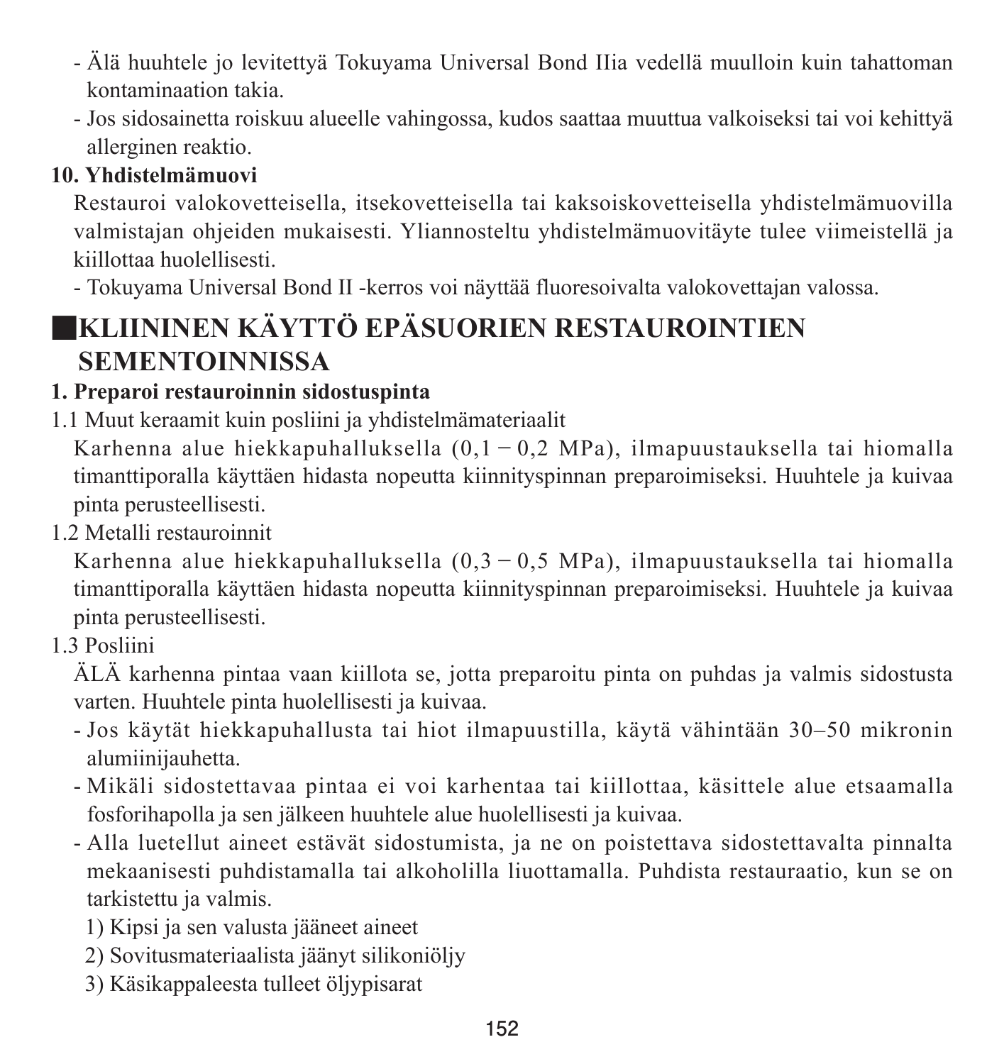- Älä huuhtele jo levitettyä Tokuyama Universal Bond IIia vedellä muulloin kuin tahattoman kontaminaation takia.
- Jos sidosainetta roiskuu alueelle vahingossa, kudos saattaa muuttua valkoiseksi tai voi kehittyä allerginen reaktio.

**10. Yhdistelmämuovi**

Restauroi valokovetteisella, itsekovetteisella tai kaksoiskovetteisella yhdistelmämuovilla valmistajan ohjeiden mukaisesti. Yliannosteltu yhdistelmämuovitäyte tulee viimeistellä ja kiillottaa huolellisesti.

- Tokuyama Universal Bond II -kerros voi näyttää fluoresoivalta valokovettajan valossa.

## ■KLIININEN KÄYTTÖ EPÄSUORIEN RESTAUROINTIEN SEMENTOINNISSA

**1. Preparoi restauroinnin sidostuspinta**

1.1 Muut keraamit kuin posliini ja yhdistelmämateriaalit

Karhenna alue hiekkapuhalluksella (0,1 − 0,2 MPa), ilmapuustauksella tai hiomalla timanttiporalla käyttäen hidasta nopeutta kiinnityspinnan preparoimiseksi. Huuhtele ja kuivaa pinta perusteellisesti.

1.2 Metalli restauroinnit

Karhenna alue hiekkapuhalluksella (0,3 − 0,5 MPa), ilmapuustauksella tai hiomalla timanttiporalla käyttäen hidasta nopeutta kiinnityspinnan preparoimiseksi. Huuhtele ja kuivaa pinta perusteellisesti.

1.3 Posliini

ÄLÄ karhenna pintaa vaan kiillota se, jotta preparoitu pinta on puhdas ja valmis sidostusta varten. Huuhtele pinta huolellisesti ja kuivaa.

- Jos käytät hiekkapuhallusta tai hiot ilmapuustilla, käytä vähintään 30–50 mikronin alumiinijauhetta.
- Mikäli sidostettavaa pintaa ei voi karhentaa tai kiillottaa, käsittele alue etsaamalla fosforihapolla ja sen jälkeen huuhtele alue huolellisesti ja kuivaa.
- Alla luetellut aineet estävät sidostumista, ja ne on poistettava sidostettavalta pinnalta mekaanisesti puhdistamalla tai alkoholilla liuottamalla. Puhdista restauraatio, kun se on tarkistettu ja valmis.
  1) Kipsi ja sen valusta jääneet aineet
  2) Sovitusmateriaalista jäänyt silikoniöljy
  3) Käsikappaleesta tulleet öljypisarat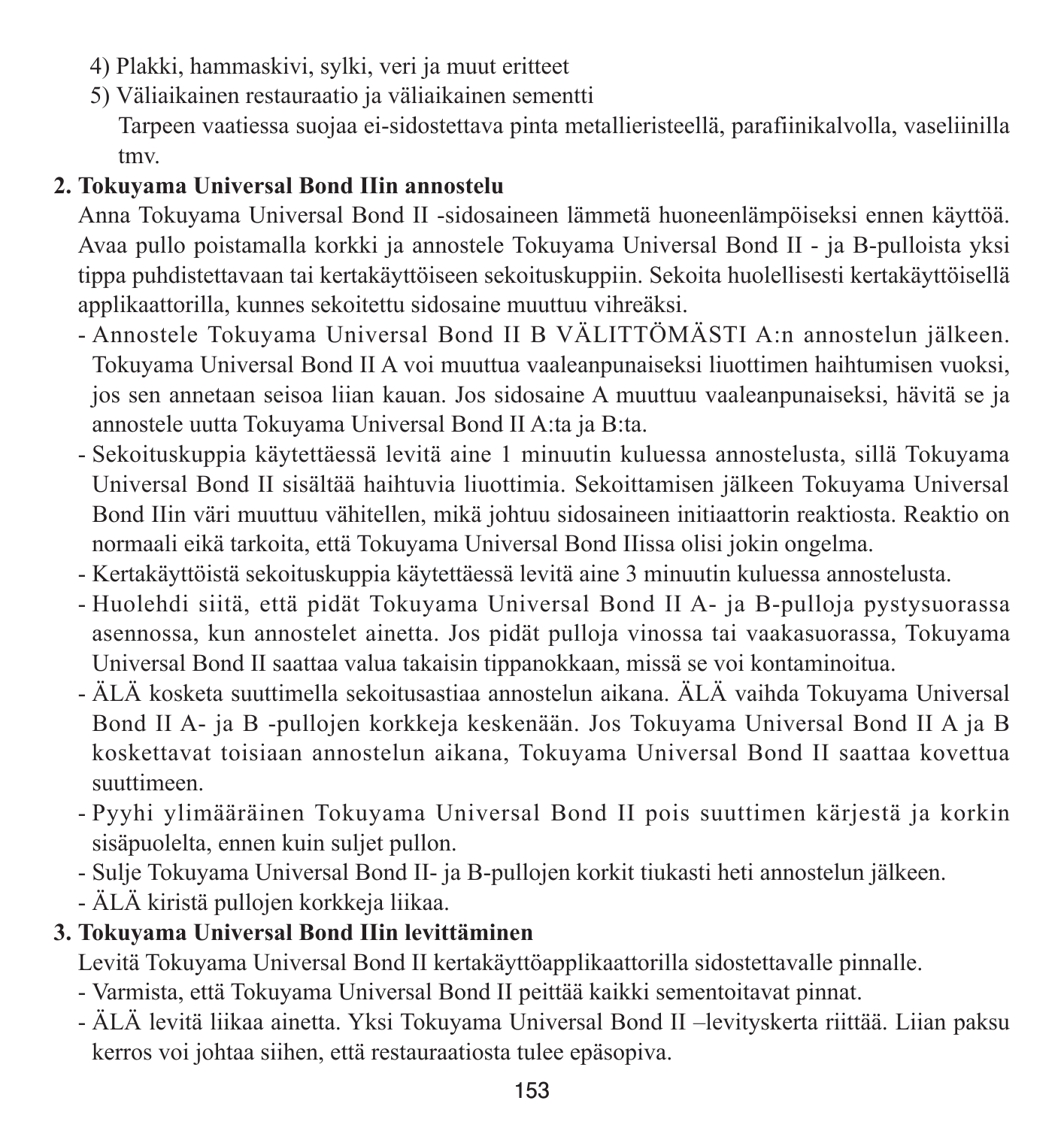4) Plakki, hammaskivi, sylki, veri ja muut eritteet
5) Väliaikainen restauraatio ja väliaikainen sementti
   Tarpeen vaatiessa suojaa ei-sidostettava pinta metallieristeellä, parafiinikalvolla, vaseliinilla tmv.

**2. Tokuyama Universal Bond IIin annostelu**

Anna Tokuyama Universal Bond II -sidosaineen lämmetä huoneenlämpöiseksi ennen käyttöä. Avaa pullo poistamalla korkki ja annostele Tokuyama Universal Bond II - ja B-pulloista yksi tippa puhdistettavaan tai kertakäyttöiseen sekoituskuppiin. Sekoita huolellisesti kertakäyttöisellä applikaattorilla, kunnes sekoitettu sidosaine muuttuu vihreäksi.

- Annostele Tokuyama Universal Bond II B VÄLITTÖMÄSTI A:n annostelun jälkeen. Tokuyama Universal Bond II A voi muuttua vaaleanpunaiseksi liuottimen haihtumisen vuoksi, jos sen annetaan seisoa liian kauan. Jos sidosaine A muuttuu vaaleanpunaiseksi, hävitä se ja annostele uutta Tokuyama Universal Bond II A:ta ja B:ta.
- Sekoituskuppia käytettäessä levitä aine 1 minuutin kuluessa annostelusta, sillä Tokuyama Universal Bond II sisältää haihtuvia liuottimia. Sekoittamisen jälkeen Tokuyama Universal Bond IIin väri muuttuu vähitellen, mikä johtuu sidosaineen initiaattorin reaktiosta. Reaktio on normaali eikä tarkoita, että Tokuyama Universal Bond IIissa olisi jokin ongelma.
- Kertakäyttöistä sekoituskuppia käytettäessä levitä aine 3 minuutin kuluessa annostelusta.
- Huolehdi siitä, että pidät Tokuyama Universal Bond II A- ja B-pulloja pystysuorassa asennossa, kun annostelet ainetta. Jos pidät pulloja vinossa tai vaakasuorassa, Tokuyama Universal Bond II saattaa valua takaisin tippanokkaan, missä se voi kontaminoitua.
- ÄLÄ kosketa suuttimella sekoitusastiaa annostelun aikana. ÄLÄ vaihda Tokuyama Universal Bond II A- ja B -pullojen korkkeja keskenään. Jos Tokuyama Universal Bond II A ja B koskettavat toisiaan annostelun aikana, Tokuyama Universal Bond II saattaa kovettua suuttimeen.
- Pyyhi ylimääräinen Tokuyama Universal Bond II pois suuttimen kärjestä ja korkin sisäpuolelta, ennen kuin suljet pullon.
- Sulje Tokuyama Universal Bond II- ja B-pullojen korkit tiukasti heti annostelun jälkeen.
- ÄLÄ kiristä pullojen korkkeja liikaa.

**3. Tokuyama Universal Bond IIin levittäminen**

Levitä Tokuyama Universal Bond II kertakäyttöapplikaattorilla sidostettavalle pinnalle.

- Varmista, että Tokuyama Universal Bond II peittää kaikki sementoitavat pinnat.
- ÄLÄ levitä liikaa ainetta. Yksi Tokuyama Universal Bond II –levityskerta riittää. Liian paksu kerros voi johtaa siihen, että restauraatiosta tulee epäsopiva.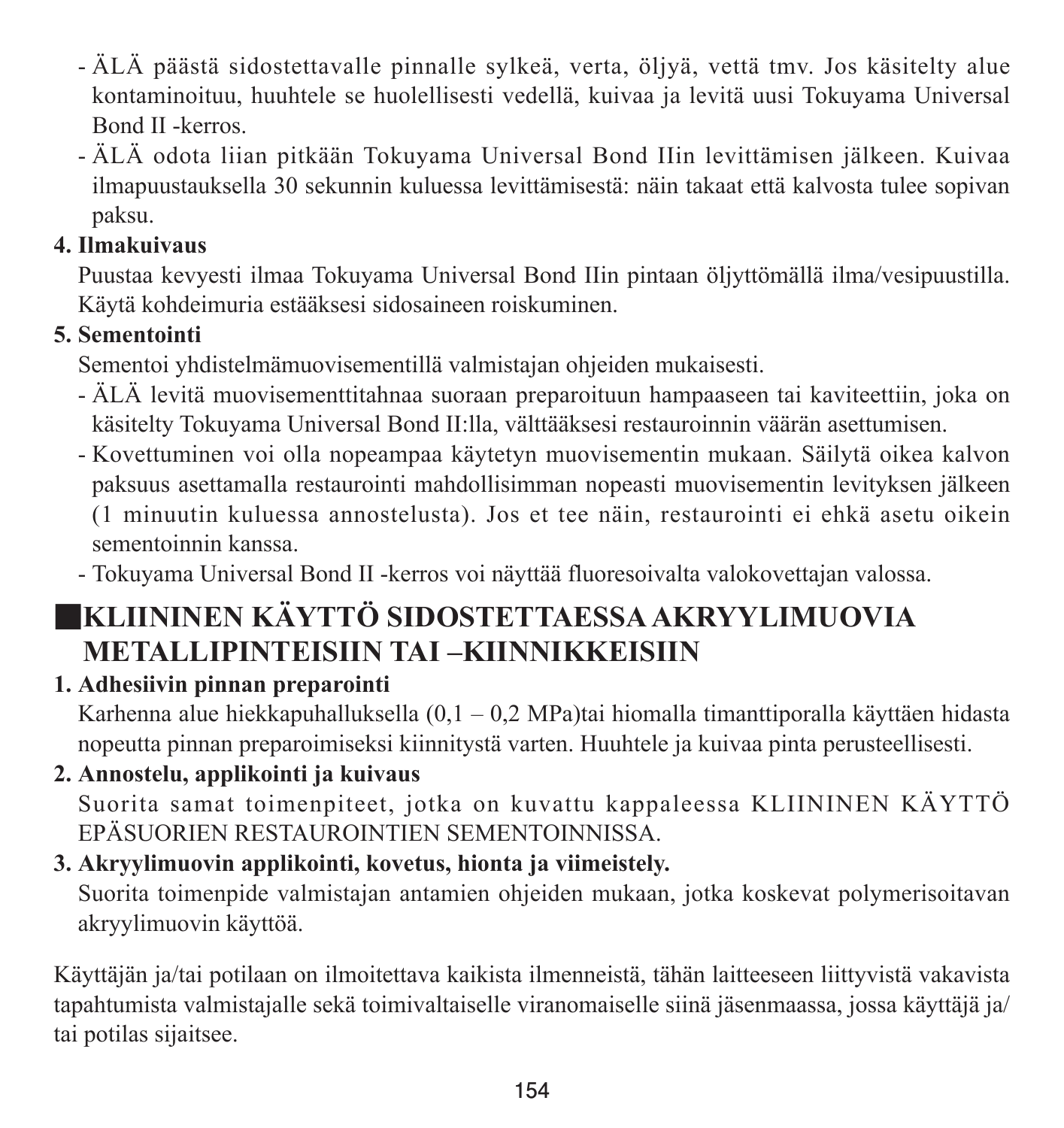- ÄLÄ päästä sidostettavalle pinnalle sylkeä, verta, öljyä, vettä tmv. Jos käsitelty alue kontaminoituu, huuhtele se huolellisesti vedellä, kuivaa ja levitä uusi Tokuyama Universal Bond II -kerros.
- ÄLÄ odota liian pitkään Tokuyama Universal Bond IIin levittämisen jälkeen. Kuivaa ilmapuustauksella 30 sekunnin kuluessa levittämisestä: näin takaat että kalvosta tulee sopivan paksu.

**4. Ilmakuivaus**

Puustaa kevyesti ilmaa Tokuyama Universal Bond IIin pintaan öljyttömällä ilma/vesipuustilla. Käytä kohdeimuria estääksesi sidosaineen roiskuminen.

**5. Sementointi**

Sementoi yhdistelmämuovisementillä valmistajan ohjeiden mukaisesti.

- ÄLÄ levitä muovisementtitahnaa suoraan preparoituun hampaaseen tai kaviteettiin, joka on käsitelty Tokuyama Universal Bond II:lla, välttääksesi restauroinnin väärän asettumisen.
- Kovettuminen voi olla nopeampaa käytetyn muovisementin mukaan. Säilytä oikea kalvon paksuus asettamalla restaurointi mahdollisimman nopeasti muovisementin levityksen jälkeen (1 minuutin kuluessa annostelusta). Jos et tee näin, restaurointi ei ehkä asetu oikein sementoinnin kanssa.
- Tokuyama Universal Bond II -kerros voi näyttää fluoresoivalta valokovettajan valossa.

## ■KLIININEN KÄYTTÖ SIDOSTETTAESSA AKRYYLIMUOVIA METALLIPINTEISIIN TAI –KIINNIKKEISIIN

**1. Adhesiivin pinnan preparointi**

Karhenna alue hiekkapuhalluksella (0,1 – 0,2 MPa)tai hiomalla timanttiporalla käyttäen hidasta nopeutta pinnan preparoimiseksi kiinnitystä varten. Huuhtele ja kuivaa pinta perusteellisesti.

**2. Annostelu, applikointi ja kuivaus**

Suorita samat toimenpiteet, jotka on kuvattu kappaleessa KLIININEN KÄYTTÖ EPÄSUORIEN RESTAUROINTIEN SEMENTOINNISSA.

**3. Akryylimuovin applikointi, kovetus, hionta ja viimeistely.**

Suorita toimenpide valmistajan antamien ohjeiden mukaan, jotka koskevat polymerisoitavan akryylimuovin käyttöä.

Käyttäjän ja/tai potilaan on ilmoitettava kaikista ilmenneistä, tähän laitteeseen liittyvistä vakavista tapahtumista valmistajalle sekä toimivaltaiselle viranomaiselle siinä jäsenmaassa, jossa käyttäjä ja/ tai potilas sijaitsee.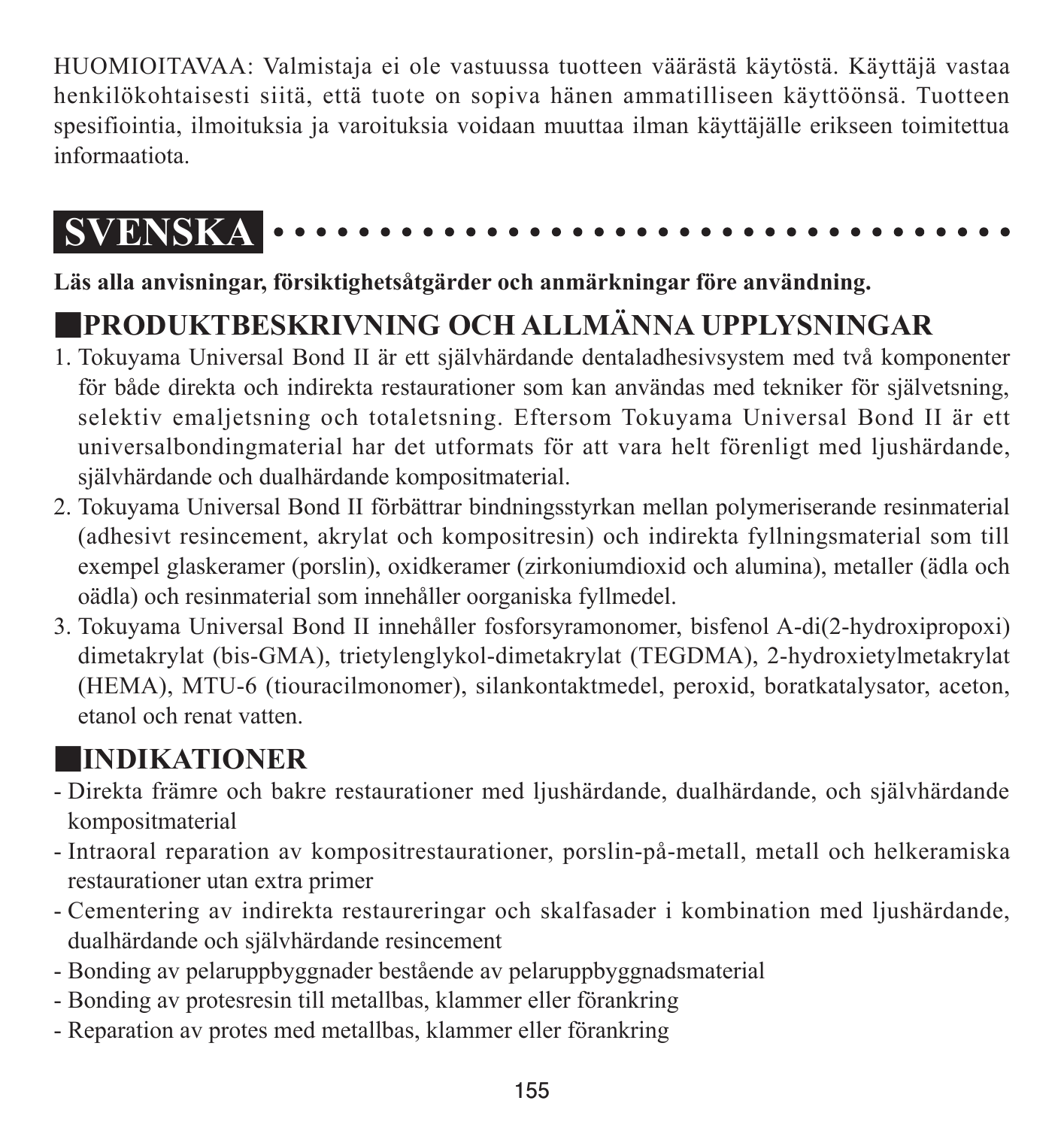HUOMIOITAVAA: Valmistaja ei ole vastuussa tuotteen väärästä käytöstä. Käyttäjä vastaa henkilökohtaisesti siitä, että tuote on sopiva hänen ammatilliseen käyttöönsä. Tuotteen spesifiointia, ilmoituksia ja varoituksia voidaan muuttaa ilman käyttäjälle erikseen toimitettua informaatiota.

# SVENSKA

**Läs alla anvisningar, försiktighetsåtgärder och anmärkningar före användning.**

## PRODUKTBESKRIVNING OCH ALLMÄNNA UPPLYSNINGAR

1. Tokuyama Universal Bond II är ett självhärdande dentaladhesivsystem med två komponenter för både direkta och indirekta restaurationer som kan användas med tekniker för självetsning, selektiv emaljetsning och totaletsning. Eftersom Tokuyama Universal Bond II är ett universalbondingmaterial har det utformats för att vara helt förenligt med ljushärdande, självhärdande och dualhärdande kompositmaterial.
2. Tokuyama Universal Bond II förbättrar bindningsstyrkan mellan polymeriserande resinmaterial (adhesivt resincement, akrylat och kompositresin) och indirekta fyllningsmaterial som till exempel glaskeramer (porslin), oxidkeramer (zirkoniumdioxid och alumina), metaller (ädla och oädla) och resinmaterial som innehåller oorganiska fyllmedel.
3. Tokuyama Universal Bond II innehåller fosforsyramonomer, bisfenol A-di(2-hydroxipropoxi) dimetakrylat (bis-GMA), trietylenglykol-dimetakrylat (TEGDMA), 2-hydroxietylmetakrylat (HEMA), MTU-6 (tiouracilmonomer), silankontaktmedel, peroxid, boratkatalysator, aceton, etanol och renat vatten.

## INDIKATIONER

- Direkta främre och bakre restaurationer med ljushärdande, dualhärdande, och självhärdande kompositmaterial
- Intraoral reparation av kompositrestaurationer, porslin-på-metall, metall och helkeramiska restaurationer utan extra primer
- Cementering av indirekta restaureringar och skalfasader i kombination med ljushärdande, dualhärdande och självhärdande resincement
- Bonding av pelaruppbyggnader bestående av pelaruppbyggnadsmaterial
- Bonding av protesresin till metallbas, klammer eller förankring
- Reparation av protes med metallbas, klammer eller förankring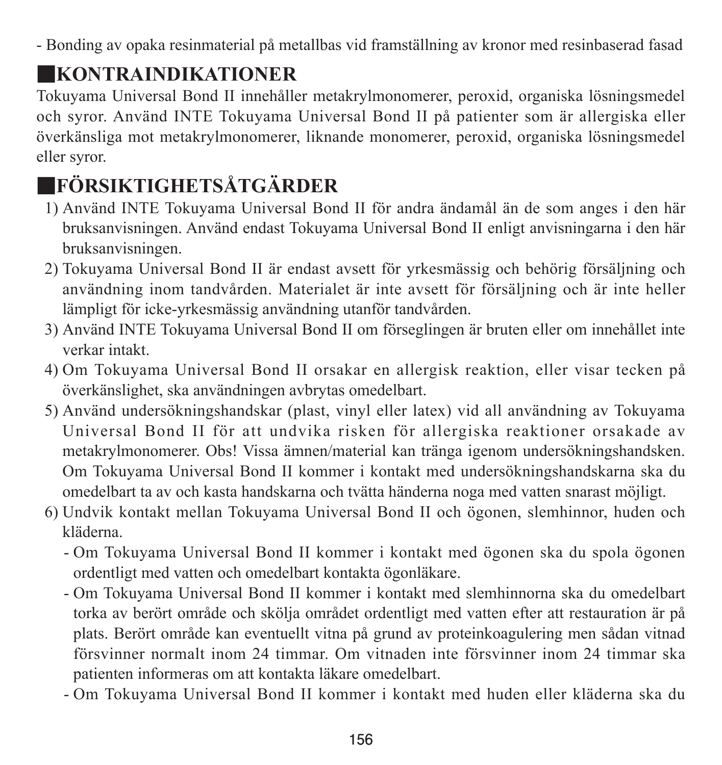- Bonding av opaka resinmaterial på metallbas vid framställning av kronor med resinbaserad fasad

## KONTRAINDIKATIONER

Tokuyama Universal Bond II innehåller metakrylmonomerer, peroxid, organiska lösningsmedel och syror. Använd INTE Tokuyama Universal Bond II på patienter som är allergiska eller överkänsliga mot metakrylmonomerer, liknande monomerer, peroxid, organiska lösningsmedel eller syror.

## FÖRSIKTIGHETSÅTGÄRDER

1) Använd INTE Tokuyama Universal Bond II för andra ändamål än de som anges i den här bruksanvisningen. Använd endast Tokuyama Universal Bond II enligt anvisningarna i den här bruksanvisningen.
2) Tokuyama Universal Bond II är endast avsett för yrkesmässig och behörig försäljning och användning inom tandvården. Materialet är inte avsett för försäljning och är inte heller lämpligt för icke-yrkesmässig användning utanför tandvården.
3) Använd INTE Tokuyama Universal Bond II om förseglingen är bruten eller om innehållet inte verkar intakt.
4) Om Tokuyama Universal Bond II orsakar en allergisk reaktion, eller visar tecken på överkänslighet, ska användningen avbrytas omedelbart.
5) Använd undersökningshandskar (plast, vinyl eller latex) vid all användning av Tokuyama Universal Bond II för att undvika risken för allergiska reaktioner orsakade av metakrylmonomerer. Obs! Vissa ämnen/material kan tränga igenom undersökningshandsken. Om Tokuyama Universal Bond II kommer i kontakt med undersökningshandskarna ska du omedelbart ta av och kasta handskarna och tvätta händerna noga med vatten snarast möjligt.
6) Undvik kontakt mellan Tokuyama Universal Bond II och ögonen, slemhinnor, huden och kläderna.
   - Om Tokuyama Universal Bond II kommer i kontakt med ögonen ska du spola ögonen ordentligt med vatten och omedelbart kontakta ögonläkare.
   - Om Tokuyama Universal Bond II kommer i kontakt med slemhinnorna ska du omedelbart torka av berört område och skölja området ordentligt med vatten efter att restauration är på plats. Berört område kan eventuellt vitna på grund av proteinkoagulering men sådan vitnad försvinner normalt inom 24 timmar. Om vitnaden inte försvinner inom 24 timmar ska patienten informeras om att kontakta läkare omedelbart.
   - Om Tokuyama Universal Bond II kommer i kontakt med huden eller kläderna ska du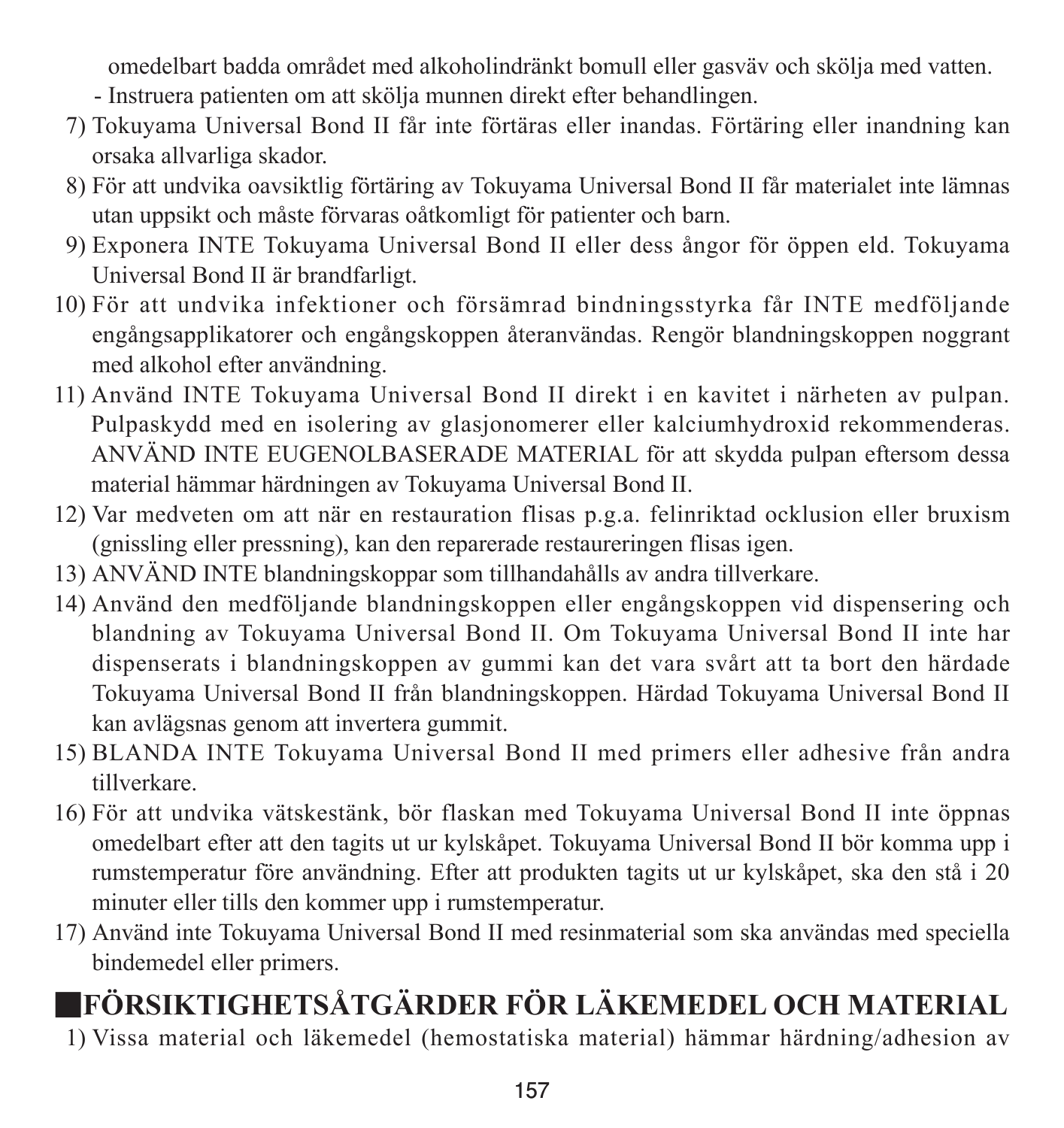omedelbart badda området med alkoholindränkt bomull eller gasväv och skölja med vatten.

- Instruera patienten om att skölja munnen direkt efter behandlingen.

7) Tokuyama Universal Bond II får inte förtäras eller inandas. Förtäring eller inandning kan orsaka allvarliga skador.
8) För att undvika oavsiktlig förtäring av Tokuyama Universal Bond II får materialet inte lämnas utan uppsikt och måste förvaras oåtkomligt för patienter och barn.
9) Exponera INTE Tokuyama Universal Bond II eller dess ångor för öppen eld. Tokuyama Universal Bond II är brandfarligt.
10) För att undvika infektioner och försämrad bindningsstyrka får INTE medföljande engångsapplikatorer och engångskoppen återanvändas. Rengör blandningskoppen noggrant med alkohol efter användning.
11) Använd INTE Tokuyama Universal Bond II direkt i en kavitet i närheten av pulpan. Pulpaskydd med en isolering av glasjonomerer eller kalciumhydroxid rekommenderas. ANVÄND INTE EUGENOLBASERADE MATERIAL för att skydda pulpan eftersom dessa material hämmar härdningen av Tokuyama Universal Bond II.
12) Var medveten om att när en restauration flisas p.g.a. felinriktad ocklusion eller bruxism (gnissling eller pressning), kan den reparerade restaureringen flisas igen.
13) ANVÄND INTE blandningskoppar som tillhandahålls av andra tillverkare.
14) Använd den medföljande blandningskoppen eller engångskoppen vid dispensering och blandning av Tokuyama Universal Bond II. Om Tokuyama Universal Bond II inte har dispenserats i blandningskoppen av gummi kan det vara svårt att ta bort den härdade Tokuyama Universal Bond II från blandningskoppen. Härdad Tokuyama Universal Bond II kan avlägsnas genom att invertera gummit.
15) BLANDA INTE Tokuyama Universal Bond II med primers eller adhesive från andra tillverkare.
16) För att undvika vätskestänk, bör flaskan med Tokuyama Universal Bond II inte öppnas omedelbart efter att den tagits ut ur kylskåpet. Tokuyama Universal Bond II bör komma upp i rumstemperatur före användning. Efter att produkten tagits ut ur kylskåpet, ska den stå i 20 minuter eller tills den kommer upp i rumstemperatur.
17) Använd inte Tokuyama Universal Bond II med resinmaterial som ska användas med speciella bindemedel eller primers.

## ■FÖRSIKTIGHETSÅTGÄRDER FÖR LÄKEMEDEL OCH MATERIAL

1) Vissa material och läkemedel (hemostatiska material) hämmar härdning/adhesion av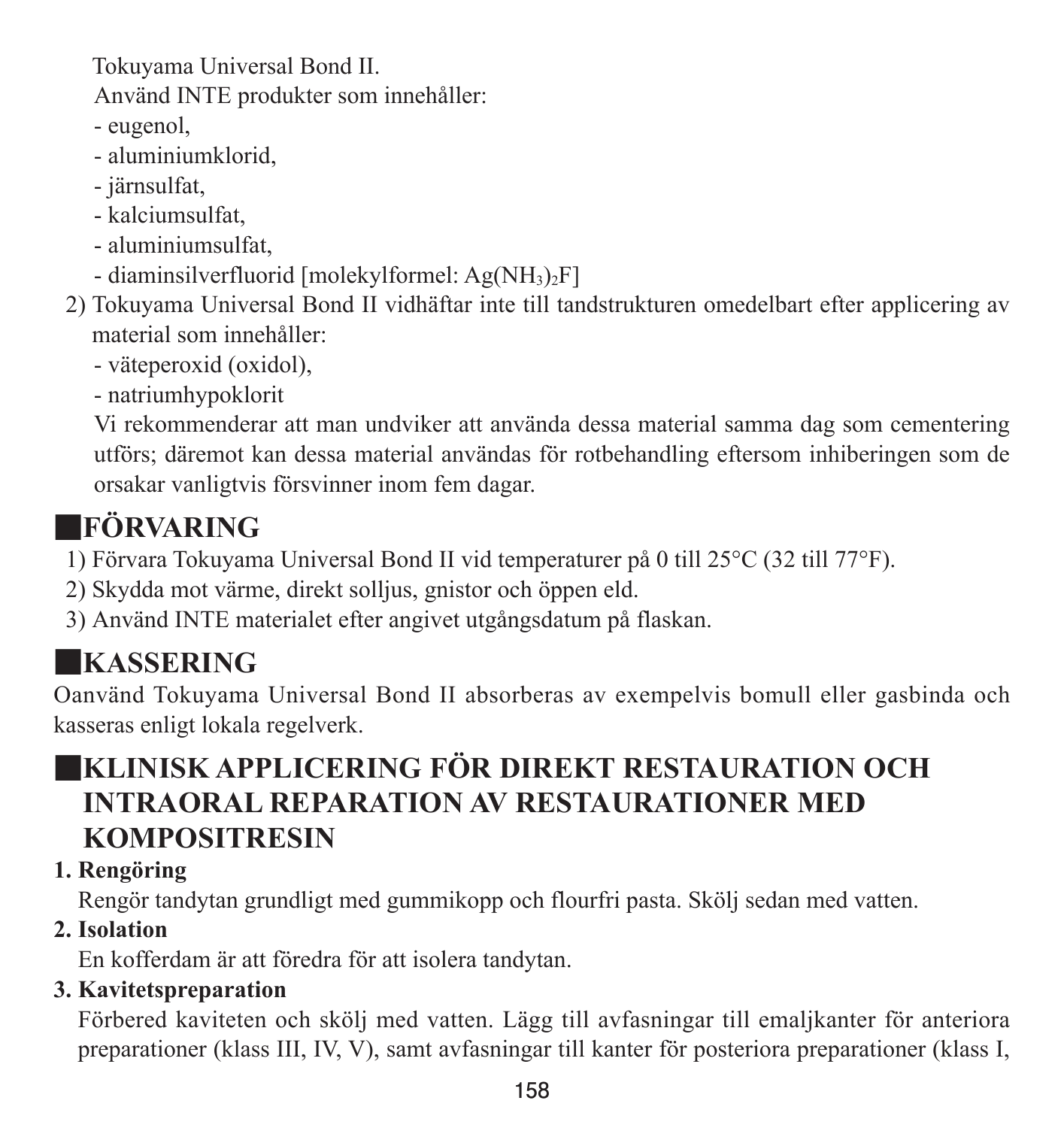Tokuyama Universal Bond II.

Använd INTE produkter som innehåller:

- eugenol,
- aluminiumklorid,
- järnsulfat,
- kalciumsulfat,
- aluminiumsulfat,
- diaminsilverfluorid [molekylformel: $Ag(NH_3)_2F$]

2) Tokuyama Universal Bond II vidhäftar inte till tandstrukturen omedelbart efter applicering av material som innehåller:

- väteperoxid (oxidol),
- natriumhypoklorit

Vi rekommenderar att man undviker att använda dessa material samma dag som cementering utförs; däremot kan dessa material användas för rotbehandling eftersom inhiberingen som de orsakar vanligtvis försvinner inom fem dagar.

## ■FÖRVARING

1) Förvara Tokuyama Universal Bond II vid temperaturer på 0 till 25°C (32 till 77°F).
2) Skydda mot värme, direkt solljus, gnistor och öppen eld.
3) Använd INTE materialet efter angivet utgångsdatum på flaskan.

## ■KASSERING

Oanvänd Tokuyama Universal Bond II absorberas av exempelvis bomull eller gasbinda och kasseras enligt lokala regelverk.

## ■KLINISK APPLICERING FÖR DIREKT RESTAURATION OCH INTRAORAL REPARATION AV RESTAURATIONER MED KOMPOSITRESIN

**1. Rengöring**

Rengör tandytan grundligt med gummikopp och flourfri pasta. Skölj sedan med vatten.

**2. Isolation**

En kofferdam är att föredra för att isolera tandytan.

**3. Kavitetspreparation**

Förbered kaviteten och skölj med vatten. Lägg till avfasningar till emaljkanter för anteriora preparationer (klass III, IV, V), samt avfasningar till kanter för posteriora preparationer (klass I,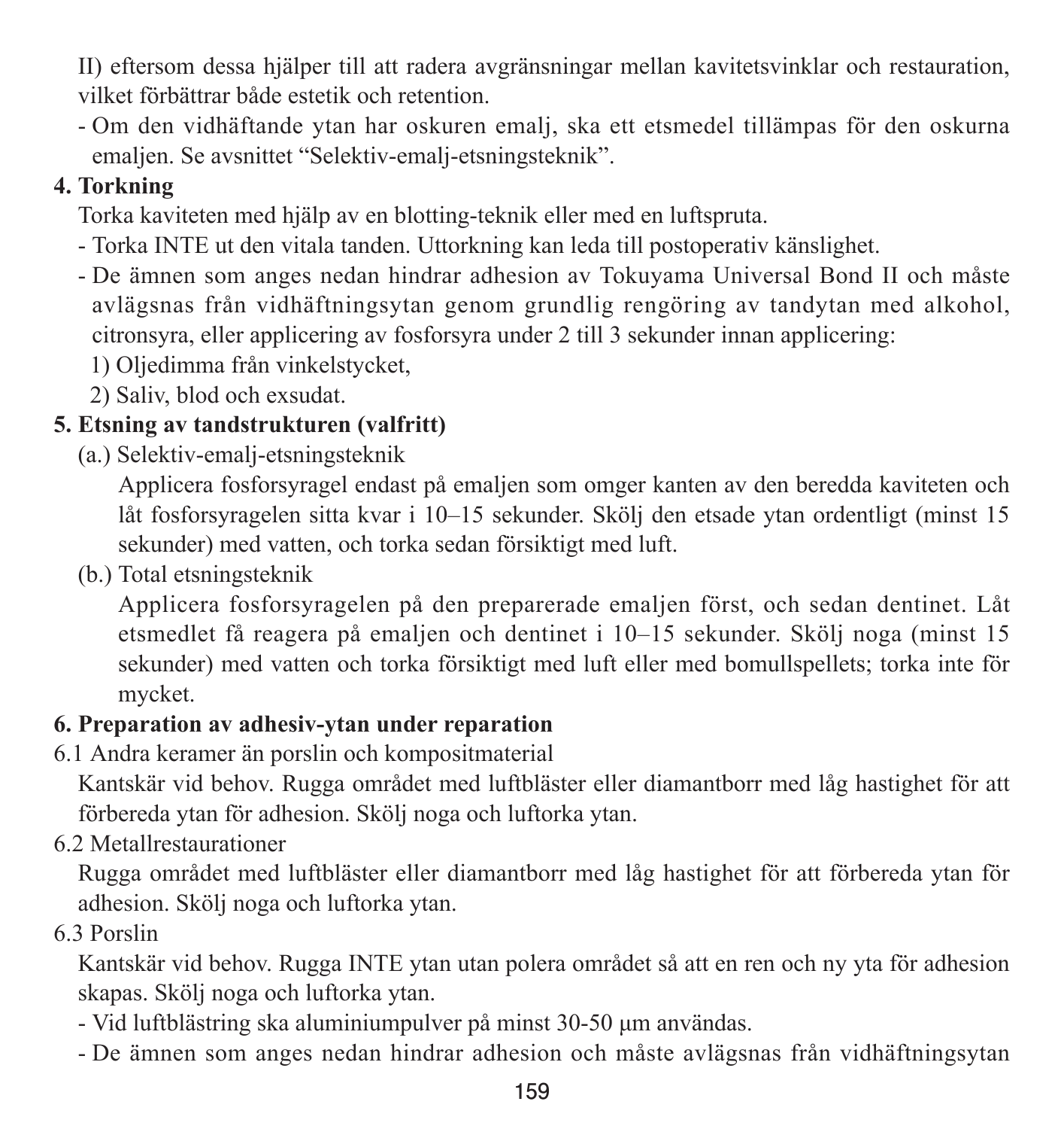II) eftersom dessa hjälper till att radera avgränsningar mellan kavitetsvinklar och restauration, vilket förbättrar både estetik och retention.

- Om den vidhäftande ytan har oskuren emalj, ska ett etsmedel tillämpas för den oskurna emaljen. Se avsnittet "Selektiv-emalj-etsningsteknik".

**4. Torkning**

Torka kaviteten med hjälp av en blotting-teknik eller med en luftspruta.

- Torka INTE ut den vitala tanden. Uttorkning kan leda till postoperativ känslighet.
- De ämnen som anges nedan hindrar adhesion av Tokuyama Universal Bond II och måste avlägsnas från vidhäftningsytan genom grundlig rengöring av tandytan med alkohol, citronsyra, eller applicering av fosforsyra under 2 till 3 sekunder innan applicering:
  1) Oljedimma från vinkelstycket,
  2) Saliv, blod och exsudat.

**5. Etsning av tandstrukturen (valfritt)**

(a.) Selektiv-emalj-etsningsteknik

Applicera fosforsyragel endast på emaljen som omger kanten av den beredda kaviteten och låt fosforsyragelen sitta kvar i 10–15 sekunder. Skölj den etsade ytan ordentligt (minst 15 sekunder) med vatten, och torka sedan försiktigt med luft.

(b.) Total etsningsteknik

Applicera fosforsyragelen på den preparerade emaljen först, och sedan dentinet. Låt etsmedlet få reagera på emaljen och dentinet i 10–15 sekunder. Skölj noga (minst 15 sekunder) med vatten och torka försiktigt med luft eller med bomullspellets; torka inte för mycket.

**6. Preparation av adhesiv-ytan under reparation**

6.1 Andra keramer än porslin och kompositmaterial

Kantskär vid behov. Rugga området med luftbläster eller diamantborr med låg hastighet för att förbereda ytan för adhesion. Skölj noga och luftorka ytan.

6.2 Metallrestaurationer

Rugga området med luftbläster eller diamantborr med låg hastighet för att förbereda ytan för adhesion. Skölj noga och luftorka ytan.

6.3 Porslin

Kantskär vid behov. Rugga INTE ytan utan polera området så att en ren och ny yta för adhesion skapas. Skölj noga och luftorka ytan.

- Vid luftblästring ska aluminiumpulver på minst 30-50 μm användas.
- De ämnen som anges nedan hindrar adhesion och måste avlägsnas från vidhäftningsytan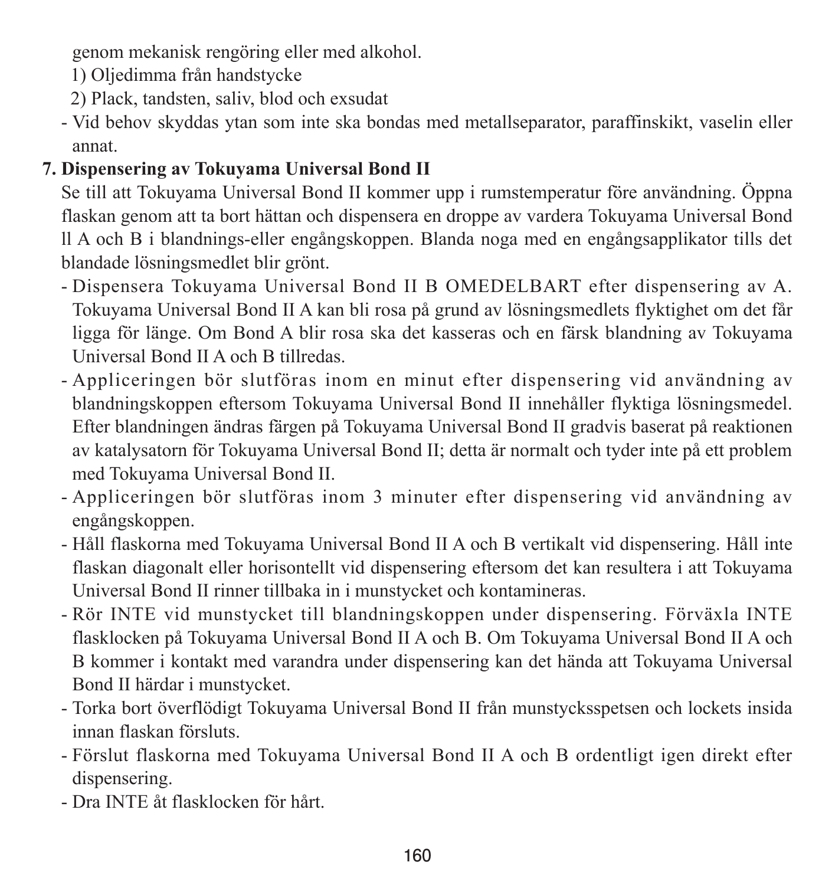genom mekanisk rengöring eller med alkohol.

1) Oljedimma från handstycke

2) Plack, tandsten, saliv, blod och exsudat

- Vid behov skyddas ytan som inte ska bondas med metallseparator, paraffinskikt, vaselin eller annat.

**7. Dispensering av Tokuyama Universal Bond II**

Se till att Tokuyama Universal Bond II kommer upp i rumstemperatur före användning. Öppna flaskan genom att ta bort hättan och dispensera en droppe av vardera Tokuyama Universal Bond ll A och B i blandnings-eller engångskoppen. Blanda noga med en engångsapplikator tills det blandade lösningsmedlet blir grönt.

- Dispensera Tokuyama Universal Bond II B OMEDELBART efter dispensering av A. Tokuyama Universal Bond II A kan bli rosa på grund av lösningsmedlets flyktighet om det får ligga för länge. Om Bond A blir rosa ska det kasseras och en färsk blandning av Tokuyama Universal Bond II A och B tillredas.
- Appliceringen bör slutföras inom en minut efter dispensering vid användning av blandningskoppen eftersom Tokuyama Universal Bond II innehåller flyktiga lösningsmedel. Efter blandningen ändras färgen på Tokuyama Universal Bond II gradvis baserat på reaktionen av katalysatorn för Tokuyama Universal Bond II; detta är normalt och tyder inte på ett problem med Tokuyama Universal Bond II.
- Appliceringen bör slutföras inom 3 minuter efter dispensering vid användning av engångskoppen.
- Håll flaskorna med Tokuyama Universal Bond II A och B vertikalt vid dispensering. Håll inte flaskan diagonalt eller horisontellt vid dispensering eftersom det kan resultera i att Tokuyama Universal Bond II rinner tillbaka in i munstycket och kontamineras.
- Rör INTE vid munstycket till blandningskoppen under dispensering. Förväxla INTE flasklocken på Tokuyama Universal Bond II A och B. Om Tokuyama Universal Bond II A och B kommer i kontakt med varandra under dispensering kan det hända att Tokuyama Universal Bond II härdar i munstycket.
- Torka bort överflödigt Tokuyama Universal Bond II från munstycksspetsen och lockets insida innan flaskan försluts.
- Förslut flaskorna med Tokuyama Universal Bond II A och B ordentligt igen direkt efter dispensering.
- Dra INTE åt flasklocken för hårt.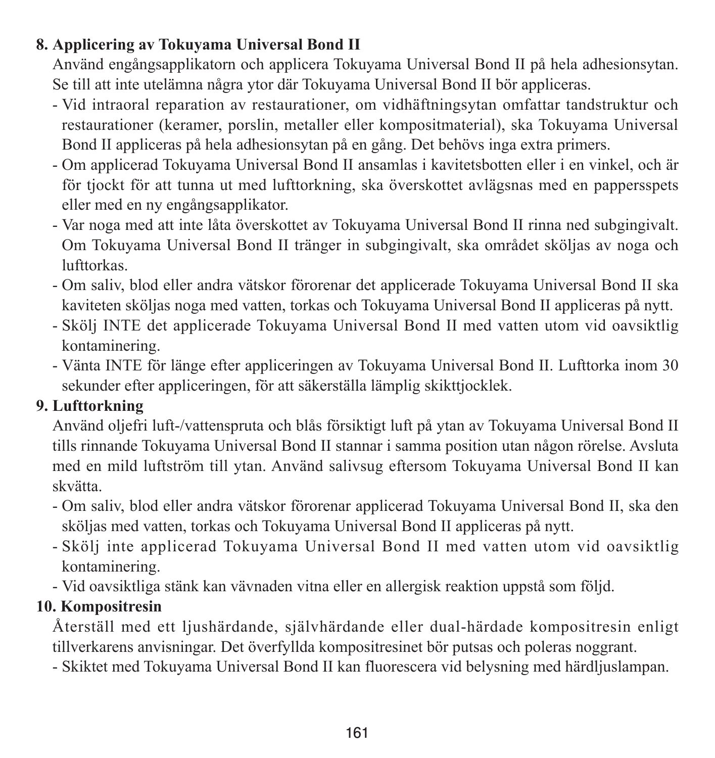**8. Applicering av Tokuyama Universal Bond II**

Använd engångsapplikatorn och applicera Tokuyama Universal Bond II på hela adhesionsytan. Se till att inte utelämna några ytor där Tokuyama Universal Bond II bör appliceras.

- Vid intraoral reparation av restaurationer, om vidhäftningsytan omfattar tandstruktur och restaurationer (keramer, porslin, metaller eller kompositmaterial), ska Tokuyama Universal Bond II appliceras på hela adhesionsytan på en gång. Det behövs inga extra primers.
- Om applicerad Tokuyama Universal Bond II ansamlas i kavitetsbotten eller i en vinkel, och är för tjockt för att tunna ut med lufttorkning, ska överskottet avlägsnas med en pappersspets eller med en ny engångsapplikator.
- Var noga med att inte låta överskottet av Tokuyama Universal Bond II rinna ned subgingivalt. Om Tokuyama Universal Bond II tränger in subgingivalt, ska området sköljas av noga och lufttorkas.
- Om saliv, blod eller andra vätskor förorenar det applicerade Tokuyama Universal Bond II ska kaviteten sköljas noga med vatten, torkas och Tokuyama Universal Bond II appliceras på nytt.
- Skölj INTE det applicerade Tokuyama Universal Bond II med vatten utom vid oavsiktlig kontaminering.
- Vänta INTE för länge efter appliceringen av Tokuyama Universal Bond II. Lufttorka inom 30 sekunder efter appliceringen, för att säkerställa lämplig skikttjocklek.

**9. Lufttorkning**

Använd oljefri luft-/vattenspruta och blås försiktigt luft på ytan av Tokuyama Universal Bond II tills rinnande Tokuyama Universal Bond II stannar i samma position utan någon rörelse. Avsluta med en mild luftström till ytan. Använd salivsug eftersom Tokuyama Universal Bond II kan skvätta.

- Om saliv, blod eller andra vätskor förorenar applicerad Tokuyama Universal Bond II, ska den sköljas med vatten, torkas och Tokuyama Universal Bond II appliceras på nytt.
- Skölj inte applicerad Tokuyama Universal Bond II med vatten utom vid oavsiktlig kontaminering.
- Vid oavsiktliga stänk kan vävnaden vitna eller en allergisk reaktion uppstå som följd.

**10. Kompositresin**

Återställ med ett ljushärdande, självhärdande eller dual-härdade kompositresin enligt tillverkarens anvisningar. Det överfyllda kompositresinet bör putsas och poleras noggrant.

- Skiktet med Tokuyama Universal Bond II kan fluorescera vid belysning med härdljuslampan.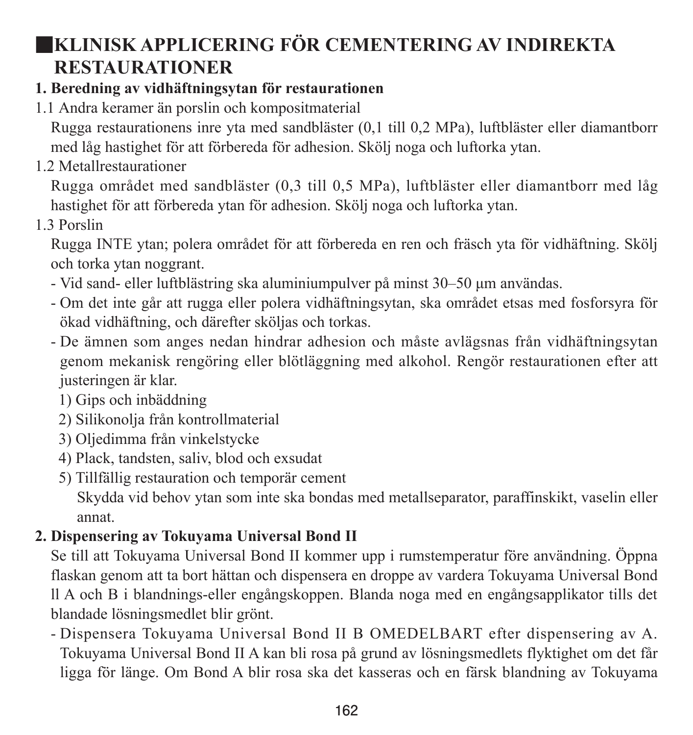## KLINISK APPLICERING FÖR CEMENTERING AV INDIREKTA RESTAURATIONER

**1. Beredning av vidhäftningsytan för restaurationen**

1.1 Andra keramer än porslin och kompositmaterial

Rugga restaurationens inre yta med sandbläster (0,1 till 0,2 MPa), luftbläster eller diamantborr med låg hastighet för att förbereda för adhesion. Skölj noga och luftorka ytan.

1.2 Metallrestaurationer

Rugga området med sandbläster (0,3 till 0,5 MPa), luftbläster eller diamantborr med låg hastighet för att förbereda ytan för adhesion. Skölj noga och luftorka ytan.

1.3 Porslin

Rugga INTE ytan; polera området för att förbereda en ren och fräsch yta för vidhäftning. Skölj och torka ytan noggrant.

- Vid sand- eller luftblästring ska aluminiumpulver på minst 30–50 μm användas.
- Om det inte går att rugga eller polera vidhäftningsytan, ska området etsas med fosforsyra för ökad vidhäftning, och därefter sköljas och torkas.
- De ämnen som anges nedan hindrar adhesion och måste avlägsnas från vidhäftningsytan genom mekanisk rengöring eller blötläggning med alkohol. Rengör restaurationen efter att justeringen är klar.
  1) Gips och inbäddning
  2) Silikonolja från kontrollmaterial
  3) Oljedimma från vinkelstycke
  4) Plack, tandsten, saliv, blod och exsudat
  5) Tillfällig restauration och temporär cement

     Skydda vid behov ytan som inte ska bondas med metallseparator, paraffinskikt, vaselin eller annat.

**2. Dispensering av Tokuyama Universal Bond II**

Se till att Tokuyama Universal Bond II kommer upp i rumstemperatur före användning. Öppna flaskan genom att ta bort hättan och dispensera en droppe av vardera Tokuyama Universal Bond ll A och B i blandnings-eller engångskoppen. Blanda noga med en engångsapplikator tills det blandade lösningsmedlet blir grönt.

- Dispensera Tokuyama Universal Bond II B OMEDELBART efter dispensering av A. Tokuyama Universal Bond II A kan bli rosa på grund av lösningsmedlets flyktighet om det får ligga för länge. Om Bond A blir rosa ska det kasseras och en färsk blandning av Tokuyama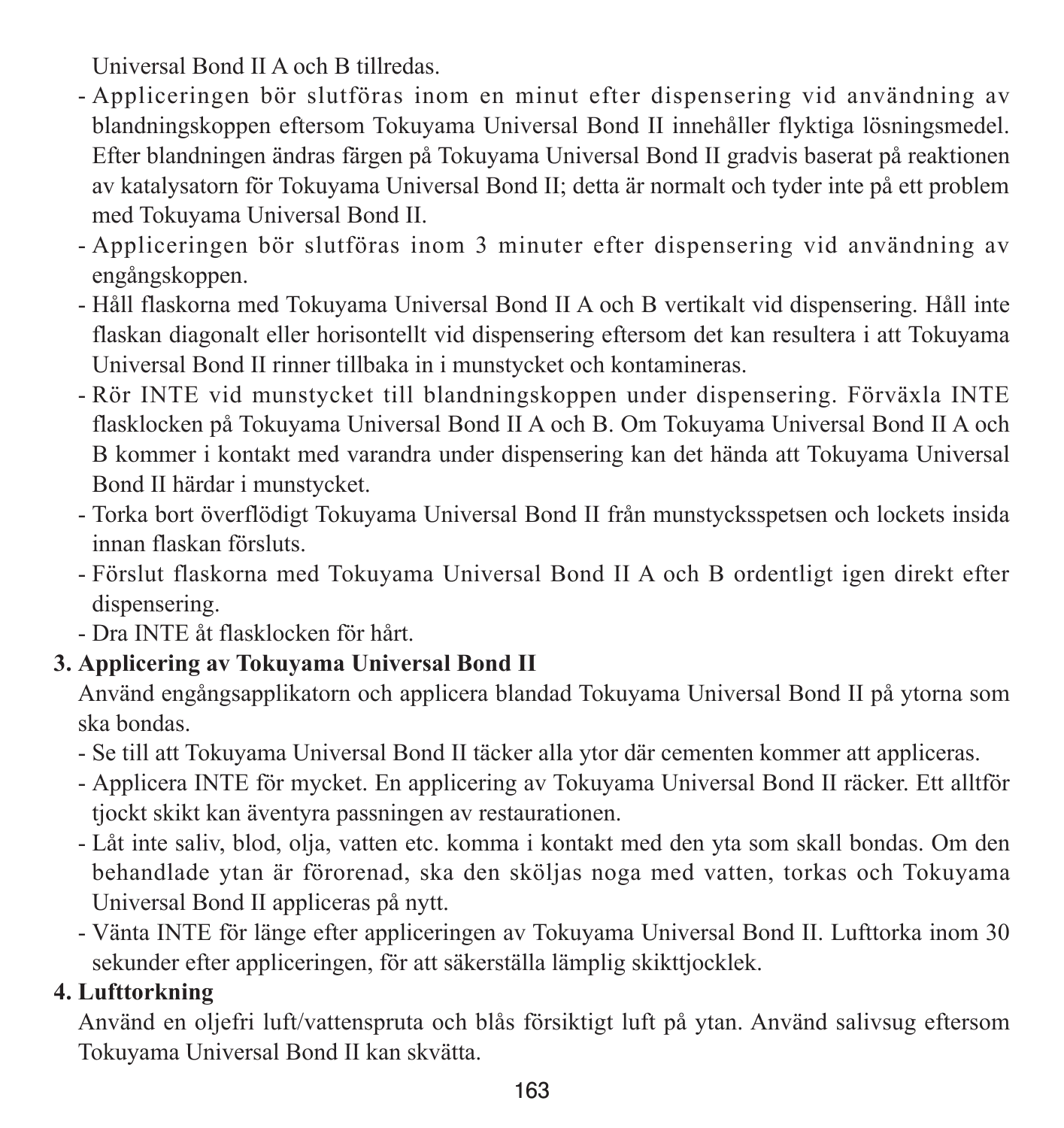Universal Bond II A och B tillredas.

- Appliceringen bör slutföras inom en minut efter dispensering vid användning av blandningskoppen eftersom Tokuyama Universal Bond II innehåller flyktiga lösningsmedel. Efter blandningen ändras färgen på Tokuyama Universal Bond II gradvis baserat på reaktionen av katalysatorn för Tokuyama Universal Bond II; detta är normalt och tyder inte på ett problem med Tokuyama Universal Bond II.
- Appliceringen bör slutföras inom 3 minuter efter dispensering vid användning av engångskoppen.
- Håll flaskorna med Tokuyama Universal Bond II A och B vertikalt vid dispensering. Håll inte flaskan diagonalt eller horisontellt vid dispensering eftersom det kan resultera i att Tokuyama Universal Bond II rinner tillbaka in i munstycket och kontamineras.
- Rör INTE vid munstycket till blandningskoppen under dispensering. Förväxla INTE flasklocken på Tokuyama Universal Bond II A och B. Om Tokuyama Universal Bond II A och B kommer i kontakt med varandra under dispensering kan det hända att Tokuyama Universal Bond II härdar i munstycket.
- Torka bort överflödigt Tokuyama Universal Bond II från munstycksspetsen och lockets insida innan flaskan försluts.
- Förslut flaskorna med Tokuyama Universal Bond II A och B ordentligt igen direkt efter dispensering.
- Dra INTE åt flasklocken för hårt.

**3. Applicering av Tokuyama Universal Bond II**

Använd engångsapplikatorn och applicera blandad Tokuyama Universal Bond II på ytorna som ska bondas.

- Se till att Tokuyama Universal Bond II täcker alla ytor där cementen kommer att appliceras.
- Applicera INTE för mycket. En applicering av Tokuyama Universal Bond II räcker. Ett alltför tjockt skikt kan äventyra passningen av restaurationen.
- Låt inte saliv, blod, olja, vatten etc. komma i kontakt med den yta som skall bondas. Om den behandlade ytan är förorenad, ska den sköljas noga med vatten, torkas och Tokuyama Universal Bond II appliceras på nytt.
- Vänta INTE för länge efter appliceringen av Tokuyama Universal Bond II. Lufttorka inom 30 sekunder efter appliceringen, för att säkerställa lämplig skikttjocklek.

**4. Lufttorkning**

Använd en oljefri luft/vattenspruta och blås försiktigt luft på ytan. Använd salivsug eftersom Tokuyama Universal Bond II kan skvätta.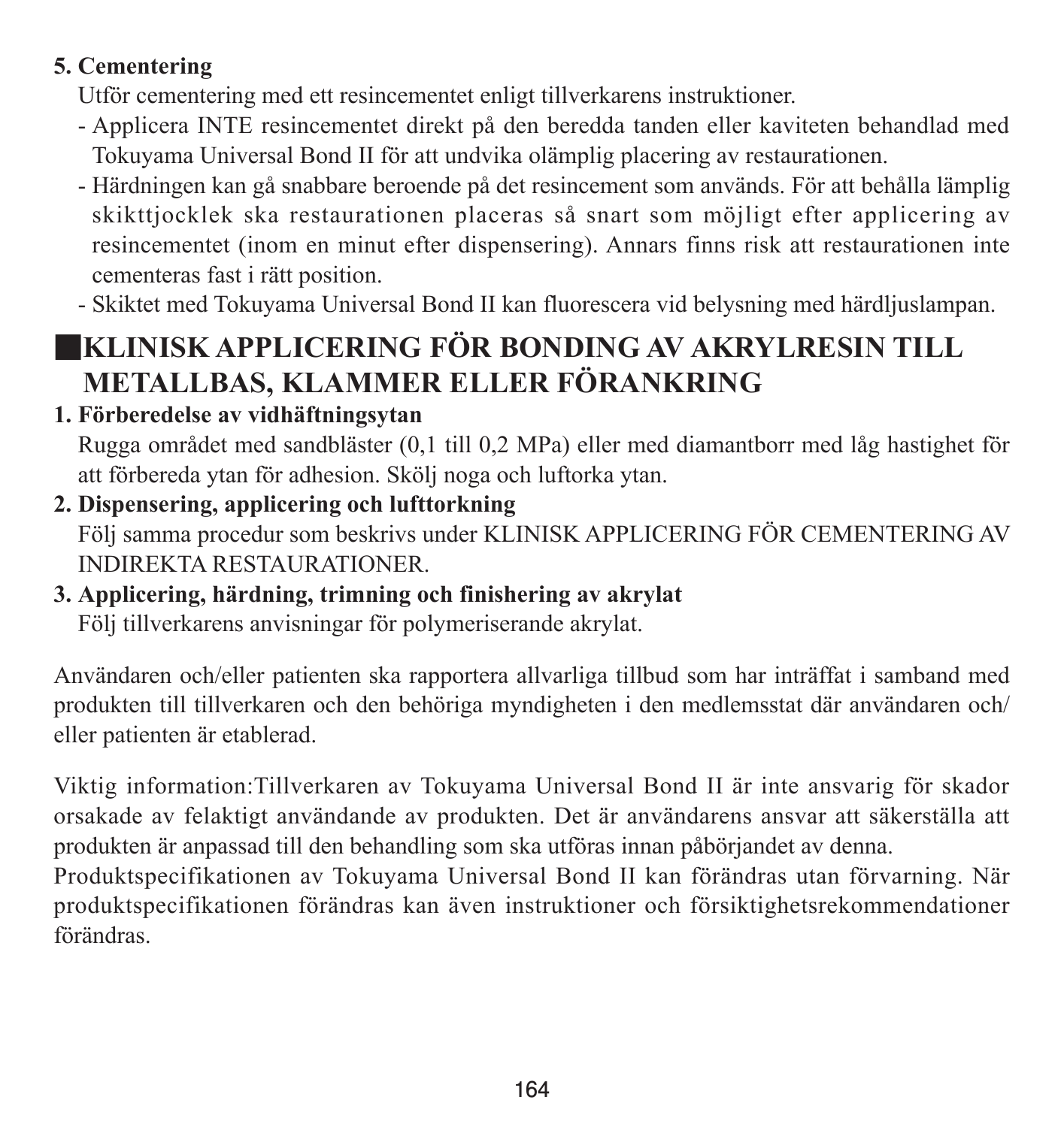**5. Cementering**

Utför cementering med ett resincementet enligt tillverkarens instruktioner.

- Applicera INTE resincementet direkt på den beredda tanden eller kaviteten behandlad med Tokuyama Universal Bond II för att undvika olämplig placering av restaurationen.
- Härdningen kan gå snabbare beroende på det resincement som används. För att behålla lämplig skikttjocklek ska restaurationen placeras så snart som möjligt efter applicering av resincementet (inom en minut efter dispensering). Annars finns risk att restaurationen inte cementeras fast i rätt position.
- Skiktet med Tokuyama Universal Bond II kan fluorescera vid belysning med härdljuslampan.

## ■KLINISK APPLICERING FÖR BONDING AV AKRYLRESIN TILL METALLBAS, KLAMMER ELLER FÖRANKRING

**1. Förberedelse av vidhäftningsytan**

Rugga området med sandbläster (0,1 till 0,2 MPa) eller med diamantborr med låg hastighet för att förbereda ytan för adhesion. Skölj noga och luftorka ytan.

**2. Dispensering, applicering och lufttorkning**

Följ samma procedur som beskrivs under KLINISK APPLICERING FÖR CEMENTERING AV INDIREKTA RESTAURATIONER.

**3. Applicering, härdning, trimning och finishering av akrylat**

Följ tillverkarens anvisningar för polymeriserande akrylat.

Användaren och/eller patienten ska rapportera allvarliga tillbud som har inträffat i samband med produkten till tillverkaren och den behöriga myndigheten i den medlemsstat där användaren och/eller patienten är etablerad.

Viktig information:Tillverkaren av Tokuyama Universal Bond II är inte ansvarig för skador orsakade av felaktigt användande av produkten. Det är användarens ansvar att säkerställa att produkten är anpassad till den behandling som ska utföras innan påbörjandet av denna.

Produktspecifikationen av Tokuyama Universal Bond II kan förändras utan förvarning. När produktspecifikationen förändras kan även instruktioner och försiktighetsrekommendationer förändras.